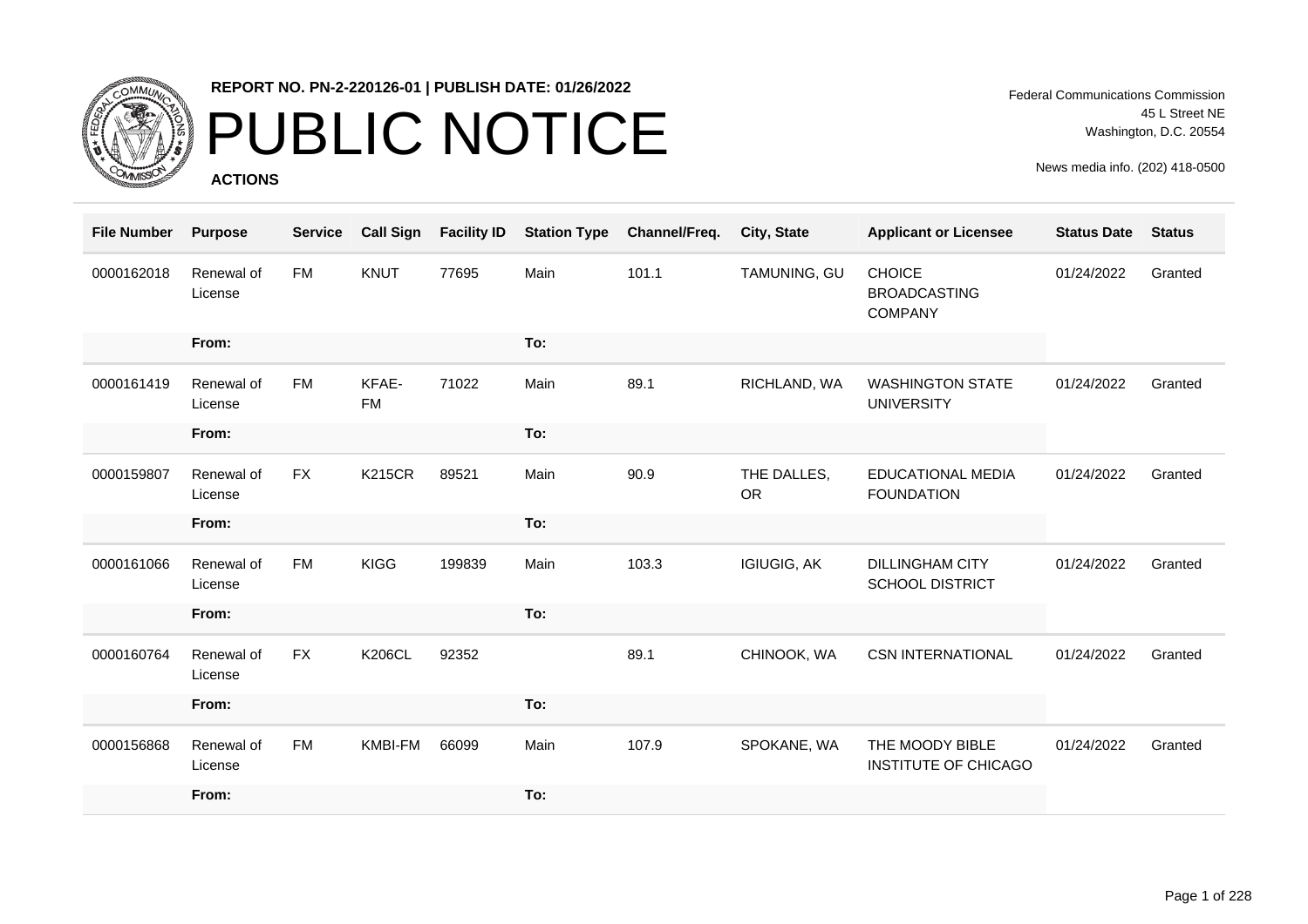**REPORT NO. PN-2-220126-01 | PUBLISH DATE: 01/26/2022**

# PUBLIC NOTICE

**ACTIONS**

Federal Communications Commission
45 L Street NE
Washington, D.C. 20554

News media info. (202) 418-0500

| File Number | Purpose | Service | Call Sign | Facility ID | Station Type | Channel/Freq. | City, State | Applicant or Licensee | Status Date | Status |
|---|---|---|---|---|---|---|---|---|---|---|
| 0000162018 | Renewal of License | FM | KNUT | 77695 | Main | 101.1 | TAMUNING, GU | CHOICE BROADCASTING COMPANY | 01/24/2022 | Granted |
| | From: | | | | To: | | | | | |
| 0000161419 | Renewal of License | FM | KFAE-FM | 71022 | Main | 89.1 | RICHLAND, WA | WASHINGTON STATE UNIVERSITY | 01/24/2022 | Granted |
| | From: | | | | To: | | | | | |
| 0000159807 | Renewal of License | FX | K215CR | 89521 | Main | 90.9 | THE DALLES, OR | EDUCATIONAL MEDIA FOUNDATION | 01/24/2022 | Granted |
| | From: | | | | To: | | | | | |
| 0000161066 | Renewal of License | FM | KIGG | 199839 | Main | 103.3 | IGIUGIG, AK | DILLINGHAM CITY SCHOOL DISTRICT | 01/24/2022 | Granted |
| | From: | | | | To: | | | | | |
| 0000160764 | Renewal of License | FX | K206CL | 92352 | | 89.1 | CHINOOK, WA | CSN INTERNATIONAL | 01/24/2022 | Granted |
| | From: | | | | To: | | | | | |
| 0000156868 | Renewal of License | FM | KMBI-FM | 66099 | Main | 107.9 | SPOKANE, WA | THE MOODY BIBLE INSTITUTE OF CHICAGO | 01/24/2022 | Granted |
| | From: | | | | To: | | | | | |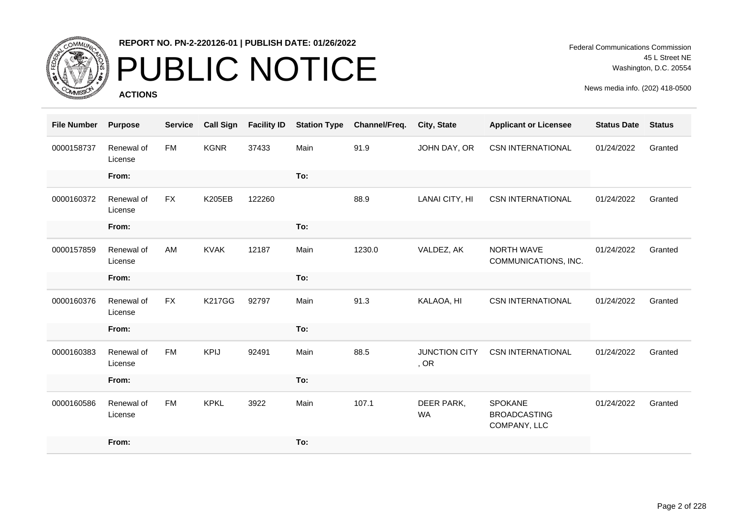REPORT NO. PN-2-220126-01 | PUBLISH DATE: 01/26/2022

# PUBLIC NOTICE

**ACTIONS**

Federal Communications Commission
45 L Street NE
Washington, D.C. 20554

News media info. (202) 418-0500

| File Number | Purpose | Service | Call Sign | Facility ID | Station Type | Channel/Freq. | City, State | Applicant or Licensee | Status Date | Status |
|---|---|---|---|---|---|---|---|---|---|---|
| 0000158737 | Renewal of License | FM | KGNR | 37433 | Main | 91.9 | JOHN DAY, OR | CSN INTERNATIONAL | 01/24/2022 | Granted |
| | From: | | | | To: | | | | | |
| 0000160372 | Renewal of License | FX | K205EB | 122260 | | 88.9 | LANAI CITY, HI | CSN INTERNATIONAL | 01/24/2022 | Granted |
| | From: | | | | To: | | | | | |
| 0000157859 | Renewal of License | AM | KVAK | 12187 | Main | 1230.0 | VALDEZ, AK | NORTH WAVE COMMUNICATIONS, INC. | 01/24/2022 | Granted |
| | From: | | | | To: | | | | | |
| 0000160376 | Renewal of License | FX | K217GG | 92797 | Main | 91.3 | KALAOA, HI | CSN INTERNATIONAL | 01/24/2022 | Granted |
| | From: | | | | To: | | | | | |
| 0000160383 | Renewal of License | FM | KPIJ | 92491 | Main | 88.5 | JUNCTION CITY , OR | CSN INTERNATIONAL | 01/24/2022 | Granted |
| | From: | | | | To: | | | | | |
| 0000160586 | Renewal of License | FM | KPKL | 3922 | Main | 107.1 | DEER PARK, WA | SPOKANE BROADCASTING COMPANY, LLC | 01/24/2022 | Granted |
| | From: | | | | To: | | | | | |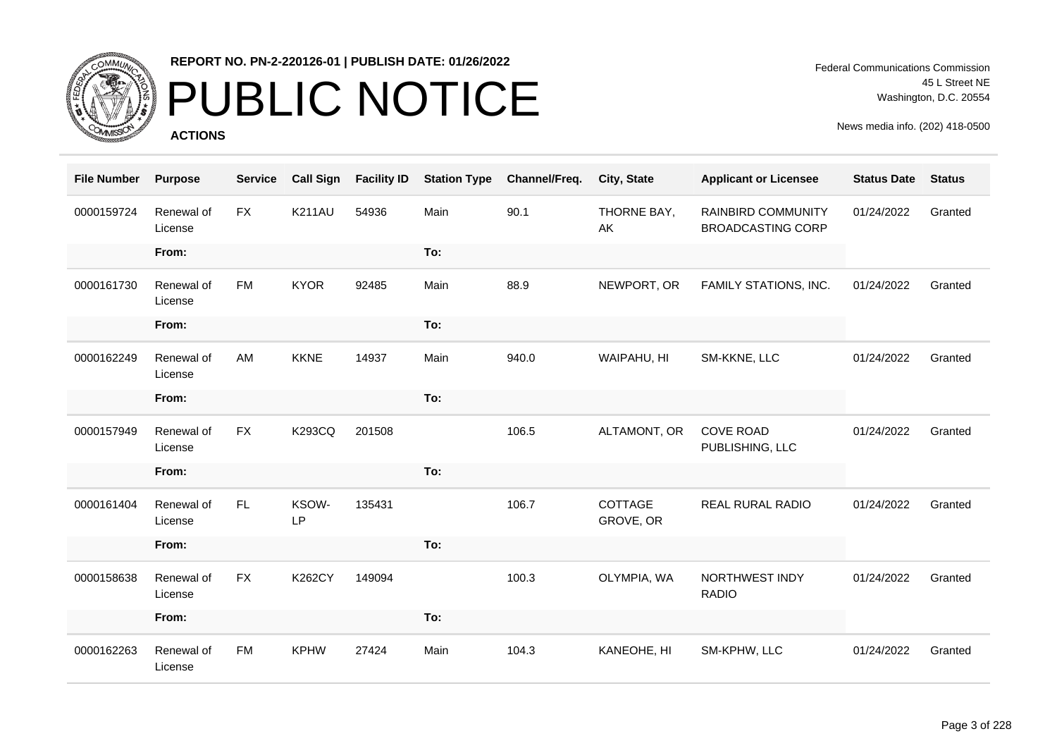**REPORT NO. PN-2-220126-01 | PUBLISH DATE: 01/26/2022**

# PUBLIC NOTICE

**ACTIONS**

Federal Communications Commission
45 L Street NE
Washington, D.C. 20554

News media info. (202) 418-0500

| File Number | Purpose | Service | Call Sign | Facility ID | Station Type | Channel/Freq. | City, State | Applicant or Licensee | Status Date | Status |
|---|---|---|---|---|---|---|---|---|---|---|
| 0000159724 | Renewal of License | FX | K211AU | 54936 | Main | 90.1 | THORNE BAY, AK | RAINBIRD COMMUNITY BROADCASTING CORP | 01/24/2022 | Granted |
| | From: | | | | To: | | | | | |
| 0000161730 | Renewal of License | FM | KYOR | 92485 | Main | 88.9 | NEWPORT, OR | FAMILY STATIONS, INC. | 01/24/2022 | Granted |
| | From: | | | | To: | | | | | |
| 0000162249 | Renewal of License | AM | KKNE | 14937 | Main | 940.0 | WAIPAHU, HI | SM-KKNE, LLC | 01/24/2022 | Granted |
| | From: | | | | To: | | | | | |
| 0000157949 | Renewal of License | FX | K293CQ | 201508 | | 106.5 | ALTAMONT, OR | COVE ROAD PUBLISHING, LLC | 01/24/2022 | Granted |
| | From: | | | | To: | | | | | |
| 0000161404 | Renewal of License | FL | KSOW-LP | 135431 | | 106.7 | COTTAGE GROVE, OR | REAL RURAL RADIO | 01/24/2022 | Granted |
| | From: | | | | To: | | | | | |
| 0000158638 | Renewal of License | FX | K262CY | 149094 | | 100.3 | OLYMPIA, WA | NORTHWEST INDY RADIO | 01/24/2022 | Granted |
| | From: | | | | To: | | | | | |
| 0000162263 | Renewal of License | FM | KPHW | 27424 | Main | 104.3 | KANEOHE, HI | SM-KPHW, LLC | 01/24/2022 | Granted |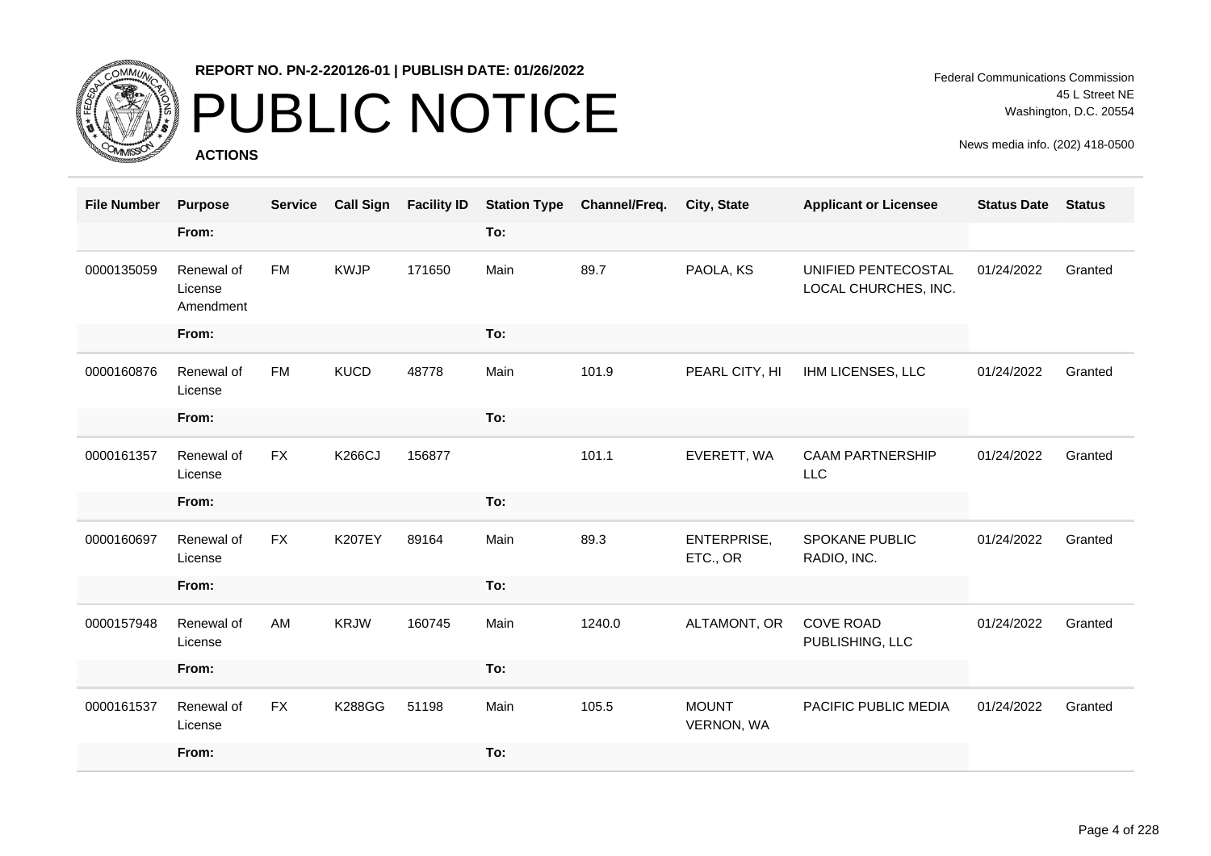**REPORT NO. PN-2-220126-01 | PUBLISH DATE: 01/26/2022**

# PUBLIC NOTICE

**ACTIONS**

Federal Communications Commission
45 L Street NE
Washington, D.C. 20554

News media info. (202) 418-0500

| File Number | Purpose | Service | Call Sign | Facility ID | Station Type | Channel/Freq. | City, State | Applicant or Licensee | Status Date | Status |
|---|---|---|---|---|---|---|---|---|---|---|
| | From: | | | | To: | | | | | |
| 0000135059 | Renewal of License Amendment | FM | KWJP | 171650 | Main | 89.7 | PAOLA, KS | UNIFIED PENTECOSTAL LOCAL CHURCHES, INC. | 01/24/2022 | Granted |
| | From: | | | | To: | | | | | |
| 0000160876 | Renewal of License | FM | KUCD | 48778 | Main | 101.9 | PEARL CITY, HI | IHM LICENSES, LLC | 01/24/2022 | Granted |
| | From: | | | | To: | | | | | |
| 0000161357 | Renewal of License | FX | K266CJ | 156877 | | 101.1 | EVERETT, WA | CAAM PARTNERSHIP LLC | 01/24/2022 | Granted |
| | From: | | | | To: | | | | | |
| 0000160697 | Renewal of License | FX | K207EY | 89164 | Main | 89.3 | ENTERPRISE, ETC., OR | SPOKANE PUBLIC RADIO, INC. | 01/24/2022 | Granted |
| | From: | | | | To: | | | | | |
| 0000157948 | Renewal of License | AM | KRJW | 160745 | Main | 1240.0 | ALTAMONT, OR | COVE ROAD PUBLISHING, LLC | 01/24/2022 | Granted |
| | From: | | | | To: | | | | | |
| 0000161537 | Renewal of License | FX | K288GG | 51198 | Main | 105.5 | MOUNT VERNON, WA | PACIFIC PUBLIC MEDIA | 01/24/2022 | Granted |
| | From: | | | | To: | | | | | |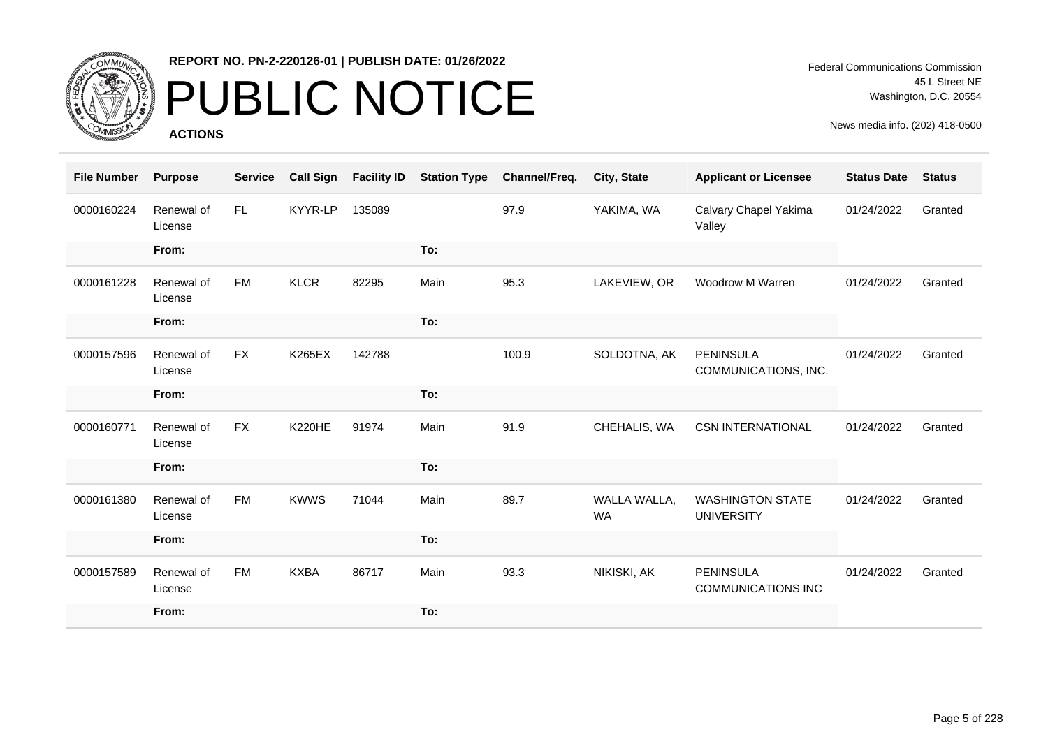REPORT NO. PN-2-220126-01 | PUBLISH DATE: 01/26/2022

# PUBLIC NOTICE

**ACTIONS**

Federal Communications Commission
45 L Street NE
Washington, D.C. 20554

News media info. (202) 418-0500

| File Number | Purpose | Service | Call Sign | Facility ID | Station Type | Channel/Freq. | City, State | Applicant or Licensee | Status Date | Status |
|---|---|---|---|---|---|---|---|---|---|---|
| 0000160224 | Renewal of License | FL | KYYR-LP | 135089 | | 97.9 | YAKIMA, WA | Calvary Chapel Yakima Valley | 01/24/2022 | Granted |
| | From: | | | | To: | | | | | |
| 0000161228 | Renewal of License | FM | KLCR | 82295 | Main | 95.3 | LAKEVIEW, OR | Woodrow M Warren | 01/24/2022 | Granted |
| | From: | | | | To: | | | | | |
| 0000157596 | Renewal of License | FX | K265EX | 142788 | | 100.9 | SOLDOTNA, AK | PENINSULA COMMUNICATIONS, INC. | 01/24/2022 | Granted |
| | From: | | | | To: | | | | | |
| 0000160771 | Renewal of License | FX | K220HE | 91974 | Main | 91.9 | CHEHALIS, WA | CSN INTERNATIONAL | 01/24/2022 | Granted |
| | From: | | | | To: | | | | | |
| 0000161380 | Renewal of License | FM | KWWS | 71044 | Main | 89.7 | WALLA WALLA, WA | WASHINGTON STATE UNIVERSITY | 01/24/2022 | Granted |
| | From: | | | | To: | | | | | |
| 0000157589 | Renewal of License | FM | KXBA | 86717 | Main | 93.3 | NIKISKI, AK | PENINSULA COMMUNICATIONS INC | 01/24/2022 | Granted |
| | From: | | | | To: | | | | | |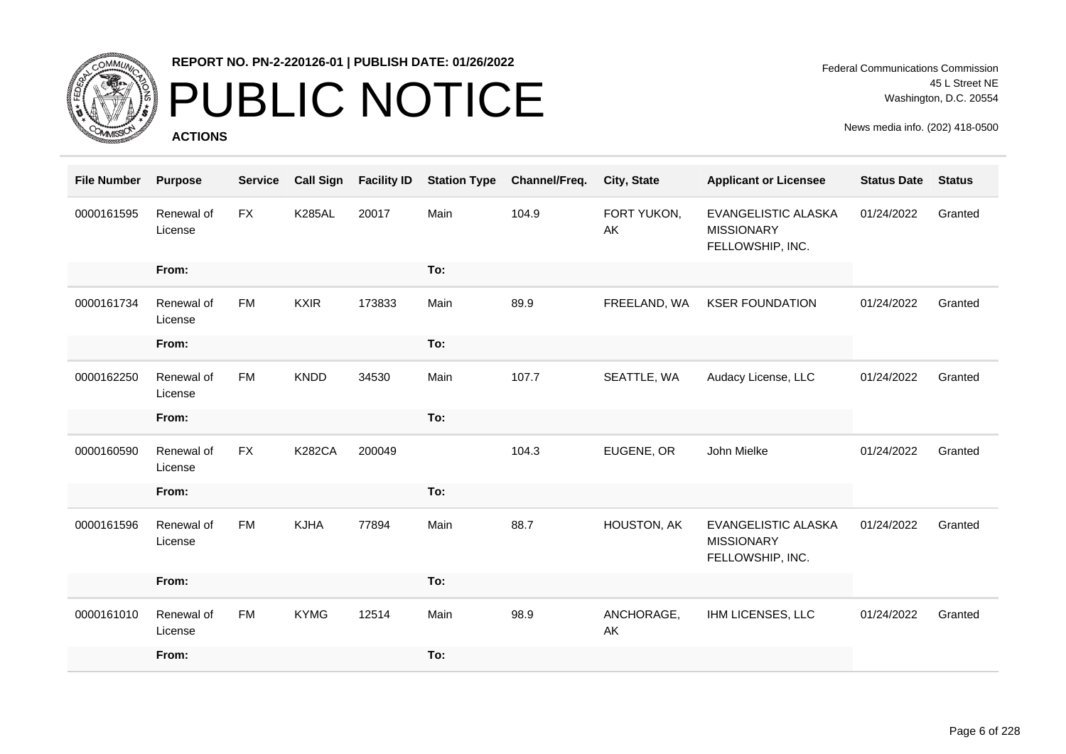**REPORT NO. PN-2-220126-01 | PUBLISH DATE: 01/26/2022**

# PUBLIC NOTICE

**ACTIONS**

Federal Communications Commission
45 L Street NE
Washington, D.C. 20554

News media info. (202) 418-0500

| File Number | Purpose | Service | Call Sign | Facility ID | Station Type | Channel/Freq. | City, State | Applicant or Licensee | Status Date | Status |
|---|---|---|---|---|---|---|---|---|---|---|
| 0000161595 | Renewal of License | FX | K285AL | 20017 | Main | 104.9 | FORT YUKON, AK | EVANGELISTIC ALASKA MISSIONARY FELLOWSHIP, INC. | 01/24/2022 | Granted |
| | From: | | | | To: | | | | | |
| 0000161734 | Renewal of License | FM | KXIR | 173833 | Main | 89.9 | FREELAND, WA | KSER FOUNDATION | 01/24/2022 | Granted |
| | From: | | | | To: | | | | | |
| 0000162250 | Renewal of License | FM | KNDD | 34530 | Main | 107.7 | SEATTLE, WA | Audacy License, LLC | 01/24/2022 | Granted |
| | From: | | | | To: | | | | | |
| 0000160590 | Renewal of License | FX | K282CA | 200049 | | 104.3 | EUGENE, OR | John Mielke | 01/24/2022 | Granted |
| | From: | | | | To: | | | | | |
| 0000161596 | Renewal of License | FM | KJHA | 77894 | Main | 88.7 | HOUSTON, AK | EVANGELISTIC ALASKA MISSIONARY FELLOWSHIP, INC. | 01/24/2022 | Granted |
| | From: | | | | To: | | | | | |
| 0000161010 | Renewal of License | FM | KYMG | 12514 | Main | 98.9 | ANCHORAGE, AK | IHM LICENSES, LLC | 01/24/2022 | Granted |
| | From: | | | | To: | | | | | |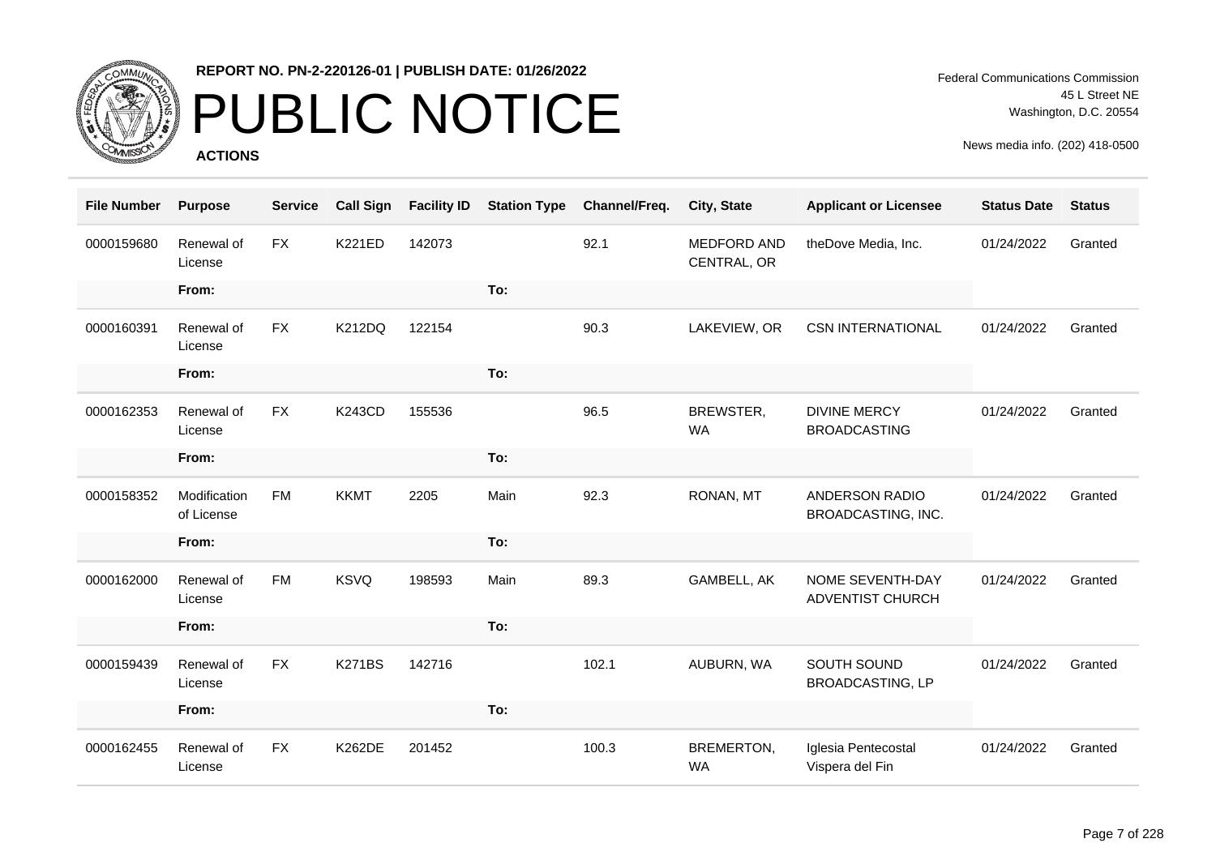# PUBLIC NOTICE

**REPORT NO. PN-2-220126-01 | PUBLISH DATE: 01/26/2022**

**ACTIONS**

Federal Communications Commission
45 L Street NE
Washington, D.C. 20554

News media info. (202) 418-0500

| File Number | Purpose | Service | Call Sign | Facility ID | Station Type | Channel/Freq. | City, State | Applicant or Licensee | Status Date | Status |
|---|---|---|---|---|---|---|---|---|---|---|
| 0000159680 | Renewal of License | FX | K221ED | 142073 | | 92.1 | MEDFORD AND CENTRAL, OR | theDove Media, Inc. | 01/24/2022 | Granted |
| | **From:** | | | | **To:** | | | | | |
| 0000160391 | Renewal of License | FX | K212DQ | 122154 | | 90.3 | LAKEVIEW, OR | CSN INTERNATIONAL | 01/24/2022 | Granted |
| | **From:** | | | | **To:** | | | | | |
| 0000162353 | Renewal of License | FX | K243CD | 155536 | | 96.5 | BREWSTER, WA | DIVINE MERCY BROADCASTING | 01/24/2022 | Granted |
| | **From:** | | | | **To:** | | | | | |
| 0000158352 | Modification of License | FM | KKMT | 2205 | Main | 92.3 | RONAN, MT | ANDERSON RADIO BROADCASTING, INC. | 01/24/2022 | Granted |
| | **From:** | | | | **To:** | | | | | |
| 0000162000 | Renewal of License | FM | KSVQ | 198593 | Main | 89.3 | GAMBELL, AK | NOME SEVENTH-DAY ADVENTIST CHURCH | 01/24/2022 | Granted |
| | **From:** | | | | **To:** | | | | | |
| 0000159439 | Renewal of License | FX | K271BS | 142716 | | 102.1 | AUBURN, WA | SOUTH SOUND BROADCASTING, LP | 01/24/2022 | Granted |
| | **From:** | | | | **To:** | | | | | |
| 0000162455 | Renewal of License | FX | K262DE | 201452 | | 100.3 | BREMERTON, WA | Iglesia Pentecostal Vispera del Fin | 01/24/2022 | Granted |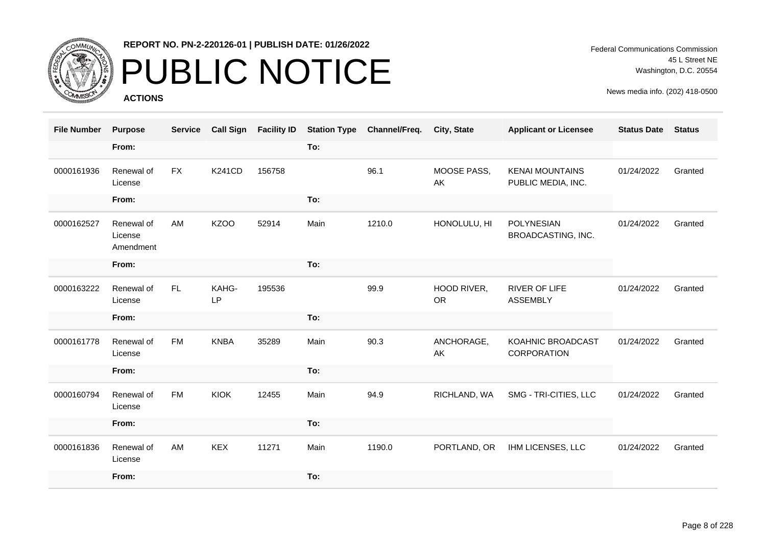REPORT NO. PN-2-220126-01 | PUBLISH DATE: 01/26/2022

# PUBLIC NOTICE

**ACTIONS**

Federal Communications Commission
45 L Street NE
Washington, D.C. 20554

News media info. (202) 418-0500

| File Number | Purpose | Service | Call Sign | Facility ID | Station Type | Channel/Freq. | City, State | Applicant or Licensee | Status Date | Status |
|---|---|---|---|---|---|---|---|---|---|---|
| | From: | | | | To: | | | | | |
| 0000161936 | Renewal of License | FX | K241CD | 156758 | | 96.1 | MOOSE PASS, AK | KENAI MOUNTAINS PUBLIC MEDIA, INC. | 01/24/2022 | Granted |
| | From: | | | | To: | | | | | |
| 0000162527 | Renewal of License Amendment | AM | KZOO | 52914 | Main | 1210.0 | HONOLULU, HI | POLYNESIAN BROADCASTING, INC. | 01/24/2022 | Granted |
| | From: | | | | To: | | | | | |
| 0000163222 | Renewal of License | FL | KAHG-LP | 195536 | | 99.9 | HOOD RIVER, OR | RIVER OF LIFE ASSEMBLY | 01/24/2022 | Granted |
| | From: | | | | To: | | | | | |
| 0000161778 | Renewal of License | FM | KNBA | 35289 | Main | 90.3 | ANCHORAGE, AK | KOAHNIC BROADCAST CORPORATION | 01/24/2022 | Granted |
| | From: | | | | To: | | | | | |
| 0000160794 | Renewal of License | FM | KIOK | 12455 | Main | 94.9 | RICHLAND, WA | SMG - TRI-CITIES, LLC | 01/24/2022 | Granted |
| | From: | | | | To: | | | | | |
| 0000161836 | Renewal of License | AM | KEX | 11271 | Main | 1190.0 | PORTLAND, OR | IHM LICENSES, LLC | 01/24/2022 | Granted |
| | From: | | | | To: | | | | | |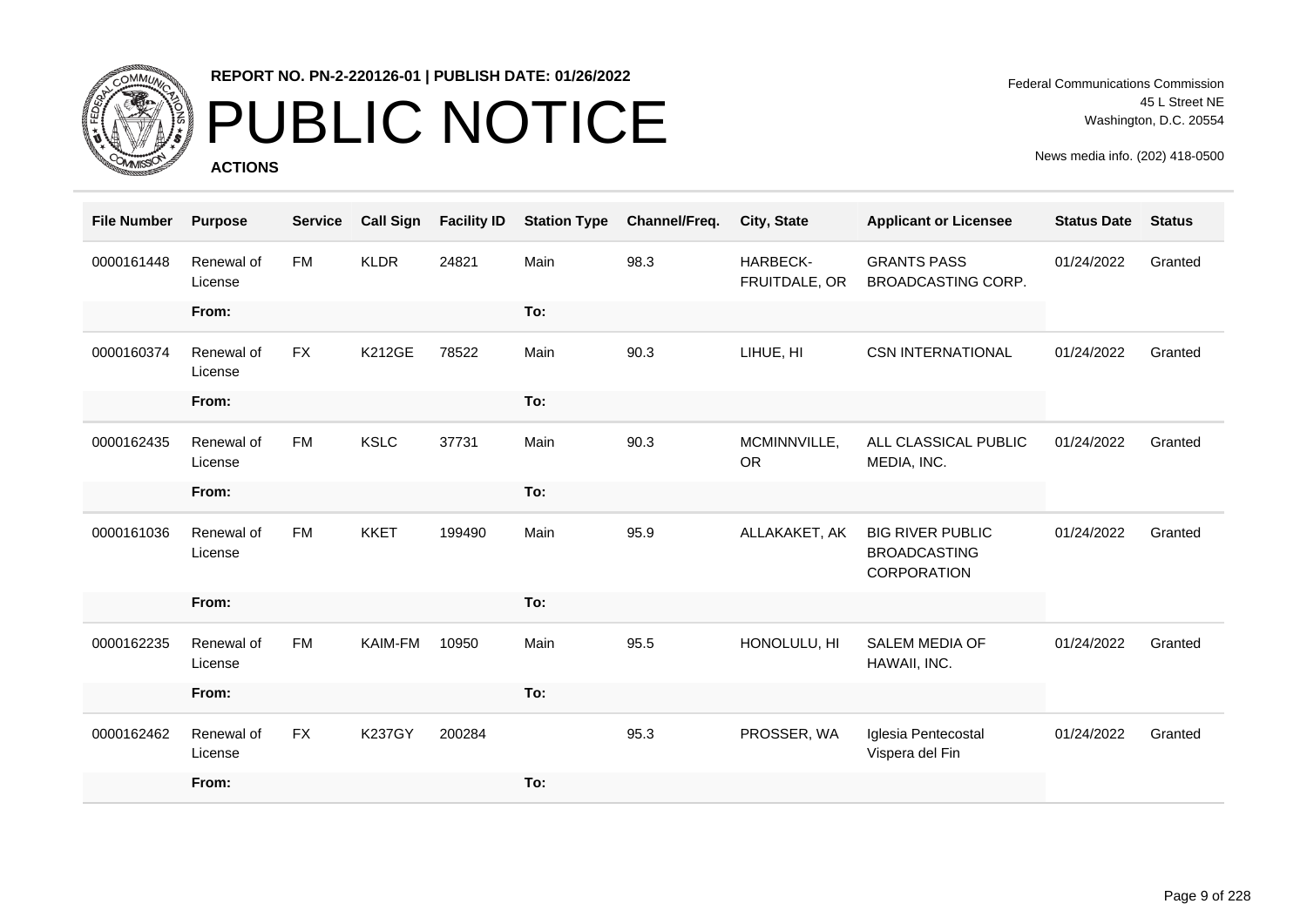REPORT NO. PN-2-220126-01 | PUBLISH DATE: 01/26/2022

# PUBLIC NOTICE

**ACTIONS**

Federal Communications Commission
45 L Street NE
Washington, D.C. 20554

News media info. (202) 418-0500

| File Number | Purpose | Service | Call Sign | Facility ID | Station Type | Channel/Freq. | City, State | Applicant or Licensee | Status Date | Status |
|---|---|---|---|---|---|---|---|---|---|---|
| 0000161448 | Renewal of License | FM | KLDR | 24821 | Main | 98.3 | HARBECK-FRUITDALE, OR | GRANTS PASS BROADCASTING CORP. | 01/24/2022 | Granted |
| | From: | | | | To: | | | | | |
| 0000160374 | Renewal of License | FX | K212GE | 78522 | Main | 90.3 | LIHUE, HI | CSN INTERNATIONAL | 01/24/2022 | Granted |
| | From: | | | | To: | | | | | |
| 0000162435 | Renewal of License | FM | KSLC | 37731 | Main | 90.3 | MCMINNVILLE, OR | ALL CLASSICAL PUBLIC MEDIA, INC. | 01/24/2022 | Granted |
| | From: | | | | To: | | | | | |
| 0000161036 | Renewal of License | FM | KKET | 199490 | Main | 95.9 | ALLAKAKET, AK | BIG RIVER PUBLIC BROADCASTING CORPORATION | 01/24/2022 | Granted |
| | From: | | | | To: | | | | | |
| 0000162235 | Renewal of License | FM | KAIM-FM | 10950 | Main | 95.5 | HONOLULU, HI | SALEM MEDIA OF HAWAII, INC. | 01/24/2022 | Granted |
| | From: | | | | To: | | | | | |
| 0000162462 | Renewal of License | FX | K237GY | 200284 | | 95.3 | PROSSER, WA | Iglesia Pentecostal Vispera del Fin | 01/24/2022 | Granted |
| | From: | | | | To: | | | | | |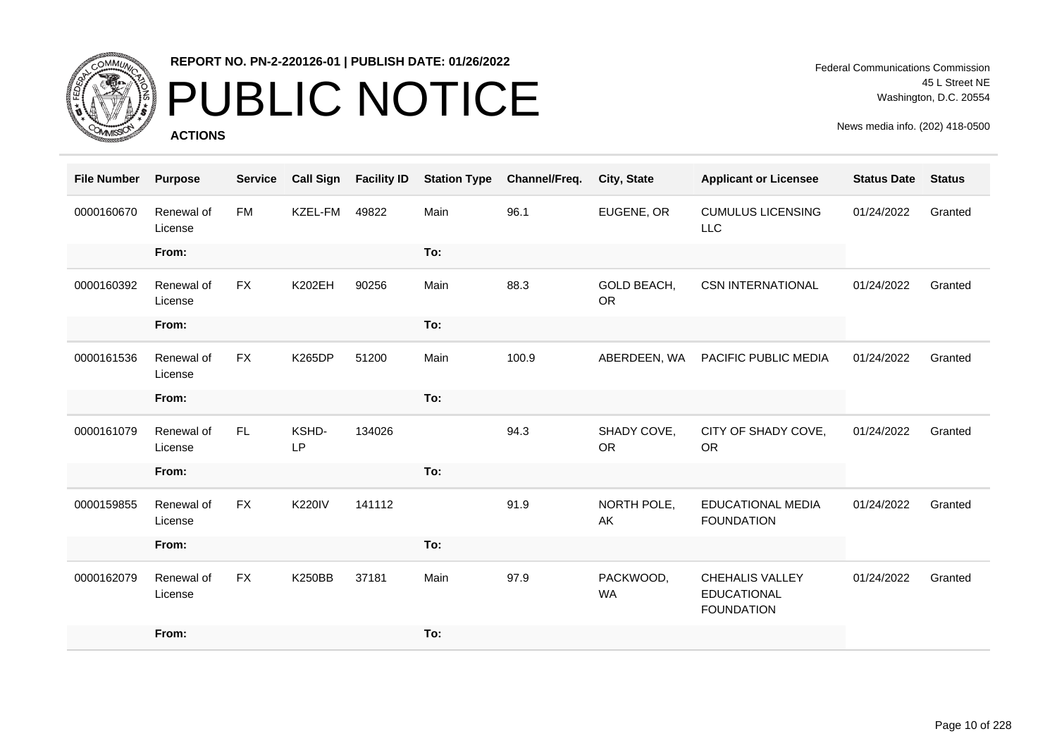**REPORT NO. PN-2-220126-01 | PUBLISH DATE: 01/26/2022**

# PUBLIC NOTICE

**ACTIONS**

Federal Communications Commission
45 L Street NE
Washington, D.C. 20554

News media info. (202) 418-0500

| File Number | Purpose | Service | Call Sign | Facility ID | Station Type | Channel/Freq. | City, State | Applicant or Licensee | Status Date | Status |
|---|---|---|---|---|---|---|---|---|---|---|
| 0000160670 | Renewal of License | FM | KZEL-FM | 49822 | Main | 96.1 | EUGENE, OR | CUMULUS LICENSING LLC | 01/24/2022 | Granted |
| | From: | | | | To: | | | | | |
| 0000160392 | Renewal of License | FX | K202EH | 90256 | Main | 88.3 | GOLD BEACH, OR | CSN INTERNATIONAL | 01/24/2022 | Granted |
| | From: | | | | To: | | | | | |
| 0000161536 | Renewal of License | FX | K265DP | 51200 | Main | 100.9 | ABERDEEN, WA | PACIFIC PUBLIC MEDIA | 01/24/2022 | Granted |
| | From: | | | | To: | | | | | |
| 0000161079 | Renewal of License | FL | KSHD-LP | 134026 | | 94.3 | SHADY COVE, OR | CITY OF SHADY COVE, OR | 01/24/2022 | Granted |
| | From: | | | | To: | | | | | |
| 0000159855 | Renewal of License | FX | K220IV | 141112 | | 91.9 | NORTH POLE, AK | EDUCATIONAL MEDIA FOUNDATION | 01/24/2022 | Granted |
| | From: | | | | To: | | | | | |
| 0000162079 | Renewal of License | FX | K250BB | 37181 | Main | 97.9 | PACKWOOD, WA | CHEHALIS VALLEY EDUCATIONAL FOUNDATION | 01/24/2022 | Granted |
| | From: | | | | To: | | | | | |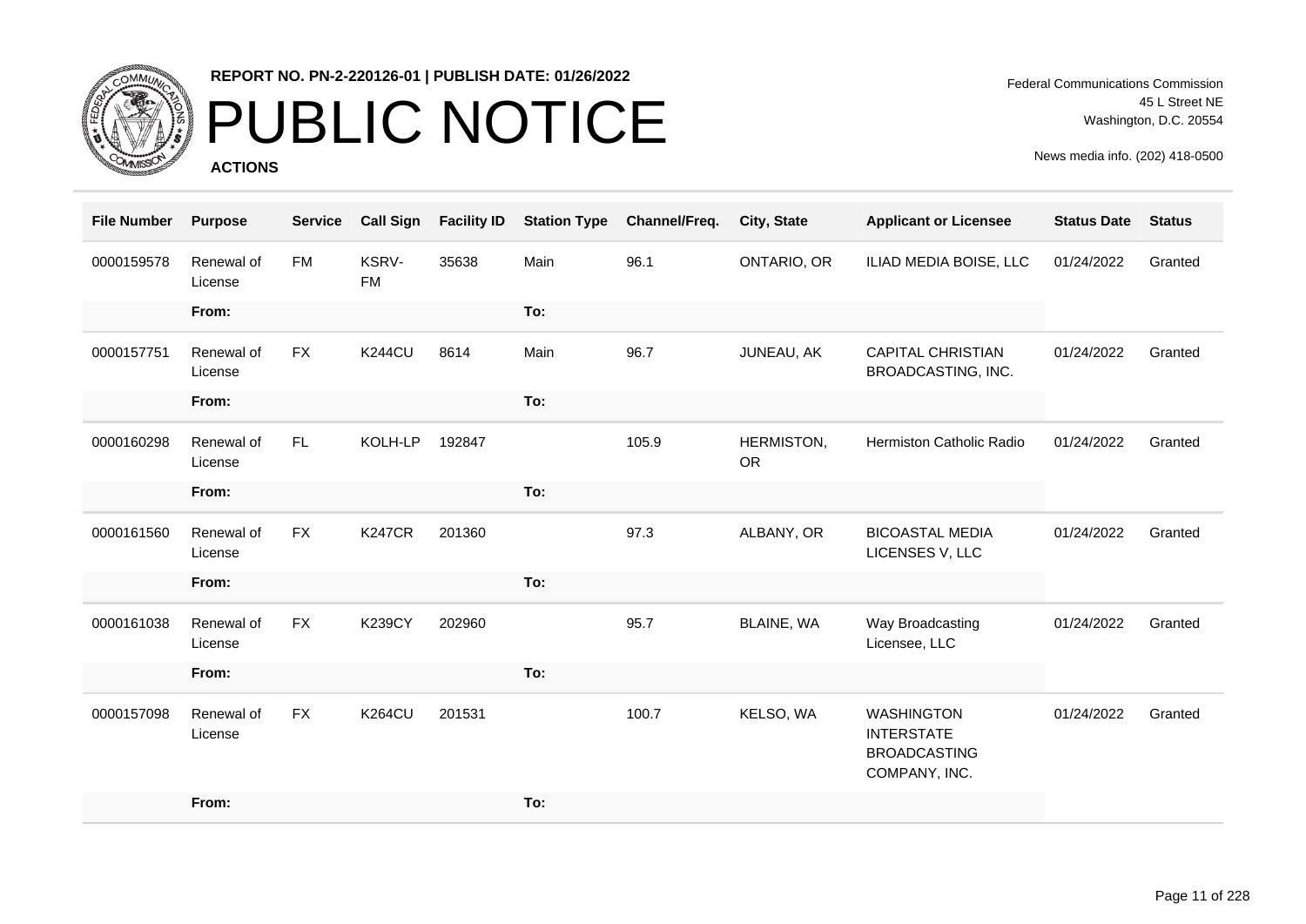**REPORT NO. PN-2-220126-01 | PUBLISH DATE: 01/26/2022**

# PUBLIC NOTICE

**ACTIONS**

Federal Communications Commission
45 L Street NE
Washington, D.C. 20554

News media info. (202) 418-0500

| File Number | Purpose | Service | Call Sign | Facility ID | Station Type | Channel/Freq. | City, State | Applicant or Licensee | Status Date | Status |
|---|---|---|---|---|---|---|---|---|---|---|
| 0000159578 | Renewal of License | FM | KSRV-FM | 35638 | Main | 96.1 | ONTARIO, OR | ILIAD MEDIA BOISE, LLC | 01/24/2022 | Granted |
| | From: | | | | To: | | | | | |
| 0000157751 | Renewal of License | FX | K244CU | 8614 | Main | 96.7 | JUNEAU, AK | CAPITAL CHRISTIAN BROADCASTING, INC. | 01/24/2022 | Granted |
| | From: | | | | To: | | | | | |
| 0000160298 | Renewal of License | FL | KOLH-LP | 192847 | | 105.9 | HERMISTON, OR | Hermiston Catholic Radio | 01/24/2022 | Granted |
| | From: | | | | To: | | | | | |
| 0000161560 | Renewal of License | FX | K247CR | 201360 | | 97.3 | ALBANY, OR | BICOASTAL MEDIA LICENSES V, LLC | 01/24/2022 | Granted |
| | From: | | | | To: | | | | | |
| 0000161038 | Renewal of License | FX | K239CY | 202960 | | 95.7 | BLAINE, WA | Way Broadcasting Licensee, LLC | 01/24/2022 | Granted |
| | From: | | | | To: | | | | | |
| 0000157098 | Renewal of License | FX | K264CU | 201531 | | 100.7 | KELSO, WA | WASHINGTON INTERSTATE BROADCASTING COMPANY, INC. | 01/24/2022 | Granted |
| | From: | | | | To: | | | | | |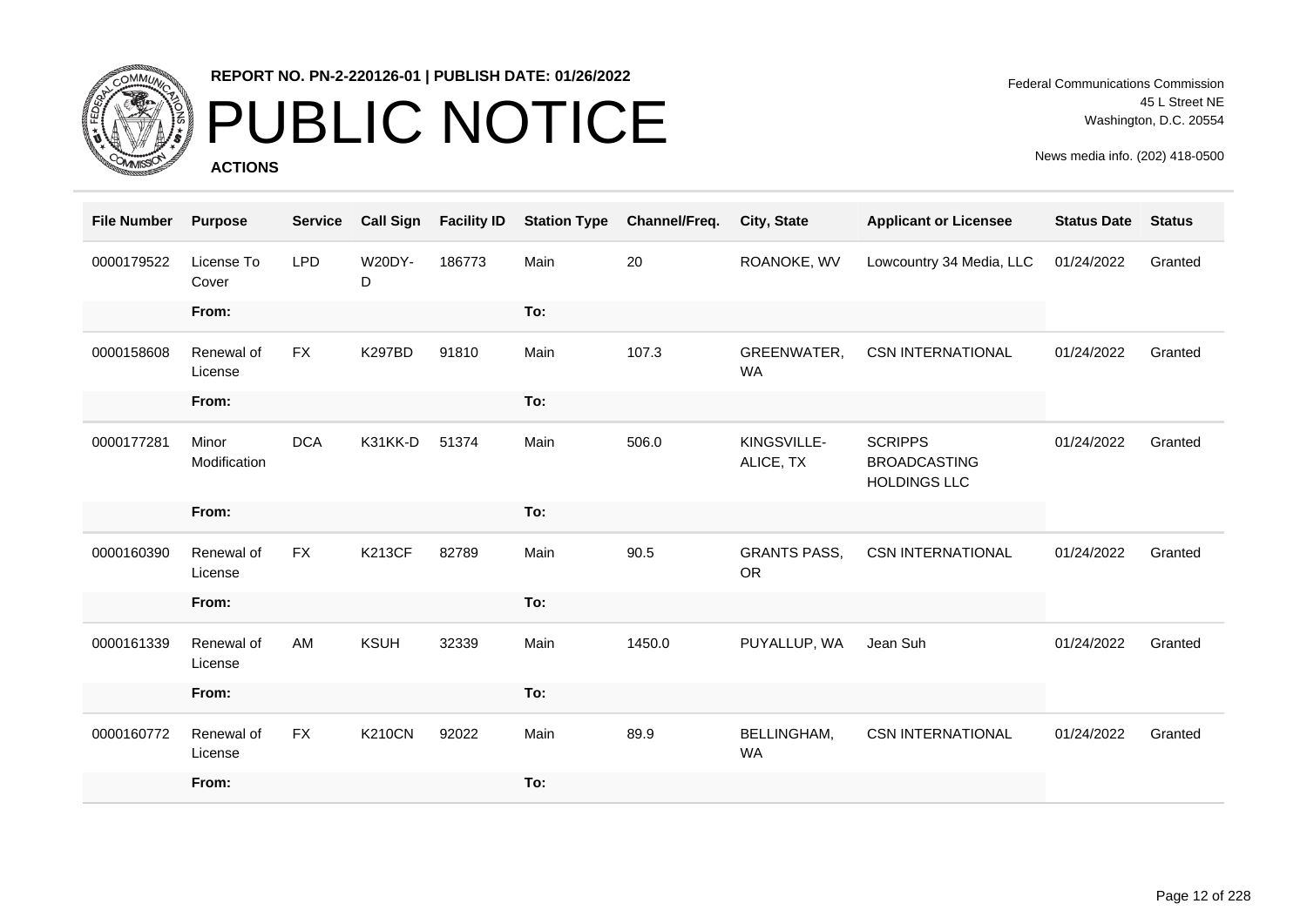| File Number | Purpose | Service | Call Sign | Facility ID | Station Type | Channel/Freq. | City, State | Applicant or Licensee | Status Date | Status |
|---|---|---|---|---|---|---|---|---|---|---|
| 0000179522 | License To Cover | LPD | W20DY-D | 186773 | Main | 20 | ROANOKE, WV | Lowcountry 34 Media, LLC | 01/24/2022 | Granted |
| | From: | | | | To: | | | | | |
| 0000158608 | Renewal of License | FX | K297BD | 91810 | Main | 107.3 | GREENWATER, WA | CSN INTERNATIONAL | 01/24/2022 | Granted |
| | From: | | | | To: | | | | | |
| 0000177281 | Minor Modification | DCA | K31KK-D | 51374 | Main | 506.0 | KINGSVILLE-ALICE, TX | SCRIPPS BROADCASTING HOLDINGS LLC | 01/24/2022 | Granted |
| | From: | | | | To: | | | | | |
| 0000160390 | Renewal of License | FX | K213CF | 82789 | Main | 90.5 | GRANTS PASS, OR | CSN INTERNATIONAL | 01/24/2022 | Granted |
| | From: | | | | To: | | | | | |
| 0000161339 | Renewal of License | AM | KSUH | 32339 | Main | 1450.0 | PUYALLUP, WA | Jean Suh | 01/24/2022 | Granted |
| | From: | | | | To: | | | | | |
| 0000160772 | Renewal of License | FX | K210CN | 92022 | Main | 89.9 | BELLINGHAM, WA | CSN INTERNATIONAL | 01/24/2022 | Granted |
| | From: | | | | To: | | | | | |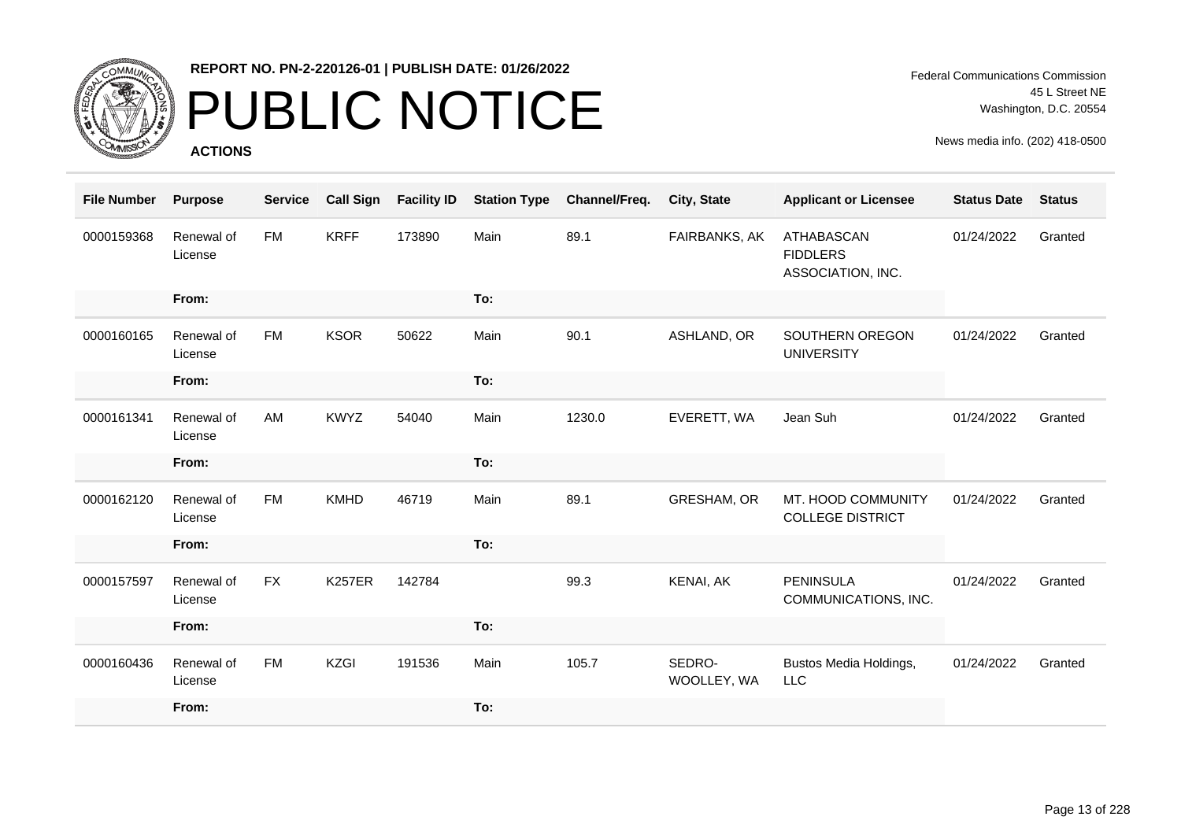**REPORT NO. PN-2-220126-01 | PUBLISH DATE: 01/26/2022**

# PUBLIC NOTICE

**ACTIONS**

Federal Communications Commission
45 L Street NE
Washington, D.C. 20554

News media info. (202) 418-0500

| File Number | Purpose | Service | Call Sign | Facility ID | Station Type | Channel/Freq. | City, State | Applicant or Licensee | Status Date | Status |
|---|---|---|---|---|---|---|---|---|---|---|
| 0000159368 | Renewal of License | FM | KRFF | 173890 | Main | 89.1 | FAIRBANKS, AK | ATHABASCAN FIDDLERS ASSOCIATION, INC. | 01/24/2022 | Granted |
| | From: | | | | To: | | | | | |
| 0000160165 | Renewal of License | FM | KSOR | 50622 | Main | 90.1 | ASHLAND, OR | SOUTHERN OREGON UNIVERSITY | 01/24/2022 | Granted |
| | From: | | | | To: | | | | | |
| 0000161341 | Renewal of License | AM | KWYZ | 54040 | Main | 1230.0 | EVERETT, WA | Jean Suh | 01/24/2022 | Granted |
| | From: | | | | To: | | | | | |
| 0000162120 | Renewal of License | FM | KMHD | 46719 | Main | 89.1 | GRESHAM, OR | MT. HOOD COMMUNITY COLLEGE DISTRICT | 01/24/2022 | Granted |
| | From: | | | | To: | | | | | |
| 0000157597 | Renewal of License | FX | K257ER | 142784 | | 99.3 | KENAI, AK | PENINSULA COMMUNICATIONS, INC. | 01/24/2022 | Granted |
| | From: | | | | To: | | | | | |
| 0000160436 | Renewal of License | FM | KZGI | 191536 | Main | 105.7 | SEDRO-WOOLLEY, WA | Bustos Media Holdings, LLC | 01/24/2022 | Granted |
| | From: | | | | To: | | | | | |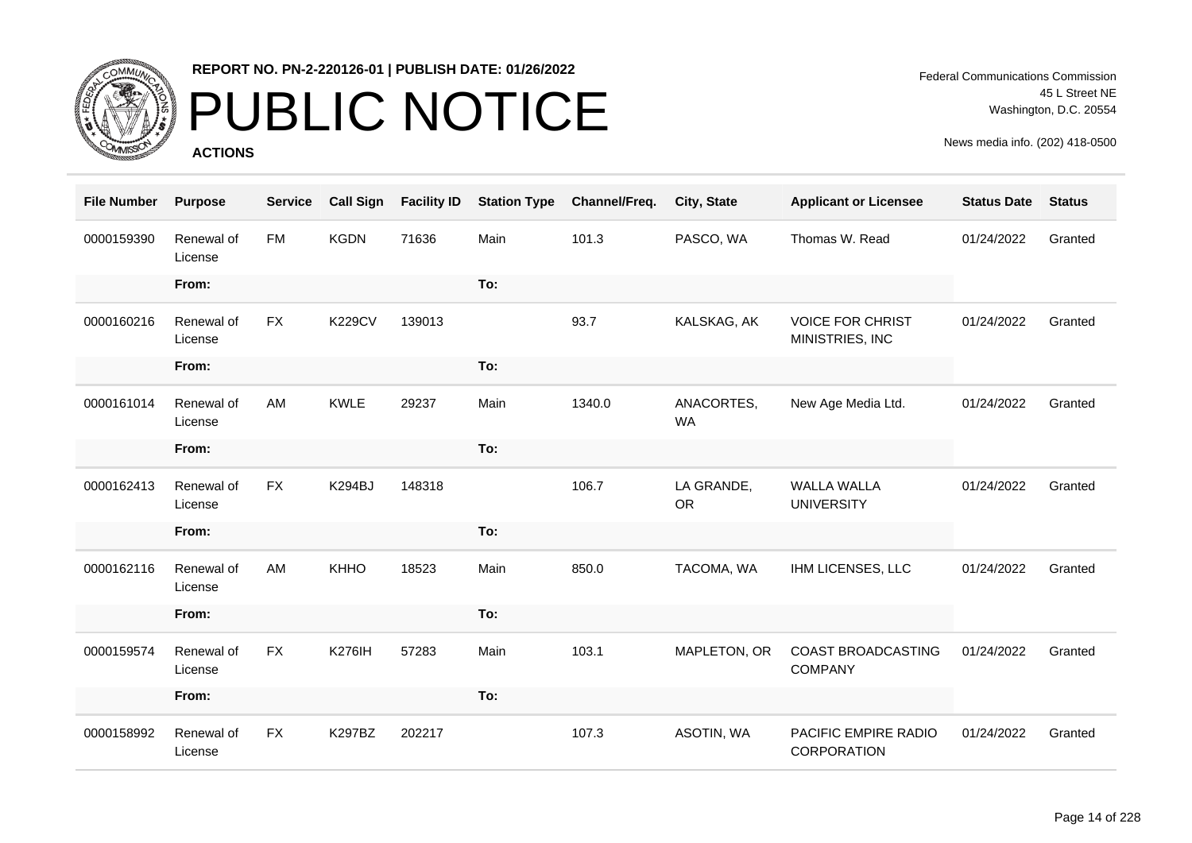# PUBLIC NOTICE

**REPORT NO. PN-2-220126-01 | PUBLISH DATE: 01/26/2022**

**ACTIONS**

Federal Communications Commission
45 L Street NE
Washington, D.C. 20554

News media info. (202) 418-0500

| File Number | Purpose | Service | Call Sign | Facility ID | Station Type | Channel/Freq. | City, State | Applicant or Licensee | Status Date | Status |
|---|---|---|---|---|---|---|---|---|---|---|
| 0000159390 | Renewal of License | FM | KGDN | 71636 | Main | 101.3 | PASCO, WA | Thomas W. Read | 01/24/2022 | Granted |
| | From: | | | | To: | | | | | |
| 0000160216 | Renewal of License | FX | K229CV | 139013 | | 93.7 | KALSKAG, AK | VOICE FOR CHRIST MINISTRIES, INC | 01/24/2022 | Granted |
| | From: | | | | To: | | | | | |
| 0000161014 | Renewal of License | AM | KWLE | 29237 | Main | 1340.0 | ANACORTES, WA | New Age Media Ltd. | 01/24/2022 | Granted |
| | From: | | | | To: | | | | | |
| 0000162413 | Renewal of License | FX | K294BJ | 148318 | | 106.7 | LA GRANDE, OR | WALLA WALLA UNIVERSITY | 01/24/2022 | Granted |
| | From: | | | | To: | | | | | |
| 0000162116 | Renewal of License | AM | KHHO | 18523 | Main | 850.0 | TACOMA, WA | IHM LICENSES, LLC | 01/24/2022 | Granted |
| | From: | | | | To: | | | | | |
| 0000159574 | Renewal of License | FX | K276IH | 57283 | Main | 103.1 | MAPLETON, OR | COAST BROADCASTING COMPANY | 01/24/2022 | Granted |
| | From: | | | | To: | | | | | |
| 0000158992 | Renewal of License | FX | K297BZ | 202217 | | 107.3 | ASOTIN, WA | PACIFIC EMPIRE RADIO CORPORATION | 01/24/2022 | Granted |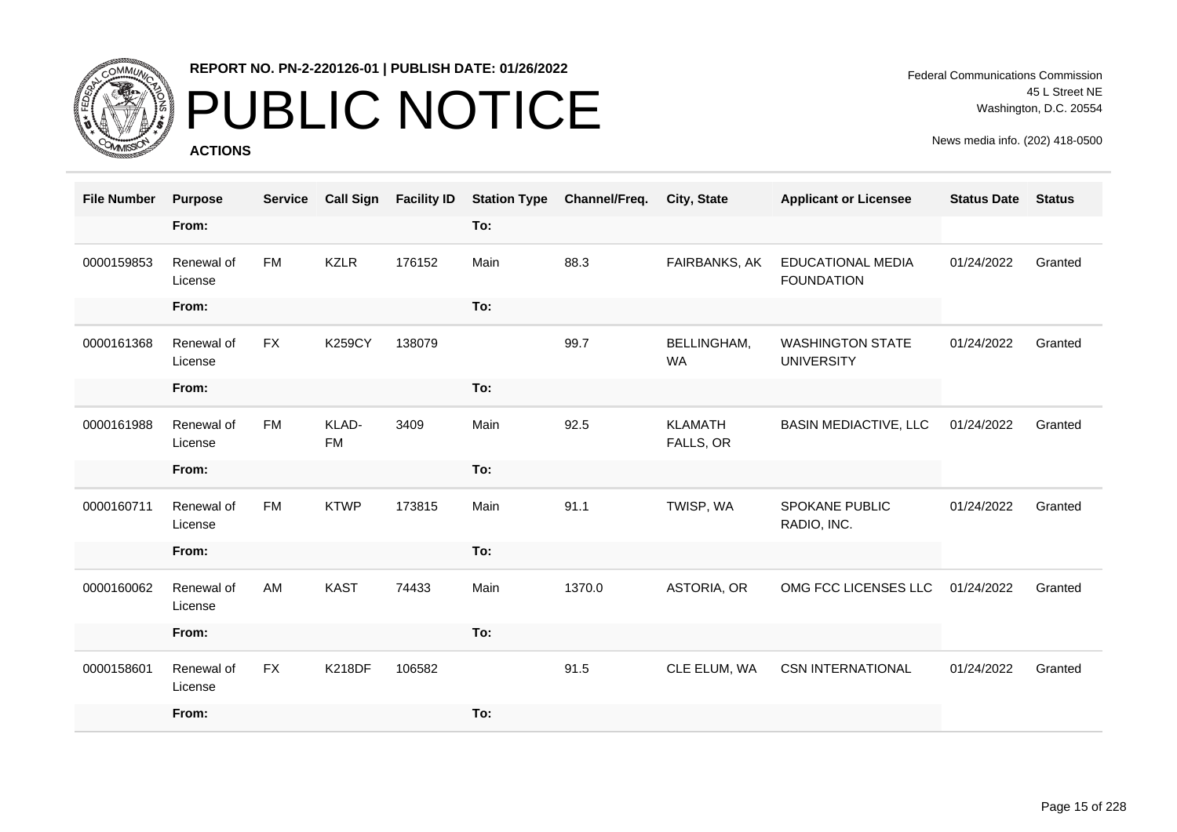**REPORT NO. PN-2-220126-01 | PUBLISH DATE: 01/26/2022**

# PUBLIC NOTICE

**ACTIONS**

Federal Communications Commission
45 L Street NE
Washington, D.C. 20554

News media info. (202) 418-0500

| File Number | Purpose | Service | Call Sign | Facility ID | Station Type | Channel/Freq. | City, State | Applicant or Licensee | Status Date | Status |
|---|---|---|---|---|---|---|---|---|---|---|
| | From: | | | | To: | | | | | |
| 0000159853 | Renewal of License | FM | KZLR | 176152 | Main | 88.3 | FAIRBANKS, AK | EDUCATIONAL MEDIA FOUNDATION | 01/24/2022 | Granted |
| | From: | | | | To: | | | | | |
| 0000161368 | Renewal of License | FX | K259CY | 138079 | | 99.7 | BELLINGHAM, WA | WASHINGTON STATE UNIVERSITY | 01/24/2022 | Granted |
| | From: | | | | To: | | | | | |
| 0000161988 | Renewal of License | FM | KLAD-FM | 3409 | Main | 92.5 | KLAMATH FALLS, OR | BASIN MEDIACTIVE, LLC | 01/24/2022 | Granted |
| | From: | | | | To: | | | | | |
| 0000160711 | Renewal of License | FM | KTWP | 173815 | Main | 91.1 | TWISP, WA | SPOKANE PUBLIC RADIO, INC. | 01/24/2022 | Granted |
| | From: | | | | To: | | | | | |
| 0000160062 | Renewal of License | AM | KAST | 74433 | Main | 1370.0 | ASTORIA, OR | OMG FCC LICENSES LLC | 01/24/2022 | Granted |
| | From: | | | | To: | | | | | |
| 0000158601 | Renewal of License | FX | K218DF | 106582 | | 91.5 | CLE ELUM, WA | CSN INTERNATIONAL | 01/24/2022 | Granted |
| | From: | | | | To: | | | | | |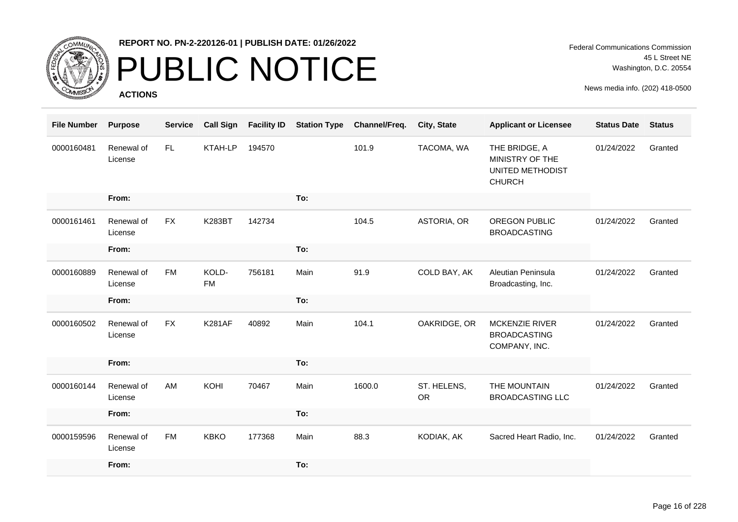**REPORT NO. PN-2-220126-01 | PUBLISH DATE: 01/26/2022**

# PUBLIC NOTICE

**ACTIONS**

Federal Communications Commission
45 L Street NE
Washington, D.C. 20554

News media info. (202) 418-0500

| File Number | Purpose | Service | Call Sign | Facility ID | Station Type | Channel/Freq. | City, State | Applicant or Licensee | Status Date | Status |
|---|---|---|---|---|---|---|---|---|---|---|
| 0000160481 | Renewal of License | FL | KTAH-LP | 194570 | | 101.9 | TACOMA, WA | THE BRIDGE, A MINISTRY OF THE UNITED METHODIST CHURCH | 01/24/2022 | Granted |
| | From: | | | | To: | | | | | |
| 0000161461 | Renewal of License | FX | K283BT | 142734 | | 104.5 | ASTORIA, OR | OREGON PUBLIC BROADCASTING | 01/24/2022 | Granted |
| | From: | | | | To: | | | | | |
| 0000160889 | Renewal of License | FM | KOLD-FM | 756181 | Main | 91.9 | COLD BAY, AK | Aleutian Peninsula Broadcasting, Inc. | 01/24/2022 | Granted |
| | From: | | | | To: | | | | | |
| 0000160502 | Renewal of License | FX | K281AF | 40892 | Main | 104.1 | OAKRIDGE, OR | MCKENZIE RIVER BROADCASTING COMPANY, INC. | 01/24/2022 | Granted |
| | From: | | | | To: | | | | | |
| 0000160144 | Renewal of License | AM | KOHI | 70467 | Main | 1600.0 | ST. HELENS, OR | THE MOUNTAIN BROADCASTING LLC | 01/24/2022 | Granted |
| | From: | | | | To: | | | | | |
| 0000159596 | Renewal of License | FM | KBKO | 177368 | Main | 88.3 | KODIAK, AK | Sacred Heart Radio, Inc. | 01/24/2022 | Granted |
| | From: | | | | To: | | | | | |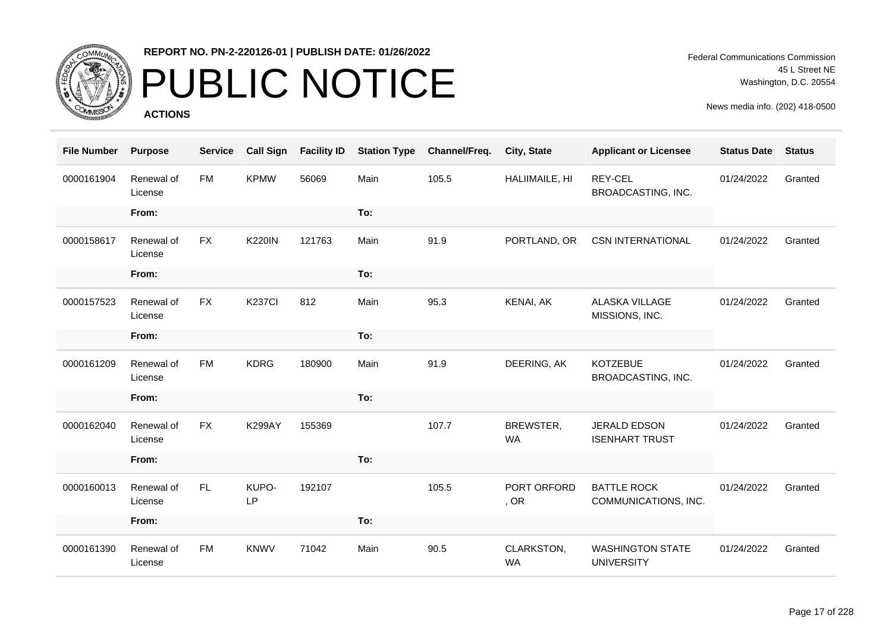**REPORT NO. PN-2-220126-01 | PUBLISH DATE: 01/26/2022**

# PUBLIC NOTICE

**ACTIONS**

Federal Communications Commission
45 L Street NE
Washington, D.C. 20554

News media info. (202) 418-0500

| File Number | Purpose | Service | Call Sign | Facility ID | Station Type | Channel/Freq. | City, State | Applicant or Licensee | Status Date | Status |
|---|---|---|---|---|---|---|---|---|---|---|
| 0000161904 | Renewal of License | FM | KPMW | 56069 | Main | 105.5 | HALIIMAILE, HI | REY-CEL BROADCASTING, INC. | 01/24/2022 | Granted |
| | From: | | | | To: | | | | | |
| 0000158617 | Renewal of License | FX | K220IN | 121763 | Main | 91.9 | PORTLAND, OR | CSN INTERNATIONAL | 01/24/2022 | Granted |
| | From: | | | | To: | | | | | |
| 0000157523 | Renewal of License | FX | K237CI | 812 | Main | 95.3 | KENAI, AK | ALASKA VILLAGE MISSIONS, INC. | 01/24/2022 | Granted |
| | From: | | | | To: | | | | | |
| 0000161209 | Renewal of License | FM | KDRG | 180900 | Main | 91.9 | DEERING, AK | KOTZEBUE BROADCASTING, INC. | 01/24/2022 | Granted |
| | From: | | | | To: | | | | | |
| 0000162040 | Renewal of License | FX | K299AY | 155369 | | 107.7 | BREWSTER, WA | JERALD EDSON ISENHART TRUST | 01/24/2022 | Granted |
| | From: | | | | To: | | | | | |
| 0000160013 | Renewal of License | FL | KUPO-LP | 192107 | | 105.5 | PORT ORFORD , OR | BATTLE ROCK COMMUNICATIONS, INC. | 01/24/2022 | Granted |
| | From: | | | | To: | | | | | |
| 0000161390 | Renewal of License | FM | KNWV | 71042 | Main | 90.5 | CLARKSTON, WA | WASHINGTON STATE UNIVERSITY | 01/24/2022 | Granted |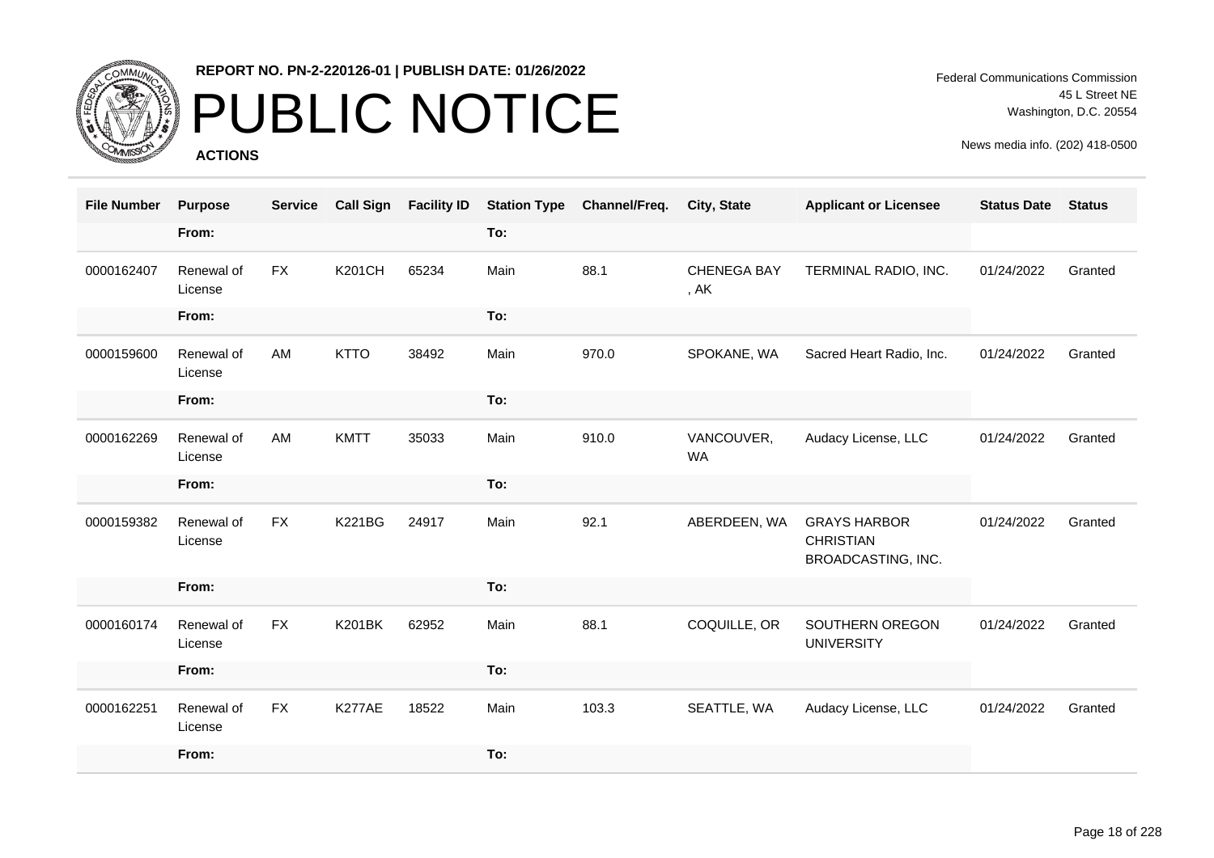**REPORT NO. PN-2-220126-01 | PUBLISH DATE: 01/26/2022**

# PUBLIC NOTICE

**ACTIONS**

Federal Communications Commission
45 L Street NE
Washington, D.C. 20554

News media info. (202) 418-0500

| File Number | Purpose | Service | Call Sign | Facility ID | Station Type | Channel/Freq. | City, State | Applicant or Licensee | Status Date | Status |
|---|---|---|---|---|---|---|---|---|---|---|
| | From: | | | | To: | | | | | |
| 0000162407 | Renewal of License | FX | K201CH | 65234 | Main | 88.1 | CHENEGA BAY , AK | TERMINAL RADIO, INC. | 01/24/2022 | Granted |
| | From: | | | | To: | | | | | |
| 0000159600 | Renewal of License | AM | KTTO | 38492 | Main | 970.0 | SPOKANE, WA | Sacred Heart Radio, Inc. | 01/24/2022 | Granted |
| | From: | | | | To: | | | | | |
| 0000162269 | Renewal of License | AM | KMTT | 35033 | Main | 910.0 | VANCOUVER, WA | Audacy License, LLC | 01/24/2022 | Granted |
| | From: | | | | To: | | | | | |
| 0000159382 | Renewal of License | FX | K221BG | 24917 | Main | 92.1 | ABERDEEN, WA | GRAYS HARBOR CHRISTIAN BROADCASTING, INC. | 01/24/2022 | Granted |
| | From: | | | | To: | | | | | |
| 0000160174 | Renewal of License | FX | K201BK | 62952 | Main | 88.1 | COQUILLE, OR | SOUTHERN OREGON UNIVERSITY | 01/24/2022 | Granted |
| | From: | | | | To: | | | | | |
| 0000162251 | Renewal of License | FX | K277AE | 18522 | Main | 103.3 | SEATTLE, WA | Audacy License, LLC | 01/24/2022 | Granted |
| | From: | | | | To: | | | | | |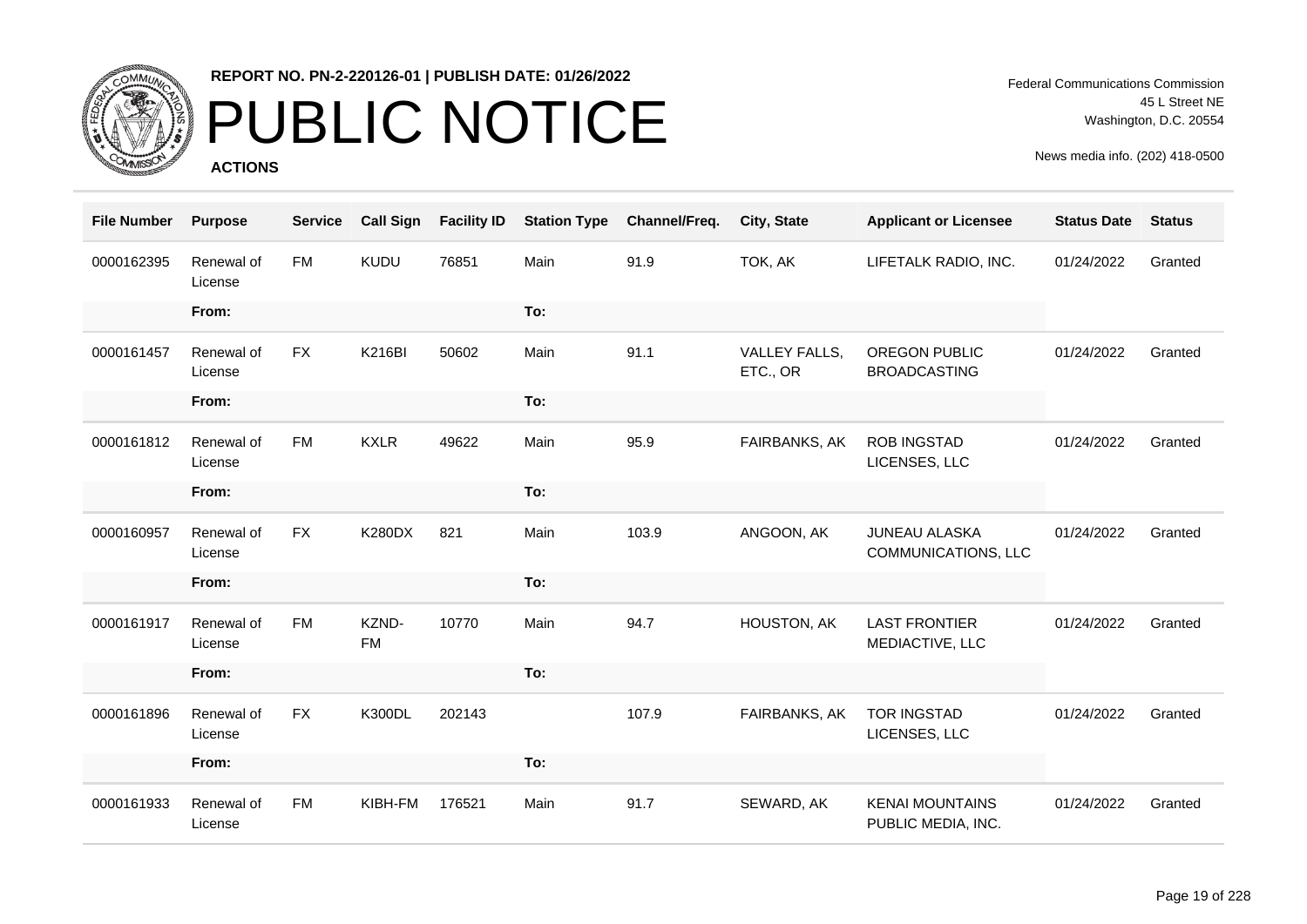**REPORT NO. PN-2-220126-01 | PUBLISH DATE: 01/26/2022**

# PUBLIC NOTICE

**ACTIONS**

Federal Communications Commission
45 L Street NE
Washington, D.C. 20554

News media info. (202) 418-0500

| File Number | Purpose | Service | Call Sign | Facility ID | Station Type | Channel/Freq. | City, State | Applicant or Licensee | Status Date | Status |
|---|---|---|---|---|---|---|---|---|---|---|
| 0000162395 | Renewal of License | FM | KUDU | 76851 | Main | 91.9 | TOK, AK | LIFETALK RADIO, INC. | 01/24/2022 | Granted |
| | From: | | | | To: | | | | | |
| 0000161457 | Renewal of License | FX | K216BI | 50602 | Main | 91.1 | VALLEY FALLS, ETC., OR | OREGON PUBLIC BROADCASTING | 01/24/2022 | Granted |
| | From: | | | | To: | | | | | |
| 0000161812 | Renewal of License | FM | KXLR | 49622 | Main | 95.9 | FAIRBANKS, AK | ROB INGSTAD LICENSES, LLC | 01/24/2022 | Granted |
| | From: | | | | To: | | | | | |
| 0000160957 | Renewal of License | FX | K280DX | 821 | Main | 103.9 | ANGOON, AK | JUNEAU ALASKA COMMUNICATIONS, LLC | 01/24/2022 | Granted |
| | From: | | | | To: | | | | | |
| 0000161917 | Renewal of License | FM | KZND-FM | 10770 | Main | 94.7 | HOUSTON, AK | LAST FRONTIER MEDIACTIVE, LLC | 01/24/2022 | Granted |
| | From: | | | | To: | | | | | |
| 0000161896 | Renewal of License | FX | K300DL | 202143 | | 107.9 | FAIRBANKS, AK | TOR INGSTAD LICENSES, LLC | 01/24/2022 | Granted |
| | From: | | | | To: | | | | | |
| 0000161933 | Renewal of License | FM | KIBH-FM | 176521 | Main | 91.7 | SEWARD, AK | KENAI MOUNTAINS PUBLIC MEDIA, INC. | 01/24/2022 | Granted |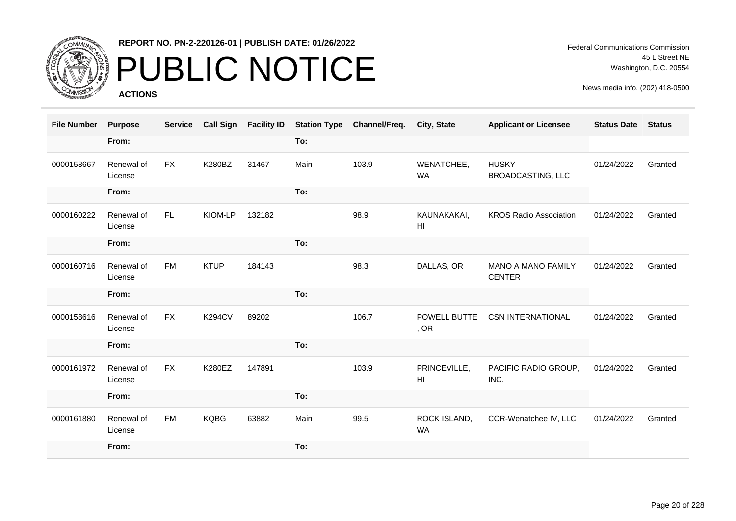**REPORT NO. PN-2-220126-01 | PUBLISH DATE: 01/26/2022**

# PUBLIC NOTICE

**ACTIONS**

Federal Communications Commission
45 L Street NE
Washington, D.C. 20554

News media info. (202) 418-0500

| File Number | Purpose | Service | Call Sign | Facility ID | Station Type | Channel/Freq. | City, State | Applicant or Licensee | Status Date | Status |
|---|---|---|---|---|---|---|---|---|---|---|
| | From: | | | | To: | | | | | |
| 0000158667 | Renewal of License | FX | K280BZ | 31467 | Main | 103.9 | WENATCHEE, WA | HUSKY BROADCASTING, LLC | 01/24/2022 | Granted |
| | From: | | | | To: | | | | | |
| 0000160222 | Renewal of License | FL | KIOM-LP | 132182 | | 98.9 | KAUNAKAKAI, HI | KROS Radio Association | 01/24/2022 | Granted |
| | From: | | | | To: | | | | | |
| 0000160716 | Renewal of License | FM | KTUP | 184143 | | 98.3 | DALLAS, OR | MANO A MANO FAMILY CENTER | 01/24/2022 | Granted |
| | From: | | | | To: | | | | | |
| 0000158616 | Renewal of License | FX | K294CV | 89202 | | 106.7 | POWELL BUTTE , OR | CSN INTERNATIONAL | 01/24/2022 | Granted |
| | From: | | | | To: | | | | | |
| 0000161972 | Renewal of License | FX | K280EZ | 147891 | | 103.9 | PRINCEVILLE, HI | PACIFIC RADIO GROUP, INC. | 01/24/2022 | Granted |
| | From: | | | | To: | | | | | |
| 0000161880 | Renewal of License | FM | KQBG | 63882 | Main | 99.5 | ROCK ISLAND, WA | CCR-Wenatchee IV, LLC | 01/24/2022 | Granted |
| | From: | | | | To: | | | | | |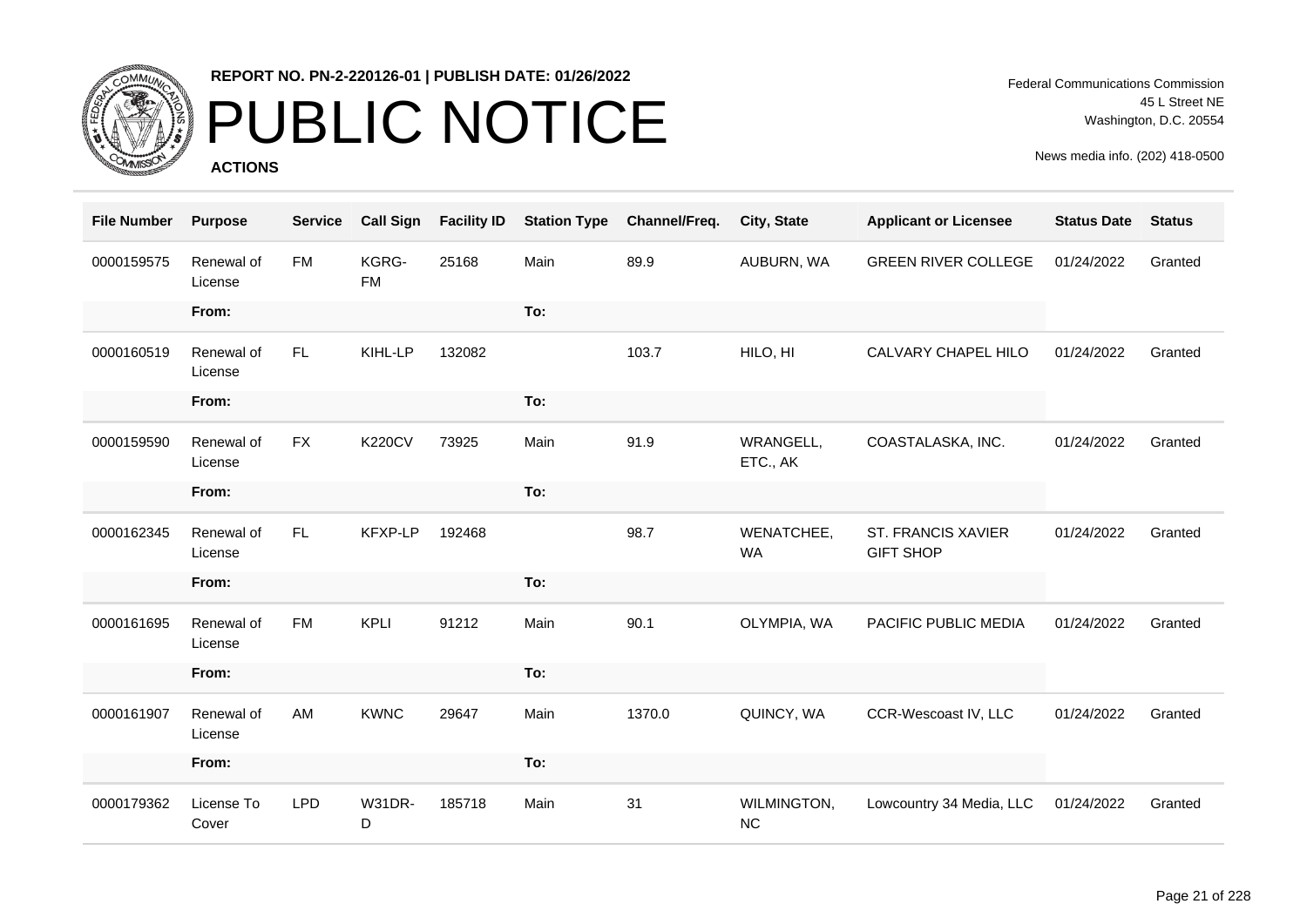**REPORT NO. PN-2-220126-01 | PUBLISH DATE: 01/26/2022**

# PUBLIC NOTICE

**ACTIONS**

Federal Communications Commission
45 L Street NE
Washington, D.C. 20554

News media info. (202) 418-0500

| File Number | Purpose | Service | Call Sign | Facility ID | Station Type | Channel/Freq. | City, State | Applicant or Licensee | Status Date | Status |
|---|---|---|---|---|---|---|---|---|---|---|
| 0000159575 | Renewal of License | FM | KGRG-FM | 25168 | Main | 89.9 | AUBURN, WA | GREEN RIVER COLLEGE | 01/24/2022 | Granted |
| | From: | | | | To: | | | | | |
| 0000160519 | Renewal of License | FL | KIHL-LP | 132082 | | 103.7 | HILO, HI | CALVARY CHAPEL HILO | 01/24/2022 | Granted |
| | From: | | | | To: | | | | | |
| 0000159590 | Renewal of License | FX | K220CV | 73925 | Main | 91.9 | WRANGELL, ETC., AK | COASTALASKA, INC. | 01/24/2022 | Granted |
| | From: | | | | To: | | | | | |
| 0000162345 | Renewal of License | FL | KFXP-LP | 192468 | | 98.7 | WENATCHEE, WA | ST. FRANCIS XAVIER GIFT SHOP | 01/24/2022 | Granted |
| | From: | | | | To: | | | | | |
| 0000161695 | Renewal of License | FM | KPLI | 91212 | Main | 90.1 | OLYMPIA, WA | PACIFIC PUBLIC MEDIA | 01/24/2022 | Granted |
| | From: | | | | To: | | | | | |
| 0000161907 | Renewal of License | AM | KWNC | 29647 | Main | 1370.0 | QUINCY, WA | CCR-Wescoast IV, LLC | 01/24/2022 | Granted |
| | From: | | | | To: | | | | | |
| 0000179362 | License To Cover | LPD | W31DR-D | 185718 | Main | 31 | WILMINGTON, NC | Lowcountry 34 Media, LLC | 01/24/2022 | Granted |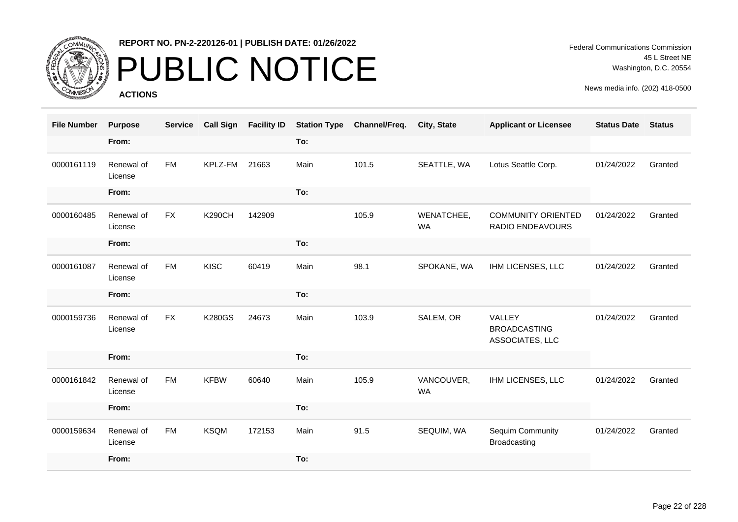**REPORT NO. PN-2-220126-01 | PUBLISH DATE: 01/26/2022**

# PUBLIC NOTICE

**ACTIONS**

Federal Communications Commission
45 L Street NE
Washington, D.C. 20554

News media info. (202) 418-0500

| File Number | Purpose | Service | Call Sign | Facility ID | Station Type | Channel/Freq. | City, State | Applicant or Licensee | Status Date | Status |
|---|---|---|---|---|---|---|---|---|---|---|
| | From: | | | | To: | | | | | |
| 0000161119 | Renewal of License | FM | KPLZ-FM | 21663 | Main | 101.5 | SEATTLE, WA | Lotus Seattle Corp. | 01/24/2022 | Granted |
| | From: | | | | To: | | | | | |
| 0000160485 | Renewal of License | FX | K290CH | 142909 | | 105.9 | WENATCHEE, WA | COMMUNITY ORIENTED RADIO ENDEAVOURS | 01/24/2022 | Granted |
| | From: | | | | To: | | | | | |
| 0000161087 | Renewal of License | FM | KISC | 60419 | Main | 98.1 | SPOKANE, WA | IHM LICENSES, LLC | 01/24/2022 | Granted |
| | From: | | | | To: | | | | | |
| 0000159736 | Renewal of License | FX | K280GS | 24673 | Main | 103.9 | SALEM, OR | VALLEY BROADCASTING ASSOCIATES, LLC | 01/24/2022 | Granted |
| | From: | | | | To: | | | | | |
| 0000161842 | Renewal of License | FM | KFBW | 60640 | Main | 105.9 | VANCOUVER, WA | IHM LICENSES, LLC | 01/24/2022 | Granted |
| | From: | | | | To: | | | | | |
| 0000159634 | Renewal of License | FM | KSQM | 172153 | Main | 91.5 | SEQUIM, WA | Sequim Community Broadcasting | 01/24/2022 | Granted |
| | From: | | | | To: | | | | | |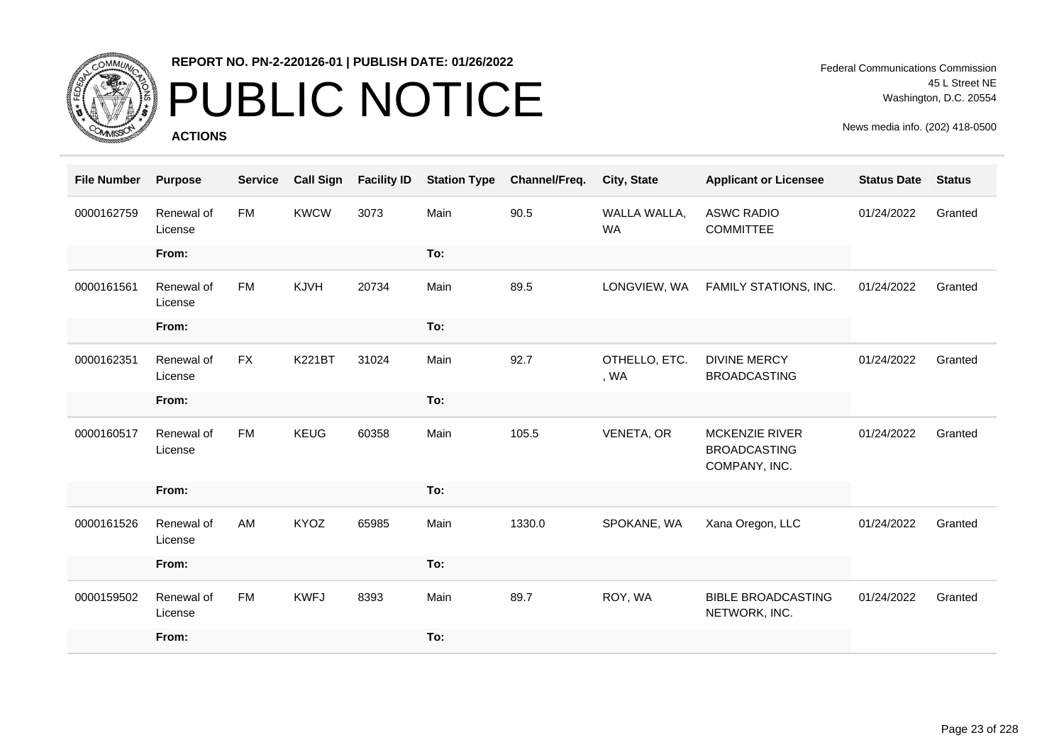**REPORT NO. PN-2-220126-01 | PUBLISH DATE: 01/26/2022**

# PUBLIC NOTICE

**ACTIONS**

Federal Communications Commission
45 L Street NE
Washington, D.C. 20554

News media info. (202) 418-0500

| File Number | Purpose | Service | Call Sign | Facility ID | Station Type | Channel/Freq. | City, State | Applicant or Licensee | Status Date | Status |
|---|---|---|---|---|---|---|---|---|---|---|
| 0000162759 | Renewal of License | FM | KWCW | 3073 | Main | 90.5 | WALLA WALLA, WA | ASWC RADIO COMMITTEE | 01/24/2022 | Granted |
| | From: | | | | To: | | | | | |
| 0000161561 | Renewal of License | FM | KJVH | 20734 | Main | 89.5 | LONGVIEW, WA | FAMILY STATIONS, INC. | 01/24/2022 | Granted |
| | From: | | | | To: | | | | | |
| 0000162351 | Renewal of License | FX | K221BT | 31024 | Main | 92.7 | OTHELLO, ETC. , WA | DIVINE MERCY BROADCASTING | 01/24/2022 | Granted |
| | From: | | | | To: | | | | | |
| 0000160517 | Renewal of License | FM | KEUG | 60358 | Main | 105.5 | VENETA, OR | MCKENZIE RIVER BROADCASTING COMPANY, INC. | 01/24/2022 | Granted |
| | From: | | | | To: | | | | | |
| 0000161526 | Renewal of License | AM | KYOZ | 65985 | Main | 1330.0 | SPOKANE, WA | Xana Oregon, LLC | 01/24/2022 | Granted |
| | From: | | | | To: | | | | | |
| 0000159502 | Renewal of License | FM | KWFJ | 8393 | Main | 89.7 | ROY, WA | BIBLE BROADCASTING NETWORK, INC. | 01/24/2022 | Granted |
| | From: | | | | To: | | | | | |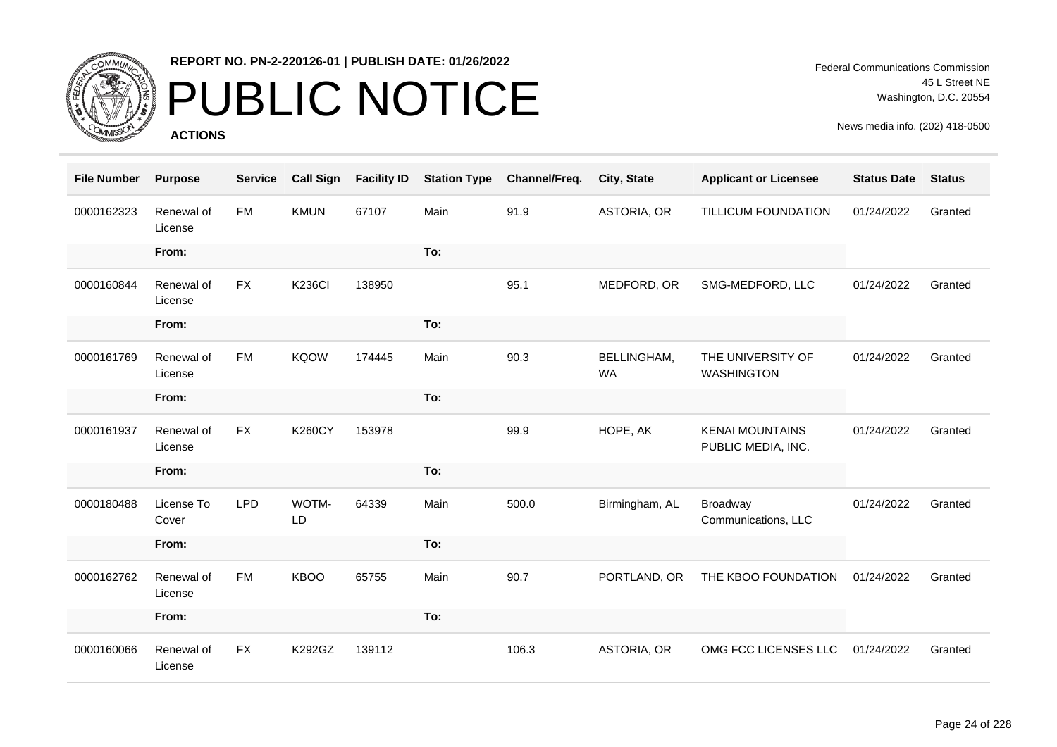REPORT NO. PN-2-220126-01 | PUBLISH DATE: 01/26/2022

# PUBLIC NOTICE

**ACTIONS**

Federal Communications Commission
45 L Street NE
Washington, D.C. 20554

News media info. (202) 418-0500

| File Number | Purpose | Service | Call Sign | Facility ID | Station Type | Channel/Freq. | City, State | Applicant or Licensee | Status Date | Status |
|---|---|---|---|---|---|---|---|---|---|---|
| 0000162323 | Renewal of License | FM | KMUN | 67107 | Main | 91.9 | ASTORIA, OR | TILLICUM FOUNDATION | 01/24/2022 | Granted |
| | From: | | | | To: | | | | | |
| 0000160844 | Renewal of License | FX | K236CI | 138950 | | 95.1 | MEDFORD, OR | SMG-MEDFORD, LLC | 01/24/2022 | Granted |
| | From: | | | | To: | | | | | |
| 0000161769 | Renewal of License | FM | KQOW | 174445 | Main | 90.3 | BELLINGHAM, WA | THE UNIVERSITY OF WASHINGTON | 01/24/2022 | Granted |
| | From: | | | | To: | | | | | |
| 0000161937 | Renewal of License | FX | K260CY | 153978 | | 99.9 | HOPE, AK | KENAI MOUNTAINS PUBLIC MEDIA, INC. | 01/24/2022 | Granted |
| | From: | | | | To: | | | | | |
| 0000180488 | License To Cover | LPD | WOTM-LD | 64339 | Main | 500.0 | Birmingham, AL | Broadway Communications, LLC | 01/24/2022 | Granted |
| | From: | | | | To: | | | | | |
| 0000162762 | Renewal of License | FM | KBOO | 65755 | Main | 90.7 | PORTLAND, OR | THE KBOO FOUNDATION | 01/24/2022 | Granted |
| | From: | | | | To: | | | | | |
| 0000160066 | Renewal of License | FX | K292GZ | 139112 | | 106.3 | ASTORIA, OR | OMG FCC LICENSES LLC | 01/24/2022 | Granted |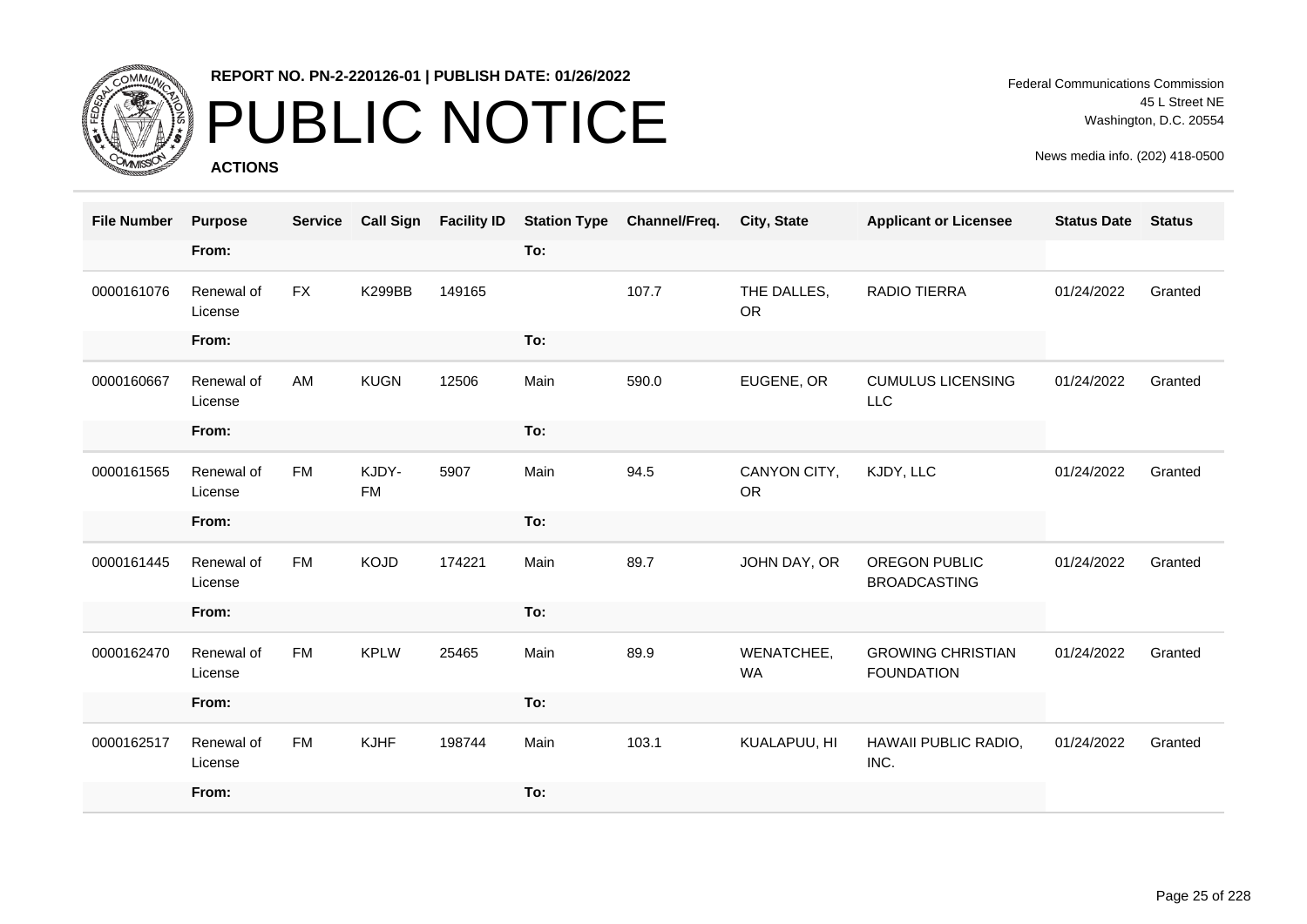REPORT NO. PN-2-220126-01 | PUBLISH DATE: 01/26/2022

# PUBLIC NOTICE

**ACTIONS**

Federal Communications Commission
45 L Street NE
Washington, D.C. 20554

News media info. (202) 418-0500

| File Number | Purpose | Service | Call Sign | Facility ID | Station Type | Channel/Freq. | City, State | Applicant or Licensee | Status Date | Status |
|---|---|---|---|---|---|---|---|---|---|---|
| | From: | | | | To: | | | | | |
| 0000161076 | Renewal of License | FX | K299BB | 149165 | | 107.7 | THE DALLES, OR | RADIO TIERRA | 01/24/2022 | Granted |
| | From: | | | | To: | | | | | |
| 0000160667 | Renewal of License | AM | KUGN | 12506 | Main | 590.0 | EUGENE, OR | CUMULUS LICENSING LLC | 01/24/2022 | Granted |
| | From: | | | | To: | | | | | |
| 0000161565 | Renewal of License | FM | KJDY-FM | 5907 | Main | 94.5 | CANYON CITY, OR | KJDY, LLC | 01/24/2022 | Granted |
| | From: | | | | To: | | | | | |
| 0000161445 | Renewal of License | FM | KOJD | 174221 | Main | 89.7 | JOHN DAY, OR | OREGON PUBLIC BROADCASTING | 01/24/2022 | Granted |
| | From: | | | | To: | | | | | |
| 0000162470 | Renewal of License | FM | KPLW | 25465 | Main | 89.9 | WENATCHEE, WA | GROWING CHRISTIAN FOUNDATION | 01/24/2022 | Granted |
| | From: | | | | To: | | | | | |
| 0000162517 | Renewal of License | FM | KJHF | 198744 | Main | 103.1 | KUALAPUU, HI | HAWAII PUBLIC RADIO, INC. | 01/24/2022 | Granted |
| | From: | | | | To: | | | | | |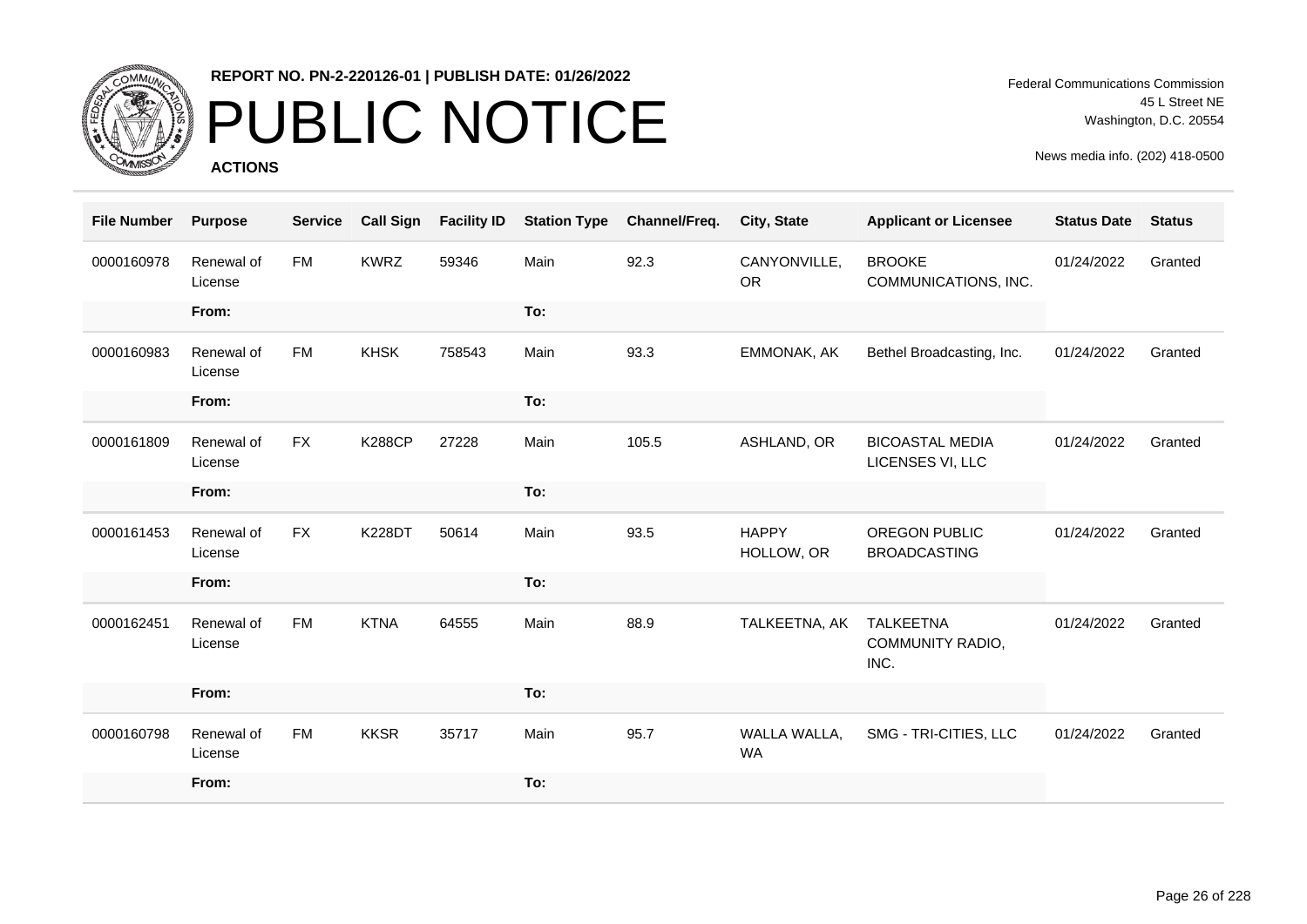REPORT NO. PN-2-220126-01 | PUBLISH DATE: 01/26/2022

# PUBLIC NOTICE

**ACTIONS**

Federal Communications Commission
45 L Street NE
Washington, D.C. 20554

News media info. (202) 418-0500

| File Number | Purpose | Service | Call Sign | Facility ID | Station Type | Channel/Freq. | City, State | Applicant or Licensee | Status Date | Status |
|---|---|---|---|---|---|---|---|---|---|---|
| 0000160978 | Renewal of License | FM | KWRZ | 59346 | Main | 92.3 | CANYONVILLE, OR | BROOKE COMMUNICATIONS, INC. | 01/24/2022 | Granted |
| | From: | | | | To: | | | | | |
| 0000160983 | Renewal of License | FM | KHSK | 758543 | Main | 93.3 | EMMONAK, AK | Bethel Broadcasting, Inc. | 01/24/2022 | Granted |
| | From: | | | | To: | | | | | |
| 0000161809 | Renewal of License | FX | K288CP | 27228 | Main | 105.5 | ASHLAND, OR | BICOASTAL MEDIA LICENSES VI, LLC | 01/24/2022 | Granted |
| | From: | | | | To: | | | | | |
| 0000161453 | Renewal of License | FX | K228DT | 50614 | Main | 93.5 | HAPPY HOLLOW, OR | OREGON PUBLIC BROADCASTING | 01/24/2022 | Granted |
| | From: | | | | To: | | | | | |
| 0000162451 | Renewal of License | FM | KTNA | 64555 | Main | 88.9 | TALKEETNA, AK | TALKEETNA COMMUNITY RADIO, INC. | 01/24/2022 | Granted |
| | From: | | | | To: | | | | | |
| 0000160798 | Renewal of License | FM | KKSR | 35717 | Main | 95.7 | WALLA WALLA, WA | SMG - TRI-CITIES, LLC | 01/24/2022 | Granted |
| | From: | | | | To: | | | | | |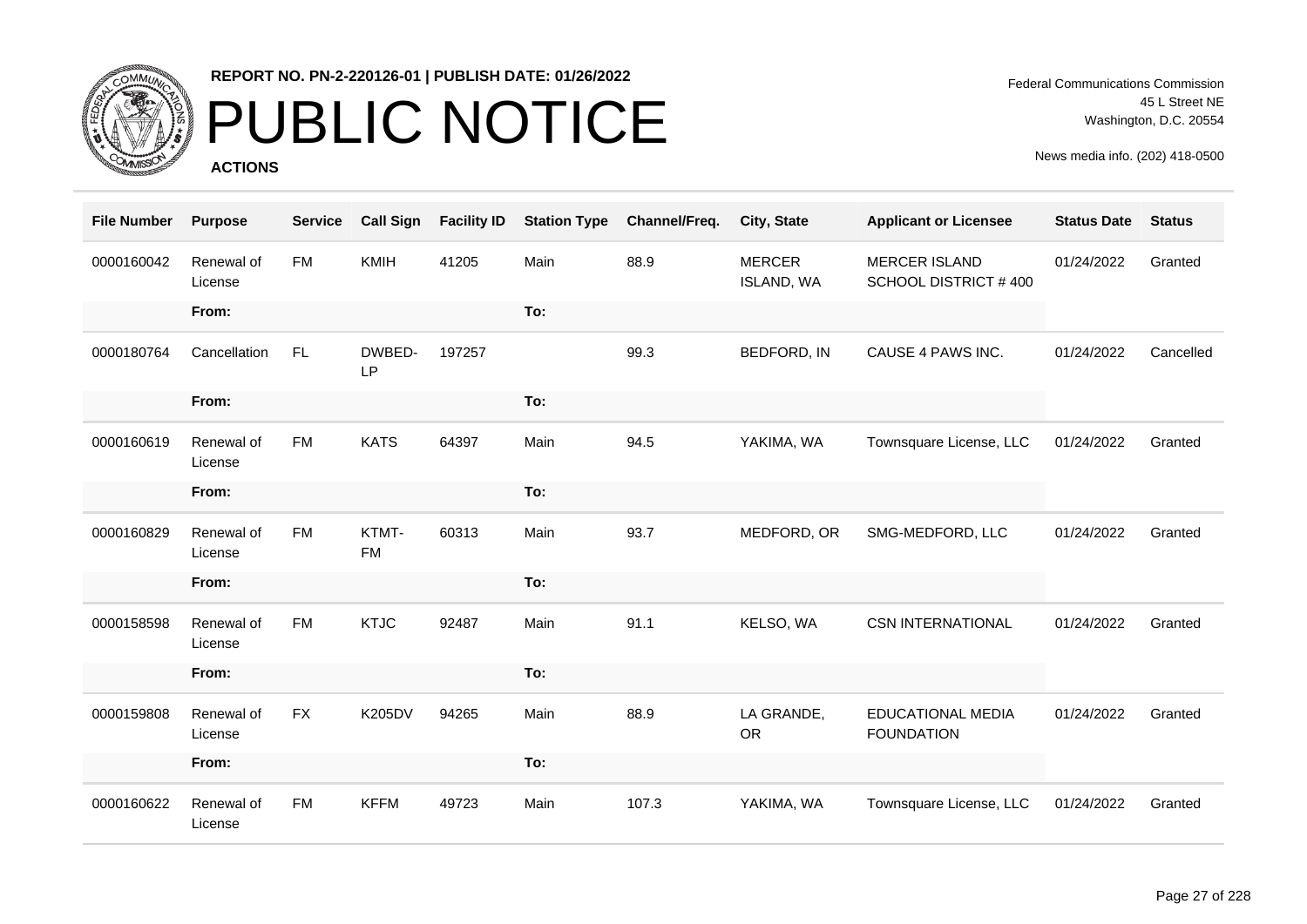**REPORT NO. PN-2-220126-01 | PUBLISH DATE: 01/26/2022**

# PUBLIC NOTICE

**ACTIONS**

Federal Communications Commission
45 L Street NE
Washington, D.C. 20554

News media info. (202) 418-0500

| File Number | Purpose | Service | Call Sign | Facility ID | Station Type | Channel/Freq. | City, State | Applicant or Licensee | Status Date | Status |
|---|---|---|---|---|---|---|---|---|---|---|
| 0000160042 | Renewal of License | FM | KMIH | 41205 | Main | 88.9 | MERCER ISLAND, WA | MERCER ISLAND SCHOOL DISTRICT # 400 | 01/24/2022 | Granted |
| | From: | | | | To: | | | | | |
| 0000180764 | Cancellation | FL | DWBED-LP | 197257 | | 99.3 | BEDFORD, IN | CAUSE 4 PAWS INC. | 01/24/2022 | Cancelled |
| | From: | | | | To: | | | | | |
| 0000160619 | Renewal of License | FM | KATS | 64397 | Main | 94.5 | YAKIMA, WA | Townsquare License, LLC | 01/24/2022 | Granted |
| | From: | | | | To: | | | | | |
| 0000160829 | Renewal of License | FM | KTMT-FM | 60313 | Main | 93.7 | MEDFORD, OR | SMG-MEDFORD, LLC | 01/24/2022 | Granted |
| | From: | | | | To: | | | | | |
| 0000158598 | Renewal of License | FM | KTJC | 92487 | Main | 91.1 | KELSO, WA | CSN INTERNATIONAL | 01/24/2022 | Granted |
| | From: | | | | To: | | | | | |
| 0000159808 | Renewal of License | FX | K205DV | 94265 | Main | 88.9 | LA GRANDE, OR | EDUCATIONAL MEDIA FOUNDATION | 01/24/2022 | Granted |
| | From: | | | | To: | | | | | |
| 0000160622 | Renewal of License | FM | KFFM | 49723 | Main | 107.3 | YAKIMA, WA | Townsquare License, LLC | 01/24/2022 | Granted |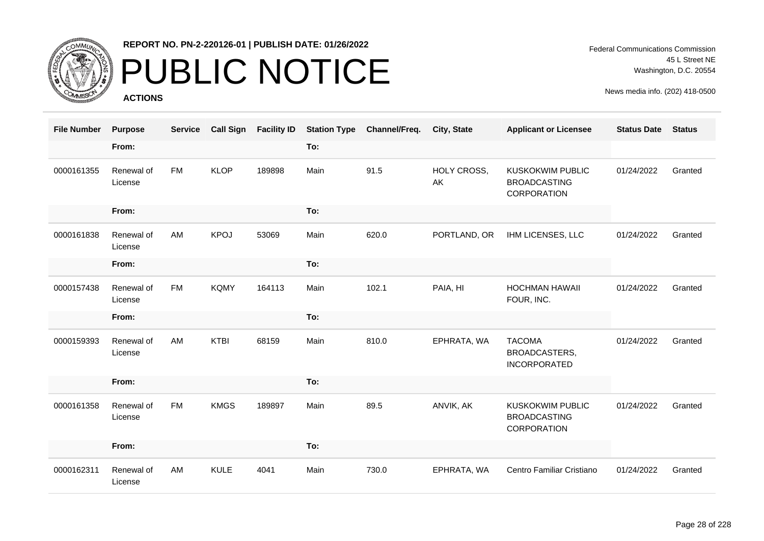**REPORT NO. PN-2-220126-01 | PUBLISH DATE: 01/26/2022**

# PUBLIC NOTICE

**ACTIONS**

Federal Communications Commission
45 L Street NE
Washington, D.C. 20554

News media info. (202) 418-0500

| File Number | Purpose | Service | Call Sign | Facility ID | Station Type | Channel/Freq. | City, State | Applicant or Licensee | Status Date | Status |
|---|---|---|---|---|---|---|---|---|---|---|
| | From: | | | | To: | | | | | |
| 0000161355 | Renewal of License | FM | KLOP | 189898 | Main | 91.5 | HOLY CROSS, AK | KUSKOKWIM PUBLIC BROADCASTING CORPORATION | 01/24/2022 | Granted |
| | From: | | | | To: | | | | | |
| 0000161838 | Renewal of License | AM | KPOJ | 53069 | Main | 620.0 | PORTLAND, OR | IHM LICENSES, LLC | 01/24/2022 | Granted |
| | From: | | | | To: | | | | | |
| 0000157438 | Renewal of License | FM | KQMY | 164113 | Main | 102.1 | PAIA, HI | HOCHMAN HAWAII FOUR, INC. | 01/24/2022 | Granted |
| | From: | | | | To: | | | | | |
| 0000159393 | Renewal of License | AM | KTBI | 68159 | Main | 810.0 | EPHRATA, WA | TACOMA BROADCASTERS, INCORPORATED | 01/24/2022 | Granted |
| | From: | | | | To: | | | | | |
| 0000161358 | Renewal of License | FM | KMGS | 189897 | Main | 89.5 | ANVIK, AK | KUSKOKWIM PUBLIC BROADCASTING CORPORATION | 01/24/2022 | Granted |
| | From: | | | | To: | | | | | |
| 0000162311 | Renewal of License | AM | KULE | 4041 | Main | 730.0 | EPHRATA, WA | Centro Familiar Cristiano | 01/24/2022 | Granted |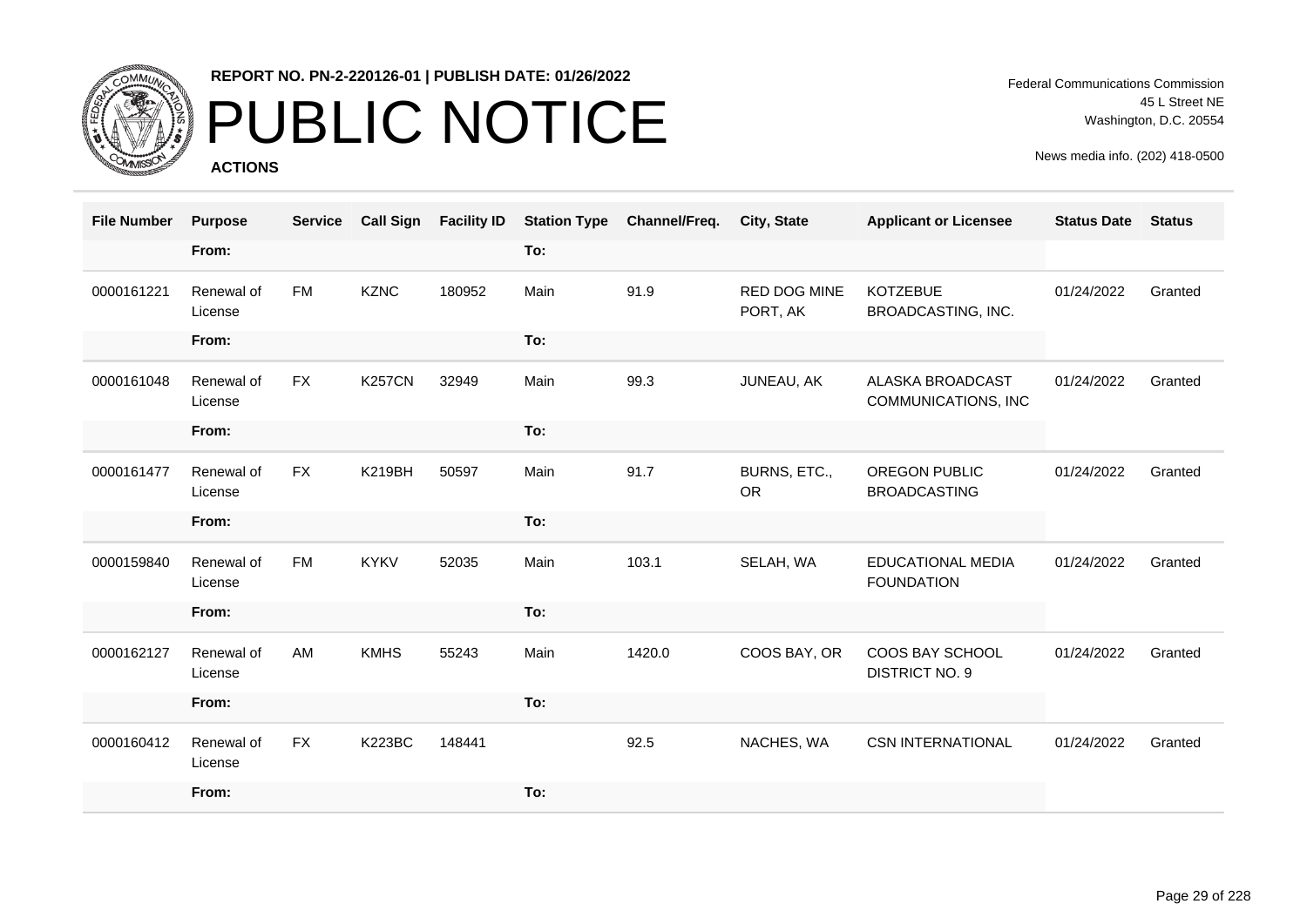# PUBLIC NOTICE

**REPORT NO. PN-2-220126-01 | PUBLISH DATE: 01/26/2022**

**ACTIONS**

Federal Communications Commission
45 L Street NE
Washington, D.C. 20554

News media info. (202) 418-0500

| File Number | Purpose | Service | Call Sign | Facility ID | Station Type | Channel/Freq. | City, State | Applicant or Licensee | Status Date | Status |
|---|---|---|---|---|---|---|---|---|---|---|
| | From: | | | | To: | | | | | |
| 0000161221 | Renewal of License | FM | KZNC | 180952 | Main | 91.9 | RED DOG MINE PORT, AK | KOTZEBUE BROADCASTING, INC. | 01/24/2022 | Granted |
| | From: | | | | To: | | | | | |
| 0000161048 | Renewal of License | FX | K257CN | 32949 | Main | 99.3 | JUNEAU, AK | ALASKA BROADCAST COMMUNICATIONS, INC | 01/24/2022 | Granted |
| | From: | | | | To: | | | | | |
| 0000161477 | Renewal of License | FX | K219BH | 50597 | Main | 91.7 | BURNS, ETC., OR | OREGON PUBLIC BROADCASTING | 01/24/2022 | Granted |
| | From: | | | | To: | | | | | |
| 0000159840 | Renewal of License | FM | KYKV | 52035 | Main | 103.1 | SELAH, WA | EDUCATIONAL MEDIA FOUNDATION | 01/24/2022 | Granted |
| | From: | | | | To: | | | | | |
| 0000162127 | Renewal of License | AM | KMHS | 55243 | Main | 1420.0 | COOS BAY, OR | COOS BAY SCHOOL DISTRICT NO. 9 | 01/24/2022 | Granted |
| | From: | | | | To: | | | | | |
| 0000160412 | Renewal of License | FX | K223BC | 148441 | | 92.5 | NACHES, WA | CSN INTERNATIONAL | 01/24/2022 | Granted |
| | From: | | | | To: | | | | | |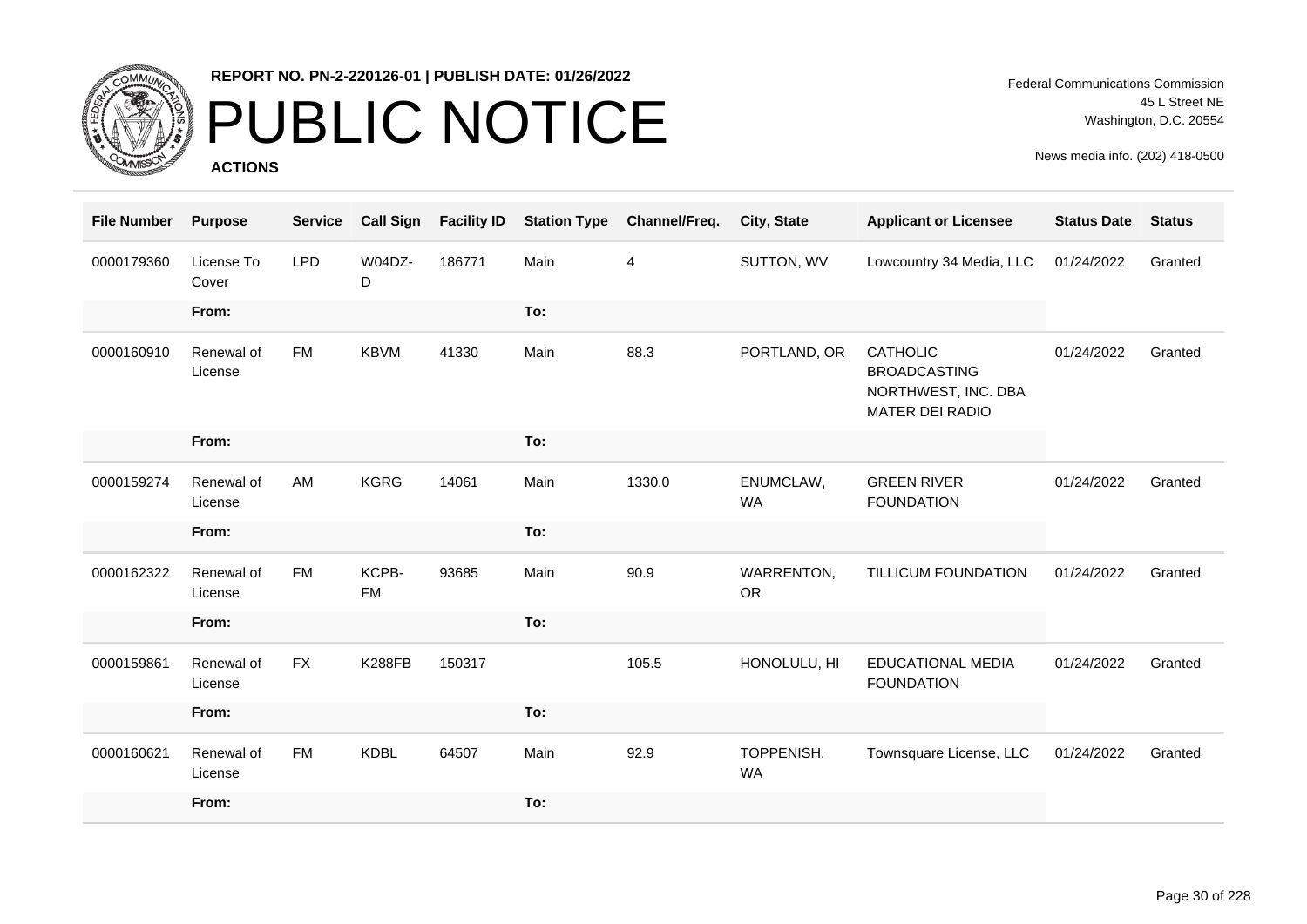**REPORT NO. PN-2-220126-01 | PUBLISH DATE: 01/26/2022**

# PUBLIC NOTICE

**ACTIONS**

Federal Communications Commission
45 L Street NE
Washington, D.C. 20554

News media info. (202) 418-0500

| File Number | Purpose | Service | Call Sign | Facility ID | Station Type | Channel/Freq. | City, State | Applicant or Licensee | Status Date | Status |
|---|---|---|---|---|---|---|---|---|---|---|
| 0000179360 | License To Cover | LPD | W04DZ-D | 186771 | Main | 4 | SUTTON, WV | Lowcountry 34 Media, LLC | 01/24/2022 | Granted |
| | From: | | | | To: | | | | | |
| 0000160910 | Renewal of License | FM | KBVM | 41330 | Main | 88.3 | PORTLAND, OR | CATHOLIC BROADCASTING NORTHWEST, INC. DBA MATER DEI RADIO | 01/24/2022 | Granted |
| | From: | | | | To: | | | | | |
| 0000159274 | Renewal of License | AM | KGRG | 14061 | Main | 1330.0 | ENUMCLAW, WA | GREEN RIVER FOUNDATION | 01/24/2022 | Granted |
| | From: | | | | To: | | | | | |
| 0000162322 | Renewal of License | FM | KCPB-FM | 93685 | Main | 90.9 | WARRENTON, OR | TILLICUM FOUNDATION | 01/24/2022 | Granted |
| | From: | | | | To: | | | | | |
| 0000159861 | Renewal of License | FX | K288FB | 150317 | | 105.5 | HONOLULU, HI | EDUCATIONAL MEDIA FOUNDATION | 01/24/2022 | Granted |
| | From: | | | | To: | | | | | |
| 0000160621 | Renewal of License | FM | KDBL | 64507 | Main | 92.9 | TOPPENISH, WA | Townsquare License, LLC | 01/24/2022 | Granted |
| | From: | | | | To: | | | | | |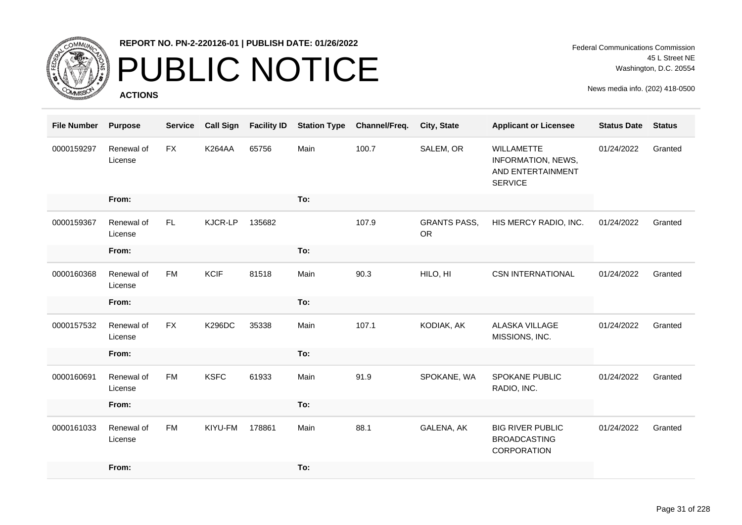**REPORT NO. PN-2-220126-01 | PUBLISH DATE: 01/26/2022**

# PUBLIC NOTICE

**ACTIONS**

Federal Communications Commission
45 L Street NE
Washington, D.C. 20554

News media info. (202) 418-0500

| File Number | Purpose | Service | Call Sign | Facility ID | Station Type | Channel/Freq. | City, State | Applicant or Licensee | Status Date | Status |
|---|---|---|---|---|---|---|---|---|---|---|
| 0000159297 | Renewal of License | FX | K264AA | 65756 | Main | 100.7 | SALEM, OR | WILLAMETTE INFORMATION, NEWS, AND ENTERTAINMENT SERVICE | 01/24/2022 | Granted |
| | From: | | | | To: | | | | | |
| 0000159367 | Renewal of License | FL | KJCR-LP | 135682 | | 107.9 | GRANTS PASS, OR | HIS MERCY RADIO, INC. | 01/24/2022 | Granted |
| | From: | | | | To: | | | | | |
| 0000160368 | Renewal of License | FM | KCIF | 81518 | Main | 90.3 | HILO, HI | CSN INTERNATIONAL | 01/24/2022 | Granted |
| | From: | | | | To: | | | | | |
| 0000157532 | Renewal of License | FX | K296DC | 35338 | Main | 107.1 | KODIAK, AK | ALASKA VILLAGE MISSIONS, INC. | 01/24/2022 | Granted |
| | From: | | | | To: | | | | | |
| 0000160691 | Renewal of License | FM | KSFC | 61933 | Main | 91.9 | SPOKANE, WA | SPOKANE PUBLIC RADIO, INC. | 01/24/2022 | Granted |
| | From: | | | | To: | | | | | |
| 0000161033 | Renewal of License | FM | KIYU-FM | 178861 | Main | 88.1 | GALENA, AK | BIG RIVER PUBLIC BROADCASTING CORPORATION | 01/24/2022 | Granted |
| | From: | | | | To: | | | | | |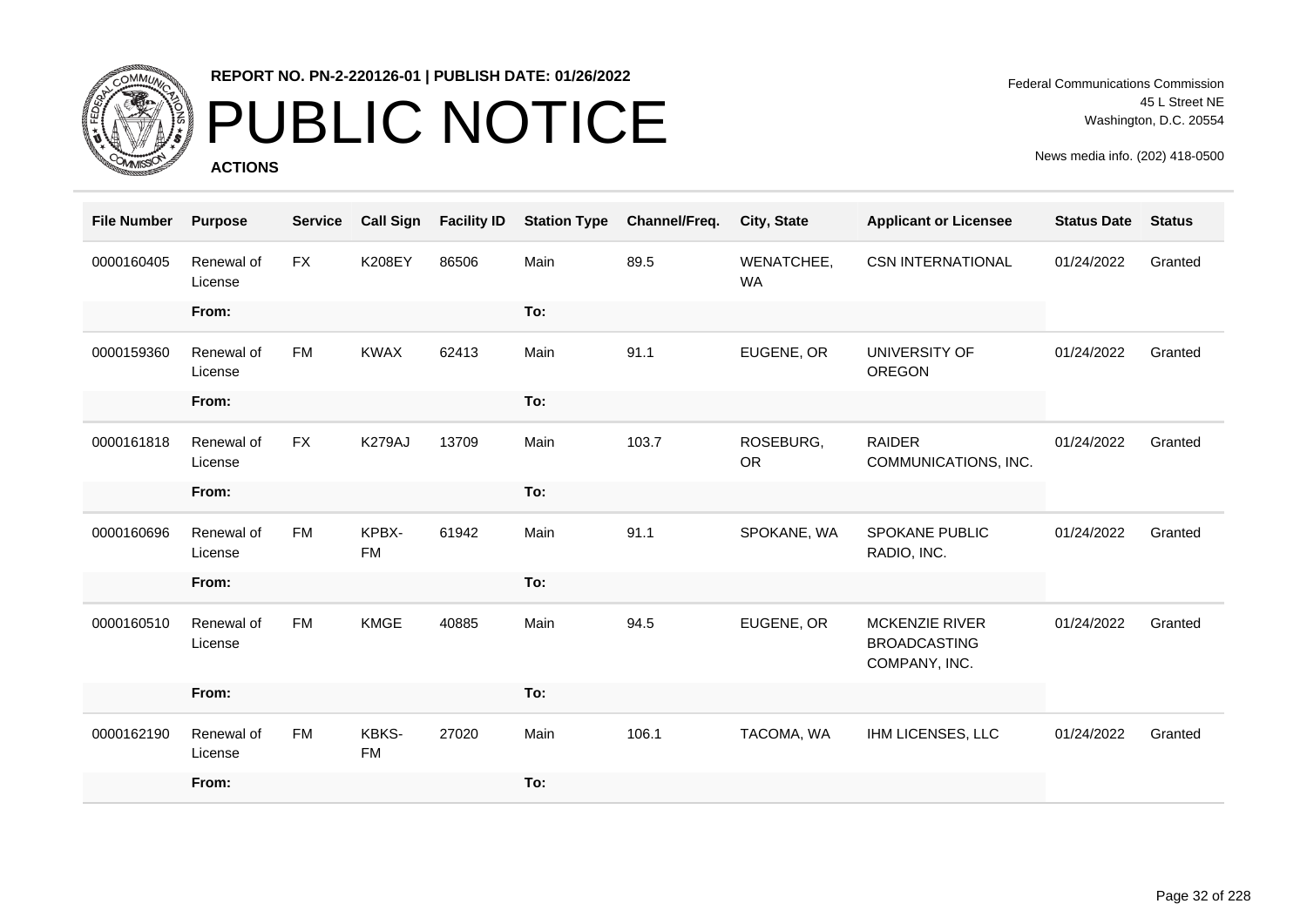**REPORT NO. PN-2-220126-01 | PUBLISH DATE: 01/26/2022**

# PUBLIC NOTICE

**ACTIONS**

Federal Communications Commission
45 L Street NE
Washington, D.C. 20554

News media info. (202) 418-0500

| File Number | Purpose | Service | Call Sign | Facility ID | Station Type | Channel/Freq. | City, State | Applicant or Licensee | Status Date | Status |
|---|---|---|---|---|---|---|---|---|---|---|
| 0000160405 | Renewal of License | FX | K208EY | 86506 | Main | 89.5 | WENATCHEE, WA | CSN INTERNATIONAL | 01/24/2022 | Granted |
| | From: | | | | To: | | | | | |
| 0000159360 | Renewal of License | FM | KWAX | 62413 | Main | 91.1 | EUGENE, OR | UNIVERSITY OF OREGON | 01/24/2022 | Granted |
| | From: | | | | To: | | | | | |
| 0000161818 | Renewal of License | FX | K279AJ | 13709 | Main | 103.7 | ROSEBURG, OR | RAIDER COMMUNICATIONS, INC. | 01/24/2022 | Granted |
| | From: | | | | To: | | | | | |
| 0000160696 | Renewal of License | FM | KPBX-FM | 61942 | Main | 91.1 | SPOKANE, WA | SPOKANE PUBLIC RADIO, INC. | 01/24/2022 | Granted |
| | From: | | | | To: | | | | | |
| 0000160510 | Renewal of License | FM | KMGE | 40885 | Main | 94.5 | EUGENE, OR | MCKENZIE RIVER BROADCASTING COMPANY, INC. | 01/24/2022 | Granted |
| | From: | | | | To: | | | | | |
| 0000162190 | Renewal of License | FM | KBKS-FM | 27020 | Main | 106.1 | TACOMA, WA | IHM LICENSES, LLC | 01/24/2022 | Granted |
| | From: | | | | To: | | | | | |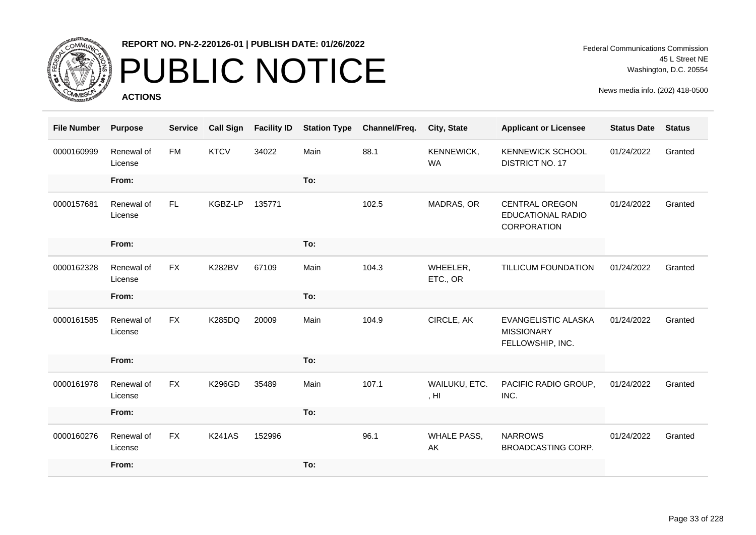**REPORT NO. PN-2-220126-01 | PUBLISH DATE: 01/26/2022**

# PUBLIC NOTICE

**ACTIONS**

Federal Communications Commission
45 L Street NE
Washington, D.C. 20554

News media info. (202) 418-0500

| File Number | Purpose | Service | Call Sign | Facility ID | Station Type | Channel/Freq. | City, State | Applicant or Licensee | Status Date | Status |
|---|---|---|---|---|---|---|---|---|---|---|
| 0000160999 | Renewal of License | FM | KTCV | 34022 | Main | 88.1 | KENNEWICK, WA | KENNEWICK SCHOOL DISTRICT NO. 17 | 01/24/2022 | Granted |
| | From: | | | | To: | | | | | |
| 0000157681 | Renewal of License | FL | KGBZ-LP | 135771 | | 102.5 | MADRAS, OR | CENTRAL OREGON EDUCATIONAL RADIO CORPORATION | 01/24/2022 | Granted |
| | From: | | | | To: | | | | | |
| 0000162328 | Renewal of License | FX | K282BV | 67109 | Main | 104.3 | WHEELER, ETC., OR | TILLICUM FOUNDATION | 01/24/2022 | Granted |
| | From: | | | | To: | | | | | |
| 0000161585 | Renewal of License | FX | K285DQ | 20009 | Main | 104.9 | CIRCLE, AK | EVANGELISTIC ALASKA MISSIONARY FELLOWSHIP, INC. | 01/24/2022 | Granted |
| | From: | | | | To: | | | | | |
| 0000161978 | Renewal of License | FX | K296GD | 35489 | Main | 107.1 | WAILUKU, ETC. , HI | PACIFIC RADIO GROUP, INC. | 01/24/2022 | Granted |
| | From: | | | | To: | | | | | |
| 0000160276 | Renewal of License | FX | K241AS | 152996 | | 96.1 | WHALE PASS, AK | NARROWS BROADCASTING CORP. | 01/24/2022 | Granted |
| | From: | | | | To: | | | | | |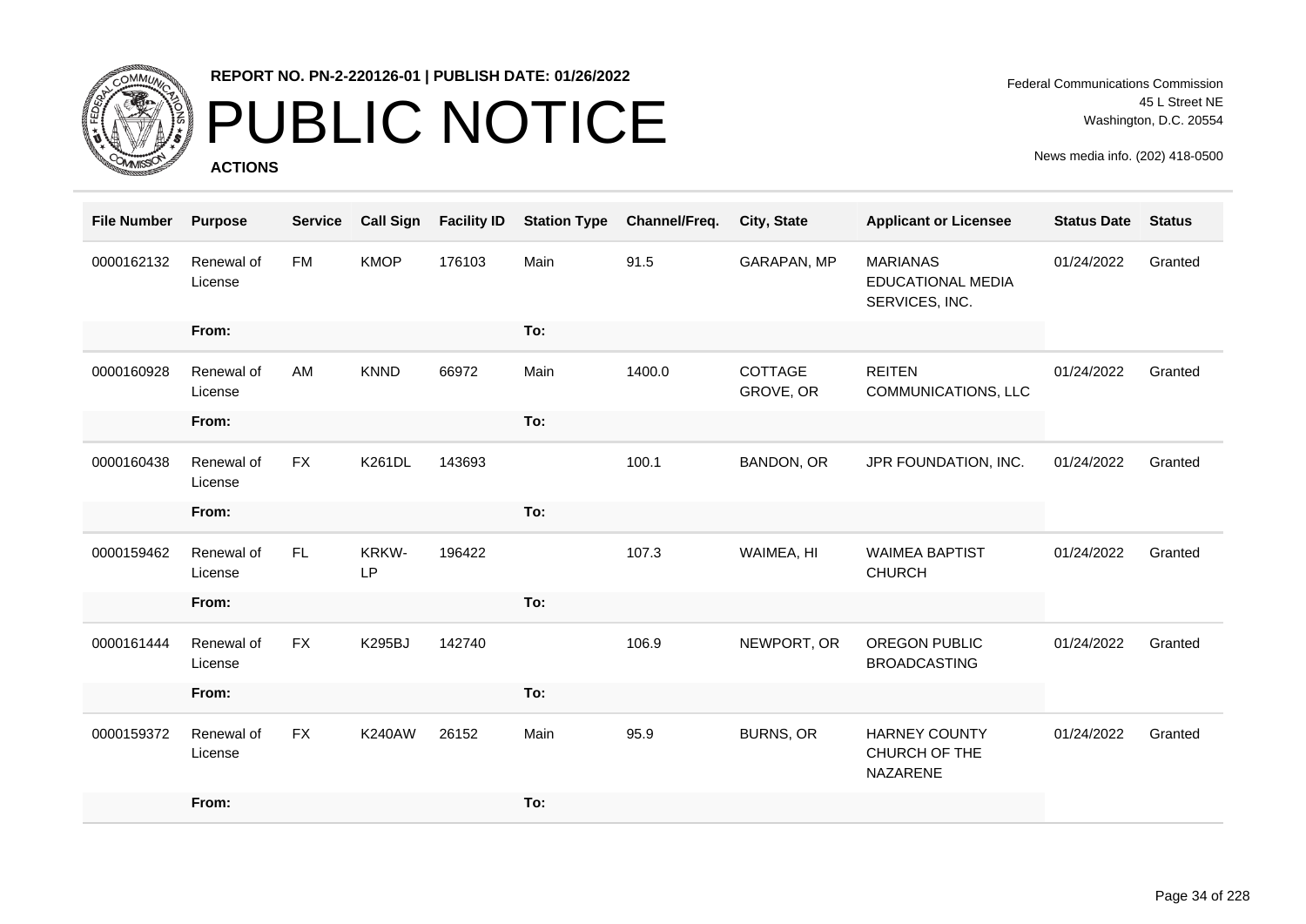**REPORT NO. PN-2-220126-01 | PUBLISH DATE: 01/26/2022**

# PUBLIC NOTICE

**ACTIONS**

Federal Communications Commission
45 L Street NE
Washington, D.C. 20554

News media info. (202) 418-0500

| File Number | Purpose | Service | Call Sign | Facility ID | Station Type | Channel/Freq. | City, State | Applicant or Licensee | Status Date | Status |
|---|---|---|---|---|---|---|---|---|---|---|
| 0000162132 | Renewal of License | FM | KMOP | 176103 | Main | 91.5 | GARAPAN, MP | MARIANAS EDUCATIONAL MEDIA SERVICES, INC. | 01/24/2022 | Granted |
| | From: | | | | To: | | | | | |
| 0000160928 | Renewal of License | AM | KNND | 66972 | Main | 1400.0 | COTTAGE GROVE, OR | REITEN COMMUNICATIONS, LLC | 01/24/2022 | Granted |
| | From: | | | | To: | | | | | |
| 0000160438 | Renewal of License | FX | K261DL | 143693 | | 100.1 | BANDON, OR | JPR FOUNDATION, INC. | 01/24/2022 | Granted |
| | From: | | | | To: | | | | | |
| 0000159462 | Renewal of License | FL | KRKW-LP | 196422 | | 107.3 | WAIMEA, HI | WAIMEA BAPTIST CHURCH | 01/24/2022 | Granted |
| | From: | | | | To: | | | | | |
| 0000161444 | Renewal of License | FX | K295BJ | 142740 | | 106.9 | NEWPORT, OR | OREGON PUBLIC BROADCASTING | 01/24/2022 | Granted |
| | From: | | | | To: | | | | | |
| 0000159372 | Renewal of License | FX | K240AW | 26152 | Main | 95.9 | BURNS, OR | HARNEY COUNTY CHURCH OF THE NAZARENE | 01/24/2022 | Granted |
| | From: | | | | To: | | | | | |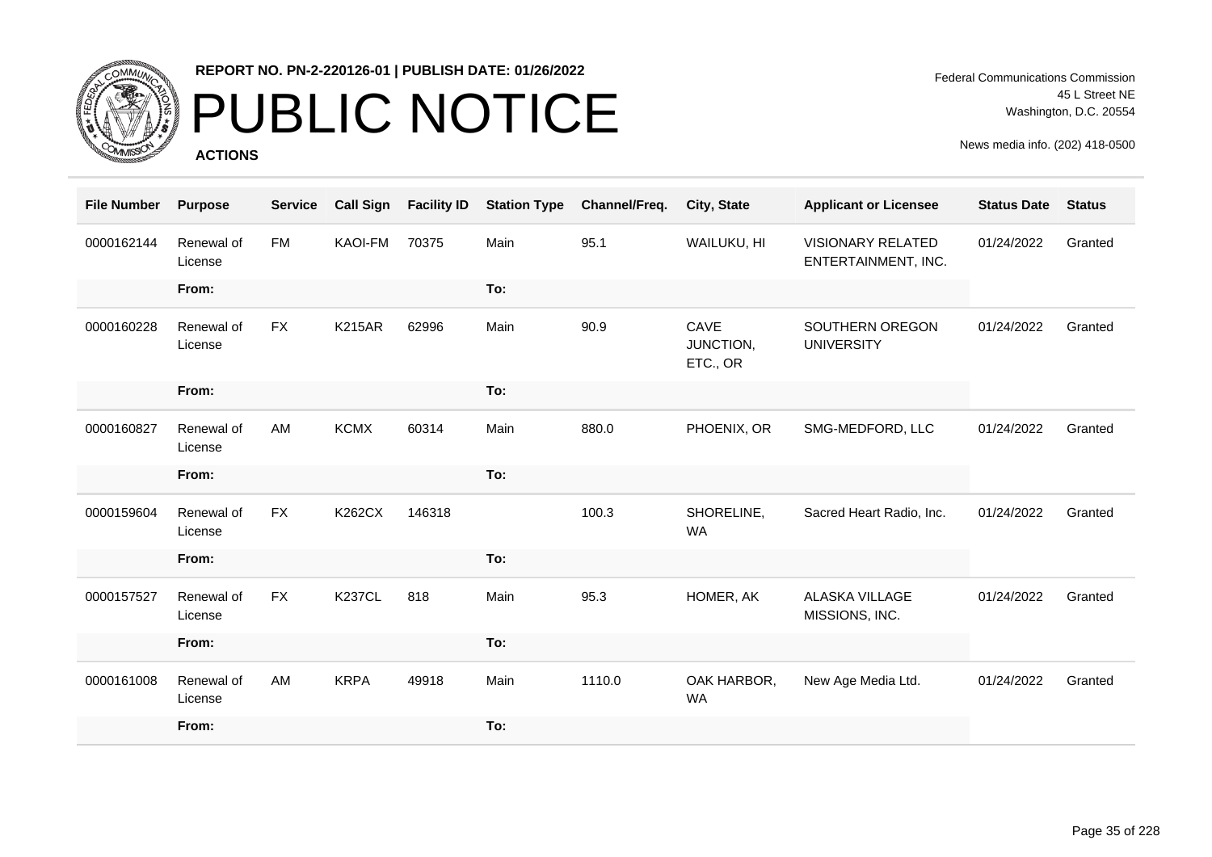**REPORT NO. PN-2-220126-01 | PUBLISH DATE: 01/26/2022**

# PUBLIC NOTICE

**ACTIONS**

Federal Communications Commission
45 L Street NE
Washington, D.C. 20554

News media info. (202) 418-0500

| File Number | Purpose | Service | Call Sign | Facility ID | Station Type | Channel/Freq. | City, State | Applicant or Licensee | Status Date | Status |
|---|---|---|---|---|---|---|---|---|---|---|
| 0000162144 | Renewal of License | FM | KAOI-FM | 70375 | Main | 95.1 | WAILUKU, HI | VISIONARY RELATED ENTERTAINMENT, INC. | 01/24/2022 | Granted |
| | From: | | | | To: | | | | | |
| 0000160228 | Renewal of License | FX | K215AR | 62996 | Main | 90.9 | CAVE JUNCTION, ETC., OR | SOUTHERN OREGON UNIVERSITY | 01/24/2022 | Granted |
| | From: | | | | To: | | | | | |
| 0000160827 | Renewal of License | AM | KCMX | 60314 | Main | 880.0 | PHOENIX, OR | SMG-MEDFORD, LLC | 01/24/2022 | Granted |
| | From: | | | | To: | | | | | |
| 0000159604 | Renewal of License | FX | K262CX | 146318 | | 100.3 | SHORELINE, WA | Sacred Heart Radio, Inc. | 01/24/2022 | Granted |
| | From: | | | | To: | | | | | |
| 0000157527 | Renewal of License | FX | K237CL | 818 | Main | 95.3 | HOMER, AK | ALASKA VILLAGE MISSIONS, INC. | 01/24/2022 | Granted |
| | From: | | | | To: | | | | | |
| 0000161008 | Renewal of License | AM | KRPA | 49918 | Main | 1110.0 | OAK HARBOR, WA | New Age Media Ltd. | 01/24/2022 | Granted |
| | From: | | | | To: | | | | | |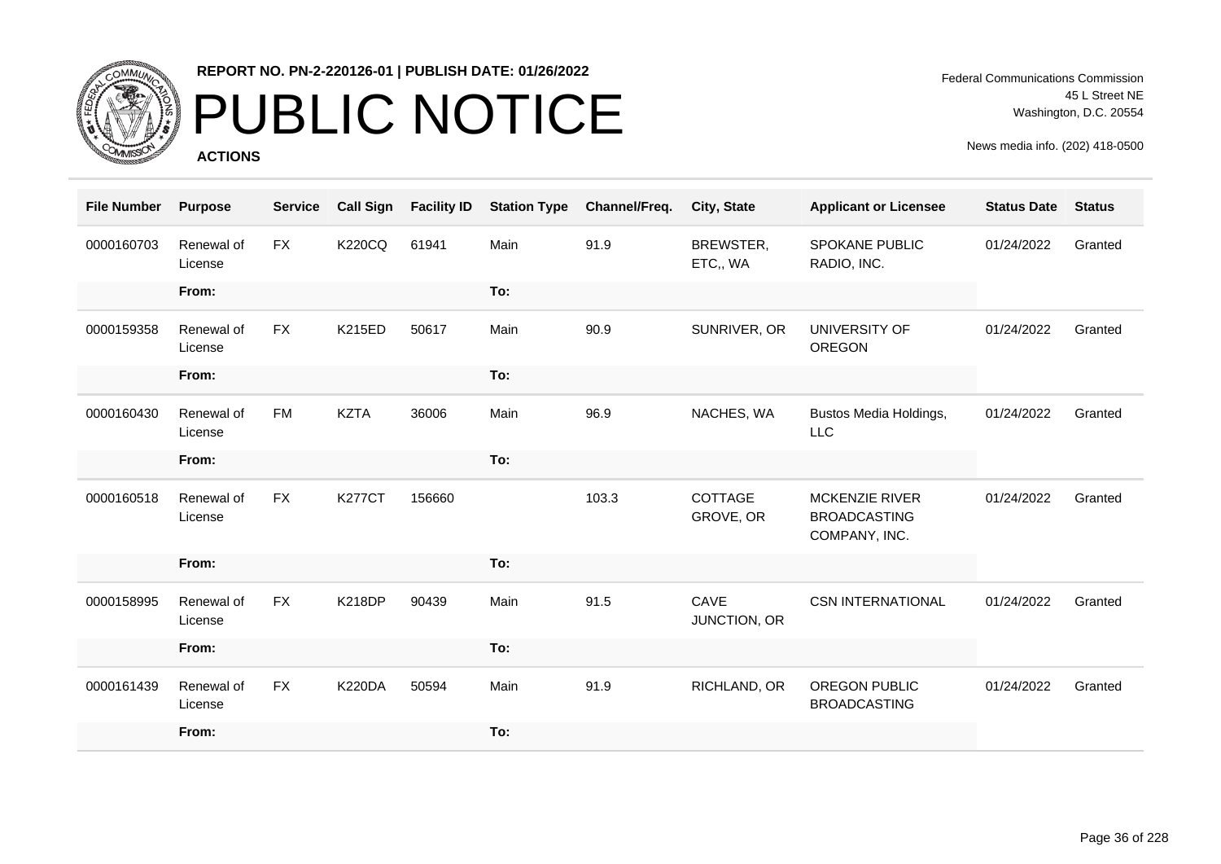**REPORT NO. PN-2-220126-01 | PUBLISH DATE: 01/26/2022**

# PUBLIC NOTICE

**ACTIONS**

Federal Communications Commission
45 L Street NE
Washington, D.C. 20554

News media info. (202) 418-0500

| File Number | Purpose | Service | Call Sign | Facility ID | Station Type | Channel/Freq. | City, State | Applicant or Licensee | Status Date | Status |
|---|---|---|---|---|---|---|---|---|---|---|
| 0000160703 | Renewal of License | FX | K220CQ | 61941 | Main | 91.9 | BREWSTER, ETC,, WA | SPOKANE PUBLIC RADIO, INC. | 01/24/2022 | Granted |
| | From: | | | | To: | | | | | |
| 0000159358 | Renewal of License | FX | K215ED | 50617 | Main | 90.9 | SUNRIVER, OR | UNIVERSITY OF OREGON | 01/24/2022 | Granted |
| | From: | | | | To: | | | | | |
| 0000160430 | Renewal of License | FM | KZTA | 36006 | Main | 96.9 | NACHES, WA | Bustos Media Holdings, LLC | 01/24/2022 | Granted |
| | From: | | | | To: | | | | | |
| 0000160518 | Renewal of License | FX | K277CT | 156660 | | 103.3 | COTTAGE GROVE, OR | MCKENZIE RIVER BROADCASTING COMPANY, INC. | 01/24/2022 | Granted |
| | From: | | | | To: | | | | | |
| 0000158995 | Renewal of License | FX | K218DP | 90439 | Main | 91.5 | CAVE JUNCTION, OR | CSN INTERNATIONAL | 01/24/2022 | Granted |
| | From: | | | | To: | | | | | |
| 0000161439 | Renewal of License | FX | K220DA | 50594 | Main | 91.9 | RICHLAND, OR | OREGON PUBLIC BROADCASTING | 01/24/2022 | Granted |
| | From: | | | | To: | | | | | |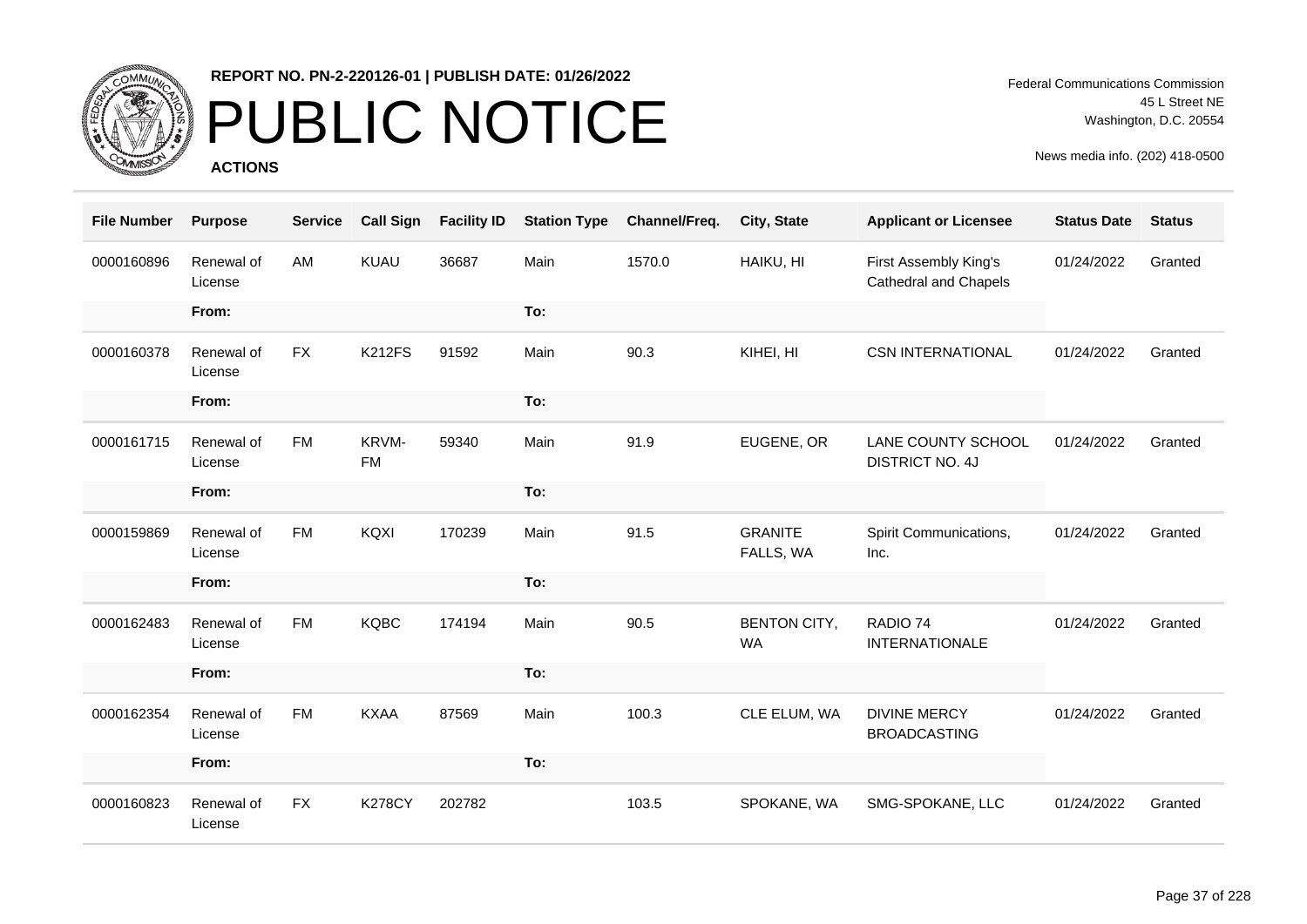**REPORT NO. PN-2-220126-01 | PUBLISH DATE: 01/26/2022**

# PUBLIC NOTICE

**ACTIONS**

Federal Communications Commission
45 L Street NE
Washington, D.C. 20554

News media info. (202) 418-0500

| File Number | Purpose | Service | Call Sign | Facility ID | Station Type | Channel/Freq. | City, State | Applicant or Licensee | Status Date | Status |
|---|---|---|---|---|---|---|---|---|---|---|
| 0000160896 | Renewal of License | AM | KUAU | 36687 | Main | 1570.0 | HAIKU, HI | First Assembly King's Cathedral and Chapels | 01/24/2022 | Granted |
| | From: | | | | To: | | | | | |
| 0000160378 | Renewal of License | FX | K212FS | 91592 | Main | 90.3 | KIHEI, HI | CSN INTERNATIONAL | 01/24/2022 | Granted |
| | From: | | | | To: | | | | | |
| 0000161715 | Renewal of License | FM | KRVM-FM | 59340 | Main | 91.9 | EUGENE, OR | LANE COUNTY SCHOOL DISTRICT NO. 4J | 01/24/2022 | Granted |
| | From: | | | | To: | | | | | |
| 0000159869 | Renewal of License | FM | KQXI | 170239 | Main | 91.5 | GRANITE FALLS, WA | Spirit Communications, Inc. | 01/24/2022 | Granted |
| | From: | | | | To: | | | | | |
| 0000162483 | Renewal of License | FM | KQBC | 174194 | Main | 90.5 | BENTON CITY, WA | RADIO 74 INTERNATIONALE | 01/24/2022 | Granted |
| | From: | | | | To: | | | | | |
| 0000162354 | Renewal of License | FM | KXAA | 87569 | Main | 100.3 | CLE ELUM, WA | DIVINE MERCY BROADCASTING | 01/24/2022 | Granted |
| | From: | | | | To: | | | | | |
| 0000160823 | Renewal of License | FX | K278CY | 202782 | | 103.5 | SPOKANE, WA | SMG-SPOKANE, LLC | 01/24/2022 | Granted |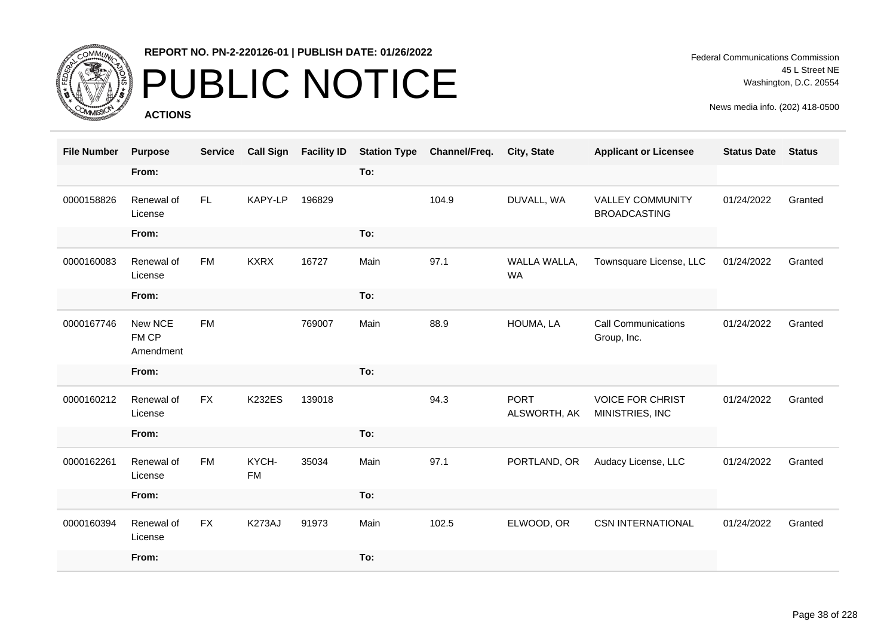**REPORT NO. PN-2-220126-01 | PUBLISH DATE: 01/26/2022**

# PUBLIC NOTICE

**ACTIONS**

Federal Communications Commission
45 L Street NE
Washington, D.C. 20554

News media info. (202) 418-0500

| File Number | Purpose | Service | Call Sign | Facility ID | Station Type | Channel/Freq. | City, State | Applicant or Licensee | Status Date | Status |
|---|---|---|---|---|---|---|---|---|---|---|
| | From: | | | | To: | | | | | |
| 0000158826 | Renewal of License | FL | KAPY-LP | 196829 | | 104.9 | DUVALL, WA | VALLEY COMMUNITY BROADCASTING | 01/24/2022 | Granted |
| | From: | | | | To: | | | | | |
| 0000160083 | Renewal of License | FM | KXRX | 16727 | Main | 97.1 | WALLA WALLA, WA | Townsquare License, LLC | 01/24/2022 | Granted |
| | From: | | | | To: | | | | | |
| 0000167746 | New NCE FM CP Amendment | FM | | 769007 | Main | 88.9 | HOUMA, LA | Call Communications Group, Inc. | 01/24/2022 | Granted |
| | From: | | | | To: | | | | | |
| 0000160212 | Renewal of License | FX | K232ES | 139018 | | 94.3 | PORT ALSWORTH, AK | VOICE FOR CHRIST MINISTRIES, INC | 01/24/2022 | Granted |
| | From: | | | | To: | | | | | |
| 0000162261 | Renewal of License | FM | KYCH-FM | 35034 | Main | 97.1 | PORTLAND, OR | Audacy License, LLC | 01/24/2022 | Granted |
| | From: | | | | To: | | | | | |
| 0000160394 | Renewal of License | FX | K273AJ | 91973 | Main | 102.5 | ELWOOD, OR | CSN INTERNATIONAL | 01/24/2022 | Granted |
| | From: | | | | To: | | | | | |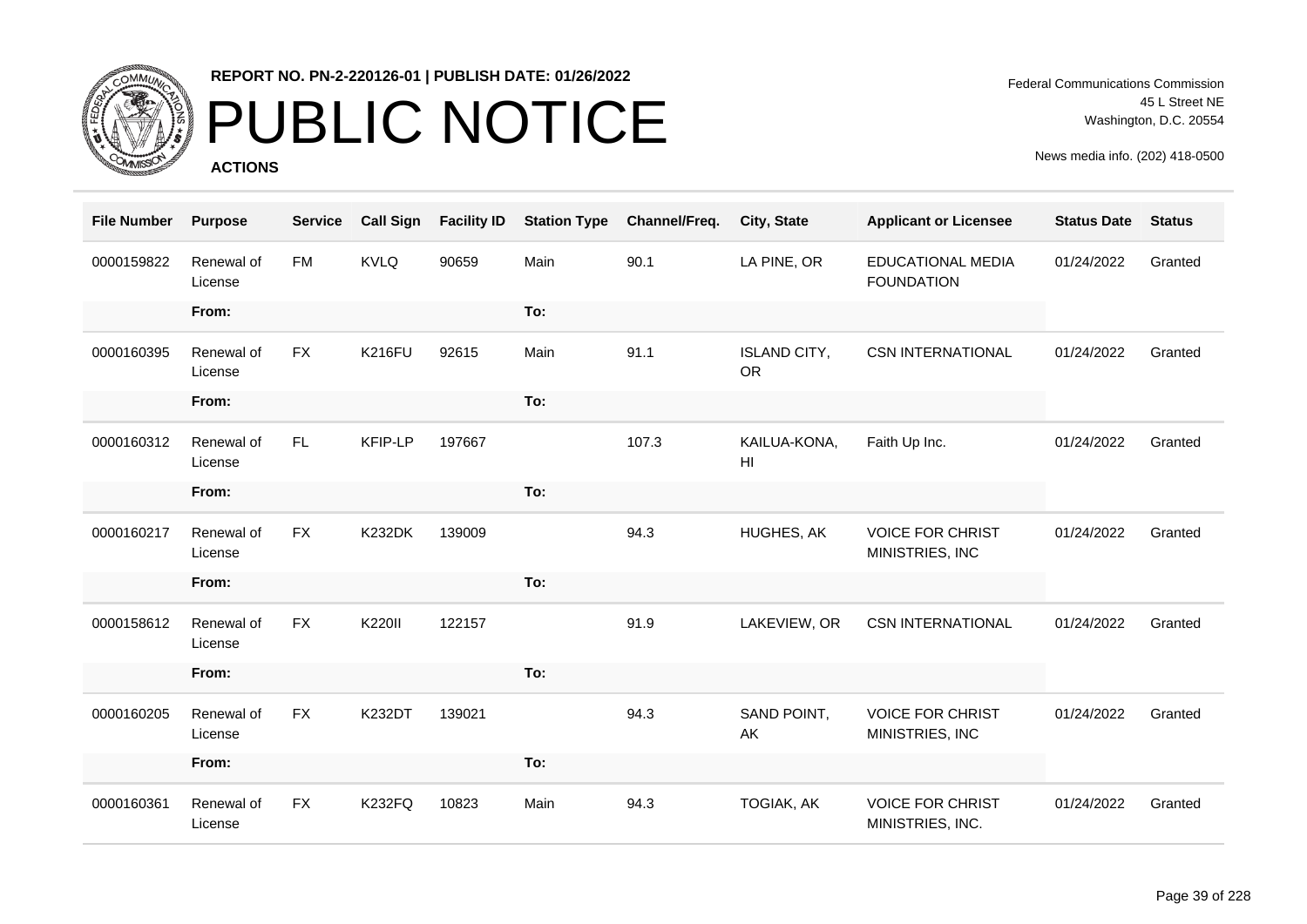**REPORT NO. PN-2-220126-01 | PUBLISH DATE: 01/26/2022**

# PUBLIC NOTICE

**ACTIONS**

Federal Communications Commission
45 L Street NE
Washington, D.C. 20554

News media info. (202) 418-0500

| File Number | Purpose | Service | Call Sign | Facility ID | Station Type | Channel/Freq. | City, State | Applicant or Licensee | Status Date | Status |
|---|---|---|---|---|---|---|---|---|---|---|
| 0000159822 | Renewal of License | FM | KVLQ | 90659 | Main | 90.1 | LA PINE, OR | EDUCATIONAL MEDIA FOUNDATION | 01/24/2022 | Granted |
| | From: | | | | To: | | | | | |
| 0000160395 | Renewal of License | FX | K216FU | 92615 | Main | 91.1 | ISLAND CITY, OR | CSN INTERNATIONAL | 01/24/2022 | Granted |
| | From: | | | | To: | | | | | |
| 0000160312 | Renewal of License | FL | KFIP-LP | 197667 | | 107.3 | KAILUA-KONA, HI | Faith Up Inc. | 01/24/2022 | Granted |
| | From: | | | | To: | | | | | |
| 0000160217 | Renewal of License | FX | K232DK | 139009 | | 94.3 | HUGHES, AK | VOICE FOR CHRIST MINISTRIES, INC | 01/24/2022 | Granted |
| | From: | | | | To: | | | | | |
| 0000158612 | Renewal of License | FX | K220II | 122157 | | 91.9 | LAKEVIEW, OR | CSN INTERNATIONAL | 01/24/2022 | Granted |
| | From: | | | | To: | | | | | |
| 0000160205 | Renewal of License | FX | K232DT | 139021 | | 94.3 | SAND POINT, AK | VOICE FOR CHRIST MINISTRIES, INC | 01/24/2022 | Granted |
| | From: | | | | To: | | | | | |
| 0000160361 | Renewal of License | FX | K232FQ | 10823 | Main | 94.3 | TOGIAK, AK | VOICE FOR CHRIST MINISTRIES, INC. | 01/24/2022 | Granted |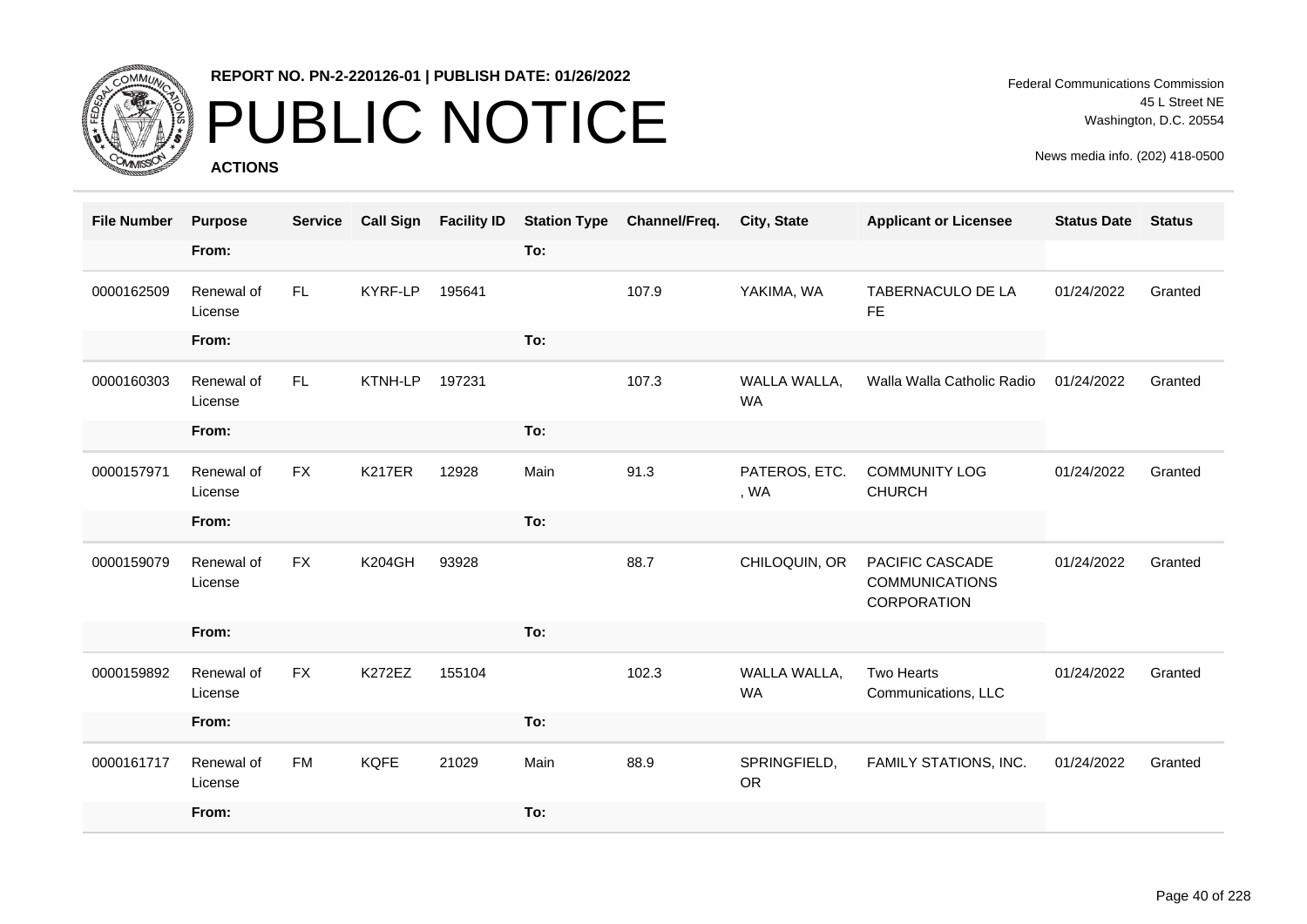REPORT NO. PN-2-220126-01 | PUBLISH DATE: 01/26/2022

# PUBLIC NOTICE

**ACTIONS**

Federal Communications Commission
45 L Street NE
Washington, D.C. 20554

News media info. (202) 418-0500

| File Number | Purpose | Service | Call Sign | Facility ID | Station Type | Channel/Freq. | City, State | Applicant or Licensee | Status Date | Status |
|---|---|---|---|---|---|---|---|---|---|---|
| | From: | | | | To: | | | | | |
| 0000162509 | Renewal of License | FL | KYRF-LP | 195641 | | 107.9 | YAKIMA, WA | TABERNACULO DE LA FE | 01/24/2022 | Granted |
| | From: | | | | To: | | | | | |
| 0000160303 | Renewal of License | FL | KTNH-LP | 197231 | | 107.3 | WALLA WALLA, WA | Walla Walla Catholic Radio | 01/24/2022 | Granted |
| | From: | | | | To: | | | | | |
| 0000157971 | Renewal of License | FX | K217ER | 12928 | Main | 91.3 | PATEROS, ETC. , WA | COMMUNITY LOG CHURCH | 01/24/2022 | Granted |
| | From: | | | | To: | | | | | |
| 0000159079 | Renewal of License | FX | K204GH | 93928 | | 88.7 | CHILOQUIN, OR | PACIFIC CASCADE COMMUNICATIONS CORPORATION | 01/24/2022 | Granted |
| | From: | | | | To: | | | | | |
| 0000159892 | Renewal of License | FX | K272EZ | 155104 | | 102.3 | WALLA WALLA, WA | Two Hearts Communications, LLC | 01/24/2022 | Granted |
| | From: | | | | To: | | | | | |
| 0000161717 | Renewal of License | FM | KQFE | 21029 | Main | 88.9 | SPRINGFIELD, OR | FAMILY STATIONS, INC. | 01/24/2022 | Granted |
| | From: | | | | To: | | | | | |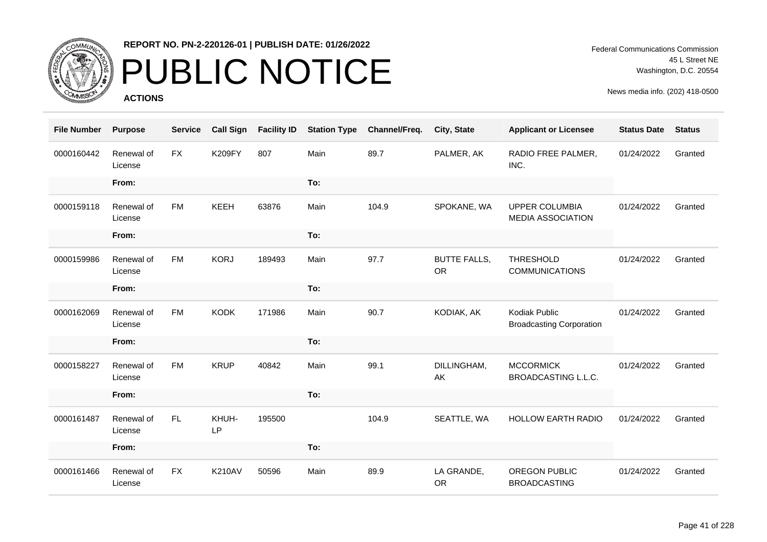**REPORT NO. PN-2-220126-01 | PUBLISH DATE: 01/26/2022**

# PUBLIC NOTICE

**ACTIONS**

Federal Communications Commission
45 L Street NE
Washington, D.C. 20554

News media info. (202) 418-0500

| File Number | Purpose | Service | Call Sign | Facility ID | Station Type | Channel/Freq. | City, State | Applicant or Licensee | Status Date | Status |
|---|---|---|---|---|---|---|---|---|---|---|
| 0000160442 | Renewal of License | FX | K209FY | 807 | Main | 89.7 | PALMER, AK | RADIO FREE PALMER, INC. | 01/24/2022 | Granted |
| | From: | | | | To: | | | | | |
| 0000159118 | Renewal of License | FM | KEEH | 63876 | Main | 104.9 | SPOKANE, WA | UPPER COLUMBIA MEDIA ASSOCIATION | 01/24/2022 | Granted |
| | From: | | | | To: | | | | | |
| 0000159986 | Renewal of License | FM | KORJ | 189493 | Main | 97.7 | BUTTE FALLS, OR | THRESHOLD COMMUNICATIONS | 01/24/2022 | Granted |
| | From: | | | | To: | | | | | |
| 0000162069 | Renewal of License | FM | KODK | 171986 | Main | 90.7 | KODIAK, AK | Kodiak Public Broadcasting Corporation | 01/24/2022 | Granted |
| | From: | | | | To: | | | | | |
| 0000158227 | Renewal of License | FM | KRUP | 40842 | Main | 99.1 | DILLINGHAM, AK | MCCORMICK BROADCASTING L.L.C. | 01/24/2022 | Granted |
| | From: | | | | To: | | | | | |
| 0000161487 | Renewal of License | FL | KHUH-LP | 195500 | | 104.9 | SEATTLE, WA | HOLLOW EARTH RADIO | 01/24/2022 | Granted |
| | From: | | | | To: | | | | | |
| 0000161466 | Renewal of License | FX | K210AV | 50596 | Main | 89.9 | LA GRANDE, OR | OREGON PUBLIC BROADCASTING | 01/24/2022 | Granted |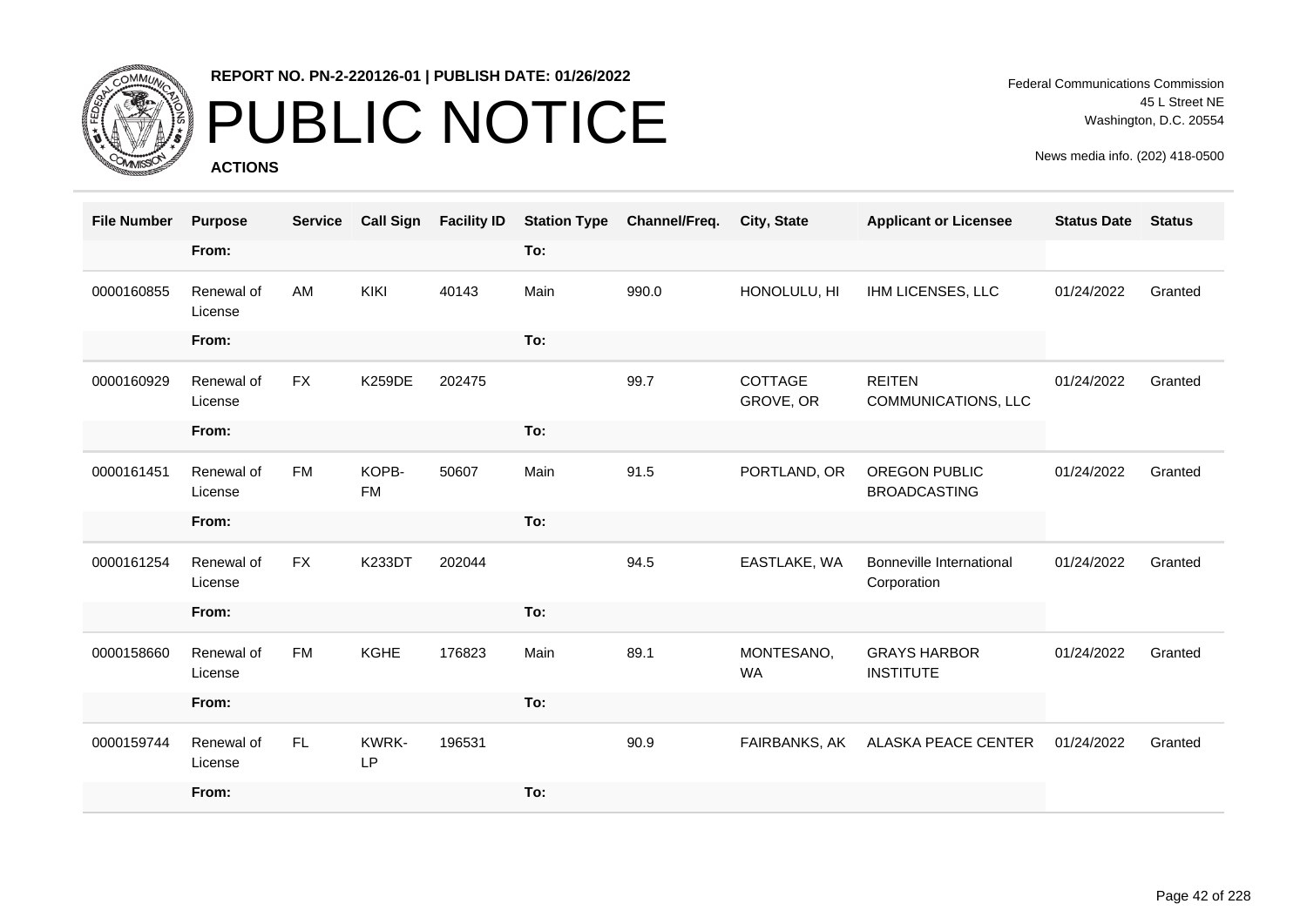**REPORT NO. PN-2-220126-01 | PUBLISH DATE: 01/26/2022**

# PUBLIC NOTICE

**ACTIONS**

Federal Communications Commission
45 L Street NE
Washington, D.C. 20554

News media info. (202) 418-0500

| File Number | Purpose | Service | Call Sign | Facility ID | Station Type | Channel/Freq. | City, State | Applicant or Licensee | Status Date | Status |
|---|---|---|---|---|---|---|---|---|---|---|
| | From: | | | | To: | | | | | |
| 0000160855 | Renewal of License | AM | KIKI | 40143 | Main | 990.0 | HONOLULU, HI | IHM LICENSES, LLC | 01/24/2022 | Granted |
| | From: | | | | To: | | | | | |
| 0000160929 | Renewal of License | FX | K259DE | 202475 | | 99.7 | COTTAGE GROVE, OR | REITEN COMMUNICATIONS, LLC | 01/24/2022 | Granted |
| | From: | | | | To: | | | | | |
| 0000161451 | Renewal of License | FM | KOPB-FM | 50607 | Main | 91.5 | PORTLAND, OR | OREGON PUBLIC BROADCASTING | 01/24/2022 | Granted |
| | From: | | | | To: | | | | | |
| 0000161254 | Renewal of License | FX | K233DT | 202044 | | 94.5 | EASTLAKE, WA | Bonneville International Corporation | 01/24/2022 | Granted |
| | From: | | | | To: | | | | | |
| 0000158660 | Renewal of License | FM | KGHE | 176823 | Main | 89.1 | MONTESANO, WA | GRAYS HARBOR INSTITUTE | 01/24/2022 | Granted |
| | From: | | | | To: | | | | | |
| 0000159744 | Renewal of License | FL | KWRK-LP | 196531 | | 90.9 | FAIRBANKS, AK | ALASKA PEACE CENTER | 01/24/2022 | Granted |
| | From: | | | | To: | | | | | |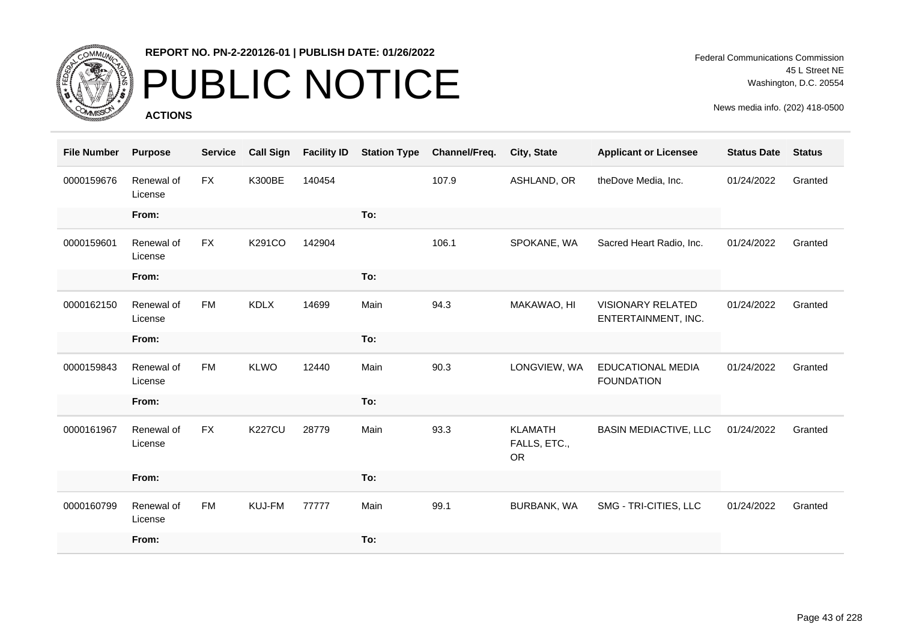REPORT NO. PN-2-220126-01 | PUBLISH DATE: 01/26/2022

# PUBLIC NOTICE

**ACTIONS**

Federal Communications Commission
45 L Street NE
Washington, D.C. 20554

News media info. (202) 418-0500

| File Number | Purpose | Service | Call Sign | Facility ID | Station Type | Channel/Freq. | City, State | Applicant or Licensee | Status Date | Status |
|---|---|---|---|---|---|---|---|---|---|---|
| 0000159676 | Renewal of License | FX | K300BE | 140454 | | 107.9 | ASHLAND, OR | theDove Media, Inc. | 01/24/2022 | Granted |
| | From: | | | | To: | | | | | |
| 0000159601 | Renewal of License | FX | K291CO | 142904 | | 106.1 | SPOKANE, WA | Sacred Heart Radio, Inc. | 01/24/2022 | Granted |
| | From: | | | | To: | | | | | |
| 0000162150 | Renewal of License | FM | KDLX | 14699 | Main | 94.3 | MAKAWAO, HI | VISIONARY RELATED ENTERTAINMENT, INC. | 01/24/2022 | Granted |
| | From: | | | | To: | | | | | |
| 0000159843 | Renewal of License | FM | KLWO | 12440 | Main | 90.3 | LONGVIEW, WA | EDUCATIONAL MEDIA FOUNDATION | 01/24/2022 | Granted |
| | From: | | | | To: | | | | | |
| 0000161967 | Renewal of License | FX | K227CU | 28779 | Main | 93.3 | KLAMATH FALLS, ETC., OR | BASIN MEDIACTIVE, LLC | 01/24/2022 | Granted |
| | From: | | | | To: | | | | | |
| 0000160799 | Renewal of License | FM | KUJ-FM | 77777 | Main | 99.1 | BURBANK, WA | SMG - TRI-CITIES, LLC | 01/24/2022 | Granted |
| | From: | | | | To: | | | | | |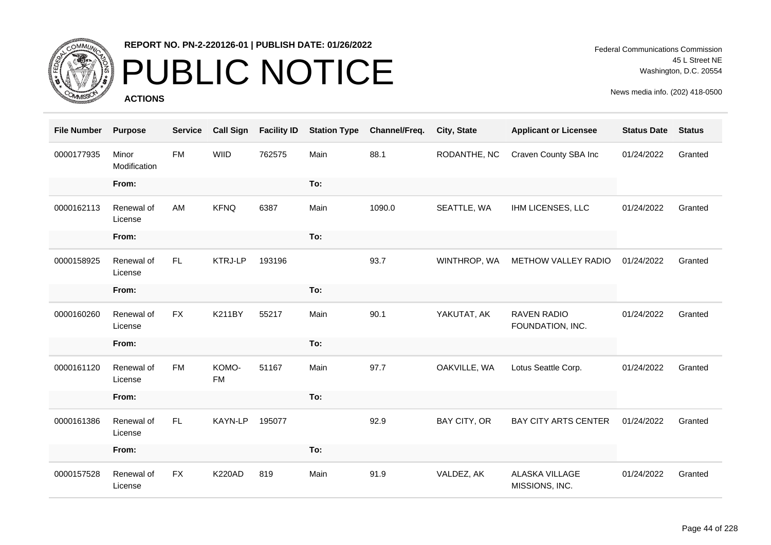**REPORT NO. PN-2-220126-01 | PUBLISH DATE: 01/26/2022**

# PUBLIC NOTICE

**ACTIONS**

Federal Communications Commission
45 L Street NE
Washington, D.C. 20554

News media info. (202) 418-0500

| File Number | Purpose | Service | Call Sign | Facility ID | Station Type | Channel/Freq. | City, State | Applicant or Licensee | Status Date | Status |
|---|---|---|---|---|---|---|---|---|---|---|
| 0000177935 | Minor Modification | FM | WIID | 762575 | Main | 88.1 | RODANTHE, NC | Craven County SBA Inc | 01/24/2022 | Granted |
| | From: | | | | To: | | | | | |
| 0000162113 | Renewal of License | AM | KFNQ | 6387 | Main | 1090.0 | SEATTLE, WA | IHM LICENSES, LLC | 01/24/2022 | Granted |
| | From: | | | | To: | | | | | |
| 0000158925 | Renewal of License | FL | KTRJ-LP | 193196 | | 93.7 | WINTHROP, WA | METHOW VALLEY RADIO | 01/24/2022 | Granted |
| | From: | | | | To: | | | | | |
| 0000160260 | Renewal of License | FX | K211BY | 55217 | Main | 90.1 | YAKUTAT, AK | RAVEN RADIO FOUNDATION, INC. | 01/24/2022 | Granted |
| | From: | | | | To: | | | | | |
| 0000161120 | Renewal of License | FM | KOMO-FM | 51167 | Main | 97.7 | OAKVILLE, WA | Lotus Seattle Corp. | 01/24/2022 | Granted |
| | From: | | | | To: | | | | | |
| 0000161386 | Renewal of License | FL | KAYN-LP | 195077 | | 92.9 | BAY CITY, OR | BAY CITY ARTS CENTER | 01/24/2022 | Granted |
| | From: | | | | To: | | | | | |
| 0000157528 | Renewal of License | FX | K220AD | 819 | Main | 91.9 | VALDEZ, AK | ALASKA VILLAGE MISSIONS, INC. | 01/24/2022 | Granted |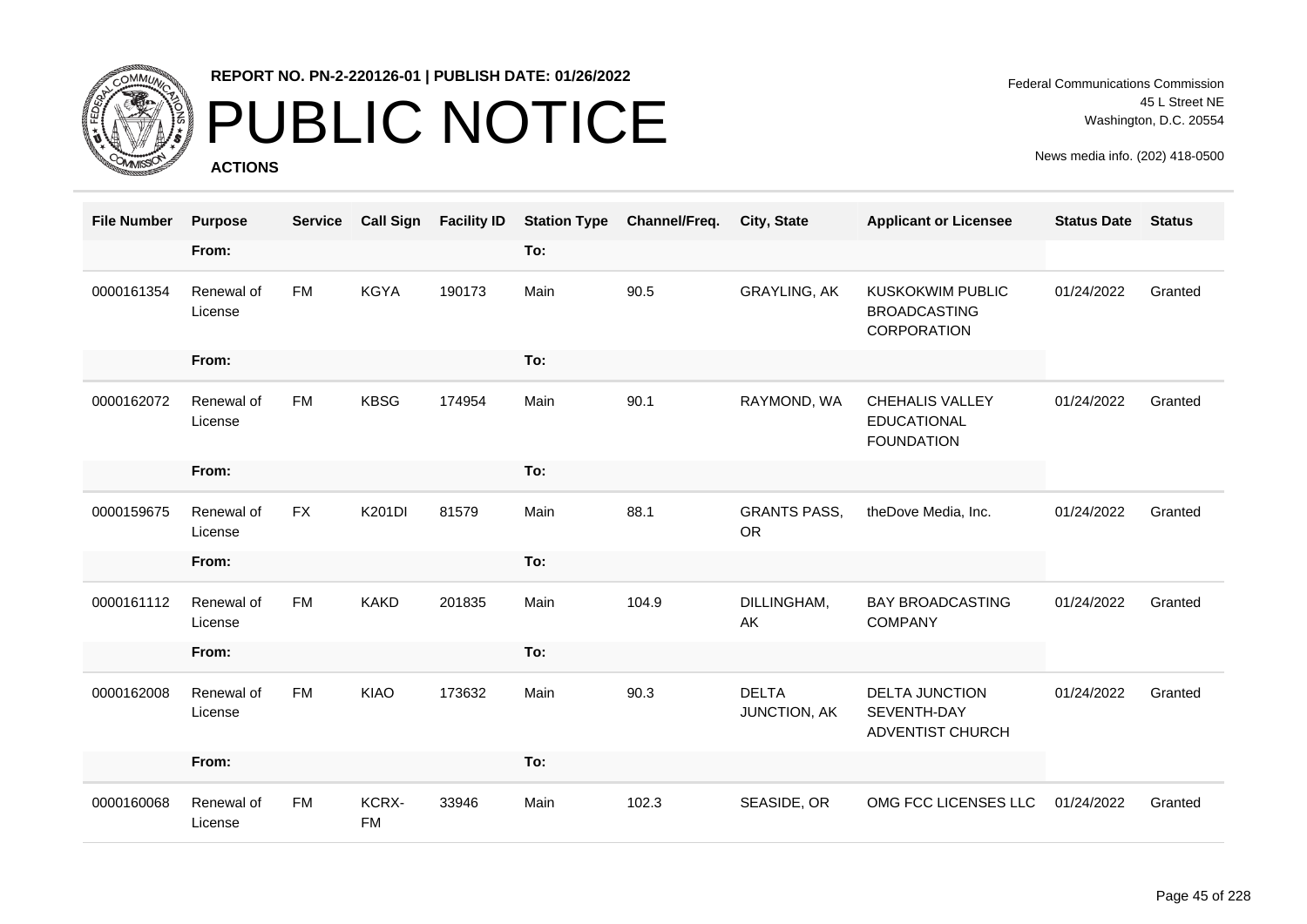REPORT NO. PN-2-220126-01 | PUBLISH DATE: 01/26/2022

# PUBLIC NOTICE

**ACTIONS**

Federal Communications Commission
45 L Street NE
Washington, D.C. 20554

News media info. (202) 418-0500

| File Number | Purpose | Service | Call Sign | Facility ID | Station Type | Channel/Freq. | City, State | Applicant or Licensee | Status Date | Status |
|---|---|---|---|---|---|---|---|---|---|---|
| | From: | | | | To: | | | | | |
| 0000161354 | Renewal of License | FM | KGYA | 190173 | Main | 90.5 | GRAYLING, AK | KUSKOKWIM PUBLIC BROADCASTING CORPORATION | 01/24/2022 | Granted |
| | From: | | | | To: | | | | | |
| 0000162072 | Renewal of License | FM | KBSG | 174954 | Main | 90.1 | RAYMOND, WA | CHEHALIS VALLEY EDUCATIONAL FOUNDATION | 01/24/2022 | Granted |
| | From: | | | | To: | | | | | |
| 0000159675 | Renewal of License | FX | K201DI | 81579 | Main | 88.1 | GRANTS PASS, OR | theDove Media, Inc. | 01/24/2022 | Granted |
| | From: | | | | To: | | | | | |
| 0000161112 | Renewal of License | FM | KAKD | 201835 | Main | 104.9 | DILLINGHAM, AK | BAY BROADCASTING COMPANY | 01/24/2022 | Granted |
| | From: | | | | To: | | | | | |
| 0000162008 | Renewal of License | FM | KIAO | 173632 | Main | 90.3 | DELTA JUNCTION, AK | DELTA JUNCTION SEVENTH-DAY ADVENTIST CHURCH | 01/24/2022 | Granted |
| | From: | | | | To: | | | | | |
| 0000160068 | Renewal of License | FM | KCRX-FM | 33946 | Main | 102.3 | SEASIDE, OR | OMG FCC LICENSES LLC | 01/24/2022 | Granted |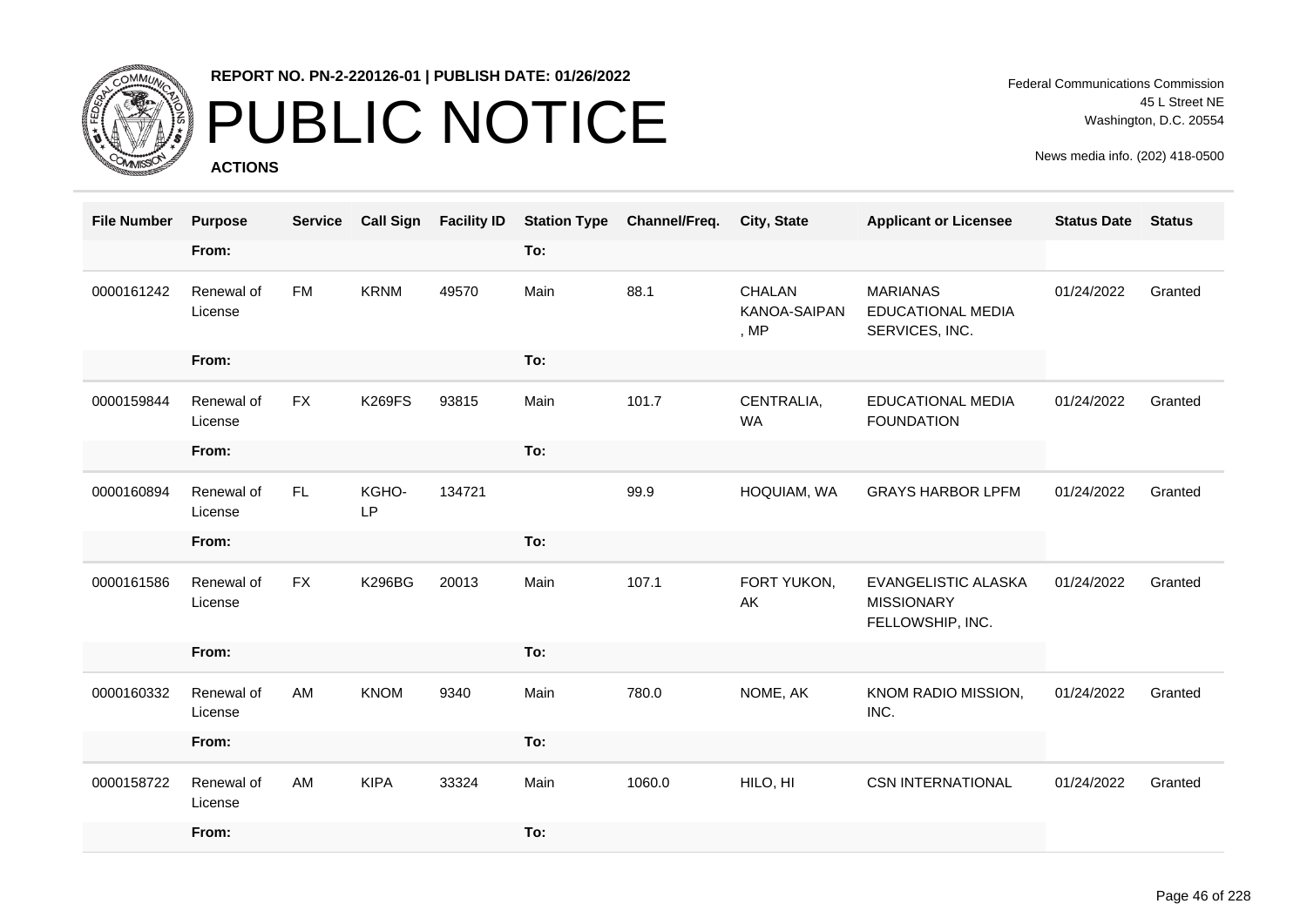REPORT NO. PN-2-220126-01 | PUBLISH DATE: 01/26/2022

# PUBLIC NOTICE

**ACTIONS**

Federal Communications Commission
45 L Street NE
Washington, D.C. 20554

News media info. (202) 418-0500

| File Number | Purpose | Service | Call Sign | Facility ID | Station Type | Channel/Freq. | City, State | Applicant or Licensee | Status Date | Status |
|---|---|---|---|---|---|---|---|---|---|---|
| | From: | | | | To: | | | | | |
| 0000161242 | Renewal of License | FM | KRNM | 49570 | Main | 88.1 | CHALAN KANOA-SAIPAN, MP | MARIANAS EDUCATIONAL MEDIA SERVICES, INC. | 01/24/2022 | Granted |
| | From: | | | | To: | | | | | |
| 0000159844 | Renewal of License | FX | K269FS | 93815 | Main | 101.7 | CENTRALIA, WA | EDUCATIONAL MEDIA FOUNDATION | 01/24/2022 | Granted |
| | From: | | | | To: | | | | | |
| 0000160894 | Renewal of License | FL | KGHO-LP | 134721 | | 99.9 | HOQUIAM, WA | GRAYS HARBOR LPFM | 01/24/2022 | Granted |
| | From: | | | | To: | | | | | |
| 0000161586 | Renewal of License | FX | K296BG | 20013 | Main | 107.1 | FORT YUKON, AK | EVANGELISTIC ALASKA MISSIONARY FELLOWSHIP, INC. | 01/24/2022 | Granted |
| | From: | | | | To: | | | | | |
| 0000160332 | Renewal of License | AM | KNOM | 9340 | Main | 780.0 | NOME, AK | KNOM RADIO MISSION, INC. | 01/24/2022 | Granted |
| | From: | | | | To: | | | | | |
| 0000158722 | Renewal of License | AM | KIPA | 33324 | Main | 1060.0 | HILO, HI | CSN INTERNATIONAL | 01/24/2022 | Granted |
| | From: | | | | To: | | | | | |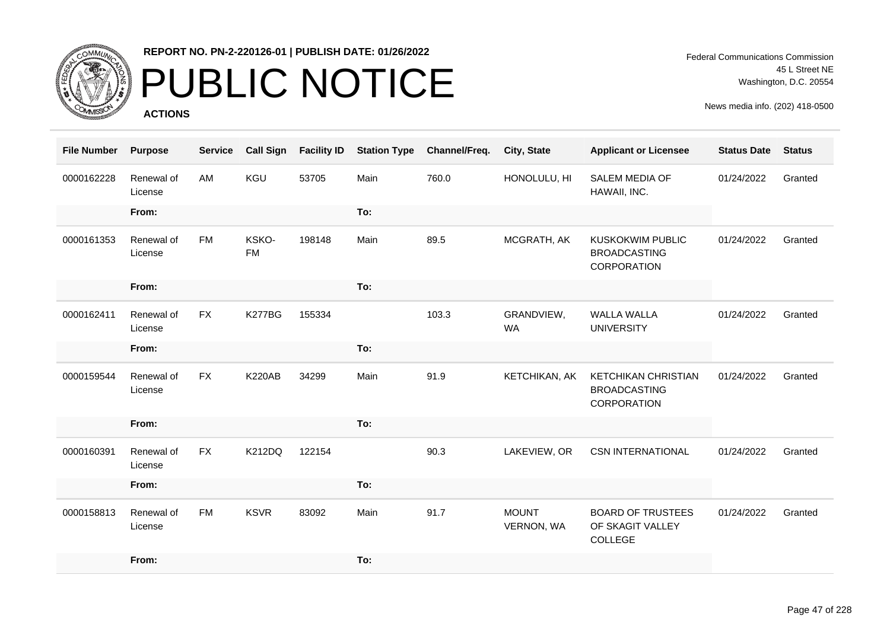**REPORT NO. PN-2-220126-01 | PUBLISH DATE: 01/26/2022**

# PUBLIC NOTICE

**ACTIONS**

Federal Communications Commission
45 L Street NE
Washington, D.C. 20554

News media info. (202) 418-0500

| File Number | Purpose | Service | Call Sign | Facility ID | Station Type | Channel/Freq. | City, State | Applicant or Licensee | Status Date | Status |
|---|---|---|---|---|---|---|---|---|---|---|
| 0000162228 | Renewal of License | AM | KGU | 53705 | Main | 760.0 | HONOLULU, HI | SALEM MEDIA OF HAWAII, INC. | 01/24/2022 | Granted |
| | From: | | | | To: | | | | | |
| 0000161353 | Renewal of License | FM | KSKO-FM | 198148 | Main | 89.5 | MCGRATH, AK | KUSKOKWIM PUBLIC BROADCASTING CORPORATION | 01/24/2022 | Granted |
| | From: | | | | To: | | | | | |
| 0000162411 | Renewal of License | FX | K277BG | 155334 | | 103.3 | GRANDVIEW, WA | WALLA WALLA UNIVERSITY | 01/24/2022 | Granted |
| | From: | | | | To: | | | | | |
| 0000159544 | Renewal of License | FX | K220AB | 34299 | Main | 91.9 | KETCHIKAN, AK | KETCHIKAN CHRISTIAN BROADCASTING CORPORATION | 01/24/2022 | Granted |
| | From: | | | | To: | | | | | |
| 0000160391 | Renewal of License | FX | K212DQ | 122154 | | 90.3 | LAKEVIEW, OR | CSN INTERNATIONAL | 01/24/2022 | Granted |
| | From: | | | | To: | | | | | |
| 0000158813 | Renewal of License | FM | KSVR | 83092 | Main | 91.7 | MOUNT VERNON, WA | BOARD OF TRUSTEES OF SKAGIT VALLEY COLLEGE | 01/24/2022 | Granted |
| | From: | | | | To: | | | | | |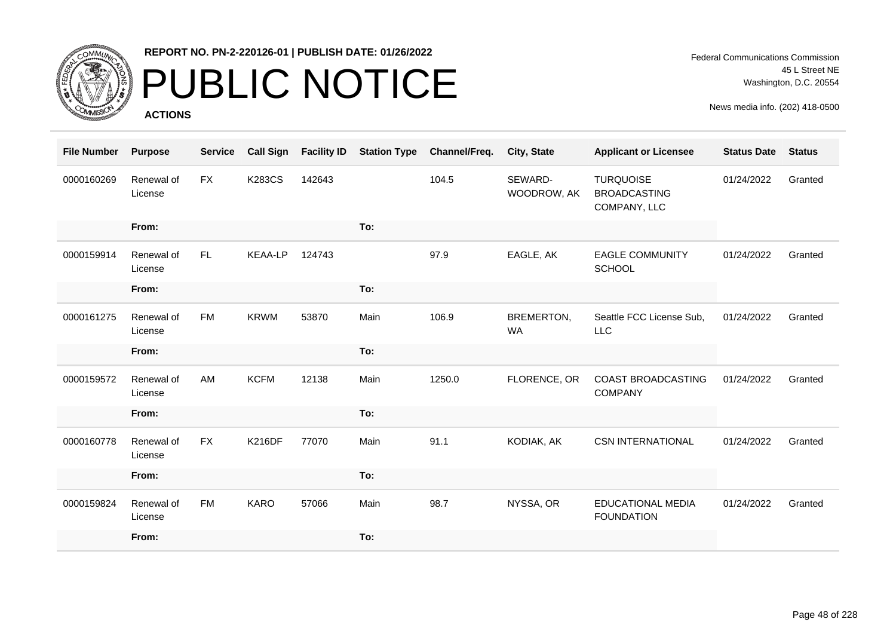REPORT NO. PN-2-220126-01 | PUBLISH DATE: 01/26/2022

# PUBLIC NOTICE

**ACTIONS**

Federal Communications Commission
45 L Street NE
Washington, D.C. 20554

News media info. (202) 418-0500

| File Number | Purpose | Service | Call Sign | Facility ID | Station Type | Channel/Freq. | City, State | Applicant or Licensee | Status Date | Status |
|---|---|---|---|---|---|---|---|---|---|---|
| 0000160269 | Renewal of License | FX | K283CS | 142643 | | 104.5 | SEWARD-WOODROW, AK | TURQUOISE BROADCASTING COMPANY, LLC | 01/24/2022 | Granted |
| | From: | | | | To: | | | | | |
| 0000159914 | Renewal of License | FL | KEAA-LP | 124743 | | 97.9 | EAGLE, AK | EAGLE COMMUNITY SCHOOL | 01/24/2022 | Granted |
| | From: | | | | To: | | | | | |
| 0000161275 | Renewal of License | FM | KRWM | 53870 | Main | 106.9 | BREMERTON, WA | Seattle FCC License Sub, LLC | 01/24/2022 | Granted |
| | From: | | | | To: | | | | | |
| 0000159572 | Renewal of License | AM | KCFM | 12138 | Main | 1250.0 | FLORENCE, OR | COAST BROADCASTING COMPANY | 01/24/2022 | Granted |
| | From: | | | | To: | | | | | |
| 0000160778 | Renewal of License | FX | K216DF | 77070 | Main | 91.1 | KODIAK, AK | CSN INTERNATIONAL | 01/24/2022 | Granted |
| | From: | | | | To: | | | | | |
| 0000159824 | Renewal of License | FM | KARO | 57066 | Main | 98.7 | NYSSA, OR | EDUCATIONAL MEDIA FOUNDATION | 01/24/2022 | Granted |
| | From: | | | | To: | | | | | |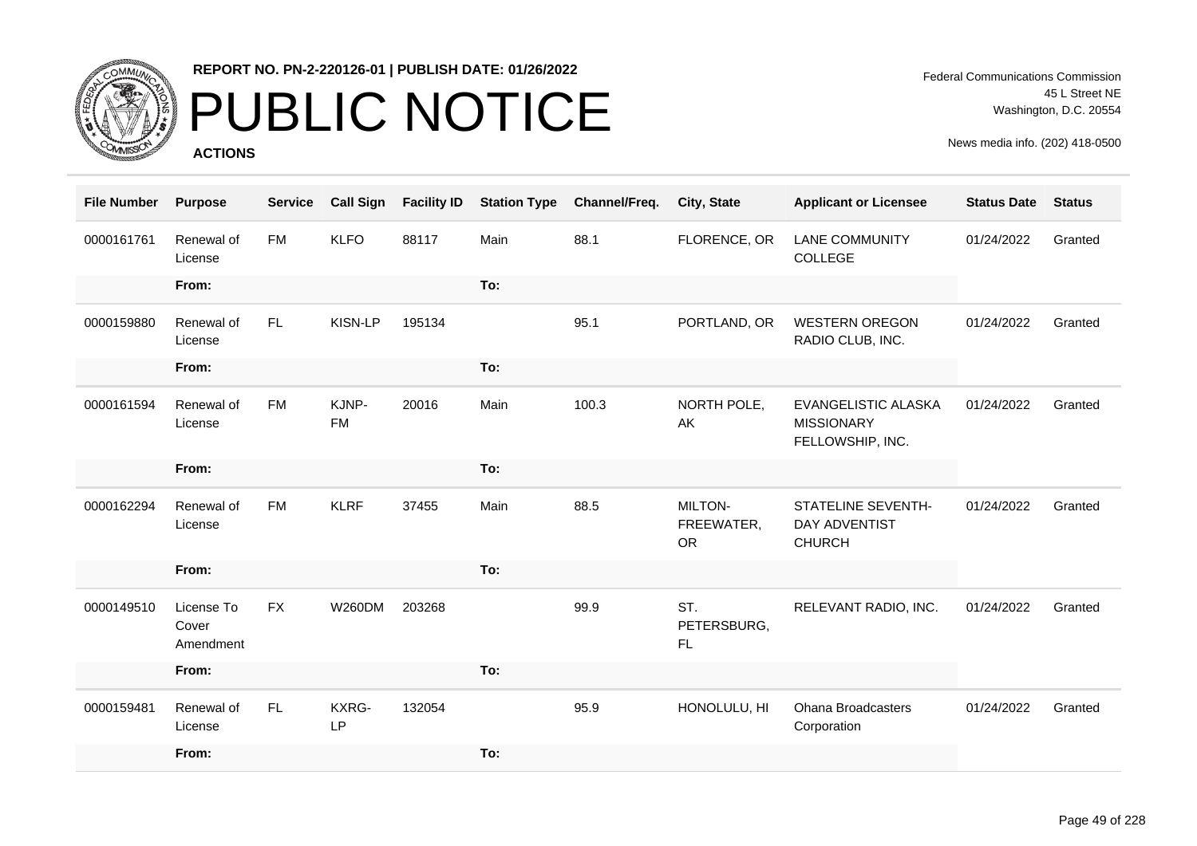**REPORT NO. PN-2-220126-01 | PUBLISH DATE: 01/26/2022**

# PUBLIC NOTICE

**ACTIONS**

Federal Communications Commission
45 L Street NE
Washington, D.C. 20554

News media info. (202) 418-0500

| File Number | Purpose | Service | Call Sign | Facility ID | Station Type | Channel/Freq. | City, State | Applicant or Licensee | Status Date | Status |
|---|---|---|---|---|---|---|---|---|---|---|
| 0000161761 | Renewal of License | FM | KLFO | 88117 | Main | 88.1 | FLORENCE, OR | LANE COMMUNITY COLLEGE | 01/24/2022 | Granted |
| | From: | | | | To: | | | | | |
| 0000159880 | Renewal of License | FL | KISN-LP | 195134 | | 95.1 | PORTLAND, OR | WESTERN OREGON RADIO CLUB, INC. | 01/24/2022 | Granted |
| | From: | | | | To: | | | | | |
| 0000161594 | Renewal of License | FM | KJNP-FM | 20016 | Main | 100.3 | NORTH POLE, AK | EVANGELISTIC ALASKA MISSIONARY FELLOWSHIP, INC. | 01/24/2022 | Granted |
| | From: | | | | To: | | | | | |
| 0000162294 | Renewal of License | FM | KLRF | 37455 | Main | 88.5 | MILTON-FREEWATER, OR | STATELINE SEVENTH-DAY ADVENTIST CHURCH | 01/24/2022 | Granted |
| | From: | | | | To: | | | | | |
| 0000149510 | License To Cover Amendment | FX | W260DM | 203268 | | 99.9 | ST. PETERSBURG, FL | RELEVANT RADIO, INC. | 01/24/2022 | Granted |
| | From: | | | | To: | | | | | |
| 0000159481 | Renewal of License | FL | KXRG-LP | 132054 | | 95.9 | HONOLULU, HI | Ohana Broadcasters Corporation | 01/24/2022 | Granted |
| | From: | | | | To: | | | | | |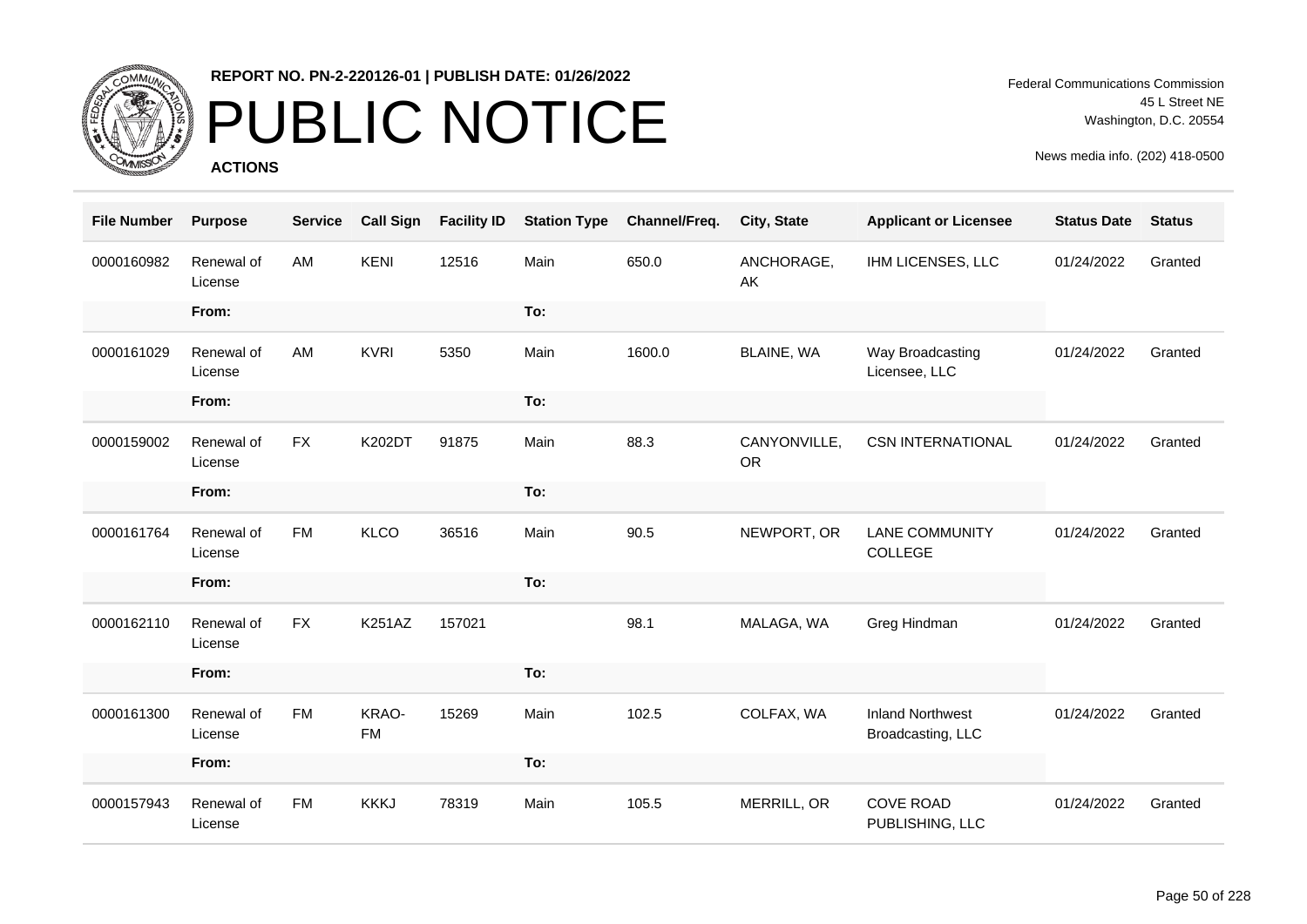**REPORT NO. PN-2-220126-01 | PUBLISH DATE: 01/26/2022**

# PUBLIC NOTICE

**ACTIONS**

Federal Communications Commission
45 L Street NE
Washington, D.C. 20554

News media info. (202) 418-0500

| File Number | Purpose | Service | Call Sign | Facility ID | Station Type | Channel/Freq. | City, State | Applicant or Licensee | Status Date | Status |
|---|---|---|---|---|---|---|---|---|---|---|
| 0000160982 | Renewal of License | AM | KENI | 12516 | Main | 650.0 | ANCHORAGE, AK | IHM LICENSES, LLC | 01/24/2022 | Granted |
| | From: | | | | To: | | | | | |
| 0000161029 | Renewal of License | AM | KVRI | 5350 | Main | 1600.0 | BLAINE, WA | Way Broadcasting Licensee, LLC | 01/24/2022 | Granted |
| | From: | | | | To: | | | | | |
| 0000159002 | Renewal of License | FX | K202DT | 91875 | Main | 88.3 | CANYONVILLE, OR | CSN INTERNATIONAL | 01/24/2022 | Granted |
| | From: | | | | To: | | | | | |
| 0000161764 | Renewal of License | FM | KLCO | 36516 | Main | 90.5 | NEWPORT, OR | LANE COMMUNITY COLLEGE | 01/24/2022 | Granted |
| | From: | | | | To: | | | | | |
| 0000162110 | Renewal of License | FX | K251AZ | 157021 | | 98.1 | MALAGA, WA | Greg Hindman | 01/24/2022 | Granted |
| | From: | | | | To: | | | | | |
| 0000161300 | Renewal of License | FM | KRAO-FM | 15269 | Main | 102.5 | COLFAX, WA | Inland Northwest Broadcasting, LLC | 01/24/2022 | Granted |
| | From: | | | | To: | | | | | |
| 0000157943 | Renewal of License | FM | KKKJ | 78319 | Main | 105.5 | MERRILL, OR | COVE ROAD PUBLISHING, LLC | 01/24/2022 | Granted |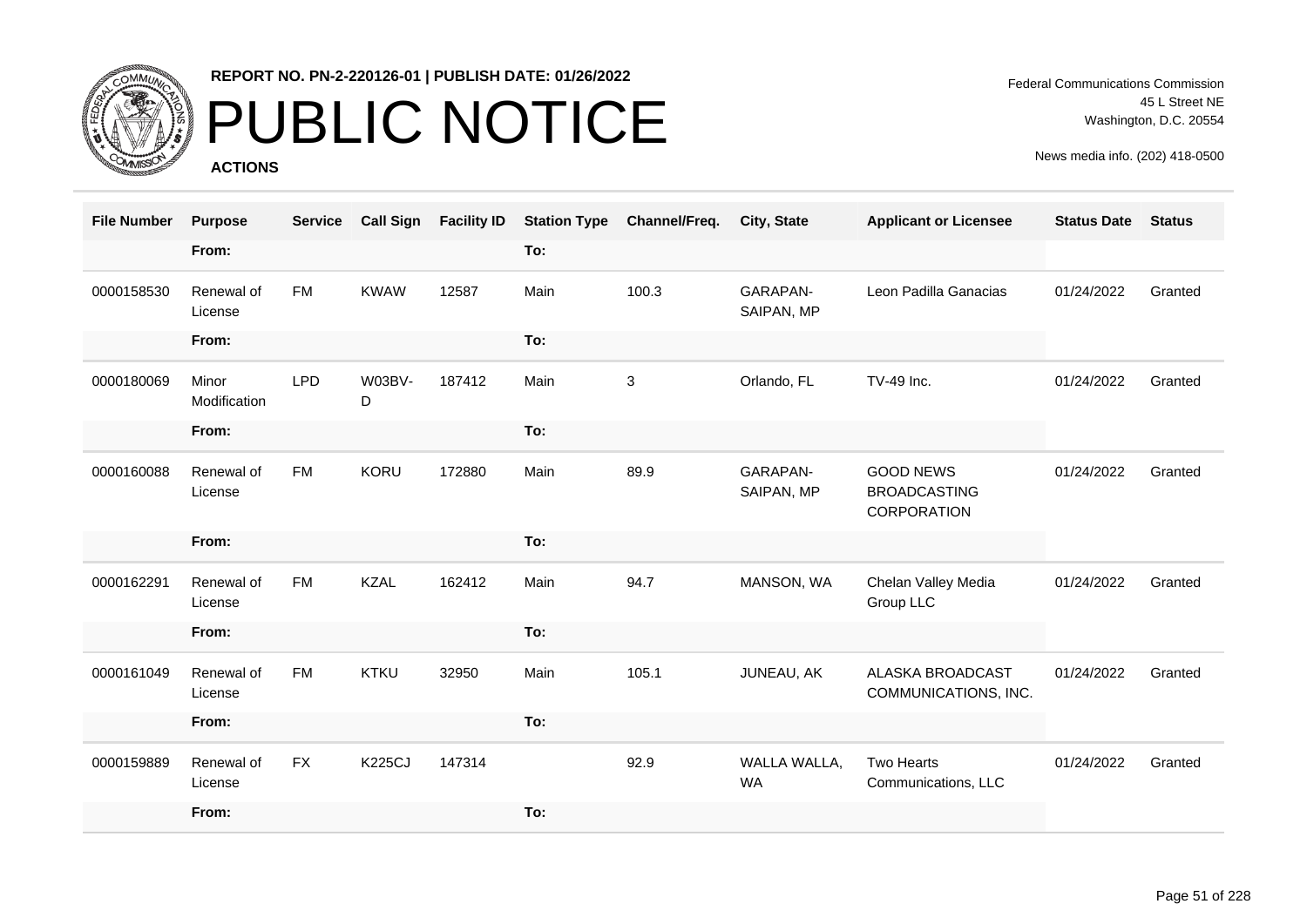**REPORT NO. PN-2-220126-01 | PUBLISH DATE: 01/26/2022**

# PUBLIC NOTICE

**ACTIONS**

Federal Communications Commission
45 L Street NE
Washington, D.C. 20554

News media info. (202) 418-0500

| File Number | Purpose | Service | Call Sign | Facility ID | Station Type | Channel/Freq. | City, State | Applicant or Licensee | Status Date | Status |
|---|---|---|---|---|---|---|---|---|---|---|
| | From: | | | | To: | | | | | |
| 0000158530 | Renewal of License | FM | KWAW | 12587 | Main | 100.3 | GARAPAN-SAIPAN, MP | Leon Padilla Ganacias | 01/24/2022 | Granted |
| | From: | | | | To: | | | | | |
| 0000180069 | Minor Modification | LPD | W03BV-D | 187412 | Main | 3 | Orlando, FL | TV-49 Inc. | 01/24/2022 | Granted |
| | From: | | | | To: | | | | | |
| 0000160088 | Renewal of License | FM | KORU | 172880 | Main | 89.9 | GARAPAN-SAIPAN, MP | GOOD NEWS BROADCASTING CORPORATION | 01/24/2022 | Granted |
| | From: | | | | To: | | | | | |
| 0000162291 | Renewal of License | FM | KZAL | 162412 | Main | 94.7 | MANSON, WA | Chelan Valley Media Group LLC | 01/24/2022 | Granted |
| | From: | | | | To: | | | | | |
| 0000161049 | Renewal of License | FM | KTKU | 32950 | Main | 105.1 | JUNEAU, AK | ALASKA BROADCAST COMMUNICATIONS, INC. | 01/24/2022 | Granted |
| | From: | | | | To: | | | | | |
| 0000159889 | Renewal of License | FX | K225CJ | 147314 | | 92.9 | WALLA WALLA, WA | Two Hearts Communications, LLC | 01/24/2022 | Granted |
| | From: | | | | To: | | | | | |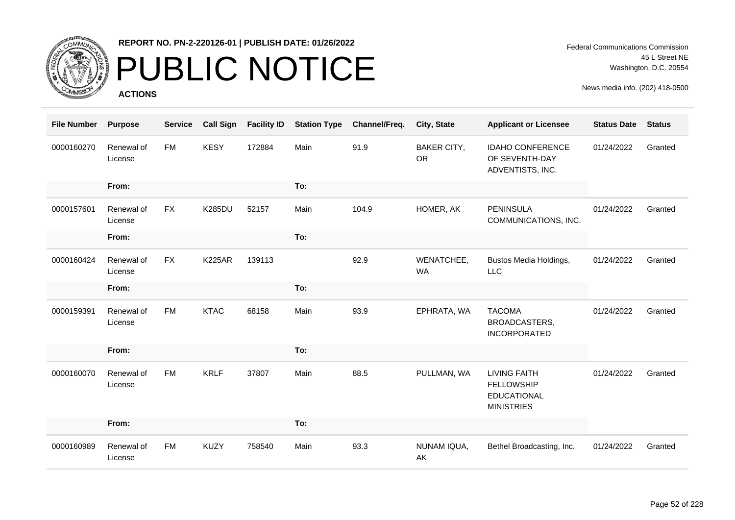# PUBLIC NOTICE

**REPORT NO. PN-2-220126-01 | PUBLISH DATE: 01/26/2022**

**ACTIONS**

Federal Communications Commission
45 L Street NE
Washington, D.C. 20554

News media info. (202) 418-0500

| File Number | Purpose | Service | Call Sign | Facility ID | Station Type | Channel/Freq. | City, State | Applicant or Licensee | Status Date | Status |
|---|---|---|---|---|---|---|---|---|---|---|
| 0000160270 | Renewal of License | FM | KESY | 172884 | Main | 91.9 | BAKER CITY, OR | IDAHO CONFERENCE OF SEVENTH-DAY ADVENTISTS, INC. | 01/24/2022 | Granted |
| | From: | | | | To: | | | | | |
| 0000157601 | Renewal of License | FX | K285DU | 52157 | Main | 104.9 | HOMER, AK | PENINSULA COMMUNICATIONS, INC. | 01/24/2022 | Granted |
| | From: | | | | To: | | | | | |
| 0000160424 | Renewal of License | FX | K225AR | 139113 | | 92.9 | WENATCHEE, WA | Bustos Media Holdings, LLC | 01/24/2022 | Granted |
| | From: | | | | To: | | | | | |
| 0000159391 | Renewal of License | FM | KTAC | 68158 | Main | 93.9 | EPHRATA, WA | TACOMA BROADCASTERS, INCORPORATED | 01/24/2022 | Granted |
| | From: | | | | To: | | | | | |
| 0000160070 | Renewal of License | FM | KRLF | 37807 | Main | 88.5 | PULLMAN, WA | LIVING FAITH FELLOWSHIP EDUCATIONAL MINISTRIES | 01/24/2022 | Granted |
| | From: | | | | To: | | | | | |
| 0000160989 | Renewal of License | FM | KUZY | 758540 | Main | 93.3 | NUNAM IQUA, AK | Bethel Broadcasting, Inc. | 01/24/2022 | Granted |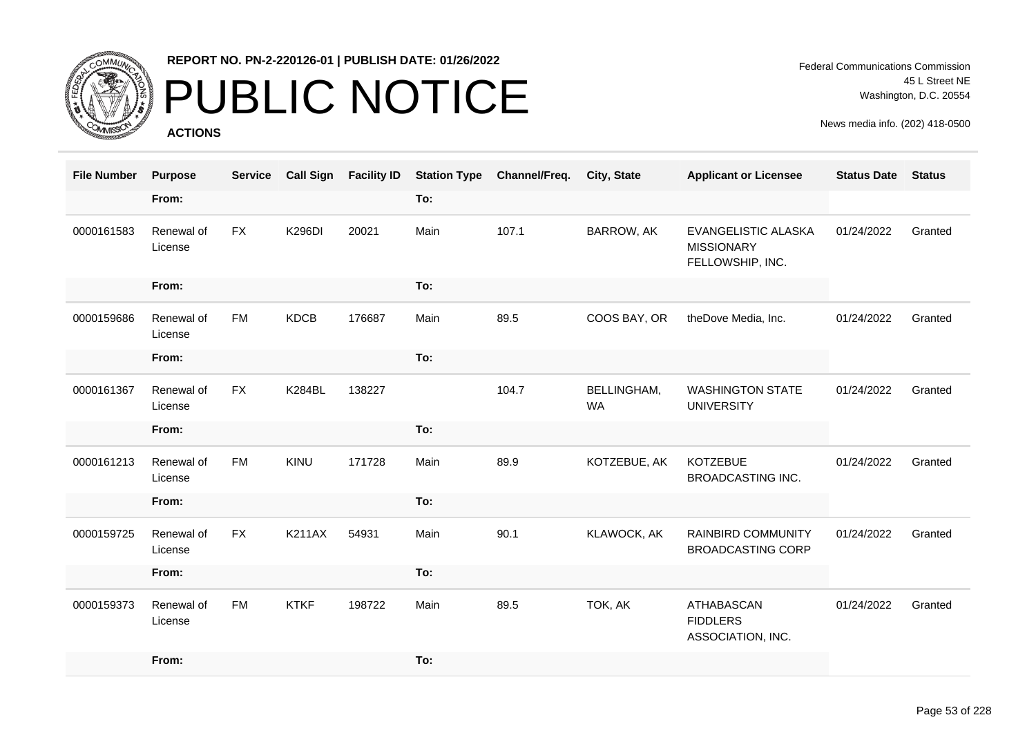**REPORT NO. PN-2-220126-01 | PUBLISH DATE: 01/26/2022**

# PUBLIC NOTICE

**ACTIONS**

Federal Communications Commission
45 L Street NE
Washington, D.C. 20554

News media info. (202) 418-0500

| File Number | Purpose | Service | Call Sign | Facility ID | Station Type | Channel/Freq. | City, State | Applicant or Licensee | Status Date | Status |
|---|---|---|---|---|---|---|---|---|---|---|
| | From: | | | | To: | | | | | |
| 0000161583 | Renewal of License | FX | K296DI | 20021 | Main | 107.1 | BARROW, AK | EVANGELISTIC ALASKA MISSIONARY FELLOWSHIP, INC. | 01/24/2022 | Granted |
| | From: | | | | To: | | | | | |
| 0000159686 | Renewal of License | FM | KDCB | 176687 | Main | 89.5 | COOS BAY, OR | theDove Media, Inc. | 01/24/2022 | Granted |
| | From: | | | | To: | | | | | |
| 0000161367 | Renewal of License | FX | K284BL | 138227 | | 104.7 | BELLINGHAM, WA | WASHINGTON STATE UNIVERSITY | 01/24/2022 | Granted |
| | From: | | | | To: | | | | | |
| 0000161213 | Renewal of License | FM | KINU | 171728 | Main | 89.9 | KOTZEBUE, AK | KOTZEBUE BROADCASTING INC. | 01/24/2022 | Granted |
| | From: | | | | To: | | | | | |
| 0000159725 | Renewal of License | FX | K211AX | 54931 | Main | 90.1 | KLAWOCK, AK | RAINBIRD COMMUNITY BROADCASTING CORP | 01/24/2022 | Granted |
| | From: | | | | To: | | | | | |
| 0000159373 | Renewal of License | FM | KTKF | 198722 | Main | 89.5 | TOK, AK | ATHABASCAN FIDDLERS ASSOCIATION, INC. | 01/24/2022 | Granted |
| | From: | | | | To: | | | | | |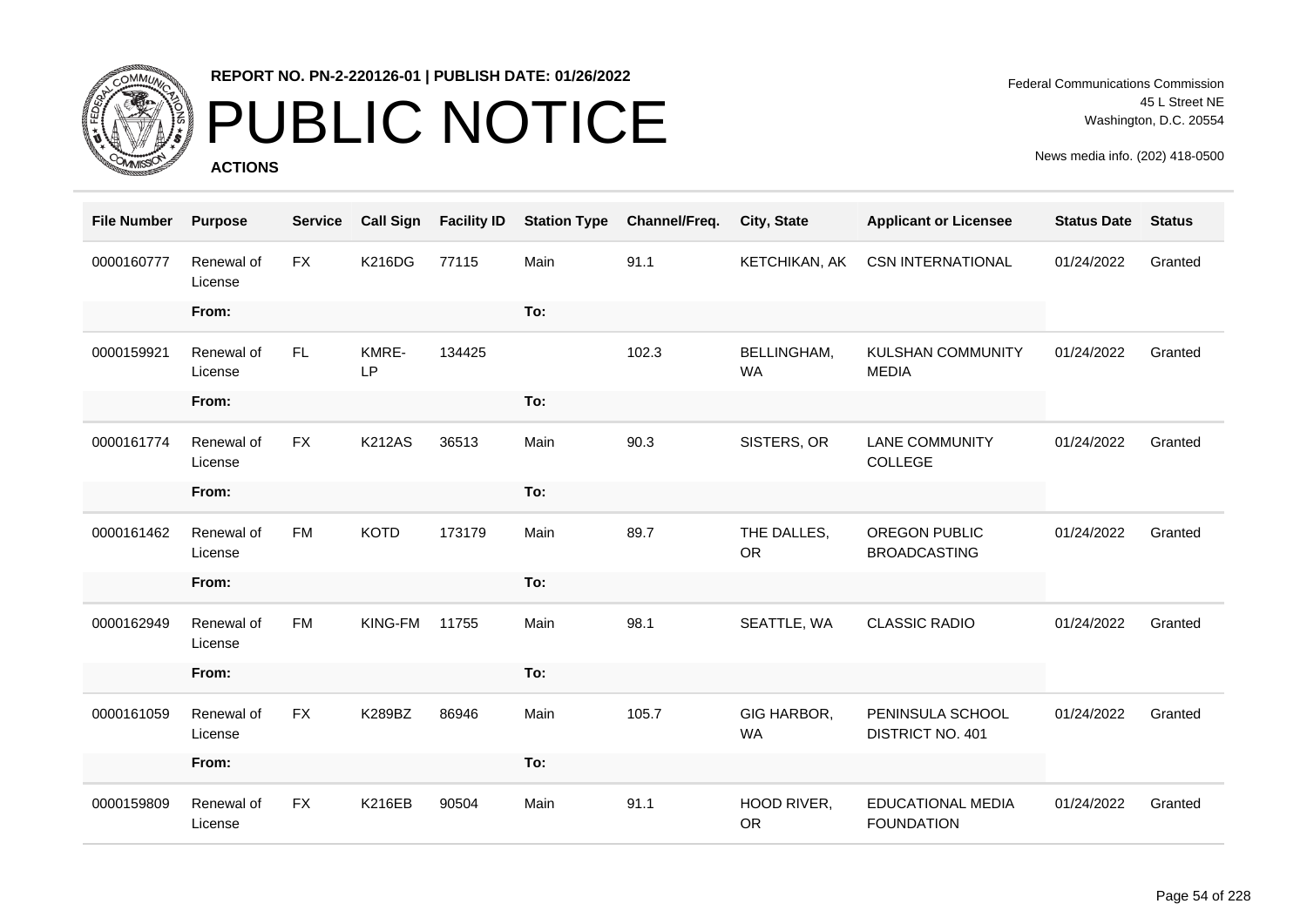REPORT NO. PN-2-220126-01 | PUBLISH DATE: 01/26/2022

# PUBLIC NOTICE

**ACTIONS**

Federal Communications Commission
45 L Street NE
Washington, D.C. 20554

News media info. (202) 418-0500

| File Number | Purpose | Service | Call Sign | Facility ID | Station Type | Channel/Freq. | City, State | Applicant or Licensee | Status Date | Status |
|---|---|---|---|---|---|---|---|---|---|---|
| 0000160777 | Renewal of License | FX | K216DG | 77115 | Main | 91.1 | KETCHIKAN, AK | CSN INTERNATIONAL | 01/24/2022 | Granted |
| | From: | | | | To: | | | | | |
| 0000159921 | Renewal of License | FL | KMRE-LP | 134425 | | 102.3 | BELLINGHAM, WA | KULSHAN COMMUNITY MEDIA | 01/24/2022 | Granted |
| | From: | | | | To: | | | | | |
| 0000161774 | Renewal of License | FX | K212AS | 36513 | Main | 90.3 | SISTERS, OR | LANE COMMUNITY COLLEGE | 01/24/2022 | Granted |
| | From: | | | | To: | | | | | |
| 0000161462 | Renewal of License | FM | KOTD | 173179 | Main | 89.7 | THE DALLES, OR | OREGON PUBLIC BROADCASTING | 01/24/2022 | Granted |
| | From: | | | | To: | | | | | |
| 0000162949 | Renewal of License | FM | KING-FM | 11755 | Main | 98.1 | SEATTLE, WA | CLASSIC RADIO | 01/24/2022 | Granted |
| | From: | | | | To: | | | | | |
| 0000161059 | Renewal of License | FX | K289BZ | 86946 | Main | 105.7 | GIG HARBOR, WA | PENINSULA SCHOOL DISTRICT NO. 401 | 01/24/2022 | Granted |
| | From: | | | | To: | | | | | |
| 0000159809 | Renewal of License | FX | K216EB | 90504 | Main | 91.1 | HOOD RIVER, OR | EDUCATIONAL MEDIA FOUNDATION | 01/24/2022 | Granted |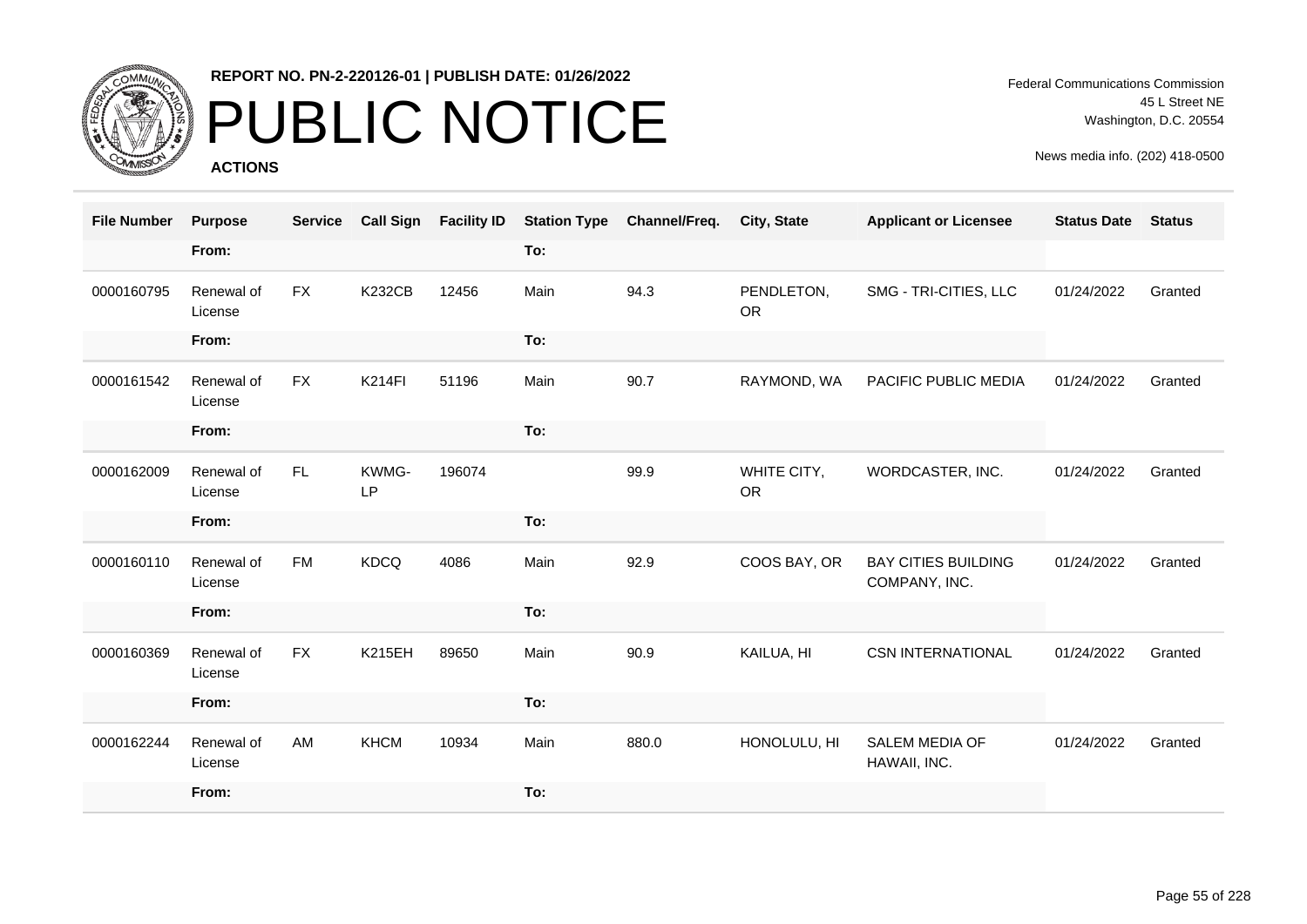# PUBLIC NOTICE

**REPORT NO. PN-2-220126-01 | PUBLISH DATE: 01/26/2022**

Federal Communications Commission
45 L Street NE
Washington, D.C. 20554

News media info. (202) 418-0500

**ACTIONS**

| File Number | Purpose | Service | Call Sign | Facility ID | Station Type | Channel/Freq. | City, State | Applicant or Licensee | Status Date | Status |
|---|---|---|---|---|---|---|---|---|---|---|
| | From: | | | | To: | | | | | |
| 0000160795 | Renewal of License | FX | K232CB | 12456 | Main | 94.3 | PENDLETON, OR | SMG - TRI-CITIES, LLC | 01/24/2022 | Granted |
| | From: | | | | To: | | | | | |
| 0000161542 | Renewal of License | FX | K214FI | 51196 | Main | 90.7 | RAYMOND, WA | PACIFIC PUBLIC MEDIA | 01/24/2022 | Granted |
| | From: | | | | To: | | | | | |
| 0000162009 | Renewal of License | FL | KWMG-LP | 196074 | | 99.9 | WHITE CITY, OR | WORDCASTER, INC. | 01/24/2022 | Granted |
| | From: | | | | To: | | | | | |
| 0000160110 | Renewal of License | FM | KDCQ | 4086 | Main | 92.9 | COOS BAY, OR | BAY CITIES BUILDING COMPANY, INC. | 01/24/2022 | Granted |
| | From: | | | | To: | | | | | |
| 0000160369 | Renewal of License | FX | K215EH | 89650 | Main | 90.9 | KAILUA, HI | CSN INTERNATIONAL | 01/24/2022 | Granted |
| | From: | | | | To: | | | | | |
| 0000162244 | Renewal of License | AM | KHCM | 10934 | Main | 880.0 | HONOLULU, HI | SALEM MEDIA OF HAWAII, INC. | 01/24/2022 | Granted |
| | From: | | | | To: | | | | | |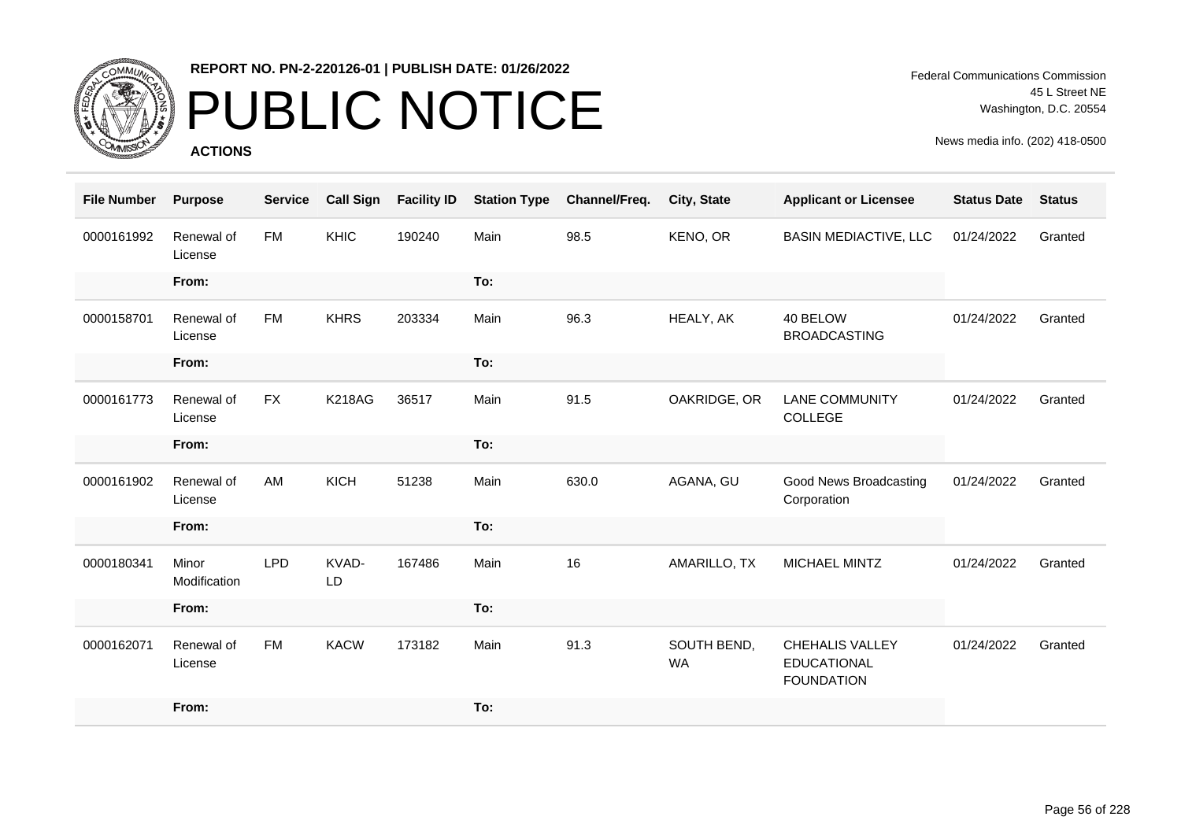REPORT NO. PN-2-220126-01 | PUBLISH DATE: 01/26/2022

# PUBLIC NOTICE

**ACTIONS**

Federal Communications Commission
45 L Street NE
Washington, D.C. 20554

News media info. (202) 418-0500

| File Number | Purpose | Service | Call Sign | Facility ID | Station Type | Channel/Freq. | City, State | Applicant or Licensee | Status Date | Status |
|---|---|---|---|---|---|---|---|---|---|---|
| 0000161992 | Renewal of License | FM | KHIC | 190240 | Main | 98.5 | KENO, OR | BASIN MEDIACTIVE, LLC | 01/24/2022 | Granted |
| | From: | | | | To: | | | | | |
| 0000158701 | Renewal of License | FM | KHRS | 203334 | Main | 96.3 | HEALY, AK | 40 BELOW BROADCASTING | 01/24/2022 | Granted |
| | From: | | | | To: | | | | | |
| 0000161773 | Renewal of License | FX | K218AG | 36517 | Main | 91.5 | OAKRIDGE, OR | LANE COMMUNITY COLLEGE | 01/24/2022 | Granted |
| | From: | | | | To: | | | | | |
| 0000161902 | Renewal of License | AM | KICH | 51238 | Main | 630.0 | AGANA, GU | Good News Broadcasting Corporation | 01/24/2022 | Granted |
| | From: | | | | To: | | | | | |
| 0000180341 | Minor Modification | LPD | KVAD-LD | 167486 | Main | 16 | AMARILLO, TX | MICHAEL MINTZ | 01/24/2022 | Granted |
| | From: | | | | To: | | | | | |
| 0000162071 | Renewal of License | FM | KACW | 173182 | Main | 91.3 | SOUTH BEND, WA | CHEHALIS VALLEY EDUCATIONAL FOUNDATION | 01/24/2022 | Granted |
| | From: | | | | To: | | | | | |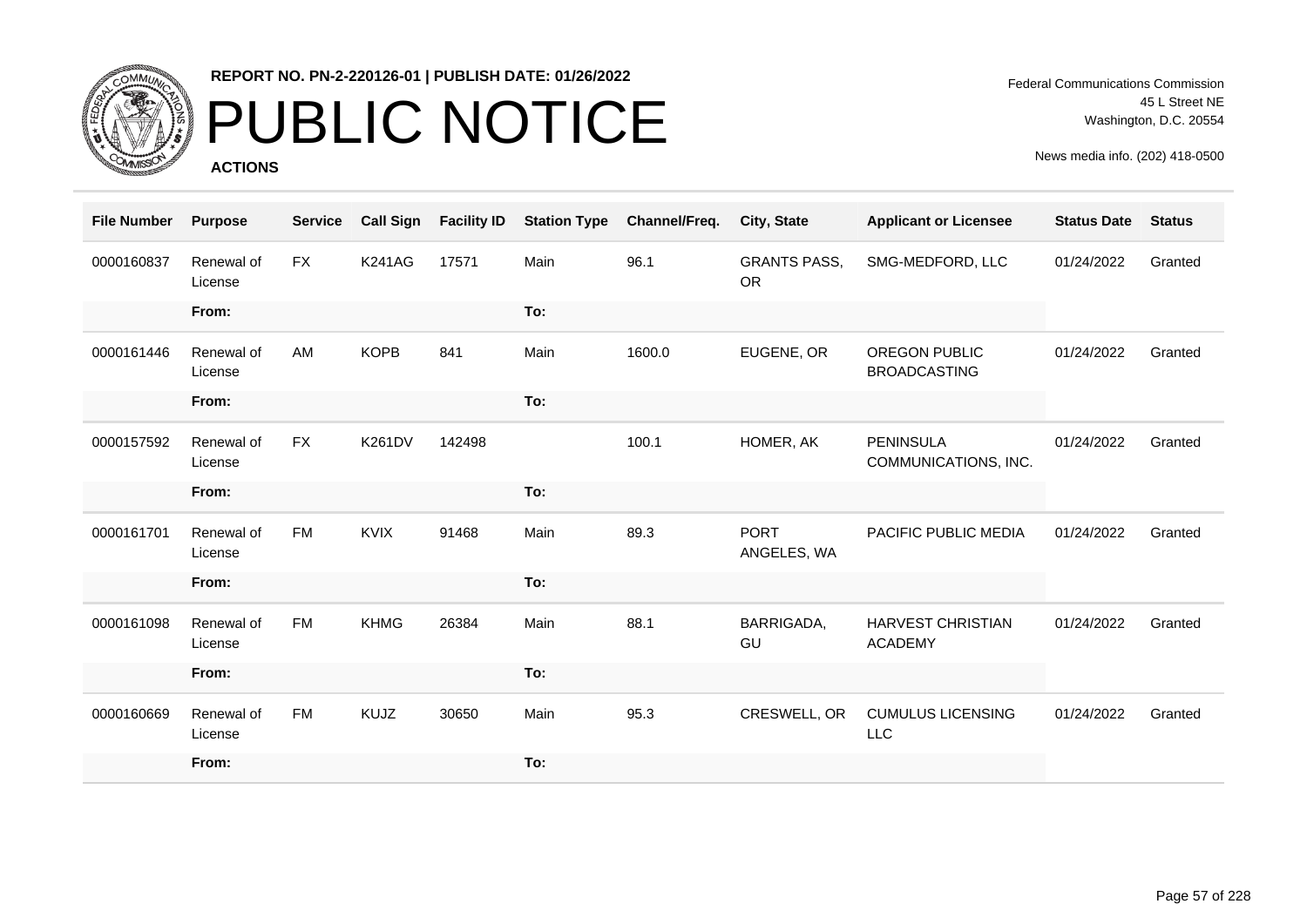# PUBLIC NOTICE

**REPORT NO. PN-2-220126-01 | PUBLISH DATE: 01/26/2022**

**ACTIONS**

Federal Communications Commission
45 L Street NE
Washington, D.C. 20554

News media info. (202) 418-0500

| File Number | Purpose | Service | Call Sign | Facility ID | Station Type | Channel/Freq. | City, State | Applicant or Licensee | Status Date | Status |
|---|---|---|---|---|---|---|---|---|---|---|
| 0000160837 | Renewal of License | FX | K241AG | 17571 | Main | 96.1 | GRANTS PASS, OR | SMG-MEDFORD, LLC | 01/24/2022 | Granted |
| | From: | | | | To: | | | | | |
| 0000161446 | Renewal of License | AM | KOPB | 841 | Main | 1600.0 | EUGENE, OR | OREGON PUBLIC BROADCASTING | 01/24/2022 | Granted |
| | From: | | | | To: | | | | | |
| 0000157592 | Renewal of License | FX | K261DV | 142498 | | 100.1 | HOMER, AK | PENINSULA COMMUNICATIONS, INC. | 01/24/2022 | Granted |
| | From: | | | | To: | | | | | |
| 0000161701 | Renewal of License | FM | KVIX | 91468 | Main | 89.3 | PORT ANGELES, WA | PACIFIC PUBLIC MEDIA | 01/24/2022 | Granted |
| | From: | | | | To: | | | | | |
| 0000161098 | Renewal of License | FM | KHMG | 26384 | Main | 88.1 | BARRIGADA, GU | HARVEST CHRISTIAN ACADEMY | 01/24/2022 | Granted |
| | From: | | | | To: | | | | | |
| 0000160669 | Renewal of License | FM | KUJZ | 30650 | Main | 95.3 | CRESWELL, OR | CUMULUS LICENSING LLC | 01/24/2022 | Granted |
| | From: | | | | To: | | | | | |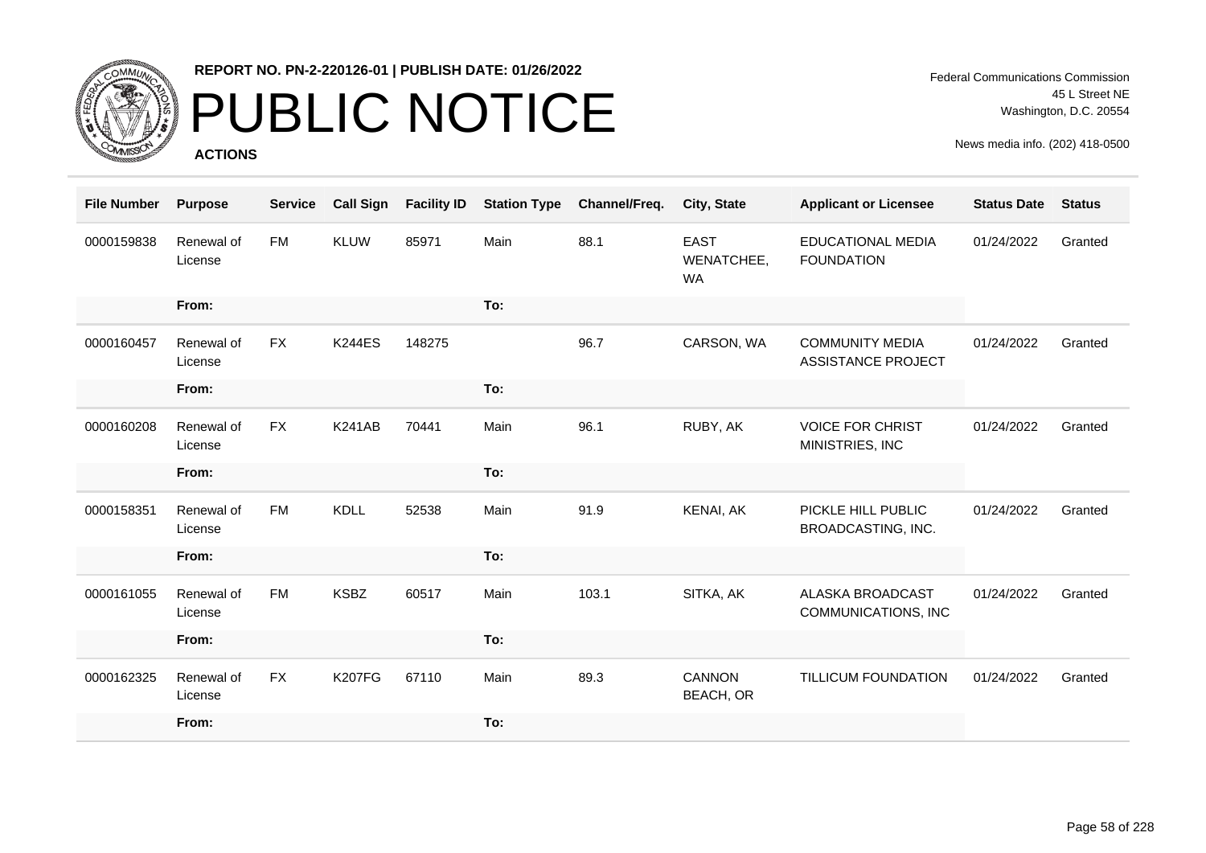**REPORT NO. PN-2-220126-01 | PUBLISH DATE: 01/26/2022**

# PUBLIC NOTICE

**ACTIONS**

Federal Communications Commission
45 L Street NE
Washington, D.C. 20554

News media info. (202) 418-0500

| File Number | Purpose | Service | Call Sign | Facility ID | Station Type | Channel/Freq. | City, State | Applicant or Licensee | Status Date | Status |
|---|---|---|---|---|---|---|---|---|---|---|
| 0000159838 | Renewal of License | FM | KLUW | 85971 | Main | 88.1 | EAST WENATCHEE, WA | EDUCATIONAL MEDIA FOUNDATION | 01/24/2022 | Granted |
| | From: | | | | To: | | | | | |
| 0000160457 | Renewal of License | FX | K244ES | 148275 | | 96.7 | CARSON, WA | COMMUNITY MEDIA ASSISTANCE PROJECT | 01/24/2022 | Granted |
| | From: | | | | To: | | | | | |
| 0000160208 | Renewal of License | FX | K241AB | 70441 | Main | 96.1 | RUBY, AK | VOICE FOR CHRIST MINISTRIES, INC | 01/24/2022 | Granted |
| | From: | | | | To: | | | | | |
| 0000158351 | Renewal of License | FM | KDLL | 52538 | Main | 91.9 | KENAI, AK | PICKLE HILL PUBLIC BROADCASTING, INC. | 01/24/2022 | Granted |
| | From: | | | | To: | | | | | |
| 0000161055 | Renewal of License | FM | KSBZ | 60517 | Main | 103.1 | SITKA, AK | ALASKA BROADCAST COMMUNICATIONS, INC | 01/24/2022 | Granted |
| | From: | | | | To: | | | | | |
| 0000162325 | Renewal of License | FX | K207FG | 67110 | Main | 89.3 | CANNON BEACH, OR | TILLICUM FOUNDATION | 01/24/2022 | Granted |
| | From: | | | | To: | | | | | |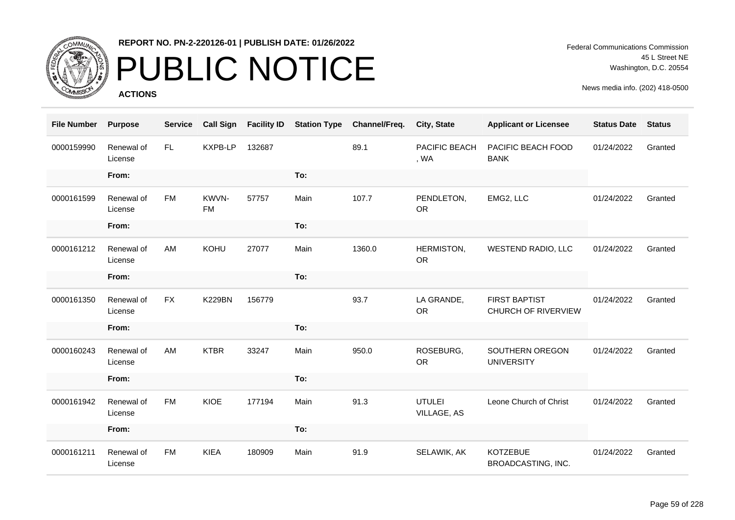# PUBLIC NOTICE

**REPORT NO. PN-2-220126-01 | PUBLISH DATE: 01/26/2022**

**ACTIONS**

Federal Communications Commission
45 L Street NE
Washington, D.C. 20554

News media info. (202) 418-0500

| File Number | Purpose | Service | Call Sign | Facility ID | Station Type | Channel/Freq. | City, State | Applicant or Licensee | Status Date | Status |
|---|---|---|---|---|---|---|---|---|---|---|
| 0000159990 | Renewal of License | FL | KXPB-LP | 132687 | | 89.1 | PACIFIC BEACH , WA | PACIFIC BEACH FOOD BANK | 01/24/2022 | Granted |
| | From: | | | | To: | | | | | |
| 0000161599 | Renewal of License | FM | KWVN-FM | 57757 | Main | 107.7 | PENDLETON, OR | EMG2, LLC | 01/24/2022 | Granted |
| | From: | | | | To: | | | | | |
| 0000161212 | Renewal of License | AM | KOHU | 27077 | Main | 1360.0 | HERMISTON, OR | WESTEND RADIO, LLC | 01/24/2022 | Granted |
| | From: | | | | To: | | | | | |
| 0000161350 | Renewal of License | FX | K229BN | 156779 | | 93.7 | LA GRANDE, OR | FIRST BAPTIST CHURCH OF RIVERVIEW | 01/24/2022 | Granted |
| | From: | | | | To: | | | | | |
| 0000160243 | Renewal of License | AM | KTBR | 33247 | Main | 950.0 | ROSEBURG, OR | SOUTHERN OREGON UNIVERSITY | 01/24/2022 | Granted |
| | From: | | | | To: | | | | | |
| 0000161942 | Renewal of License | FM | KIOE | 177194 | Main | 91.3 | UTULEI VILLAGE, AS | Leone Church of Christ | 01/24/2022 | Granted |
| | From: | | | | To: | | | | | |
| 0000161211 | Renewal of License | FM | KIEA | 180909 | Main | 91.9 | SELAWIK, AK | KOTZEBUE BROADCASTING, INC. | 01/24/2022 | Granted |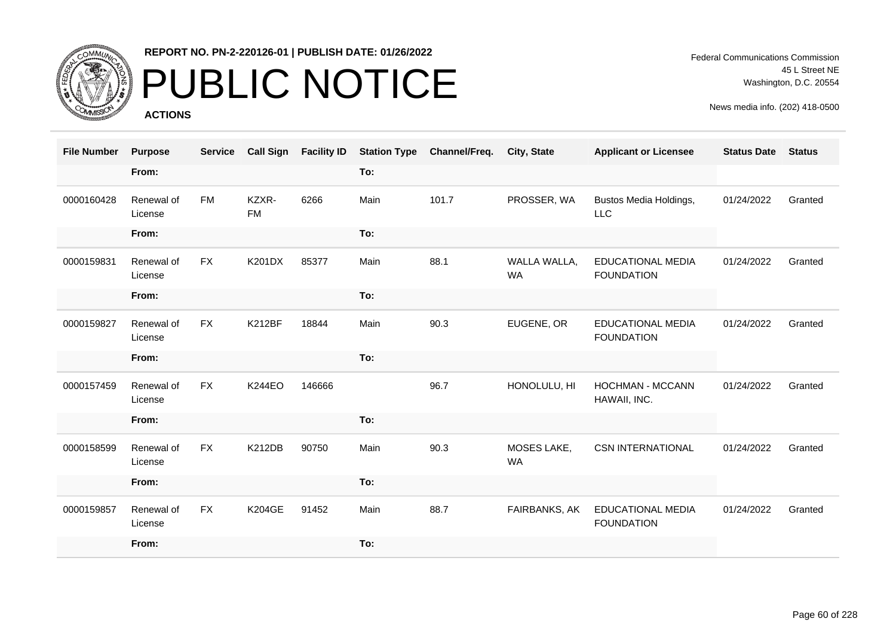**REPORT NO. PN-2-220126-01 | PUBLISH DATE: 01/26/2022**

# PUBLIC NOTICE

**ACTIONS**

Federal Communications Commission
45 L Street NE
Washington, D.C. 20554

News media info. (202) 418-0500

| File Number | Purpose | Service | Call Sign | Facility ID | Station Type | Channel/Freq. | City, State | Applicant or Licensee | Status Date | Status |
|---|---|---|---|---|---|---|---|---|---|---|
| | From: | | | | To: | | | | | |
| 0000160428 | Renewal of License | FM | KZXR-FM | 6266 | Main | 101.7 | PROSSER, WA | Bustos Media Holdings, LLC | 01/24/2022 | Granted |
| | From: | | | | To: | | | | | |
| 0000159831 | Renewal of License | FX | K201DX | 85377 | Main | 88.1 | WALLA WALLA, WA | EDUCATIONAL MEDIA FOUNDATION | 01/24/2022 | Granted |
| | From: | | | | To: | | | | | |
| 0000159827 | Renewal of License | FX | K212BF | 18844 | Main | 90.3 | EUGENE, OR | EDUCATIONAL MEDIA FOUNDATION | 01/24/2022 | Granted |
| | From: | | | | To: | | | | | |
| 0000157459 | Renewal of License | FX | K244EO | 146666 | | 96.7 | HONOLULU, HI | HOCHMAN - MCCANN HAWAII, INC. | 01/24/2022 | Granted |
| | From: | | | | To: | | | | | |
| 0000158599 | Renewal of License | FX | K212DB | 90750 | Main | 90.3 | MOSES LAKE, WA | CSN INTERNATIONAL | 01/24/2022 | Granted |
| | From: | | | | To: | | | | | |
| 0000159857 | Renewal of License | FX | K204GE | 91452 | Main | 88.7 | FAIRBANKS, AK | EDUCATIONAL MEDIA FOUNDATION | 01/24/2022 | Granted |
| | From: | | | | To: | | | | | |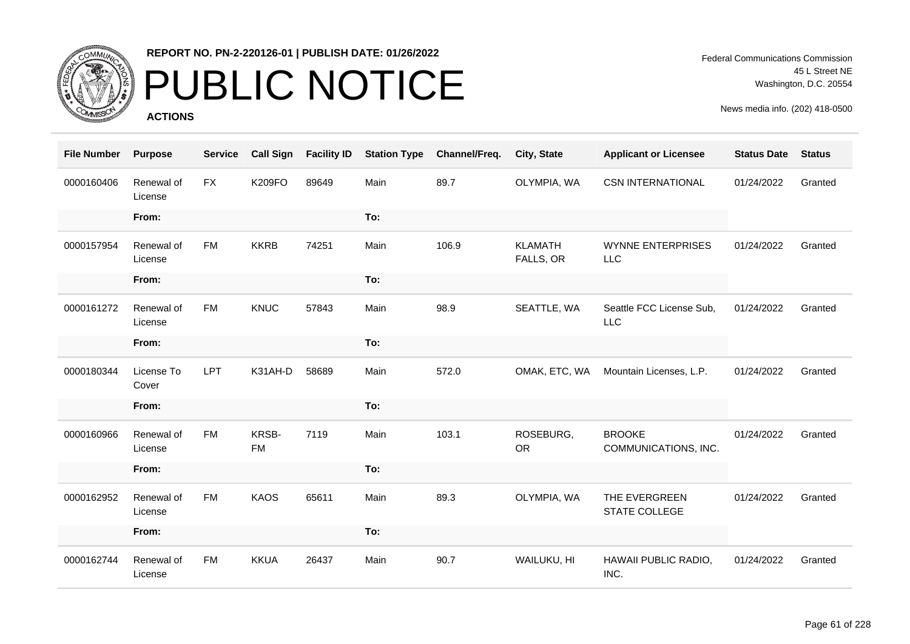**REPORT NO. PN-2-220126-01 | PUBLISH DATE: 01/26/2022**

# PUBLIC NOTICE

**ACTIONS**

Federal Communications Commission
45 L Street NE
Washington, D.C. 20554

News media info. (202) 418-0500

| File Number | Purpose | Service | Call Sign | Facility ID | Station Type | Channel/Freq. | City, State | Applicant or Licensee | Status Date | Status |
|---|---|---|---|---|---|---|---|---|---|---|
| 0000160406 | Renewal of License | FX | K209FO | 89649 | Main | 89.7 | OLYMPIA, WA | CSN INTERNATIONAL | 01/24/2022 | Granted |
| | From: | | | | To: | | | | | |
| 0000157954 | Renewal of License | FM | KKRB | 74251 | Main | 106.9 | KLAMATH FALLS, OR | WYNNE ENTERPRISES LLC | 01/24/2022 | Granted |
| | From: | | | | To: | | | | | |
| 0000161272 | Renewal of License | FM | KNUC | 57843 | Main | 98.9 | SEATTLE, WA | Seattle FCC License Sub, LLC | 01/24/2022 | Granted |
| | From: | | | | To: | | | | | |
| 0000180344 | License To Cover | LPT | K31AH-D | 58689 | Main | 572.0 | OMAK, ETC, WA | Mountain Licenses, L.P. | 01/24/2022 | Granted |
| | From: | | | | To: | | | | | |
| 0000160966 | Renewal of License | FM | KRSB-FM | 7119 | Main | 103.1 | ROSEBURG, OR | BROOKE COMMUNICATIONS, INC. | 01/24/2022 | Granted |
| | From: | | | | To: | | | | | |
| 0000162952 | Renewal of License | FM | KAOS | 65611 | Main | 89.3 | OLYMPIA, WA | THE EVERGREEN STATE COLLEGE | 01/24/2022 | Granted |
| | From: | | | | To: | | | | | |
| 0000162744 | Renewal of License | FM | KKUA | 26437 | Main | 90.7 | WAILUKU, HI | HAWAII PUBLIC RADIO, INC. | 01/24/2022 | Granted |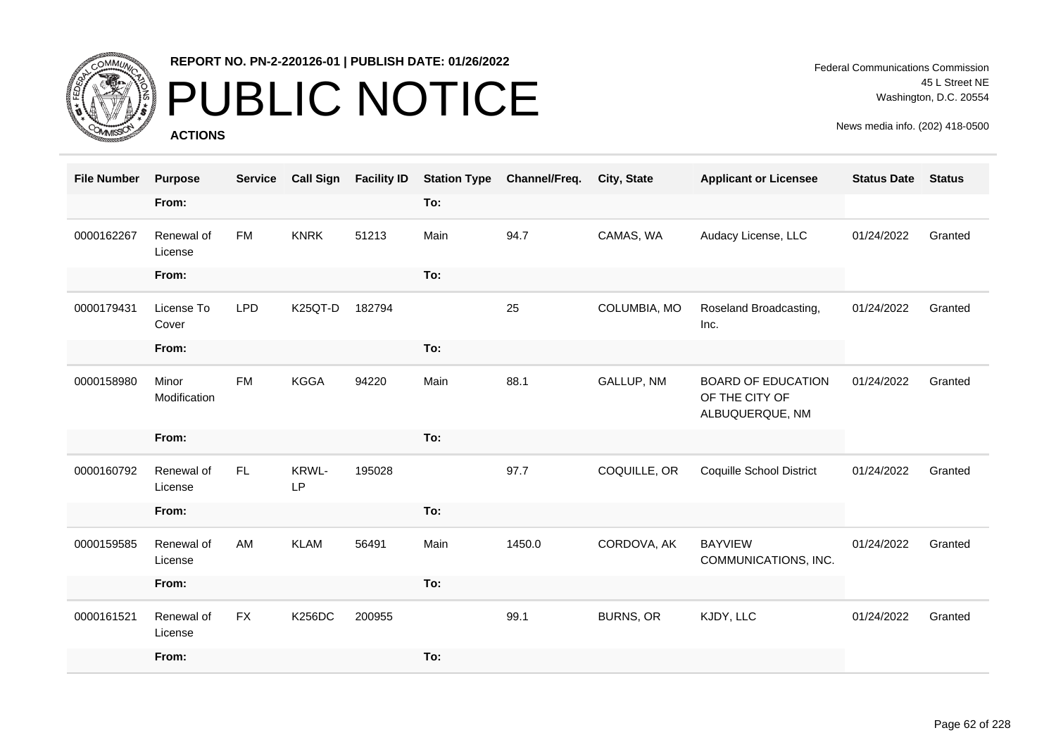REPORT NO. PN-2-220126-01 | PUBLISH DATE: 01/26/2022

# PUBLIC NOTICE

**ACTIONS**

Federal Communications Commission
45 L Street NE
Washington, D.C. 20554

News media info. (202) 418-0500

| File Number | Purpose | Service | Call Sign | Facility ID | Station Type | Channel/Freq. | City, State | Applicant or Licensee | Status Date | Status |
|---|---|---|---|---|---|---|---|---|---|---|
| | From: | | | | To: | | | | | |
| 0000162267 | Renewal of License | FM | KNRK | 51213 | Main | 94.7 | CAMAS, WA | Audacy License, LLC | 01/24/2022 | Granted |
| | From: | | | | To: | | | | | |
| 0000179431 | License To Cover | LPD | K25QT-D | 182794 | | 25 | COLUMBIA, MO | Roseland Broadcasting, Inc. | 01/24/2022 | Granted |
| | From: | | | | To: | | | | | |
| 0000158980 | Minor Modification | FM | KGGA | 94220 | Main | 88.1 | GALLUP, NM | BOARD OF EDUCATION OF THE CITY OF ALBUQUERQUE, NM | 01/24/2022 | Granted |
| | From: | | | | To: | | | | | |
| 0000160792 | Renewal of License | FL | KRWL-LP | 195028 | | 97.7 | COQUILLE, OR | Coquille School District | 01/24/2022 | Granted |
| | From: | | | | To: | | | | | |
| 0000159585 | Renewal of License | AM | KLAM | 56491 | Main | 1450.0 | CORDOVA, AK | BAYVIEW COMMUNICATIONS, INC. | 01/24/2022 | Granted |
| | From: | | | | To: | | | | | |
| 0000161521 | Renewal of License | FX | K256DC | 200955 | | 99.1 | BURNS, OR | KJDY, LLC | 01/24/2022 | Granted |
| | From: | | | | To: | | | | | |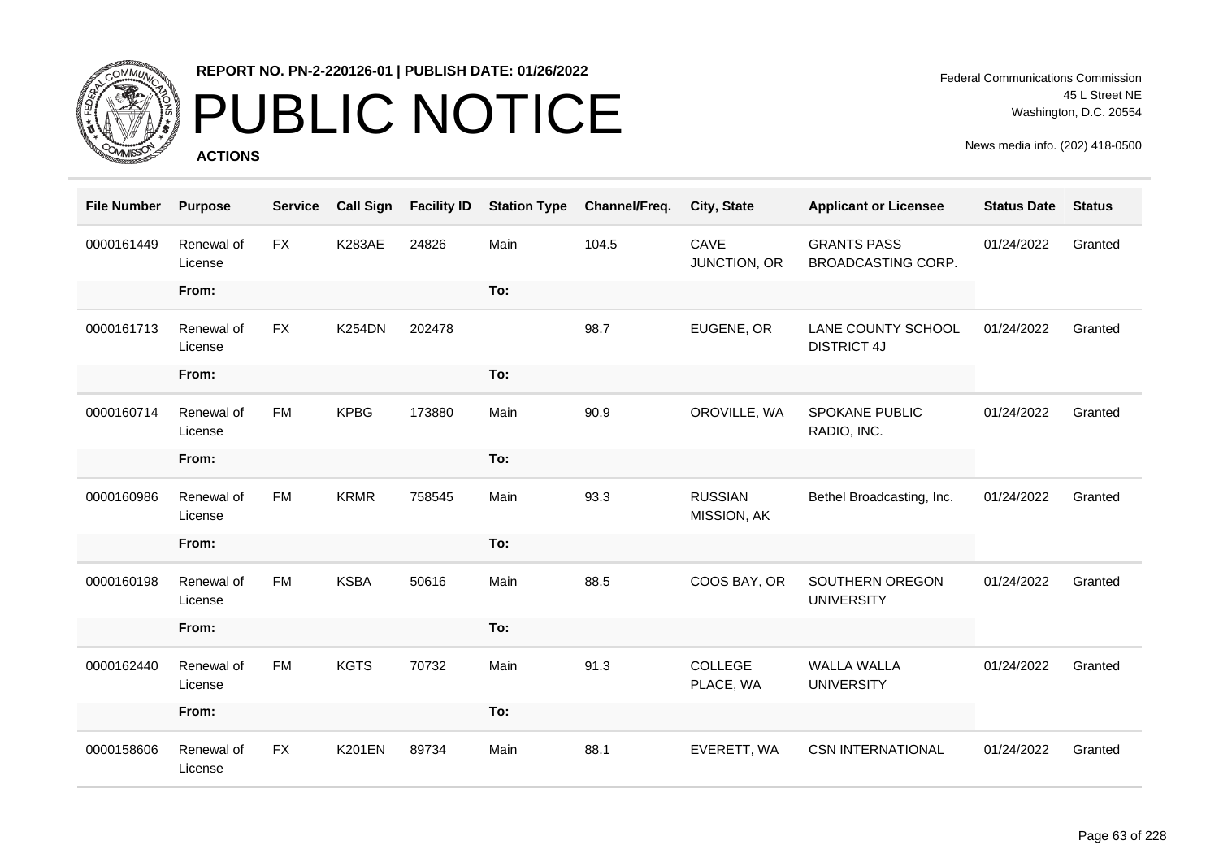**REPORT NO. PN-2-220126-01 | PUBLISH DATE: 01/26/2022**

# PUBLIC NOTICE

**ACTIONS**

Federal Communications Commission
45 L Street NE
Washington, D.C. 20554

News media info. (202) 418-0500

| File Number | Purpose | Service | Call Sign | Facility ID | Station Type | Channel/Freq. | City, State | Applicant or Licensee | Status Date | Status |
|---|---|---|---|---|---|---|---|---|---|---|
| 0000161449 | Renewal of License | FX | K283AE | 24826 | Main | 104.5 | CAVE JUNCTION, OR | GRANTS PASS BROADCASTING CORP. | 01/24/2022 | Granted |
| | From: | | | | To: | | | | | |
| 0000161713 | Renewal of License | FX | K254DN | 202478 | | 98.7 | EUGENE, OR | LANE COUNTY SCHOOL DISTRICT 4J | 01/24/2022 | Granted |
| | From: | | | | To: | | | | | |
| 0000160714 | Renewal of License | FM | KPBG | 173880 | Main | 90.9 | OROVILLE, WA | SPOKANE PUBLIC RADIO, INC. | 01/24/2022 | Granted |
| | From: | | | | To: | | | | | |
| 0000160986 | Renewal of License | FM | KRMR | 758545 | Main | 93.3 | RUSSIAN MISSION, AK | Bethel Broadcasting, Inc. | 01/24/2022 | Granted |
| | From: | | | | To: | | | | | |
| 0000160198 | Renewal of License | FM | KSBA | 50616 | Main | 88.5 | COOS BAY, OR | SOUTHERN OREGON UNIVERSITY | 01/24/2022 | Granted |
| | From: | | | | To: | | | | | |
| 0000162440 | Renewal of License | FM | KGTS | 70732 | Main | 91.3 | COLLEGE PLACE, WA | WALLA WALLA UNIVERSITY | 01/24/2022 | Granted |
| | From: | | | | To: | | | | | |
| 0000158606 | Renewal of License | FX | K201EN | 89734 | Main | 88.1 | EVERETT, WA | CSN INTERNATIONAL | 01/24/2022 | Granted |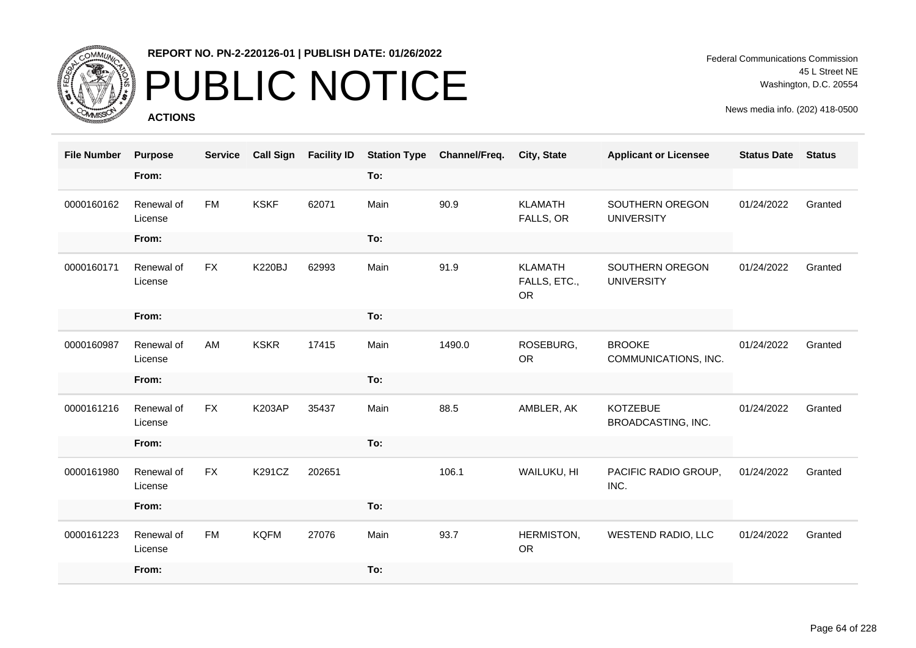# PUBLIC NOTICE

**REPORT NO. PN-2-220126-01 | PUBLISH DATE: 01/26/2022**

**ACTIONS**

Federal Communications Commission
45 L Street NE
Washington, D.C. 20554

News media info. (202) 418-0500

| File Number | Purpose | Service | Call Sign | Facility ID | Station Type | Channel/Freq. | City, State | Applicant or Licensee | Status Date | Status |
|---|---|---|---|---|---|---|---|---|---|---|
| | From: | | | | To: | | | | | |
| 0000160162 | Renewal of License | FM | KSKF | 62071 | Main | 90.9 | KLAMATH FALLS, OR | SOUTHERN OREGON UNIVERSITY | 01/24/2022 | Granted |
| | From: | | | | To: | | | | | |
| 0000160171 | Renewal of License | FX | K220BJ | 62993 | Main | 91.9 | KLAMATH FALLS, ETC., OR | SOUTHERN OREGON UNIVERSITY | 01/24/2022 | Granted |
| | From: | | | | To: | | | | | |
| 0000160987 | Renewal of License | AM | KSKR | 17415 | Main | 1490.0 | ROSEBURG, OR | BROOKE COMMUNICATIONS, INC. | 01/24/2022 | Granted |
| | From: | | | | To: | | | | | |
| 0000161216 | Renewal of License | FX | K203AP | 35437 | Main | 88.5 | AMBLER, AK | KOTZEBUE BROADCASTING, INC. | 01/24/2022 | Granted |
| | From: | | | | To: | | | | | |
| 0000161980 | Renewal of License | FX | K291CZ | 202651 | | 106.1 | WAILUKU, HI | PACIFIC RADIO GROUP, INC. | 01/24/2022 | Granted |
| | From: | | | | To: | | | | | |
| 0000161223 | Renewal of License | FM | KQFM | 27076 | Main | 93.7 | HERMISTON, OR | WESTEND RADIO, LLC | 01/24/2022 | Granted |
| | From: | | | | To: | | | | | |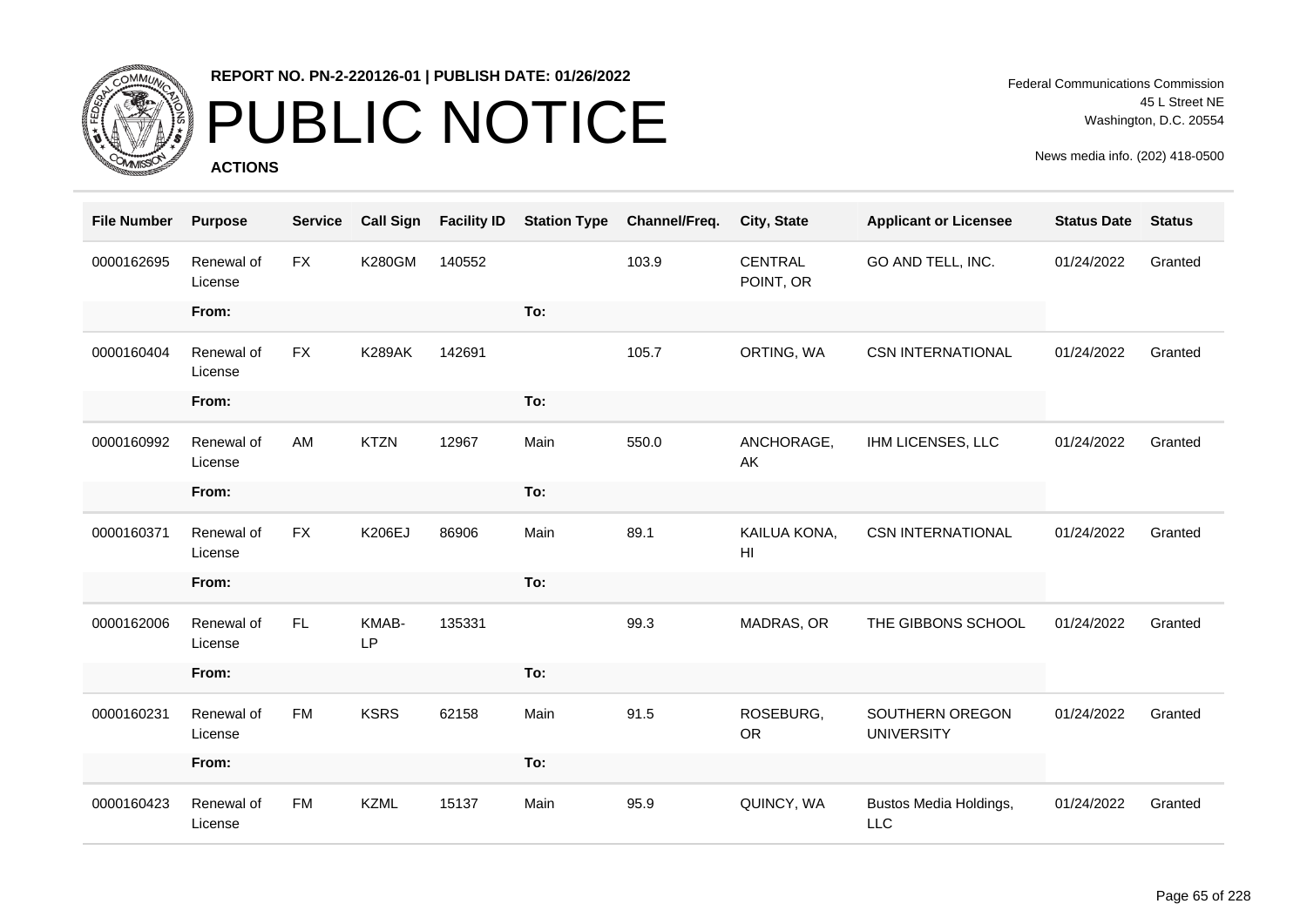REPORT NO. PN-2-220126-01 | PUBLISH DATE: 01/26/2022

# PUBLIC NOTICE

**ACTIONS**

Federal Communications Commission
45 L Street NE
Washington, D.C. 20554

News media info. (202) 418-0500

| File Number | Purpose | Service | Call Sign | Facility ID | Station Type | Channel/Freq. | City, State | Applicant or Licensee | Status Date | Status |
|---|---|---|---|---|---|---|---|---|---|---|
| 0000162695 | Renewal of License | FX | K280GM | 140552 | | 103.9 | CENTRAL POINT, OR | GO AND TELL, INC. | 01/24/2022 | Granted |
| | From: | | | | To: | | | | | |
| 0000160404 | Renewal of License | FX | K289AK | 142691 | | 105.7 | ORTING, WA | CSN INTERNATIONAL | 01/24/2022 | Granted |
| | From: | | | | To: | | | | | |
| 0000160992 | Renewal of License | AM | KTZN | 12967 | Main | 550.0 | ANCHORAGE, AK | IHM LICENSES, LLC | 01/24/2022 | Granted |
| | From: | | | | To: | | | | | |
| 0000160371 | Renewal of License | FX | K206EJ | 86906 | Main | 89.1 | KAILUA KONA, HI | CSN INTERNATIONAL | 01/24/2022 | Granted |
| | From: | | | | To: | | | | | |
| 0000162006 | Renewal of License | FL | KMAB-LP | 135331 | | 99.3 | MADRAS, OR | THE GIBBONS SCHOOL | 01/24/2022 | Granted |
| | From: | | | | To: | | | | | |
| 0000160231 | Renewal of License | FM | KSRS | 62158 | Main | 91.5 | ROSEBURG, OR | SOUTHERN OREGON UNIVERSITY | 01/24/2022 | Granted |
| | From: | | | | To: | | | | | |
| 0000160423 | Renewal of License | FM | KZML | 15137 | Main | 95.9 | QUINCY, WA | Bustos Media Holdings, LLC | 01/24/2022 | Granted |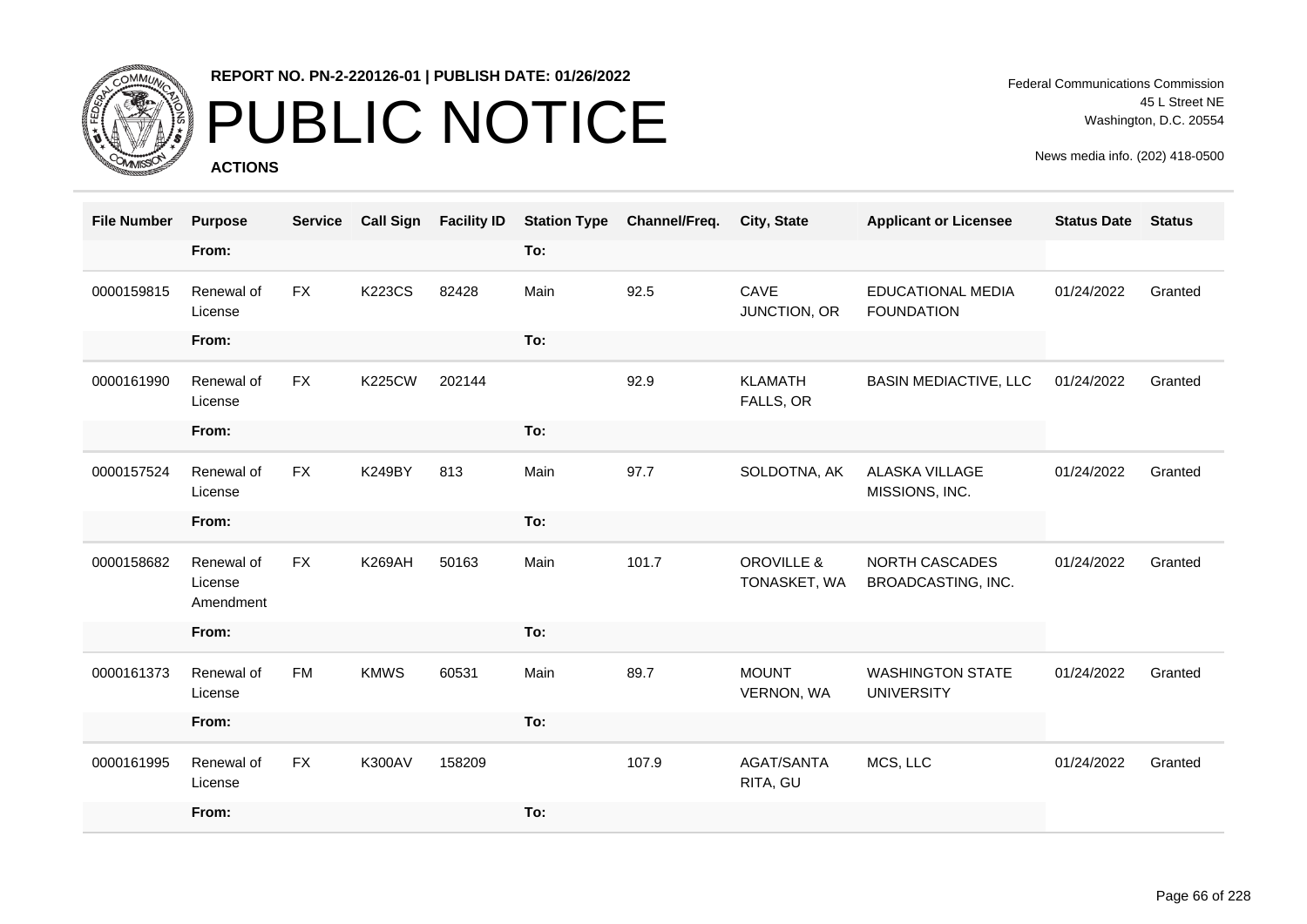**REPORT NO. PN-2-220126-01 | PUBLISH DATE: 01/26/2022**

# PUBLIC NOTICE

**ACTIONS**

Federal Communications Commission
45 L Street NE
Washington, D.C. 20554

News media info. (202) 418-0500

| File Number | Purpose | Service | Call Sign | Facility ID | Station Type | Channel/Freq. | City, State | Applicant or Licensee | Status Date | Status |
|---|---|---|---|---|---|---|---|---|---|---|
| | From: | | | | To: | | | | | |
| 0000159815 | Renewal of License | FX | K223CS | 82428 | Main | 92.5 | CAVE JUNCTION, OR | EDUCATIONAL MEDIA FOUNDATION | 01/24/2022 | Granted |
| | From: | | | | To: | | | | | |
| 0000161990 | Renewal of License | FX | K225CW | 202144 | | 92.9 | KLAMATH FALLS, OR | BASIN MEDIACTIVE, LLC | 01/24/2022 | Granted |
| | From: | | | | To: | | | | | |
| 0000157524 | Renewal of License | FX | K249BY | 813 | Main | 97.7 | SOLDOTNA, AK | ALASKA VILLAGE MISSIONS, INC. | 01/24/2022 | Granted |
| | From: | | | | To: | | | | | |
| 0000158682 | Renewal of License Amendment | FX | K269AH | 50163 | Main | 101.7 | OROVILLE & TONASKET, WA | NORTH CASCADES BROADCASTING, INC. | 01/24/2022 | Granted |
| | From: | | | | To: | | | | | |
| 0000161373 | Renewal of License | FM | KMWS | 60531 | Main | 89.7 | MOUNT VERNON, WA | WASHINGTON STATE UNIVERSITY | 01/24/2022 | Granted |
| | From: | | | | To: | | | | | |
| 0000161995 | Renewal of License | FX | K300AV | 158209 | | 107.9 | AGAT/SANTA RITA, GU | MCS, LLC | 01/24/2022 | Granted |
| | From: | | | | To: | | | | | |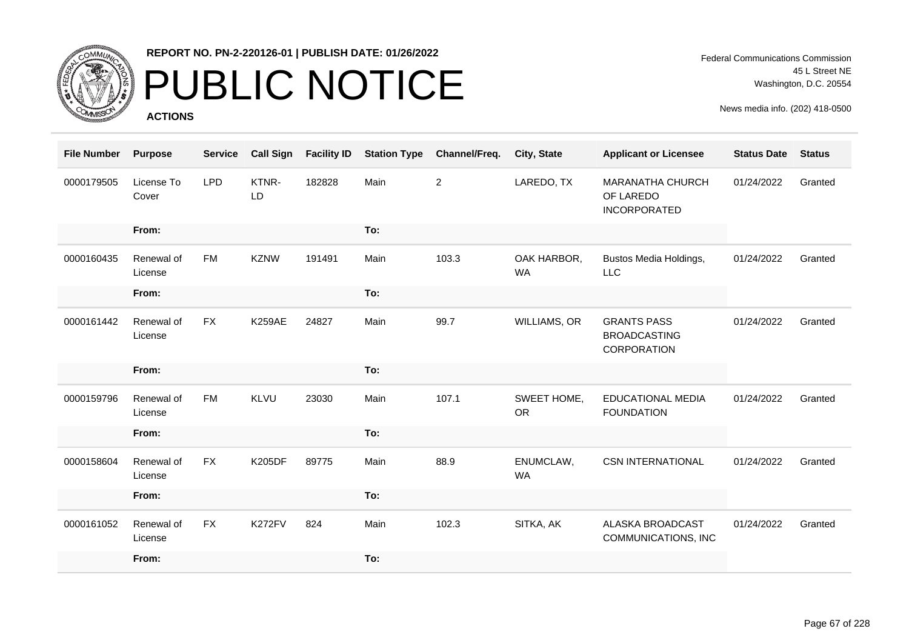# PUBLIC NOTICE

**REPORT NO. PN-2-220126-01 | PUBLISH DATE: 01/26/2022**

**ACTIONS**

Federal Communications Commission
45 L Street NE
Washington, D.C. 20554

News media info. (202) 418-0500

| File Number | Purpose | Service | Call Sign | Facility ID | Station Type | Channel/Freq. | City, State | Applicant or Licensee | Status Date | Status |
|---|---|---|---|---|---|---|---|---|---|---|
| 0000179505 | License To Cover | LPD | KTNR-LD | 182828 | Main | 2 | LAREDO, TX | MARANATHA CHURCH OF LAREDO INCORPORATED | 01/24/2022 | Granted |
| | From: | | | | To: | | | | | |
| 0000160435 | Renewal of License | FM | KZNW | 191491 | Main | 103.3 | OAK HARBOR, WA | Bustos Media Holdings, LLC | 01/24/2022 | Granted |
| | From: | | | | To: | | | | | |
| 0000161442 | Renewal of License | FX | K259AE | 24827 | Main | 99.7 | WILLIAMS, OR | GRANTS PASS BROADCASTING CORPORATION | 01/24/2022 | Granted |
| | From: | | | | To: | | | | | |
| 0000159796 | Renewal of License | FM | KLVU | 23030 | Main | 107.1 | SWEET HOME, OR | EDUCATIONAL MEDIA FOUNDATION | 01/24/2022 | Granted |
| | From: | | | | To: | | | | | |
| 0000158604 | Renewal of License | FX | K205DF | 89775 | Main | 88.9 | ENUMCLAW, WA | CSN INTERNATIONAL | 01/24/2022 | Granted |
| | From: | | | | To: | | | | | |
| 0000161052 | Renewal of License | FX | K272FV | 824 | Main | 102.3 | SITKA, AK | ALASKA BROADCAST COMMUNICATIONS, INC | 01/24/2022 | Granted |
| | From: | | | | To: | | | | | |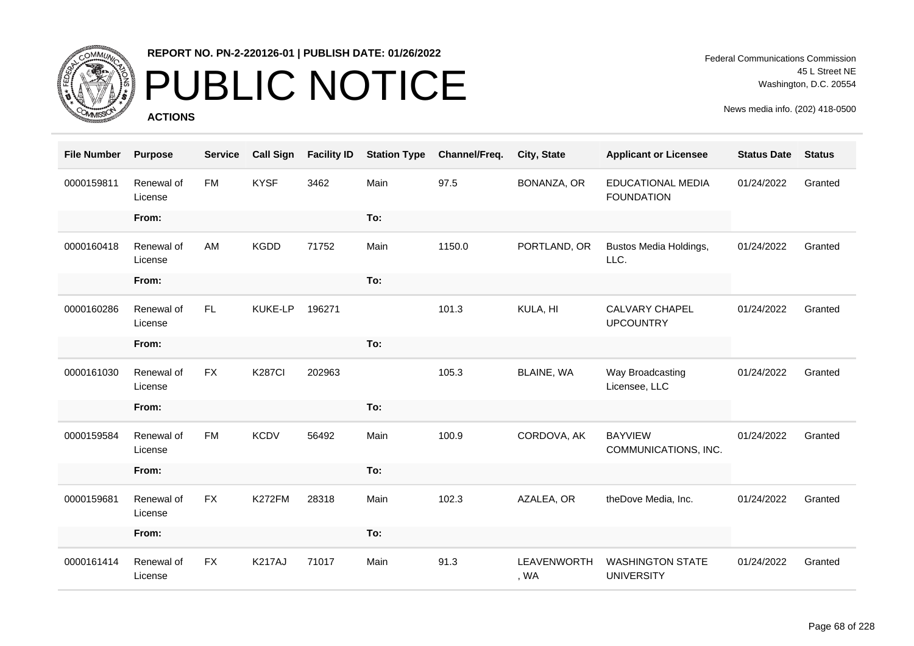**REPORT NO. PN-2-220126-01 | PUBLISH DATE: 01/26/2022**

# PUBLIC NOTICE

**ACTIONS**

Federal Communications Commission
45 L Street NE
Washington, D.C. 20554

News media info. (202) 418-0500

| File Number | Purpose | Service | Call Sign | Facility ID | Station Type | Channel/Freq. | City, State | Applicant or Licensee | Status Date | Status |
|---|---|---|---|---|---|---|---|---|---|---|
| 0000159811 | Renewal of License | FM | KYSF | 3462 | Main | 97.5 | BONANZA, OR | EDUCATIONAL MEDIA FOUNDATION | 01/24/2022 | Granted |
| | From: | | | | To: | | | | | |
| 0000160418 | Renewal of License | AM | KGDD | 71752 | Main | 1150.0 | PORTLAND, OR | Bustos Media Holdings, LLC. | 01/24/2022 | Granted |
| | From: | | | | To: | | | | | |
| 0000160286 | Renewal of License | FL | KUKE-LP | 196271 | | 101.3 | KULA, HI | CALVARY CHAPEL UPCOUNTRY | 01/24/2022 | Granted |
| | From: | | | | To: | | | | | |
| 0000161030 | Renewal of License | FX | K287CI | 202963 | | 105.3 | BLAINE, WA | Way Broadcasting Licensee, LLC | 01/24/2022 | Granted |
| | From: | | | | To: | | | | | |
| 0000159584 | Renewal of License | FM | KCDV | 56492 | Main | 100.9 | CORDOVA, AK | BAYVIEW COMMUNICATIONS, INC. | 01/24/2022 | Granted |
| | From: | | | | To: | | | | | |
| 0000159681 | Renewal of License | FX | K272FM | 28318 | Main | 102.3 | AZALEA, OR | theDove Media, Inc. | 01/24/2022 | Granted |
| | From: | | | | To: | | | | | |
| 0000161414 | Renewal of License | FX | K217AJ | 71017 | Main | 91.3 | LEAVENWORTH, WA | WASHINGTON STATE UNIVERSITY | 01/24/2022 | Granted |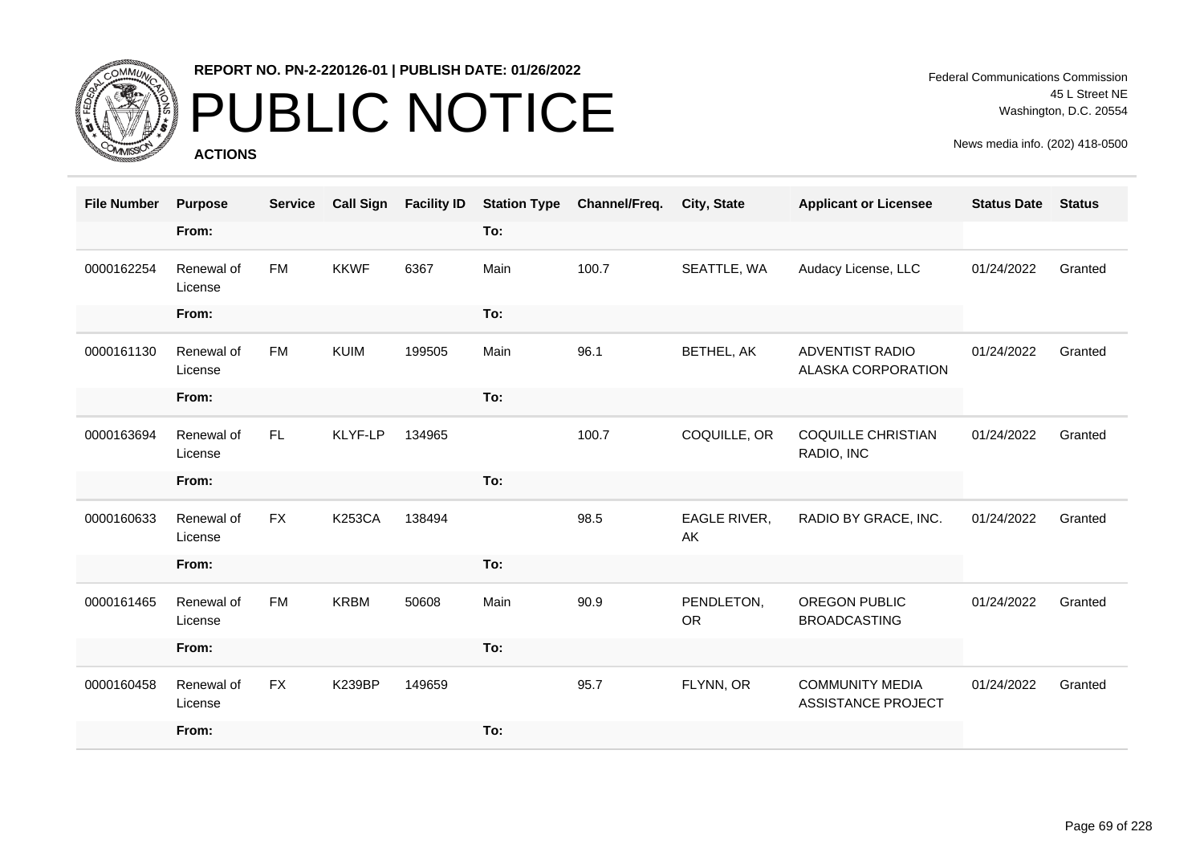REPORT NO. PN-2-220126-01 | PUBLISH DATE: 01/26/2022

# PUBLIC NOTICE

**ACTIONS**

Federal Communications Commission
45 L Street NE
Washington, D.C. 20554

News media info. (202) 418-0500

| File Number | Purpose | Service | Call Sign | Facility ID | Station Type | Channel/Freq. | City, State | Applicant or Licensee | Status Date | Status |
|---|---|---|---|---|---|---|---|---|---|---|
| | From: | | | | To: | | | | | |
| 0000162254 | Renewal of License | FM | KKWF | 6367 | Main | 100.7 | SEATTLE, WA | Audacy License, LLC | 01/24/2022 | Granted |
| | From: | | | | To: | | | | | |
| 0000161130 | Renewal of License | FM | KUIM | 199505 | Main | 96.1 | BETHEL, AK | ADVENTIST RADIO ALASKA CORPORATION | 01/24/2022 | Granted |
| | From: | | | | To: | | | | | |
| 0000163694 | Renewal of License | FL | KLYF-LP | 134965 | | 100.7 | COQUILLE, OR | COQUILLE CHRISTIAN RADIO, INC | 01/24/2022 | Granted |
| | From: | | | | To: | | | | | |
| 0000160633 | Renewal of License | FX | K253CA | 138494 | | 98.5 | EAGLE RIVER, AK | RADIO BY GRACE, INC. | 01/24/2022 | Granted |
| | From: | | | | To: | | | | | |
| 0000161465 | Renewal of License | FM | KRBM | 50608 | Main | 90.9 | PENDLETON, OR | OREGON PUBLIC BROADCASTING | 01/24/2022 | Granted |
| | From: | | | | To: | | | | | |
| 0000160458 | Renewal of License | FX | K239BP | 149659 | | 95.7 | FLYNN, OR | COMMUNITY MEDIA ASSISTANCE PROJECT | 01/24/2022 | Granted |
| | From: | | | | To: | | | | | |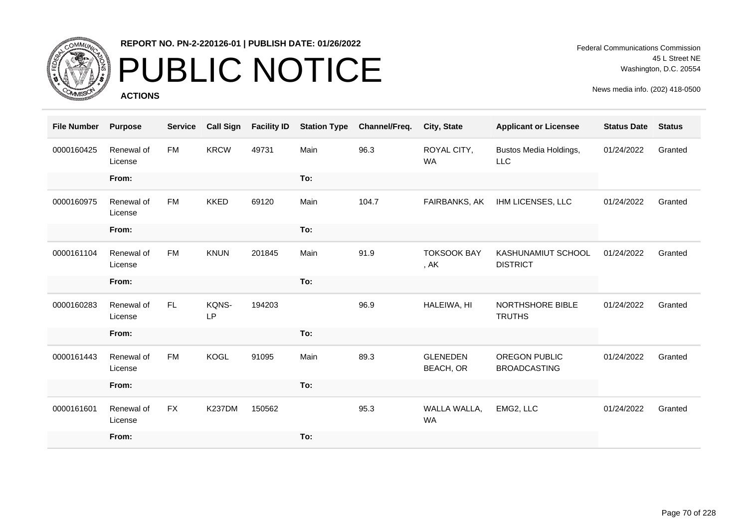**REPORT NO. PN-2-220126-01 | PUBLISH DATE: 01/26/2022**

# PUBLIC NOTICE

**ACTIONS**

Federal Communications Commission
45 L Street NE
Washington, D.C. 20554

News media info. (202) 418-0500

| File Number | Purpose | Service | Call Sign | Facility ID | Station Type | Channel/Freq. | City, State | Applicant or Licensee | Status Date | Status |
|---|---|---|---|---|---|---|---|---|---|---|
| 0000160425 | Renewal of License | FM | KRCW | 49731 | Main | 96.3 | ROYAL CITY, WA | Bustos Media Holdings, LLC | 01/24/2022 | Granted |
| | From: | | | | To: | | | | | |
| 0000160975 | Renewal of License | FM | KKED | 69120 | Main | 104.7 | FAIRBANKS, AK | IHM LICENSES, LLC | 01/24/2022 | Granted |
| | From: | | | | To: | | | | | |
| 0000161104 | Renewal of License | FM | KNUN | 201845 | Main | 91.9 | TOKSOOK BAY , AK | KASHUNAMIUT SCHOOL DISTRICT | 01/24/2022 | Granted |
| | From: | | | | To: | | | | | |
| 0000160283 | Renewal of License | FL | KQNS-LP | 194203 | | 96.9 | HALEIWA, HI | NORTHSHORE BIBLE TRUTHS | 01/24/2022 | Granted |
| | From: | | | | To: | | | | | |
| 0000161443 | Renewal of License | FM | KOGL | 91095 | Main | 89.3 | GLENEDEN BEACH, OR | OREGON PUBLIC BROADCASTING | 01/24/2022 | Granted |
| | From: | | | | To: | | | | | |
| 0000161601 | Renewal of License | FX | K237DM | 150562 | | 95.3 | WALLA WALLA, WA | EMG2, LLC | 01/24/2022 | Granted |
| | From: | | | | To: | | | | | |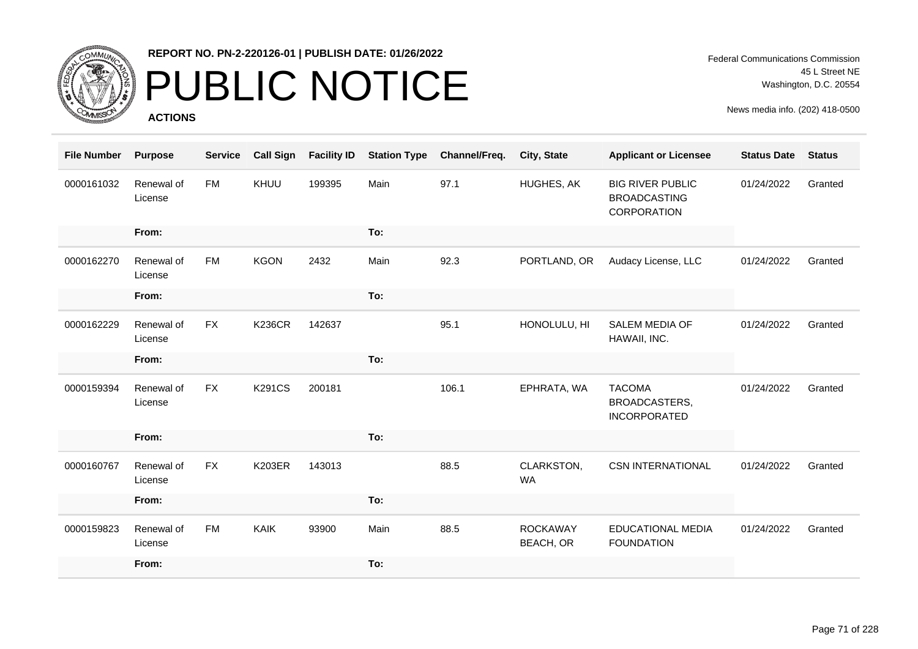**REPORT NO. PN-2-220126-01 | PUBLISH DATE: 01/26/2022**

# PUBLIC NOTICE

**ACTIONS**

Federal Communications Commission
45 L Street NE
Washington, D.C. 20554

News media info. (202) 418-0500

| File Number | Purpose | Service | Call Sign | Facility ID | Station Type | Channel/Freq. | City, State | Applicant or Licensee | Status Date | Status |
|---|---|---|---|---|---|---|---|---|---|---|
| 0000161032 | Renewal of License | FM | KHUU | 199395 | Main | 97.1 | HUGHES, AK | BIG RIVER PUBLIC BROADCASTING CORPORATION | 01/24/2022 | Granted |
| | From: | | | | To: | | | | | |
| 0000162270 | Renewal of License | FM | KGON | 2432 | Main | 92.3 | PORTLAND, OR | Audacy License, LLC | 01/24/2022 | Granted |
| | From: | | | | To: | | | | | |
| 0000162229 | Renewal of License | FX | K236CR | 142637 | | 95.1 | HONOLULU, HI | SALEM MEDIA OF HAWAII, INC. | 01/24/2022 | Granted |
| | From: | | | | To: | | | | | |
| 0000159394 | Renewal of License | FX | K291CS | 200181 | | 106.1 | EPHRATA, WA | TACOMA BROADCASTERS, INCORPORATED | 01/24/2022 | Granted |
| | From: | | | | To: | | | | | |
| 0000160767 | Renewal of License | FX | K203ER | 143013 | | 88.5 | CLARKSTON, WA | CSN INTERNATIONAL | 01/24/2022 | Granted |
| | From: | | | | To: | | | | | |
| 0000159823 | Renewal of License | FM | KAIK | 93900 | Main | 88.5 | ROCKAWAY BEACH, OR | EDUCATIONAL MEDIA FOUNDATION | 01/24/2022 | Granted |
| | From: | | | | To: | | | | | |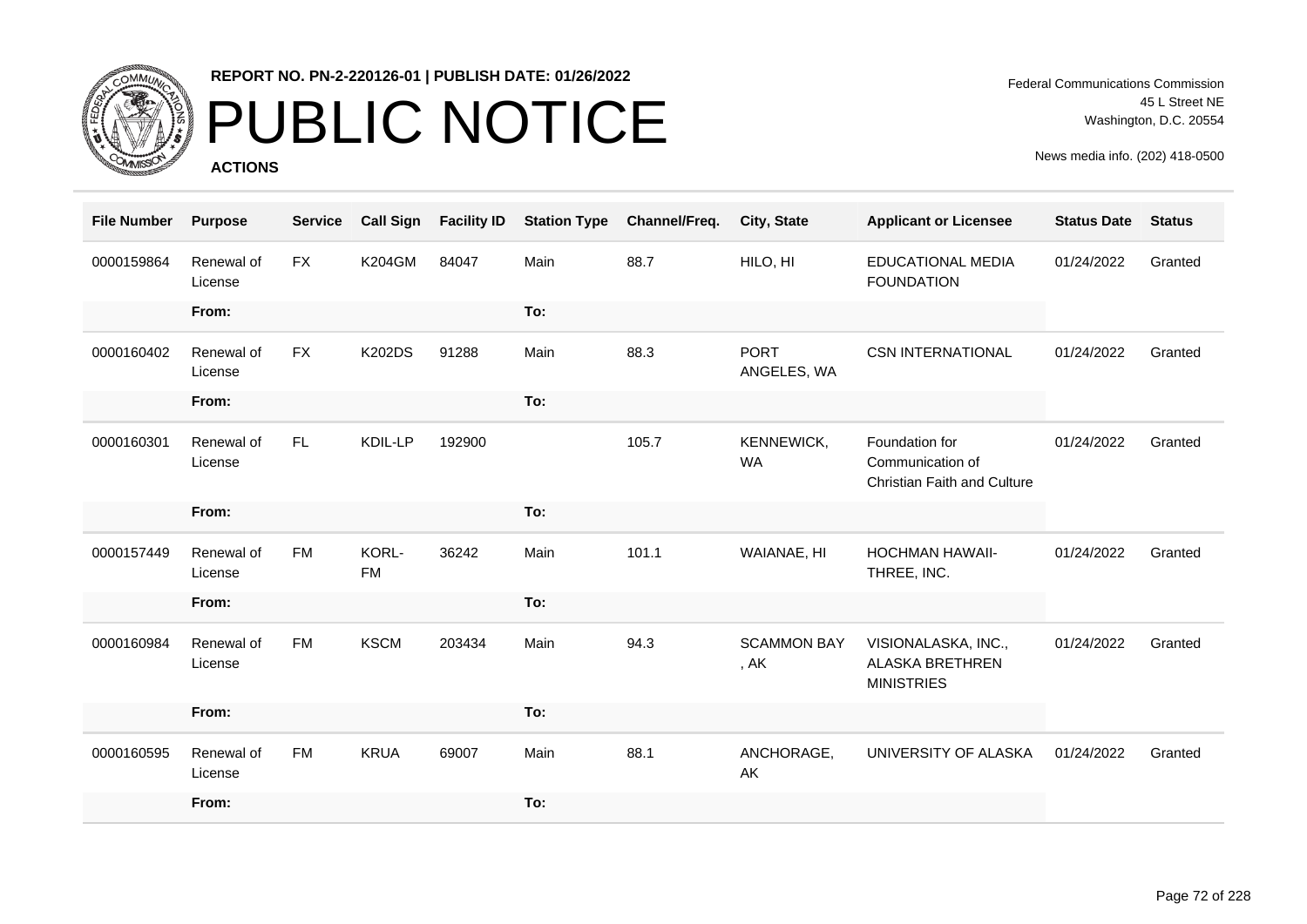# PUBLIC NOTICE

**REPORT NO. PN-2-220126-01 | PUBLISH DATE: 01/26/2022**

**ACTIONS**

Federal Communications Commission
45 L Street NE
Washington, D.C. 20554

News media info. (202) 418-0500

| File Number | Purpose | Service | Call Sign | Facility ID | Station Type | Channel/Freq. | City, State | Applicant or Licensee | Status Date | Status |
|---|---|---|---|---|---|---|---|---|---|---|
| 0000159864 | Renewal of License | FX | K204GM | 84047 | Main | 88.7 | HILO, HI | EDUCATIONAL MEDIA FOUNDATION | 01/24/2022 | Granted |
| | From: | | | | To: | | | | | |
| 0000160402 | Renewal of License | FX | K202DS | 91288 | Main | 88.3 | PORT ANGELES, WA | CSN INTERNATIONAL | 01/24/2022 | Granted |
| | From: | | | | To: | | | | | |
| 0000160301 | Renewal of License | FL | KDIL-LP | 192900 | | 105.7 | KENNEWICK, WA | Foundation for Communication of Christian Faith and Culture | 01/24/2022 | Granted |
| | From: | | | | To: | | | | | |
| 0000157449 | Renewal of License | FM | KORL-FM | 36242 | Main | 101.1 | WAIANAE, HI | HOCHMAN HAWAII-THREE, INC. | 01/24/2022 | Granted |
| | From: | | | | To: | | | | | |
| 0000160984 | Renewal of License | FM | KSCM | 203434 | Main | 94.3 | SCAMMON BAY , AK | VISIONALASKA, INC., ALASKA BRETHREN MINISTRIES | 01/24/2022 | Granted |
| | From: | | | | To: | | | | | |
| 0000160595 | Renewal of License | FM | KRUA | 69007 | Main | 88.1 | ANCHORAGE, AK | UNIVERSITY OF ALASKA | 01/24/2022 | Granted |
| | From: | | | | To: | | | | | |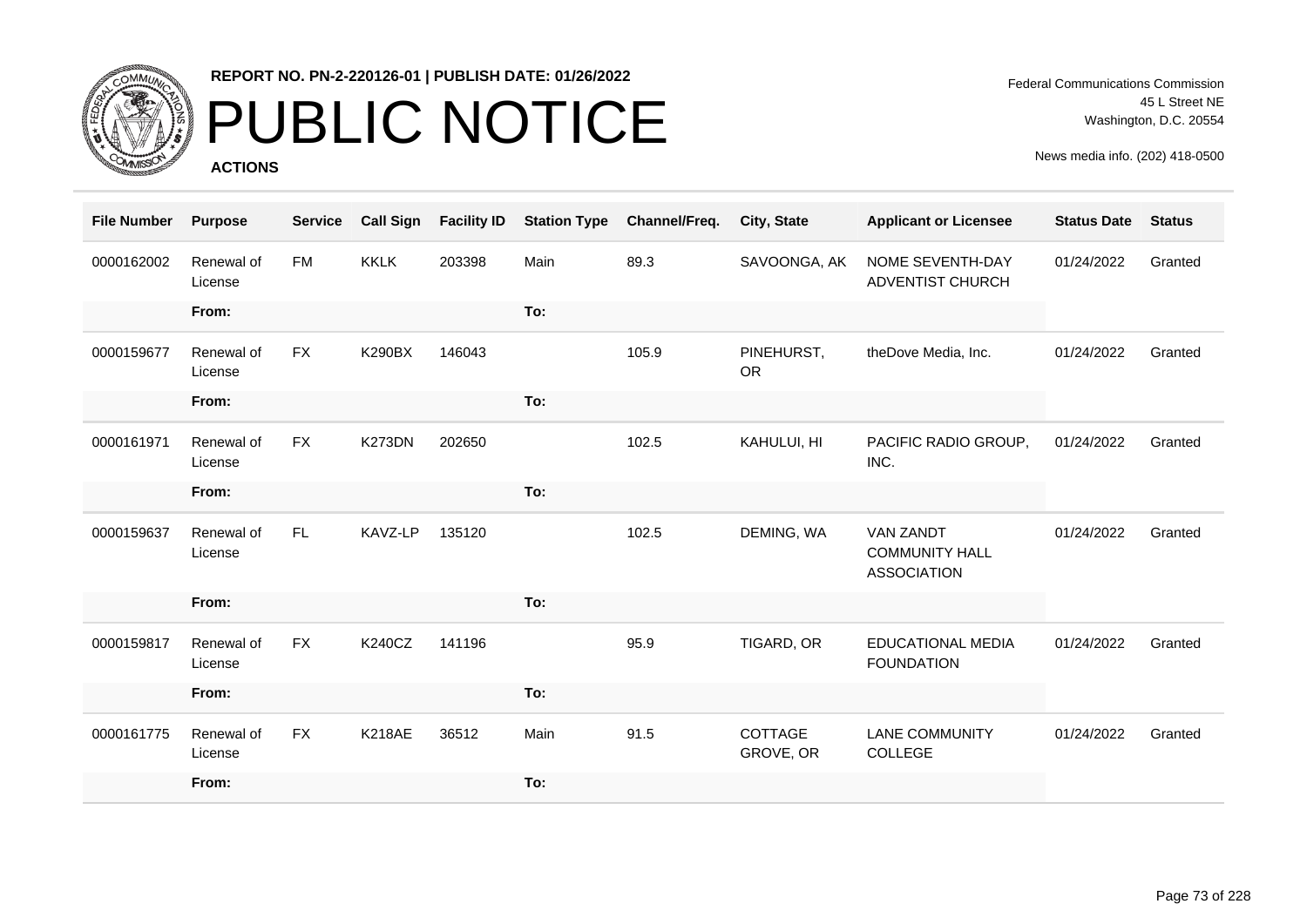REPORT NO. PN-2-220126-01 | PUBLISH DATE: 01/26/2022

# PUBLIC NOTICE

**ACTIONS**

Federal Communications Commission
45 L Street NE
Washington, D.C. 20554

News media info. (202) 418-0500

| File Number | Purpose | Service | Call Sign | Facility ID | Station Type | Channel/Freq. | City, State | Applicant or Licensee | Status Date | Status |
|---|---|---|---|---|---|---|---|---|---|---|
| 0000162002 | Renewal of License | FM | KKLK | 203398 | Main | 89.3 | SAVOONGA, AK | NOME SEVENTH-DAY ADVENTIST CHURCH | 01/24/2022 | Granted |
| | From: | | | | To: | | | | | |
| 0000159677 | Renewal of License | FX | K290BX | 146043 | | 105.9 | PINEHURST, OR | theDove Media, Inc. | 01/24/2022 | Granted |
| | From: | | | | To: | | | | | |
| 0000161971 | Renewal of License | FX | K273DN | 202650 | | 102.5 | KAHULUI, HI | PACIFIC RADIO GROUP, INC. | 01/24/2022 | Granted |
| | From: | | | | To: | | | | | |
| 0000159637 | Renewal of License | FL | KAVZ-LP | 135120 | | 102.5 | DEMING, WA | VAN ZANDT COMMUNITY HALL ASSOCIATION | 01/24/2022 | Granted |
| | From: | | | | To: | | | | | |
| 0000159817 | Renewal of License | FX | K240CZ | 141196 | | 95.9 | TIGARD, OR | EDUCATIONAL MEDIA FOUNDATION | 01/24/2022 | Granted |
| | From: | | | | To: | | | | | |
| 0000161775 | Renewal of License | FX | K218AE | 36512 | Main | 91.5 | COTTAGE GROVE, OR | LANE COMMUNITY COLLEGE | 01/24/2022 | Granted |
| | From: | | | | To: | | | | | |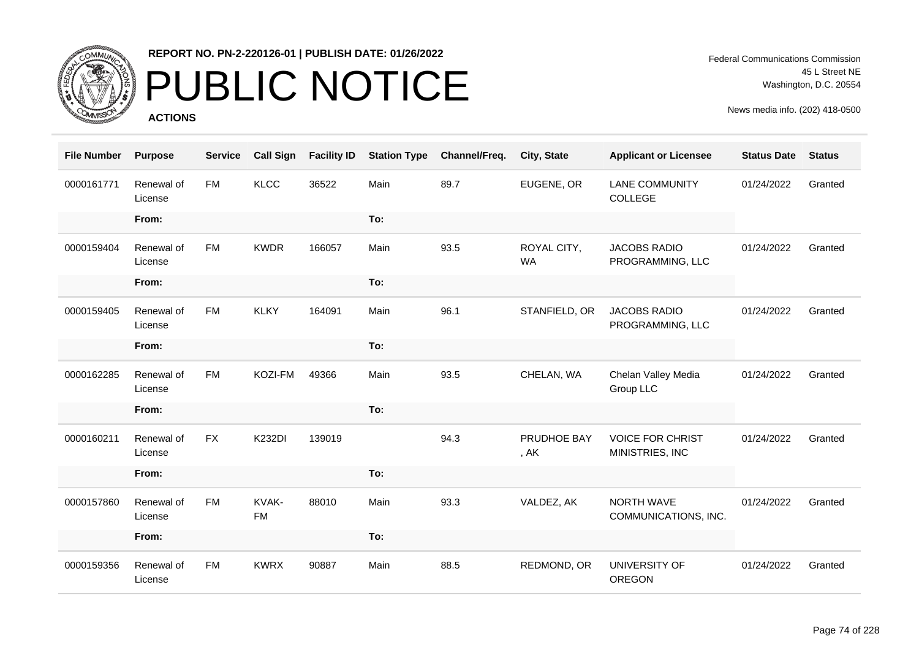**REPORT NO. PN-2-220126-01 | PUBLISH DATE: 01/26/2022**

# PUBLIC NOTICE

**ACTIONS**

Federal Communications Commission
45 L Street NE
Washington, D.C. 20554

News media info. (202) 418-0500

| File Number | Purpose | Service | Call Sign | Facility ID | Station Type | Channel/Freq. | City, State | Applicant or Licensee | Status Date | Status |
|---|---|---|---|---|---|---|---|---|---|---|
| 0000161771 | Renewal of License | FM | KLCC | 36522 | Main | 89.7 | EUGENE, OR | LANE COMMUNITY COLLEGE | 01/24/2022 | Granted |
| | From: | | | | To: | | | | | |
| 0000159404 | Renewal of License | FM | KWDR | 166057 | Main | 93.5 | ROYAL CITY, WA | JACOBS RADIO PROGRAMMING, LLC | 01/24/2022 | Granted |
| | From: | | | | To: | | | | | |
| 0000159405 | Renewal of License | FM | KLKY | 164091 | Main | 96.1 | STANFIELD, OR | JACOBS RADIO PROGRAMMING, LLC | 01/24/2022 | Granted |
| | From: | | | | To: | | | | | |
| 0000162285 | Renewal of License | FM | KOZI-FM | 49366 | Main | 93.5 | CHELAN, WA | Chelan Valley Media Group LLC | 01/24/2022 | Granted |
| | From: | | | | To: | | | | | |
| 0000160211 | Renewal of License | FX | K232DI | 139019 | | 94.3 | PRUDHOE BAY , AK | VOICE FOR CHRIST MINISTRIES, INC | 01/24/2022 | Granted |
| | From: | | | | To: | | | | | |
| 0000157860 | Renewal of License | FM | KVAK-FM | 88010 | Main | 93.3 | VALDEZ, AK | NORTH WAVE COMMUNICATIONS, INC. | 01/24/2022 | Granted |
| | From: | | | | To: | | | | | |
| 0000159356 | Renewal of License | FM | KWRX | 90887 | Main | 88.5 | REDMOND, OR | UNIVERSITY OF OREGON | 01/24/2022 | Granted |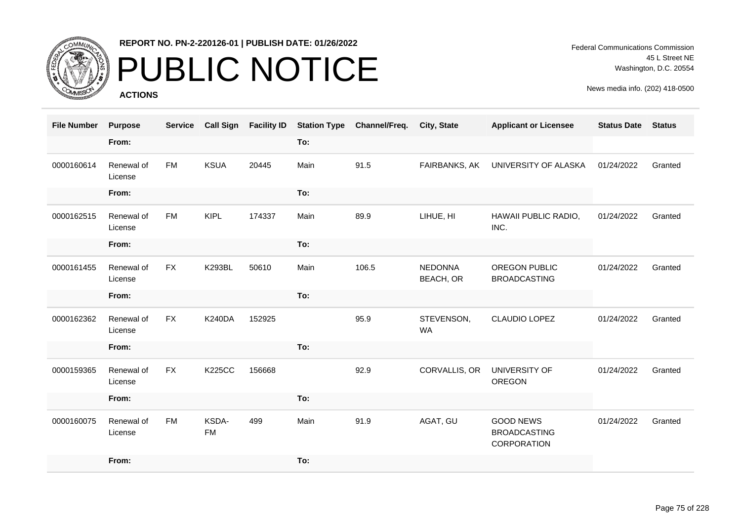**REPORT NO. PN-2-220126-01 | PUBLISH DATE: 01/26/2022**

# PUBLIC NOTICE

**ACTIONS**

Federal Communications Commission
45 L Street NE
Washington, D.C. 20554

News media info. (202) 418-0500

| File Number | Purpose | Service | Call Sign | Facility ID | Station Type | Channel/Freq. | City, State | Applicant or Licensee | Status Date | Status |
|---|---|---|---|---|---|---|---|---|---|---|
| | From: | | | | To: | | | | | |
| 0000160614 | Renewal of License | FM | KSUA | 20445 | Main | 91.5 | FAIRBANKS, AK | UNIVERSITY OF ALASKA | 01/24/2022 | Granted |
| | From: | | | | To: | | | | | |
| 0000162515 | Renewal of License | FM | KIPL | 174337 | Main | 89.9 | LIHUE, HI | HAWAII PUBLIC RADIO, INC. | 01/24/2022 | Granted |
| | From: | | | | To: | | | | | |
| 0000161455 | Renewal of License | FX | K293BL | 50610 | Main | 106.5 | NEDONNA BEACH, OR | OREGON PUBLIC BROADCASTING | 01/24/2022 | Granted |
| | From: | | | | To: | | | | | |
| 0000162362 | Renewal of License | FX | K240DA | 152925 | | 95.9 | STEVENSON, WA | CLAUDIO LOPEZ | 01/24/2022 | Granted |
| | From: | | | | To: | | | | | |
| 0000159365 | Renewal of License | FX | K225CC | 156668 | | 92.9 | CORVALLIS, OR | UNIVERSITY OF OREGON | 01/24/2022 | Granted |
| | From: | | | | To: | | | | | |
| 0000160075 | Renewal of License | FM | KSDA-FM | 499 | Main | 91.9 | AGAT, GU | GOOD NEWS BROADCASTING CORPORATION | 01/24/2022 | Granted |
| | From: | | | | To: | | | | | |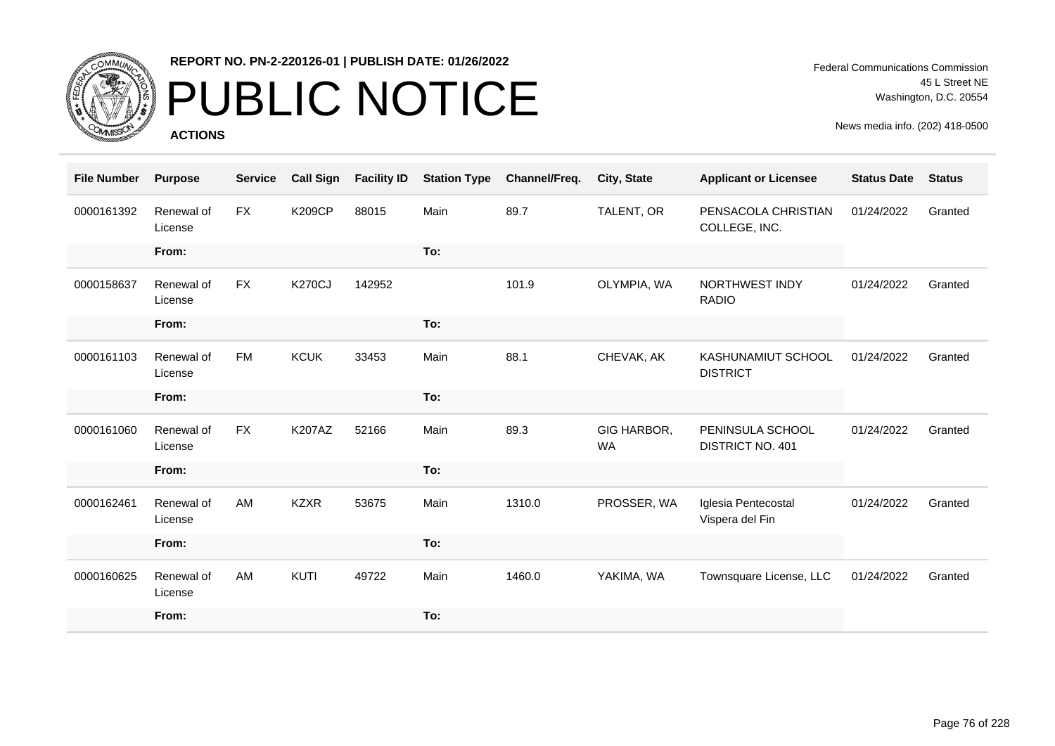REPORT NO. PN-2-220126-01 | PUBLISH DATE: 01/26/2022

# PUBLIC NOTICE

Federal Communications Commission
45 L Street NE
Washington, D.C. 20554

News media info. (202) 418-0500

**ACTIONS**

| File Number | Purpose | Service | Call Sign | Facility ID | Station Type | Channel/Freq. | City, State | Applicant or Licensee | Status Date | Status |
|---|---|---|---|---|---|---|---|---|---|---|
| 0000161392 | Renewal of License | FX | K209CP | 88015 | Main | 89.7 | TALENT, OR | PENSACOLA CHRISTIAN COLLEGE, INC. | 01/24/2022 | Granted |
| | From: | | | | To: | | | | | |
| 0000158637 | Renewal of License | FX | K270CJ | 142952 | | 101.9 | OLYMPIA, WA | NORTHWEST INDY RADIO | 01/24/2022 | Granted |
| | From: | | | | To: | | | | | |
| 0000161103 | Renewal of License | FM | KCUK | 33453 | Main | 88.1 | CHEVAK, AK | KASHUNAMIUT SCHOOL DISTRICT | 01/24/2022 | Granted |
| | From: | | | | To: | | | | | |
| 0000161060 | Renewal of License | FX | K207AZ | 52166 | Main | 89.3 | GIG HARBOR, WA | PENINSULA SCHOOL DISTRICT NO. 401 | 01/24/2022 | Granted |
| | From: | | | | To: | | | | | |
| 0000162461 | Renewal of License | AM | KZXR | 53675 | Main | 1310.0 | PROSSER, WA | Iglesia Pentecostal Vispera del Fin | 01/24/2022 | Granted |
| | From: | | | | To: | | | | | |
| 0000160625 | Renewal of License | AM | KUTI | 49722 | Main | 1460.0 | YAKIMA, WA | Townsquare License, LLC | 01/24/2022 | Granted |
| | From: | | | | To: | | | | | |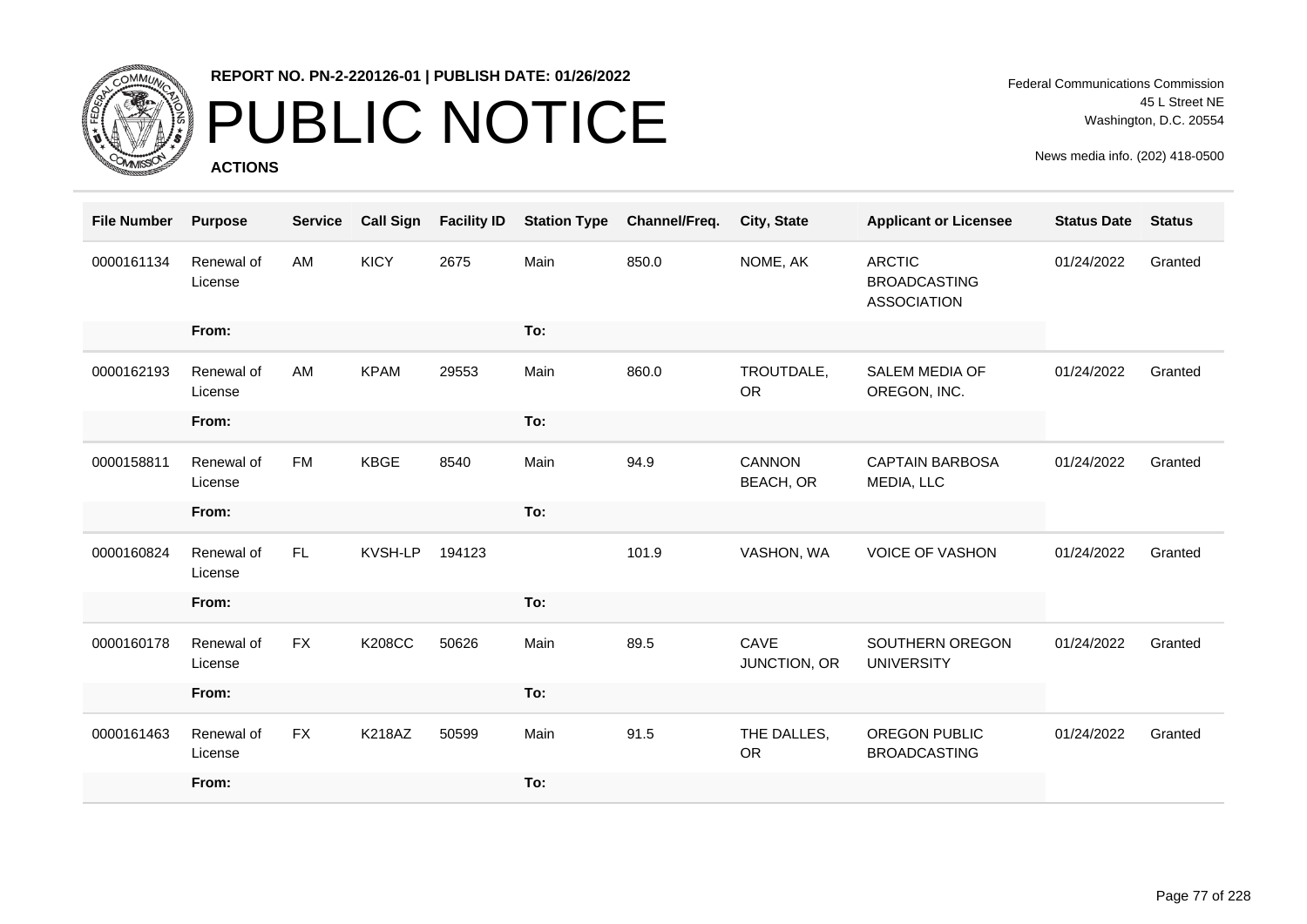**REPORT NO. PN-2-220126-01 | PUBLISH DATE: 01/26/2022**

# PUBLIC NOTICE

**ACTIONS**

Federal Communications Commission
45 L Street NE
Washington, D.C. 20554

News media info. (202) 418-0500

| File Number | Purpose | Service | Call Sign | Facility ID | Station Type | Channel/Freq. | City, State | Applicant or Licensee | Status Date | Status |
|---|---|---|---|---|---|---|---|---|---|---|
| 0000161134 | Renewal of License | AM | KICY | 2675 | Main | 850.0 | NOME, AK | ARCTIC BROADCASTING ASSOCIATION | 01/24/2022 | Granted |
| | From: | | | | To: | | | | | |
| 0000162193 | Renewal of License | AM | KPAM | 29553 | Main | 860.0 | TROUTDALE, OR | SALEM MEDIA OF OREGON, INC. | 01/24/2022 | Granted |
| | From: | | | | To: | | | | | |
| 0000158811 | Renewal of License | FM | KBGE | 8540 | Main | 94.9 | CANNON BEACH, OR | CAPTAIN BARBOSA MEDIA, LLC | 01/24/2022 | Granted |
| | From: | | | | To: | | | | | |
| 0000160824 | Renewal of License | FL | KVSH-LP | 194123 | | 101.9 | VASHON, WA | VOICE OF VASHON | 01/24/2022 | Granted |
| | From: | | | | To: | | | | | |
| 0000160178 | Renewal of License | FX | K208CC | 50626 | Main | 89.5 | CAVE JUNCTION, OR | SOUTHERN OREGON UNIVERSITY | 01/24/2022 | Granted |
| | From: | | | | To: | | | | | |
| 0000161463 | Renewal of License | FX | K218AZ | 50599 | Main | 91.5 | THE DALLES, OR | OREGON PUBLIC BROADCASTING | 01/24/2022 | Granted |
| | From: | | | | To: | | | | | |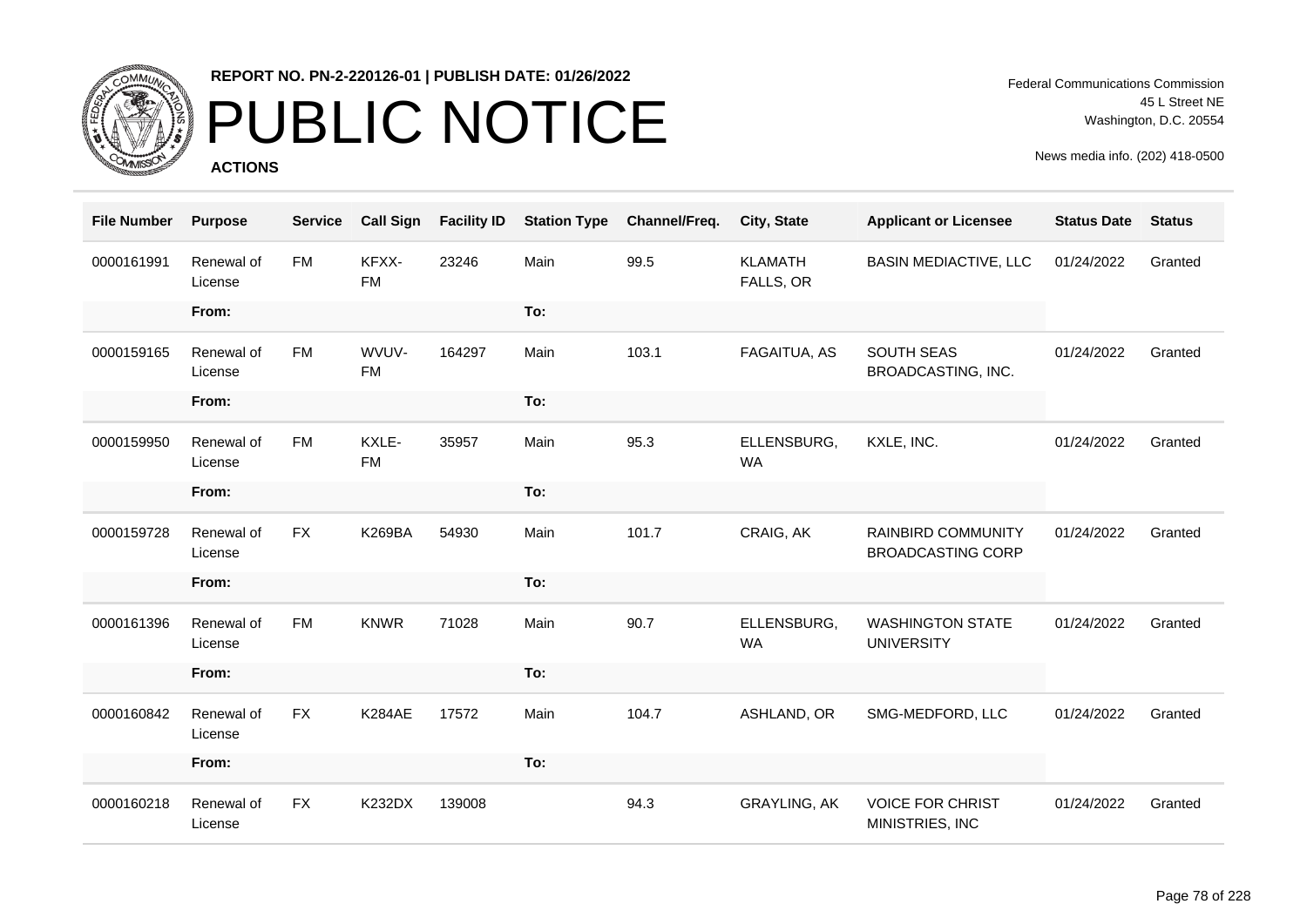REPORT NO. PN-2-220126-01 | PUBLISH DATE: 01/26/2022

# PUBLIC NOTICE

**ACTIONS**

Federal Communications Commission
45 L Street NE
Washington, D.C. 20554

News media info. (202) 418-0500

| File Number | Purpose | Service | Call Sign | Facility ID | Station Type | Channel/Freq. | City, State | Applicant or Licensee | Status Date | Status |
|---|---|---|---|---|---|---|---|---|---|---|
| 0000161991 | Renewal of License | FM | KFXX-FM | 23246 | Main | 99.5 | KLAMATH FALLS, OR | BASIN MEDIACTIVE, LLC | 01/24/2022 | Granted |
| | From: | | | | To: | | | | | |
| 0000159165 | Renewal of License | FM | WVUV-FM | 164297 | Main | 103.1 | FAGAITUA, AS | SOUTH SEAS BROADCASTING, INC. | 01/24/2022 | Granted |
| | From: | | | | To: | | | | | |
| 0000159950 | Renewal of License | FM | KXLE-FM | 35957 | Main | 95.3 | ELLENSBURG, WA | KXLE, INC. | 01/24/2022 | Granted |
| | From: | | | | To: | | | | | |
| 0000159728 | Renewal of License | FX | K269BA | 54930 | Main | 101.7 | CRAIG, AK | RAINBIRD COMMUNITY BROADCASTING CORP | 01/24/2022 | Granted |
| | From: | | | | To: | | | | | |
| 0000161396 | Renewal of License | FM | KNWR | 71028 | Main | 90.7 | ELLENSBURG, WA | WASHINGTON STATE UNIVERSITY | 01/24/2022 | Granted |
| | From: | | | | To: | | | | | |
| 0000160842 | Renewal of License | FX | K284AE | 17572 | Main | 104.7 | ASHLAND, OR | SMG-MEDFORD, LLC | 01/24/2022 | Granted |
| | From: | | | | To: | | | | | |
| 0000160218 | Renewal of License | FX | K232DX | 139008 | | 94.3 | GRAYLING, AK | VOICE FOR CHRIST MINISTRIES, INC | 01/24/2022 | Granted |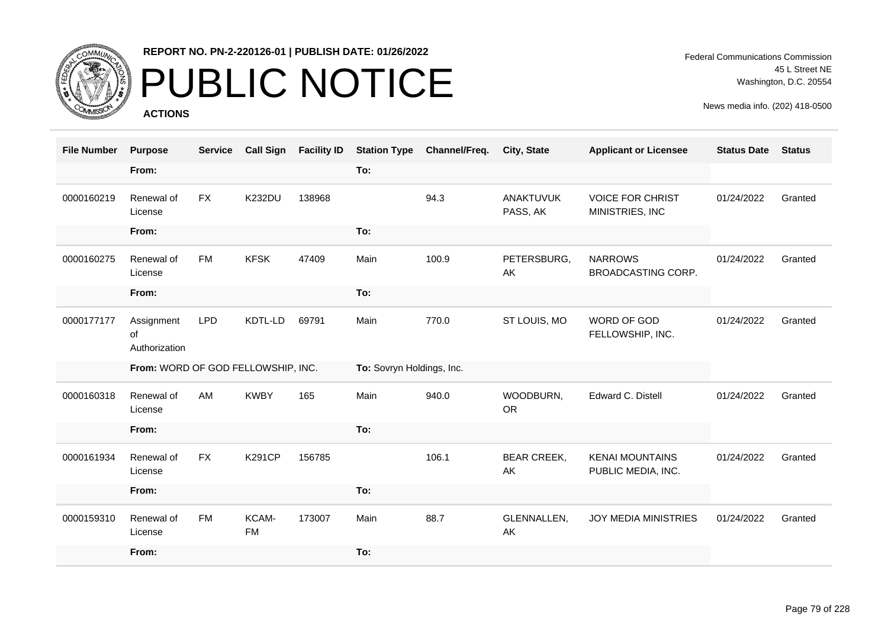# PUBLIC NOTICE

**REPORT NO. PN-2-220126-01 | PUBLISH DATE: 01/26/2022**

Federal Communications Commission
45 L Street NE
Washington, D.C. 20554

News media info. (202) 418-0500

**ACTIONS**

| File Number | Purpose | Service | Call Sign | Facility ID | Station Type | Channel/Freq. | City, State | Applicant or Licensee | Status Date | Status |
|---|---|---|---|---|---|---|---|---|---|---|
| | From: | | | | To: | | | | | |
| 0000160219 | Renewal of License | FX | K232DU | 138968 | | 94.3 | ANAKTUVUK PASS, AK | VOICE FOR CHRIST MINISTRIES, INC | 01/24/2022 | Granted |
| | From: | | | | To: | | | | | |
| 0000160275 | Renewal of License | FM | KFSK | 47409 | Main | 100.9 | PETERSBURG, AK | NARROWS BROADCASTING CORP. | 01/24/2022 | Granted |
| | From: | | | | To: | | | | | |
| 0000177177 | Assignment of Authorization | LPD | KDTL-LD | 69791 | Main | 770.0 | ST LOUIS, MO | WORD OF GOD FELLOWSHIP, INC. | 01/24/2022 | Granted |
| | From: WORD OF GOD FELLOWSHIP, INC. | | | | To: Sovryn Holdings, Inc. | | | | | |
| 0000160318 | Renewal of License | AM | KWBY | 165 | Main | 940.0 | WOODBURN, OR | Edward C. Distell | 01/24/2022 | Granted |
| | From: | | | | To: | | | | | |
| 0000161934 | Renewal of License | FX | K291CP | 156785 | | 106.1 | BEAR CREEK, AK | KENAI MOUNTAINS PUBLIC MEDIA, INC. | 01/24/2022 | Granted |
| | From: | | | | To: | | | | | |
| 0000159310 | Renewal of License | FM | KCAM-FM | 173007 | Main | 88.7 | GLENNALLEN, AK | JOY MEDIA MINISTRIES | 01/24/2022 | Granted |
| | From: | | | | To: | | | | | |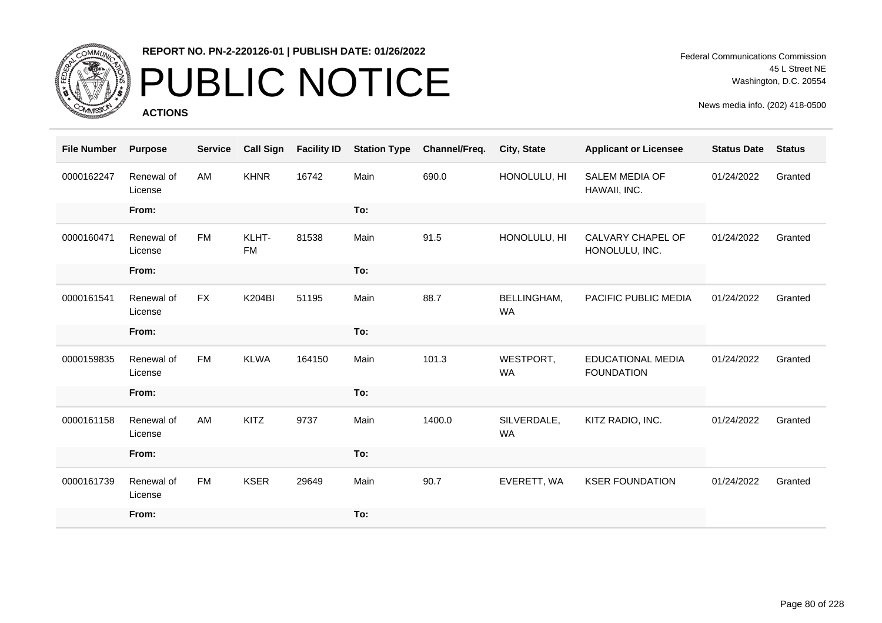**REPORT NO. PN-2-220126-01 | PUBLISH DATE: 01/26/2022**

# PUBLIC NOTICE

**ACTIONS**

Federal Communications Commission
45 L Street NE
Washington, D.C. 20554

News media info. (202) 418-0500

| File Number | Purpose | Service | Call Sign | Facility ID | Station Type | Channel/Freq. | City, State | Applicant or Licensee | Status Date | Status |
|---|---|---|---|---|---|---|---|---|---|---|
| 0000162247 | Renewal of License | AM | KHNR | 16742 | Main | 690.0 | HONOLULU, HI | SALEM MEDIA OF HAWAII, INC. | 01/24/2022 | Granted |
| | From: | | | | To: | | | | | |
| 0000160471 | Renewal of License | FM | KLHT-FM | 81538 | Main | 91.5 | HONOLULU, HI | CALVARY CHAPEL OF HONOLULU, INC. | 01/24/2022 | Granted |
| | From: | | | | To: | | | | | |
| 0000161541 | Renewal of License | FX | K204BI | 51195 | Main | 88.7 | BELLINGHAM, WA | PACIFIC PUBLIC MEDIA | 01/24/2022 | Granted |
| | From: | | | | To: | | | | | |
| 0000159835 | Renewal of License | FM | KLWA | 164150 | Main | 101.3 | WESTPORT, WA | EDUCATIONAL MEDIA FOUNDATION | 01/24/2022 | Granted |
| | From: | | | | To: | | | | | |
| 0000161158 | Renewal of License | AM | KITZ | 9737 | Main | 1400.0 | SILVERDALE, WA | KITZ RADIO, INC. | 01/24/2022 | Granted |
| | From: | | | | To: | | | | | |
| 0000161739 | Renewal of License | FM | KSER | 29649 | Main | 90.7 | EVERETT, WA | KSER FOUNDATION | 01/24/2022 | Granted |
| | From: | | | | To: | | | | | |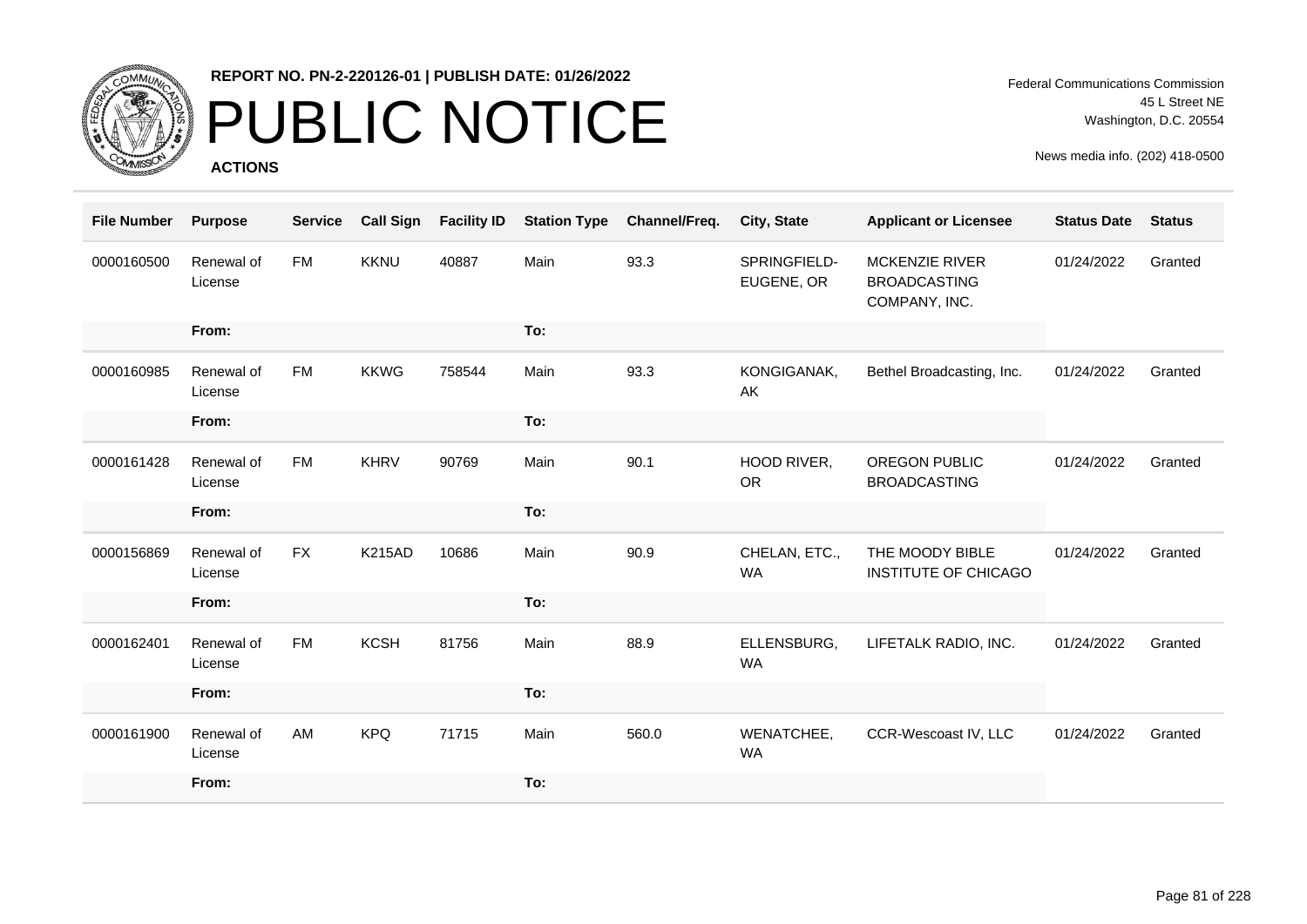**REPORT NO. PN-2-220126-01 | PUBLISH DATE: 01/26/2022**

# PUBLIC NOTICE

**ACTIONS**

Federal Communications Commission
45 L Street NE
Washington, D.C. 20554

News media info. (202) 418-0500

| File Number | Purpose | Service | Call Sign | Facility ID | Station Type | Channel/Freq. | City, State | Applicant or Licensee | Status Date | Status |
|---|---|---|---|---|---|---|---|---|---|---|
| 0000160500 | Renewal of License | FM | KKNU | 40887 | Main | 93.3 | SPRINGFIELD-EUGENE, OR | MCKENZIE RIVER BROADCASTING COMPANY, INC. | 01/24/2022 | Granted |
| | From: | | | | To: | | | | | |
| 0000160985 | Renewal of License | FM | KKWG | 758544 | Main | 93.3 | KONGIGANAK, AK | Bethel Broadcasting, Inc. | 01/24/2022 | Granted |
| | From: | | | | To: | | | | | |
| 0000161428 | Renewal of License | FM | KHRV | 90769 | Main | 90.1 | HOOD RIVER, OR | OREGON PUBLIC BROADCASTING | 01/24/2022 | Granted |
| | From: | | | | To: | | | | | |
| 0000156869 | Renewal of License | FX | K215AD | 10686 | Main | 90.9 | CHELAN, ETC., WA | THE MOODY BIBLE INSTITUTE OF CHICAGO | 01/24/2022 | Granted |
| | From: | | | | To: | | | | | |
| 0000162401 | Renewal of License | FM | KCSH | 81756 | Main | 88.9 | ELLENSBURG, WA | LIFETALK RADIO, INC. | 01/24/2022 | Granted |
| | From: | | | | To: | | | | | |
| 0000161900 | Renewal of License | AM | KPQ | 71715 | Main | 560.0 | WENATCHEE, WA | CCR-Wescoast IV, LLC | 01/24/2022 | Granted |
| | From: | | | | To: | | | | | |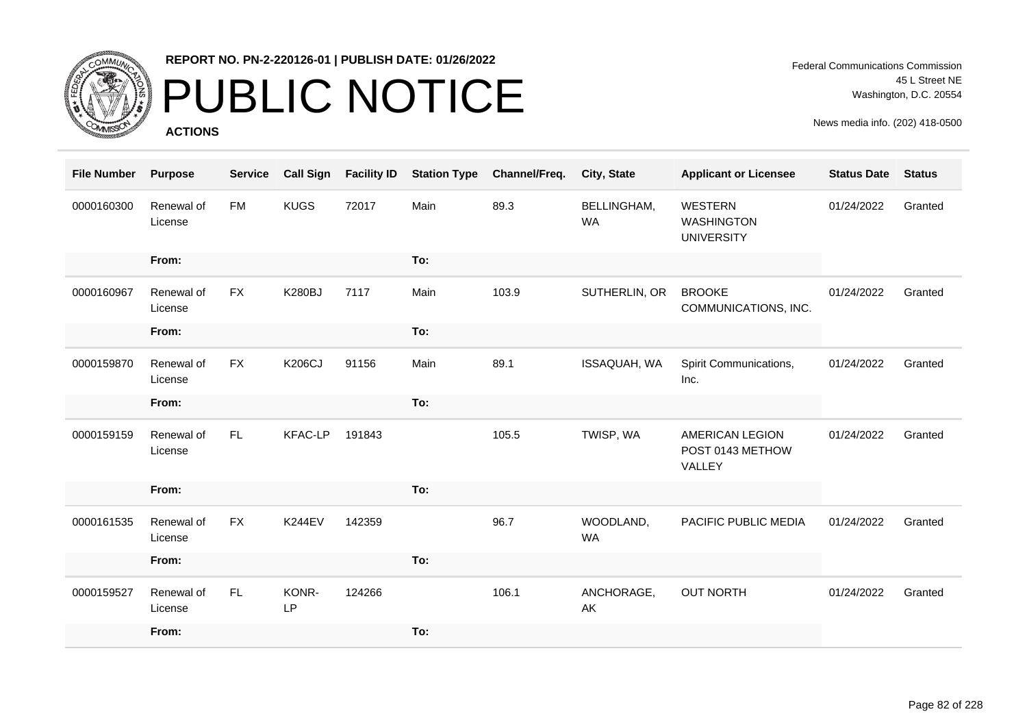REPORT NO. PN-2-220126-01 | PUBLISH DATE: 01/26/2022

# PUBLIC NOTICE

**ACTIONS**

Federal Communications Commission
45 L Street NE
Washington, D.C. 20554

News media info. (202) 418-0500

| File Number | Purpose | Service | Call Sign | Facility ID | Station Type | Channel/Freq. | City, State | Applicant or Licensee | Status Date | Status |
|---|---|---|---|---|---|---|---|---|---|---|
| 0000160300 | Renewal of License | FM | KUGS | 72017 | Main | 89.3 | BELLINGHAM, WA | WESTERN WASHINGTON UNIVERSITY | 01/24/2022 | Granted |
| | From: | | | | To: | | | | | |
| 0000160967 | Renewal of License | FX | K280BJ | 7117 | Main | 103.9 | SUTHERLIN, OR | BROOKE COMMUNICATIONS, INC. | 01/24/2022 | Granted |
| | From: | | | | To: | | | | | |
| 0000159870 | Renewal of License | FX | K206CJ | 91156 | Main | 89.1 | ISSAQUAH, WA | Spirit Communications, Inc. | 01/24/2022 | Granted |
| | From: | | | | To: | | | | | |
| 0000159159 | Renewal of License | FL | KFAC-LP | 191843 | | 105.5 | TWISP, WA | AMERICAN LEGION POST 0143 METHOW VALLEY | 01/24/2022 | Granted |
| | From: | | | | To: | | | | | |
| 0000161535 | Renewal of License | FX | K244EV | 142359 | | 96.7 | WOODLAND, WA | PACIFIC PUBLIC MEDIA | 01/24/2022 | Granted |
| | From: | | | | To: | | | | | |
| 0000159527 | Renewal of License | FL | KONR-LP | 124266 | | 106.1 | ANCHORAGE, AK | OUT NORTH | 01/24/2022 | Granted |
| | From: | | | | To: | | | | | |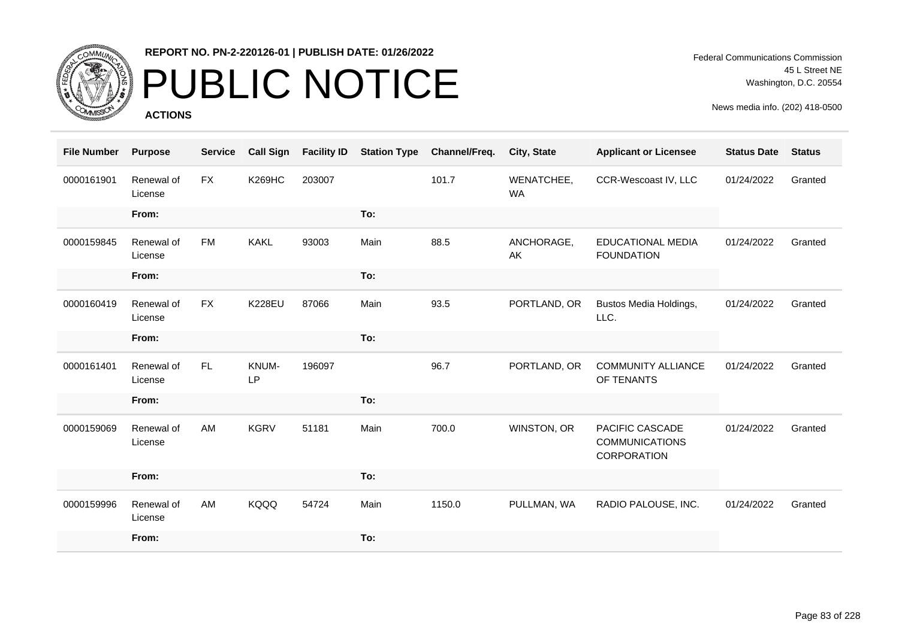**REPORT NO. PN-2-220126-01 | PUBLISH DATE: 01/26/2022**

# PUBLIC NOTICE

**ACTIONS**

Federal Communications Commission
45 L Street NE
Washington, D.C. 20554

News media info. (202) 418-0500

| File Number | Purpose | Service | Call Sign | Facility ID | Station Type | Channel/Freq. | City, State | Applicant or Licensee | Status Date | Status |
|---|---|---|---|---|---|---|---|---|---|---|
| 0000161901 | Renewal of License | FX | K269HC | 203007 | | 101.7 | WENATCHEE, WA | CCR-Wescoast IV, LLC | 01/24/2022 | Granted |
| | From: | | | | To: | | | | | |
| 0000159845 | Renewal of License | FM | KAKL | 93003 | Main | 88.5 | ANCHORAGE, AK | EDUCATIONAL MEDIA FOUNDATION | 01/24/2022 | Granted |
| | From: | | | | To: | | | | | |
| 0000160419 | Renewal of License | FX | K228EU | 87066 | Main | 93.5 | PORTLAND, OR | Bustos Media Holdings, LLC. | 01/24/2022 | Granted |
| | From: | | | | To: | | | | | |
| 0000161401 | Renewal of License | FL | KNUM-LP | 196097 | | 96.7 | PORTLAND, OR | COMMUNITY ALLIANCE OF TENANTS | 01/24/2022 | Granted |
| | From: | | | | To: | | | | | |
| 0000159069 | Renewal of License | AM | KGRV | 51181 | Main | 700.0 | WINSTON, OR | PACIFIC CASCADE COMMUNICATIONS CORPORATION | 01/24/2022 | Granted |
| | From: | | | | To: | | | | | |
| 0000159996 | Renewal of License | AM | KQQQ | 54724 | Main | 1150.0 | PULLMAN, WA | RADIO PALOUSE, INC. | 01/24/2022 | Granted |
| | From: | | | | To: | | | | | |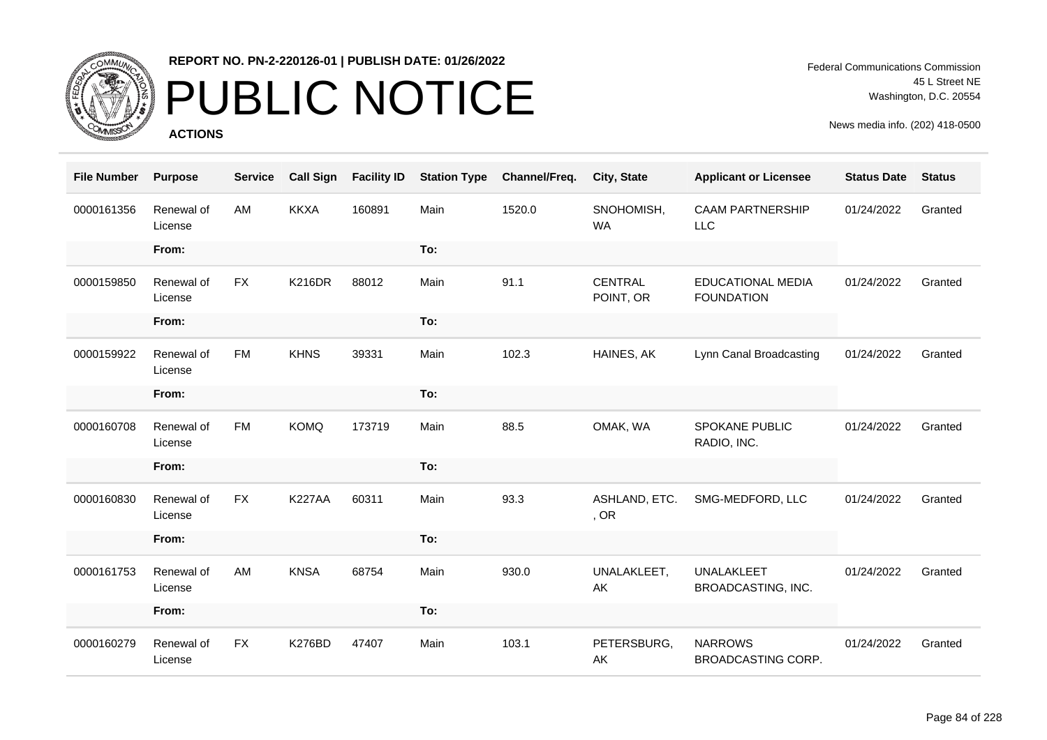**REPORT NO. PN-2-220126-01 | PUBLISH DATE: 01/26/2022**

# PUBLIC NOTICE

**ACTIONS**

Federal Communications Commission
45 L Street NE
Washington, D.C. 20554

News media info. (202) 418-0500

| File Number | Purpose | Service | Call Sign | Facility ID | Station Type | Channel/Freq. | City, State | Applicant or Licensee | Status Date | Status |
|---|---|---|---|---|---|---|---|---|---|---|
| 0000161356 | Renewal of License | AM | KKXA | 160891 | Main | 1520.0 | SNOHOMISH, WA | CAAM PARTNERSHIP LLC | 01/24/2022 | Granted |
| | From: | | | | To: | | | | | |
| 0000159850 | Renewal of License | FX | K216DR | 88012 | Main | 91.1 | CENTRAL POINT, OR | EDUCATIONAL MEDIA FOUNDATION | 01/24/2022 | Granted |
| | From: | | | | To: | | | | | |
| 0000159922 | Renewal of License | FM | KHNS | 39331 | Main | 102.3 | HAINES, AK | Lynn Canal Broadcasting | 01/24/2022 | Granted |
| | From: | | | | To: | | | | | |
| 0000160708 | Renewal of License | FM | KOMQ | 173719 | Main | 88.5 | OMAK, WA | SPOKANE PUBLIC RADIO, INC. | 01/24/2022 | Granted |
| | From: | | | | To: | | | | | |
| 0000160830 | Renewal of License | FX | K227AA | 60311 | Main | 93.3 | ASHLAND, ETC. , OR | SMG-MEDFORD, LLC | 01/24/2022 | Granted |
| | From: | | | | To: | | | | | |
| 0000161753 | Renewal of License | AM | KNSA | 68754 | Main | 930.0 | UNALAKLEET, AK | UNALAKLEET BROADCASTING, INC. | 01/24/2022 | Granted |
| | From: | | | | To: | | | | | |
| 0000160279 | Renewal of License | FX | K276BD | 47407 | Main | 103.1 | PETERSBURG, AK | NARROWS BROADCASTING CORP. | 01/24/2022 | Granted |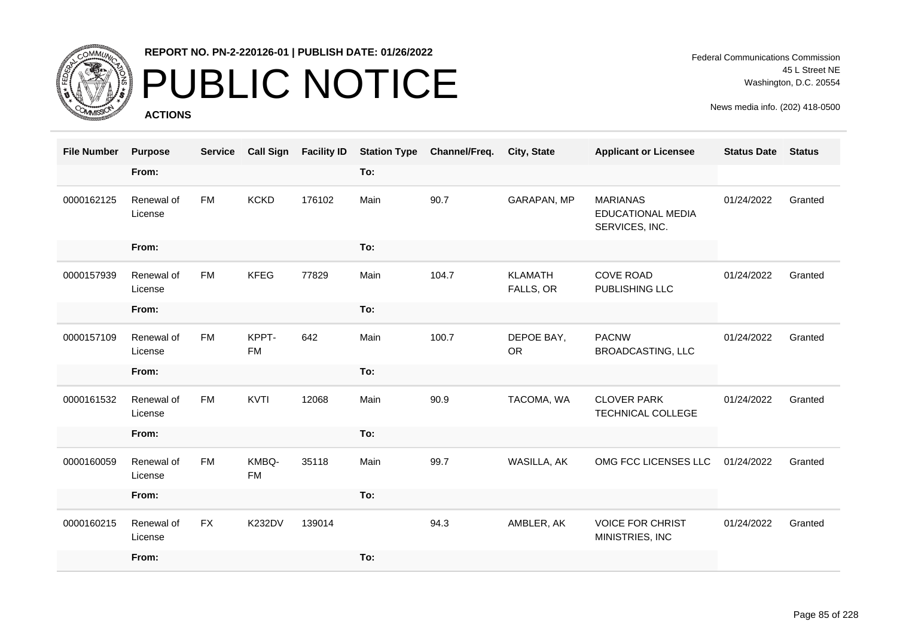# REPORT NO. PN-2-220126-01 | PUBLISH DATE: 01/26/2022

# PUBLIC NOTICE

**ACTIONS**

Federal Communications Commission
45 L Street NE
Washington, D.C. 20554

News media info. (202) 418-0500

| File Number | Purpose | Service | Call Sign | Facility ID | Station Type | Channel/Freq. | City, State | Applicant or Licensee | Status Date | Status |
|---|---|---|---|---|---|---|---|---|---|---|
| | From: | | | | To: | | | | | |
| 0000162125 | Renewal of License | FM | KCKD | 176102 | Main | 90.7 | GARAPAN, MP | MARIANAS EDUCATIONAL MEDIA SERVICES, INC. | 01/24/2022 | Granted |
| | From: | | | | To: | | | | | |
| 0000157939 | Renewal of License | FM | KFEG | 77829 | Main | 104.7 | KLAMATH FALLS, OR | COVE ROAD PUBLISHING LLC | 01/24/2022 | Granted |
| | From: | | | | To: | | | | | |
| 0000157109 | Renewal of License | FM | KPPT-FM | 642 | Main | 100.7 | DEPOE BAY, OR | PACNW BROADCASTING, LLC | 01/24/2022 | Granted |
| | From: | | | | To: | | | | | |
| 0000161532 | Renewal of License | FM | KVTI | 12068 | Main | 90.9 | TACOMA, WA | CLOVER PARK TECHNICAL COLLEGE | 01/24/2022 | Granted |
| | From: | | | | To: | | | | | |
| 0000160059 | Renewal of License | FM | KMBQ-FM | 35118 | Main | 99.7 | WASILLA, AK | OMG FCC LICENSES LLC | 01/24/2022 | Granted |
| | From: | | | | To: | | | | | |
| 0000160215 | Renewal of License | FX | K232DV | 139014 | | 94.3 | AMBLER, AK | VOICE FOR CHRIST MINISTRIES, INC | 01/24/2022 | Granted |
| | From: | | | | To: | | | | | |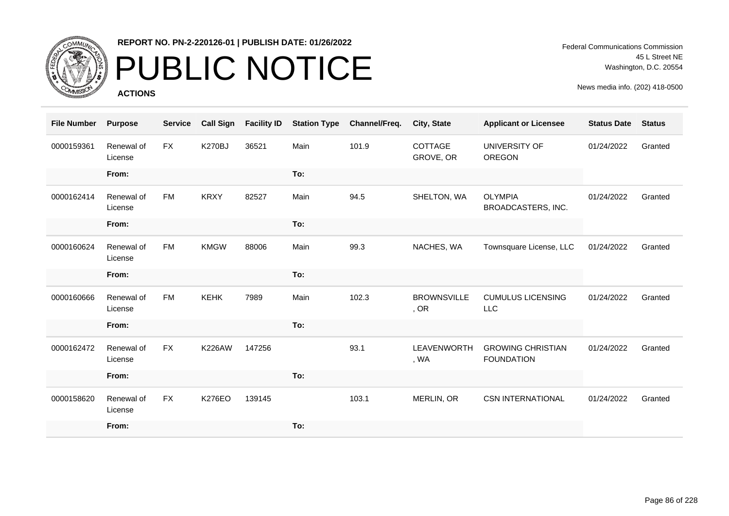**REPORT NO. PN-2-220126-01 | PUBLISH DATE: 01/26/2022**

# PUBLIC NOTICE

**ACTIONS**

Federal Communications Commission
45 L Street NE
Washington, D.C. 20554

News media info. (202) 418-0500

| File Number | Purpose | Service | Call Sign | Facility ID | Station Type | Channel/Freq. | City, State | Applicant or Licensee | Status Date | Status |
|---|---|---|---|---|---|---|---|---|---|---|
| 0000159361 | Renewal of License | FX | K270BJ | 36521 | Main | 101.9 | COTTAGE GROVE, OR | UNIVERSITY OF OREGON | 01/24/2022 | Granted |
| | From: | | | | To: | | | | | |
| 0000162414 | Renewal of License | FM | KRXY | 82527 | Main | 94.5 | SHELTON, WA | OLYMPIA BROADCASTERS, INC. | 01/24/2022 | Granted |
| | From: | | | | To: | | | | | |
| 0000160624 | Renewal of License | FM | KMGW | 88006 | Main | 99.3 | NACHES, WA | Townsquare License, LLC | 01/24/2022 | Granted |
| | From: | | | | To: | | | | | |
| 0000160666 | Renewal of License | FM | KEHK | 7989 | Main | 102.3 | BROWNSVILLE , OR | CUMULUS LICENSING LLC | 01/24/2022 | Granted |
| | From: | | | | To: | | | | | |
| 0000162472 | Renewal of License | FX | K226AW | 147256 | | 93.1 | LEAVENWORTH , WA | GROWING CHRISTIAN FOUNDATION | 01/24/2022 | Granted |
| | From: | | | | To: | | | | | |
| 0000158620 | Renewal of License | FX | K276EO | 139145 | | 103.1 | MERLIN, OR | CSN INTERNATIONAL | 01/24/2022 | Granted |
| | From: | | | | To: | | | | | |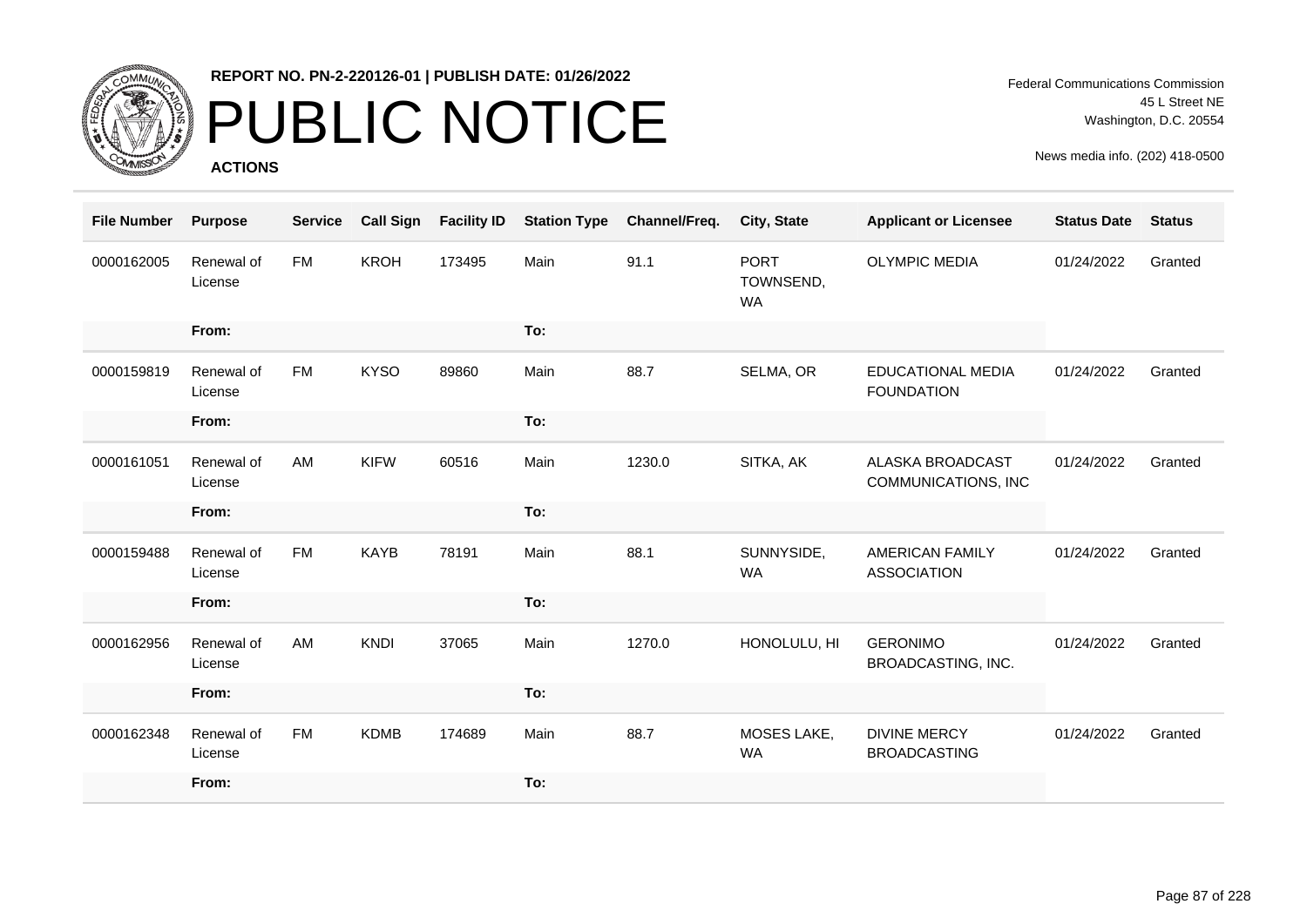**REPORT NO. PN-2-220126-01 | PUBLISH DATE: 01/26/2022**

# PUBLIC NOTICE

**ACTIONS**

Federal Communications Commission
45 L Street NE
Washington, D.C. 20554

News media info. (202) 418-0500

| File Number | Purpose | Service | Call Sign | Facility ID | Station Type | Channel/Freq. | City, State | Applicant or Licensee | Status Date | Status |
|---|---|---|---|---|---|---|---|---|---|---|
| 0000162005 | Renewal of License | FM | KROH | 173495 | Main | 91.1 | PORT TOWNSEND, WA | OLYMPIC MEDIA | 01/24/2022 | Granted |
| | From: | | | | To: | | | | | |
| 0000159819 | Renewal of License | FM | KYSO | 89860 | Main | 88.7 | SELMA, OR | EDUCATIONAL MEDIA FOUNDATION | 01/24/2022 | Granted |
| | From: | | | | To: | | | | | |
| 0000161051 | Renewal of License | AM | KIFW | 60516 | Main | 1230.0 | SITKA, AK | ALASKA BROADCAST COMMUNICATIONS, INC | 01/24/2022 | Granted |
| | From: | | | | To: | | | | | |
| 0000159488 | Renewal of License | FM | KAYB | 78191 | Main | 88.1 | SUNNYSIDE, WA | AMERICAN FAMILY ASSOCIATION | 01/24/2022 | Granted |
| | From: | | | | To: | | | | | |
| 0000162956 | Renewal of License | AM | KNDI | 37065 | Main | 1270.0 | HONOLULU, HI | GERONIMO BROADCASTING, INC. | 01/24/2022 | Granted |
| | From: | | | | To: | | | | | |
| 0000162348 | Renewal of License | FM | KDMB | 174689 | Main | 88.7 | MOSES LAKE, WA | DIVINE MERCY BROADCASTING | 01/24/2022 | Granted |
| | From: | | | | To: | | | | | |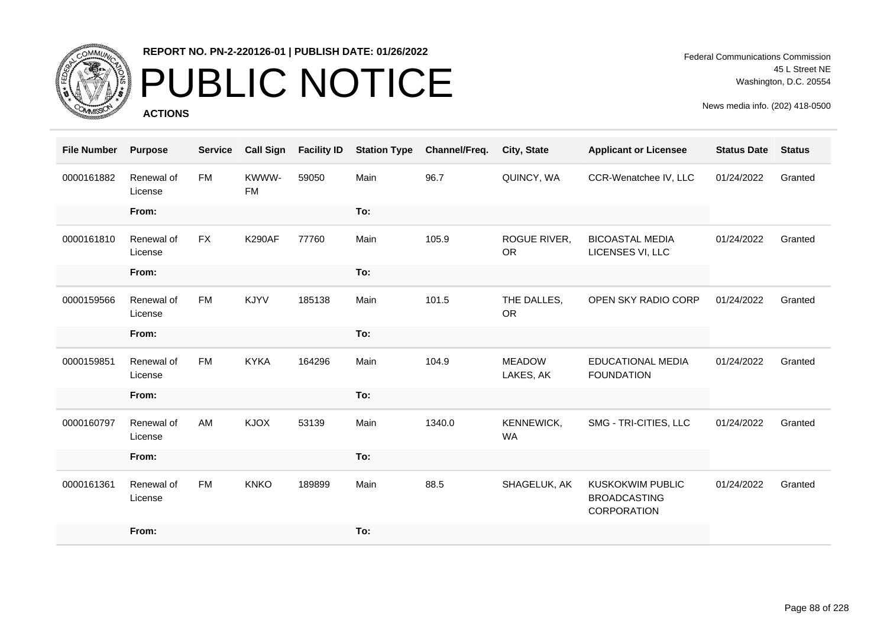**REPORT NO. PN-2-220126-01 | PUBLISH DATE: 01/26/2022**

# PUBLIC NOTICE

**ACTIONS**

Federal Communications Commission
45 L Street NE
Washington, D.C. 20554

News media info. (202) 418-0500

| File Number | Purpose | Service | Call Sign | Facility ID | Station Type | Channel/Freq. | City, State | Applicant or Licensee | Status Date | Status |
|---|---|---|---|---|---|---|---|---|---|---|
| 0000161882 | Renewal of License | FM | KWWW-FM | 59050 | Main | 96.7 | QUINCY, WA | CCR-Wenatchee IV, LLC | 01/24/2022 | Granted |
| | From: | | | | To: | | | | | |
| 0000161810 | Renewal of License | FX | K290AF | 77760 | Main | 105.9 | ROGUE RIVER, OR | BICOASTAL MEDIA LICENSES VI, LLC | 01/24/2022 | Granted |
| | From: | | | | To: | | | | | |
| 0000159566 | Renewal of License | FM | KJYV | 185138 | Main | 101.5 | THE DALLES, OR | OPEN SKY RADIO CORP | 01/24/2022 | Granted |
| | From: | | | | To: | | | | | |
| 0000159851 | Renewal of License | FM | KYKA | 164296 | Main | 104.9 | MEADOW LAKES, AK | EDUCATIONAL MEDIA FOUNDATION | 01/24/2022 | Granted |
| | From: | | | | To: | | | | | |
| 0000160797 | Renewal of License | AM | KJOX | 53139 | Main | 1340.0 | KENNEWICK, WA | SMG - TRI-CITIES, LLC | 01/24/2022 | Granted |
| | From: | | | | To: | | | | | |
| 0000161361 | Renewal of License | FM | KNKO | 189899 | Main | 88.5 | SHAGELUK, AK | KUSKOKWIM PUBLIC BROADCASTING CORPORATION | 01/24/2022 | Granted |
| | From: | | | | To: | | | | | |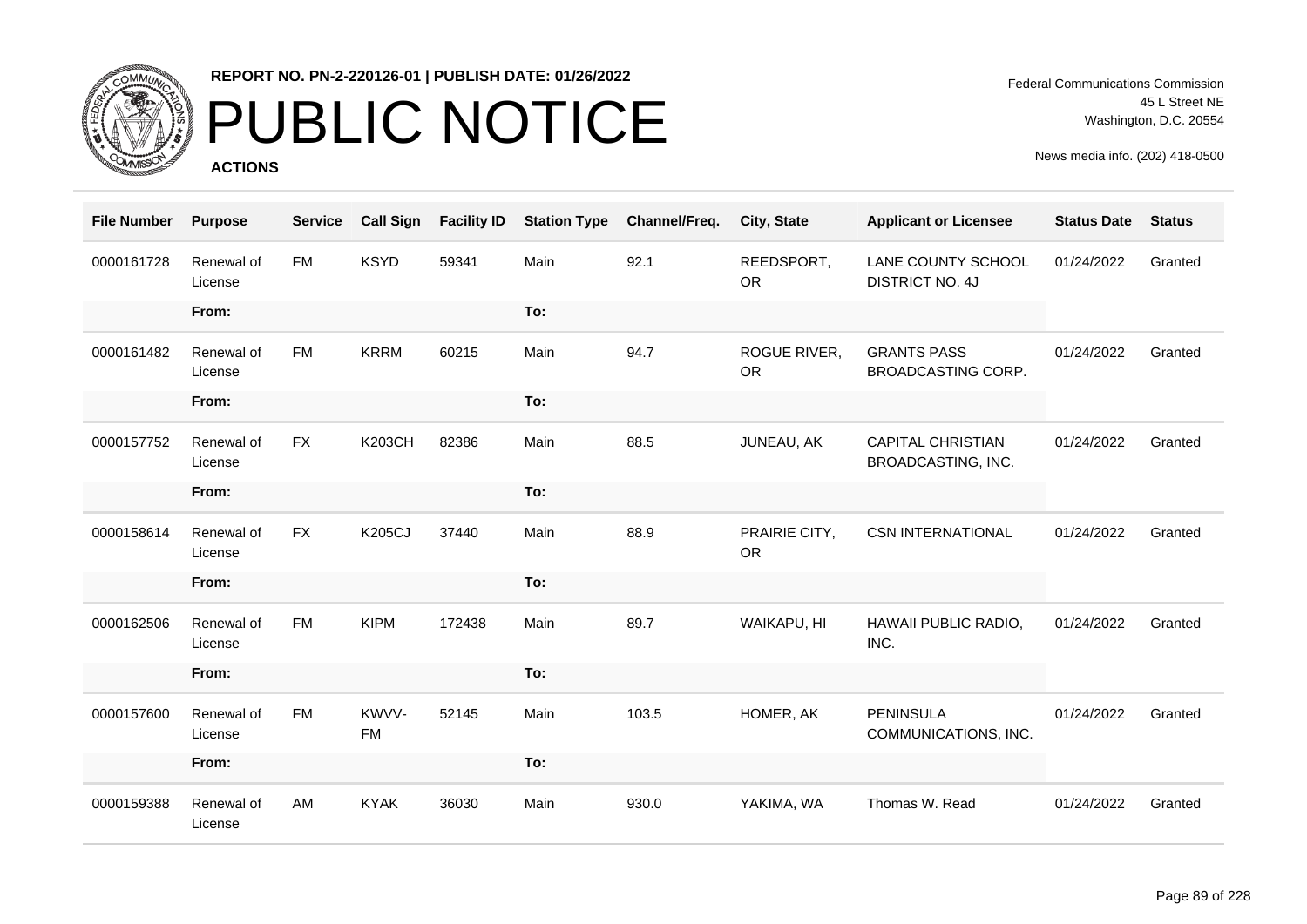**REPORT NO. PN-2-220126-01 | PUBLISH DATE: 01/26/2022**

# PUBLIC NOTICE

**ACTIONS**

Federal Communications Commission
45 L Street NE
Washington, D.C. 20554

News media info. (202) 418-0500

| File Number | Purpose | Service | Call Sign | Facility ID | Station Type | Channel/Freq. | City, State | Applicant or Licensee | Status Date | Status |
|---|---|---|---|---|---|---|---|---|---|---|
| 0000161728 | Renewal of License | FM | KSYD | 59341 | Main | 92.1 | REEDSPORT, OR | LANE COUNTY SCHOOL DISTRICT NO. 4J | 01/24/2022 | Granted |
| | From: | | | | To: | | | | | |
| 0000161482 | Renewal of License | FM | KRRM | 60215 | Main | 94.7 | ROGUE RIVER, OR | GRANTS PASS BROADCASTING CORP. | 01/24/2022 | Granted |
| | From: | | | | To: | | | | | |
| 0000157752 | Renewal of License | FX | K203CH | 82386 | Main | 88.5 | JUNEAU, AK | CAPITAL CHRISTIAN BROADCASTING, INC. | 01/24/2022 | Granted |
| | From: | | | | To: | | | | | |
| 0000158614 | Renewal of License | FX | K205CJ | 37440 | Main | 88.9 | PRAIRIE CITY, OR | CSN INTERNATIONAL | 01/24/2022 | Granted |
| | From: | | | | To: | | | | | |
| 0000162506 | Renewal of License | FM | KIPM | 172438 | Main | 89.7 | WAIKAPU, HI | HAWAII PUBLIC RADIO, INC. | 01/24/2022 | Granted |
| | From: | | | | To: | | | | | |
| 0000157600 | Renewal of License | FM | KWVV-FM | 52145 | Main | 103.5 | HOMER, AK | PENINSULA COMMUNICATIONS, INC. | 01/24/2022 | Granted |
| | From: | | | | To: | | | | | |
| 0000159388 | Renewal of License | AM | KYAK | 36030 | Main | 930.0 | YAKIMA, WA | Thomas W. Read | 01/24/2022 | Granted |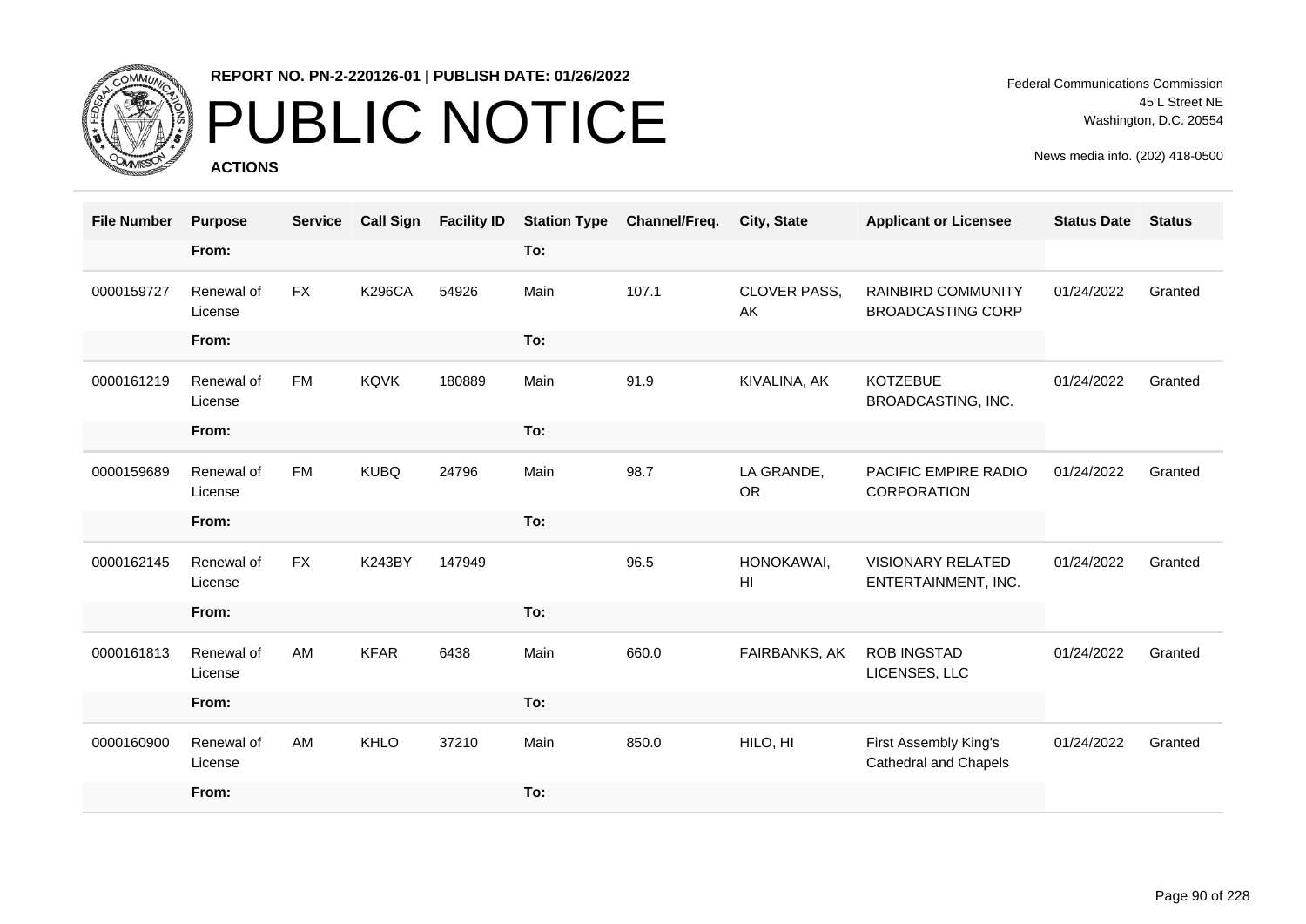# PUBLIC NOTICE

**REPORT NO. PN-2-220126-01 | PUBLISH DATE: 01/26/2022**

**ACTIONS**

Federal Communications Commission
45 L Street NE
Washington, D.C. 20554

News media info. (202) 418-0500

| File Number | Purpose | Service | Call Sign | Facility ID | Station Type | Channel/Freq. | City, State | Applicant or Licensee | Status Date | Status |
|---|---|---|---|---|---|---|---|---|---|---|
| | From: | | | | To: | | | | | |
| 0000159727 | Renewal of License | FX | K296CA | 54926 | Main | 107.1 | CLOVER PASS, AK | RAINBIRD COMMUNITY BROADCASTING CORP | 01/24/2022 | Granted |
| | From: | | | | To: | | | | | |
| 0000161219 | Renewal of License | FM | KQVK | 180889 | Main | 91.9 | KIVALINA, AK | KOTZEBUE BROADCASTING, INC. | 01/24/2022 | Granted |
| | From: | | | | To: | | | | | |
| 0000159689 | Renewal of License | FM | KUBQ | 24796 | Main | 98.7 | LA GRANDE, OR | PACIFIC EMPIRE RADIO CORPORATION | 01/24/2022 | Granted |
| | From: | | | | To: | | | | | |
| 0000162145 | Renewal of License | FX | K243BY | 147949 | | 96.5 | HONOKAWAI, HI | VISIONARY RELATED ENTERTAINMENT, INC. | 01/24/2022 | Granted |
| | From: | | | | To: | | | | | |
| 0000161813 | Renewal of License | AM | KFAR | 6438 | Main | 660.0 | FAIRBANKS, AK | ROB INGSTAD LICENSES, LLC | 01/24/2022 | Granted |
| | From: | | | | To: | | | | | |
| 0000160900 | Renewal of License | AM | KHLO | 37210 | Main | 850.0 | HILO, HI | First Assembly King's Cathedral and Chapels | 01/24/2022 | Granted |
| | From: | | | | To: | | | | | |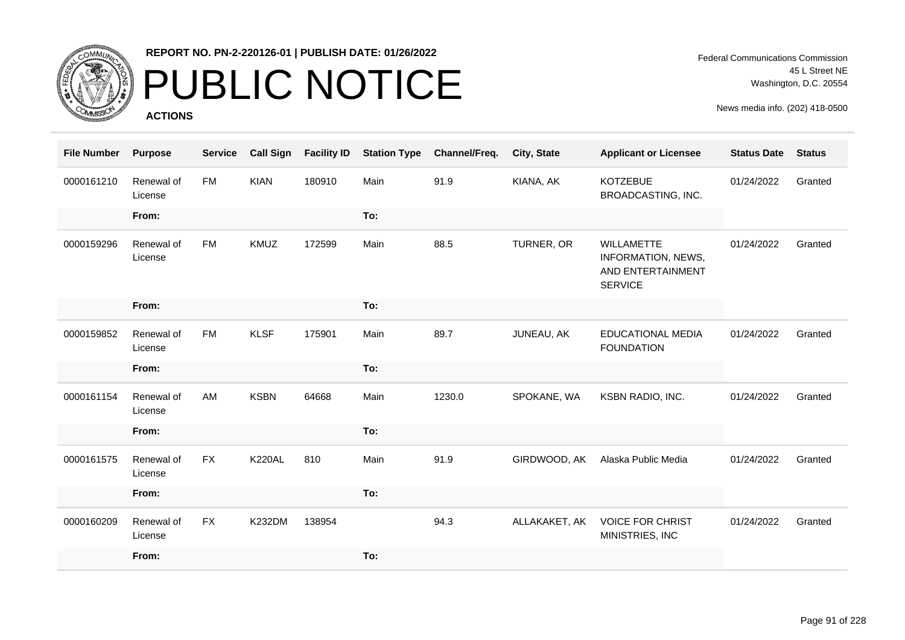**REPORT NO. PN-2-220126-01 | PUBLISH DATE: 01/26/2022**

# PUBLIC NOTICE

**ACTIONS**

Federal Communications Commission
45 L Street NE
Washington, D.C. 20554

News media info. (202) 418-0500

| File Number | Purpose | Service | Call Sign | Facility ID | Station Type | Channel/Freq. | City, State | Applicant or Licensee | Status Date | Status |
|---|---|---|---|---|---|---|---|---|---|---|
| 0000161210 | Renewal of License | FM | KIAN | 180910 | Main | 91.9 | KIANA, AK | KOTZEBUE BROADCASTING, INC. | 01/24/2022 | Granted |
| | From: | | | | To: | | | | | |
| 0000159296 | Renewal of License | FM | KMUZ | 172599 | Main | 88.5 | TURNER, OR | WILLAMETTE INFORMATION, NEWS, AND ENTERTAINMENT SERVICE | 01/24/2022 | Granted |
| | From: | | | | To: | | | | | |
| 0000159852 | Renewal of License | FM | KLSF | 175901 | Main | 89.7 | JUNEAU, AK | EDUCATIONAL MEDIA FOUNDATION | 01/24/2022 | Granted |
| | From: | | | | To: | | | | | |
| 0000161154 | Renewal of License | AM | KSBN | 64668 | Main | 1230.0 | SPOKANE, WA | KSBN RADIO, INC. | 01/24/2022 | Granted |
| | From: | | | | To: | | | | | |
| 0000161575 | Renewal of License | FX | K220AL | 810 | Main | 91.9 | GIRDWOOD, AK | Alaska Public Media | 01/24/2022 | Granted |
| | From: | | | | To: | | | | | |
| 0000160209 | Renewal of License | FX | K232DM | 138954 | | 94.3 | ALLAKAKET, AK | VOICE FOR CHRIST MINISTRIES, INC | 01/24/2022 | Granted |
| | From: | | | | To: | | | | | |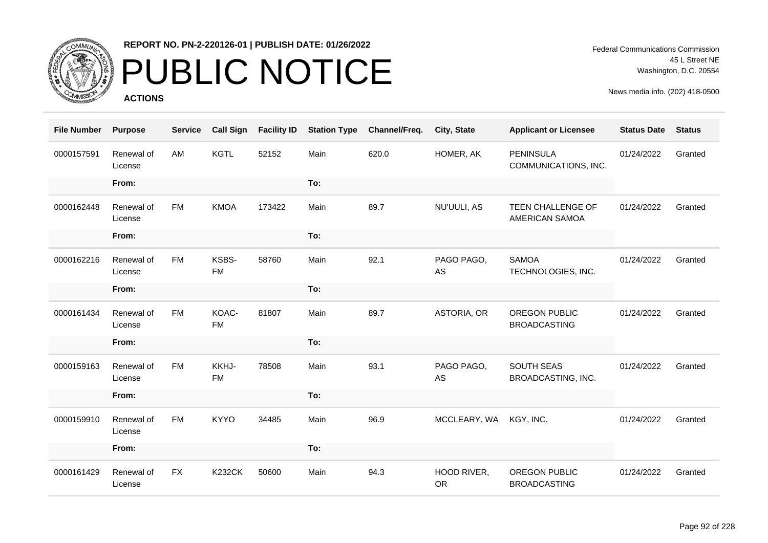**REPORT NO. PN-2-220126-01 | PUBLISH DATE: 01/26/2022**

# PUBLIC NOTICE

**ACTIONS**

Federal Communications Commission
45 L Street NE
Washington, D.C. 20554

News media info. (202) 418-0500

| File Number | Purpose | Service | Call Sign | Facility ID | Station Type | Channel/Freq. | City, State | Applicant or Licensee | Status Date | Status |
|---|---|---|---|---|---|---|---|---|---|---|
| 0000157591 | Renewal of License | AM | KGTL | 52152 | Main | 620.0 | HOMER, AK | PENINSULA COMMUNICATIONS, INC. | 01/24/2022 | Granted |
| | From: | | | | To: | | | | | |
| 0000162448 | Renewal of License | FM | KMOA | 173422 | Main | 89.7 | NU'UULI, AS | TEEN CHALLENGE OF AMERICAN SAMOA | 01/24/2022 | Granted |
| | From: | | | | To: | | | | | |
| 0000162216 | Renewal of License | FM | KSBS-FM | 58760 | Main | 92.1 | PAGO PAGO, AS | SAMOA TECHNOLOGIES, INC. | 01/24/2022 | Granted |
| | From: | | | | To: | | | | | |
| 0000161434 | Renewal of License | FM | KOAC-FM | 81807 | Main | 89.7 | ASTORIA, OR | OREGON PUBLIC BROADCASTING | 01/24/2022 | Granted |
| | From: | | | | To: | | | | | |
| 0000159163 | Renewal of License | FM | KKHJ-FM | 78508 | Main | 93.1 | PAGO PAGO, AS | SOUTH SEAS BROADCASTING, INC. | 01/24/2022 | Granted |
| | From: | | | | To: | | | | | |
| 0000159910 | Renewal of License | FM | KYYO | 34485 | Main | 96.9 | MCCLEARY, WA | KGY, INC. | 01/24/2022 | Granted |
| | From: | | | | To: | | | | | |
| 0000161429 | Renewal of License | FX | K232CK | 50600 | Main | 94.3 | HOOD RIVER, OR | OREGON PUBLIC BROADCASTING | 01/24/2022 | Granted |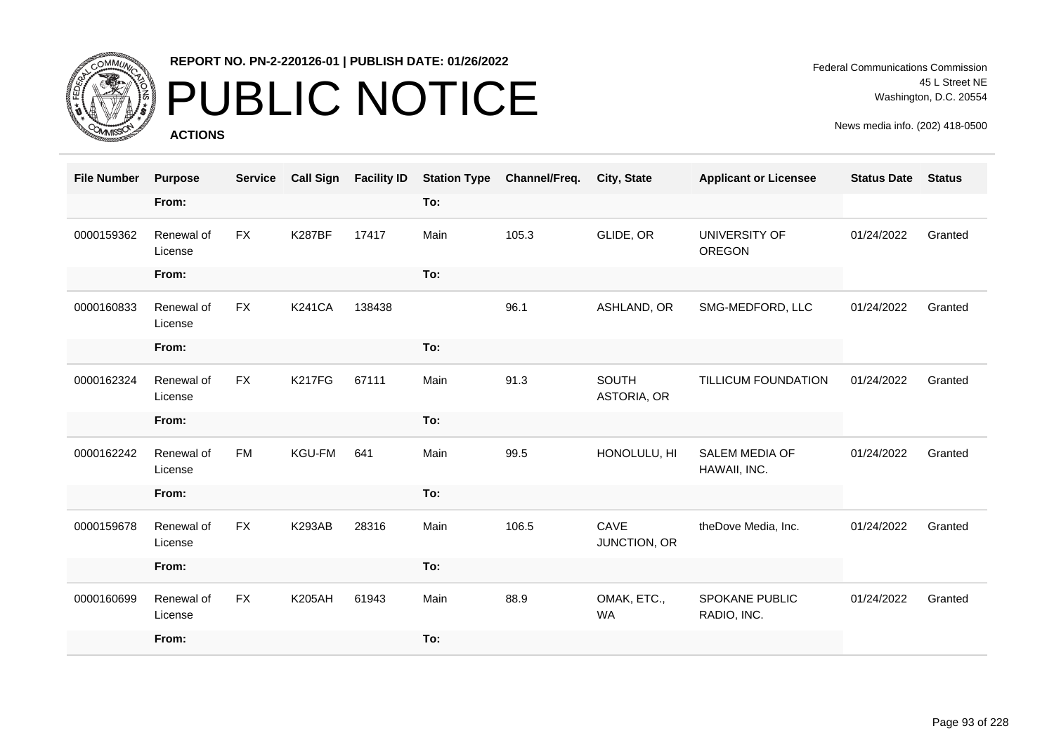REPORT NO. PN-2-220126-01 | PUBLISH DATE: 01/26/2022

# PUBLIC NOTICE

**ACTIONS**

Federal Communications Commission
45 L Street NE
Washington, D.C. 20554

News media info. (202) 418-0500

| File Number | Purpose | Service | Call Sign | Facility ID | Station Type | Channel/Freq. | City, State | Applicant or Licensee | Status Date | Status |
|---|---|---|---|---|---|---|---|---|---|---|
| | From: | | | | To: | | | | | |
| 0000159362 | Renewal of License | FX | K287BF | 17417 | Main | 105.3 | GLIDE, OR | UNIVERSITY OF OREGON | 01/24/2022 | Granted |
| | From: | | | | To: | | | | | |
| 0000160833 | Renewal of License | FX | K241CA | 138438 | | 96.1 | ASHLAND, OR | SMG-MEDFORD, LLC | 01/24/2022 | Granted |
| | From: | | | | To: | | | | | |
| 0000162324 | Renewal of License | FX | K217FG | 67111 | Main | 91.3 | SOUTH ASTORIA, OR | TILLICUM FOUNDATION | 01/24/2022 | Granted |
| | From: | | | | To: | | | | | |
| 0000162242 | Renewal of License | FM | KGU-FM | 641 | Main | 99.5 | HONOLULU, HI | SALEM MEDIA OF HAWAII, INC. | 01/24/2022 | Granted |
| | From: | | | | To: | | | | | |
| 0000159678 | Renewal of License | FX | K293AB | 28316 | Main | 106.5 | CAVE JUNCTION, OR | theDove Media, Inc. | 01/24/2022 | Granted |
| | From: | | | | To: | | | | | |
| 0000160699 | Renewal of License | FX | K205AH | 61943 | Main | 88.9 | OMAK, ETC., WA | SPOKANE PUBLIC RADIO, INC. | 01/24/2022 | Granted |
| | From: | | | | To: | | | | | |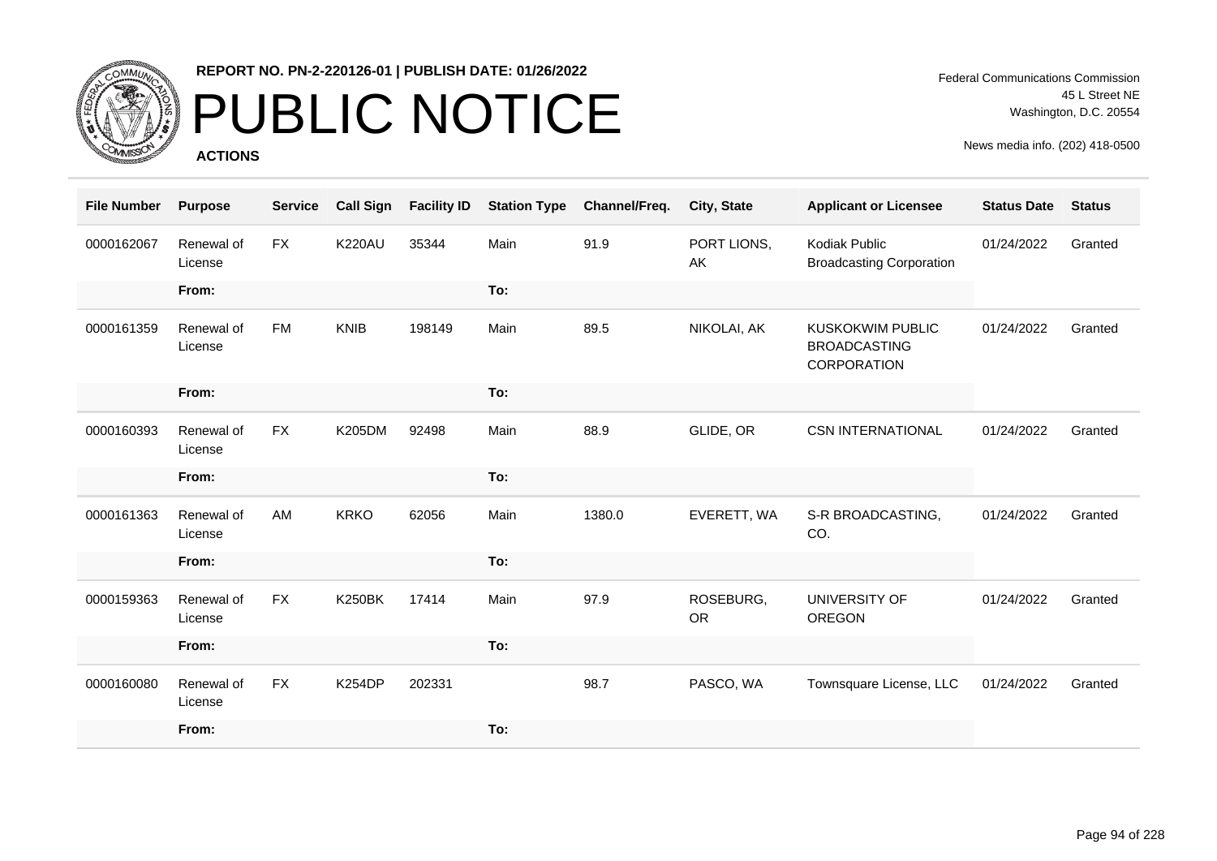# PUBLIC NOTICE

**REPORT NO. PN-2-220126-01 | PUBLISH DATE: 01/26/2022**

**ACTIONS**

Federal Communications Commission
45 L Street NE
Washington, D.C. 20554

News media info. (202) 418-0500

| File Number | Purpose | Service | Call Sign | Facility ID | Station Type | Channel/Freq. | City, State | Applicant or Licensee | Status Date | Status |
|---|---|---|---|---|---|---|---|---|---|---|
| 0000162067 | Renewal of License | FX | K220AU | 35344 | Main | 91.9 | PORT LIONS, AK | Kodiak Public Broadcasting Corporation | 01/24/2022 | Granted |
| | From: | | | | To: | | | | | |
| 0000161359 | Renewal of License | FM | KNIB | 198149 | Main | 89.5 | NIKOLAI, AK | KUSKOKWIM PUBLIC BROADCASTING CORPORATION | 01/24/2022 | Granted |
| | From: | | | | To: | | | | | |
| 0000160393 | Renewal of License | FX | K205DM | 92498 | Main | 88.9 | GLIDE, OR | CSN INTERNATIONAL | 01/24/2022 | Granted |
| | From: | | | | To: | | | | | |
| 0000161363 | Renewal of License | AM | KRKO | 62056 | Main | 1380.0 | EVERETT, WA | S-R BROADCASTING, CO. | 01/24/2022 | Granted |
| | From: | | | | To: | | | | | |
| 0000159363 | Renewal of License | FX | K250BK | 17414 | Main | 97.9 | ROSEBURG, OR | UNIVERSITY OF OREGON | 01/24/2022 | Granted |
| | From: | | | | To: | | | | | |
| 0000160080 | Renewal of License | FX | K254DP | 202331 | | 98.7 | PASCO, WA | Townsquare License, LLC | 01/24/2022 | Granted |
| | From: | | | | To: | | | | | |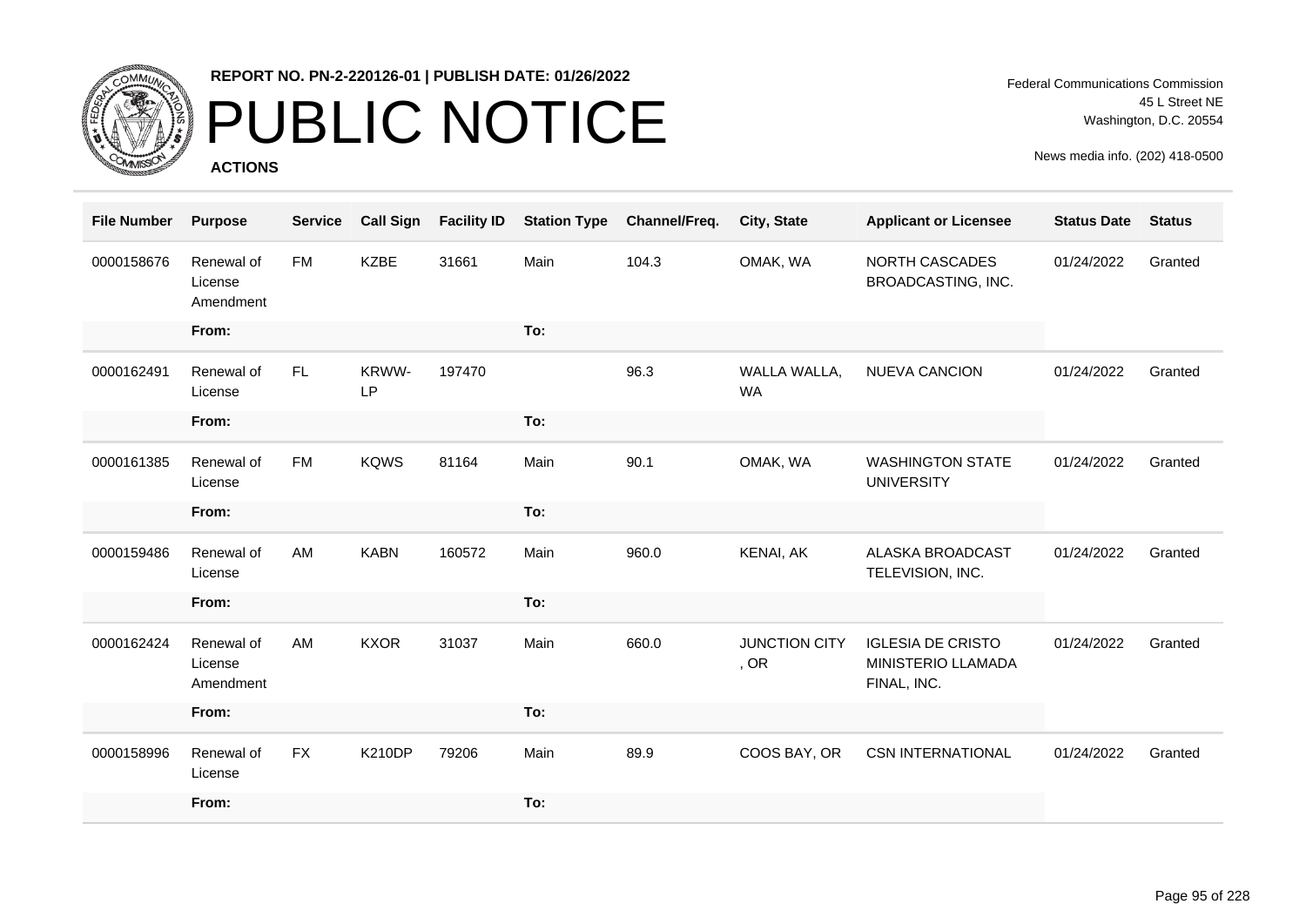**REPORT NO. PN-2-220126-01 | PUBLISH DATE: 01/26/2022**

# PUBLIC NOTICE

**ACTIONS**

Federal Communications Commission
45 L Street NE
Washington, D.C. 20554

News media info. (202) 418-0500

| File Number | Purpose | Service | Call Sign | Facility ID | Station Type | Channel/Freq. | City, State | Applicant or Licensee | Status Date | Status |
|---|---|---|---|---|---|---|---|---|---|---|
| 0000158676 | Renewal of License Amendment | FM | KZBE | 31661 | Main | 104.3 | OMAK, WA | NORTH CASCADES BROADCASTING, INC. | 01/24/2022 | Granted |
| | From: | | | | To: | | | | | |
| 0000162491 | Renewal of License | FL | KRWW-LP | 197470 | | 96.3 | WALLA WALLA, WA | NUEVA CANCION | 01/24/2022 | Granted |
| | From: | | | | To: | | | | | |
| 0000161385 | Renewal of License | FM | KQWS | 81164 | Main | 90.1 | OMAK, WA | WASHINGTON STATE UNIVERSITY | 01/24/2022 | Granted |
| | From: | | | | To: | | | | | |
| 0000159486 | Renewal of License | AM | KABN | 160572 | Main | 960.0 | KENAI, AK | ALASKA BROADCAST TELEVISION, INC. | 01/24/2022 | Granted |
| | From: | | | | To: | | | | | |
| 0000162424 | Renewal of License Amendment | AM | KXOR | 31037 | Main | 660.0 | JUNCTION CITY , OR | IGLESIA DE CRISTO MINISTERIO LLAMADA FINAL, INC. | 01/24/2022 | Granted |
| | From: | | | | To: | | | | | |
| 0000158996 | Renewal of License | FX | K210DP | 79206 | Main | 89.9 | COOS BAY, OR | CSN INTERNATIONAL | 01/24/2022 | Granted |
| | From: | | | | To: | | | | | |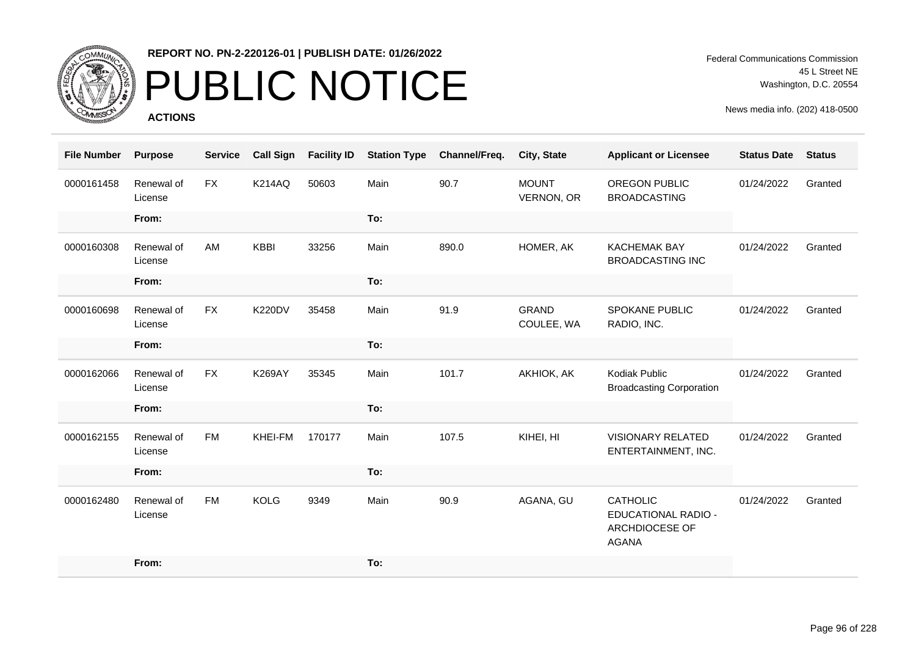REPORT NO. PN-2-220126-01 | PUBLISH DATE: 01/26/2022

# PUBLIC NOTICE

**ACTIONS**

Federal Communications Commission
45 L Street NE
Washington, D.C. 20554

News media info. (202) 418-0500

| File Number | Purpose | Service | Call Sign | Facility ID | Station Type | Channel/Freq. | City, State | Applicant or Licensee | Status Date | Status |
|---|---|---|---|---|---|---|---|---|---|---|
| 0000161458 | Renewal of License | FX | K214AQ | 50603 | Main | 90.7 | MOUNT VERNON, OR | OREGON PUBLIC BROADCASTING | 01/24/2022 | Granted |
| | From: | | | | To: | | | | | |
| 0000160308 | Renewal of License | AM | KBBI | 33256 | Main | 890.0 | HOMER, AK | KACHEMAK BAY BROADCASTING INC | 01/24/2022 | Granted |
| | From: | | | | To: | | | | | |
| 0000160698 | Renewal of License | FX | K220DV | 35458 | Main | 91.9 | GRAND COULEE, WA | SPOKANE PUBLIC RADIO, INC. | 01/24/2022 | Granted |
| | From: | | | | To: | | | | | |
| 0000162066 | Renewal of License | FX | K269AY | 35345 | Main | 101.7 | AKHIOK, AK | Kodiak Public Broadcasting Corporation | 01/24/2022 | Granted |
| | From: | | | | To: | | | | | |
| 0000162155 | Renewal of License | FM | KHEI-FM | 170177 | Main | 107.5 | KIHEI, HI | VISIONARY RELATED ENTERTAINMENT, INC. | 01/24/2022 | Granted |
| | From: | | | | To: | | | | | |
| 0000162480 | Renewal of License | FM | KOLG | 9349 | Main | 90.9 | AGANA, GU | CATHOLIC EDUCATIONAL RADIO - ARCHDIOCESE OF AGANA | 01/24/2022 | Granted |
| | From: | | | | To: | | | | | |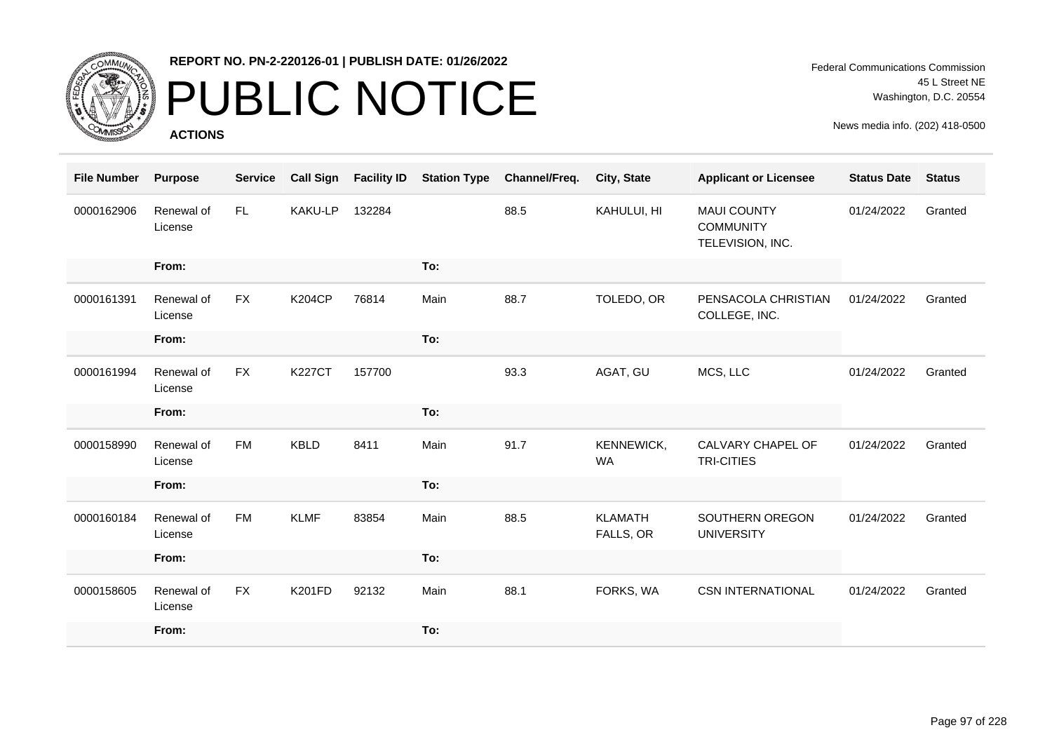**REPORT NO. PN-2-220126-01 | PUBLISH DATE: 01/26/2022**

# PUBLIC NOTICE

**ACTIONS**

Federal Communications Commission
45 L Street NE
Washington, D.C. 20554

News media info. (202) 418-0500

| File Number | Purpose | Service | Call Sign | Facility ID | Station Type | Channel/Freq. | City, State | Applicant or Licensee | Status Date | Status |
|---|---|---|---|---|---|---|---|---|---|---|
| 0000162906 | Renewal of License | FL | KAKU-LP | 132284 | | 88.5 | KAHULUI, HI | MAUI COUNTY COMMUNITY TELEVISION, INC. | 01/24/2022 | Granted |
| | From: | | | | To: | | | | | |
| 0000161391 | Renewal of License | FX | K204CP | 76814 | Main | 88.7 | TOLEDO, OR | PENSACOLA CHRISTIAN COLLEGE, INC. | 01/24/2022 | Granted |
| | From: | | | | To: | | | | | |
| 0000161994 | Renewal of License | FX | K227CT | 157700 | | 93.3 | AGAT, GU | MCS, LLC | 01/24/2022 | Granted |
| | From: | | | | To: | | | | | |
| 0000158990 | Renewal of License | FM | KBLD | 8411 | Main | 91.7 | KENNEWICK, WA | CALVARY CHAPEL OF TRI-CITIES | 01/24/2022 | Granted |
| | From: | | | | To: | | | | | |
| 0000160184 | Renewal of License | FM | KLMF | 83854 | Main | 88.5 | KLAMATH FALLS, OR | SOUTHERN OREGON UNIVERSITY | 01/24/2022 | Granted |
| | From: | | | | To: | | | | | |
| 0000158605 | Renewal of License | FX | K201FD | 92132 | Main | 88.1 | FORKS, WA | CSN INTERNATIONAL | 01/24/2022 | Granted |
| | From: | | | | To: | | | | | |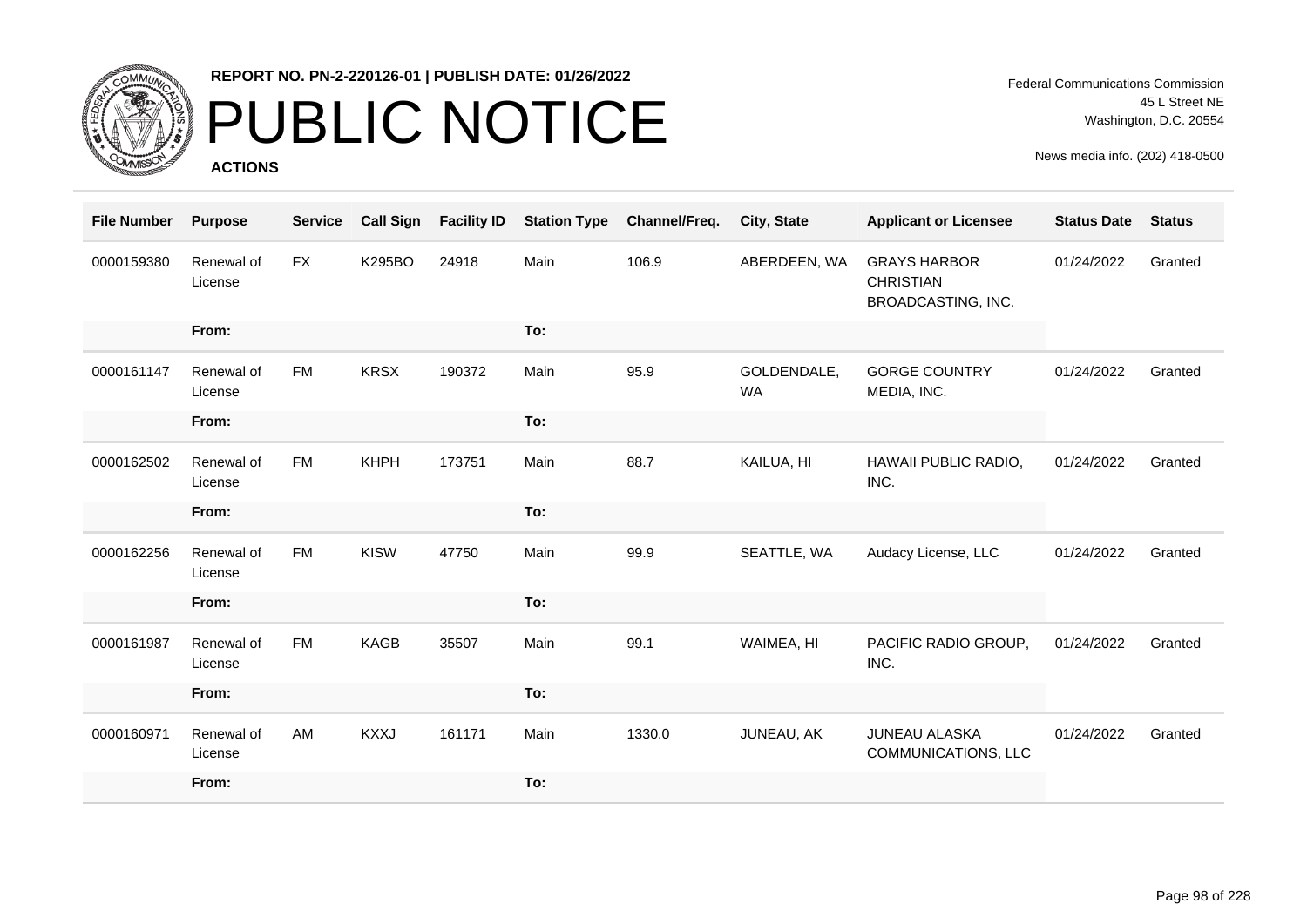REPORT NO. PN-2-220126-01 | PUBLISH DATE: 01/26/2022

# PUBLIC NOTICE

**ACTIONS**

Federal Communications Commission
45 L Street NE
Washington, D.C. 20554

News media info. (202) 418-0500

| File Number | Purpose | Service | Call Sign | Facility ID | Station Type | Channel/Freq. | City, State | Applicant or Licensee | Status Date | Status |
|---|---|---|---|---|---|---|---|---|---|---|
| 0000159380 | Renewal of License | FX | K295BO | 24918 | Main | 106.9 | ABERDEEN, WA | GRAYS HARBOR CHRISTIAN BROADCASTING, INC. | 01/24/2022 | Granted |
| | From: | | | | To: | | | | | |
| 0000161147 | Renewal of License | FM | KRSX | 190372 | Main | 95.9 | GOLDENDALE, WA | GORGE COUNTRY MEDIA, INC. | 01/24/2022 | Granted |
| | From: | | | | To: | | | | | |
| 0000162502 | Renewal of License | FM | KHPH | 173751 | Main | 88.7 | KAILUA, HI | HAWAII PUBLIC RADIO, INC. | 01/24/2022 | Granted |
| | From: | | | | To: | | | | | |
| 0000162256 | Renewal of License | FM | KISW | 47750 | Main | 99.9 | SEATTLE, WA | Audacy License, LLC | 01/24/2022 | Granted |
| | From: | | | | To: | | | | | |
| 0000161987 | Renewal of License | FM | KAGB | 35507 | Main | 99.1 | WAIMEA, HI | PACIFIC RADIO GROUP, INC. | 01/24/2022 | Granted |
| | From: | | | | To: | | | | | |
| 0000160971 | Renewal of License | AM | KXXJ | 161171 | Main | 1330.0 | JUNEAU, AK | JUNEAU ALASKA COMMUNICATIONS, LLC | 01/24/2022 | Granted |
| | From: | | | | To: | | | | | |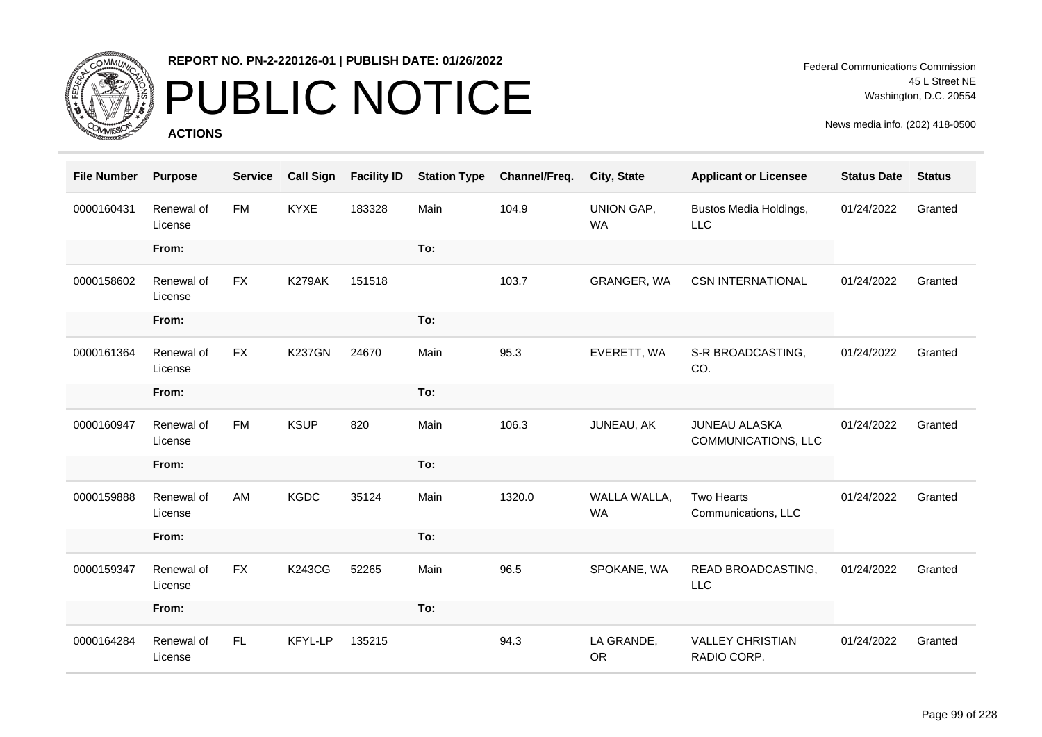# PUBLIC NOTICE

**REPORT NO. PN-2-220126-01 | PUBLISH DATE: 01/26/2022**

Federal Communications Commission
45 L Street NE
Washington, D.C. 20554

News media info. (202) 418-0500

**ACTIONS**

| File Number | Purpose | Service | Call Sign | Facility ID | Station Type | Channel/Freq. | City, State | Applicant or Licensee | Status Date | Status |
|---|---|---|---|---|---|---|---|---|---|---|
| 0000160431 | Renewal of License | FM | KYXE | 183328 | Main | 104.9 | UNION GAP, WA | Bustos Media Holdings, LLC | 01/24/2022 | Granted |
| | From: | | | | To: | | | | | |
| 0000158602 | Renewal of License | FX | K279AK | 151518 | | 103.7 | GRANGER, WA | CSN INTERNATIONAL | 01/24/2022 | Granted |
| | From: | | | | To: | | | | | |
| 0000161364 | Renewal of License | FX | K237GN | 24670 | Main | 95.3 | EVERETT, WA | S-R BROADCASTING, CO. | 01/24/2022 | Granted |
| | From: | | | | To: | | | | | |
| 0000160947 | Renewal of License | FM | KSUP | 820 | Main | 106.3 | JUNEAU, AK | JUNEAU ALASKA COMMUNICATIONS, LLC | 01/24/2022 | Granted |
| | From: | | | | To: | | | | | |
| 0000159888 | Renewal of License | AM | KGDC | 35124 | Main | 1320.0 | WALLA WALLA, WA | Two Hearts Communications, LLC | 01/24/2022 | Granted |
| | From: | | | | To: | | | | | |
| 0000159347 | Renewal of License | FX | K243CG | 52265 | Main | 96.5 | SPOKANE, WA | READ BROADCASTING, LLC | 01/24/2022 | Granted |
| | From: | | | | To: | | | | | |
| 0000164284 | Renewal of License | FL | KFYL-LP | 135215 | | 94.3 | LA GRANDE, OR | VALLEY CHRISTIAN RADIO CORP. | 01/24/2022 | Granted |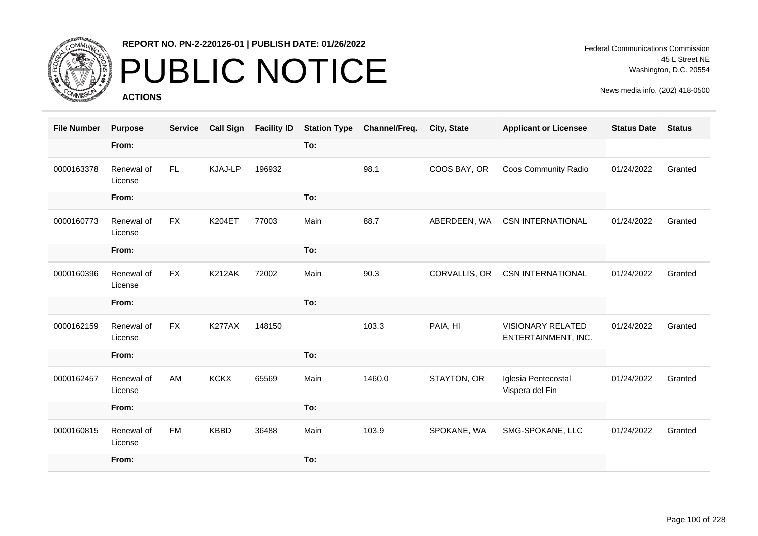# REPORT NO. PN-2-220126-01 | PUBLISH DATE: 01/26/2022

# PUBLIC NOTICE

**ACTIONS**

Federal Communications Commission
45 L Street NE
Washington, D.C. 20554

News media info. (202) 418-0500

| File Number | Purpose | Service | Call Sign | Facility ID | Station Type | Channel/Freq. | City, State | Applicant or Licensee | Status Date | Status |
|---|---|---|---|---|---|---|---|---|---|---|
| | From: | | | | To: | | | | | |
| 0000163378 | Renewal of License | FL | KJAJ-LP | 196932 | | 98.1 | COOS BAY, OR | Coos Community Radio | 01/24/2022 | Granted |
| | From: | | | | To: | | | | | |
| 0000160773 | Renewal of License | FX | K204ET | 77003 | Main | 88.7 | ABERDEEN, WA | CSN INTERNATIONAL | 01/24/2022 | Granted |
| | From: | | | | To: | | | | | |
| 0000160396 | Renewal of License | FX | K212AK | 72002 | Main | 90.3 | CORVALLIS, OR | CSN INTERNATIONAL | 01/24/2022 | Granted |
| | From: | | | | To: | | | | | |
| 0000162159 | Renewal of License | FX | K277AX | 148150 | | 103.3 | PAIA, HI | VISIONARY RELATED ENTERTAINMENT, INC. | 01/24/2022 | Granted |
| | From: | | | | To: | | | | | |
| 0000162457 | Renewal of License | AM | KCKX | 65569 | Main | 1460.0 | STAYTON, OR | Iglesia Pentecostal Vispera del Fin | 01/24/2022 | Granted |
| | From: | | | | To: | | | | | |
| 0000160815 | Renewal of License | FM | KBBD | 36488 | Main | 103.9 | SPOKANE, WA | SMG-SPOKANE, LLC | 01/24/2022 | Granted |
| | From: | | | | To: | | | | | |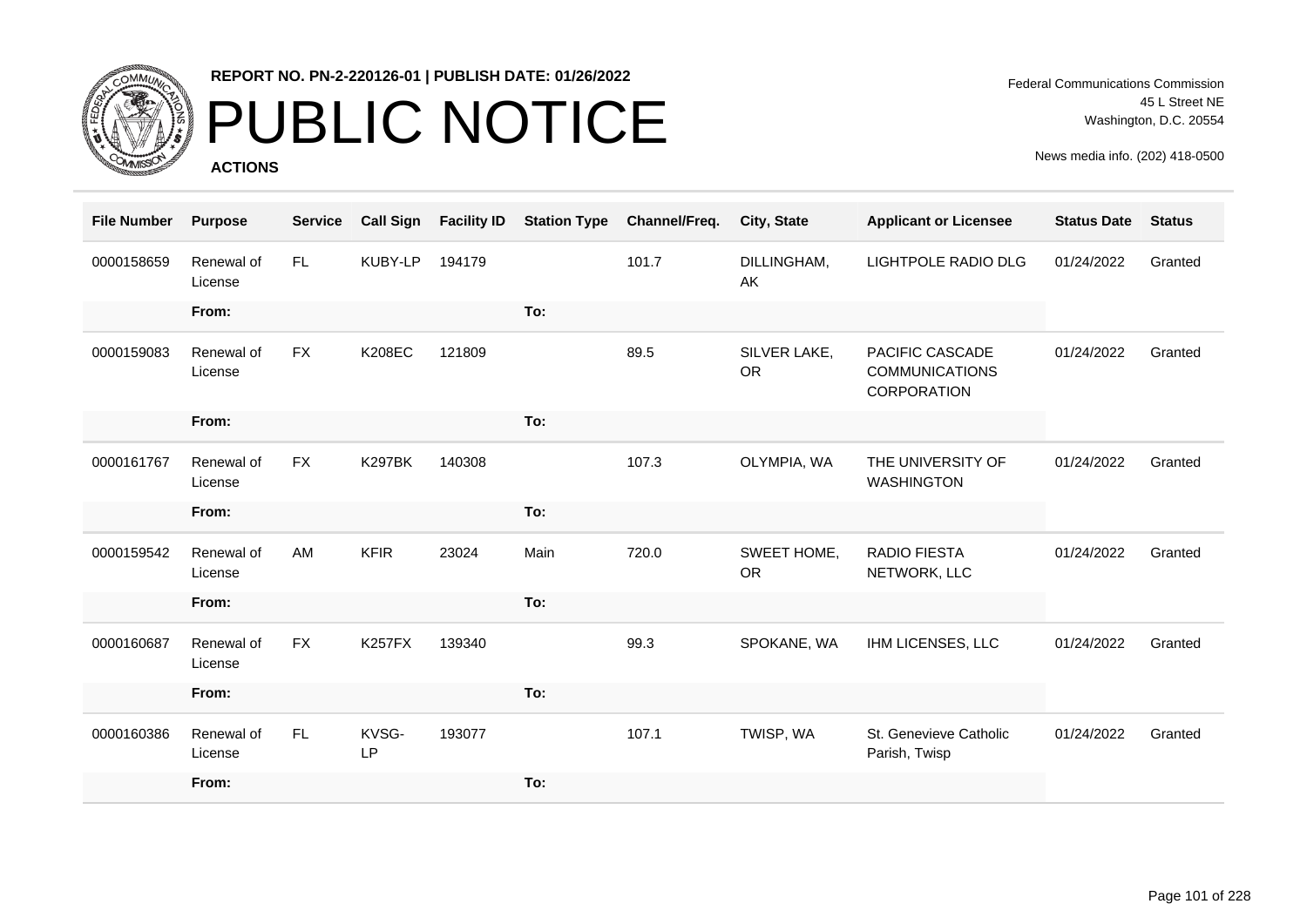REPORT NO. PN-2-220126-01 | PUBLISH DATE: 01/26/2022

# PUBLIC NOTICE

**ACTIONS**

Federal Communications Commission
45 L Street NE
Washington, D.C. 20554

News media info. (202) 418-0500

| File Number | Purpose | Service | Call Sign | Facility ID | Station Type | Channel/Freq. | City, State | Applicant or Licensee | Status Date | Status |
|---|---|---|---|---|---|---|---|---|---|---|
| 0000158659 | Renewal of License | FL | KUBY-LP | 194179 | | 101.7 | DILLINGHAM, AK | LIGHTPOLE RADIO DLG | 01/24/2022 | Granted |
| | From: | | | | To: | | | | | |
| 0000159083 | Renewal of License | FX | K208EC | 121809 | | 89.5 | SILVER LAKE, OR | PACIFIC CASCADE COMMUNICATIONS CORPORATION | 01/24/2022 | Granted |
| | From: | | | | To: | | | | | |
| 0000161767 | Renewal of License | FX | K297BK | 140308 | | 107.3 | OLYMPIA, WA | THE UNIVERSITY OF WASHINGTON | 01/24/2022 | Granted |
| | From: | | | | To: | | | | | |
| 0000159542 | Renewal of License | AM | KFIR | 23024 | Main | 720.0 | SWEET HOME, OR | RADIO FIESTA NETWORK, LLC | 01/24/2022 | Granted |
| | From: | | | | To: | | | | | |
| 0000160687 | Renewal of License | FX | K257FX | 139340 | | 99.3 | SPOKANE, WA | IHM LICENSES, LLC | 01/24/2022 | Granted |
| | From: | | | | To: | | | | | |
| 0000160386 | Renewal of License | FL | KVSG-LP | 193077 | | 107.1 | TWISP, WA | St. Genevieve Catholic Parish, Twisp | 01/24/2022 | Granted |
| | From: | | | | To: | | | | | |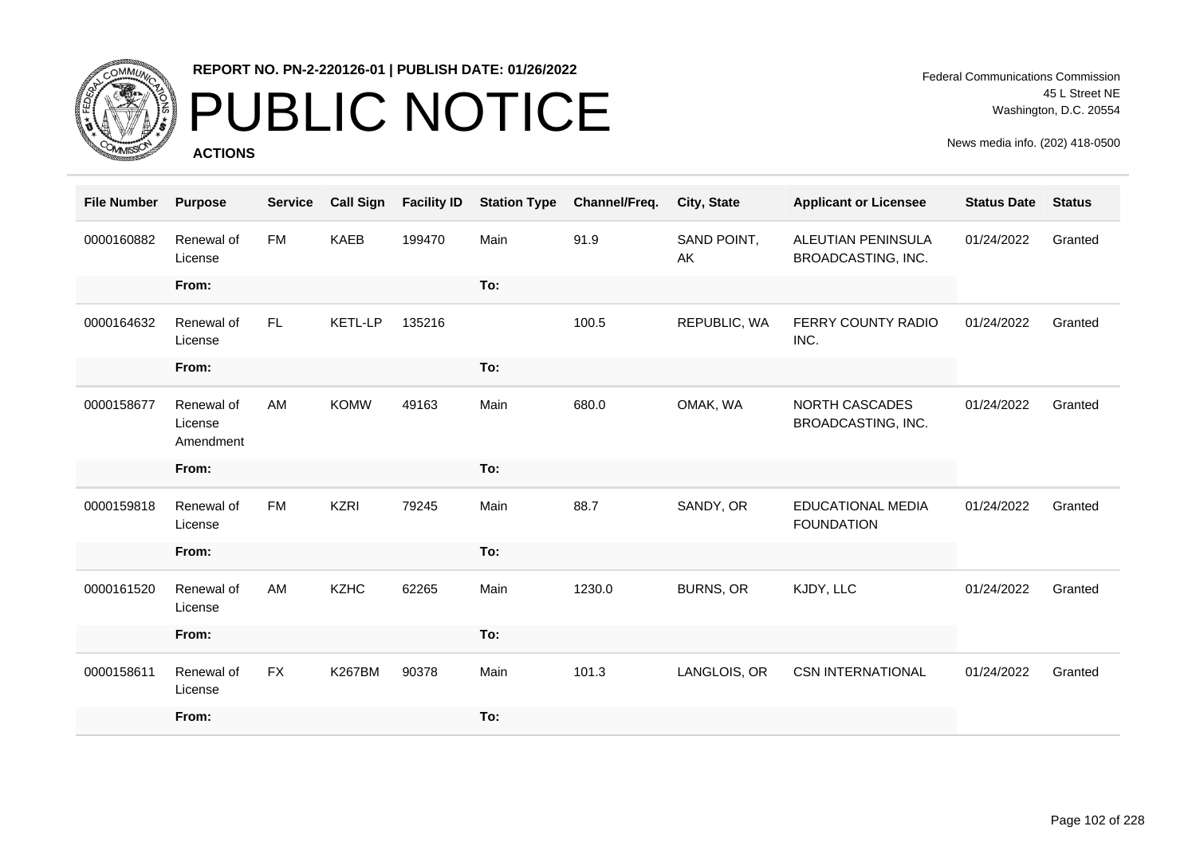**REPORT NO. PN-2-220126-01 | PUBLISH DATE: 01/26/2022**

# PUBLIC NOTICE

**ACTIONS**

Federal Communications Commission
45 L Street NE
Washington, D.C. 20554

News media info. (202) 418-0500

| File Number | Purpose | Service | Call Sign | Facility ID | Station Type | Channel/Freq. | City, State | Applicant or Licensee | Status Date | Status |
|---|---|---|---|---|---|---|---|---|---|---|
| 0000160882 | Renewal of License | FM | KAEB | 199470 | Main | 91.9 | SAND POINT, AK | ALEUTIAN PENINSULA BROADCASTING, INC. | 01/24/2022 | Granted |
| | From: | | | | To: | | | | | |
| 0000164632 | Renewal of License | FL | KETL-LP | 135216 | | 100.5 | REPUBLIC, WA | FERRY COUNTY RADIO INC. | 01/24/2022 | Granted |
| | From: | | | | To: | | | | | |
| 0000158677 | Renewal of License Amendment | AM | KOMW | 49163 | Main | 680.0 | OMAK, WA | NORTH CASCADES BROADCASTING, INC. | 01/24/2022 | Granted |
| | From: | | | | To: | | | | | |
| 0000159818 | Renewal of License | FM | KZRI | 79245 | Main | 88.7 | SANDY, OR | EDUCATIONAL MEDIA FOUNDATION | 01/24/2022 | Granted |
| | From: | | | | To: | | | | | |
| 0000161520 | Renewal of License | AM | KZHC | 62265 | Main | 1230.0 | BURNS, OR | KJDY, LLC | 01/24/2022 | Granted |
| | From: | | | | To: | | | | | |
| 0000158611 | Renewal of License | FX | K267BM | 90378 | Main | 101.3 | LANGLOIS, OR | CSN INTERNATIONAL | 01/24/2022 | Granted |
| | From: | | | | To: | | | | | |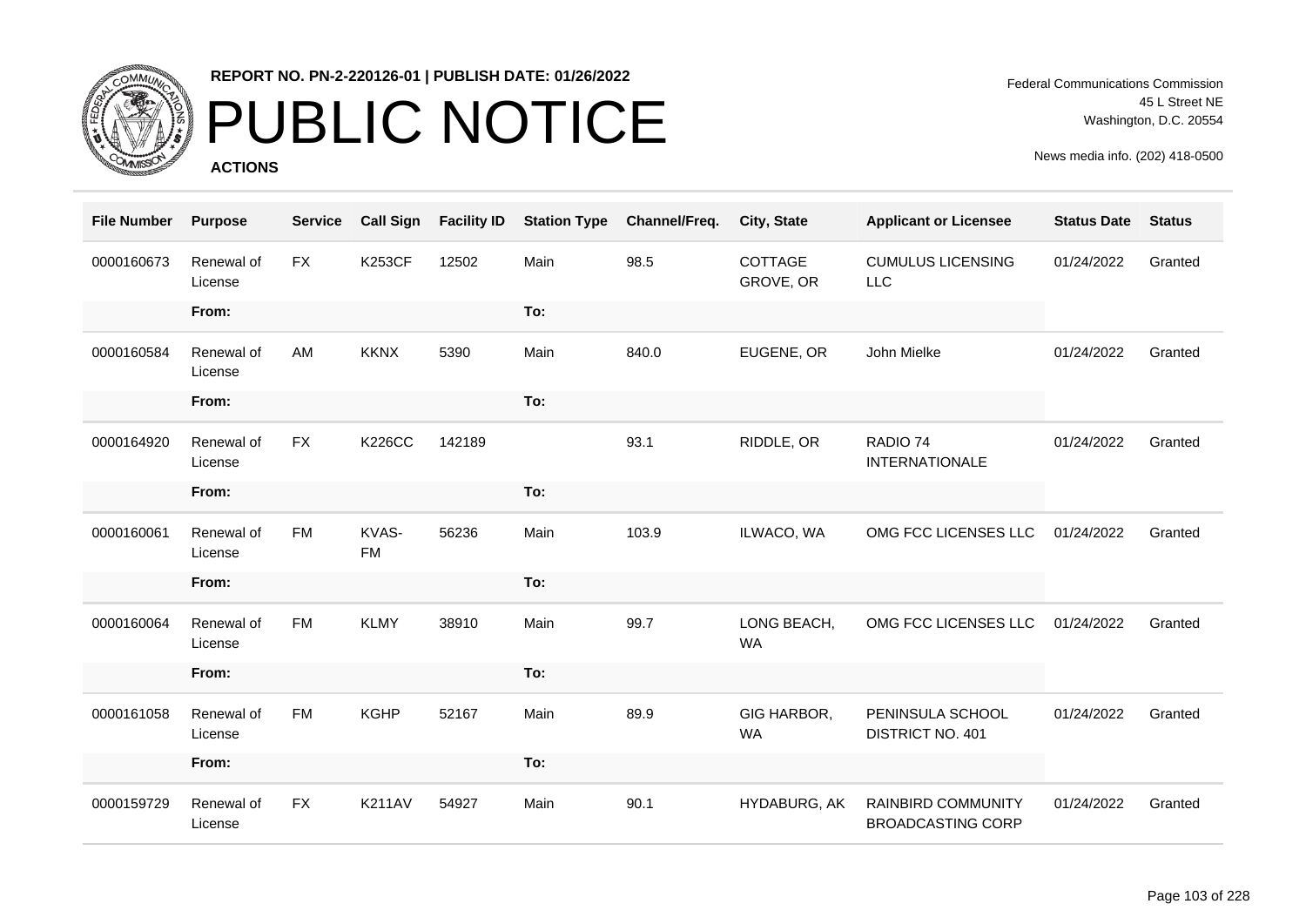**REPORT NO. PN-2-220126-01 | PUBLISH DATE: 01/26/2022**

# PUBLIC NOTICE

**ACTIONS**

Federal Communications Commission
45 L Street NE
Washington, D.C. 20554

News media info. (202) 418-0500

| File Number | Purpose | Service | Call Sign | Facility ID | Station Type | Channel/Freq. | City, State | Applicant or Licensee | Status Date | Status |
|---|---|---|---|---|---|---|---|---|---|---|
| 0000160673 | Renewal of License | FX | K253CF | 12502 | Main | 98.5 | COTTAGE GROVE, OR | CUMULUS LICENSING LLC | 01/24/2022 | Granted |
| | From: | | | | To: | | | | | |
| 0000160584 | Renewal of License | AM | KKNX | 5390 | Main | 840.0 | EUGENE, OR | John Mielke | 01/24/2022 | Granted |
| | From: | | | | To: | | | | | |
| 0000164920 | Renewal of License | FX | K226CC | 142189 | | 93.1 | RIDDLE, OR | RADIO 74 INTERNATIONALE | 01/24/2022 | Granted |
| | From: | | | | To: | | | | | |
| 0000160061 | Renewal of License | FM | KVAS-FM | 56236 | Main | 103.9 | ILWACO, WA | OMG FCC LICENSES LLC | 01/24/2022 | Granted |
| | From: | | | | To: | | | | | |
| 0000160064 | Renewal of License | FM | KLMY | 38910 | Main | 99.7 | LONG BEACH, WA | OMG FCC LICENSES LLC | 01/24/2022 | Granted |
| | From: | | | | To: | | | | | |
| 0000161058 | Renewal of License | FM | KGHP | 52167 | Main | 89.9 | GIG HARBOR, WA | PENINSULA SCHOOL DISTRICT NO. 401 | 01/24/2022 | Granted |
| | From: | | | | To: | | | | | |
| 0000159729 | Renewal of License | FX | K211AV | 54927 | Main | 90.1 | HYDABURG, AK | RAINBIRD COMMUNITY BROADCASTING CORP | 01/24/2022 | Granted |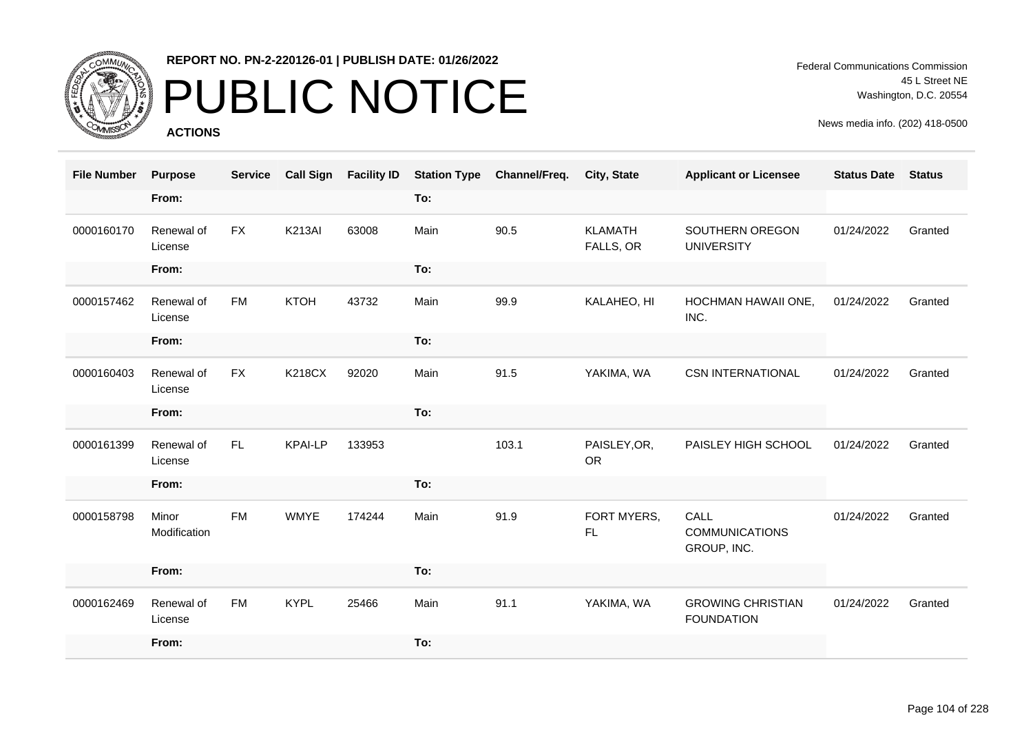REPORT NO. PN-2-220126-01 | PUBLISH DATE: 01/26/2022

# PUBLIC NOTICE

**ACTIONS**

Federal Communications Commission
45 L Street NE
Washington, D.C. 20554

News media info. (202) 418-0500

| File Number | Purpose | Service | Call Sign | Facility ID | Station Type | Channel/Freq. | City, State | Applicant or Licensee | Status Date | Status |
|---|---|---|---|---|---|---|---|---|---|---|
| | From: | | | | To: | | | | | |
| 0000160170 | Renewal of License | FX | K213AI | 63008 | Main | 90.5 | KLAMATH FALLS, OR | SOUTHERN OREGON UNIVERSITY | 01/24/2022 | Granted |
| | From: | | | | To: | | | | | |
| 0000157462 | Renewal of License | FM | KTOH | 43732 | Main | 99.9 | KALAHEO, HI | HOCHMAN HAWAII ONE, INC. | 01/24/2022 | Granted |
| | From: | | | | To: | | | | | |
| 0000160403 | Renewal of License | FX | K218CX | 92020 | Main | 91.5 | YAKIMA, WA | CSN INTERNATIONAL | 01/24/2022 | Granted |
| | From: | | | | To: | | | | | |
| 0000161399 | Renewal of License | FL | KPAI-LP | 133953 | | 103.1 | PAISLEY,OR, OR | PAISLEY HIGH SCHOOL | 01/24/2022 | Granted |
| | From: | | | | To: | | | | | |
| 0000158798 | Minor Modification | FM | WMYE | 174244 | Main | 91.9 | FORT MYERS, FL | CALL COMMUNICATIONS GROUP, INC. | 01/24/2022 | Granted |
| | From: | | | | To: | | | | | |
| 0000162469 | Renewal of License | FM | KYPL | 25466 | Main | 91.1 | YAKIMA, WA | GROWING CHRISTIAN FOUNDATION | 01/24/2022 | Granted |
| | From: | | | | To: | | | | | |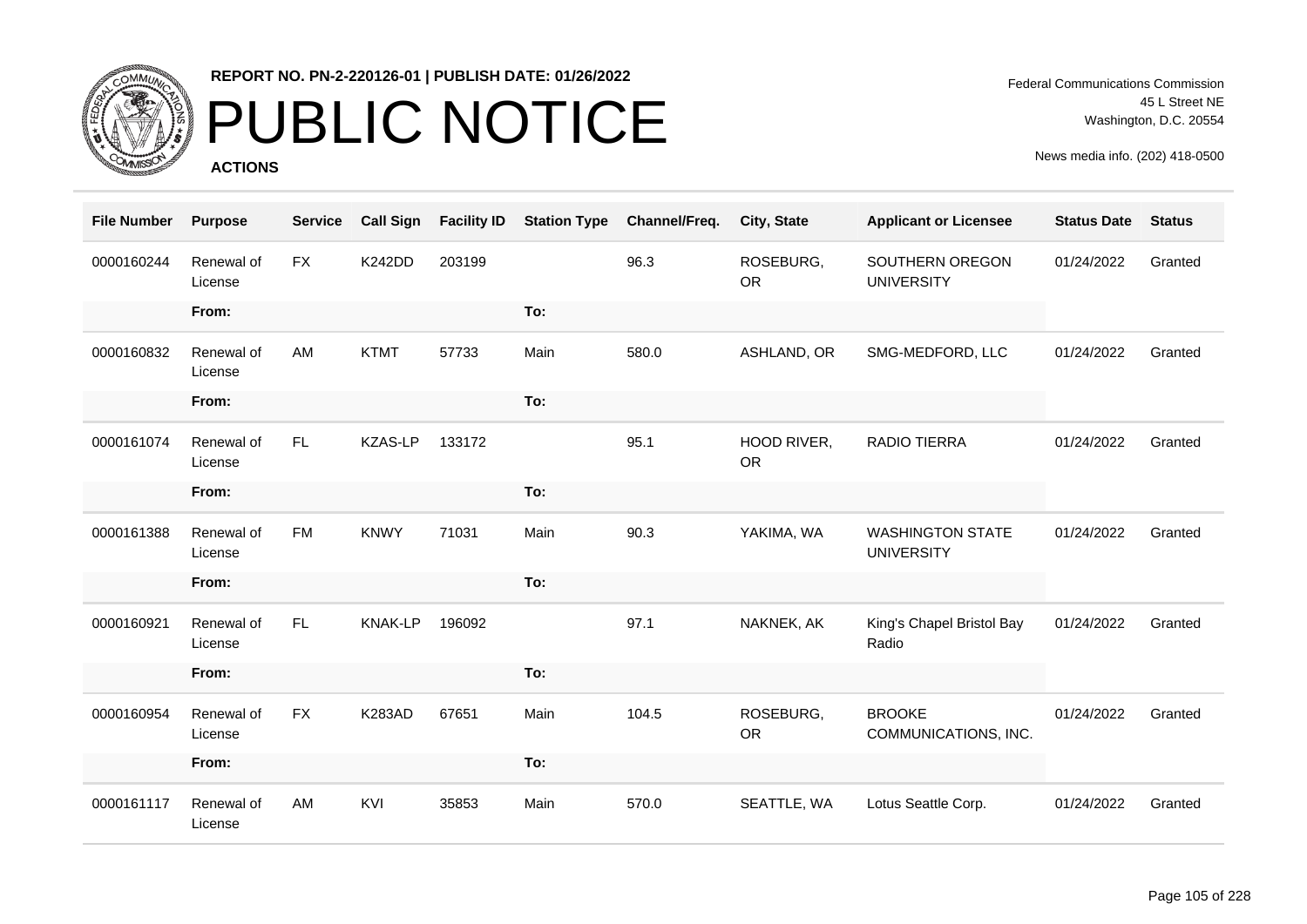**REPORT NO. PN-2-220126-01 | PUBLISH DATE: 01/26/2022**

# PUBLIC NOTICE

**ACTIONS**

Federal Communications Commission
45 L Street NE
Washington, D.C. 20554

News media info. (202) 418-0500

| File Number | Purpose | Service | Call Sign | Facility ID | Station Type | Channel/Freq. | City, State | Applicant or Licensee | Status Date | Status |
|---|---|---|---|---|---|---|---|---|---|---|
| 0000160244 | Renewal of License | FX | K242DD | 203199 | | 96.3 | ROSEBURG, OR | SOUTHERN OREGON UNIVERSITY | 01/24/2022 | Granted |
| | From: | | | | To: | | | | | |
| 0000160832 | Renewal of License | AM | KTMT | 57733 | Main | 580.0 | ASHLAND, OR | SMG-MEDFORD, LLC | 01/24/2022 | Granted |
| | From: | | | | To: | | | | | |
| 0000161074 | Renewal of License | FL | KZAS-LP | 133172 | | 95.1 | HOOD RIVER, OR | RADIO TIERRA | 01/24/2022 | Granted |
| | From: | | | | To: | | | | | |
| 0000161388 | Renewal of License | FM | KNWY | 71031 | Main | 90.3 | YAKIMA, WA | WASHINGTON STATE UNIVERSITY | 01/24/2022 | Granted |
| | From: | | | | To: | | | | | |
| 0000160921 | Renewal of License | FL | KNAK-LP | 196092 | | 97.1 | NAKNEK, AK | King's Chapel Bristol Bay Radio | 01/24/2022 | Granted |
| | From: | | | | To: | | | | | |
| 0000160954 | Renewal of License | FX | K283AD | 67651 | Main | 104.5 | ROSEBURG, OR | BROOKE COMMUNICATIONS, INC. | 01/24/2022 | Granted |
| | From: | | | | To: | | | | | |
| 0000161117 | Renewal of License | AM | KVI | 35853 | Main | 570.0 | SEATTLE, WA | Lotus Seattle Corp. | 01/24/2022 | Granted |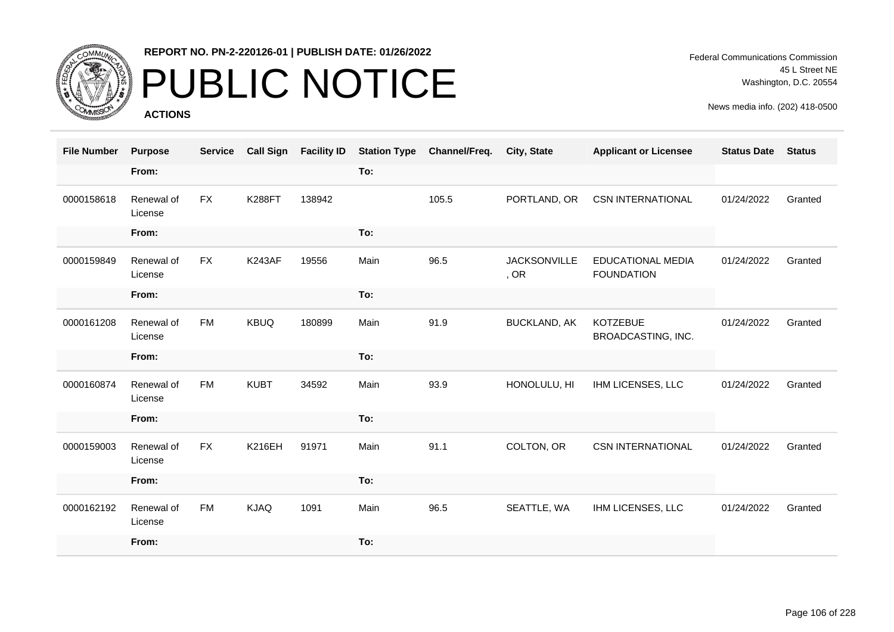# PUBLIC NOTICE

**REPORT NO. PN-2-220126-01 | PUBLISH DATE: 01/26/2022**

**ACTIONS**

Federal Communications Commission
45 L Street NE
Washington, D.C. 20554

News media info. (202) 418-0500

| File Number | Purpose | Service | Call Sign | Facility ID | Station Type | Channel/Freq. | City, State | Applicant or Licensee | Status Date | Status |
|---|---|---|---|---|---|---|---|---|---|---|
| | From: | | | | To: | | | | | |
| 0000158618 | Renewal of License | FX | K288FT | 138942 | | 105.5 | PORTLAND, OR | CSN INTERNATIONAL | 01/24/2022 | Granted |
| | From: | | | | To: | | | | | |
| 0000159849 | Renewal of License | FX | K243AF | 19556 | Main | 96.5 | JACKSONVILLE, OR | EDUCATIONAL MEDIA FOUNDATION | 01/24/2022 | Granted |
| | From: | | | | To: | | | | | |
| 0000161208 | Renewal of License | FM | KBUQ | 180899 | Main | 91.9 | BUCKLAND, AK | KOTZEBUE BROADCASTING, INC. | 01/24/2022 | Granted |
| | From: | | | | To: | | | | | |
| 0000160874 | Renewal of License | FM | KUBT | 34592 | Main | 93.9 | HONOLULU, HI | IHM LICENSES, LLC | 01/24/2022 | Granted |
| | From: | | | | To: | | | | | |
| 0000159003 | Renewal of License | FX | K216EH | 91971 | Main | 91.1 | COLTON, OR | CSN INTERNATIONAL | 01/24/2022 | Granted |
| | From: | | | | To: | | | | | |
| 0000162192 | Renewal of License | FM | KJAQ | 1091 | Main | 96.5 | SEATTLE, WA | IHM LICENSES, LLC | 01/24/2022 | Granted |
| | From: | | | | To: | | | | | |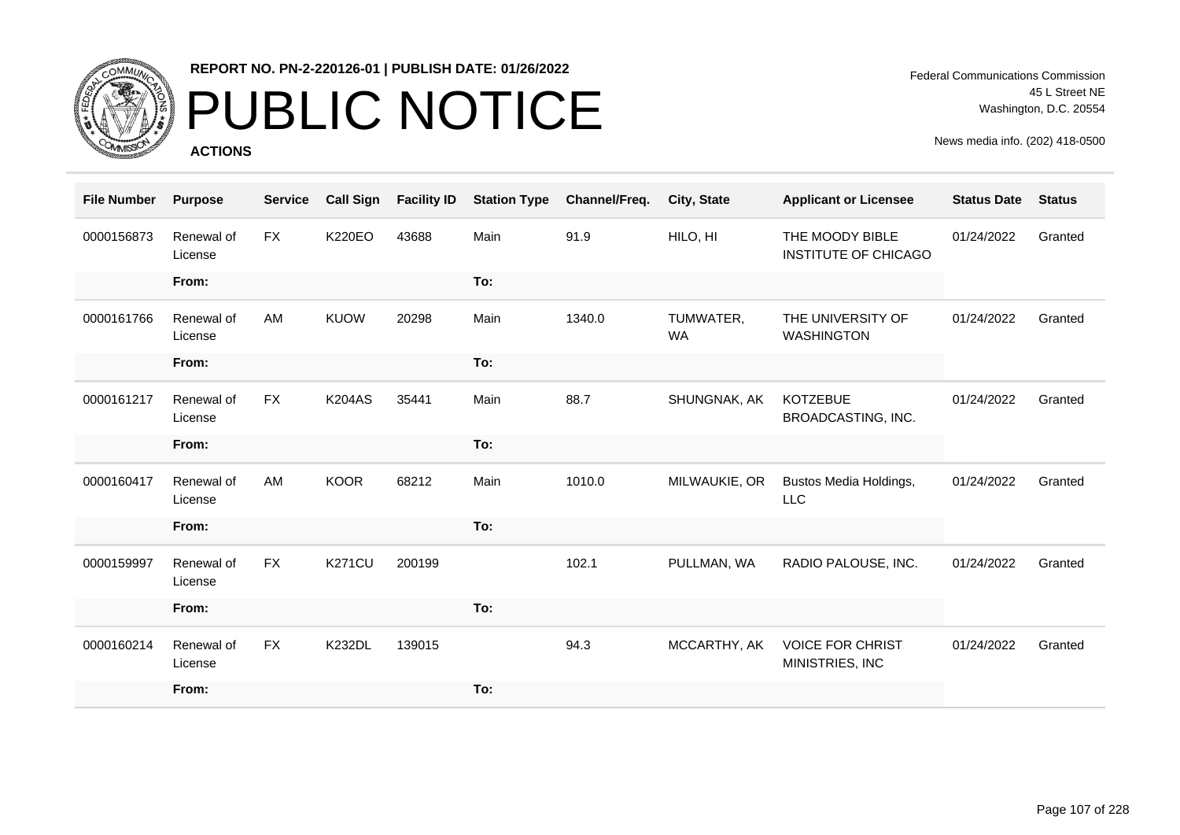**REPORT NO. PN-2-220126-01 | PUBLISH DATE: 01/26/2022**

# PUBLIC NOTICE

**ACTIONS**

Federal Communications Commission
45 L Street NE
Washington, D.C. 20554

News media info. (202) 418-0500

| File Number | Purpose | Service | Call Sign | Facility ID | Station Type | Channel/Freq. | City, State | Applicant or Licensee | Status Date | Status |
|---|---|---|---|---|---|---|---|---|---|---|
| 0000156873 | Renewal of License | FX | K220EO | 43688 | Main | 91.9 | HILO, HI | THE MOODY BIBLE INSTITUTE OF CHICAGO | 01/24/2022 | Granted |
| | From: | | | | To: | | | | | |
| 0000161766 | Renewal of License | AM | KUOW | 20298 | Main | 1340.0 | TUMWATER, WA | THE UNIVERSITY OF WASHINGTON | 01/24/2022 | Granted |
| | From: | | | | To: | | | | | |
| 0000161217 | Renewal of License | FX | K204AS | 35441 | Main | 88.7 | SHUNGNAK, AK | KOTZEBUE BROADCASTING, INC. | 01/24/2022 | Granted |
| | From: | | | | To: | | | | | |
| 0000160417 | Renewal of License | AM | KOOR | 68212 | Main | 1010.0 | MILWAUKIE, OR | Bustos Media Holdings, LLC | 01/24/2022 | Granted |
| | From: | | | | To: | | | | | |
| 0000159997 | Renewal of License | FX | K271CU | 200199 | | 102.1 | PULLMAN, WA | RADIO PALOUSE, INC. | 01/24/2022 | Granted |
| | From: | | | | To: | | | | | |
| 0000160214 | Renewal of License | FX | K232DL | 139015 | | 94.3 | MCCARTHY, AK | VOICE FOR CHRIST MINISTRIES, INC | 01/24/2022 | Granted |
| | From: | | | | To: | | | | | |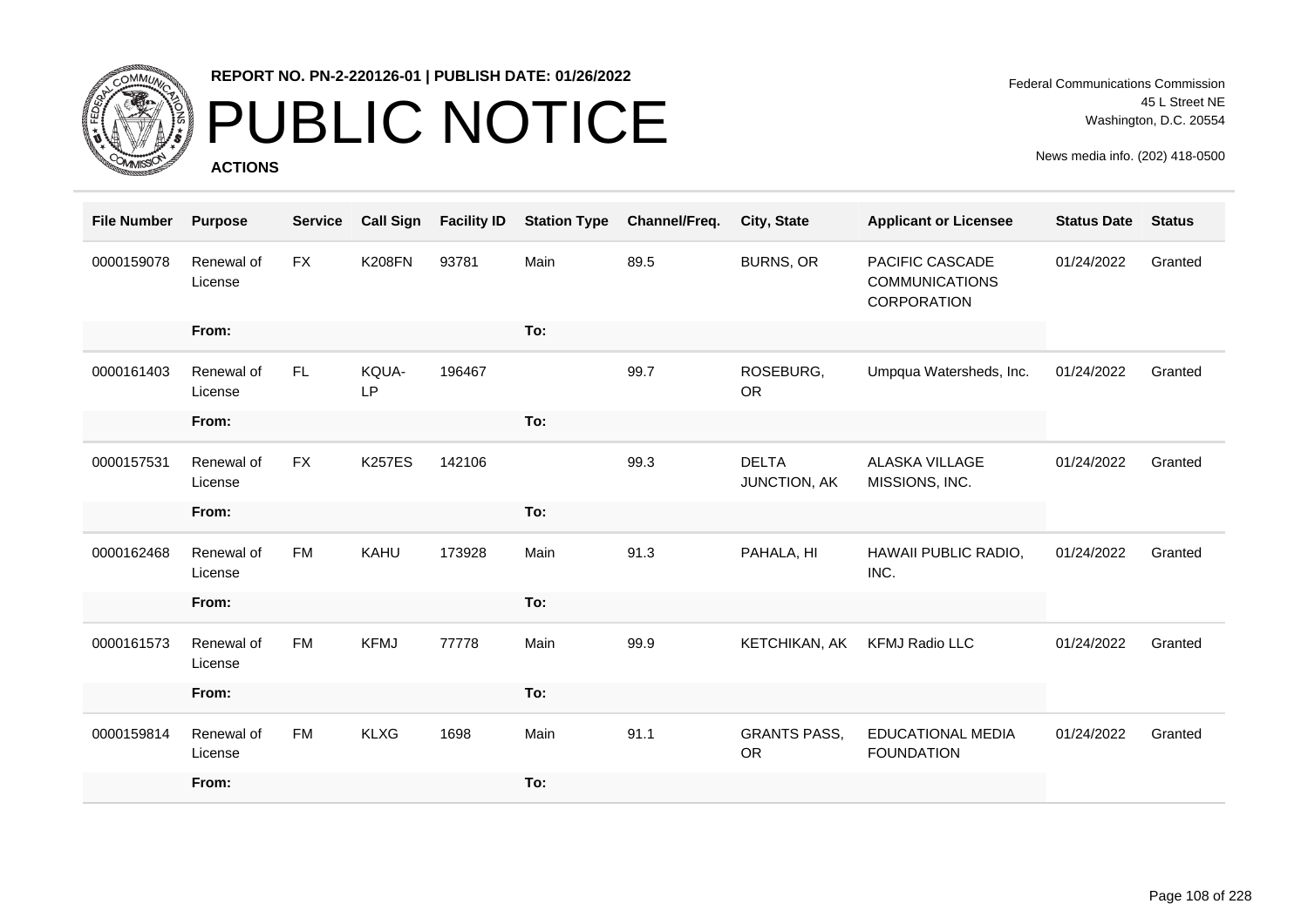**REPORT NO. PN-2-220126-01 | PUBLISH DATE: 01/26/2022**

# PUBLIC NOTICE

**ACTIONS**

Federal Communications Commission
45 L Street NE
Washington, D.C. 20554

News media info. (202) 418-0500

| File Number | Purpose | Service | Call Sign | Facility ID | Station Type | Channel/Freq. | City, State | Applicant or Licensee | Status Date | Status |
|---|---|---|---|---|---|---|---|---|---|---|
| 0000159078 | Renewal of License | FX | K208FN | 93781 | Main | 89.5 | BURNS, OR | PACIFIC CASCADE COMMUNICATIONS CORPORATION | 01/24/2022 | Granted |
| | From: | | | | To: | | | | | |
| 0000161403 | Renewal of License | FL | KQUA-LP | 196467 | | 99.7 | ROSEBURG, OR | Umpqua Watersheds, Inc. | 01/24/2022 | Granted |
| | From: | | | | To: | | | | | |
| 0000157531 | Renewal of License | FX | K257ES | 142106 | | 99.3 | DELTA JUNCTION, AK | ALASKA VILLAGE MISSIONS, INC. | 01/24/2022 | Granted |
| | From: | | | | To: | | | | | |
| 0000162468 | Renewal of License | FM | KAHU | 173928 | Main | 91.3 | PAHALA, HI | HAWAII PUBLIC RADIO, INC. | 01/24/2022 | Granted |
| | From: | | | | To: | | | | | |
| 0000161573 | Renewal of License | FM | KFMJ | 77778 | Main | 99.9 | KETCHIKAN, AK | KFMJ Radio LLC | 01/24/2022 | Granted |
| | From: | | | | To: | | | | | |
| 0000159814 | Renewal of License | FM | KLXG | 1698 | Main | 91.1 | GRANTS PASS, OR | EDUCATIONAL MEDIA FOUNDATION | 01/24/2022 | Granted |
| | From: | | | | To: | | | | | |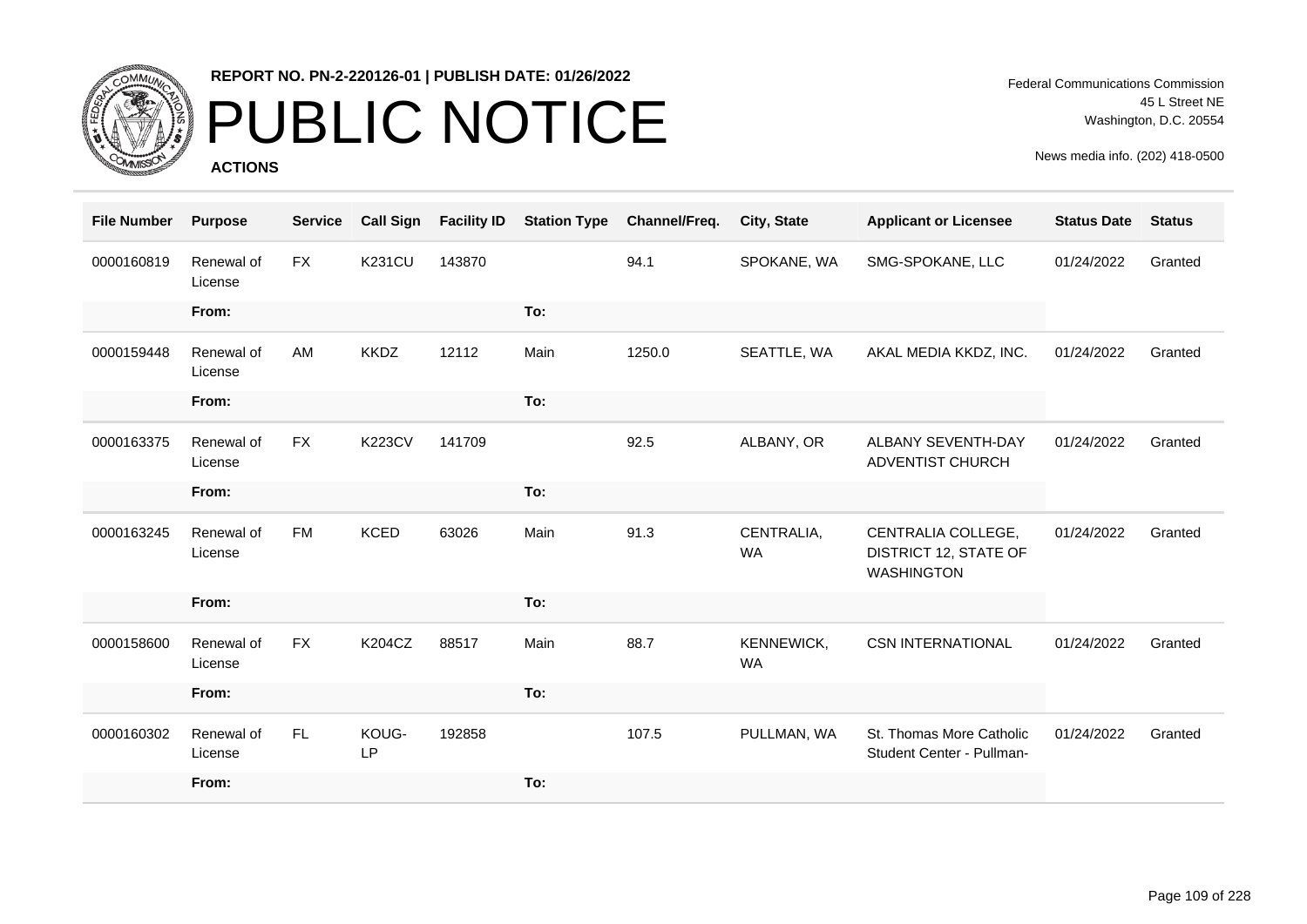REPORT NO. PN-2-220126-01 | PUBLISH DATE: 01/26/2022

# PUBLIC NOTICE

**ACTIONS**

Federal Communications Commission
45 L Street NE
Washington, D.C. 20554

News media info. (202) 418-0500

| File Number | Purpose | Service | Call Sign | Facility ID | Station Type | Channel/Freq. | City, State | Applicant or Licensee | Status Date | Status |
|---|---|---|---|---|---|---|---|---|---|---|
| 0000160819 | Renewal of License | FX | K231CU | 143870 | | 94.1 | SPOKANE, WA | SMG-SPOKANE, LLC | 01/24/2022 | Granted |
| | From: | | | | To: | | | | | |
| 0000159448 | Renewal of License | AM | KKDZ | 12112 | Main | 1250.0 | SEATTLE, WA | AKAL MEDIA KKDZ, INC. | 01/24/2022 | Granted |
| | From: | | | | To: | | | | | |
| 0000163375 | Renewal of License | FX | K223CV | 141709 | | 92.5 | ALBANY, OR | ALBANY SEVENTH-DAY ADVENTIST CHURCH | 01/24/2022 | Granted |
| | From: | | | | To: | | | | | |
| 0000163245 | Renewal of License | FM | KCED | 63026 | Main | 91.3 | CENTRALIA, WA | CENTRALIA COLLEGE, DISTRICT 12, STATE OF WASHINGTON | 01/24/2022 | Granted |
| | From: | | | | To: | | | | | |
| 0000158600 | Renewal of License | FX | K204CZ | 88517 | Main | 88.7 | KENNEWICK, WA | CSN INTERNATIONAL | 01/24/2022 | Granted |
| | From: | | | | To: | | | | | |
| 0000160302 | Renewal of License | FL | KOUG-LP | 192858 | | 107.5 | PULLMAN, WA | St. Thomas More Catholic Student Center - Pullman- | 01/24/2022 | Granted |
| | From: | | | | To: | | | | | |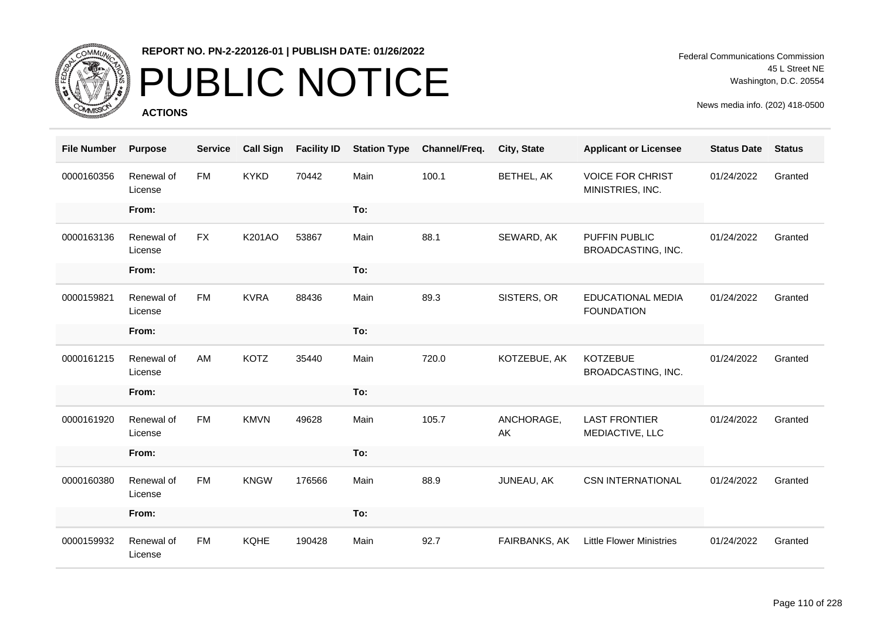**REPORT NO. PN-2-220126-01 | PUBLISH DATE: 01/26/2022**

# PUBLIC NOTICE

**ACTIONS**

Federal Communications Commission
45 L Street NE
Washington, D.C. 20554

News media info. (202) 418-0500

| File Number | Purpose | Service | Call Sign | Facility ID | Station Type | Channel/Freq. | City, State | Applicant or Licensee | Status Date | Status |
|---|---|---|---|---|---|---|---|---|---|---|
| 0000160356 | Renewal of License | FM | KYKD | 70442 | Main | 100.1 | BETHEL, AK | VOICE FOR CHRIST MINISTRIES, INC. | 01/24/2022 | Granted |
| | From: | | | | To: | | | | | |
| 0000163136 | Renewal of License | FX | K201AO | 53867 | Main | 88.1 | SEWARD, AK | PUFFIN PUBLIC BROADCASTING, INC. | 01/24/2022 | Granted |
| | From: | | | | To: | | | | | |
| 0000159821 | Renewal of License | FM | KVRA | 88436 | Main | 89.3 | SISTERS, OR | EDUCATIONAL MEDIA FOUNDATION | 01/24/2022 | Granted |
| | From: | | | | To: | | | | | |
| 0000161215 | Renewal of License | AM | KOTZ | 35440 | Main | 720.0 | KOTZEBUE, AK | KOTZEBUE BROADCASTING, INC. | 01/24/2022 | Granted |
| | From: | | | | To: | | | | | |
| 0000161920 | Renewal of License | FM | KMVN | 49628 | Main | 105.7 | ANCHORAGE, AK | LAST FRONTIER MEDIACTIVE, LLC | 01/24/2022 | Granted |
| | From: | | | | To: | | | | | |
| 0000160380 | Renewal of License | FM | KNGW | 176566 | Main | 88.9 | JUNEAU, AK | CSN INTERNATIONAL | 01/24/2022 | Granted |
| | From: | | | | To: | | | | | |
| 0000159932 | Renewal of License | FM | KQHE | 190428 | Main | 92.7 | FAIRBANKS, AK | Little Flower Ministries | 01/24/2022 | Granted |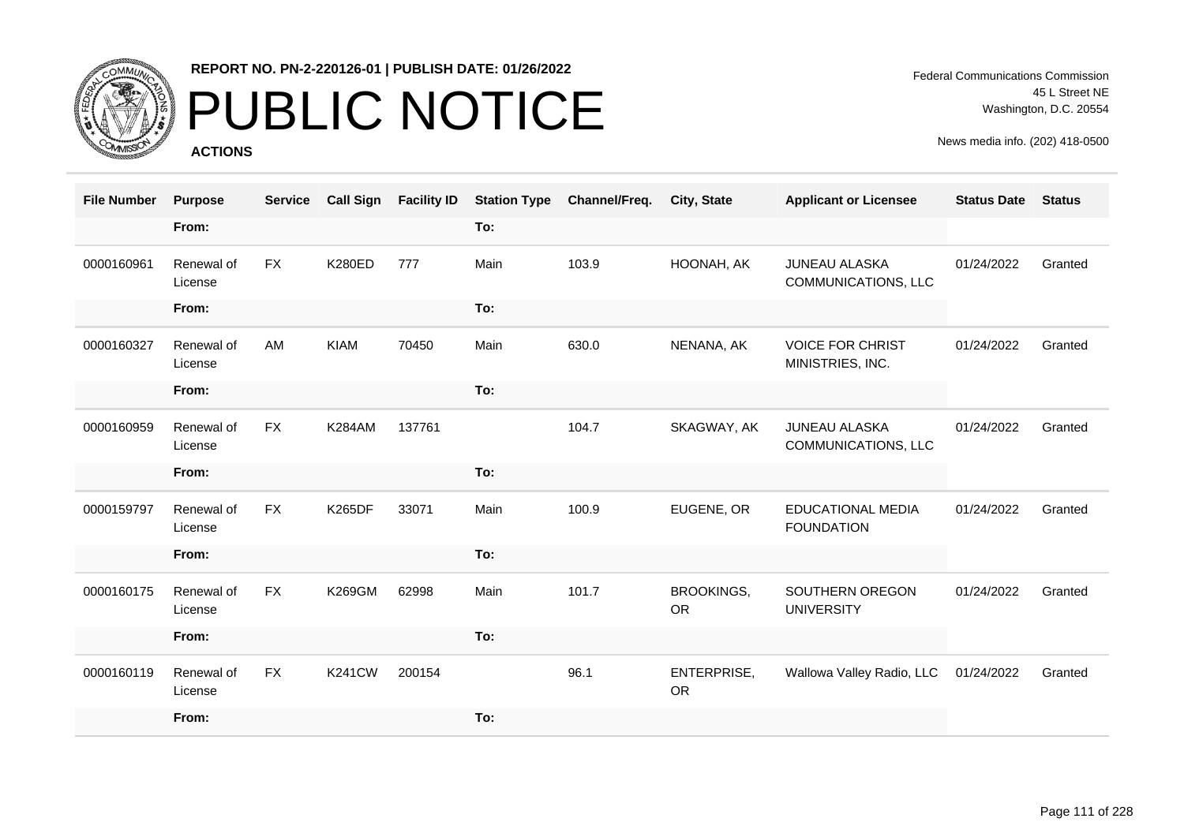REPORT NO. PN-2-220126-01 | PUBLISH DATE: 01/26/2022

# PUBLIC NOTICE

**ACTIONS**

Federal Communications Commission
45 L Street NE
Washington, D.C. 20554

News media info. (202) 418-0500

| File Number | Purpose | Service | Call Sign | Facility ID | Station Type | Channel/Freq. | City, State | Applicant or Licensee | Status Date | Status |
|---|---|---|---|---|---|---|---|---|---|---|
| | From: | | | | To: | | | | | |
| 0000160961 | Renewal of License | FX | K280ED | 777 | Main | 103.9 | HOONAH, AK | JUNEAU ALASKA COMMUNICATIONS, LLC | 01/24/2022 | Granted |
| | From: | | | | To: | | | | | |
| 0000160327 | Renewal of License | AM | KIAM | 70450 | Main | 630.0 | NENANA, AK | VOICE FOR CHRIST MINISTRIES, INC. | 01/24/2022 | Granted |
| | From: | | | | To: | | | | | |
| 0000160959 | Renewal of License | FX | K284AM | 137761 | | 104.7 | SKAGWAY, AK | JUNEAU ALASKA COMMUNICATIONS, LLC | 01/24/2022 | Granted |
| | From: | | | | To: | | | | | |
| 0000159797 | Renewal of License | FX | K265DF | 33071 | Main | 100.9 | EUGENE, OR | EDUCATIONAL MEDIA FOUNDATION | 01/24/2022 | Granted |
| | From: | | | | To: | | | | | |
| 0000160175 | Renewal of License | FX | K269GM | 62998 | Main | 101.7 | BROOKINGS, OR | SOUTHERN OREGON UNIVERSITY | 01/24/2022 | Granted |
| | From: | | | | To: | | | | | |
| 0000160119 | Renewal of License | FX | K241CW | 200154 | | 96.1 | ENTERPRISE, OR | Wallowa Valley Radio, LLC | 01/24/2022 | Granted |
| | From: | | | | To: | | | | | |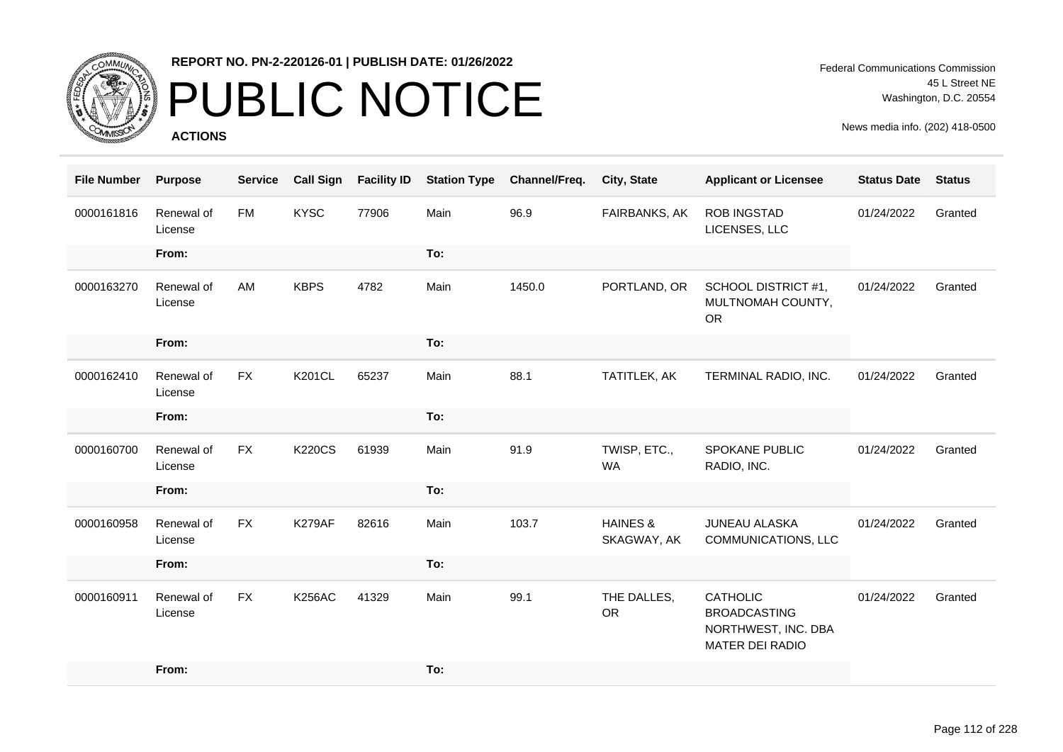REPORT NO. PN-2-220126-01 | PUBLISH DATE: 01/26/2022

# PUBLIC NOTICE

**ACTIONS**

Federal Communications Commission
45 L Street NE
Washington, D.C. 20554

News media info. (202) 418-0500

| File Number | Purpose | Service | Call Sign | Facility ID | Station Type | Channel/Freq. | City, State | Applicant or Licensee | Status Date | Status |
|---|---|---|---|---|---|---|---|---|---|---|
| 0000161816 | Renewal of License | FM | KYSC | 77906 | Main | 96.9 | FAIRBANKS, AK | ROB INGSTAD LICENSES, LLC | 01/24/2022 | Granted |
| | From: | | | | To: | | | | | |
| 0000163270 | Renewal of License | AM | KBPS | 4782 | Main | 1450.0 | PORTLAND, OR | SCHOOL DISTRICT #1, MULTNOMAH COUNTY, OR | 01/24/2022 | Granted |
| | From: | | | | To: | | | | | |
| 0000162410 | Renewal of License | FX | K201CL | 65237 | Main | 88.1 | TATITLEK, AK | TERMINAL RADIO, INC. | 01/24/2022 | Granted |
| | From: | | | | To: | | | | | |
| 0000160700 | Renewal of License | FX | K220CS | 61939 | Main | 91.9 | TWISP, ETC., WA | SPOKANE PUBLIC RADIO, INC. | 01/24/2022 | Granted |
| | From: | | | | To: | | | | | |
| 0000160958 | Renewal of License | FX | K279AF | 82616 | Main | 103.7 | HAINES & SKAGWAY, AK | JUNEAU ALASKA COMMUNICATIONS, LLC | 01/24/2022 | Granted |
| | From: | | | | To: | | | | | |
| 0000160911 | Renewal of License | FX | K256AC | 41329 | Main | 99.1 | THE DALLES, OR | CATHOLIC BROADCASTING NORTHWEST, INC. DBA MATER DEI RADIO | 01/24/2022 | Granted |
| | From: | | | | To: | | | | | |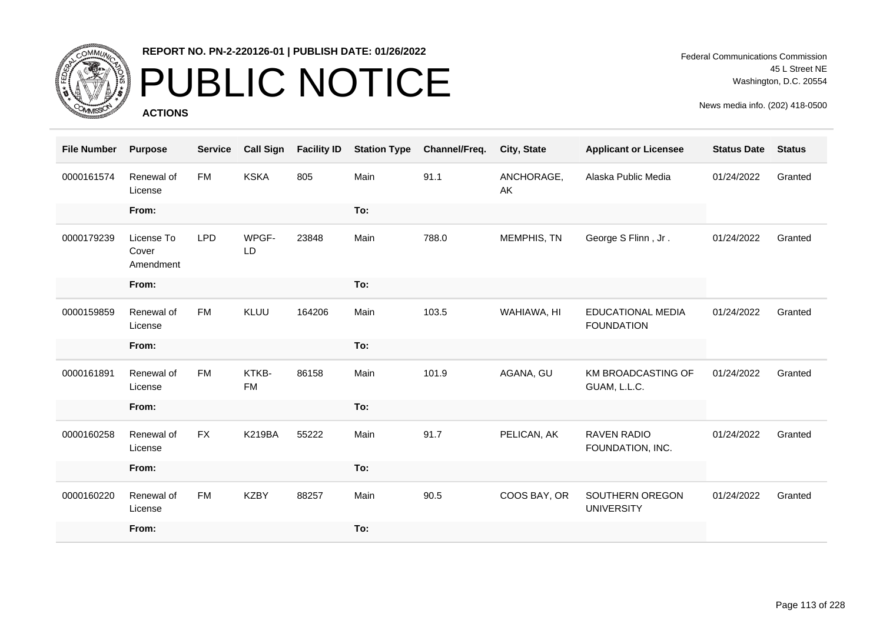**REPORT NO. PN-2-220126-01 | PUBLISH DATE: 01/26/2022**

# PUBLIC NOTICE

**ACTIONS**

Federal Communications Commission
45 L Street NE
Washington, D.C. 20554

News media info. (202) 418-0500

| File Number | Purpose | Service | Call Sign | Facility ID | Station Type | Channel/Freq. | City, State | Applicant or Licensee | Status Date | Status |
|---|---|---|---|---|---|---|---|---|---|---|
| 0000161574 | Renewal of License | FM | KSKA | 805 | Main | 91.1 | ANCHORAGE, AK | Alaska Public Media | 01/24/2022 | Granted |
| | From: | | | | To: | | | | | |
| 0000179239 | License To Cover Amendment | LPD | WPGF-LD | 23848 | Main | 788.0 | MEMPHIS, TN | George S Flinn , Jr . | 01/24/2022 | Granted |
| | From: | | | | To: | | | | | |
| 0000159859 | Renewal of License | FM | KLUU | 164206 | Main | 103.5 | WAHIAWA, HI | EDUCATIONAL MEDIA FOUNDATION | 01/24/2022 | Granted |
| | From: | | | | To: | | | | | |
| 0000161891 | Renewal of License | FM | KTKB-FM | 86158 | Main | 101.9 | AGANA, GU | KM BROADCASTING OF GUAM, L.L.C. | 01/24/2022 | Granted |
| | From: | | | | To: | | | | | |
| 0000160258 | Renewal of License | FX | K219BA | 55222 | Main | 91.7 | PELICAN, AK | RAVEN RADIO FOUNDATION, INC. | 01/24/2022 | Granted |
| | From: | | | | To: | | | | | |
| 0000160220 | Renewal of License | FM | KZBY | 88257 | Main | 90.5 | COOS BAY, OR | SOUTHERN OREGON UNIVERSITY | 01/24/2022 | Granted |
| | From: | | | | To: | | | | | |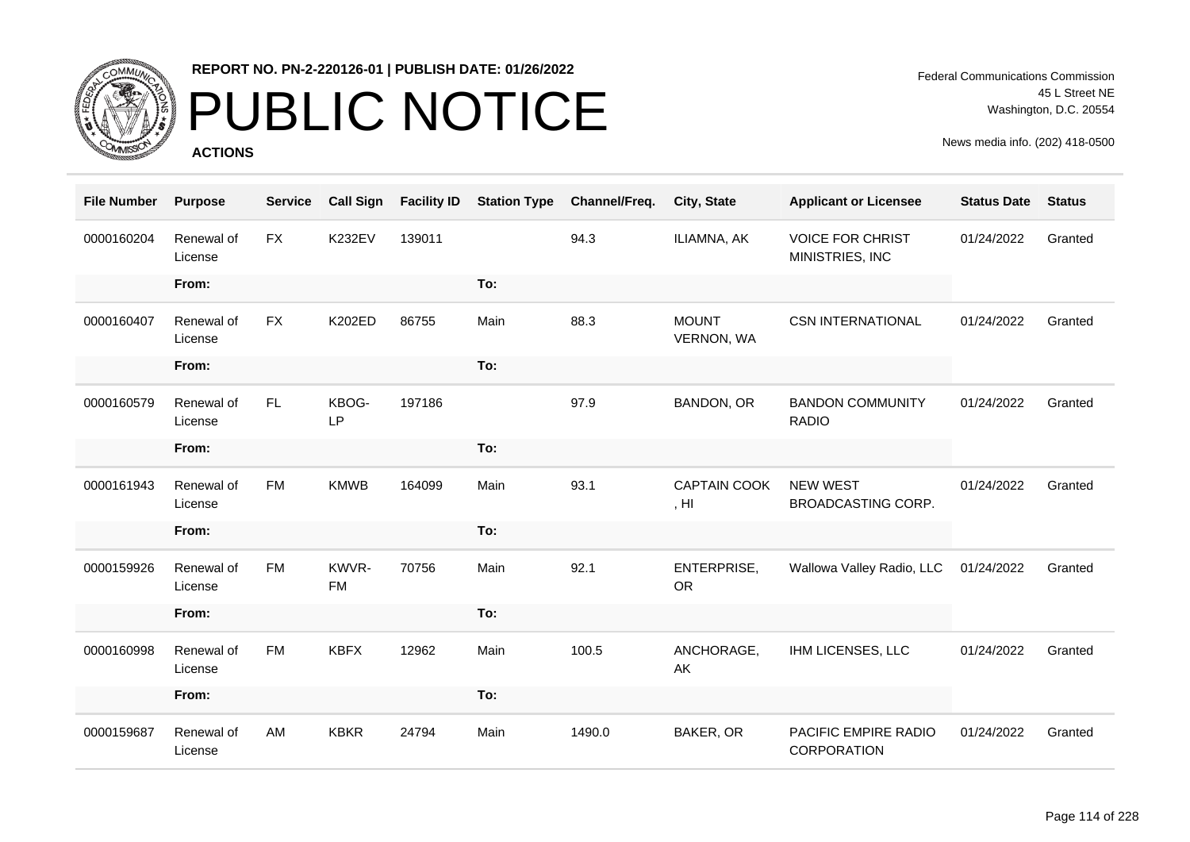**REPORT NO. PN-2-220126-01 | PUBLISH DATE: 01/26/2022**

# PUBLIC NOTICE

**ACTIONS**

Federal Communications Commission
45 L Street NE
Washington, D.C. 20554

News media info. (202) 418-0500

| File Number | Purpose | Service | Call Sign | Facility ID | Station Type | Channel/Freq. | City, State | Applicant or Licensee | Status Date | Status |
|---|---|---|---|---|---|---|---|---|---|---|
| 0000160204 | Renewal of License | FX | K232EV | 139011 | | 94.3 | ILIAMNA, AK | VOICE FOR CHRIST MINISTRIES, INC | 01/24/2022 | Granted |
| | From: | | | | To: | | | | | |
| 0000160407 | Renewal of License | FX | K202ED | 86755 | Main | 88.3 | MOUNT VERNON, WA | CSN INTERNATIONAL | 01/24/2022 | Granted |
| | From: | | | | To: | | | | | |
| 0000160579 | Renewal of License | FL | KBOG-LP | 197186 | | 97.9 | BANDON, OR | BANDON COMMUNITY RADIO | 01/24/2022 | Granted |
| | From: | | | | To: | | | | | |
| 0000161943 | Renewal of License | FM | KMWB | 164099 | Main | 93.1 | CAPTAIN COOK , HI | NEW WEST BROADCASTING CORP. | 01/24/2022 | Granted |
| | From: | | | | To: | | | | | |
| 0000159926 | Renewal of License | FM | KWVR-FM | 70756 | Main | 92.1 | ENTERPRISE, OR | Wallowa Valley Radio, LLC | 01/24/2022 | Granted |
| | From: | | | | To: | | | | | |
| 0000160998 | Renewal of License | FM | KBFX | 12962 | Main | 100.5 | ANCHORAGE, AK | IHM LICENSES, LLC | 01/24/2022 | Granted |
| | From: | | | | To: | | | | | |
| 0000159687 | Renewal of License | AM | KBKR | 24794 | Main | 1490.0 | BAKER, OR | PACIFIC EMPIRE RADIO CORPORATION | 01/24/2022 | Granted |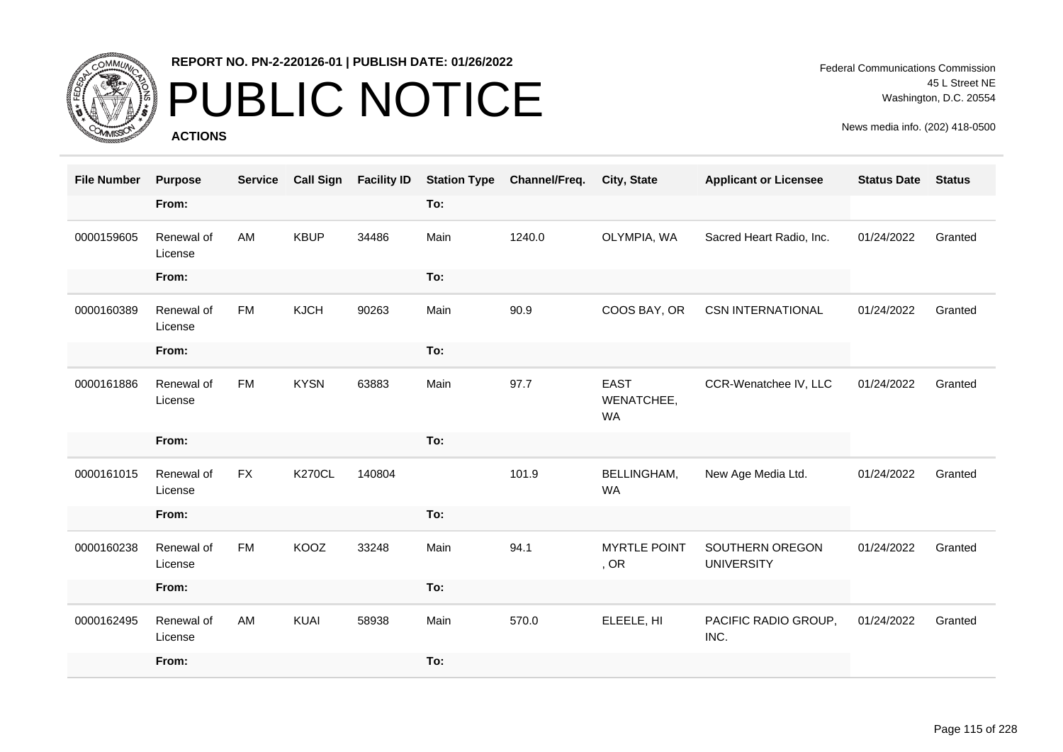REPORT NO. PN-2-220126-01 | PUBLISH DATE: 01/26/2022

# PUBLIC NOTICE

**ACTIONS**

Federal Communications Commission
45 L Street NE
Washington, D.C. 20554

News media info. (202) 418-0500

| File Number | Purpose | Service | Call Sign | Facility ID | Station Type | Channel/Freq. | City, State | Applicant or Licensee | Status Date | Status |
|---|---|---|---|---|---|---|---|---|---|---|
| | From: | | | | To: | | | | | |
| 0000159605 | Renewal of License | AM | KBUP | 34486 | Main | 1240.0 | OLYMPIA, WA | Sacred Heart Radio, Inc. | 01/24/2022 | Granted |
| | From: | | | | To: | | | | | |
| 0000160389 | Renewal of License | FM | KJCH | 90263 | Main | 90.9 | COOS BAY, OR | CSN INTERNATIONAL | 01/24/2022 | Granted |
| | From: | | | | To: | | | | | |
| 0000161886 | Renewal of License | FM | KYSN | 63883 | Main | 97.7 | EAST WENATCHEE, WA | CCR-Wenatchee IV, LLC | 01/24/2022 | Granted |
| | From: | | | | To: | | | | | |
| 0000161015 | Renewal of License | FX | K270CL | 140804 | | 101.9 | BELLINGHAM, WA | New Age Media Ltd. | 01/24/2022 | Granted |
| | From: | | | | To: | | | | | |
| 0000160238 | Renewal of License | FM | KOOZ | 33248 | Main | 94.1 | MYRTLE POINT , OR | SOUTHERN OREGON UNIVERSITY | 01/24/2022 | Granted |
| | From: | | | | To: | | | | | |
| 0000162495 | Renewal of License | AM | KUAI | 58938 | Main | 570.0 | ELEELE, HI | PACIFIC RADIO GROUP, INC. | 01/24/2022 | Granted |
| | From: | | | | To: | | | | | |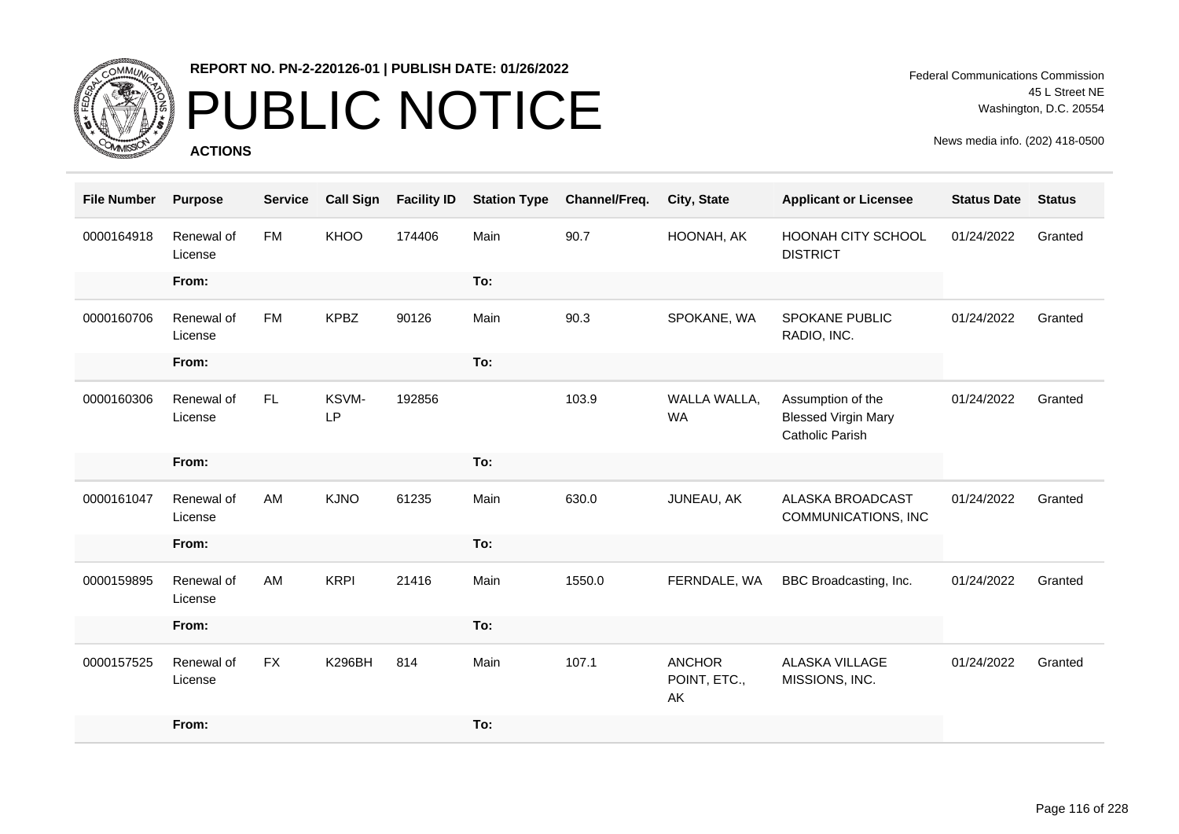REPORT NO. PN-2-220126-01 | PUBLISH DATE: 01/26/2022

# PUBLIC NOTICE

**ACTIONS**

Federal Communications Commission
45 L Street NE
Washington, D.C. 20554

News media info. (202) 418-0500

| File Number | Purpose | Service | Call Sign | Facility ID | Station Type | Channel/Freq. | City, State | Applicant or Licensee | Status Date | Status |
|---|---|---|---|---|---|---|---|---|---|---|
| 0000164918 | Renewal of License | FM | KHOO | 174406 | Main | 90.7 | HOONAH, AK | HOONAH CITY SCHOOL DISTRICT | 01/24/2022 | Granted |
| | **From:** | | | | **To:** | | | | | |
| 0000160706 | Renewal of License | FM | KPBZ | 90126 | Main | 90.3 | SPOKANE, WA | SPOKANE PUBLIC RADIO, INC. | 01/24/2022 | Granted |
| | **From:** | | | | **To:** | | | | | |
| 0000160306 | Renewal of License | FL | KSVM-LP | 192856 | | 103.9 | WALLA WALLA, WA | Assumption of the Blessed Virgin Mary Catholic Parish | 01/24/2022 | Granted |
| | **From:** | | | | **To:** | | | | | |
| 0000161047 | Renewal of License | AM | KJNO | 61235 | Main | 630.0 | JUNEAU, AK | ALASKA BROADCAST COMMUNICATIONS, INC | 01/24/2022 | Granted |
| | **From:** | | | | **To:** | | | | | |
| 0000159895 | Renewal of License | AM | KRPI | 21416 | Main | 1550.0 | FERNDALE, WA | BBC Broadcasting, Inc. | 01/24/2022 | Granted |
| | **From:** | | | | **To:** | | | | | |
| 0000157525 | Renewal of License | FX | K296BH | 814 | Main | 107.1 | ANCHOR POINT, ETC., AK | ALASKA VILLAGE MISSIONS, INC. | 01/24/2022 | Granted |
| | **From:** | | | | **To:** | | | | | |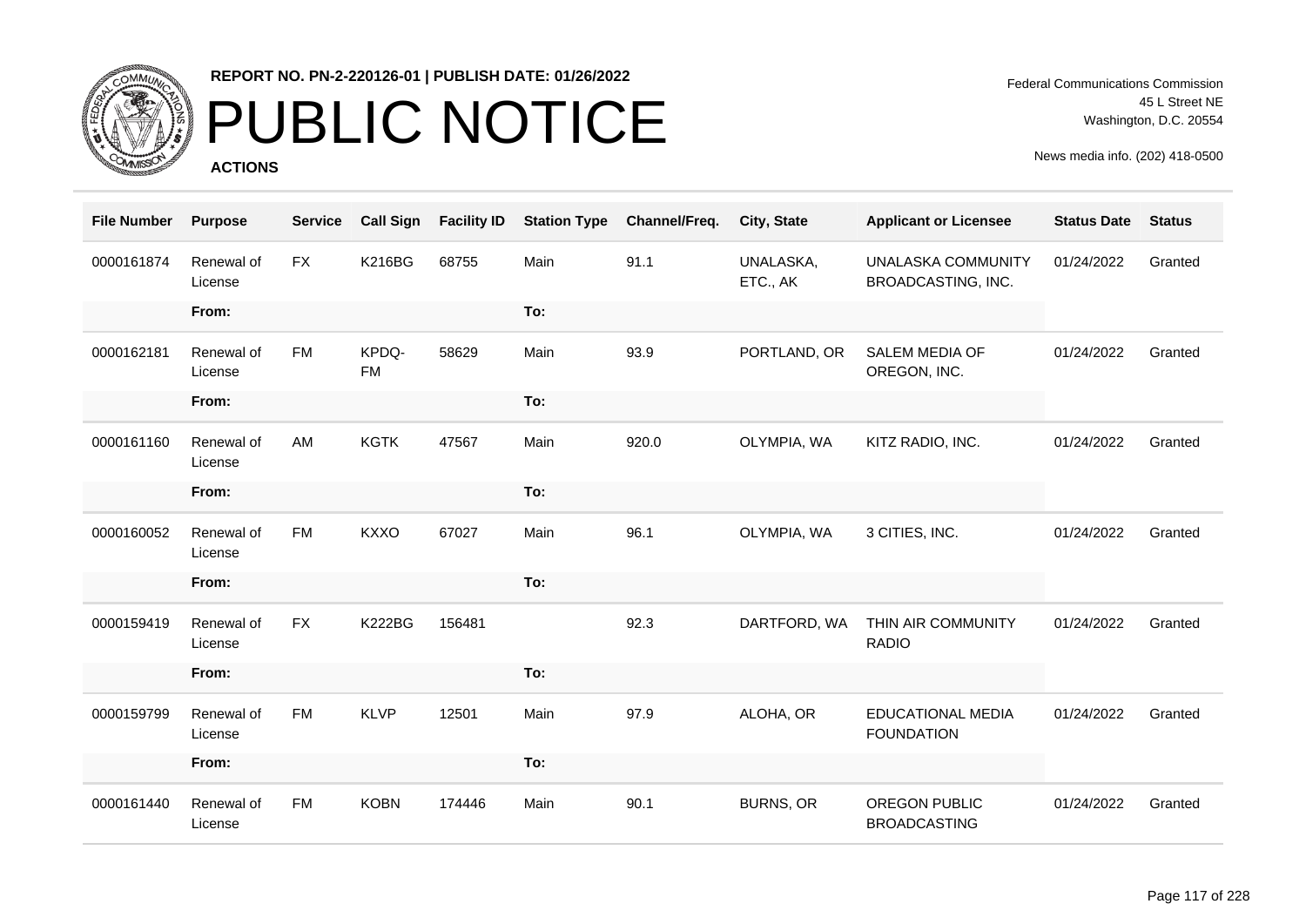**REPORT NO. PN-2-220126-01 | PUBLISH DATE: 01/26/2022**

# PUBLIC NOTICE

**ACTIONS**

Federal Communications Commission
45 L Street NE
Washington, D.C. 20554

News media info. (202) 418-0500

| File Number | Purpose | Service | Call Sign | Facility ID | Station Type | Channel/Freq. | City, State | Applicant or Licensee | Status Date | Status |
|---|---|---|---|---|---|---|---|---|---|---|
| 0000161874 | Renewal of License | FX | K216BG | 68755 | Main | 91.1 | UNALASKA, ETC., AK | UNALASKA COMMUNITY BROADCASTING, INC. | 01/24/2022 | Granted |
| | From: | | | | To: | | | | | |
| 0000162181 | Renewal of License | FM | KPDQ-FM | 58629 | Main | 93.9 | PORTLAND, OR | SALEM MEDIA OF OREGON, INC. | 01/24/2022 | Granted |
| | From: | | | | To: | | | | | |
| 0000161160 | Renewal of License | AM | KGTK | 47567 | Main | 920.0 | OLYMPIA, WA | KITZ RADIO, INC. | 01/24/2022 | Granted |
| | From: | | | | To: | | | | | |
| 0000160052 | Renewal of License | FM | KXXO | 67027 | Main | 96.1 | OLYMPIA, WA | 3 CITIES, INC. | 01/24/2022 | Granted |
| | From: | | | | To: | | | | | |
| 0000159419 | Renewal of License | FX | K222BG | 156481 | | 92.3 | DARTFORD, WA | THIN AIR COMMUNITY RADIO | 01/24/2022 | Granted |
| | From: | | | | To: | | | | | |
| 0000159799 | Renewal of License | FM | KLVP | 12501 | Main | 97.9 | ALOHA, OR | EDUCATIONAL MEDIA FOUNDATION | 01/24/2022 | Granted |
| | From: | | | | To: | | | | | |
| 0000161440 | Renewal of License | FM | KOBN | 174446 | Main | 90.1 | BURNS, OR | OREGON PUBLIC BROADCASTING | 01/24/2022 | Granted |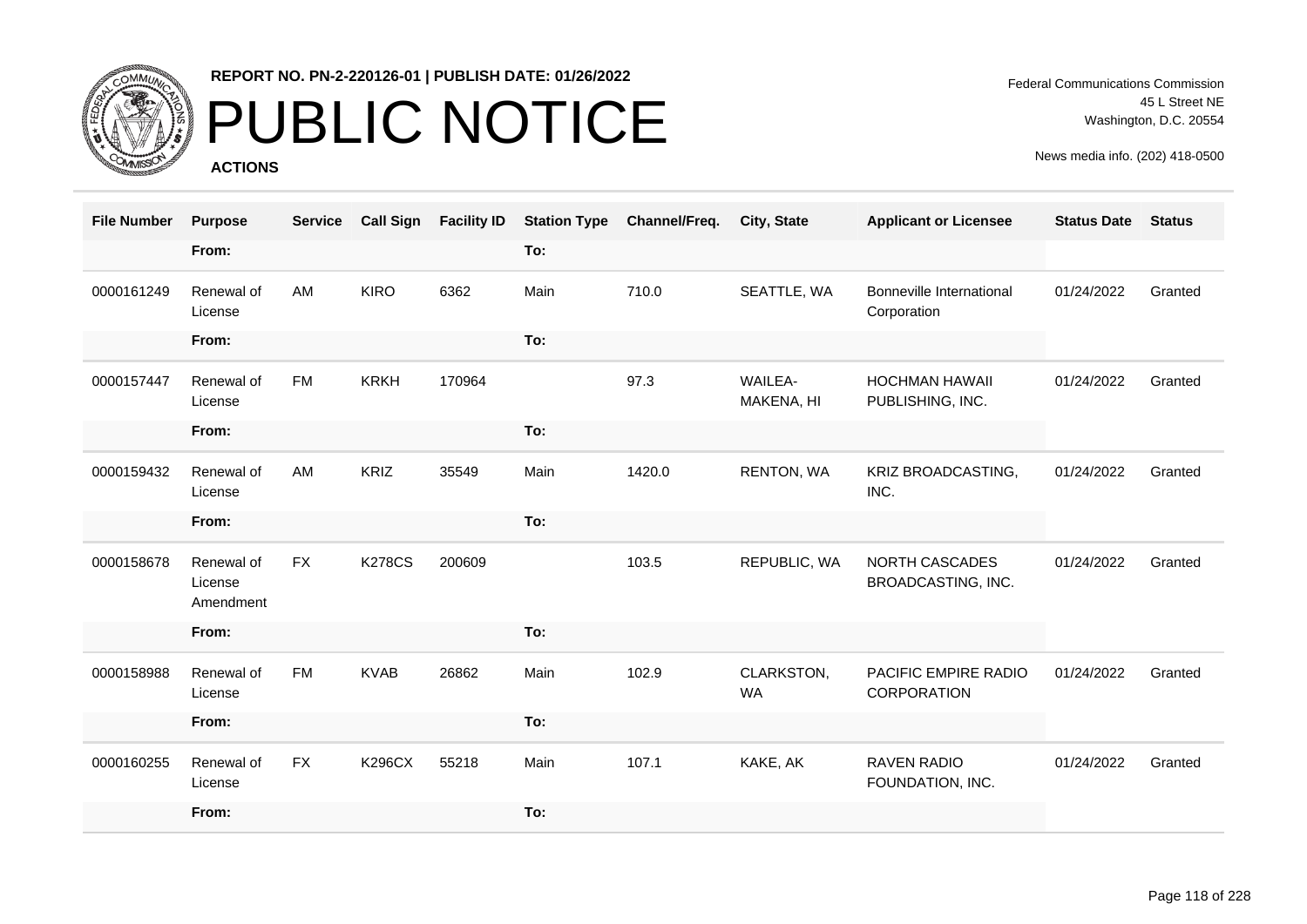# REPORT NO. PN-2-220126-01 | PUBLISH DATE: 01/26/2022

# PUBLIC NOTICE

**ACTIONS**

Federal Communications Commission
45 L Street NE
Washington, D.C. 20554

News media info. (202) 418-0500

| File Number | Purpose | Service | Call Sign | Facility ID | Station Type | Channel/Freq. | City, State | Applicant or Licensee | Status Date | Status |
|---|---|---|---|---|---|---|---|---|---|---|
| | **From:** | | | | **To:** | | | | | |
| 0000161249 | Renewal of License | AM | KIRO | 6362 | Main | 710.0 | SEATTLE, WA | Bonneville International Corporation | 01/24/2022 | Granted |
| | **From:** | | | | **To:** | | | | | |
| 0000157447 | Renewal of License | FM | KRKH | 170964 | | 97.3 | WAILEA-MAKENA, HI | HOCHMAN HAWAII PUBLISHING, INC. | 01/24/2022 | Granted |
| | **From:** | | | | **To:** | | | | | |
| 0000159432 | Renewal of License | AM | KRIZ | 35549 | Main | 1420.0 | RENTON, WA | KRIZ BROADCASTING, INC. | 01/24/2022 | Granted |
| | **From:** | | | | **To:** | | | | | |
| 0000158678 | Renewal of License Amendment | FX | K278CS | 200609 | | 103.5 | REPUBLIC, WA | NORTH CASCADES BROADCASTING, INC. | 01/24/2022 | Granted |
| | **From:** | | | | **To:** | | | | | |
| 0000158988 | Renewal of License | FM | KVAB | 26862 | Main | 102.9 | CLARKSTON, WA | PACIFIC EMPIRE RADIO CORPORATION | 01/24/2022 | Granted |
| | **From:** | | | | **To:** | | | | | |
| 0000160255 | Renewal of License | FX | K296CX | 55218 | Main | 107.1 | KAKE, AK | RAVEN RADIO FOUNDATION, INC. | 01/24/2022 | Granted |
| | **From:** | | | | **To:** | | | | | |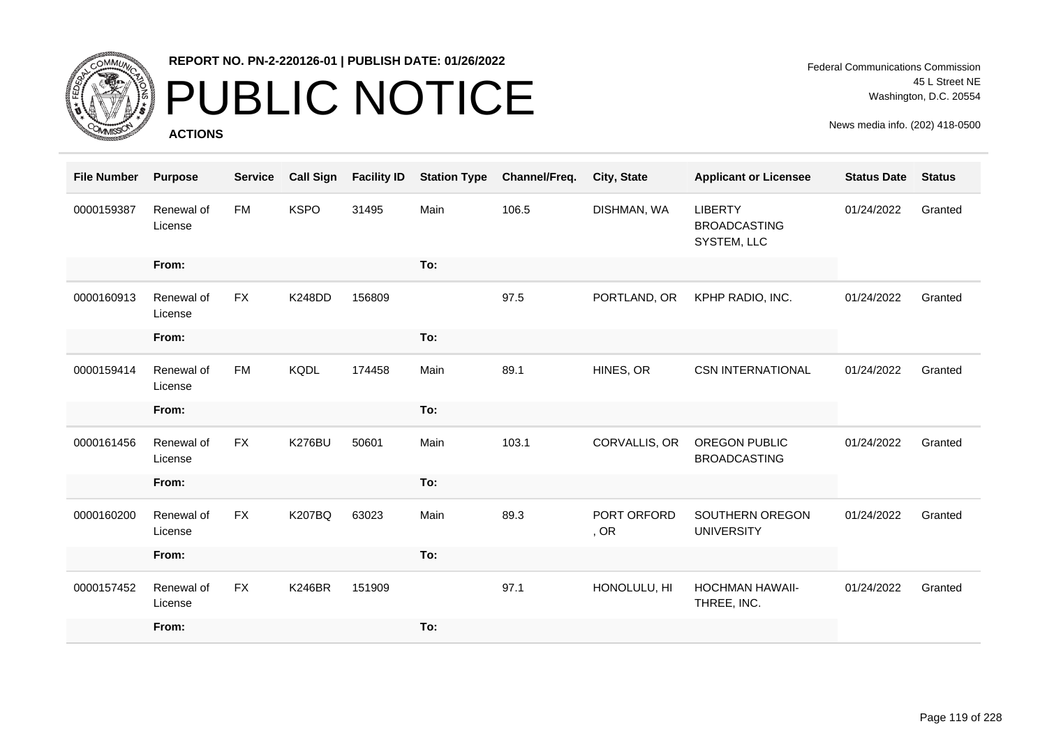**REPORT NO. PN-2-220126-01 | PUBLISH DATE: 01/26/2022**

# PUBLIC NOTICE

**ACTIONS**

Federal Communications Commission
45 L Street NE
Washington, D.C. 20554

News media info. (202) 418-0500

| File Number | Purpose | Service | Call Sign | Facility ID | Station Type | Channel/Freq. | City, State | Applicant or Licensee | Status Date | Status |
|---|---|---|---|---|---|---|---|---|---|---|
| 0000159387 | Renewal of License | FM | KSPO | 31495 | Main | 106.5 | DISHMAN, WA | LIBERTY BROADCASTING SYSTEM, LLC | 01/24/2022 | Granted |
| | From: | | | | To: | | | | | |
| 0000160913 | Renewal of License | FX | K248DD | 156809 | | 97.5 | PORTLAND, OR | KPHP RADIO, INC. | 01/24/2022 | Granted |
| | From: | | | | To: | | | | | |
| 0000159414 | Renewal of License | FM | KQDL | 174458 | Main | 89.1 | HINES, OR | CSN INTERNATIONAL | 01/24/2022 | Granted |
| | From: | | | | To: | | | | | |
| 0000161456 | Renewal of License | FX | K276BU | 50601 | Main | 103.1 | CORVALLIS, OR | OREGON PUBLIC BROADCASTING | 01/24/2022 | Granted |
| | From: | | | | To: | | | | | |
| 0000160200 | Renewal of License | FX | K207BQ | 63023 | Main | 89.3 | PORT ORFORD , OR | SOUTHERN OREGON UNIVERSITY | 01/24/2022 | Granted |
| | From: | | | | To: | | | | | |
| 0000157452 | Renewal of License | FX | K246BR | 151909 | | 97.1 | HONOLULU, HI | HOCHMAN HAWAII-THREE, INC. | 01/24/2022 | Granted |
| | From: | | | | To: | | | | | |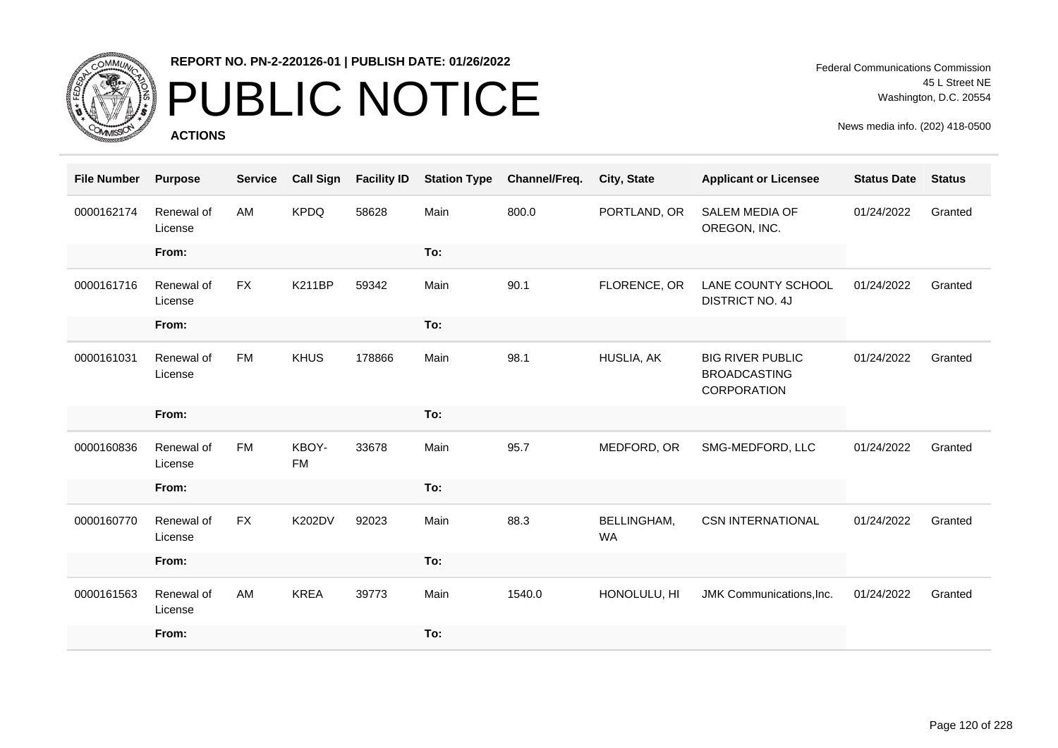**REPORT NO. PN-2-220126-01 | PUBLISH DATE: 01/26/2022**

# PUBLIC NOTICE

**ACTIONS**

Federal Communications Commission
45 L Street NE
Washington, D.C. 20554

News media info. (202) 418-0500

| File Number | Purpose | Service | Call Sign | Facility ID | Station Type | Channel/Freq. | City, State | Applicant or Licensee | Status Date | Status |
|---|---|---|---|---|---|---|---|---|---|---|
| 0000162174 | Renewal of License | AM | KPDQ | 58628 | Main | 800.0 | PORTLAND, OR | SALEM MEDIA OF OREGON, INC. | 01/24/2022 | Granted |
| | From: | | | | To: | | | | | |
| 0000161716 | Renewal of License | FX | K211BP | 59342 | Main | 90.1 | FLORENCE, OR | LANE COUNTY SCHOOL DISTRICT NO. 4J | 01/24/2022 | Granted |
| | From: | | | | To: | | | | | |
| 0000161031 | Renewal of License | FM | KHUS | 178866 | Main | 98.1 | HUSLIA, AK | BIG RIVER PUBLIC BROADCASTING CORPORATION | 01/24/2022 | Granted |
| | From: | | | | To: | | | | | |
| 0000160836 | Renewal of License | FM | KBOY-FM | 33678 | Main | 95.7 | MEDFORD, OR | SMG-MEDFORD, LLC | 01/24/2022 | Granted |
| | From: | | | | To: | | | | | |
| 0000160770 | Renewal of License | FX | K202DV | 92023 | Main | 88.3 | BELLINGHAM, WA | CSN INTERNATIONAL | 01/24/2022 | Granted |
| | From: | | | | To: | | | | | |
| 0000161563 | Renewal of License | AM | KREA | 39773 | Main | 1540.0 | HONOLULU, HI | JMK Communications,Inc. | 01/24/2022 | Granted |
| | From: | | | | To: | | | | | |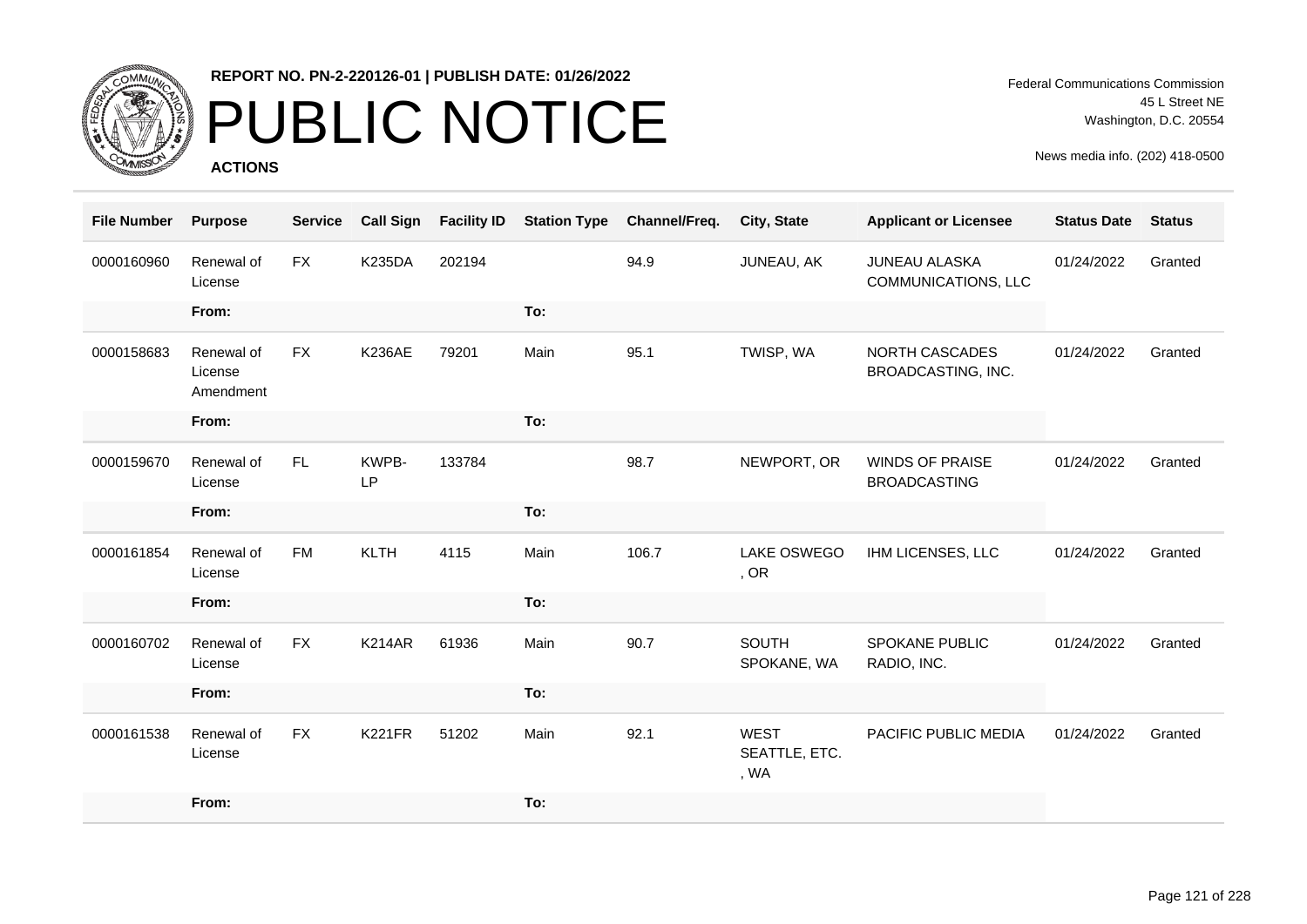**REPORT NO. PN-2-220126-01 | PUBLISH DATE: 01/26/2022**

# PUBLIC NOTICE

**ACTIONS**

Federal Communications Commission
45 L Street NE
Washington, D.C. 20554

News media info. (202) 418-0500

| File Number | Purpose | Service | Call Sign | Facility ID | Station Type | Channel/Freq. | City, State | Applicant or Licensee | Status Date | Status |
|---|---|---|---|---|---|---|---|---|---|---|
| 0000160960 | Renewal of License | FX | K235DA | 202194 | | 94.9 | JUNEAU, AK | JUNEAU ALASKA COMMUNICATIONS, LLC | 01/24/2022 | Granted |
| | **From:** | | | | **To:** | | | | | |
| 0000158683 | Renewal of License Amendment | FX | K236AE | 79201 | Main | 95.1 | TWISP, WA | NORTH CASCADES BROADCASTING, INC. | 01/24/2022 | Granted |
| | **From:** | | | | **To:** | | | | | |
| 0000159670 | Renewal of License | FL | KWPB-LP | 133784 | | 98.7 | NEWPORT, OR | WINDS OF PRAISE BROADCASTING | 01/24/2022 | Granted |
| | **From:** | | | | **To:** | | | | | |
| 0000161854 | Renewal of License | FM | KLTH | 4115 | Main | 106.7 | LAKE OSWEGO, OR | IHM LICENSES, LLC | 01/24/2022 | Granted |
| | **From:** | | | | **To:** | | | | | |
| 0000160702 | Renewal of License | FX | K214AR | 61936 | Main | 90.7 | SOUTH SPOKANE, WA | SPOKANE PUBLIC RADIO, INC. | 01/24/2022 | Granted |
| | **From:** | | | | **To:** | | | | | |
| 0000161538 | Renewal of License | FX | K221FR | 51202 | Main | 92.1 | WEST SEATTLE, ETC., WA | PACIFIC PUBLIC MEDIA | 01/24/2022 | Granted |
| | **From:** | | | | **To:** | | | | | |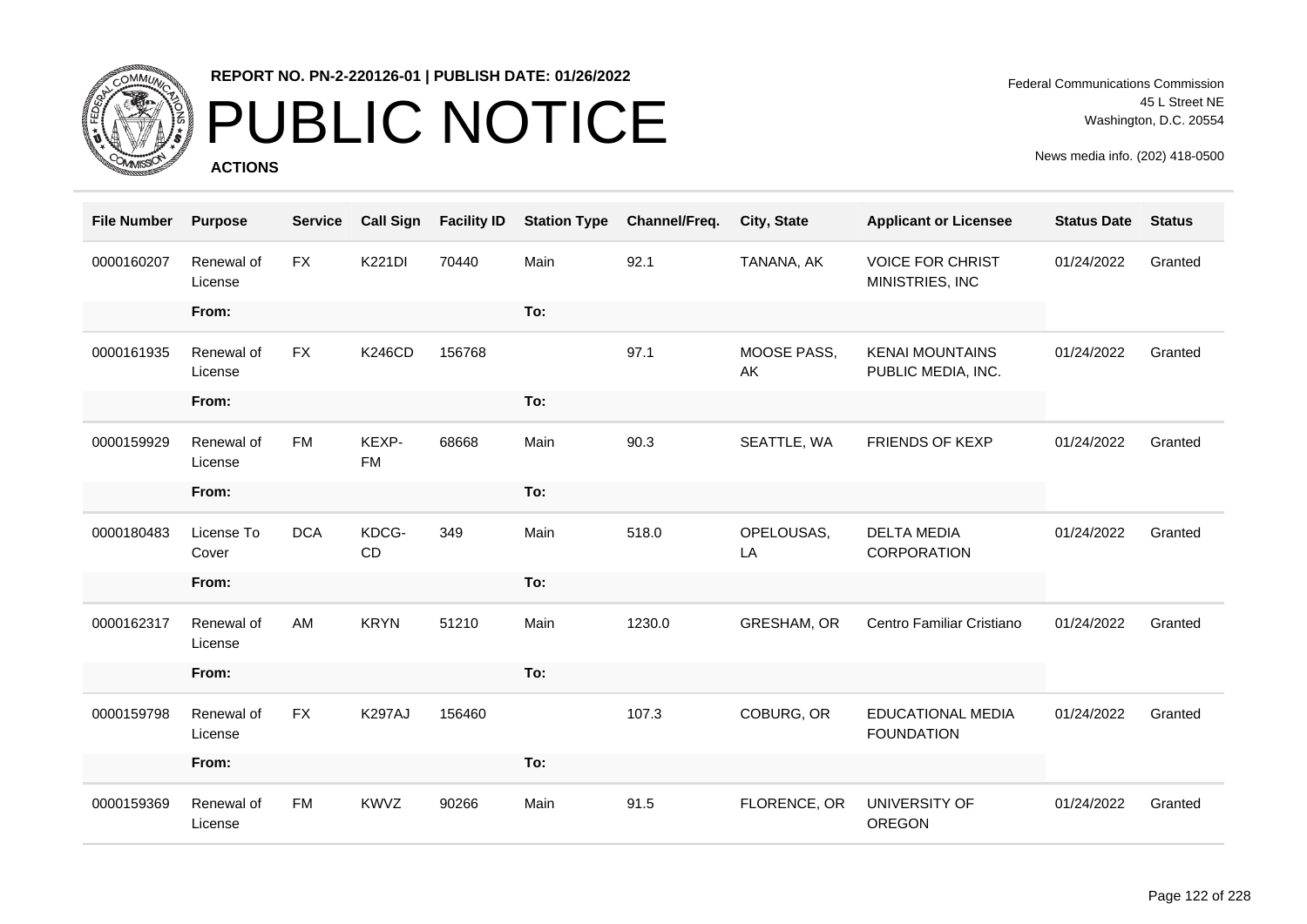# PUBLIC NOTICE

**REPORT NO. PN-2-220126-01 | PUBLISH DATE: 01/26/2022**

Federal Communications Commission
45 L Street NE
Washington, D.C. 20554

News media info. (202) 418-0500

**ACTIONS**

| File Number | Purpose | Service | Call Sign | Facility ID | Station Type | Channel/Freq. | City, State | Applicant or Licensee | Status Date | Status |
|---|---|---|---|---|---|---|---|---|---|---|
| 0000160207 | Renewal of License | FX | K221DI | 70440 | Main | 92.1 | TANANA, AK | VOICE FOR CHRIST MINISTRIES, INC | 01/24/2022 | Granted |
| | From: | | | | To: | | | | | |
| 0000161935 | Renewal of License | FX | K246CD | 156768 | | 97.1 | MOOSE PASS, AK | KENAI MOUNTAINS PUBLIC MEDIA, INC. | 01/24/2022 | Granted |
| | From: | | | | To: | | | | | |
| 0000159929 | Renewal of License | FM | KEXP-FM | 68668 | Main | 90.3 | SEATTLE, WA | FRIENDS OF KEXP | 01/24/2022 | Granted |
| | From: | | | | To: | | | | | |
| 0000180483 | License To Cover | DCA | KDCG-CD | 349 | Main | 518.0 | OPELOUSAS, LA | DELTA MEDIA CORPORATION | 01/24/2022 | Granted |
| | From: | | | | To: | | | | | |
| 0000162317 | Renewal of License | AM | KRYN | 51210 | Main | 1230.0 | GRESHAM, OR | Centro Familiar Cristiano | 01/24/2022 | Granted |
| | From: | | | | To: | | | | | |
| 0000159798 | Renewal of License | FX | K297AJ | 156460 | | 107.3 | COBURG, OR | EDUCATIONAL MEDIA FOUNDATION | 01/24/2022 | Granted |
| | From: | | | | To: | | | | | |
| 0000159369 | Renewal of License | FM | KWVZ | 90266 | Main | 91.5 | FLORENCE, OR | UNIVERSITY OF OREGON | 01/24/2022 | Granted |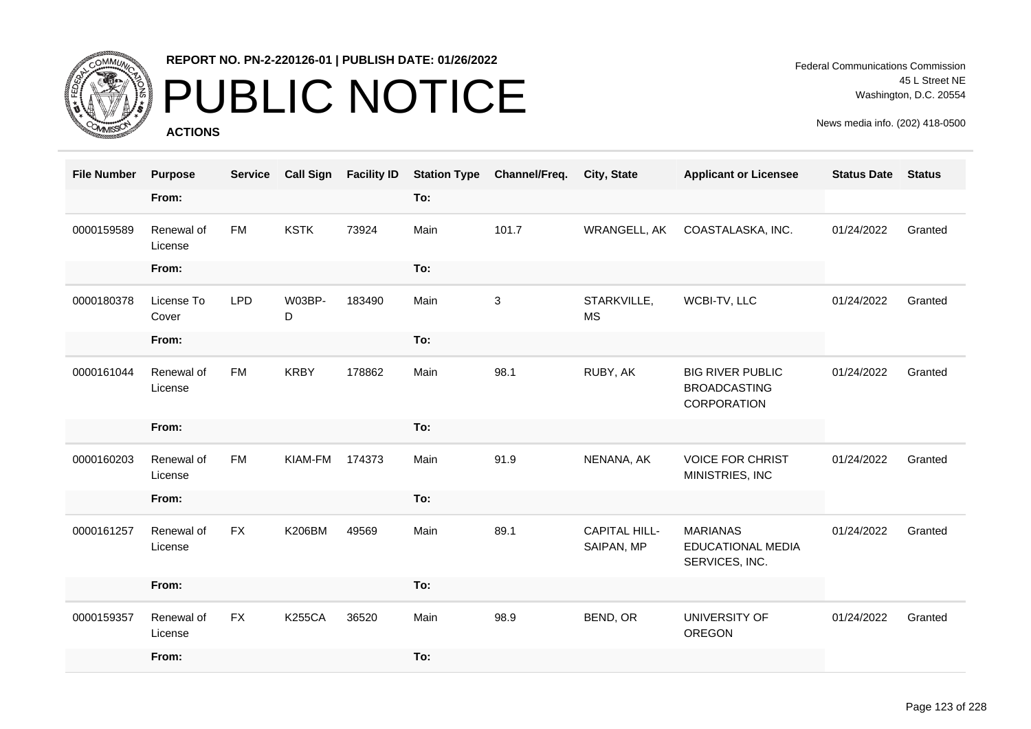# PUBLIC NOTICE

**REPORT NO. PN-2-220126-01 | PUBLISH DATE: 01/26/2022**

**ACTIONS**

Federal Communications Commission
45 L Street NE
Washington, D.C. 20554

News media info. (202) 418-0500

| File Number | Purpose | Service | Call Sign | Facility ID | Station Type | Channel/Freq. | City, State | Applicant or Licensee | Status Date | Status |
|---|---|---|---|---|---|---|---|---|---|---|
| | From: | | | | To: | | | | | |
| 0000159589 | Renewal of License | FM | KSTK | 73924 | Main | 101.7 | WRANGELL, AK | COASTALASKA, INC. | 01/24/2022 | Granted |
| | From: | | | | To: | | | | | |
| 0000180378 | License To Cover | LPD | W03BP-D | 183490 | Main | 3 | STARKVILLE, MS | WCBI-TV, LLC | 01/24/2022 | Granted |
| | From: | | | | To: | | | | | |
| 0000161044 | Renewal of License | FM | KRBY | 178862 | Main | 98.1 | RUBY, AK | BIG RIVER PUBLIC BROADCASTING CORPORATION | 01/24/2022 | Granted |
| | From: | | | | To: | | | | | |
| 0000160203 | Renewal of License | FM | KIAM-FM | 174373 | Main | 91.9 | NENANA, AK | VOICE FOR CHRIST MINISTRIES, INC | 01/24/2022 | Granted |
| | From: | | | | To: | | | | | |
| 0000161257 | Renewal of License | FX | K206BM | 49569 | Main | 89.1 | CAPITAL HILL-SAIPAN, MP | MARIANAS EDUCATIONAL MEDIA SERVICES, INC. | 01/24/2022 | Granted |
| | From: | | | | To: | | | | | |
| 0000159357 | Renewal of License | FX | K255CA | 36520 | Main | 98.9 | BEND, OR | UNIVERSITY OF OREGON | 01/24/2022 | Granted |
| | From: | | | | To: | | | | | |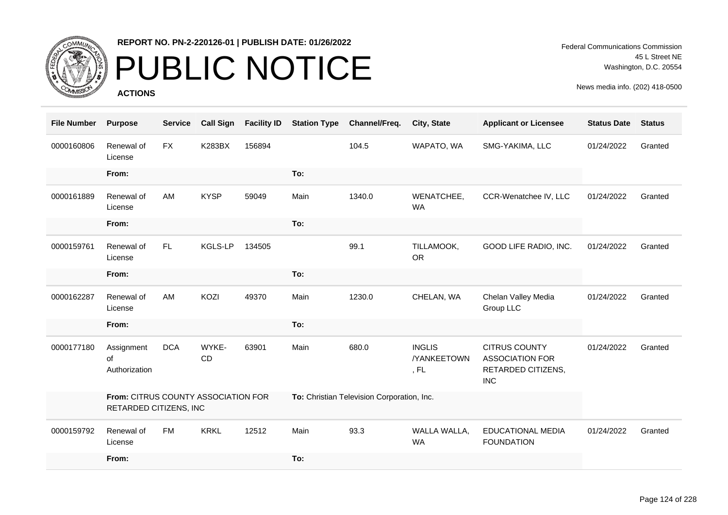**REPORT NO. PN-2-220126-01 | PUBLISH DATE: 01/26/2022**

# PUBLIC NOTICE

**ACTIONS**

Federal Communications Commission
45 L Street NE
Washington, D.C. 20554

News media info. (202) 418-0500

| File Number | Purpose | Service | Call Sign | Facility ID | Station Type | Channel/Freq. | City, State | Applicant or Licensee | Status Date | Status |
|---|---|---|---|---|---|---|---|---|---|---|
| 0000160806 | Renewal of License | FX | K283BX | 156894 | | 104.5 | WAPATO, WA | SMG-YAKIMA, LLC | 01/24/2022 | Granted |
| | **From:** | | | | **To:** | | | | | |
| 0000161889 | Renewal of License | AM | KYSP | 59049 | Main | 1340.0 | WENATCHEE, WA | CCR-Wenatchee IV, LLC | 01/24/2022 | Granted |
| | **From:** | | | | **To:** | | | | | |
| 0000159761 | Renewal of License | FL | KGLS-LP | 134505 | | 99.1 | TILLAMOOK, OR | GOOD LIFE RADIO, INC. | 01/24/2022 | Granted |
| | **From:** | | | | **To:** | | | | | |
| 0000162287 | Renewal of License | AM | KOZI | 49370 | Main | 1230.0 | CHELAN, WA | Chelan Valley Media Group LLC | 01/24/2022 | Granted |
| | **From:** | | | | **To:** | | | | | |
| 0000177180 | Assignment of Authorization | DCA | WYKE-CD | 63901 | Main | 680.0 | INGLIS /YANKEETOWN , FL | CITRUS COUNTY ASSOCIATION FOR RETARDED CITIZENS, INC | 01/24/2022 | Granted |
| | **From:** CITRUS COUNTY ASSOCIATION FOR RETARDED CITIZENS, INC | | | | **To:** Christian Television Corporation, Inc. | | | | | |
| 0000159792 | Renewal of License | FM | KRKL | 12512 | Main | 93.3 | WALLA WALLA, WA | EDUCATIONAL MEDIA FOUNDATION | 01/24/2022 | Granted |
| | **From:** | | | | **To:** | | | | | |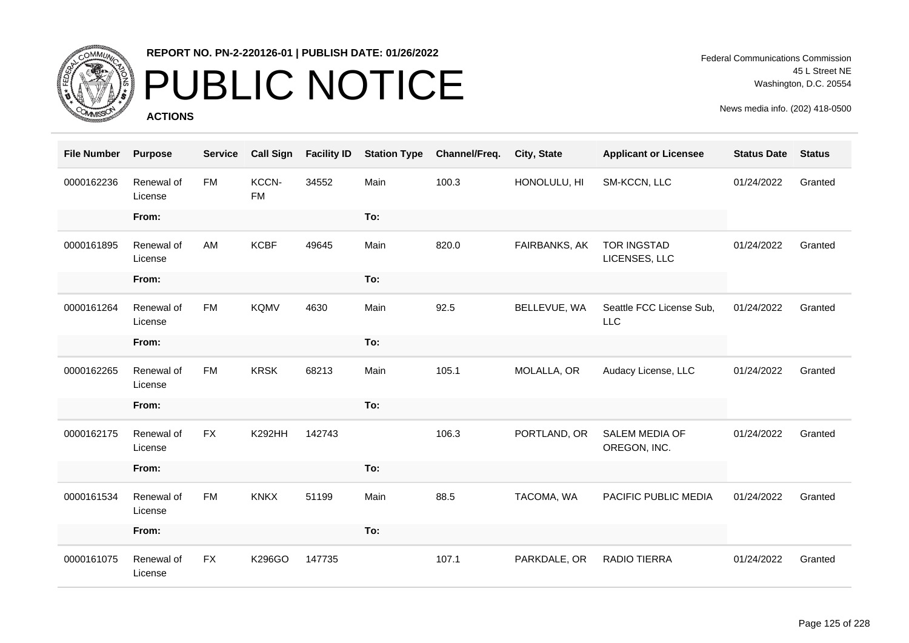**REPORT NO. PN-2-220126-01 | PUBLISH DATE: 01/26/2022**

# PUBLIC NOTICE

**ACTIONS**

Federal Communications Commission
45 L Street NE
Washington, D.C. 20554

News media info. (202) 418-0500

| File Number | Purpose | Service | Call Sign | Facility ID | Station Type | Channel/Freq. | City, State | Applicant or Licensee | Status Date | Status |
|---|---|---|---|---|---|---|---|---|---|---|
| 0000162236 | Renewal of License | FM | KCCN-FM | 34552 | Main | 100.3 | HONOLULU, HI | SM-KCCN, LLC | 01/24/2022 | Granted |
| | From: | | | | To: | | | | | |
| 0000161895 | Renewal of License | AM | KCBF | 49645 | Main | 820.0 | FAIRBANKS, AK | TOR INGSTAD LICENSES, LLC | 01/24/2022 | Granted |
| | From: | | | | To: | | | | | |
| 0000161264 | Renewal of License | FM | KQMV | 4630 | Main | 92.5 | BELLEVUE, WA | Seattle FCC License Sub, LLC | 01/24/2022 | Granted |
| | From: | | | | To: | | | | | |
| 0000162265 | Renewal of License | FM | KRSK | 68213 | Main | 105.1 | MOLALLA, OR | Audacy License, LLC | 01/24/2022 | Granted |
| | From: | | | | To: | | | | | |
| 0000162175 | Renewal of License | FX | K292HH | 142743 | | 106.3 | PORTLAND, OR | SALEM MEDIA OF OREGON, INC. | 01/24/2022 | Granted |
| | From: | | | | To: | | | | | |
| 0000161534 | Renewal of License | FM | KNKX | 51199 | Main | 88.5 | TACOMA, WA | PACIFIC PUBLIC MEDIA | 01/24/2022 | Granted |
| | From: | | | | To: | | | | | |
| 0000161075 | Renewal of License | FX | K296GO | 147735 | | 107.1 | PARKDALE, OR | RADIO TIERRA | 01/24/2022 | Granted |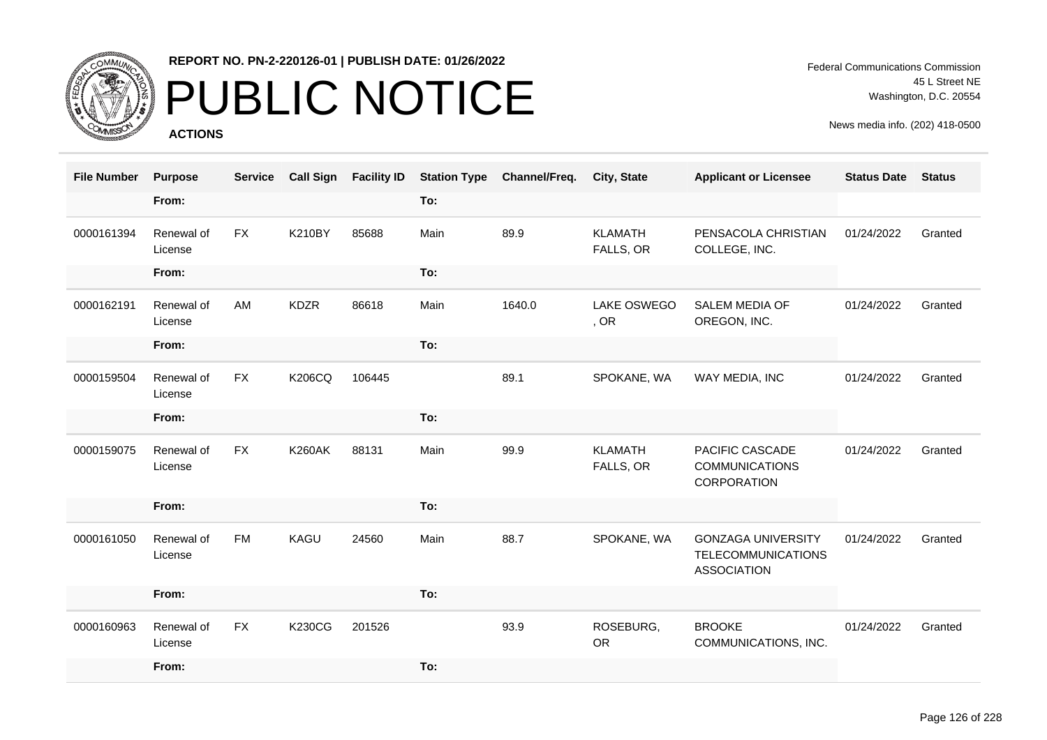REPORT NO. PN-2-220126-01 | PUBLISH DATE: 01/26/2022

# PUBLIC NOTICE

**ACTIONS**

Federal Communications Commission
45 L Street NE
Washington, D.C. 20554

News media info. (202) 418-0500

| File Number | Purpose | Service | Call Sign | Facility ID | Station Type | Channel/Freq. | City, State | Applicant or Licensee | Status Date | Status |
|---|---|---|---|---|---|---|---|---|---|---|
| | From: | | | | To: | | | | | |
| 0000161394 | Renewal of License | FX | K210BY | 85688 | Main | 89.9 | KLAMATH FALLS, OR | PENSACOLA CHRISTIAN COLLEGE, INC. | 01/24/2022 | Granted |
| | From: | | | | To: | | | | | |
| 0000162191 | Renewal of License | AM | KDZR | 86618 | Main | 1640.0 | LAKE OSWEGO , OR | SALEM MEDIA OF OREGON, INC. | 01/24/2022 | Granted |
| | From: | | | | To: | | | | | |
| 0000159504 | Renewal of License | FX | K206CQ | 106445 | | 89.1 | SPOKANE, WA | WAY MEDIA, INC | 01/24/2022 | Granted |
| | From: | | | | To: | | | | | |
| 0000159075 | Renewal of License | FX | K260AK | 88131 | Main | 99.9 | KLAMATH FALLS, OR | PACIFIC CASCADE COMMUNICATIONS CORPORATION | 01/24/2022 | Granted |
| | From: | | | | To: | | | | | |
| 0000161050 | Renewal of License | FM | KAGU | 24560 | Main | 88.7 | SPOKANE, WA | GONZAGA UNIVERSITY TELECOMMUNICATIONS ASSOCIATION | 01/24/2022 | Granted |
| | From: | | | | To: | | | | | |
| 0000160963 | Renewal of License | FX | K230CG | 201526 | | 93.9 | ROSEBURG, OR | BROOKE COMMUNICATIONS, INC. | 01/24/2022 | Granted |
| | From: | | | | To: | | | | | |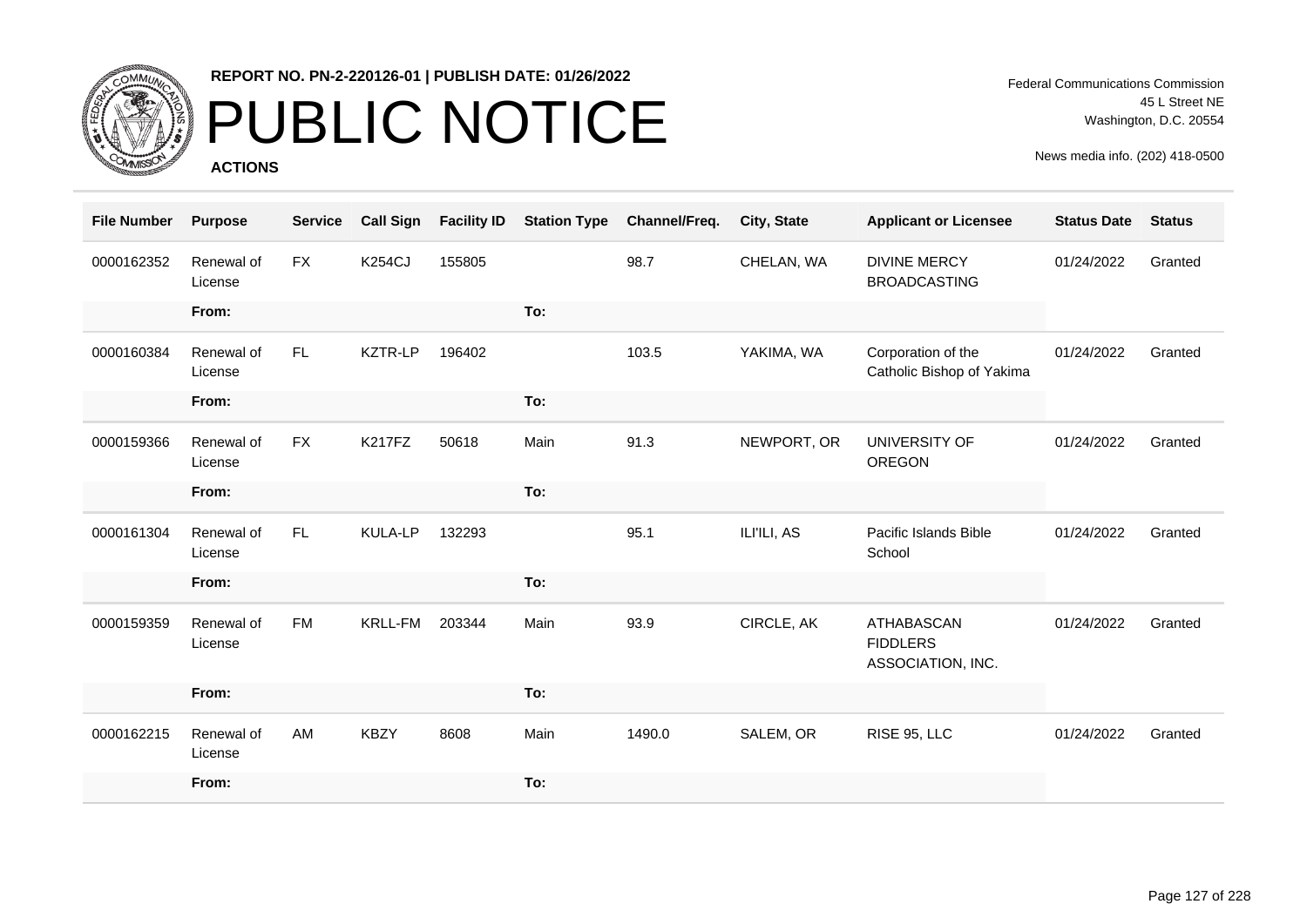**REPORT NO. PN-2-220126-01 | PUBLISH DATE: 01/26/2022**

# PUBLIC NOTICE

**ACTIONS**

Federal Communications Commission
45 L Street NE
Washington, D.C. 20554

News media info. (202) 418-0500

| File Number | Purpose | Service | Call Sign | Facility ID | Station Type | Channel/Freq. | City, State | Applicant or Licensee | Status Date | Status |
|---|---|---|---|---|---|---|---|---|---|---|
| 0000162352 | Renewal of License | FX | K254CJ | 155805 | | 98.7 | CHELAN, WA | DIVINE MERCY BROADCASTING | 01/24/2022 | Granted |
| | From: | | | | To: | | | | | |
| 0000160384 | Renewal of License | FL | KZTR-LP | 196402 | | 103.5 | YAKIMA, WA | Corporation of the Catholic Bishop of Yakima | 01/24/2022 | Granted |
| | From: | | | | To: | | | | | |
| 0000159366 | Renewal of License | FX | K217FZ | 50618 | Main | 91.3 | NEWPORT, OR | UNIVERSITY OF OREGON | 01/24/2022 | Granted |
| | From: | | | | To: | | | | | |
| 0000161304 | Renewal of License | FL | KULA-LP | 132293 | | 95.1 | ILI'ILI, AS | Pacific Islands Bible School | 01/24/2022 | Granted |
| | From: | | | | To: | | | | | |
| 0000159359 | Renewal of License | FM | KRLL-FM | 203344 | Main | 93.9 | CIRCLE, AK | ATHABASCAN FIDDLERS ASSOCIATION, INC. | 01/24/2022 | Granted |
| | From: | | | | To: | | | | | |
| 0000162215 | Renewal of License | AM | KBZY | 8608 | Main | 1490.0 | SALEM, OR | RISE 95, LLC | 01/24/2022 | Granted |
| | From: | | | | To: | | | | | |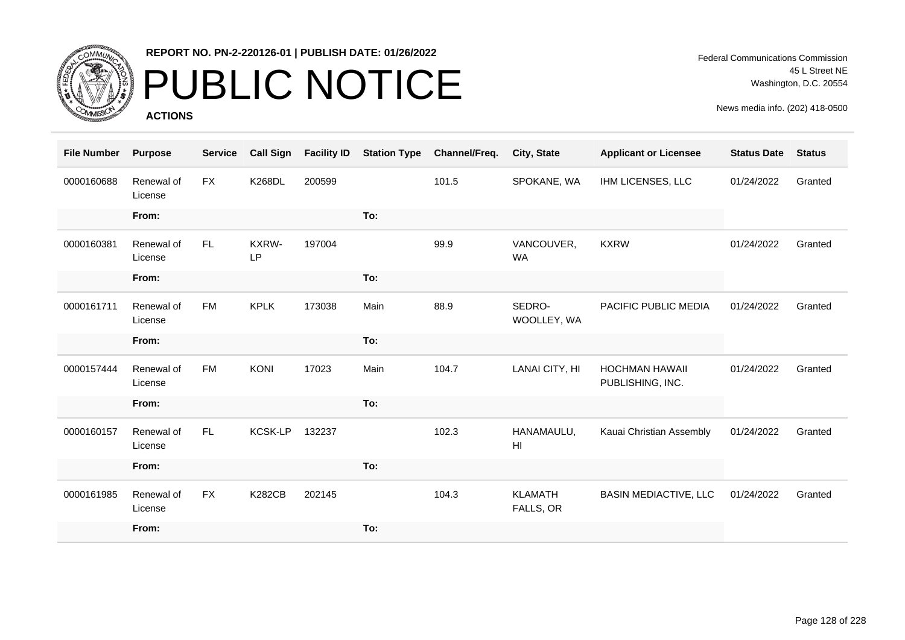**REPORT NO. PN-2-220126-01 | PUBLISH DATE: 01/26/2022**

# PUBLIC NOTICE

**ACTIONS**

Federal Communications Commission
45 L Street NE
Washington, D.C. 20554

News media info. (202) 418-0500

| File Number | Purpose | Service | Call Sign | Facility ID | Station Type | Channel/Freq. | City, State | Applicant or Licensee | Status Date | Status |
|---|---|---|---|---|---|---|---|---|---|---|
| 0000160688 | Renewal of License | FX | K268DL | 200599 | | 101.5 | SPOKANE, WA | IHM LICENSES, LLC | 01/24/2022 | Granted |
| | From: | | | | To: | | | | | |
| 0000160381 | Renewal of License | FL | KXRW-LP | 197004 | | 99.9 | VANCOUVER, WA | KXRW | 01/24/2022 | Granted |
| | From: | | | | To: | | | | | |
| 0000161711 | Renewal of License | FM | KPLK | 173038 | Main | 88.9 | SEDRO-WOOLLEY, WA | PACIFIC PUBLIC MEDIA | 01/24/2022 | Granted |
| | From: | | | | To: | | | | | |
| 0000157444 | Renewal of License | FM | KONI | 17023 | Main | 104.7 | LANAI CITY, HI | HOCHMAN HAWAII PUBLISHING, INC. | 01/24/2022 | Granted |
| | From: | | | | To: | | | | | |
| 0000160157 | Renewal of License | FL | KCSK-LP | 132237 | | 102.3 | HANAMAULU, HI | Kauai Christian Assembly | 01/24/2022 | Granted |
| | From: | | | | To: | | | | | |
| 0000161985 | Renewal of License | FX | K282CB | 202145 | | 104.3 | KLAMATH FALLS, OR | BASIN MEDIACTIVE, LLC | 01/24/2022 | Granted |
| | From: | | | | To: | | | | | |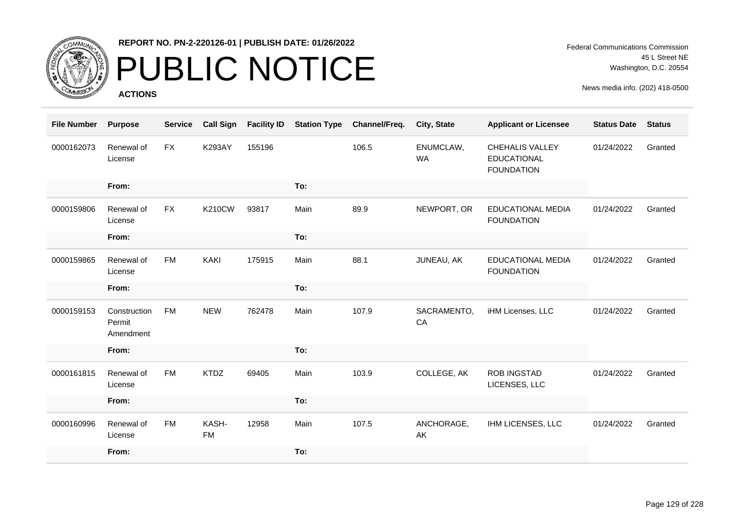REPORT NO. PN-2-220126-01 | PUBLISH DATE: 01/26/2022

# PUBLIC NOTICE

**ACTIONS**

Federal Communications Commission
45 L Street NE
Washington, D.C. 20554

News media info. (202) 418-0500

| File Number | Purpose | Service | Call Sign | Facility ID | Station Type | Channel/Freq. | City, State | Applicant or Licensee | Status Date | Status |
|---|---|---|---|---|---|---|---|---|---|---|
| 0000162073 | Renewal of License | FX | K293AY | 155196 | | 106.5 | ENUMCLAW, WA | CHEHALIS VALLEY EDUCATIONAL FOUNDATION | 01/24/2022 | Granted |
| | From: | | | | To: | | | | | |
| 0000159806 | Renewal of License | FX | K210CW | 93817 | Main | 89.9 | NEWPORT, OR | EDUCATIONAL MEDIA FOUNDATION | 01/24/2022 | Granted |
| | From: | | | | To: | | | | | |
| 0000159865 | Renewal of License | FM | KAKI | 175915 | Main | 88.1 | JUNEAU, AK | EDUCATIONAL MEDIA FOUNDATION | 01/24/2022 | Granted |
| | From: | | | | To: | | | | | |
| 0000159153 | Construction Permit Amendment | FM | NEW | 762478 | Main | 107.9 | SACRAMENTO, CA | iHM Licenses, LLC | 01/24/2022 | Granted |
| | From: | | | | To: | | | | | |
| 0000161815 | Renewal of License | FM | KTDZ | 69405 | Main | 103.9 | COLLEGE, AK | ROB INGSTAD LICENSES, LLC | 01/24/2022 | Granted |
| | From: | | | | To: | | | | | |
| 0000160996 | Renewal of License | FM | KASH-FM | 12958 | Main | 107.5 | ANCHORAGE, AK | IHM LICENSES, LLC | 01/24/2022 | Granted |
| | From: | | | | To: | | | | | |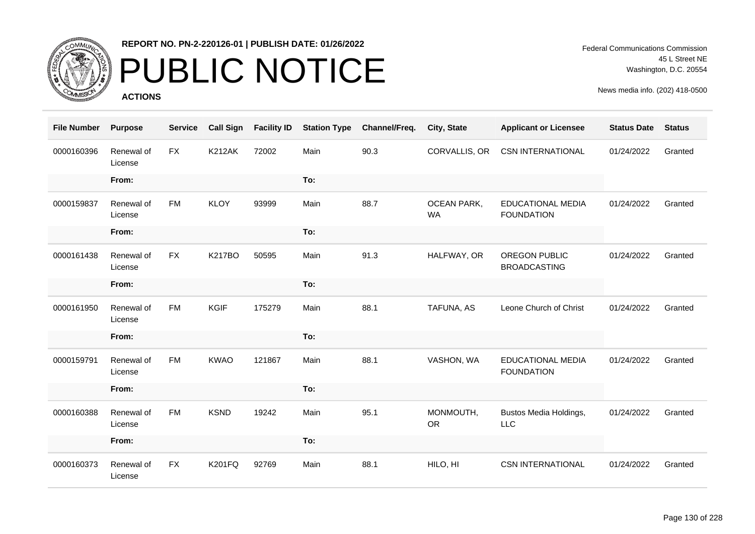**REPORT NO. PN-2-220126-01 | PUBLISH DATE: 01/26/2022**

# PUBLIC NOTICE

**ACTIONS**

Federal Communications Commission
45 L Street NE
Washington, D.C. 20554

News media info. (202) 418-0500

| File Number | Purpose | Service | Call Sign | Facility ID | Station Type | Channel/Freq. | City, State | Applicant or Licensee | Status Date | Status |
|---|---|---|---|---|---|---|---|---|---|---|
| 0000160396 | Renewal of License | FX | K212AK | 72002 | Main | 90.3 | CORVALLIS, OR | CSN INTERNATIONAL | 01/24/2022 | Granted |
| | From: | | | | To: | | | | | |
| 0000159837 | Renewal of License | FM | KLOY | 93999 | Main | 88.7 | OCEAN PARK, WA | EDUCATIONAL MEDIA FOUNDATION | 01/24/2022 | Granted |
| | From: | | | | To: | | | | | |
| 0000161438 | Renewal of License | FX | K217BO | 50595 | Main | 91.3 | HALFWAY, OR | OREGON PUBLIC BROADCASTING | 01/24/2022 | Granted |
| | From: | | | | To: | | | | | |
| 0000161950 | Renewal of License | FM | KGIF | 175279 | Main | 88.1 | TAFUNA, AS | Leone Church of Christ | 01/24/2022 | Granted |
| | From: | | | | To: | | | | | |
| 0000159791 | Renewal of License | FM | KWAO | 121867 | Main | 88.1 | VASHON, WA | EDUCATIONAL MEDIA FOUNDATION | 01/24/2022 | Granted |
| | From: | | | | To: | | | | | |
| 0000160388 | Renewal of License | FM | KSND | 19242 | Main | 95.1 | MONMOUTH, OR | Bustos Media Holdings, LLC | 01/24/2022 | Granted |
| | From: | | | | To: | | | | | |
| 0000160373 | Renewal of License | FX | K201FQ | 92769 | Main | 88.1 | HILO, HI | CSN INTERNATIONAL | 01/24/2022 | Granted |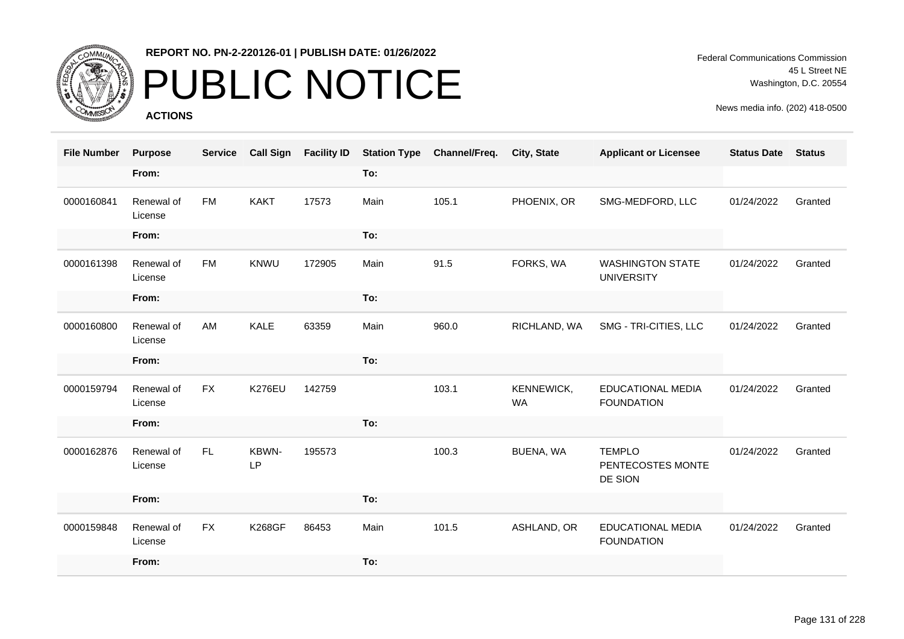# PUBLIC NOTICE

**REPORT NO. PN-2-220126-01 | PUBLISH DATE: 01/26/2022**

**ACTIONS**

Federal Communications Commission
45 L Street NE
Washington, D.C. 20554

News media info. (202) 418-0500

| File Number | Purpose | Service | Call Sign | Facility ID | Station Type | Channel/Freq. | City, State | Applicant or Licensee | Status Date | Status |
|---|---|---|---|---|---|---|---|---|---|---|
| | From: | | | | To: | | | | | |
| 0000160841 | Renewal of License | FM | KAKT | 17573 | Main | 105.1 | PHOENIX, OR | SMG-MEDFORD, LLC | 01/24/2022 | Granted |
| | From: | | | | To: | | | | | |
| 0000161398 | Renewal of License | FM | KNWU | 172905 | Main | 91.5 | FORKS, WA | WASHINGTON STATE UNIVERSITY | 01/24/2022 | Granted |
| | From: | | | | To: | | | | | |
| 0000160800 | Renewal of License | AM | KALE | 63359 | Main | 960.0 | RICHLAND, WA | SMG - TRI-CITIES, LLC | 01/24/2022 | Granted |
| | From: | | | | To: | | | | | |
| 0000159794 | Renewal of License | FX | K276EU | 142759 | | 103.1 | KENNEWICK, WA | EDUCATIONAL MEDIA FOUNDATION | 01/24/2022 | Granted |
| | From: | | | | To: | | | | | |
| 0000162876 | Renewal of License | FL | KBWN-LP | 195573 | | 100.3 | BUENA, WA | TEMPLO PENTECOSTES MONTE DE SION | 01/24/2022 | Granted |
| | From: | | | | To: | | | | | |
| 0000159848 | Renewal of License | FX | K268GF | 86453 | Main | 101.5 | ASHLAND, OR | EDUCATIONAL MEDIA FOUNDATION | 01/24/2022 | Granted |
| | From: | | | | To: | | | | | |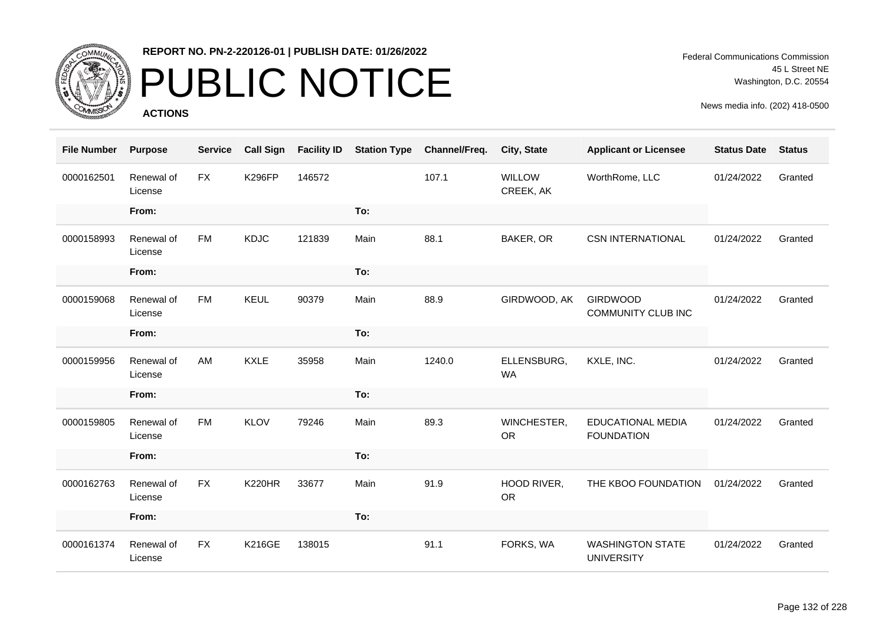**REPORT NO. PN-2-220126-01 | PUBLISH DATE: 01/26/2022**

# PUBLIC NOTICE

**ACTIONS**

Federal Communications Commission
45 L Street NE
Washington, D.C. 20554

News media info. (202) 418-0500

| File Number | Purpose | Service | Call Sign | Facility ID | Station Type | Channel/Freq. | City, State | Applicant or Licensee | Status Date | Status |
|---|---|---|---|---|---|---|---|---|---|---|
| 0000162501 | Renewal of License | FX | K296FP | 146572 | | 107.1 | WILLOW CREEK, AK | WorthRome, LLC | 01/24/2022 | Granted |
| | From: | | | | To: | | | | | |
| 0000158993 | Renewal of License | FM | KDJC | 121839 | Main | 88.1 | BAKER, OR | CSN INTERNATIONAL | 01/24/2022 | Granted |
| | From: | | | | To: | | | | | |
| 0000159068 | Renewal of License | FM | KEUL | 90379 | Main | 88.9 | GIRDWOOD, AK | GIRDWOOD COMMUNITY CLUB INC | 01/24/2022 | Granted |
| | From: | | | | To: | | | | | |
| 0000159956 | Renewal of License | AM | KXLE | 35958 | Main | 1240.0 | ELLENSBURG, WA | KXLE, INC. | 01/24/2022 | Granted |
| | From: | | | | To: | | | | | |
| 0000159805 | Renewal of License | FM | KLOV | 79246 | Main | 89.3 | WINCHESTER, OR | EDUCATIONAL MEDIA FOUNDATION | 01/24/2022 | Granted |
| | From: | | | | To: | | | | | |
| 0000162763 | Renewal of License | FX | K220HR | 33677 | Main | 91.9 | HOOD RIVER, OR | THE KBOO FOUNDATION | 01/24/2022 | Granted |
| | From: | | | | To: | | | | | |
| 0000161374 | Renewal of License | FX | K216GE | 138015 | | 91.1 | FORKS, WA | WASHINGTON STATE UNIVERSITY | 01/24/2022 | Granted |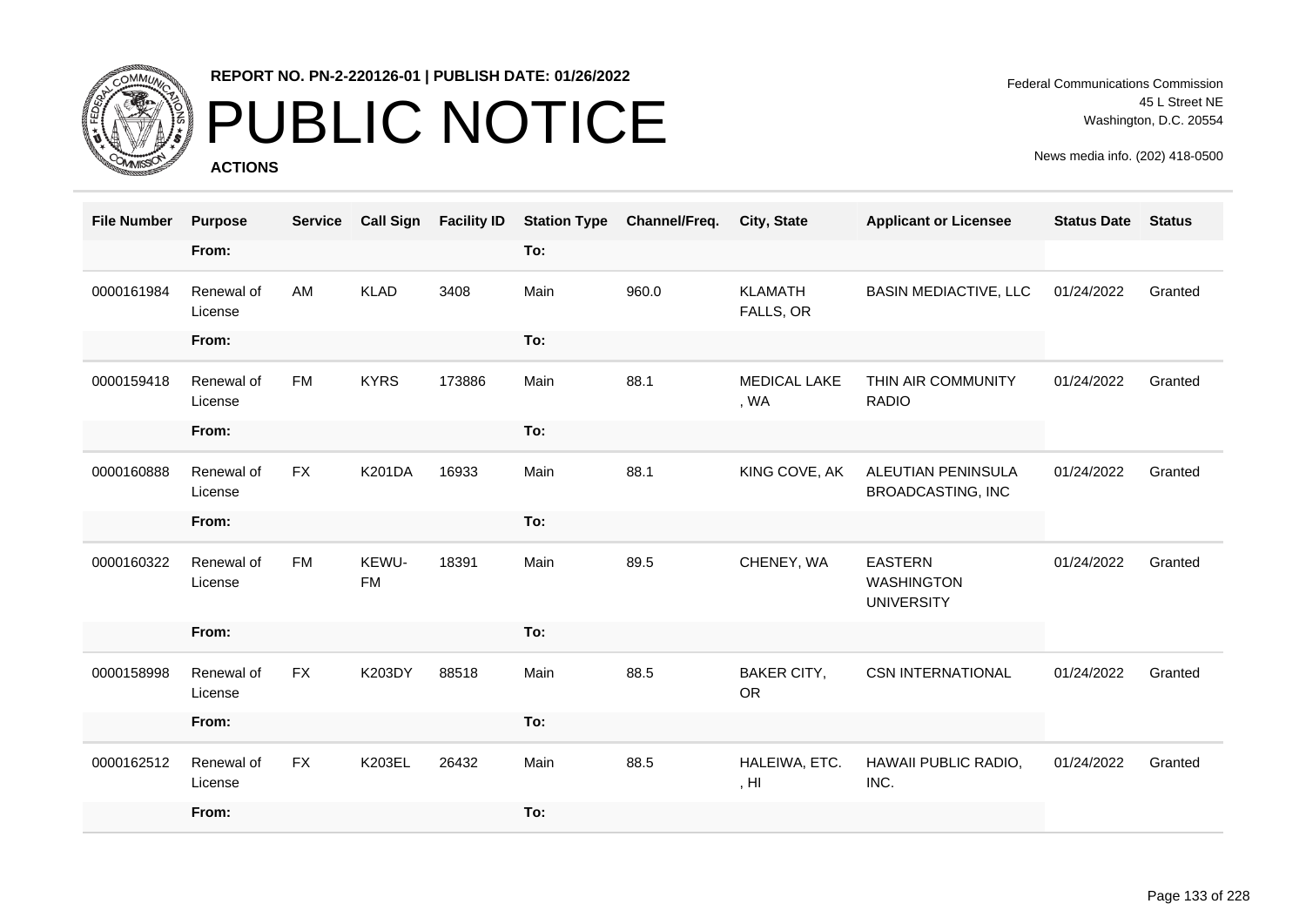**REPORT NO. PN-2-220126-01 | PUBLISH DATE: 01/26/2022**

# PUBLIC NOTICE

**ACTIONS**

Federal Communications Commission
45 L Street NE
Washington, D.C. 20554

News media info. (202) 418-0500

| File Number | Purpose | Service | Call Sign | Facility ID | Station Type | Channel/Freq. | City, State | Applicant or Licensee | Status Date | Status |
|---|---|---|---|---|---|---|---|---|---|---|
| | From: | | | | To: | | | | | |
| 0000161984 | Renewal of License | AM | KLAD | 3408 | Main | 960.0 | KLAMATH FALLS, OR | BASIN MEDIACTIVE, LLC | 01/24/2022 | Granted |
| | From: | | | | To: | | | | | |
| 0000159418 | Renewal of License | FM | KYRS | 173886 | Main | 88.1 | MEDICAL LAKE , WA | THIN AIR COMMUNITY RADIO | 01/24/2022 | Granted |
| | From: | | | | To: | | | | | |
| 0000160888 | Renewal of License | FX | K201DA | 16933 | Main | 88.1 | KING COVE, AK | ALEUTIAN PENINSULA BROADCASTING, INC | 01/24/2022 | Granted |
| | From: | | | | To: | | | | | |
| 0000160322 | Renewal of License | FM | KEWU-FM | 18391 | Main | 89.5 | CHENEY, WA | EASTERN WASHINGTON UNIVERSITY | 01/24/2022 | Granted |
| | From: | | | | To: | | | | | |
| 0000158998 | Renewal of License | FX | K203DY | 88518 | Main | 88.5 | BAKER CITY, OR | CSN INTERNATIONAL | 01/24/2022 | Granted |
| | From: | | | | To: | | | | | |
| 0000162512 | Renewal of License | FX | K203EL | 26432 | Main | 88.5 | HALEIWA, ETC. , HI | HAWAII PUBLIC RADIO, INC. | 01/24/2022 | Granted |
| | From: | | | | To: | | | | | |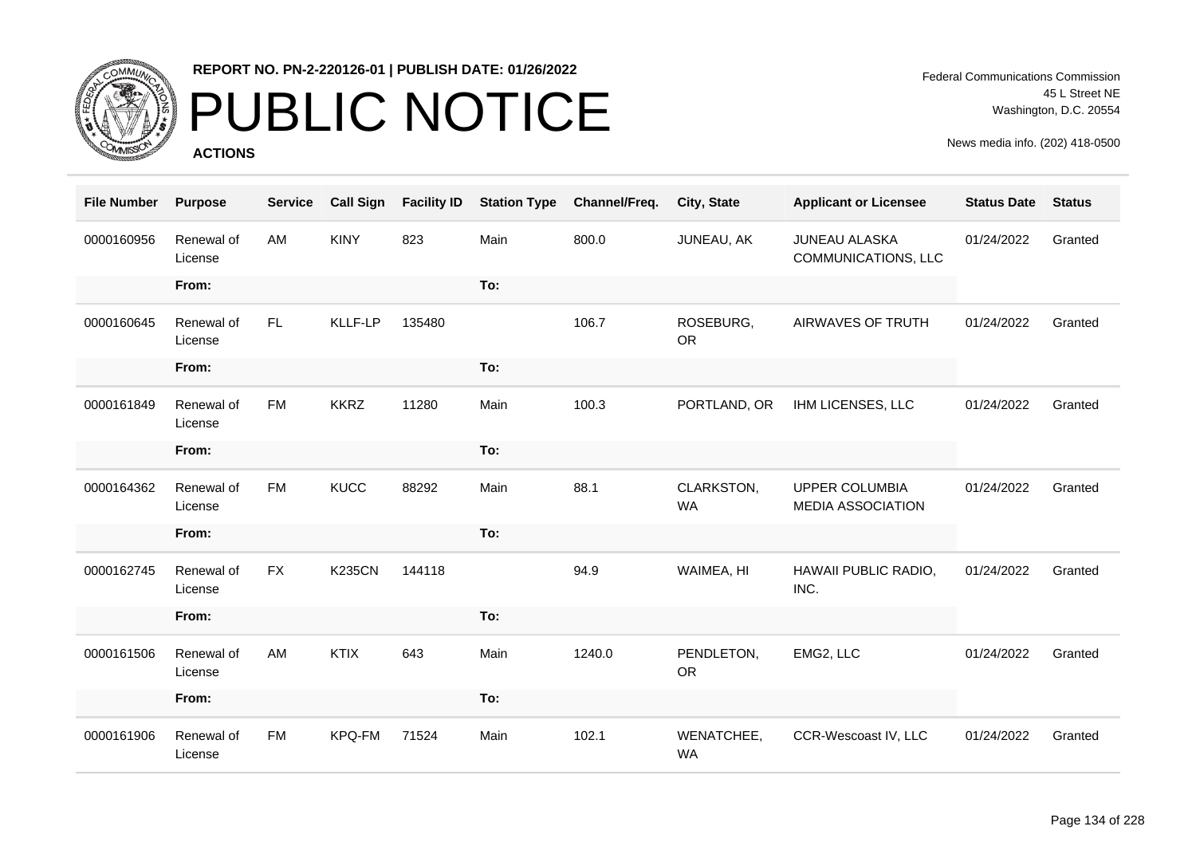**REPORT NO. PN-2-220126-01 | PUBLISH DATE: 01/26/2022**

# PUBLIC NOTICE

**ACTIONS**

Federal Communications Commission
45 L Street NE
Washington, D.C. 20554

News media info. (202) 418-0500

| File Number | Purpose | Service | Call Sign | Facility ID | Station Type | Channel/Freq. | City, State | Applicant or Licensee | Status Date | Status |
|---|---|---|---|---|---|---|---|---|---|---|
| 0000160956 | Renewal of License | AM | KINY | 823 | Main | 800.0 | JUNEAU, AK | JUNEAU ALASKA COMMUNICATIONS, LLC | 01/24/2022 | Granted |
| | From: | | | | To: | | | | | |
| 0000160645 | Renewal of License | FL | KLLF-LP | 135480 | | 106.7 | ROSEBURG, OR | AIRWAVES OF TRUTH | 01/24/2022 | Granted |
| | From: | | | | To: | | | | | |
| 0000161849 | Renewal of License | FM | KKRZ | 11280 | Main | 100.3 | PORTLAND, OR | IHM LICENSES, LLC | 01/24/2022 | Granted |
| | From: | | | | To: | | | | | |
| 0000164362 | Renewal of License | FM | KUCC | 88292 | Main | 88.1 | CLARKSTON, WA | UPPER COLUMBIA MEDIA ASSOCIATION | 01/24/2022 | Granted |
| | From: | | | | To: | | | | | |
| 0000162745 | Renewal of License | FX | K235CN | 144118 | | 94.9 | WAIMEA, HI | HAWAII PUBLIC RADIO, INC. | 01/24/2022 | Granted |
| | From: | | | | To: | | | | | |
| 0000161506 | Renewal of License | AM | KTIX | 643 | Main | 1240.0 | PENDLETON, OR | EMG2, LLC | 01/24/2022 | Granted |
| | From: | | | | To: | | | | | |
| 0000161906 | Renewal of License | FM | KPQ-FM | 71524 | Main | 102.1 | WENATCHEE, WA | CCR-Wescoast IV, LLC | 01/24/2022 | Granted |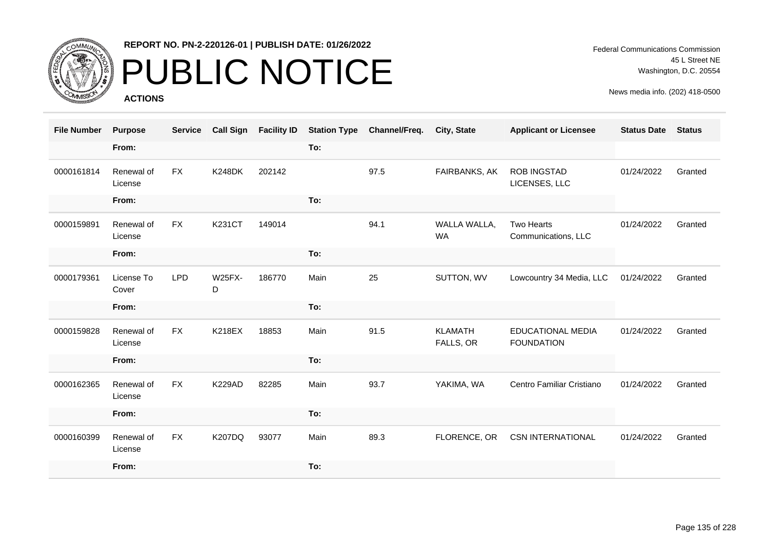**REPORT NO. PN-2-220126-01 | PUBLISH DATE: 01/26/2022**

# PUBLIC NOTICE

**ACTIONS**

Federal Communications Commission
45 L Street NE
Washington, D.C. 20554

News media info. (202) 418-0500

| File Number | Purpose | Service | Call Sign | Facility ID | Station Type | Channel/Freq. | City, State | Applicant or Licensee | Status Date | Status |
|---|---|---|---|---|---|---|---|---|---|---|
| | From: | | | | To: | | | | | |
| 0000161814 | Renewal of License | FX | K248DK | 202142 | | 97.5 | FAIRBANKS, AK | ROB INGSTAD LICENSES, LLC | 01/24/2022 | Granted |
| | From: | | | | To: | | | | | |
| 0000159891 | Renewal of License | FX | K231CT | 149014 | | 94.1 | WALLA WALLA, WA | Two Hearts Communications, LLC | 01/24/2022 | Granted |
| | From: | | | | To: | | | | | |
| 0000179361 | License To Cover | LPD | W25FX-D | 186770 | Main | 25 | SUTTON, WV | Lowcountry 34 Media, LLC | 01/24/2022 | Granted |
| | From: | | | | To: | | | | | |
| 0000159828 | Renewal of License | FX | K218EX | 18853 | Main | 91.5 | KLAMATH FALLS, OR | EDUCATIONAL MEDIA FOUNDATION | 01/24/2022 | Granted |
| | From: | | | | To: | | | | | |
| 0000162365 | Renewal of License | FX | K229AD | 82285 | Main | 93.7 | YAKIMA, WA | Centro Familiar Cristiano | 01/24/2022 | Granted |
| | From: | | | | To: | | | | | |
| 0000160399 | Renewal of License | FX | K207DQ | 93077 | Main | 89.3 | FLORENCE, OR | CSN INTERNATIONAL | 01/24/2022 | Granted |
| | From: | | | | To: | | | | | |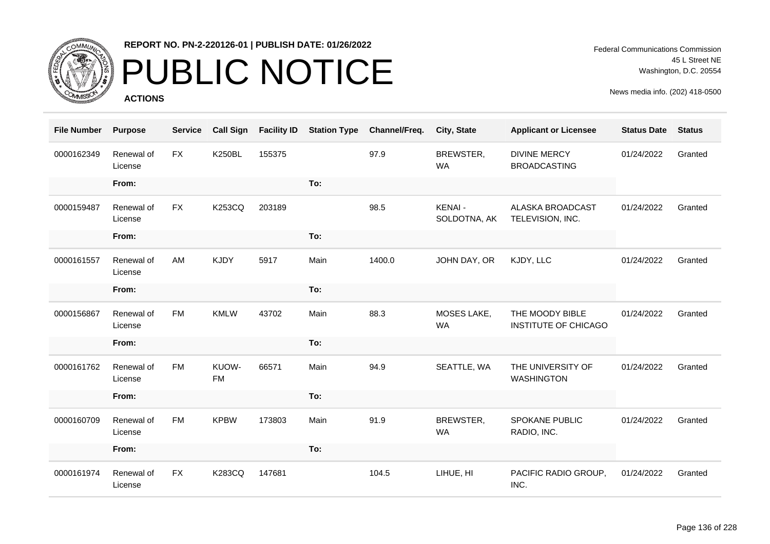**REPORT NO. PN-2-220126-01 | PUBLISH DATE: 01/26/2022**

# PUBLIC NOTICE

**ACTIONS**

Federal Communications Commission
45 L Street NE
Washington, D.C. 20554

News media info. (202) 418-0500

| File Number | Purpose | Service | Call Sign | Facility ID | Station Type | Channel/Freq. | City, State | Applicant or Licensee | Status Date | Status |
|---|---|---|---|---|---|---|---|---|---|---|
| 0000162349 | Renewal of License | FX | K250BL | 155375 | | 97.9 | BREWSTER, WA | DIVINE MERCY BROADCASTING | 01/24/2022 | Granted |
| | From: | | | | To: | | | | | |
| 0000159487 | Renewal of License | FX | K253CQ | 203189 | | 98.5 | KENAI - SOLDOTNA, AK | ALASKA BROADCAST TELEVISION, INC. | 01/24/2022 | Granted |
| | From: | | | | To: | | | | | |
| 0000161557 | Renewal of License | AM | KJDY | 5917 | Main | 1400.0 | JOHN DAY, OR | KJDY, LLC | 01/24/2022 | Granted |
| | From: | | | | To: | | | | | |
| 0000156867 | Renewal of License | FM | KMLW | 43702 | Main | 88.3 | MOSES LAKE, WA | THE MOODY BIBLE INSTITUTE OF CHICAGO | 01/24/2022 | Granted |
| | From: | | | | To: | | | | | |
| 0000161762 | Renewal of License | FM | KUOW-FM | 66571 | Main | 94.9 | SEATTLE, WA | THE UNIVERSITY OF WASHINGTON | 01/24/2022 | Granted |
| | From: | | | | To: | | | | | |
| 0000160709 | Renewal of License | FM | KPBW | 173803 | Main | 91.9 | BREWSTER, WA | SPOKANE PUBLIC RADIO, INC. | 01/24/2022 | Granted |
| | From: | | | | To: | | | | | |
| 0000161974 | Renewal of License | FX | K283CQ | 147681 | | 104.5 | LIHUE, HI | PACIFIC RADIO GROUP, INC. | 01/24/2022 | Granted |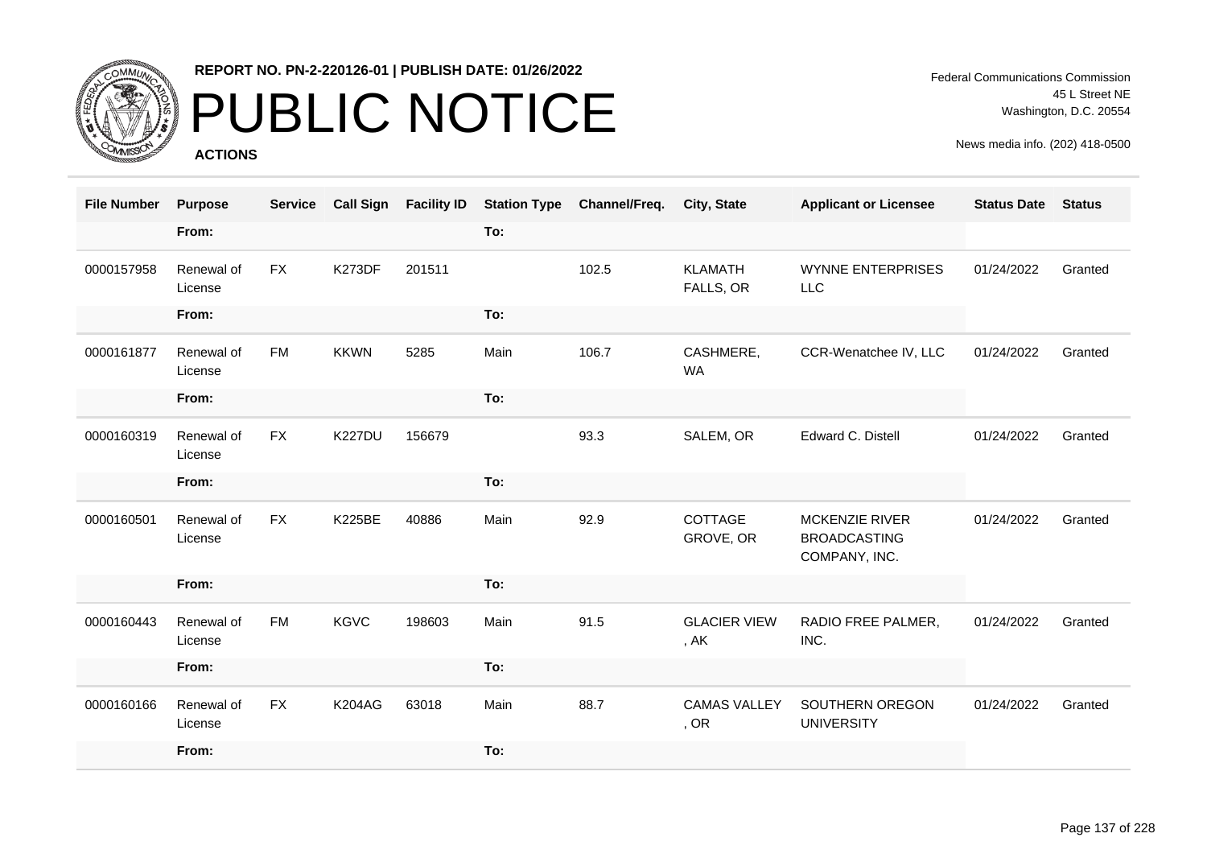**REPORT NO. PN-2-220126-01 | PUBLISH DATE: 01/26/2022**

# PUBLIC NOTICE

**ACTIONS**

Federal Communications Commission
45 L Street NE
Washington, D.C. 20554

News media info. (202) 418-0500

| File Number | Purpose | Service | Call Sign | Facility ID | Station Type | Channel/Freq. | City, State | Applicant or Licensee | Status Date | Status |
|---|---|---|---|---|---|---|---|---|---|---|
| | From: | | | | To: | | | | | |
| 0000157958 | Renewal of License | FX | K273DF | 201511 | | 102.5 | KLAMATH FALLS, OR | WYNNE ENTERPRISES LLC | 01/24/2022 | Granted |
| | From: | | | | To: | | | | | |
| 0000161877 | Renewal of License | FM | KKWN | 5285 | Main | 106.7 | CASHMERE, WA | CCR-Wenatchee IV, LLC | 01/24/2022 | Granted |
| | From: | | | | To: | | | | | |
| 0000160319 | Renewal of License | FX | K227DU | 156679 | | 93.3 | SALEM, OR | Edward C. Distell | 01/24/2022 | Granted |
| | From: | | | | To: | | | | | |
| 0000160501 | Renewal of License | FX | K225BE | 40886 | Main | 92.9 | COTTAGE GROVE, OR | MCKENZIE RIVER BROADCASTING COMPANY, INC. | 01/24/2022 | Granted |
| | From: | | | | To: | | | | | |
| 0000160443 | Renewal of License | FM | KGVC | 198603 | Main | 91.5 | GLACIER VIEW , AK | RADIO FREE PALMER, INC. | 01/24/2022 | Granted |
| | From: | | | | To: | | | | | |
| 0000160166 | Renewal of License | FX | K204AG | 63018 | Main | 88.7 | CAMAS VALLEY , OR | SOUTHERN OREGON UNIVERSITY | 01/24/2022 | Granted |
| | From: | | | | To: | | | | | |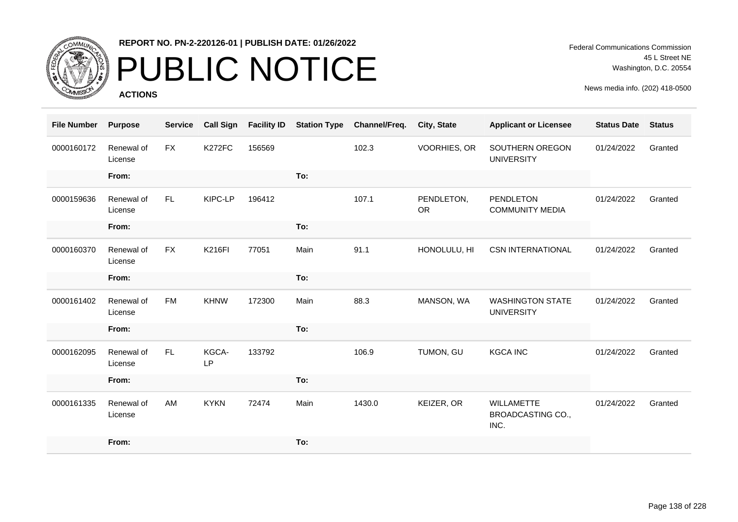REPORT NO. PN-2-220126-01 | PUBLISH DATE: 01/26/2022

# PUBLIC NOTICE

**ACTIONS**

Federal Communications Commission
45 L Street NE
Washington, D.C. 20554

News media info. (202) 418-0500

| File Number | Purpose | Service | Call Sign | Facility ID | Station Type | Channel/Freq. | City, State | Applicant or Licensee | Status Date | Status |
|---|---|---|---|---|---|---|---|---|---|---|
| 0000160172 | Renewal of License | FX | K272FC | 156569 | | 102.3 | VOORHIES, OR | SOUTHERN OREGON UNIVERSITY | 01/24/2022 | Granted |
| | From: | | | | To: | | | | | |
| 0000159636 | Renewal of License | FL | KIPC-LP | 196412 | | 107.1 | PENDLETON, OR | PENDLETON COMMUNITY MEDIA | 01/24/2022 | Granted |
| | From: | | | | To: | | | | | |
| 0000160370 | Renewal of License | FX | K216FI | 77051 | Main | 91.1 | HONOLULU, HI | CSN INTERNATIONAL | 01/24/2022 | Granted |
| | From: | | | | To: | | | | | |
| 0000161402 | Renewal of License | FM | KHNW | 172300 | Main | 88.3 | MANSON, WA | WASHINGTON STATE UNIVERSITY | 01/24/2022 | Granted |
| | From: | | | | To: | | | | | |
| 0000162095 | Renewal of License | FL | KGCA-LP | 133792 | | 106.9 | TUMON, GU | KGCA INC | 01/24/2022 | Granted |
| | From: | | | | To: | | | | | |
| 0000161335 | Renewal of License | AM | KYKN | 72474 | Main | 1430.0 | KEIZER, OR | WILLAMETTE BROADCASTING CO., INC. | 01/24/2022 | Granted |
| | From: | | | | To: | | | | | |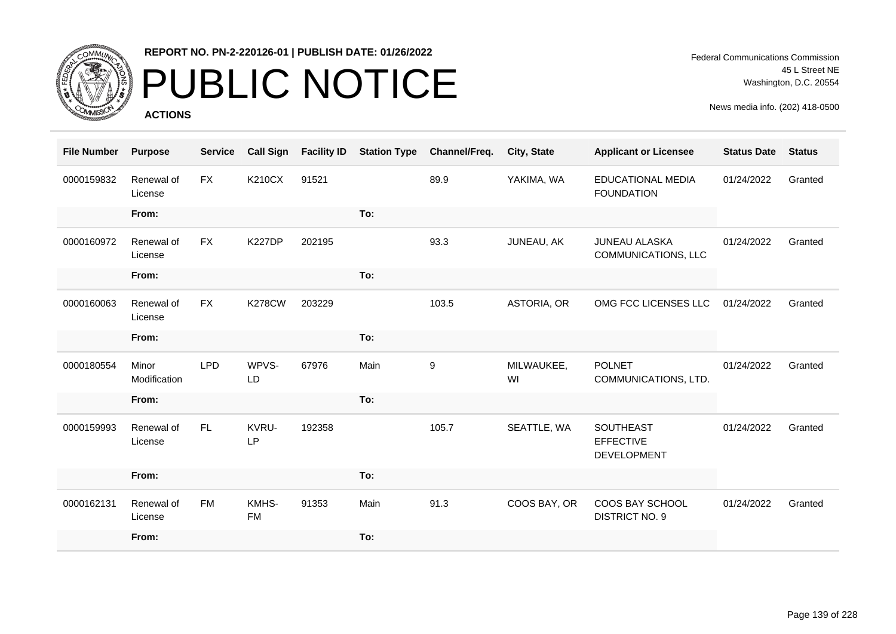REPORT NO. PN-2-220126-01 | PUBLISH DATE: 01/26/2022

# PUBLIC NOTICE

**ACTIONS**

Federal Communications Commission
45 L Street NE
Washington, D.C. 20554

News media info. (202) 418-0500

| File Number | Purpose | Service | Call Sign | Facility ID | Station Type | Channel/Freq. | City, State | Applicant or Licensee | Status Date | Status |
|---|---|---|---|---|---|---|---|---|---|---|
| 0000159832 | Renewal of License | FX | K210CX | 91521 | | 89.9 | YAKIMA, WA | EDUCATIONAL MEDIA FOUNDATION | 01/24/2022 | Granted |
| | From: | | | | To: | | | | | |
| 0000160972 | Renewal of License | FX | K227DP | 202195 | | 93.3 | JUNEAU, AK | JUNEAU ALASKA COMMUNICATIONS, LLC | 01/24/2022 | Granted |
| | From: | | | | To: | | | | | |
| 0000160063 | Renewal of License | FX | K278CW | 203229 | | 103.5 | ASTORIA, OR | OMG FCC LICENSES LLC | 01/24/2022 | Granted |
| | From: | | | | To: | | | | | |
| 0000180554 | Minor Modification | LPD | WPVS-LD | 67976 | Main | 9 | MILWAUKEE, WI | POLNET COMMUNICATIONS, LTD. | 01/24/2022 | Granted |
| | From: | | | | To: | | | | | |
| 0000159993 | Renewal of License | FL | KVRU-LP | 192358 | | 105.7 | SEATTLE, WA | SOUTHEAST EFFECTIVE DEVELOPMENT | 01/24/2022 | Granted |
| | From: | | | | To: | | | | | |
| 0000162131 | Renewal of License | FM | KMHS-FM | 91353 | Main | 91.3 | COOS BAY, OR | COOS BAY SCHOOL DISTRICT NO. 9 | 01/24/2022 | Granted |
| | From: | | | | To: | | | | | |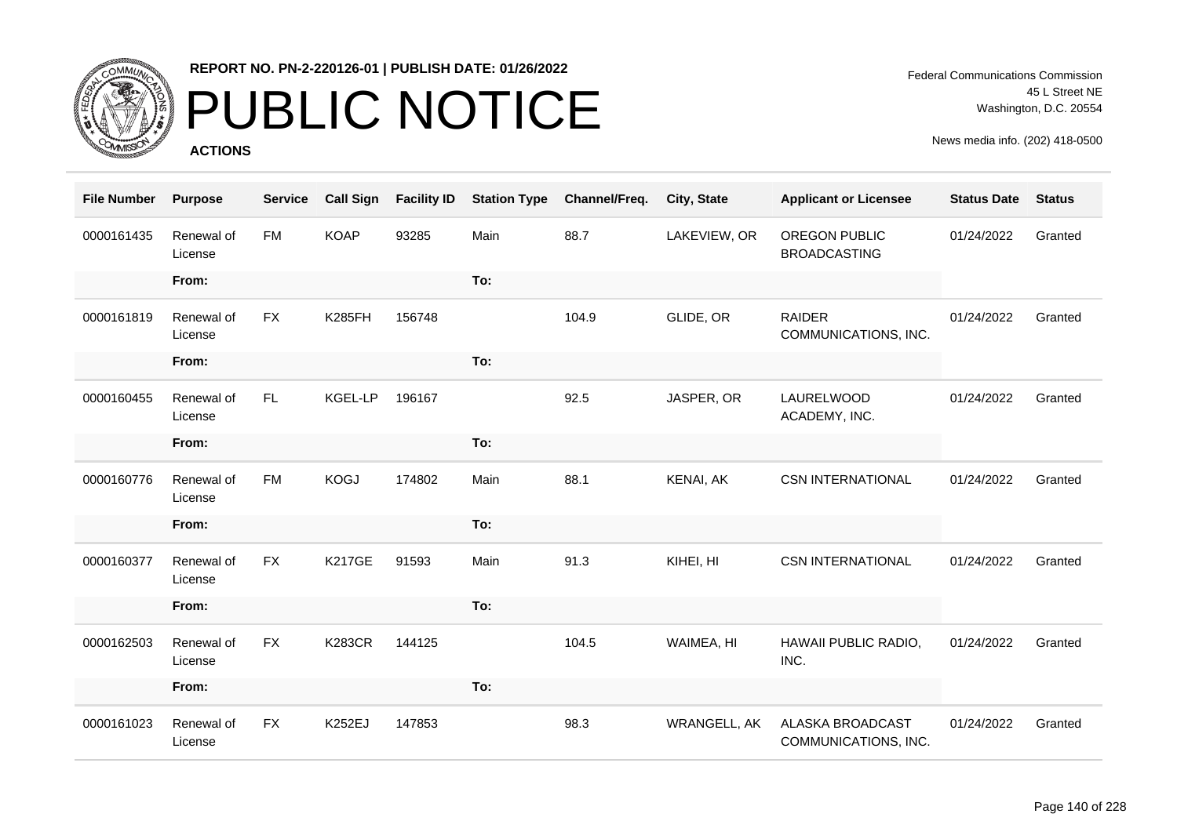**REPORT NO. PN-2-220126-01 | PUBLISH DATE: 01/26/2022**

# PUBLIC NOTICE

**ACTIONS**

Federal Communications Commission
45 L Street NE
Washington, D.C. 20554

News media info. (202) 418-0500

| File Number | Purpose | Service | Call Sign | Facility ID | Station Type | Channel/Freq. | City, State | Applicant or Licensee | Status Date | Status |
|---|---|---|---|---|---|---|---|---|---|---|
| 0000161435 | Renewal of License | FM | KOAP | 93285 | Main | 88.7 | LAKEVIEW, OR | OREGON PUBLIC BROADCASTING | 01/24/2022 | Granted |
| | From: | | | | To: | | | | | |
| 0000161819 | Renewal of License | FX | K285FH | 156748 | | 104.9 | GLIDE, OR | RAIDER COMMUNICATIONS, INC. | 01/24/2022 | Granted |
| | From: | | | | To: | | | | | |
| 0000160455 | Renewal of License | FL | KGEL-LP | 196167 | | 92.5 | JASPER, OR | LAURELWOOD ACADEMY, INC. | 01/24/2022 | Granted |
| | From: | | | | To: | | | | | |
| 0000160776 | Renewal of License | FM | KOGJ | 174802 | Main | 88.1 | KENAI, AK | CSN INTERNATIONAL | 01/24/2022 | Granted |
| | From: | | | | To: | | | | | |
| 0000160377 | Renewal of License | FX | K217GE | 91593 | Main | 91.3 | KIHEI, HI | CSN INTERNATIONAL | 01/24/2022 | Granted |
| | From: | | | | To: | | | | | |
| 0000162503 | Renewal of License | FX | K283CR | 144125 | | 104.5 | WAIMEA, HI | HAWAII PUBLIC RADIO, INC. | 01/24/2022 | Granted |
| | From: | | | | To: | | | | | |
| 0000161023 | Renewal of License | FX | K252EJ | 147853 | | 98.3 | WRANGELL, AK | ALASKA BROADCAST COMMUNICATIONS, INC. | 01/24/2022 | Granted |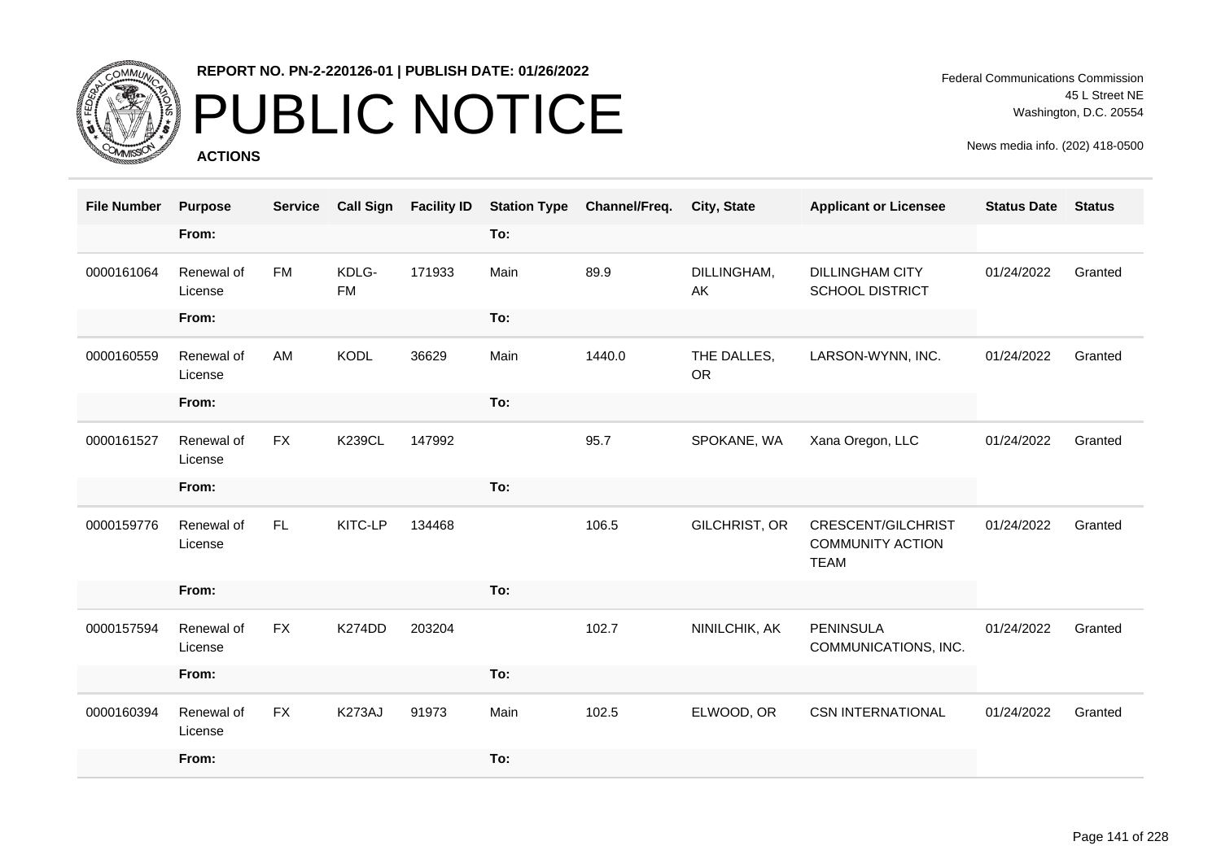# PUBLIC NOTICE

**REPORT NO. PN-2-220126-01 | PUBLISH DATE: 01/26/2022**

**ACTIONS**

Federal Communications Commission
45 L Street NE
Washington, D.C. 20554

News media info. (202) 418-0500

| File Number | Purpose | Service | Call Sign | Facility ID | Station Type | Channel/Freq. | City, State | Applicant or Licensee | Status Date | Status |
|---|---|---|---|---|---|---|---|---|---|---|
| | From: | | | | To: | | | | | |
| 0000161064 | Renewal of License | FM | KDLG-FM | 171933 | Main | 89.9 | DILLINGHAM, AK | DILLINGHAM CITY SCHOOL DISTRICT | 01/24/2022 | Granted |
| | From: | | | | To: | | | | | |
| 0000160559 | Renewal of License | AM | KODL | 36629 | Main | 1440.0 | THE DALLES, OR | LARSON-WYNN, INC. | 01/24/2022 | Granted |
| | From: | | | | To: | | | | | |
| 0000161527 | Renewal of License | FX | K239CL | 147992 | | 95.7 | SPOKANE, WA | Xana Oregon, LLC | 01/24/2022 | Granted |
| | From: | | | | To: | | | | | |
| 0000159776 | Renewal of License | FL | KITC-LP | 134468 | | 106.5 | GILCHRIST, OR | CRESCENT/GILCHRIST COMMUNITY ACTION TEAM | 01/24/2022 | Granted |
| | From: | | | | To: | | | | | |
| 0000157594 | Renewal of License | FX | K274DD | 203204 | | 102.7 | NINILCHIK, AK | PENINSULA COMMUNICATIONS, INC. | 01/24/2022 | Granted |
| | From: | | | | To: | | | | | |
| 0000160394 | Renewal of License | FX | K273AJ | 91973 | Main | 102.5 | ELWOOD, OR | CSN INTERNATIONAL | 01/24/2022 | Granted |
| | From: | | | | To: | | | | | |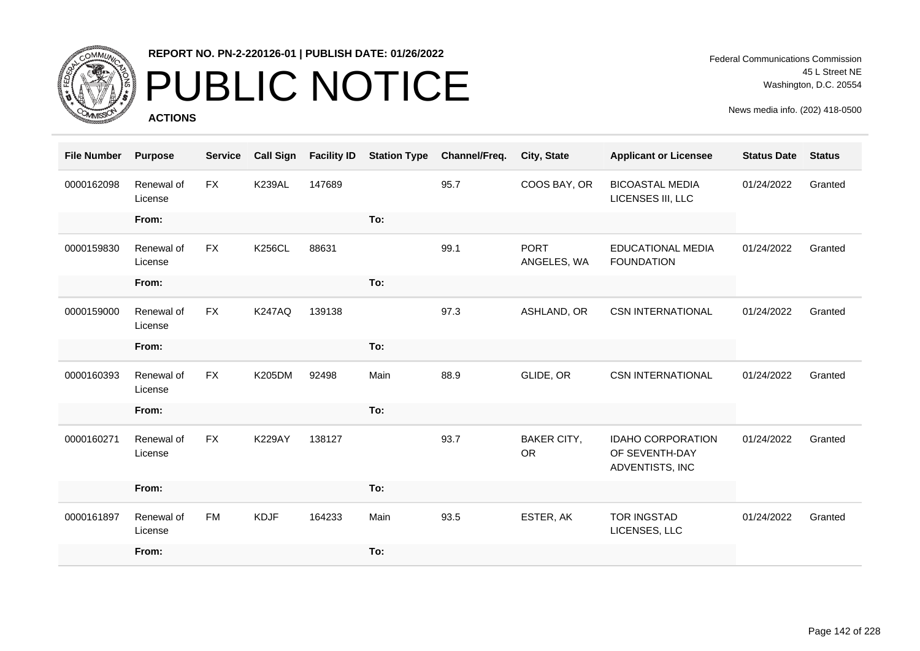# PUBLIC NOTICE

**REPORT NO. PN-2-220126-01 | PUBLISH DATE: 01/26/2022**

**ACTIONS**

Federal Communications Commission
45 L Street NE
Washington, D.C. 20554

News media info. (202) 418-0500

| File Number | Purpose | Service | Call Sign | Facility ID | Station Type | Channel/Freq. | City, State | Applicant or Licensee | Status Date | Status |
|---|---|---|---|---|---|---|---|---|---|---|
| 0000162098 | Renewal of License | FX | K239AL | 147689 | | 95.7 | COOS BAY, OR | BICOASTAL MEDIA LICENSES III, LLC | 01/24/2022 | Granted |
| | From: | | | | To: | | | | | |
| 0000159830 | Renewal of License | FX | K256CL | 88631 | | 99.1 | PORT ANGELES, WA | EDUCATIONAL MEDIA FOUNDATION | 01/24/2022 | Granted |
| | From: | | | | To: | | | | | |
| 0000159000 | Renewal of License | FX | K247AQ | 139138 | | 97.3 | ASHLAND, OR | CSN INTERNATIONAL | 01/24/2022 | Granted |
| | From: | | | | To: | | | | | |
| 0000160393 | Renewal of License | FX | K205DM | 92498 | Main | 88.9 | GLIDE, OR | CSN INTERNATIONAL | 01/24/2022 | Granted |
| | From: | | | | To: | | | | | |
| 0000160271 | Renewal of License | FX | K229AY | 138127 | | 93.7 | BAKER CITY, OR | IDAHO CORPORATION OF SEVENTH-DAY ADVENTISTS, INC | 01/24/2022 | Granted |
| | From: | | | | To: | | | | | |
| 0000161897 | Renewal of License | FM | KDJF | 164233 | Main | 93.5 | ESTER, AK | TOR INGSTAD LICENSES, LLC | 01/24/2022 | Granted |
| | From: | | | | To: | | | | | |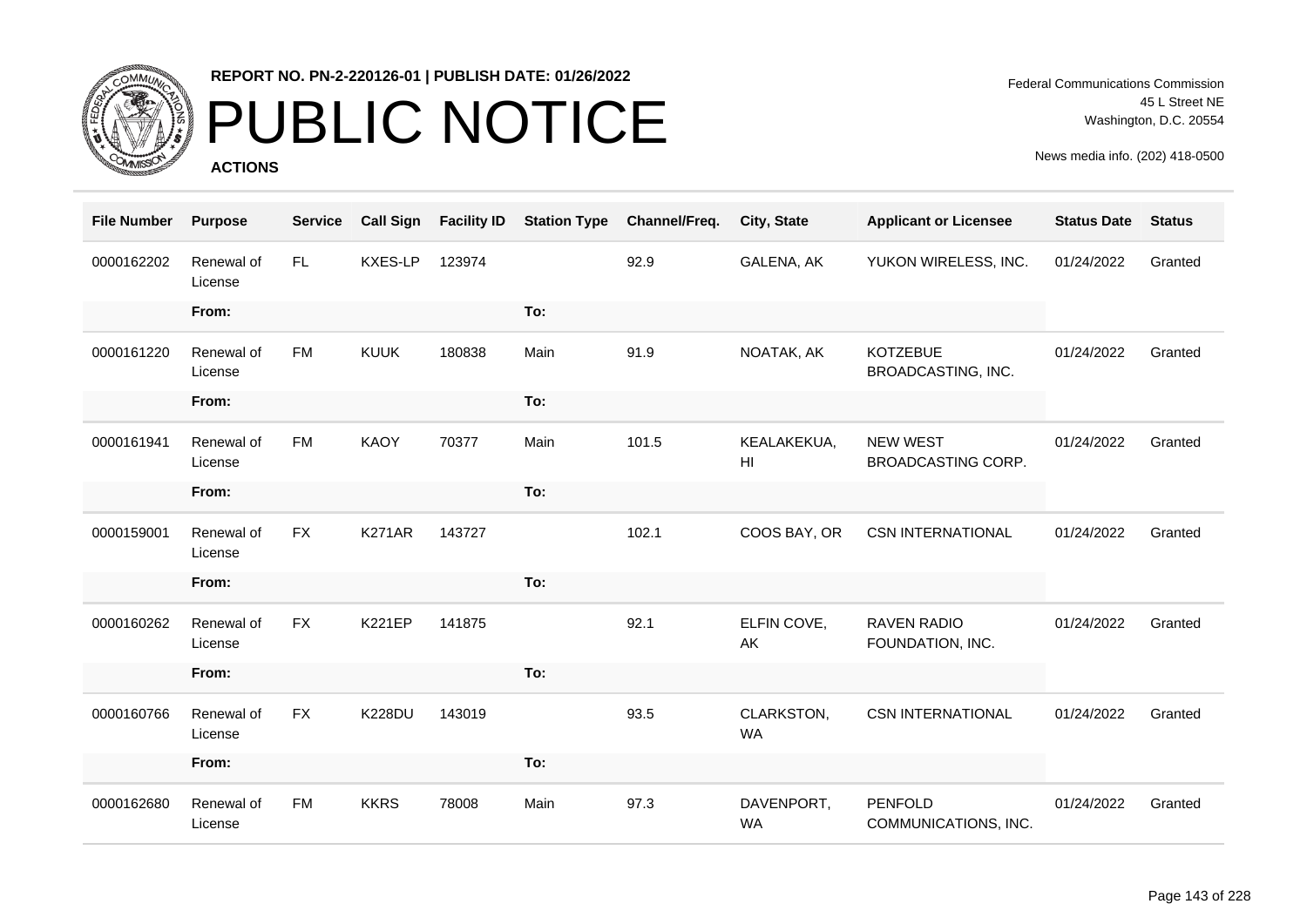**REPORT NO. PN-2-220126-01 | PUBLISH DATE: 01/26/2022**

# PUBLIC NOTICE

**ACTIONS**

Federal Communications Commission
45 L Street NE
Washington, D.C. 20554

News media info. (202) 418-0500

| File Number | Purpose | Service | Call Sign | Facility ID | Station Type | Channel/Freq. | City, State | Applicant or Licensee | Status Date | Status |
|---|---|---|---|---|---|---|---|---|---|---|
| 0000162202 | Renewal of License | FL | KXES-LP | 123974 | | 92.9 | GALENA, AK | YUKON WIRELESS, INC. | 01/24/2022 | Granted |
| | From: | | | | To: | | | | | |
| 0000161220 | Renewal of License | FM | KUUK | 180838 | Main | 91.9 | NOATAK, AK | KOTZEBUE BROADCASTING, INC. | 01/24/2022 | Granted |
| | From: | | | | To: | | | | | |
| 0000161941 | Renewal of License | FM | KAOY | 70377 | Main | 101.5 | KEALAKEKUA, HI | NEW WEST BROADCASTING CORP. | 01/24/2022 | Granted |
| | From: | | | | To: | | | | | |
| 0000159001 | Renewal of License | FX | K271AR | 143727 | | 102.1 | COOS BAY, OR | CSN INTERNATIONAL | 01/24/2022 | Granted |
| | From: | | | | To: | | | | | |
| 0000160262 | Renewal of License | FX | K221EP | 141875 | | 92.1 | ELFIN COVE, AK | RAVEN RADIO FOUNDATION, INC. | 01/24/2022 | Granted |
| | From: | | | | To: | | | | | |
| 0000160766 | Renewal of License | FX | K228DU | 143019 | | 93.5 | CLARKSTON, WA | CSN INTERNATIONAL | 01/24/2022 | Granted |
| | From: | | | | To: | | | | | |
| 0000162680 | Renewal of License | FM | KKRS | 78008 | Main | 97.3 | DAVENPORT, WA | PENFOLD COMMUNICATIONS, INC. | 01/24/2022 | Granted |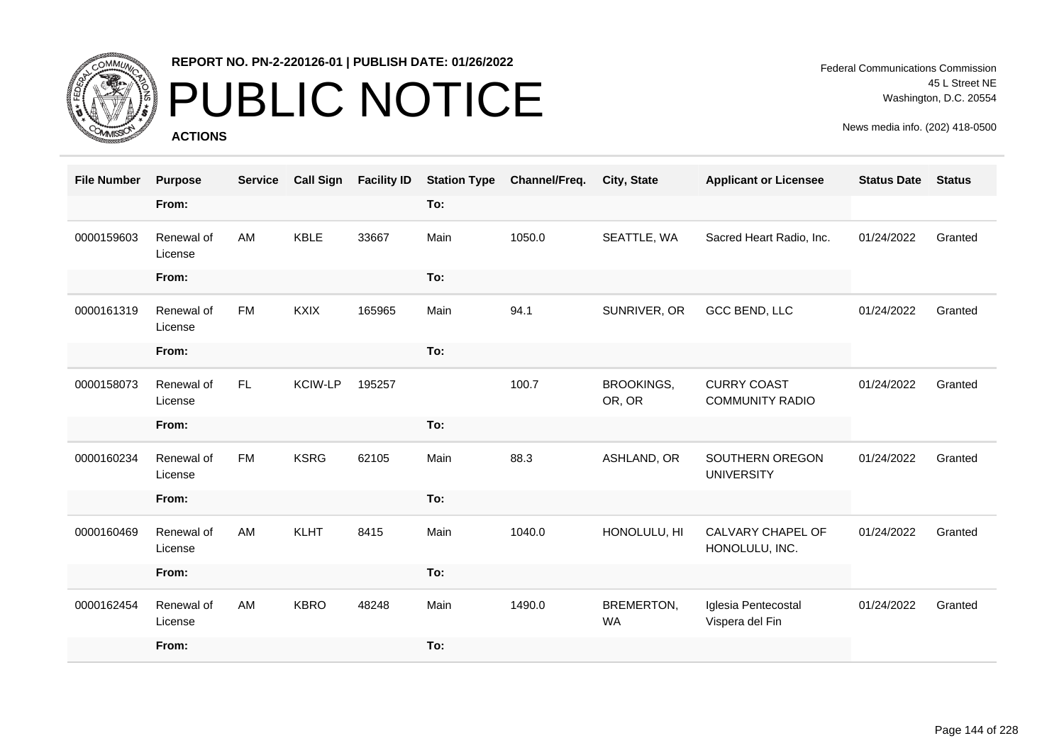**REPORT NO. PN-2-220126-01 | PUBLISH DATE: 01/26/2022**

# PUBLIC NOTICE

**ACTIONS**

Federal Communications Commission
45 L Street NE
Washington, D.C. 20554

News media info. (202) 418-0500

| File Number | Purpose | Service | Call Sign | Facility ID | Station Type | Channel/Freq. | City, State | Applicant or Licensee | Status Date | Status |
|---|---|---|---|---|---|---|---|---|---|---|
| | From: | | | | To: | | | | | |
| 0000159603 | Renewal of License | AM | KBLE | 33667 | Main | 1050.0 | SEATTLE, WA | Sacred Heart Radio, Inc. | 01/24/2022 | Granted |
| | From: | | | | To: | | | | | |
| 0000161319 | Renewal of License | FM | KXIX | 165965 | Main | 94.1 | SUNRIVER, OR | GCC BEND, LLC | 01/24/2022 | Granted |
| | From: | | | | To: | | | | | |
| 0000158073 | Renewal of License | FL | KCIW-LP | 195257 | | 100.7 | BROOKINGS, OR, OR | CURRY COAST COMMUNITY RADIO | 01/24/2022 | Granted |
| | From: | | | | To: | | | | | |
| 0000160234 | Renewal of License | FM | KSRG | 62105 | Main | 88.3 | ASHLAND, OR | SOUTHERN OREGON UNIVERSITY | 01/24/2022 | Granted |
| | From: | | | | To: | | | | | |
| 0000160469 | Renewal of License | AM | KLHT | 8415 | Main | 1040.0 | HONOLULU, HI | CALVARY CHAPEL OF HONOLULU, INC. | 01/24/2022 | Granted |
| | From: | | | | To: | | | | | |
| 0000162454 | Renewal of License | AM | KBRO | 48248 | Main | 1490.0 | BREMERTON, WA | Iglesia Pentecostal Vispera del Fin | 01/24/2022 | Granted |
| | From: | | | | To: | | | | | |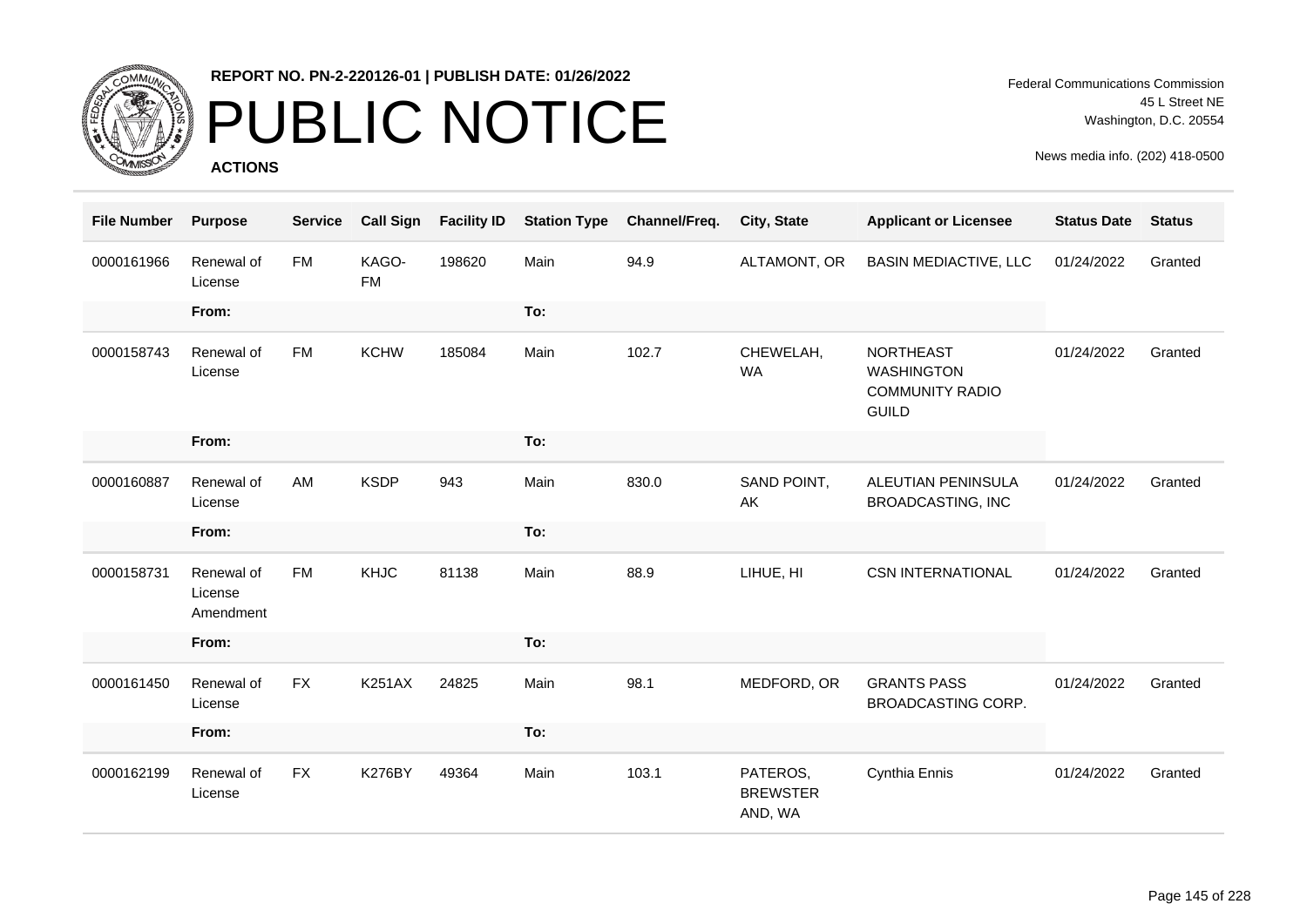**REPORT NO. PN-2-220126-01 | PUBLISH DATE: 01/26/2022**

# PUBLIC NOTICE

**ACTIONS**

Federal Communications Commission
45 L Street NE
Washington, D.C. 20554

News media info. (202) 418-0500

| File Number | Purpose | Service | Call Sign | Facility ID | Station Type | Channel/Freq. | City, State | Applicant or Licensee | Status Date | Status |
|---|---|---|---|---|---|---|---|---|---|---|
| 0000161966 | Renewal of License | FM | KAGO-FM | 198620 | Main | 94.9 | ALTAMONT, OR | BASIN MEDIACTIVE, LLC | 01/24/2022 | Granted |
| | From: | | | | To: | | | | | |
| 0000158743 | Renewal of License | FM | KCHW | 185084 | Main | 102.7 | CHEWELAH, WA | NORTHEAST WASHINGTON COMMUNITY RADIO GUILD | 01/24/2022 | Granted |
| | From: | | | | To: | | | | | |
| 0000160887 | Renewal of License | AM | KSDP | 943 | Main | 830.0 | SAND POINT, AK | ALEUTIAN PENINSULA BROADCASTING, INC | 01/24/2022 | Granted |
| | From: | | | | To: | | | | | |
| 0000158731 | Renewal of License Amendment | FM | KHJC | 81138 | Main | 88.9 | LIHUE, HI | CSN INTERNATIONAL | 01/24/2022 | Granted |
| | From: | | | | To: | | | | | |
| 0000161450 | Renewal of License | FX | K251AX | 24825 | Main | 98.1 | MEDFORD, OR | GRANTS PASS BROADCASTING CORP. | 01/24/2022 | Granted |
| | From: | | | | To: | | | | | |
| 0000162199 | Renewal of License | FX | K276BY | 49364 | Main | 103.1 | PATEROS, BREWSTER AND, WA | Cynthia Ennis | 01/24/2022 | Granted |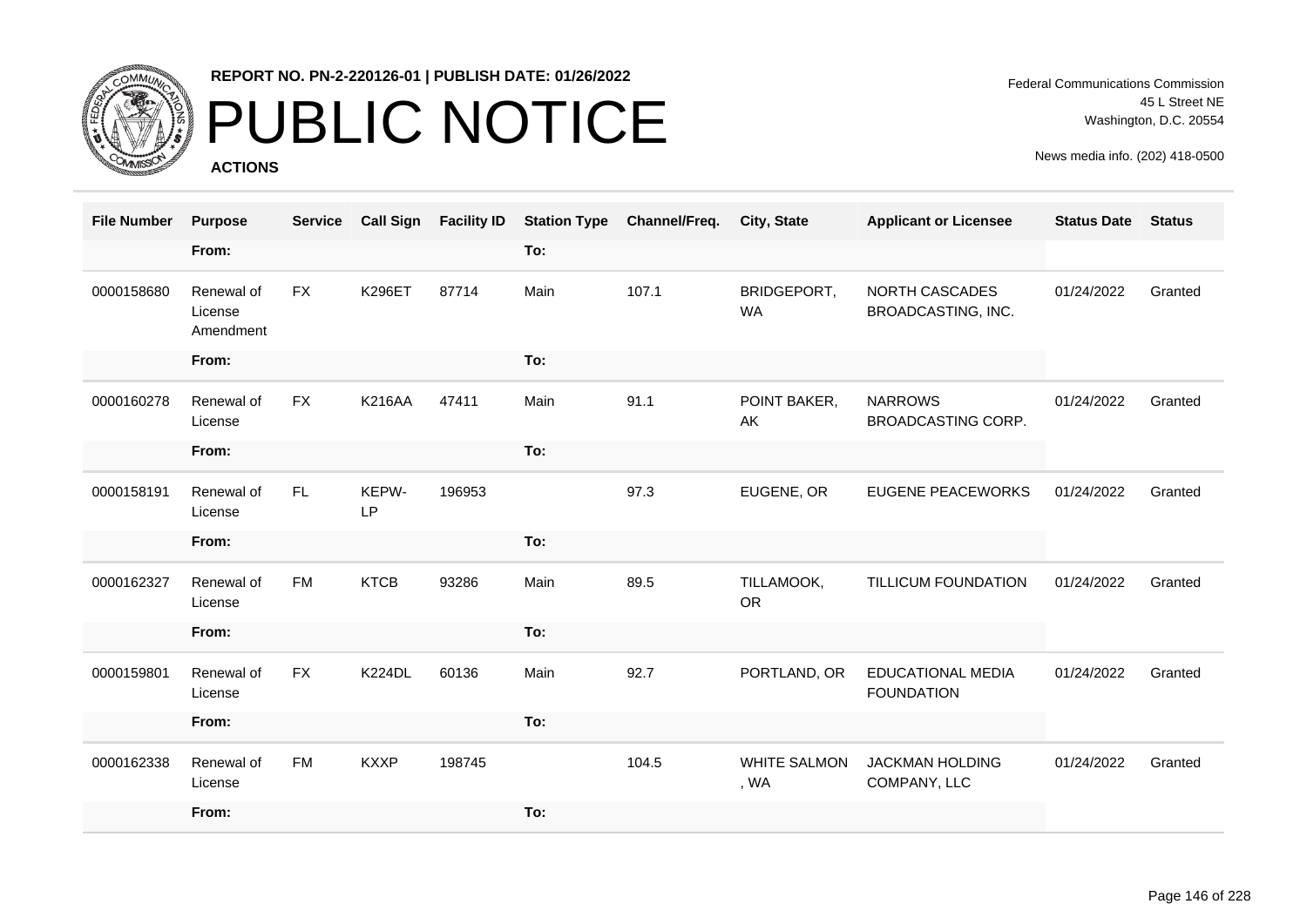**REPORT NO. PN-2-220126-01 | PUBLISH DATE: 01/26/2022**

# PUBLIC NOTICE

**ACTIONS**

Federal Communications Commission
45 L Street NE
Washington, D.C. 20554

News media info. (202) 418-0500

| File Number | Purpose | Service | Call Sign | Facility ID | Station Type | Channel/Freq. | City, State | Applicant or Licensee | Status Date | Status |
|---|---|---|---|---|---|---|---|---|---|---|
| | From: | | | | To: | | | | | |
| 0000158680 | Renewal of License Amendment | FX | K296ET | 87714 | Main | 107.1 | BRIDGEPORT, WA | NORTH CASCADES BROADCASTING, INC. | 01/24/2022 | Granted |
| | From: | | | | To: | | | | | |
| 0000160278 | Renewal of License | FX | K216AA | 47411 | Main | 91.1 | POINT BAKER, AK | NARROWS BROADCASTING CORP. | 01/24/2022 | Granted |
| | From: | | | | To: | | | | | |
| 0000158191 | Renewal of License | FL | KEPW-LP | 196953 | | 97.3 | EUGENE, OR | EUGENE PEACEWORKS | 01/24/2022 | Granted |
| | From: | | | | To: | | | | | |
| 0000162327 | Renewal of License | FM | KTCB | 93286 | Main | 89.5 | TILLAMOOK, OR | TILLICUM FOUNDATION | 01/24/2022 | Granted |
| | From: | | | | To: | | | | | |
| 0000159801 | Renewal of License | FX | K224DL | 60136 | Main | 92.7 | PORTLAND, OR | EDUCATIONAL MEDIA FOUNDATION | 01/24/2022 | Granted |
| | From: | | | | To: | | | | | |
| 0000162338 | Renewal of License | FM | KXXP | 198745 | | 104.5 | WHITE SALMON, WA | JACKMAN HOLDING COMPANY, LLC | 01/24/2022 | Granted |
| | From: | | | | To: | | | | | |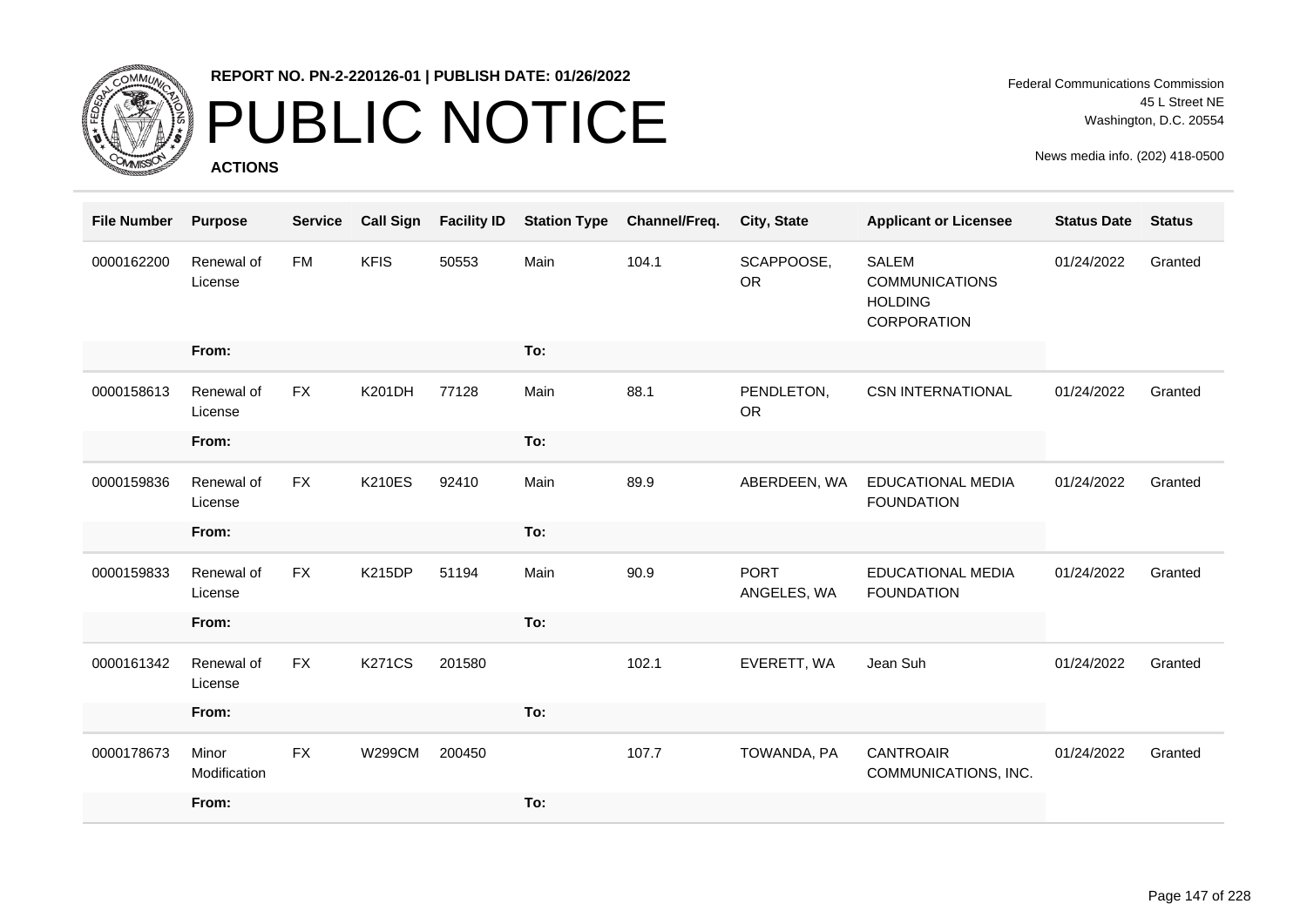**REPORT NO. PN-2-220126-01 | PUBLISH DATE: 01/26/2022**

# PUBLIC NOTICE

**ACTIONS**

Federal Communications Commission
45 L Street NE
Washington, D.C. 20554

News media info. (202) 418-0500

| File Number | Purpose | Service | Call Sign | Facility ID | Station Type | Channel/Freq. | City, State | Applicant or Licensee | Status Date | Status |
|---|---|---|---|---|---|---|---|---|---|---|
| 0000162200 | Renewal of License | FM | KFIS | 50553 | Main | 104.1 | SCAPPOOSE, OR | SALEM COMMUNICATIONS HOLDING CORPORATION | 01/24/2022 | Granted |
| | From: | | | | To: | | | | | |
| 0000158613 | Renewal of License | FX | K201DH | 77128 | Main | 88.1 | PENDLETON, OR | CSN INTERNATIONAL | 01/24/2022 | Granted |
| | From: | | | | To: | | | | | |
| 0000159836 | Renewal of License | FX | K210ES | 92410 | Main | 89.9 | ABERDEEN, WA | EDUCATIONAL MEDIA FOUNDATION | 01/24/2022 | Granted |
| | From: | | | | To: | | | | | |
| 0000159833 | Renewal of License | FX | K215DP | 51194 | Main | 90.9 | PORT ANGELES, WA | EDUCATIONAL MEDIA FOUNDATION | 01/24/2022 | Granted |
| | From: | | | | To: | | | | | |
| 0000161342 | Renewal of License | FX | K271CS | 201580 | | 102.1 | EVERETT, WA | Jean Suh | 01/24/2022 | Granted |
| | From: | | | | To: | | | | | |
| 0000178673 | Minor Modification | FX | W299CM | 200450 | | 107.7 | TOWANDA, PA | CANTROAIR COMMUNICATIONS, INC. | 01/24/2022 | Granted |
| | From: | | | | To: | | | | | |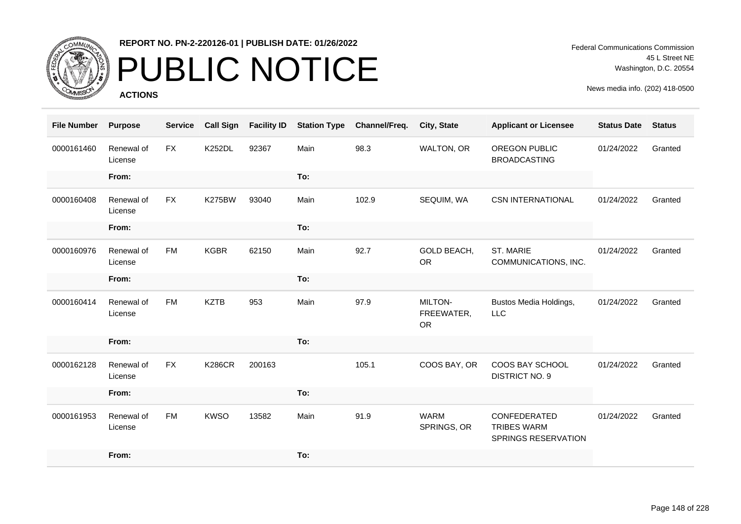**REPORT NO. PN-2-220126-01 | PUBLISH DATE: 01/26/2022**

# PUBLIC NOTICE

**ACTIONS**

Federal Communications Commission
45 L Street NE
Washington, D.C. 20554

News media info. (202) 418-0500

| File Number | Purpose | Service | Call Sign | Facility ID | Station Type | Channel/Freq. | City, State | Applicant or Licensee | Status Date | Status |
|---|---|---|---|---|---|---|---|---|---|---|
| 0000161460 | Renewal of License | FX | K252DL | 92367 | Main | 98.3 | WALTON, OR | OREGON PUBLIC BROADCASTING | 01/24/2022 | Granted |
| | From: | | | | To: | | | | | |
| 0000160408 | Renewal of License | FX | K275BW | 93040 | Main | 102.9 | SEQUIM, WA | CSN INTERNATIONAL | 01/24/2022 | Granted |
| | From: | | | | To: | | | | | |
| 0000160976 | Renewal of License | FM | KGBR | 62150 | Main | 92.7 | GOLD BEACH, OR | ST. MARIE COMMUNICATIONS, INC. | 01/24/2022 | Granted |
| | From: | | | | To: | | | | | |
| 0000160414 | Renewal of License | FM | KZTB | 953 | Main | 97.9 | MILTON-FREEWATER, OR | Bustos Media Holdings, LLC | 01/24/2022 | Granted |
| | From: | | | | To: | | | | | |
| 0000162128 | Renewal of License | FX | K286CR | 200163 | | 105.1 | COOS BAY, OR | COOS BAY SCHOOL DISTRICT NO. 9 | 01/24/2022 | Granted |
| | From: | | | | To: | | | | | |
| 0000161953 | Renewal of License | FM | KWSO | 13582 | Main | 91.9 | WARM SPRINGS, OR | CONFEDERATED TRIBES WARM SPRINGS RESERVATION | 01/24/2022 | Granted |
| | From: | | | | To: | | | | | |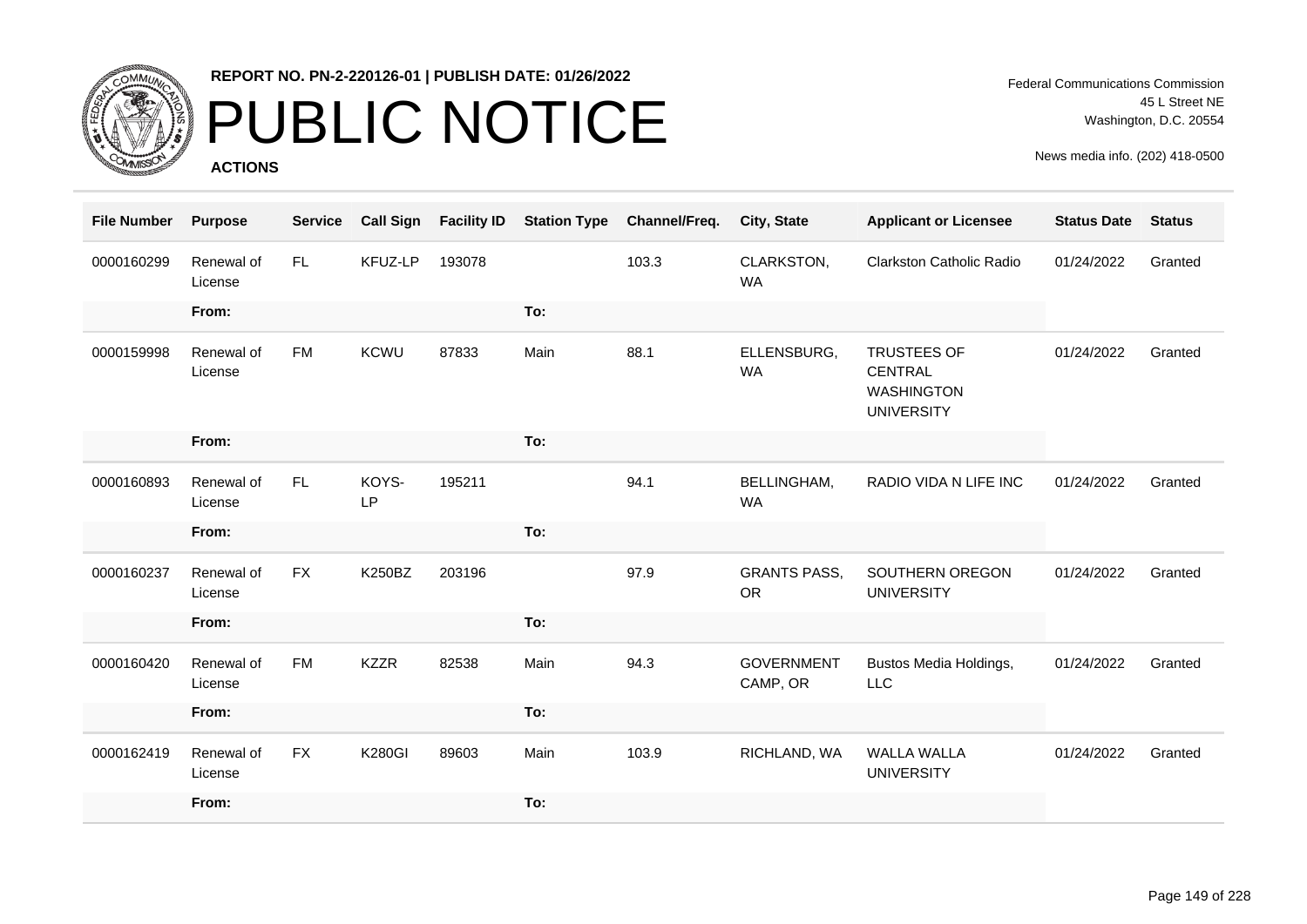**REPORT NO. PN-2-220126-01 | PUBLISH DATE: 01/26/2022**

# PUBLIC NOTICE

**ACTIONS**

Federal Communications Commission
45 L Street NE
Washington, D.C. 20554

News media info. (202) 418-0500

| File Number | Purpose | Service | Call Sign | Facility ID | Station Type | Channel/Freq. | City, State | Applicant or Licensee | Status Date | Status |
|---|---|---|---|---|---|---|---|---|---|---|
| 0000160299 | Renewal of License | FL | KFUZ-LP | 193078 | | 103.3 | CLARKSTON, WA | Clarkston Catholic Radio | 01/24/2022 | Granted |
| | From: | | | | To: | | | | | |
| 0000159998 | Renewal of License | FM | KCWU | 87833 | Main | 88.1 | ELLENSBURG, WA | TRUSTEES OF CENTRAL WASHINGTON UNIVERSITY | 01/24/2022 | Granted |
| | From: | | | | To: | | | | | |
| 0000160893 | Renewal of License | FL | KOYS-LP | 195211 | | 94.1 | BELLINGHAM, WA | RADIO VIDA N LIFE INC | 01/24/2022 | Granted |
| | From: | | | | To: | | | | | |
| 0000160237 | Renewal of License | FX | K250BZ | 203196 | | 97.9 | GRANTS PASS, OR | SOUTHERN OREGON UNIVERSITY | 01/24/2022 | Granted |
| | From: | | | | To: | | | | | |
| 0000160420 | Renewal of License | FM | KZZR | 82538 | Main | 94.3 | GOVERNMENT CAMP, OR | Bustos Media Holdings, LLC | 01/24/2022 | Granted |
| | From: | | | | To: | | | | | |
| 0000162419 | Renewal of License | FX | K280GI | 89603 | Main | 103.9 | RICHLAND, WA | WALLA WALLA UNIVERSITY | 01/24/2022 | Granted |
| | From: | | | | To: | | | | | |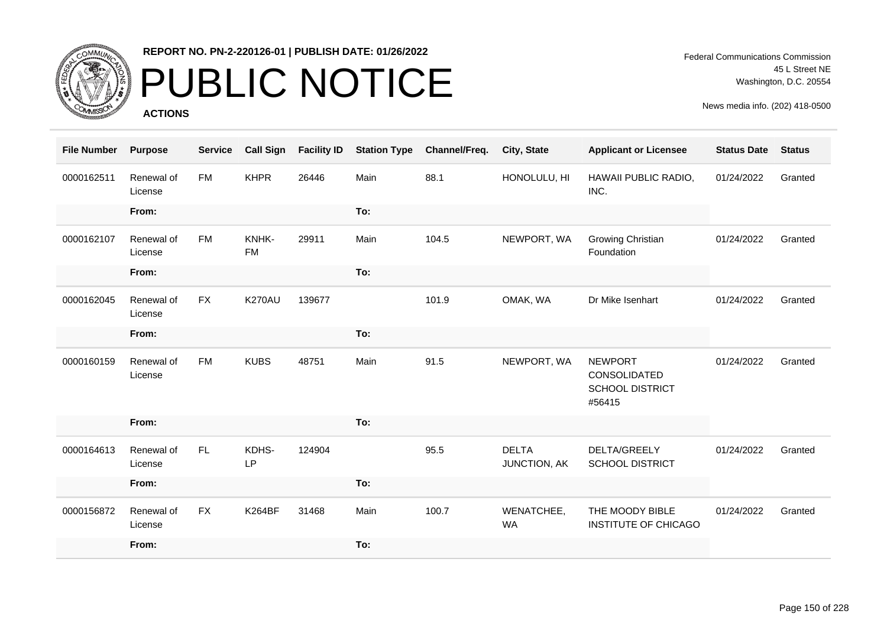**REPORT NO. PN-2-220126-01 | PUBLISH DATE: 01/26/2022**

# PUBLIC NOTICE

**ACTIONS**

Federal Communications Commission
45 L Street NE
Washington, D.C. 20554

News media info. (202) 418-0500

| File Number | Purpose | Service | Call Sign | Facility ID | Station Type | Channel/Freq. | City, State | Applicant or Licensee | Status Date | Status |
|---|---|---|---|---|---|---|---|---|---|---|
| 0000162511 | Renewal of License | FM | KHPR | 26446 | Main | 88.1 | HONOLULU, HI | HAWAII PUBLIC RADIO, INC. | 01/24/2022 | Granted |
| | From: | | | | To: | | | | | |
| 0000162107 | Renewal of License | FM | KNHK-FM | 29911 | Main | 104.5 | NEWPORT, WA | Growing Christian Foundation | 01/24/2022 | Granted |
| | From: | | | | To: | | | | | |
| 0000162045 | Renewal of License | FX | K270AU | 139677 | | 101.9 | OMAK, WA | Dr Mike Isenhart | 01/24/2022 | Granted |
| | From: | | | | To: | | | | | |
| 0000160159 | Renewal of License | FM | KUBS | 48751 | Main | 91.5 | NEWPORT, WA | NEWPORT CONSOLIDATED SCHOOL DISTRICT #56415 | 01/24/2022 | Granted |
| | From: | | | | To: | | | | | |
| 0000164613 | Renewal of License | FL | KDHS-LP | 124904 | | 95.5 | DELTA JUNCTION, AK | DELTA/GREELY SCHOOL DISTRICT | 01/24/2022 | Granted |
| | From: | | | | To: | | | | | |
| 0000156872 | Renewal of License | FX | K264BF | 31468 | Main | 100.7 | WENATCHEE, WA | THE MOODY BIBLE INSTITUTE OF CHICAGO | 01/24/2022 | Granted |
| | From: | | | | To: | | | | | |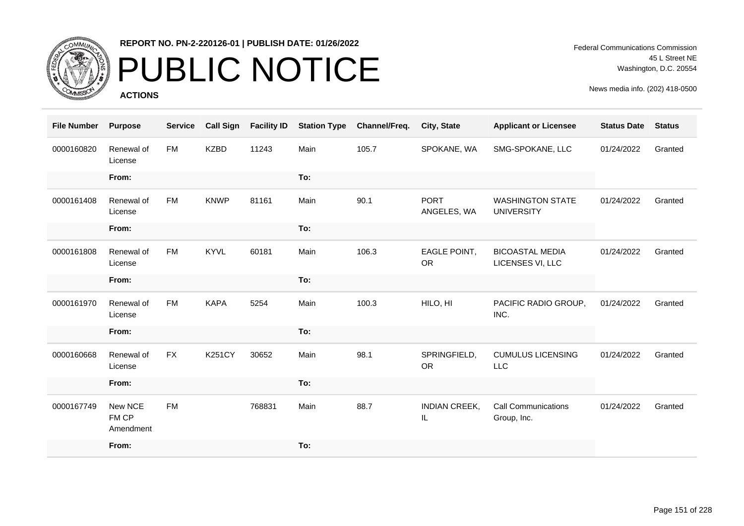**REPORT NO. PN-2-220126-01 | PUBLISH DATE: 01/26/2022**

# PUBLIC NOTICE

**ACTIONS**

Federal Communications Commission
45 L Street NE
Washington, D.C. 20554

News media info. (202) 418-0500

| File Number | Purpose | Service | Call Sign | Facility ID | Station Type | Channel/Freq. | City, State | Applicant or Licensee | Status Date | Status |
|---|---|---|---|---|---|---|---|---|---|---|
| 0000160820 | Renewal of License | FM | KZBD | 11243 | Main | 105.7 | SPOKANE, WA | SMG-SPOKANE, LLC | 01/24/2022 | Granted |
| | From: | | | | To: | | | | | |
| 0000161408 | Renewal of License | FM | KNWP | 81161 | Main | 90.1 | PORT ANGELES, WA | WASHINGTON STATE UNIVERSITY | 01/24/2022 | Granted |
| | From: | | | | To: | | | | | |
| 0000161808 | Renewal of License | FM | KYVL | 60181 | Main | 106.3 | EAGLE POINT, OR | BICOASTAL MEDIA LICENSES VI, LLC | 01/24/2022 | Granted |
| | From: | | | | To: | | | | | |
| 0000161970 | Renewal of License | FM | KAPA | 5254 | Main | 100.3 | HILO, HI | PACIFIC RADIO GROUP, INC. | 01/24/2022 | Granted |
| | From: | | | | To: | | | | | |
| 0000160668 | Renewal of License | FX | K251CY | 30652 | Main | 98.1 | SPRINGFIELD, OR | CUMULUS LICENSING LLC | 01/24/2022 | Granted |
| | From: | | | | To: | | | | | |
| 0000167749 | New NCE FM CP Amendment | FM | | 768831 | Main | 88.7 | INDIAN CREEK, IL | Call Communications Group, Inc. | 01/24/2022 | Granted |
| | From: | | | | To: | | | | | |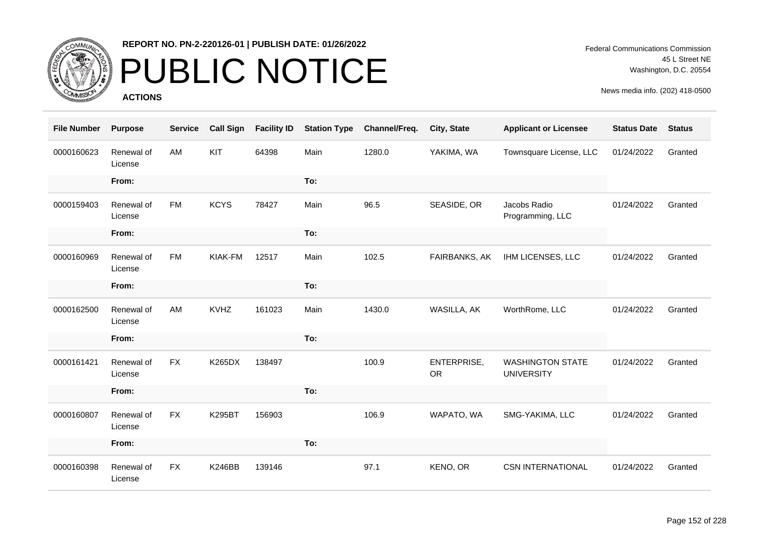**REPORT NO. PN-2-220126-01 | PUBLISH DATE: 01/26/2022**

# PUBLIC NOTICE

**ACTIONS**

Federal Communications Commission
45 L Street NE
Washington, D.C. 20554

News media info. (202) 418-0500

| File Number | Purpose | Service | Call Sign | Facility ID | Station Type | Channel/Freq. | City, State | Applicant or Licensee | Status Date | Status |
|---|---|---|---|---|---|---|---|---|---|---|
| 0000160623 | Renewal of License | AM | KIT | 64398 | Main | 1280.0 | YAKIMA, WA | Townsquare License, LLC | 01/24/2022 | Granted |
| | From: | | | | To: | | | | | |
| 0000159403 | Renewal of License | FM | KCYS | 78427 | Main | 96.5 | SEASIDE, OR | Jacobs Radio Programming, LLC | 01/24/2022 | Granted |
| | From: | | | | To: | | | | | |
| 0000160969 | Renewal of License | FM | KIAK-FM | 12517 | Main | 102.5 | FAIRBANKS, AK | IHM LICENSES, LLC | 01/24/2022 | Granted |
| | From: | | | | To: | | | | | |
| 0000162500 | Renewal of License | AM | KVHZ | 161023 | Main | 1430.0 | WASILLA, AK | WorthRome, LLC | 01/24/2022 | Granted |
| | From: | | | | To: | | | | | |
| 0000161421 | Renewal of License | FX | K265DX | 138497 | | 100.9 | ENTERPRISE, OR | WASHINGTON STATE UNIVERSITY | 01/24/2022 | Granted |
| | From: | | | | To: | | | | | |
| 0000160807 | Renewal of License | FX | K295BT | 156903 | | 106.9 | WAPATO, WA | SMG-YAKIMA, LLC | 01/24/2022 | Granted |
| | From: | | | | To: | | | | | |
| 0000160398 | Renewal of License | FX | K246BB | 139146 | | 97.1 | KENO, OR | CSN INTERNATIONAL | 01/24/2022 | Granted |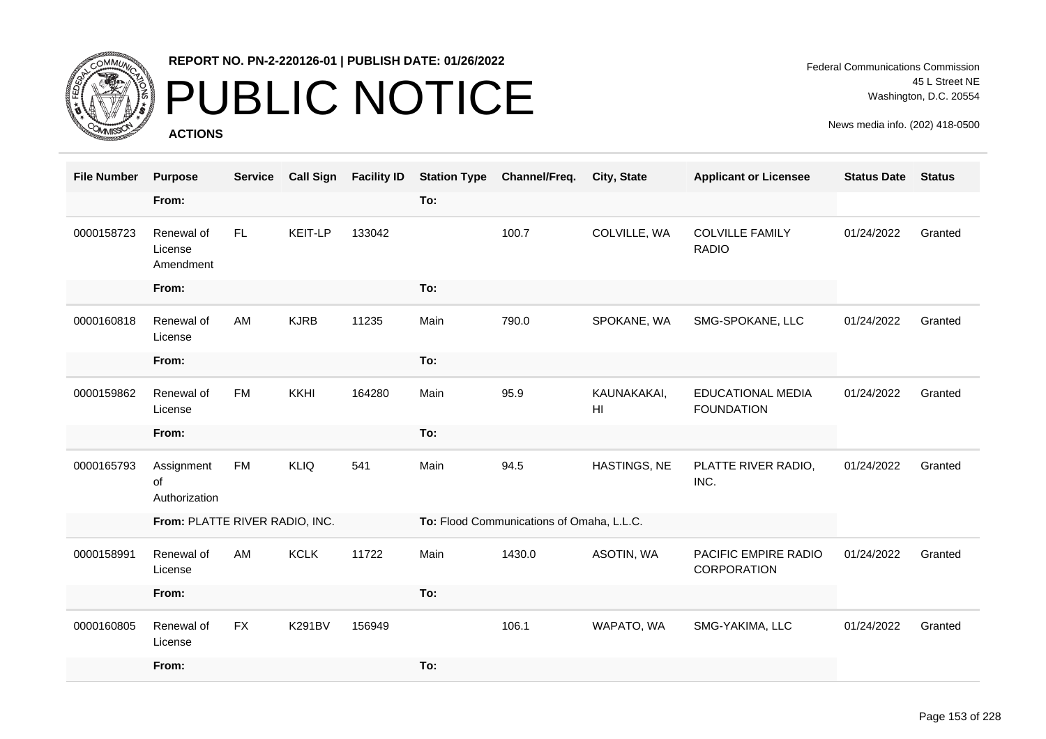# PUBLIC NOTICE

**REPORT NO. PN-2-220126-01 | PUBLISH DATE: 01/26/2022**

**ACTIONS**

Federal Communications Commission
45 L Street NE
Washington, D.C. 20554

News media info. (202) 418-0500

| File Number | Purpose | Service | Call Sign | Facility ID | Station Type | Channel/Freq. | City, State | Applicant or Licensee | Status Date | Status |
|---|---|---|---|---|---|---|---|---|---|---|
| | From: | | | | To: | | | | | |
| 0000158723 | Renewal of License Amendment | FL | KEIT-LP | 133042 | | 100.7 | COLVILLE, WA | COLVILLE FAMILY RADIO | 01/24/2022 | Granted |
| | From: | | | | To: | | | | | |
| 0000160818 | Renewal of License | AM | KJRB | 11235 | Main | 790.0 | SPOKANE, WA | SMG-SPOKANE, LLC | 01/24/2022 | Granted |
| | From: | | | | To: | | | | | |
| 0000159862 | Renewal of License | FM | KKHI | 164280 | Main | 95.9 | KAUNAKAKAI, HI | EDUCATIONAL MEDIA FOUNDATION | 01/24/2022 | Granted |
| | From: | | | | To: | | | | | |
| 0000165793 | Assignment of Authorization | FM | KLIQ | 541 | Main | 94.5 | HASTINGS, NE | PLATTE RIVER RADIO, INC. | 01/24/2022 | Granted |
| | From: PLATTE RIVER RADIO, INC. | | | | To: Flood Communications of Omaha, L.L.C. | | | | | |
| 0000158991 | Renewal of License | AM | KCLK | 11722 | Main | 1430.0 | ASOTIN, WA | PACIFIC EMPIRE RADIO CORPORATION | 01/24/2022 | Granted |
| | From: | | | | To: | | | | | |
| 0000160805 | Renewal of License | FX | K291BV | 156949 | | 106.1 | WAPATO, WA | SMG-YAKIMA, LLC | 01/24/2022 | Granted |
| | From: | | | | To: | | | | | |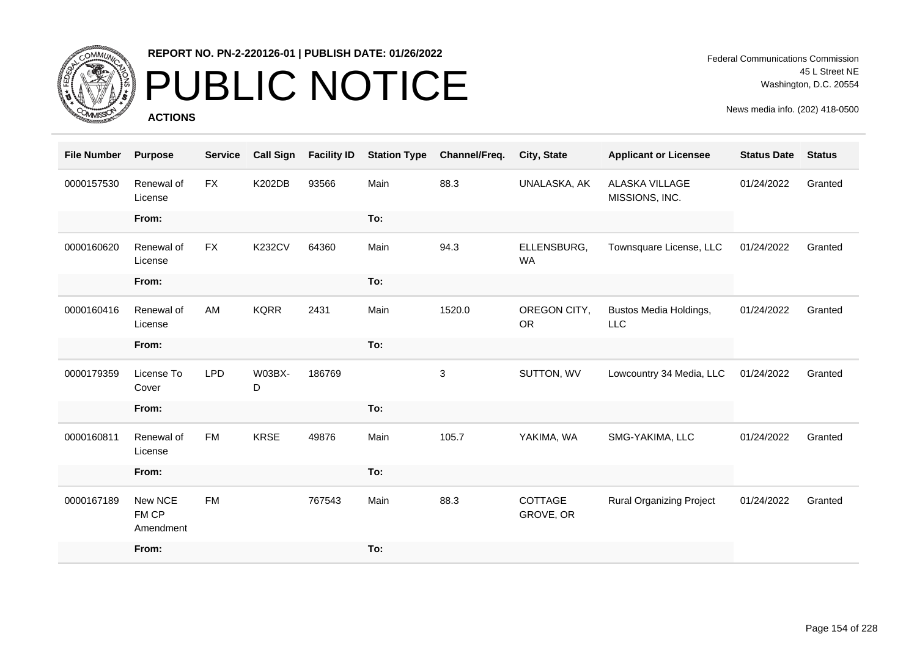**REPORT NO. PN-2-220126-01 | PUBLISH DATE: 01/26/2022**

# PUBLIC NOTICE

**ACTIONS**

Federal Communications Commission
45 L Street NE
Washington, D.C. 20554

News media info. (202) 418-0500

| File Number | Purpose | Service | Call Sign | Facility ID | Station Type | Channel/Freq. | City, State | Applicant or Licensee | Status Date | Status |
|---|---|---|---|---|---|---|---|---|---|---|
| 0000157530 | Renewal of License | FX | K202DB | 93566 | Main | 88.3 | UNALASKA, AK | ALASKA VILLAGE MISSIONS, INC. | 01/24/2022 | Granted |
| | From: | | | | To: | | | | | |
| 0000160620 | Renewal of License | FX | K232CV | 64360 | Main | 94.3 | ELLENSBURG, WA | Townsquare License, LLC | 01/24/2022 | Granted |
| | From: | | | | To: | | | | | |
| 0000160416 | Renewal of License | AM | KQRR | 2431 | Main | 1520.0 | OREGON CITY, OR | Bustos Media Holdings, LLC | 01/24/2022 | Granted |
| | From: | | | | To: | | | | | |
| 0000179359 | License To Cover | LPD | W03BX-D | 186769 | | 3 | SUTTON, WV | Lowcountry 34 Media, LLC | 01/24/2022 | Granted |
| | From: | | | | To: | | | | | |
| 0000160811 | Renewal of License | FM | KRSE | 49876 | Main | 105.7 | YAKIMA, WA | SMG-YAKIMA, LLC | 01/24/2022 | Granted |
| | From: | | | | To: | | | | | |
| 0000167189 | New NCE FM CP Amendment | FM | | 767543 | Main | 88.3 | COTTAGE GROVE, OR | Rural Organizing Project | 01/24/2022 | Granted |
| | From: | | | | To: | | | | | |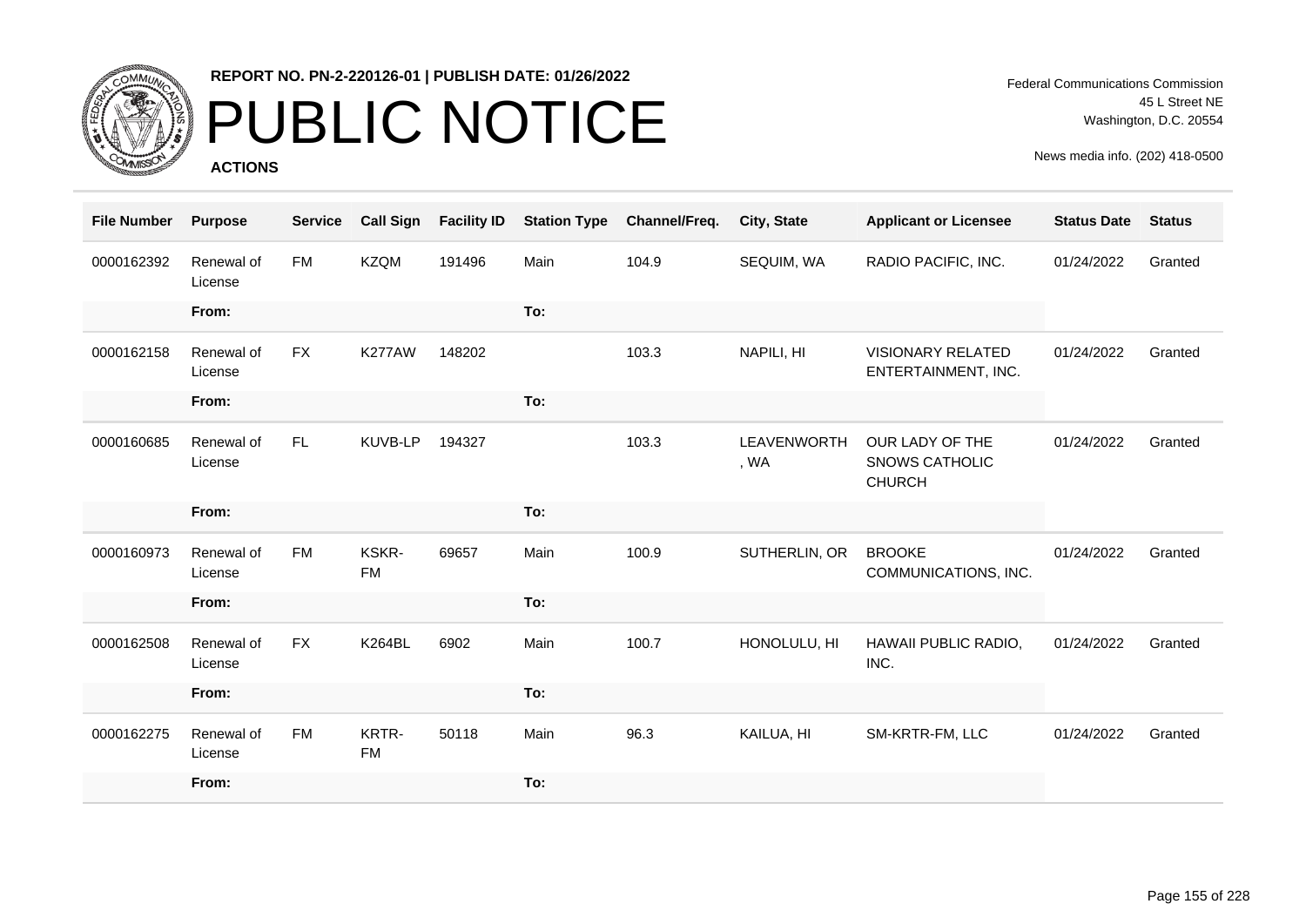**REPORT NO. PN-2-220126-01 | PUBLISH DATE: 01/26/2022**

# PUBLIC NOTICE

**ACTIONS**

Federal Communications Commission
45 L Street NE
Washington, D.C. 20554

News media info. (202) 418-0500

| File Number | Purpose | Service | Call Sign | Facility ID | Station Type | Channel/Freq. | City, State | Applicant or Licensee | Status Date | Status |
|---|---|---|---|---|---|---|---|---|---|---|
| 0000162392 | Renewal of License | FM | KZQM | 191496 | Main | 104.9 | SEQUIM, WA | RADIO PACIFIC, INC. | 01/24/2022 | Granted |
| | From: | | | | To: | | | | | |
| 0000162158 | Renewal of License | FX | K277AW | 148202 | | 103.3 | NAPILI, HI | VISIONARY RELATED ENTERTAINMENT, INC. | 01/24/2022 | Granted |
| | From: | | | | To: | | | | | |
| 0000160685 | Renewal of License | FL | KUVB-LP | 194327 | | 103.3 | LEAVENWORTH, WA | OUR LADY OF THE SNOWS CATHOLIC CHURCH | 01/24/2022 | Granted |
| | From: | | | | To: | | | | | |
| 0000160973 | Renewal of License | FM | KSKR-FM | 69657 | Main | 100.9 | SUTHERLIN, OR | BROOKE COMMUNICATIONS, INC. | 01/24/2022 | Granted |
| | From: | | | | To: | | | | | |
| 0000162508 | Renewal of License | FX | K264BL | 6902 | Main | 100.7 | HONOLULU, HI | HAWAII PUBLIC RADIO, INC. | 01/24/2022 | Granted |
| | From: | | | | To: | | | | | |
| 0000162275 | Renewal of License | FM | KRTR-FM | 50118 | Main | 96.3 | KAILUA, HI | SM-KRTR-FM, LLC | 01/24/2022 | Granted |
| | From: | | | | To: | | | | | |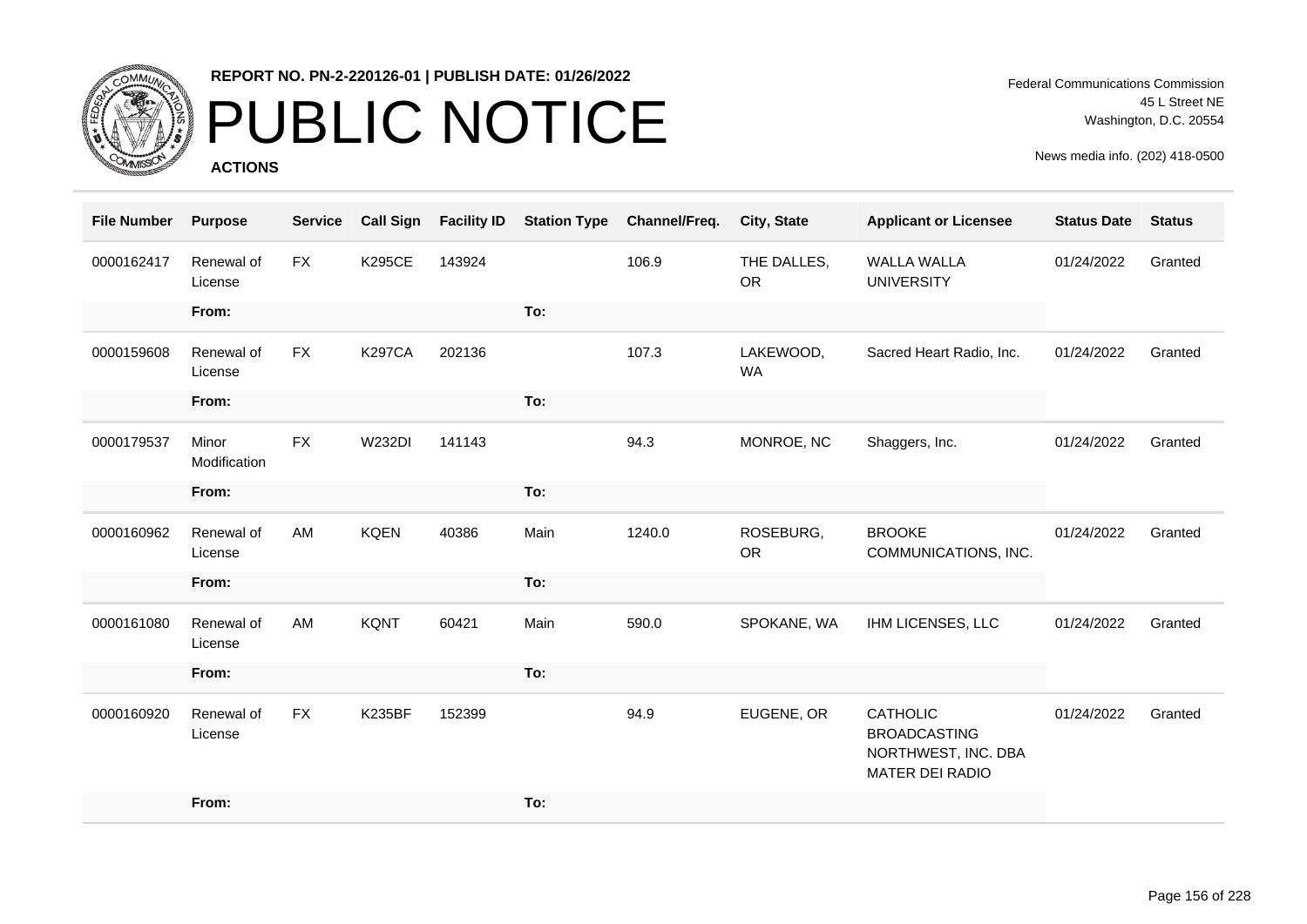REPORT NO. PN-2-220126-01 | PUBLISH DATE: 01/26/2022

# PUBLIC NOTICE

**ACTIONS**

Federal Communications Commission
45 L Street NE
Washington, D.C. 20554

News media info. (202) 418-0500

| File Number | Purpose | Service | Call Sign | Facility ID | Station Type | Channel/Freq. | City, State | Applicant or Licensee | Status Date | Status |
|---|---|---|---|---|---|---|---|---|---|---|
| 0000162417 | Renewal of License | FX | K295CE | 143924 | | 106.9 | THE DALLES, OR | WALLA WALLA UNIVERSITY | 01/24/2022 | Granted |
| | **From:** | | | | **To:** | | | | | |
| 0000159608 | Renewal of License | FX | K297CA | 202136 | | 107.3 | LAKEWOOD, WA | Sacred Heart Radio, Inc. | 01/24/2022 | Granted |
| | **From:** | | | | **To:** | | | | | |
| 0000179537 | Minor Modification | FX | W232DI | 141143 | | 94.3 | MONROE, NC | Shaggers, Inc. | 01/24/2022 | Granted |
| | **From:** | | | | **To:** | | | | | |
| 0000160962 | Renewal of License | AM | KQEN | 40386 | Main | 1240.0 | ROSEBURG, OR | BROOKE COMMUNICATIONS, INC. | 01/24/2022 | Granted |
| | **From:** | | | | **To:** | | | | | |
| 0000161080 | Renewal of License | AM | KQNT | 60421 | Main | 590.0 | SPOKANE, WA | IHM LICENSES, LLC | 01/24/2022 | Granted |
| | **From:** | | | | **To:** | | | | | |
| 0000160920 | Renewal of License | FX | K235BF | 152399 | | 94.9 | EUGENE, OR | CATHOLIC BROADCASTING NORTHWEST, INC. DBA MATER DEI RADIO | 01/24/2022 | Granted |
| | **From:** | | | | **To:** | | | | | |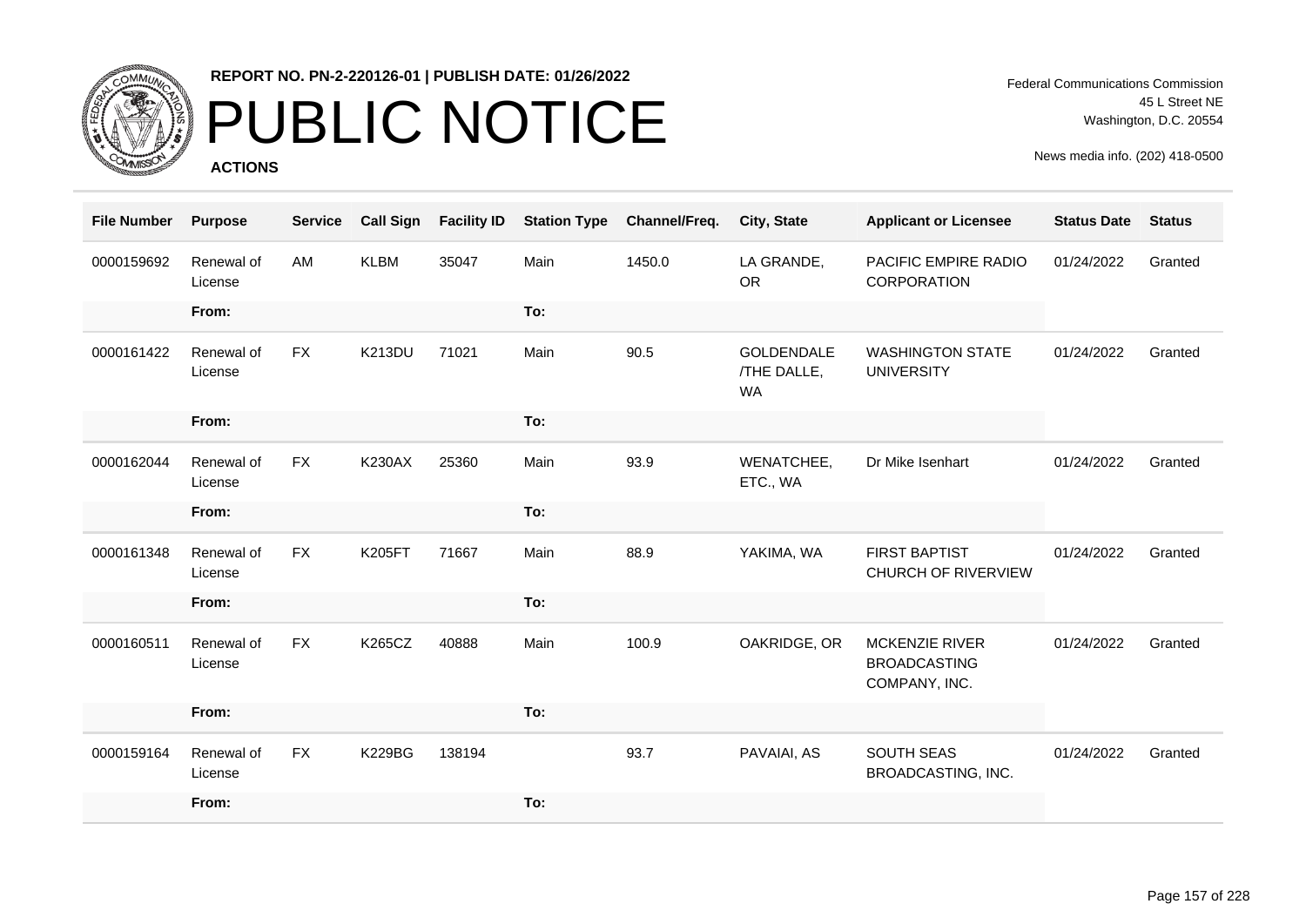**REPORT NO. PN-2-220126-01 | PUBLISH DATE: 01/26/2022**

# PUBLIC NOTICE

**ACTIONS**

Federal Communications Commission
45 L Street NE
Washington, D.C. 20554

News media info. (202) 418-0500

| File Number | Purpose | Service | Call Sign | Facility ID | Station Type | Channel/Freq. | City, State | Applicant or Licensee | Status Date | Status |
|---|---|---|---|---|---|---|---|---|---|---|
| 0000159692 | Renewal of License | AM | KLBM | 35047 | Main | 1450.0 | LA GRANDE, OR | PACIFIC EMPIRE RADIO CORPORATION | 01/24/2022 | Granted |
| | From: | | | | To: | | | | | |
| 0000161422 | Renewal of License | FX | K213DU | 71021 | Main | 90.5 | GOLDENDALE /THE DALLE, WA | WASHINGTON STATE UNIVERSITY | 01/24/2022 | Granted |
| | From: | | | | To: | | | | | |
| 0000162044 | Renewal of License | FX | K230AX | 25360 | Main | 93.9 | WENATCHEE, ETC., WA | Dr Mike Isenhart | 01/24/2022 | Granted |
| | From: | | | | To: | | | | | |
| 0000161348 | Renewal of License | FX | K205FT | 71667 | Main | 88.9 | YAKIMA, WA | FIRST BAPTIST CHURCH OF RIVERVIEW | 01/24/2022 | Granted |
| | From: | | | | To: | | | | | |
| 0000160511 | Renewal of License | FX | K265CZ | 40888 | Main | 100.9 | OAKRIDGE, OR | MCKENZIE RIVER BROADCASTING COMPANY, INC. | 01/24/2022 | Granted |
| | From: | | | | To: | | | | | |
| 0000159164 | Renewal of License | FX | K229BG | 138194 | | 93.7 | PAVAIAI, AS | SOUTH SEAS BROADCASTING, INC. | 01/24/2022 | Granted |
| | From: | | | | To: | | | | | |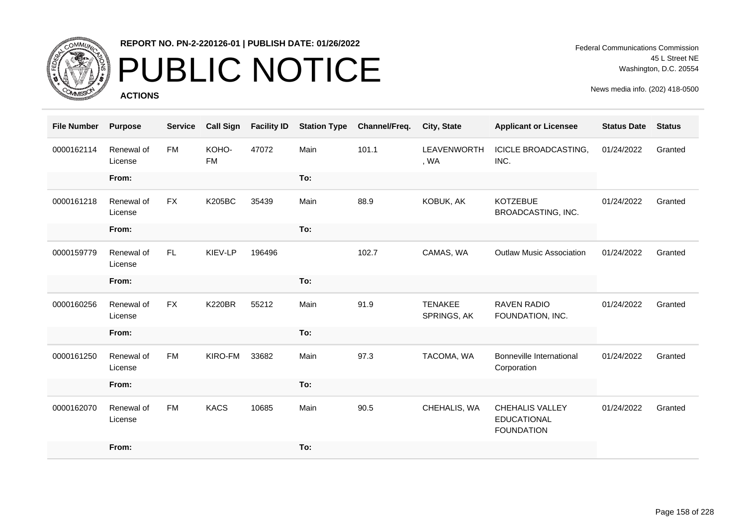**REPORT NO. PN-2-220126-01 | PUBLISH DATE: 01/26/2022**

# PUBLIC NOTICE

**ACTIONS**

Federal Communications Commission
45 L Street NE
Washington, D.C. 20554

News media info. (202) 418-0500

| File Number | Purpose | Service | Call Sign | Facility ID | Station Type | Channel/Freq. | City, State | Applicant or Licensee | Status Date | Status |
|---|---|---|---|---|---|---|---|---|---|---|
| 0000162114 | Renewal of License | FM | KOHO-FM | 47072 | Main | 101.1 | LEAVENWORTH, WA | ICICLE BROADCASTING, INC. | 01/24/2022 | Granted |
| | From: | | | | To: | | | | | |
| 0000161218 | Renewal of License | FX | K205BC | 35439 | Main | 88.9 | KOBUK, AK | KOTZEBUE BROADCASTING, INC. | 01/24/2022 | Granted |
| | From: | | | | To: | | | | | |
| 0000159779 | Renewal of License | FL | KIEV-LP | 196496 | | 102.7 | CAMAS, WA | Outlaw Music Association | 01/24/2022 | Granted |
| | From: | | | | To: | | | | | |
| 0000160256 | Renewal of License | FX | K220BR | 55212 | Main | 91.9 | TENAKEE SPRINGS, AK | RAVEN RADIO FOUNDATION, INC. | 01/24/2022 | Granted |
| | From: | | | | To: | | | | | |
| 0000161250 | Renewal of License | FM | KIRO-FM | 33682 | Main | 97.3 | TACOMA, WA | Bonneville International Corporation | 01/24/2022 | Granted |
| | From: | | | | To: | | | | | |
| 0000162070 | Renewal of License | FM | KACS | 10685 | Main | 90.5 | CHEHALIS, WA | CHEHALIS VALLEY EDUCATIONAL FOUNDATION | 01/24/2022 | Granted |
| | From: | | | | To: | | | | | |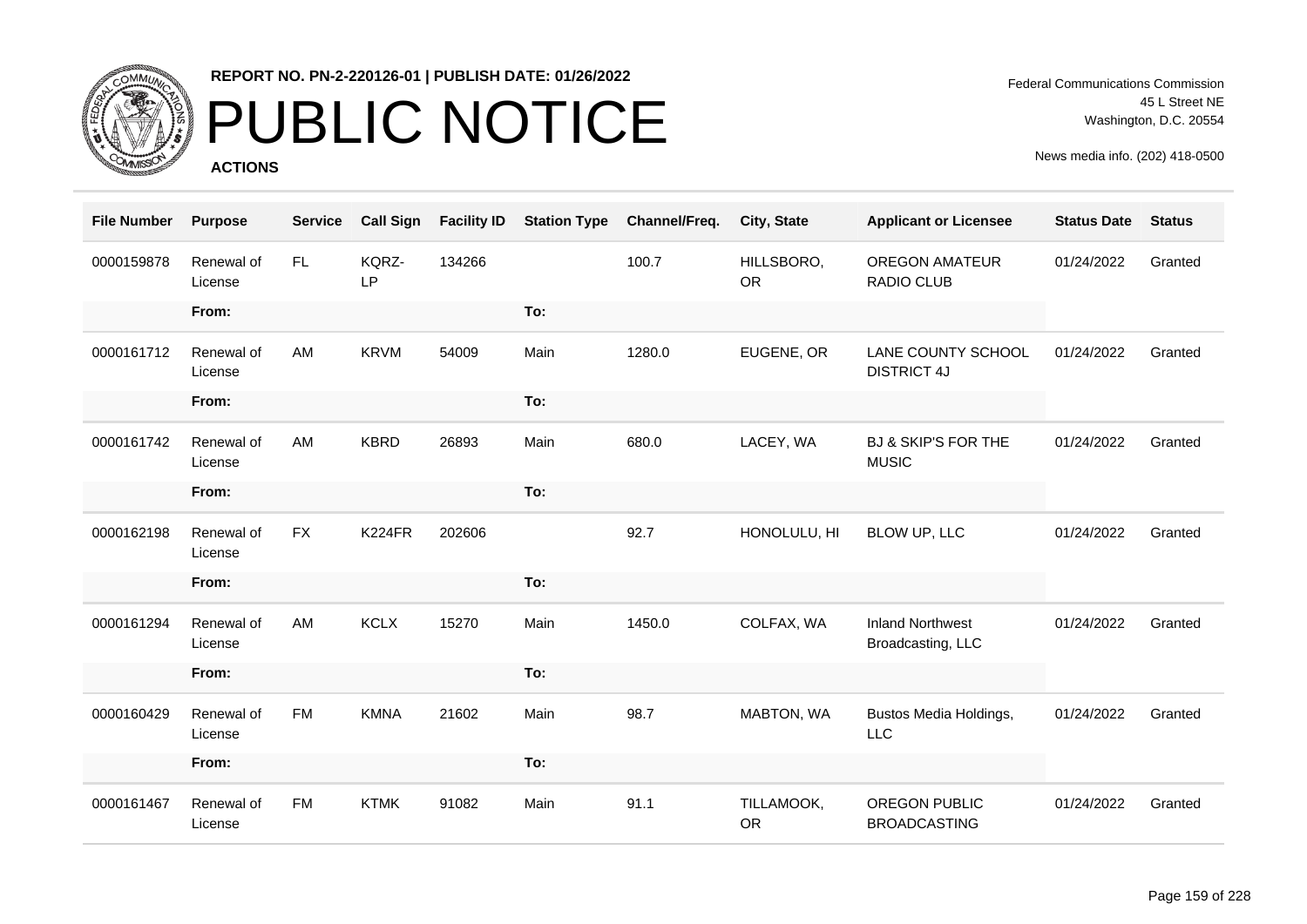**REPORT NO. PN-2-220126-01 | PUBLISH DATE: 01/26/2022**

# PUBLIC NOTICE

**ACTIONS**

Federal Communications Commission
45 L Street NE
Washington, D.C. 20554

News media info. (202) 418-0500

| File Number | Purpose | Service | Call Sign | Facility ID | Station Type | Channel/Freq. | City, State | Applicant or Licensee | Status Date | Status |
|---|---|---|---|---|---|---|---|---|---|---|
| 0000159878 | Renewal of License | FL | KQRZ-LP | 134266 | | 100.7 | HILLSBORO, OR | OREGON AMATEUR RADIO CLUB | 01/24/2022 | Granted |
| | From: | | | | To: | | | | | |
| 0000161712 | Renewal of License | AM | KRVM | 54009 | Main | 1280.0 | EUGENE, OR | LANE COUNTY SCHOOL DISTRICT 4J | 01/24/2022 | Granted |
| | From: | | | | To: | | | | | |
| 0000161742 | Renewal of License | AM | KBRD | 26893 | Main | 680.0 | LACEY, WA | BJ & SKIP'S FOR THE MUSIC | 01/24/2022 | Granted |
| | From: | | | | To: | | | | | |
| 0000162198 | Renewal of License | FX | K224FR | 202606 | | 92.7 | HONOLULU, HI | BLOW UP, LLC | 01/24/2022 | Granted |
| | From: | | | | To: | | | | | |
| 0000161294 | Renewal of License | AM | KCLX | 15270 | Main | 1450.0 | COLFAX, WA | Inland Northwest Broadcasting, LLC | 01/24/2022 | Granted |
| | From: | | | | To: | | | | | |
| 0000160429 | Renewal of License | FM | KMNA | 21602 | Main | 98.7 | MABTON, WA | Bustos Media Holdings, LLC | 01/24/2022 | Granted |
| | From: | | | | To: | | | | | |
| 0000161467 | Renewal of License | FM | KTMK | 91082 | Main | 91.1 | TILLAMOOK, OR | OREGON PUBLIC BROADCASTING | 01/24/2022 | Granted |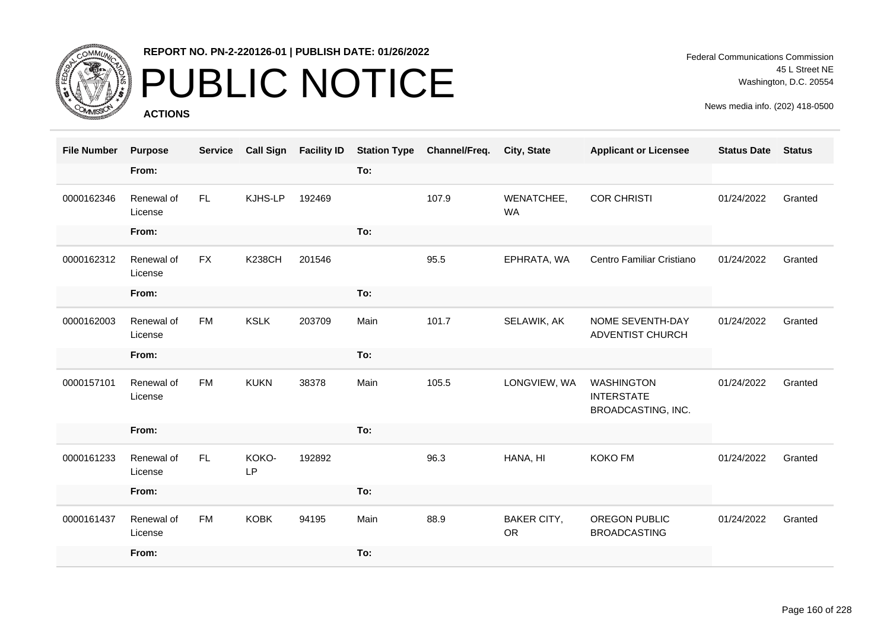REPORT NO. PN-2-220126-01 | PUBLISH DATE: 01/26/2022

# PUBLIC NOTICE

**ACTIONS**

Federal Communications Commission
45 L Street NE
Washington, D.C. 20554

News media info. (202) 418-0500

| File Number | Purpose | Service | Call Sign | Facility ID | Station Type | Channel/Freq. | City, State | Applicant or Licensee | Status Date | Status |
|---|---|---|---|---|---|---|---|---|---|---|
| | From: | | | | To: | | | | | |
| 0000162346 | Renewal of License | FL | KJHS-LP | 192469 | | 107.9 | WENATCHEE, WA | COR CHRISTI | 01/24/2022 | Granted |
| | From: | | | | To: | | | | | |
| 0000162312 | Renewal of License | FX | K238CH | 201546 | | 95.5 | EPHRATA, WA | Centro Familiar Cristiano | 01/24/2022 | Granted |
| | From: | | | | To: | | | | | |
| 0000162003 | Renewal of License | FM | KSLK | 203709 | Main | 101.7 | SELAWIK, AK | NOME SEVENTH-DAY ADVENTIST CHURCH | 01/24/2022 | Granted |
| | From: | | | | To: | | | | | |
| 0000157101 | Renewal of License | FM | KUKN | 38378 | Main | 105.5 | LONGVIEW, WA | WASHINGTON INTERSTATE BROADCASTING, INC. | 01/24/2022 | Granted |
| | From: | | | | To: | | | | | |
| 0000161233 | Renewal of License | FL | KOKO-LP | 192892 | | 96.3 | HANA, HI | KOKO FM | 01/24/2022 | Granted |
| | From: | | | | To: | | | | | |
| 0000161437 | Renewal of License | FM | KOBK | 94195 | Main | 88.9 | BAKER CITY, OR | OREGON PUBLIC BROADCASTING | 01/24/2022 | Granted |
| | From: | | | | To: | | | | | |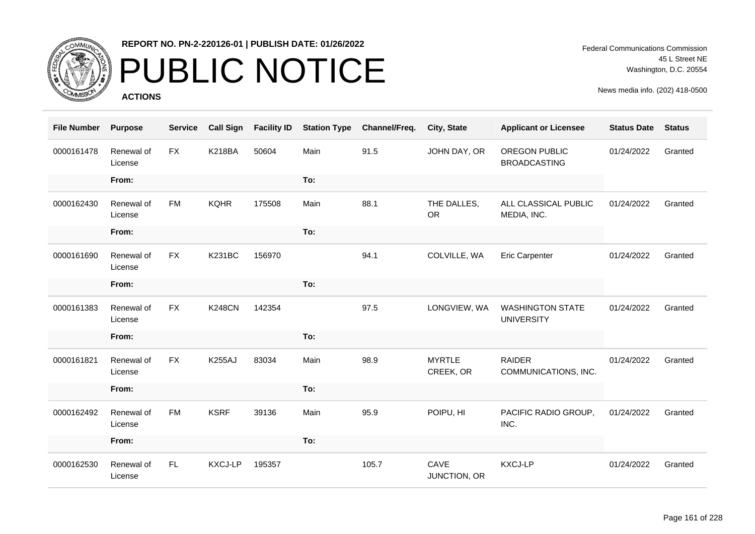REPORT NO. PN-2-220126-01 | PUBLISH DATE: 01/26/2022

# PUBLIC NOTICE

**ACTIONS**

Federal Communications Commission
45 L Street NE
Washington, D.C. 20554

News media info. (202) 418-0500

| File Number | Purpose | Service | Call Sign | Facility ID | Station Type | Channel/Freq. | City, State | Applicant or Licensee | Status Date | Status |
|---|---|---|---|---|---|---|---|---|---|---|
| 0000161478 | Renewal of License | FX | K218BA | 50604 | Main | 91.5 | JOHN DAY, OR | OREGON PUBLIC BROADCASTING | 01/24/2022 | Granted |
| | From: | | | | To: | | | | | |
| 0000162430 | Renewal of License | FM | KQHR | 175508 | Main | 88.1 | THE DALLES, OR | ALL CLASSICAL PUBLIC MEDIA, INC. | 01/24/2022 | Granted |
| | From: | | | | To: | | | | | |
| 0000161690 | Renewal of License | FX | K231BC | 156970 | | 94.1 | COLVILLE, WA | Eric Carpenter | 01/24/2022 | Granted |
| | From: | | | | To: | | | | | |
| 0000161383 | Renewal of License | FX | K248CN | 142354 | | 97.5 | LONGVIEW, WA | WASHINGTON STATE UNIVERSITY | 01/24/2022 | Granted |
| | From: | | | | To: | | | | | |
| 0000161821 | Renewal of License | FX | K255AJ | 83034 | Main | 98.9 | MYRTLE CREEK, OR | RAIDER COMMUNICATIONS, INC. | 01/24/2022 | Granted |
| | From: | | | | To: | | | | | |
| 0000162492 | Renewal of License | FM | KSRF | 39136 | Main | 95.9 | POIPU, HI | PACIFIC RADIO GROUP, INC. | 01/24/2022 | Granted |
| | From: | | | | To: | | | | | |
| 0000162530 | Renewal of License | FL | KXCJ-LP | 195357 | | 105.7 | CAVE JUNCTION, OR | KXCJ-LP | 01/24/2022 | Granted |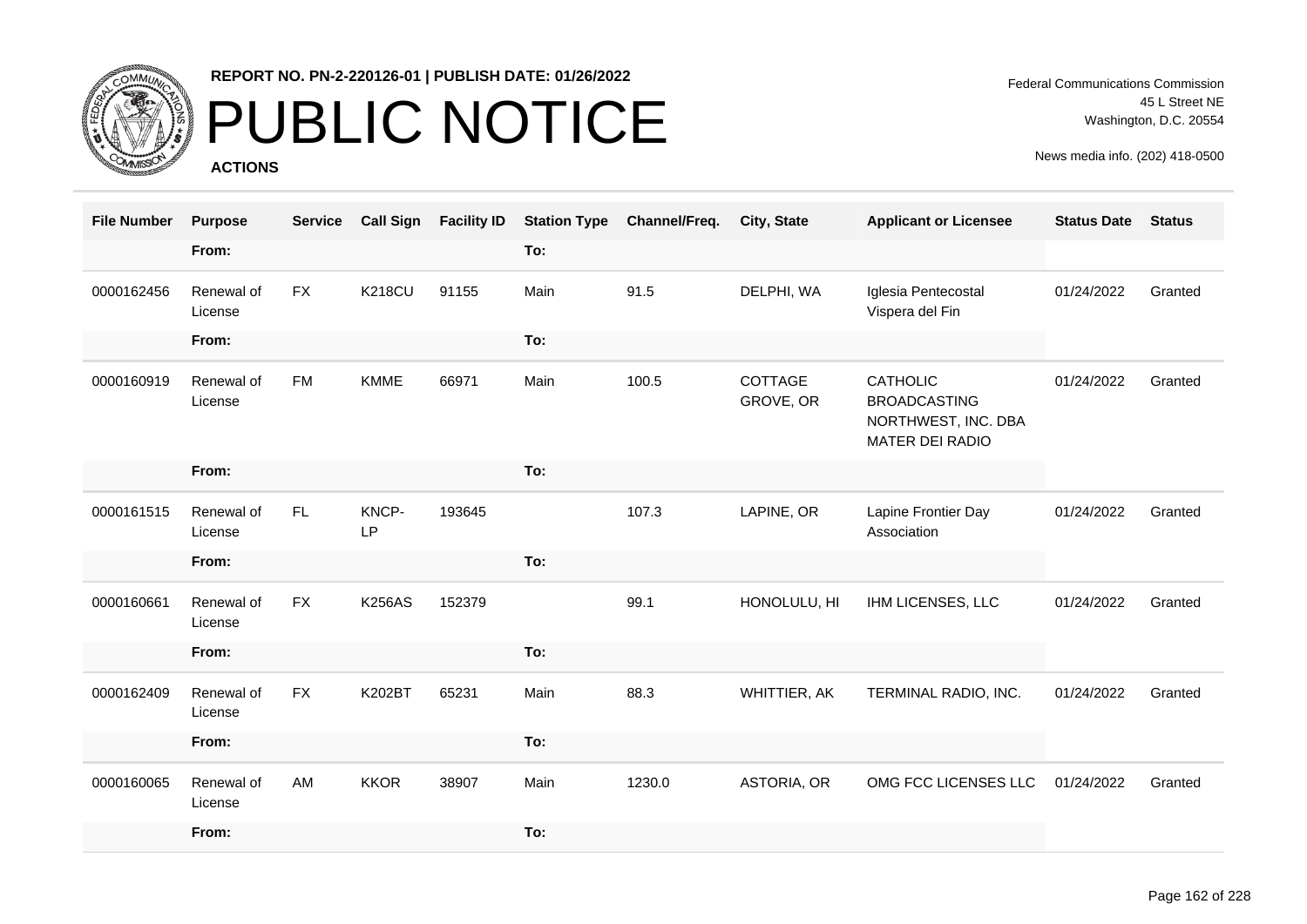**REPORT NO. PN-2-220126-01 | PUBLISH DATE: 01/26/2022**

# PUBLIC NOTICE

**ACTIONS**

Federal Communications Commission
45 L Street NE
Washington, D.C. 20554

News media info. (202) 418-0500

| File Number | Purpose | Service | Call Sign | Facility ID | Station Type | Channel/Freq. | City, State | Applicant or Licensee | Status Date | Status |
|---|---|---|---|---|---|---|---|---|---|---|
| | From: | | | | To: | | | | | |
| 0000162456 | Renewal of License | FX | K218CU | 91155 | Main | 91.5 | DELPHI, WA | Iglesia Pentecostal Vispera del Fin | 01/24/2022 | Granted |
| | From: | | | | To: | | | | | |
| 0000160919 | Renewal of License | FM | KMME | 66971 | Main | 100.5 | COTTAGE GROVE, OR | CATHOLIC BROADCASTING NORTHWEST, INC. DBA MATER DEI RADIO | 01/24/2022 | Granted |
| | From: | | | | To: | | | | | |
| 0000161515 | Renewal of License | FL | KNCP-LP | 193645 | | 107.3 | LAPINE, OR | Lapine Frontier Day Association | 01/24/2022 | Granted |
| | From: | | | | To: | | | | | |
| 0000160661 | Renewal of License | FX | K256AS | 152379 | | 99.1 | HONOLULU, HI | IHM LICENSES, LLC | 01/24/2022 | Granted |
| | From: | | | | To: | | | | | |
| 0000162409 | Renewal of License | FX | K202BT | 65231 | Main | 88.3 | WHITTIER, AK | TERMINAL RADIO, INC. | 01/24/2022 | Granted |
| | From: | | | | To: | | | | | |
| 0000160065 | Renewal of License | AM | KKOR | 38907 | Main | 1230.0 | ASTORIA, OR | OMG FCC LICENSES LLC | 01/24/2022 | Granted |
| | From: | | | | To: | | | | | |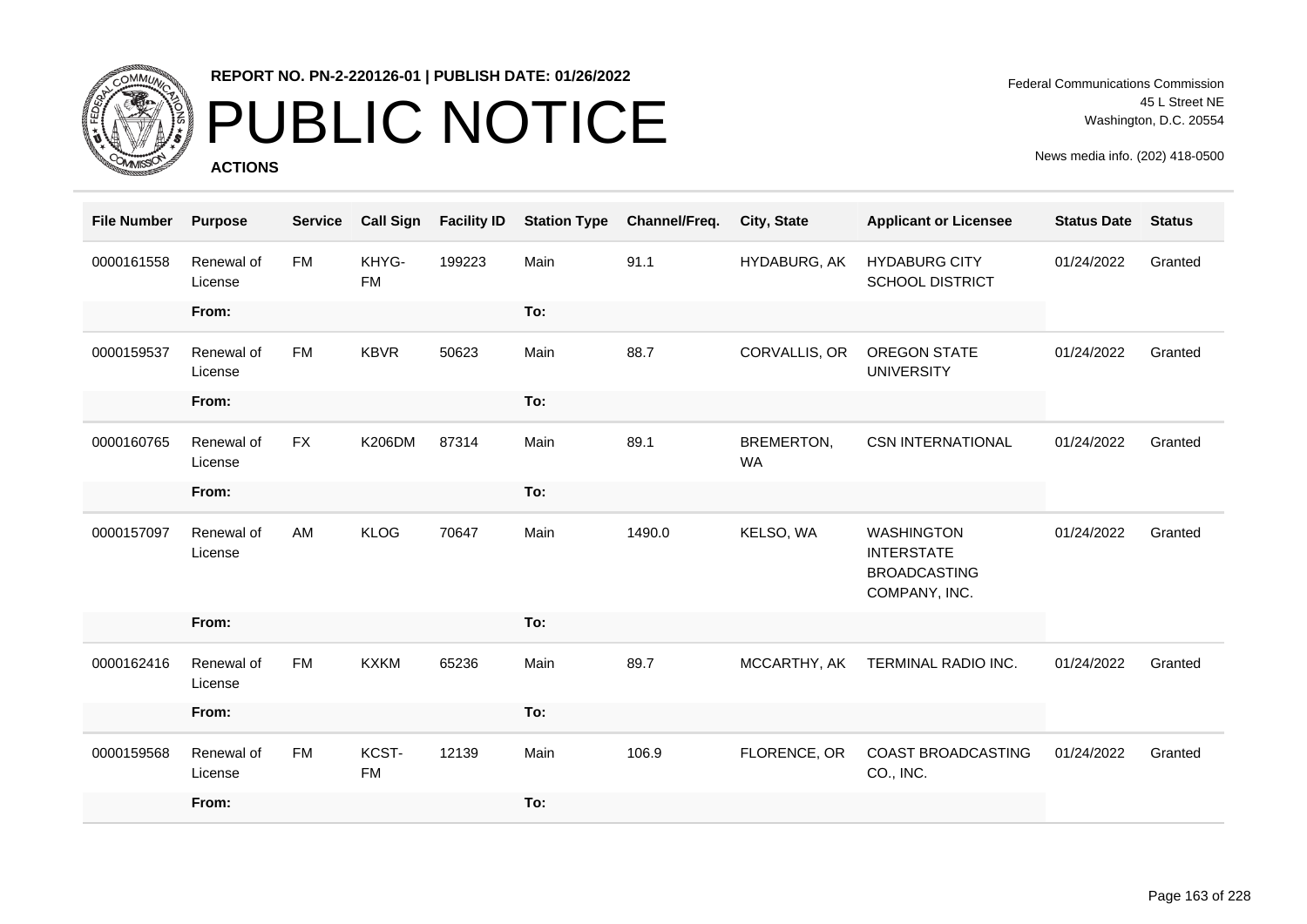**REPORT NO. PN-2-220126-01 | PUBLISH DATE: 01/26/2022**

# PUBLIC NOTICE

**ACTIONS**

Federal Communications Commission
45 L Street NE
Washington, D.C. 20554

News media info. (202) 418-0500

| File Number | Purpose | Service | Call Sign | Facility ID | Station Type | Channel/Freq. | City, State | Applicant or Licensee | Status Date | Status |
|---|---|---|---|---|---|---|---|---|---|---|
| 0000161558 | Renewal of License | FM | KHYG-FM | 199223 | Main | 91.1 | HYDABURG, AK | HYDABURG CITY SCHOOL DISTRICT | 01/24/2022 | Granted |
| | From: | | | | To: | | | | | |
| 0000159537 | Renewal of License | FM | KBVR | 50623 | Main | 88.7 | CORVALLIS, OR | OREGON STATE UNIVERSITY | 01/24/2022 | Granted |
| | From: | | | | To: | | | | | |
| 0000160765 | Renewal of License | FX | K206DM | 87314 | Main | 89.1 | BREMERTON, WA | CSN INTERNATIONAL | 01/24/2022 | Granted |
| | From: | | | | To: | | | | | |
| 0000157097 | Renewal of License | AM | KLOG | 70647 | Main | 1490.0 | KELSO, WA | WASHINGTON INTERSTATE BROADCASTING COMPANY, INC. | 01/24/2022 | Granted |
| | From: | | | | To: | | | | | |
| 0000162416 | Renewal of License | FM | KXKM | 65236 | Main | 89.7 | MCCARTHY, AK | TERMINAL RADIO INC. | 01/24/2022 | Granted |
| | From: | | | | To: | | | | | |
| 0000159568 | Renewal of License | FM | KCST-FM | 12139 | Main | 106.9 | FLORENCE, OR | COAST BROADCASTING CO., INC. | 01/24/2022 | Granted |
| | From: | | | | To: | | | | | |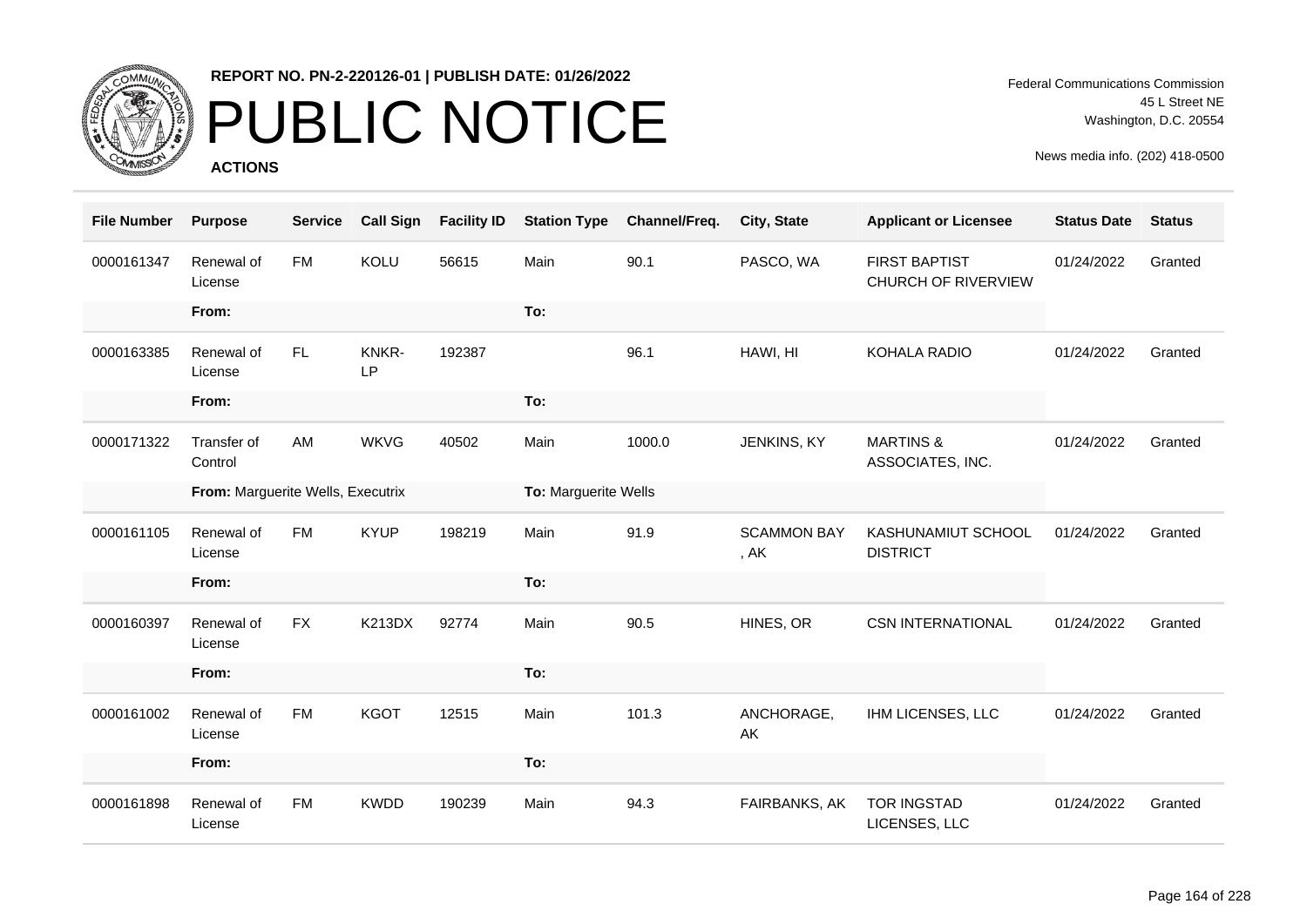**REPORT NO. PN-2-220126-01 | PUBLISH DATE: 01/26/2022**

# PUBLIC NOTICE

**ACTIONS**

Federal Communications Commission
45 L Street NE
Washington, D.C. 20554

News media info. (202) 418-0500

| File Number | Purpose | Service | Call Sign | Facility ID | Station Type | Channel/Freq. | City, State | Applicant or Licensee | Status Date | Status |
|---|---|---|---|---|---|---|---|---|---|---|
| 0000161347 | Renewal of License | FM | KOLU | 56615 | Main | 90.1 | PASCO, WA | FIRST BAPTIST CHURCH OF RIVERVIEW | 01/24/2022 | Granted |
| | **From:** | | | | **To:** | | | | | |
| 0000163385 | Renewal of License | FL | KNKR-LP | 192387 | | 96.1 | HAWI, HI | KOHALA RADIO | 01/24/2022 | Granted |
| | **From:** | | | | **To:** | | | | | |
| 0000171322 | Transfer of Control | AM | WKVG | 40502 | Main | 1000.0 | JENKINS, KY | MARTINS & ASSOCIATES, INC. | 01/24/2022 | Granted |
| | **From:** Marguerite Wells, Executrix | | | | **To:** Marguerite Wells | | | | | |
| 0000161105 | Renewal of License | FM | KYUP | 198219 | Main | 91.9 | SCAMMON BAY, AK | KASHUNAMIUT SCHOOL DISTRICT | 01/24/2022 | Granted |
| | **From:** | | | | **To:** | | | | | |
| 0000160397 | Renewal of License | FX | K213DX | 92774 | Main | 90.5 | HINES, OR | CSN INTERNATIONAL | 01/24/2022 | Granted |
| | **From:** | | | | **To:** | | | | | |
| 0000161002 | Renewal of License | FM | KGOT | 12515 | Main | 101.3 | ANCHORAGE, AK | IHM LICENSES, LLC | 01/24/2022 | Granted |
| | **From:** | | | | **To:** | | | | | |
| 0000161898 | Renewal of License | FM | KWDD | 190239 | Main | 94.3 | FAIRBANKS, AK | TOR INGSTAD LICENSES, LLC | 01/24/2022 | Granted |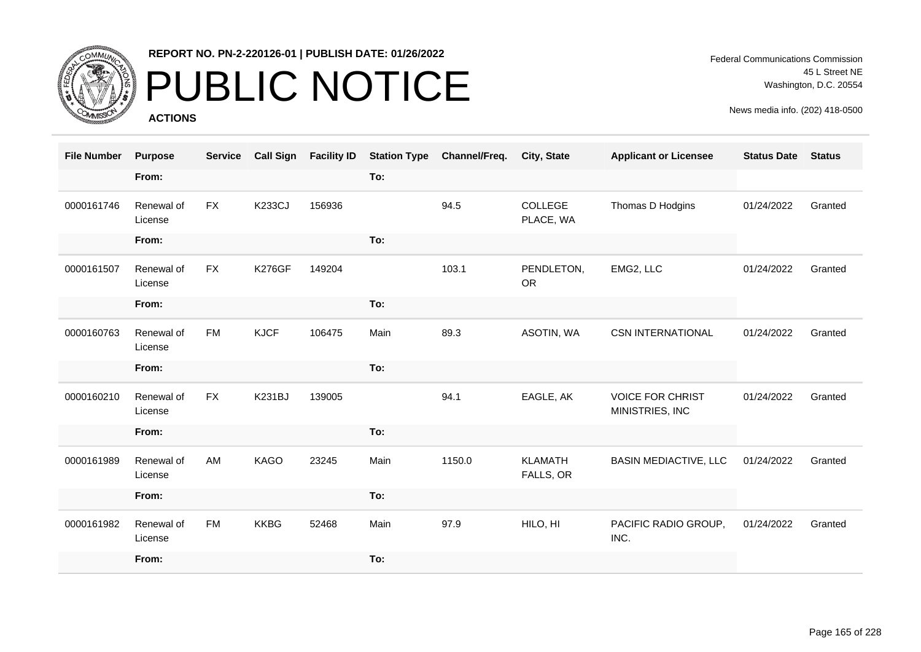**REPORT NO. PN-2-220126-01 | PUBLISH DATE: 01/26/2022**

# PUBLIC NOTICE

**ACTIONS**

Federal Communications Commission
45 L Street NE
Washington, D.C. 20554

News media info. (202) 418-0500

| File Number | Purpose | Service | Call Sign | Facility ID | Station Type | Channel/Freq. | City, State | Applicant or Licensee | Status Date | Status |
|---|---|---|---|---|---|---|---|---|---|---|
| | From: | | | | To: | | | | | |
| 0000161746 | Renewal of License | FX | K233CJ | 156936 | | 94.5 | COLLEGE PLACE, WA | Thomas D Hodgins | 01/24/2022 | Granted |
| | From: | | | | To: | | | | | |
| 0000161507 | Renewal of License | FX | K276GF | 149204 | | 103.1 | PENDLETON, OR | EMG2, LLC | 01/24/2022 | Granted |
| | From: | | | | To: | | | | | |
| 0000160763 | Renewal of License | FM | KJCF | 106475 | Main | 89.3 | ASOTIN, WA | CSN INTERNATIONAL | 01/24/2022 | Granted |
| | From: | | | | To: | | | | | |
| 0000160210 | Renewal of License | FX | K231BJ | 139005 | | 94.1 | EAGLE, AK | VOICE FOR CHRIST MINISTRIES, INC | 01/24/2022 | Granted |
| | From: | | | | To: | | | | | |
| 0000161989 | Renewal of License | AM | KAGO | 23245 | Main | 1150.0 | KLAMATH FALLS, OR | BASIN MEDIACTIVE, LLC | 01/24/2022 | Granted |
| | From: | | | | To: | | | | | |
| 0000161982 | Renewal of License | FM | KKBG | 52468 | Main | 97.9 | HILO, HI | PACIFIC RADIO GROUP, INC. | 01/24/2022 | Granted |
| | From: | | | | To: | | | | | |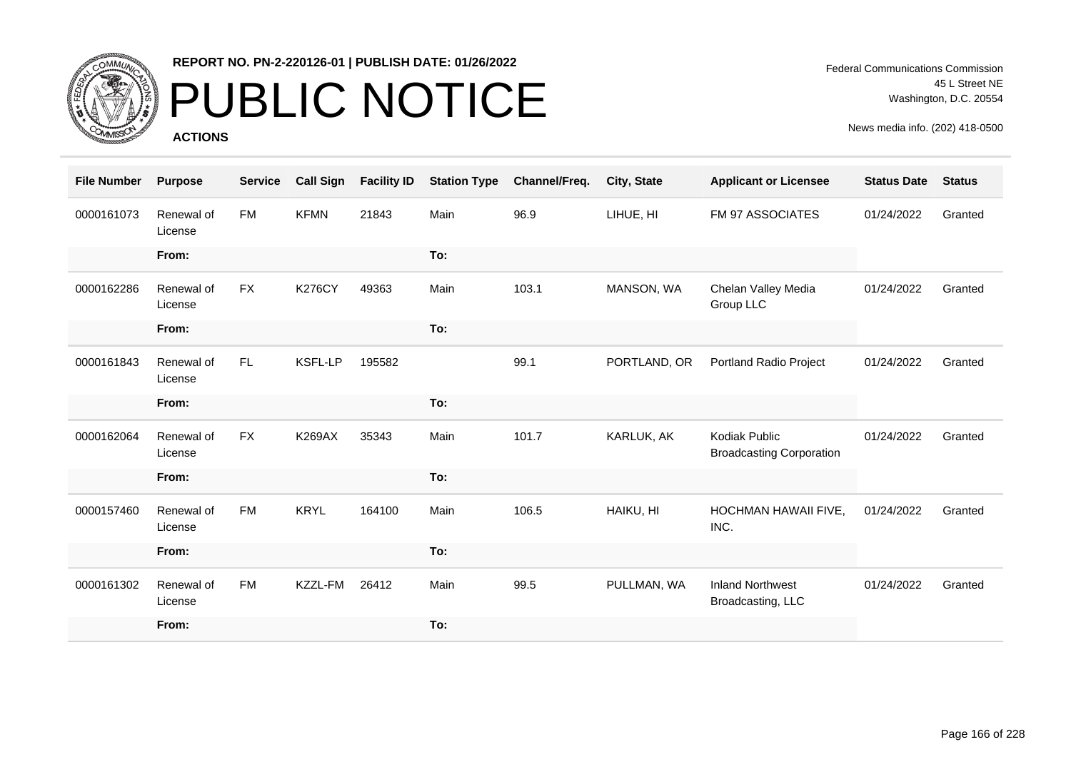**REPORT NO. PN-2-220126-01 | PUBLISH DATE: 01/26/2022**

# PUBLIC NOTICE

**ACTIONS**

Federal Communications Commission
45 L Street NE
Washington, D.C. 20554

News media info. (202) 418-0500

| File Number | Purpose | Service | Call Sign | Facility ID | Station Type | Channel/Freq. | City, State | Applicant or Licensee | Status Date | Status |
|---|---|---|---|---|---|---|---|---|---|---|
| 0000161073 | Renewal of License | FM | KFMN | 21843 | Main | 96.9 | LIHUE, HI | FM 97 ASSOCIATES | 01/24/2022 | Granted |
| | From: | | | | To: | | | | | |
| 0000162286 | Renewal of License | FX | K276CY | 49363 | Main | 103.1 | MANSON, WA | Chelan Valley Media Group LLC | 01/24/2022 | Granted |
| | From: | | | | To: | | | | | |
| 0000161843 | Renewal of License | FL | KSFL-LP | 195582 | | 99.1 | PORTLAND, OR | Portland Radio Project | 01/24/2022 | Granted |
| | From: | | | | To: | | | | | |
| 0000162064 | Renewal of License | FX | K269AX | 35343 | Main | 101.7 | KARLUK, AK | Kodiak Public Broadcasting Corporation | 01/24/2022 | Granted |
| | From: | | | | To: | | | | | |
| 0000157460 | Renewal of License | FM | KRYL | 164100 | Main | 106.5 | HAIKU, HI | HOCHMAN HAWAII FIVE, INC. | 01/24/2022 | Granted |
| | From: | | | | To: | | | | | |
| 0000161302 | Renewal of License | FM | KZZL-FM | 26412 | Main | 99.5 | PULLMAN, WA | Inland Northwest Broadcasting, LLC | 01/24/2022 | Granted |
| | From: | | | | To: | | | | | |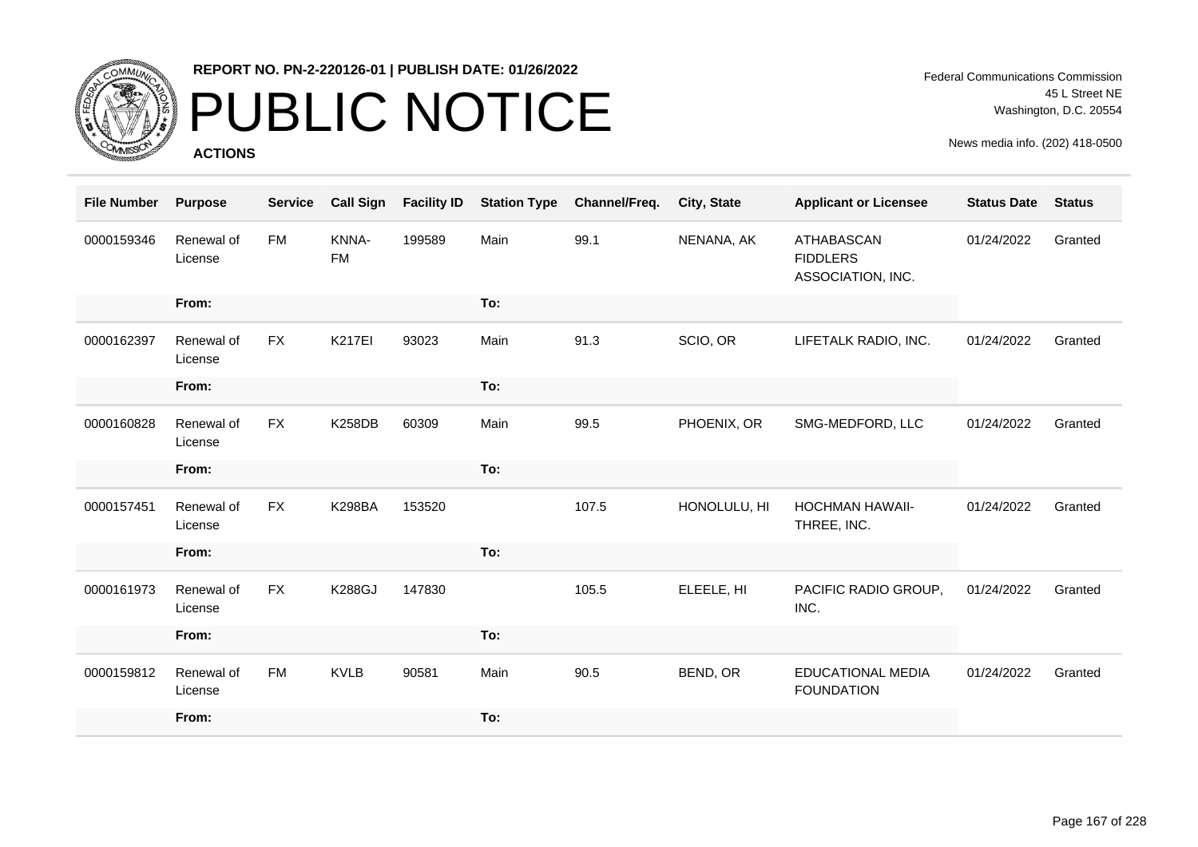**REPORT NO. PN-2-220126-01 | PUBLISH DATE: 01/26/2022**

# PUBLIC NOTICE

**ACTIONS**

Federal Communications Commission
45 L Street NE
Washington, D.C. 20554

News media info. (202) 418-0500

| File Number | Purpose | Service | Call Sign | Facility ID | Station Type | Channel/Freq. | City, State | Applicant or Licensee | Status Date | Status |
|---|---|---|---|---|---|---|---|---|---|---|
| 0000159346 | Renewal of License | FM | KNNA-FM | 199589 | Main | 99.1 | NENANA, AK | ATHABASCAN FIDDLERS ASSOCIATION, INC. | 01/24/2022 | Granted |
| | From: | | | | To: | | | | | |
| 0000162397 | Renewal of License | FX | K217EI | 93023 | Main | 91.3 | SCIO, OR | LIFETALK RADIO, INC. | 01/24/2022 | Granted |
| | From: | | | | To: | | | | | |
| 0000160828 | Renewal of License | FX | K258DB | 60309 | Main | 99.5 | PHOENIX, OR | SMG-MEDFORD, LLC | 01/24/2022 | Granted |
| | From: | | | | To: | | | | | |
| 0000157451 | Renewal of License | FX | K298BA | 153520 | | 107.5 | HONOLULU, HI | HOCHMAN HAWAII-THREE, INC. | 01/24/2022 | Granted |
| | From: | | | | To: | | | | | |
| 0000161973 | Renewal of License | FX | K288GJ | 147830 | | 105.5 | ELEELE, HI | PACIFIC RADIO GROUP, INC. | 01/24/2022 | Granted |
| | From: | | | | To: | | | | | |
| 0000159812 | Renewal of License | FM | KVLB | 90581 | Main | 90.5 | BEND, OR | EDUCATIONAL MEDIA FOUNDATION | 01/24/2022 | Granted |
| | From: | | | | To: | | | | | |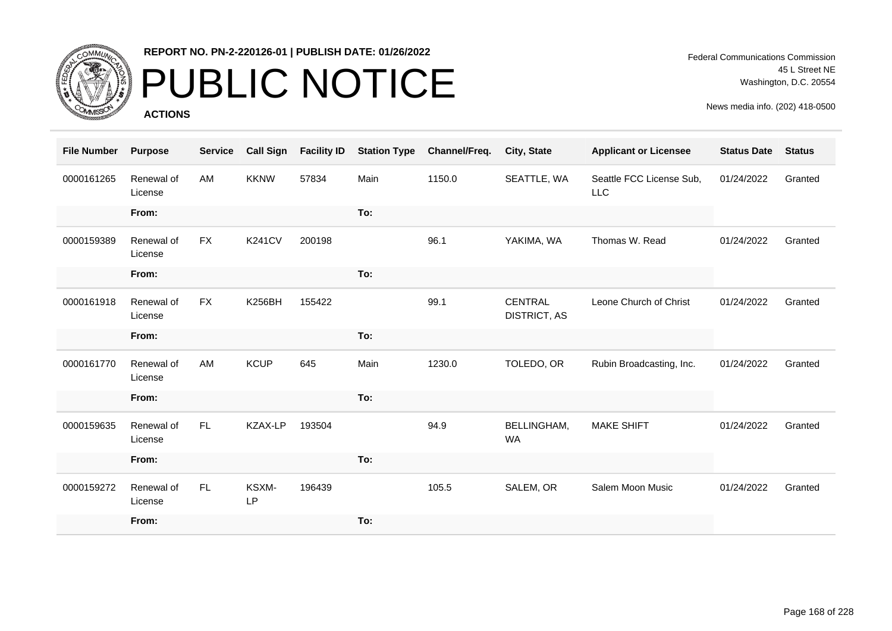REPORT NO. PN-2-220126-01 | PUBLISH DATE: 01/26/2022

# PUBLIC NOTICE

**ACTIONS**

Federal Communications Commission
45 L Street NE
Washington, D.C. 20554

News media info. (202) 418-0500

| File Number | Purpose | Service | Call Sign | Facility ID | Station Type | Channel/Freq. | City, State | Applicant or Licensee | Status Date | Status |
|---|---|---|---|---|---|---|---|---|---|---|
| 0000161265 | Renewal of License | AM | KKNW | 57834 | Main | 1150.0 | SEATTLE, WA | Seattle FCC License Sub, LLC | 01/24/2022 | Granted |
| | **From:** | | | | **To:** | | | | | |
| 0000159389 | Renewal of License | FX | K241CV | 200198 | | 96.1 | YAKIMA, WA | Thomas W. Read | 01/24/2022 | Granted |
| | **From:** | | | | **To:** | | | | | |
| 0000161918 | Renewal of License | FX | K256BH | 155422 | | 99.1 | CENTRAL DISTRICT, AS | Leone Church of Christ | 01/24/2022 | Granted |
| | **From:** | | | | **To:** | | | | | |
| 0000161770 | Renewal of License | AM | KCUP | 645 | Main | 1230.0 | TOLEDO, OR | Rubin Broadcasting, Inc. | 01/24/2022 | Granted |
| | **From:** | | | | **To:** | | | | | |
| 0000159635 | Renewal of License | FL | KZAX-LP | 193504 | | 94.9 | BELLINGHAM, WA | MAKE SHIFT | 01/24/2022 | Granted |
| | **From:** | | | | **To:** | | | | | |
| 0000159272 | Renewal of License | FL | KSXM-LP | 196439 | | 105.5 | SALEM, OR | Salem Moon Music | 01/24/2022 | Granted |
| | **From:** | | | | **To:** | | | | | |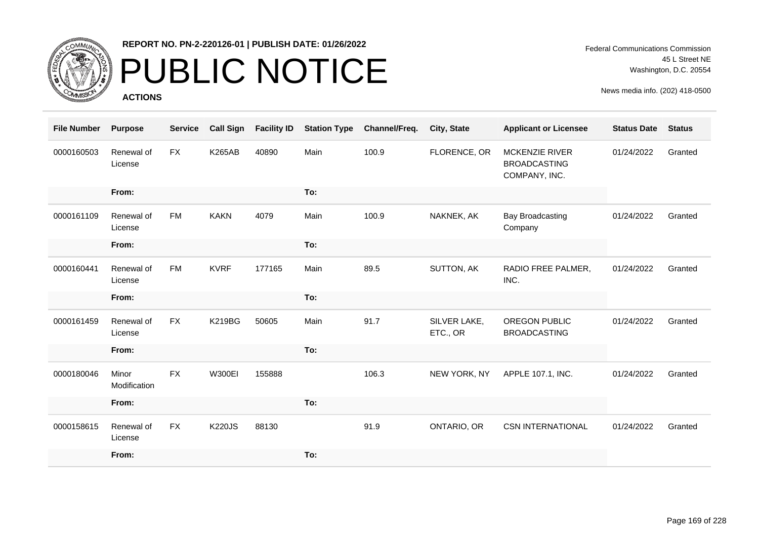**REPORT NO. PN-2-220126-01 | PUBLISH DATE: 01/26/2022**

# PUBLIC NOTICE

**ACTIONS**

Federal Communications Commission
45 L Street NE
Washington, D.C. 20554

News media info. (202) 418-0500

| File Number | Purpose | Service | Call Sign | Facility ID | Station Type | Channel/Freq. | City, State | Applicant or Licensee | Status Date | Status |
|---|---|---|---|---|---|---|---|---|---|---|
| 0000160503 | Renewal of License | FX | K265AB | 40890 | Main | 100.9 | FLORENCE, OR | MCKENZIE RIVER BROADCASTING COMPANY, INC. | 01/24/2022 | Granted |
| | From: | | | | To: | | | | | |
| 0000161109 | Renewal of License | FM | KAKN | 4079 | Main | 100.9 | NAKNEK, AK | Bay Broadcasting Company | 01/24/2022 | Granted |
| | From: | | | | To: | | | | | |
| 0000160441 | Renewal of License | FM | KVRF | 177165 | Main | 89.5 | SUTTON, AK | RADIO FREE PALMER, INC. | 01/24/2022 | Granted |
| | From: | | | | To: | | | | | |
| 0000161459 | Renewal of License | FX | K219BG | 50605 | Main | 91.7 | SILVER LAKE, ETC., OR | OREGON PUBLIC BROADCASTING | 01/24/2022 | Granted |
| | From: | | | | To: | | | | | |
| 0000180046 | Minor Modification | FX | W300EI | 155888 | | 106.3 | NEW YORK, NY | APPLE 107.1, INC. | 01/24/2022 | Granted |
| | From: | | | | To: | | | | | |
| 0000158615 | Renewal of License | FX | K220JS | 88130 | | 91.9 | ONTARIO, OR | CSN INTERNATIONAL | 01/24/2022 | Granted |
| | From: | | | | To: | | | | | |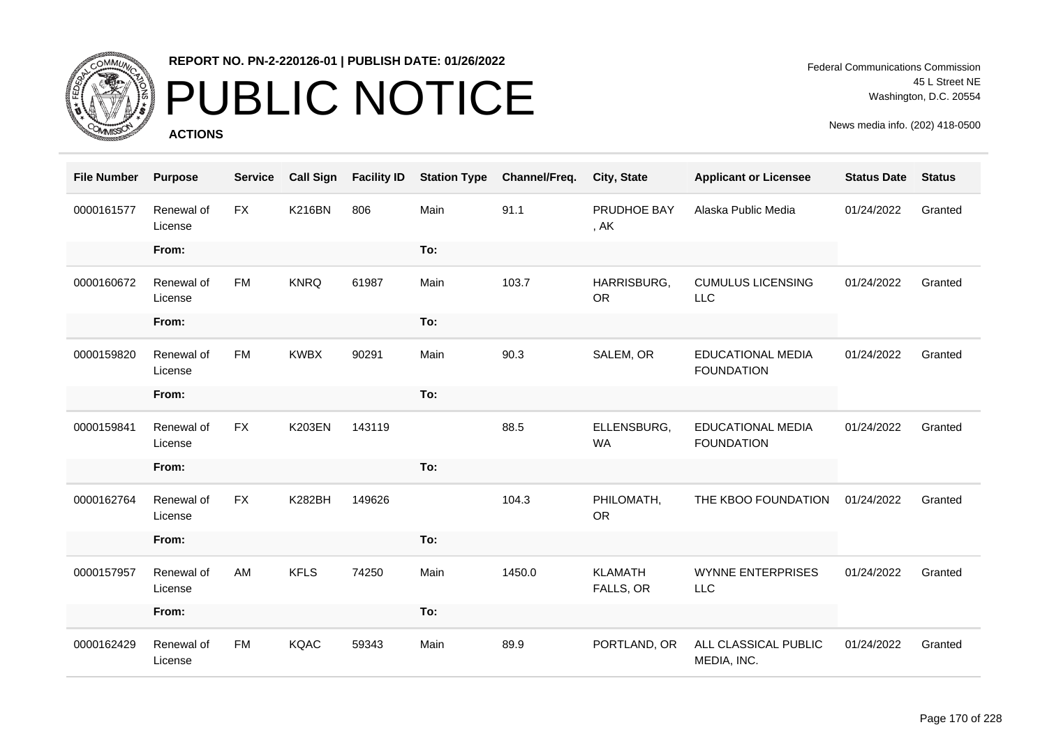**REPORT NO. PN-2-220126-01 | PUBLISH DATE: 01/26/2022**

# PUBLIC NOTICE

**ACTIONS**

Federal Communications Commission
45 L Street NE
Washington, D.C. 20554

News media info. (202) 418-0500

| File Number | Purpose | Service | Call Sign | Facility ID | Station Type | Channel/Freq. | City, State | Applicant or Licensee | Status Date | Status |
|---|---|---|---|---|---|---|---|---|---|---|
| 0000161577 | Renewal of License | FX | K216BN | 806 | Main | 91.1 | PRUDHOE BAY , AK | Alaska Public Media | 01/24/2022 | Granted |
| | From: | | | | To: | | | | | |
| 0000160672 | Renewal of License | FM | KNRQ | 61987 | Main | 103.7 | HARRISBURG, OR | CUMULUS LICENSING LLC | 01/24/2022 | Granted |
| | From: | | | | To: | | | | | |
| 0000159820 | Renewal of License | FM | KWBX | 90291 | Main | 90.3 | SALEM, OR | EDUCATIONAL MEDIA FOUNDATION | 01/24/2022 | Granted |
| | From: | | | | To: | | | | | |
| 0000159841 | Renewal of License | FX | K203EN | 143119 | | 88.5 | ELLENSBURG, WA | EDUCATIONAL MEDIA FOUNDATION | 01/24/2022 | Granted |
| | From: | | | | To: | | | | | |
| 0000162764 | Renewal of License | FX | K282BH | 149626 | | 104.3 | PHILOMATH, OR | THE KBOO FOUNDATION | 01/24/2022 | Granted |
| | From: | | | | To: | | | | | |
| 0000157957 | Renewal of License | AM | KFLS | 74250 | Main | 1450.0 | KLAMATH FALLS, OR | WYNNE ENTERPRISES LLC | 01/24/2022 | Granted |
| | From: | | | | To: | | | | | |
| 0000162429 | Renewal of License | FM | KQAC | 59343 | Main | 89.9 | PORTLAND, OR | ALL CLASSICAL PUBLIC MEDIA, INC. | 01/24/2022 | Granted |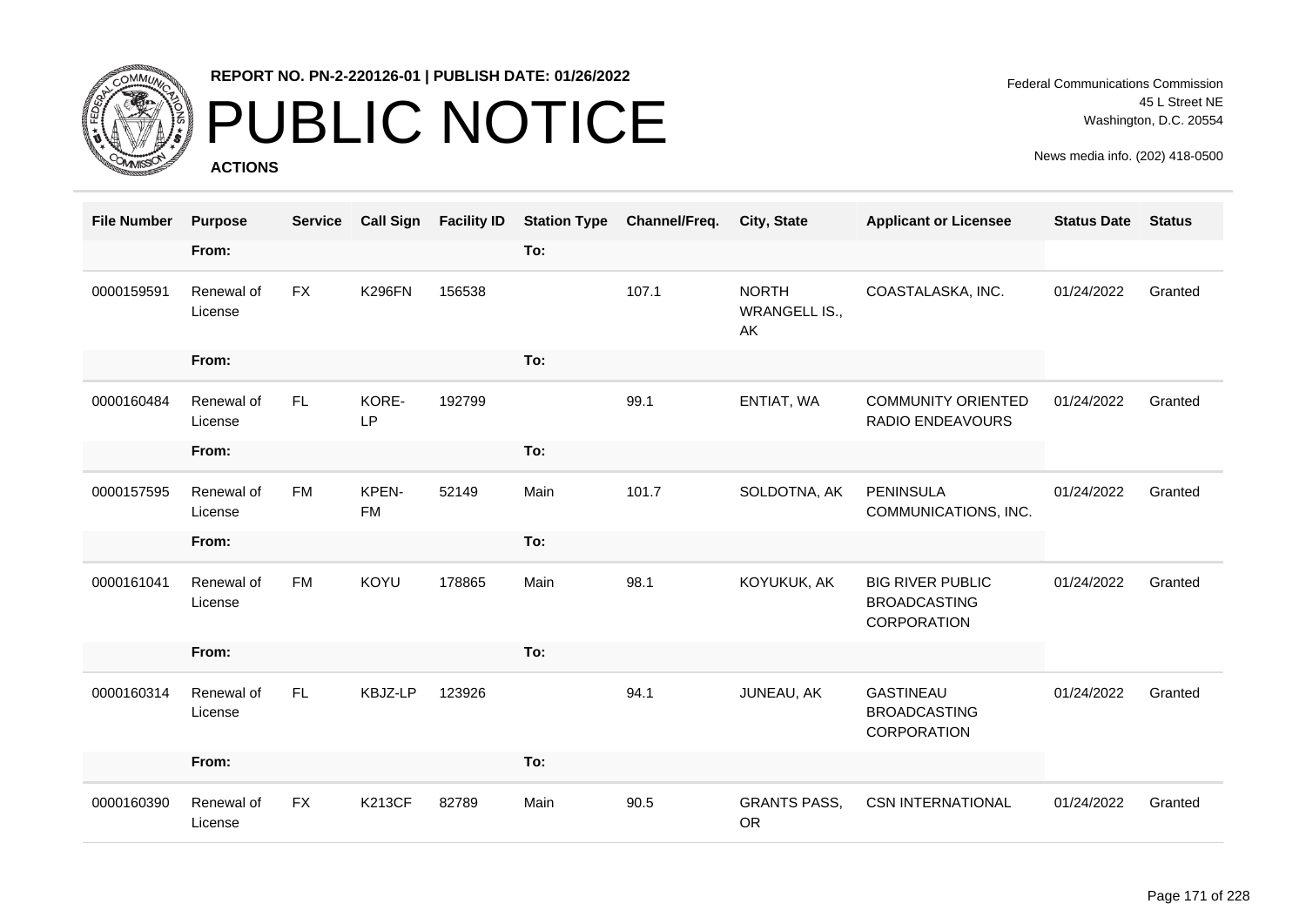# PUBLIC NOTICE

**REPORT NO. PN-2-220126-01 | PUBLISH DATE: 01/26/2022**

**ACTIONS**

Federal Communications Commission
45 L Street NE
Washington, D.C. 20554

News media info. (202) 418-0500

| File Number | Purpose | Service | Call Sign | Facility ID | Station Type | Channel/Freq. | City, State | Applicant or Licensee | Status Date | Status |
|---|---|---|---|---|---|---|---|---|---|---|
| | From: | | | | To: | | | | | |
| 0000159591 | Renewal of License | FX | K296FN | 156538 | | 107.1 | NORTH WRANGELL IS., AK | COASTALASKA, INC. | 01/24/2022 | Granted |
| | From: | | | | To: | | | | | |
| 0000160484 | Renewal of License | FL | KORE-LP | 192799 | | 99.1 | ENTIAT, WA | COMMUNITY ORIENTED RADIO ENDEAVOURS | 01/24/2022 | Granted |
| | From: | | | | To: | | | | | |
| 0000157595 | Renewal of License | FM | KPEN-FM | 52149 | Main | 101.7 | SOLDOTNA, AK | PENINSULA COMMUNICATIONS, INC. | 01/24/2022 | Granted |
| | From: | | | | To: | | | | | |
| 0000161041 | Renewal of License | FM | KOYU | 178865 | Main | 98.1 | KOYUKUK, AK | BIG RIVER PUBLIC BROADCASTING CORPORATION | 01/24/2022 | Granted |
| | From: | | | | To: | | | | | |
| 0000160314 | Renewal of License | FL | KBJZ-LP | 123926 | | 94.1 | JUNEAU, AK | GASTINEAU BROADCASTING CORPORATION | 01/24/2022 | Granted |
| | From: | | | | To: | | | | | |
| 0000160390 | Renewal of License | FX | K213CF | 82789 | Main | 90.5 | GRANTS PASS, OR | CSN INTERNATIONAL | 01/24/2022 | Granted |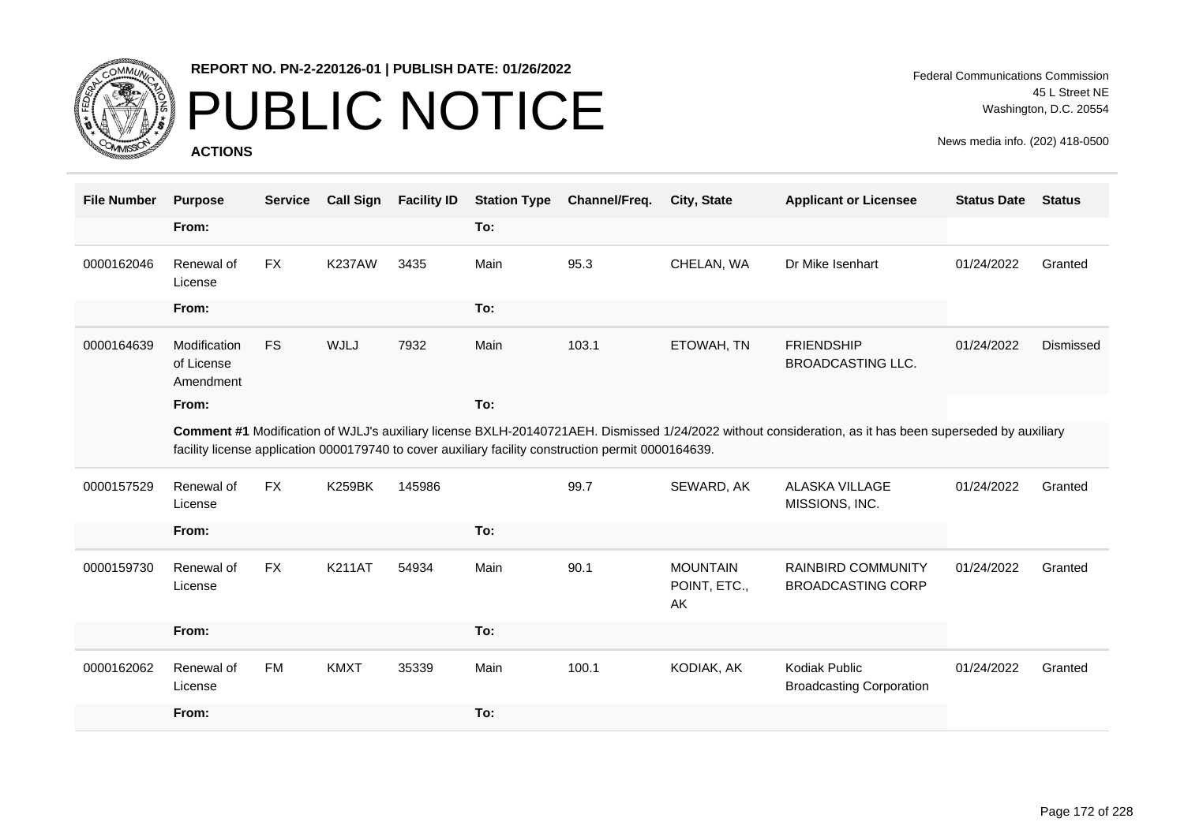REPORT NO. PN-2-220126-01 | PUBLISH DATE: 01/26/2022

# PUBLIC NOTICE

**ACTIONS**

Federal Communications Commission
45 L Street NE
Washington, D.C. 20554

News media info. (202) 418-0500

| File Number | Purpose | Service | Call Sign | Facility ID | Station Type | Channel/Freq. | City, State | Applicant or Licensee | Status Date | Status |
|---|---|---|---|---|---|---|---|---|---|---|
| | **From:** | | | | **To:** | | | | | |
| 0000162046 | Renewal of License | FX | K237AW | 3435 | Main | 95.3 | CHELAN, WA | Dr Mike Isenhart | 01/24/2022 | Granted |
| | **From:** | | | | **To:** | | | | | |
| 0000164639 | Modification of License Amendment | FS | WJLJ | 7932 | Main | 103.1 | ETOWAH, TN | FRIENDSHIP BROADCASTING LLC. | 01/24/2022 | Dismissed |
| | **From:** | | | | **To:** | | | | | |
| | **Comment #1** Modification of WJLJ's auxiliary license BXLH-20140721AEH. Dismissed 1/24/2022 without consideration, as it has been superseded by auxiliary facility license application 0000179740 to cover auxiliary facility construction permit 0000164639. | | | | | | | | | |
| 0000157529 | Renewal of License | FX | K259BK | 145986 | | 99.7 | SEWARD, AK | ALASKA VILLAGE MISSIONS, INC. | 01/24/2022 | Granted |
| | **From:** | | | | **To:** | | | | | |
| 0000159730 | Renewal of License | FX | K211AT | 54934 | Main | 90.1 | MOUNTAIN POINT, ETC., AK | RAINBIRD COMMUNITY BROADCASTING CORP | 01/24/2022 | Granted |
| | **From:** | | | | **To:** | | | | | |
| 0000162062 | Renewal of License | FM | KMXT | 35339 | Main | 100.1 | KODIAK, AK | Kodiak Public Broadcasting Corporation | 01/24/2022 | Granted |
| | **From:** | | | | **To:** | | | | | |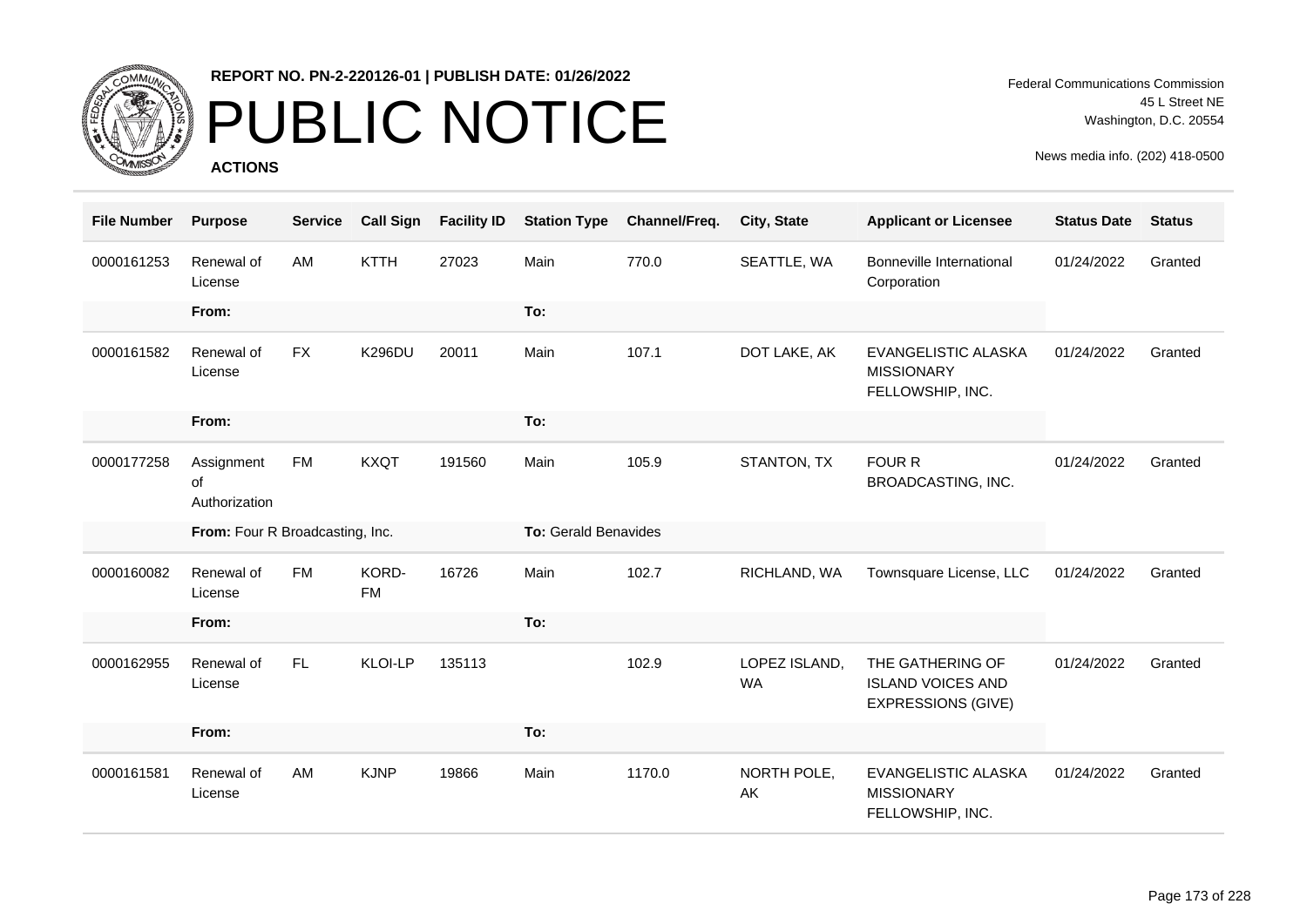**REPORT NO. PN-2-220126-01 | PUBLISH DATE: 01/26/2022**

# PUBLIC NOTICE

**ACTIONS**

Federal Communications Commission
45 L Street NE
Washington, D.C. 20554

News media info. (202) 418-0500

| File Number | Purpose | Service | Call Sign | Facility ID | Station Type | Channel/Freq. | City, State | Applicant or Licensee | Status Date | Status |
|---|---|---|---|---|---|---|---|---|---|---|
| 0000161253 | Renewal of License | AM | KTTH | 27023 | Main | 770.0 | SEATTLE, WA | Bonneville International Corporation | 01/24/2022 | Granted |
| | **From:** | | | | **To:** | | | | | |
| 0000161582 | Renewal of License | FX | K296DU | 20011 | Main | 107.1 | DOT LAKE, AK | EVANGELISTIC ALASKA MISSIONARY FELLOWSHIP, INC. | 01/24/2022 | Granted |
| | **From:** | | | | **To:** | | | | | |
| 0000177258 | Assignment of Authorization | FM | KXQT | 191560 | Main | 105.9 | STANTON, TX | FOUR R BROADCASTING, INC. | 01/24/2022 | Granted |
| | **From:** Four R Broadcasting, Inc. | | | | **To:** Gerald Benavides | | | | | |
| 0000160082 | Renewal of License | FM | KORD-FM | 16726 | Main | 102.7 | RICHLAND, WA | Townsquare License, LLC | 01/24/2022 | Granted |
| | **From:** | | | | **To:** | | | | | |
| 0000162955 | Renewal of License | FL | KLOI-LP | 135113 | | 102.9 | LOPEZ ISLAND, WA | THE GATHERING OF ISLAND VOICES AND EXPRESSIONS (GIVE) | 01/24/2022 | Granted |
| | **From:** | | | | **To:** | | | | | |
| 0000161581 | Renewal of License | AM | KJNP | 19866 | Main | 1170.0 | NORTH POLE, AK | EVANGELISTIC ALASKA MISSIONARY FELLOWSHIP, INC. | 01/24/2022 | Granted |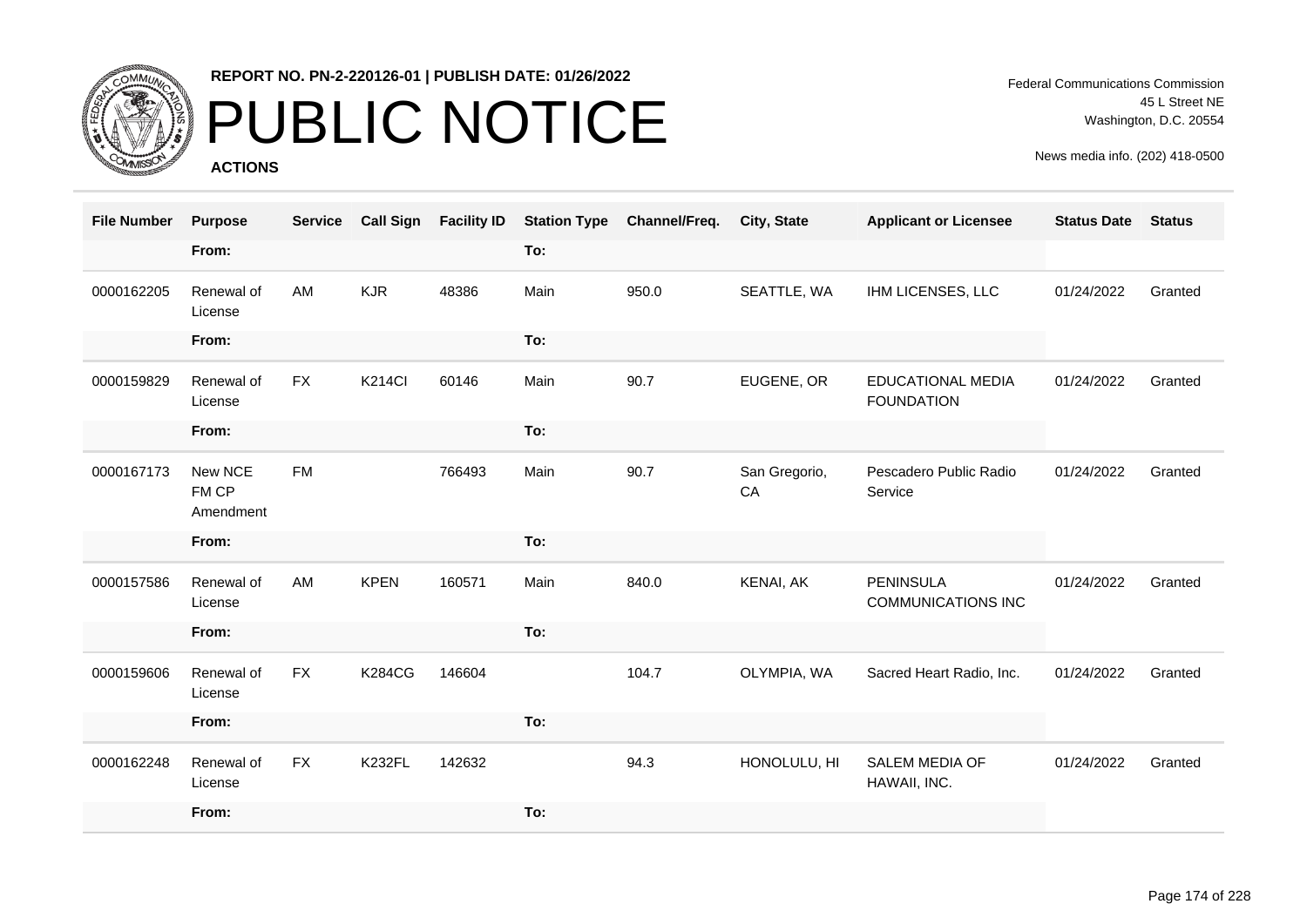**REPORT NO. PN-2-220126-01 | PUBLISH DATE: 01/26/2022**

# PUBLIC NOTICE

**ACTIONS**

Federal Communications Commission
45 L Street NE
Washington, D.C. 20554

News media info. (202) 418-0500

| File Number | Purpose | Service | Call Sign | Facility ID | Station Type | Channel/Freq. | City, State | Applicant or Licensee | Status Date | Status |
|---|---|---|---|---|---|---|---|---|---|---|
| | From: | | | | To: | | | | | |
| 0000162205 | Renewal of License | AM | KJR | 48386 | Main | 950.0 | SEATTLE, WA | IHM LICENSES, LLC | 01/24/2022 | Granted |
| | From: | | | | To: | | | | | |
| 0000159829 | Renewal of License | FX | K214CI | 60146 | Main | 90.7 | EUGENE, OR | EDUCATIONAL MEDIA FOUNDATION | 01/24/2022 | Granted |
| | From: | | | | To: | | | | | |
| 0000167173 | New NCE FM CP Amendment | FM | | 766493 | Main | 90.7 | San Gregorio, CA | Pescadero Public Radio Service | 01/24/2022 | Granted |
| | From: | | | | To: | | | | | |
| 0000157586 | Renewal of License | AM | KPEN | 160571 | Main | 840.0 | KENAI, AK | PENINSULA COMMUNICATIONS INC | 01/24/2022 | Granted |
| | From: | | | | To: | | | | | |
| 0000159606 | Renewal of License | FX | K284CG | 146604 | | 104.7 | OLYMPIA, WA | Sacred Heart Radio, Inc. | 01/24/2022 | Granted |
| | From: | | | | To: | | | | | |
| 0000162248 | Renewal of License | FX | K232FL | 142632 | | 94.3 | HONOLULU, HI | SALEM MEDIA OF HAWAII, INC. | 01/24/2022 | Granted |
| | From: | | | | To: | | | | | |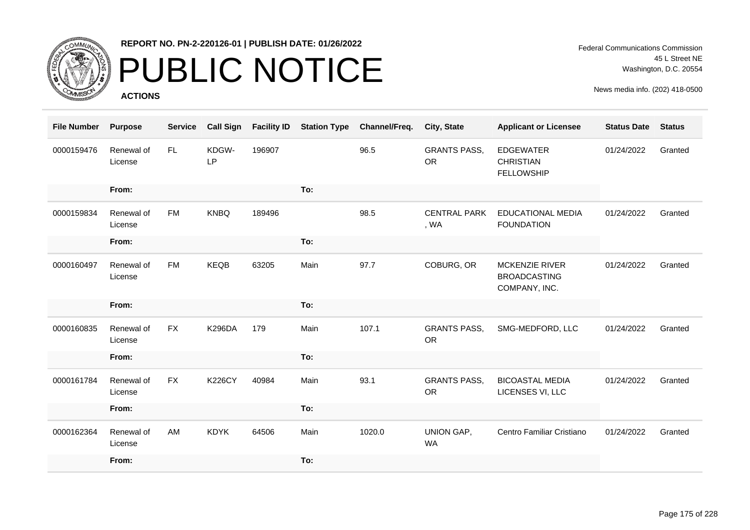REPORT NO. PN-2-220126-01 | PUBLISH DATE: 01/26/2022

# PUBLIC NOTICE

**ACTIONS**

Federal Communications Commission
45 L Street NE
Washington, D.C. 20554

News media info. (202) 418-0500

| File Number | Purpose | Service | Call Sign | Facility ID | Station Type | Channel/Freq. | City, State | Applicant or Licensee | Status Date | Status |
|---|---|---|---|---|---|---|---|---|---|---|
| 0000159476 | Renewal of License | FL | KDGW-LP | 196907 | | 96.5 | GRANTS PASS, OR | EDGEWATER CHRISTIAN FELLOWSHIP | 01/24/2022 | Granted |
| | From: | | | | To: | | | | | |
| 0000159834 | Renewal of License | FM | KNBQ | 189496 | | 98.5 | CENTRAL PARK , WA | EDUCATIONAL MEDIA FOUNDATION | 01/24/2022 | Granted |
| | From: | | | | To: | | | | | |
| 0000160497 | Renewal of License | FM | KEQB | 63205 | Main | 97.7 | COBURG, OR | MCKENZIE RIVER BROADCASTING COMPANY, INC. | 01/24/2022 | Granted |
| | From: | | | | To: | | | | | |
| 0000160835 | Renewal of License | FX | K296DA | 179 | Main | 107.1 | GRANTS PASS, OR | SMG-MEDFORD, LLC | 01/24/2022 | Granted |
| | From: | | | | To: | | | | | |
| 0000161784 | Renewal of License | FX | K226CY | 40984 | Main | 93.1 | GRANTS PASS, OR | BICOASTAL MEDIA LICENSES VI, LLC | 01/24/2022 | Granted |
| | From: | | | | To: | | | | | |
| 0000162364 | Renewal of License | AM | KDYK | 64506 | Main | 1020.0 | UNION GAP, WA | Centro Familiar Cristiano | 01/24/2022 | Granted |
| | From: | | | | To: | | | | | |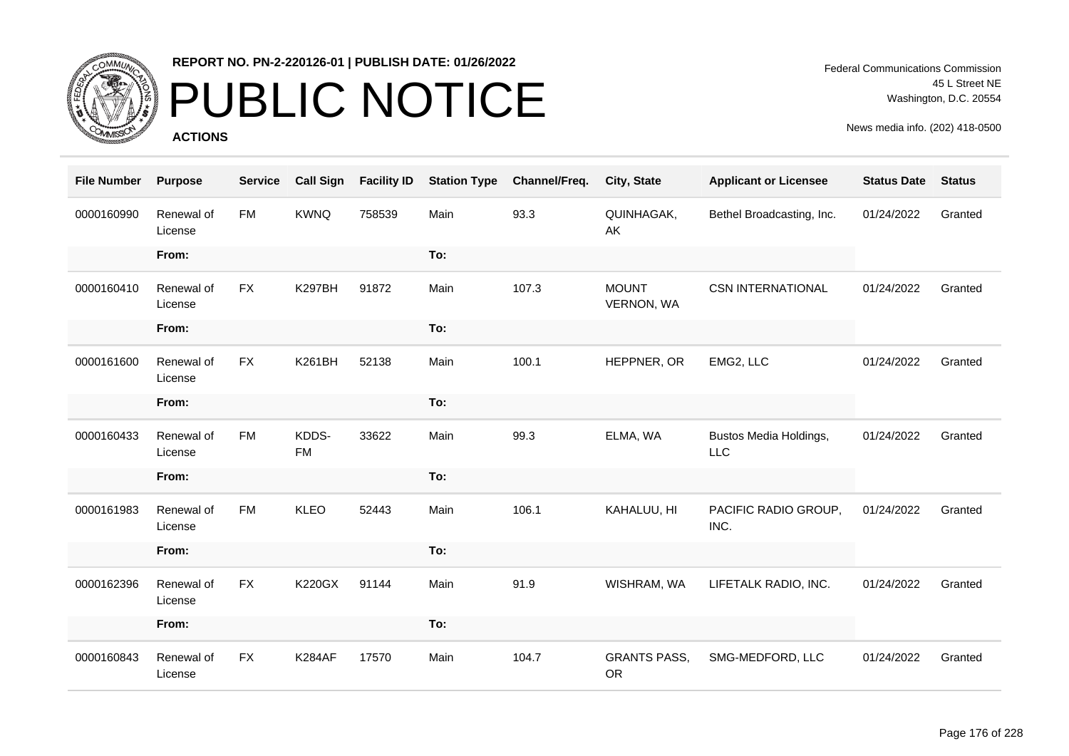**REPORT NO. PN-2-220126-01 | PUBLISH DATE: 01/26/2022**

# PUBLIC NOTICE

**ACTIONS**

Federal Communications Commission
45 L Street NE
Washington, D.C. 20554

News media info. (202) 418-0500

| File Number | Purpose | Service | Call Sign | Facility ID | Station Type | Channel/Freq. | City, State | Applicant or Licensee | Status Date | Status |
|---|---|---|---|---|---|---|---|---|---|---|
| 0000160990 | Renewal of License | FM | KWNQ | 758539 | Main | 93.3 | QUINHAGAK, AK | Bethel Broadcasting, Inc. | 01/24/2022 | Granted |
| | From: | | | | To: | | | | | |
| 0000160410 | Renewal of License | FX | K297BH | 91872 | Main | 107.3 | MOUNT VERNON, WA | CSN INTERNATIONAL | 01/24/2022 | Granted |
| | From: | | | | To: | | | | | |
| 0000161600 | Renewal of License | FX | K261BH | 52138 | Main | 100.1 | HEPPNER, OR | EMG2, LLC | 01/24/2022 | Granted |
| | From: | | | | To: | | | | | |
| 0000160433 | Renewal of License | FM | KDDS-FM | 33622 | Main | 99.3 | ELMA, WA | Bustos Media Holdings, LLC | 01/24/2022 | Granted |
| | From: | | | | To: | | | | | |
| 0000161983 | Renewal of License | FM | KLEO | 52443 | Main | 106.1 | KAHALUU, HI | PACIFIC RADIO GROUP, INC. | 01/24/2022 | Granted |
| | From: | | | | To: | | | | | |
| 0000162396 | Renewal of License | FX | K220GX | 91144 | Main | 91.9 | WISHRAM, WA | LIFETALK RADIO, INC. | 01/24/2022 | Granted |
| | From: | | | | To: | | | | | |
| 0000160843 | Renewal of License | FX | K284AF | 17570 | Main | 104.7 | GRANTS PASS, OR | SMG-MEDFORD, LLC | 01/24/2022 | Granted |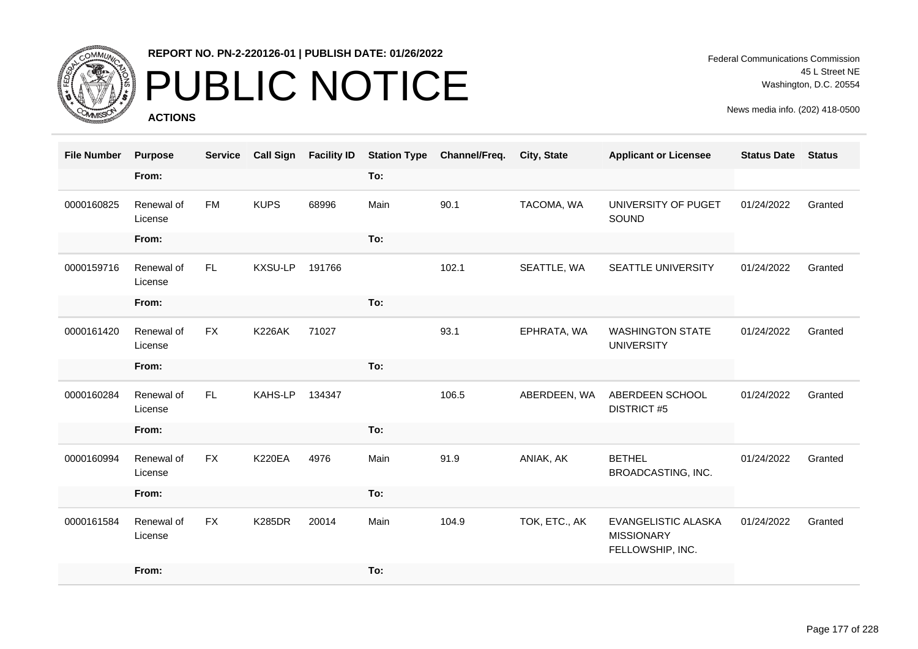# PUBLIC NOTICE

**REPORT NO. PN-2-220126-01 | PUBLISH DATE: 01/26/2022**

Federal Communications Commission
45 L Street NE
Washington, D.C. 20554

News media info. (202) 418-0500

**ACTIONS**

| File Number | Purpose | Service | Call Sign | Facility ID | Station Type | Channel/Freq. | City, State | Applicant or Licensee | Status Date | Status |
|---|---|---|---|---|---|---|---|---|---|---|
| | From: | | | | To: | | | | | |
| 0000160825 | Renewal of License | FM | KUPS | 68996 | Main | 90.1 | TACOMA, WA | UNIVERSITY OF PUGET SOUND | 01/24/2022 | Granted |
| | From: | | | | To: | | | | | |
| 0000159716 | Renewal of License | FL | KXSU-LP | 191766 | | 102.1 | SEATTLE, WA | SEATTLE UNIVERSITY | 01/24/2022 | Granted |
| | From: | | | | To: | | | | | |
| 0000161420 | Renewal of License | FX | K226AK | 71027 | | 93.1 | EPHRATA, WA | WASHINGTON STATE UNIVERSITY | 01/24/2022 | Granted |
| | From: | | | | To: | | | | | |
| 0000160284 | Renewal of License | FL | KAHS-LP | 134347 | | 106.5 | ABERDEEN, WA | ABERDEEN SCHOOL DISTRICT #5 | 01/24/2022 | Granted |
| | From: | | | | To: | | | | | |
| 0000160994 | Renewal of License | FX | K220EA | 4976 | Main | 91.9 | ANIAK, AK | BETHEL BROADCASTING, INC. | 01/24/2022 | Granted |
| | From: | | | | To: | | | | | |
| 0000161584 | Renewal of License | FX | K285DR | 20014 | Main | 104.9 | TOK, ETC., AK | EVANGELISTIC ALASKA MISSIONARY FELLOWSHIP, INC. | 01/24/2022 | Granted |
| | From: | | | | To: | | | | | |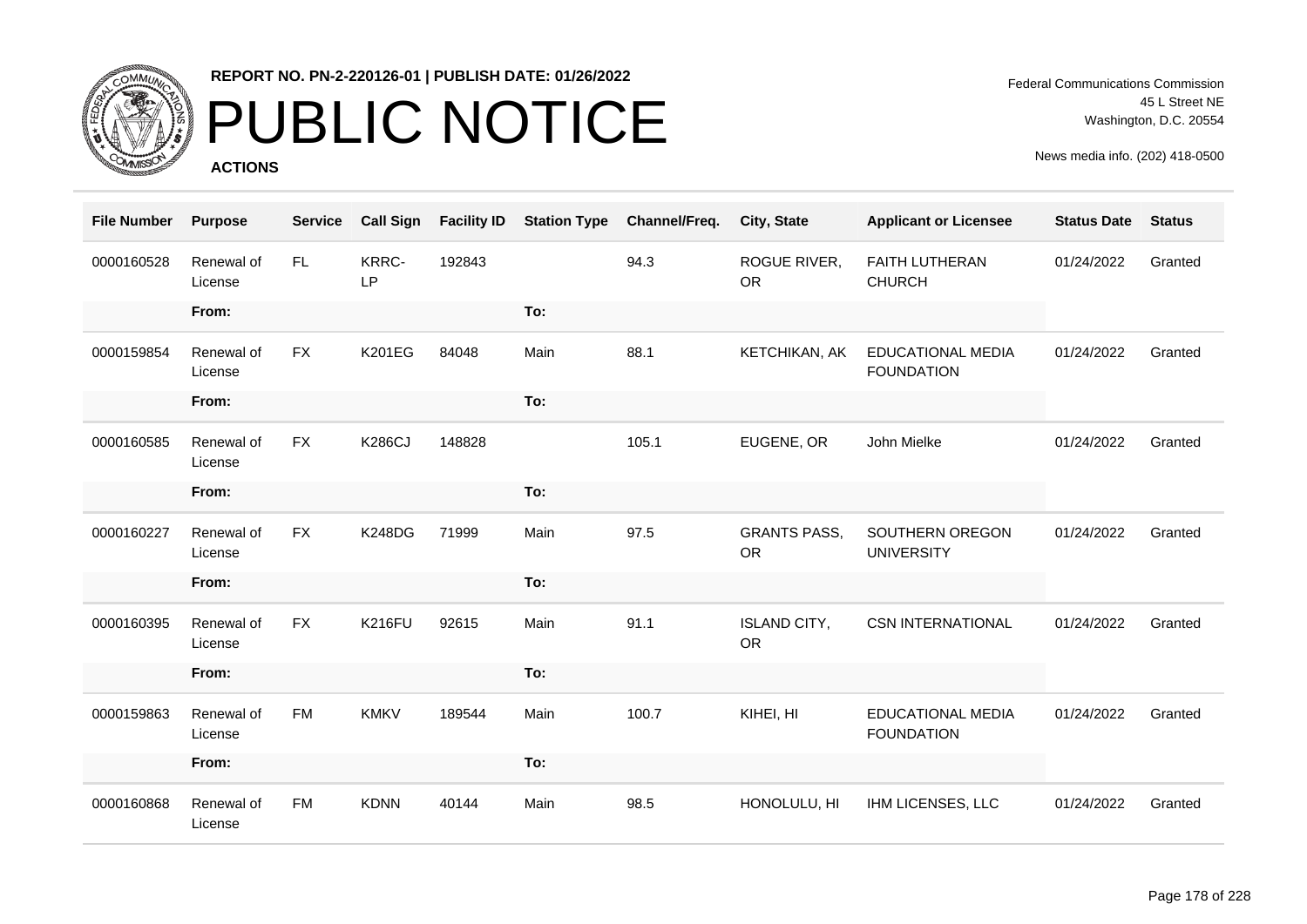**REPORT NO. PN-2-220126-01 | PUBLISH DATE: 01/26/2022**

# PUBLIC NOTICE

**ACTIONS**

Federal Communications Commission
45 L Street NE
Washington, D.C. 20554

News media info. (202) 418-0500

| File Number | Purpose | Service | Call Sign | Facility ID | Station Type | Channel/Freq. | City, State | Applicant or Licensee | Status Date | Status |
|---|---|---|---|---|---|---|---|---|---|---|
| 0000160528 | Renewal of License | FL | KRRC-LP | 192843 | | 94.3 | ROGUE RIVER, OR | FAITH LUTHERAN CHURCH | 01/24/2022 | Granted |
| | From: | | | | To: | | | | | |
| 0000159854 | Renewal of License | FX | K201EG | 84048 | Main | 88.1 | KETCHIKAN, AK | EDUCATIONAL MEDIA FOUNDATION | 01/24/2022 | Granted |
| | From: | | | | To: | | | | | |
| 0000160585 | Renewal of License | FX | K286CJ | 148828 | | 105.1 | EUGENE, OR | John Mielke | 01/24/2022 | Granted |
| | From: | | | | To: | | | | | |
| 0000160227 | Renewal of License | FX | K248DG | 71999 | Main | 97.5 | GRANTS PASS, OR | SOUTHERN OREGON UNIVERSITY | 01/24/2022 | Granted |
| | From: | | | | To: | | | | | |
| 0000160395 | Renewal of License | FX | K216FU | 92615 | Main | 91.1 | ISLAND CITY, OR | CSN INTERNATIONAL | 01/24/2022 | Granted |
| | From: | | | | To: | | | | | |
| 0000159863 | Renewal of License | FM | KMKV | 189544 | Main | 100.7 | KIHEI, HI | EDUCATIONAL MEDIA FOUNDATION | 01/24/2022 | Granted |
| | From: | | | | To: | | | | | |
| 0000160868 | Renewal of License | FM | KDNN | 40144 | Main | 98.5 | HONOLULU, HI | IHM LICENSES, LLC | 01/24/2022 | Granted |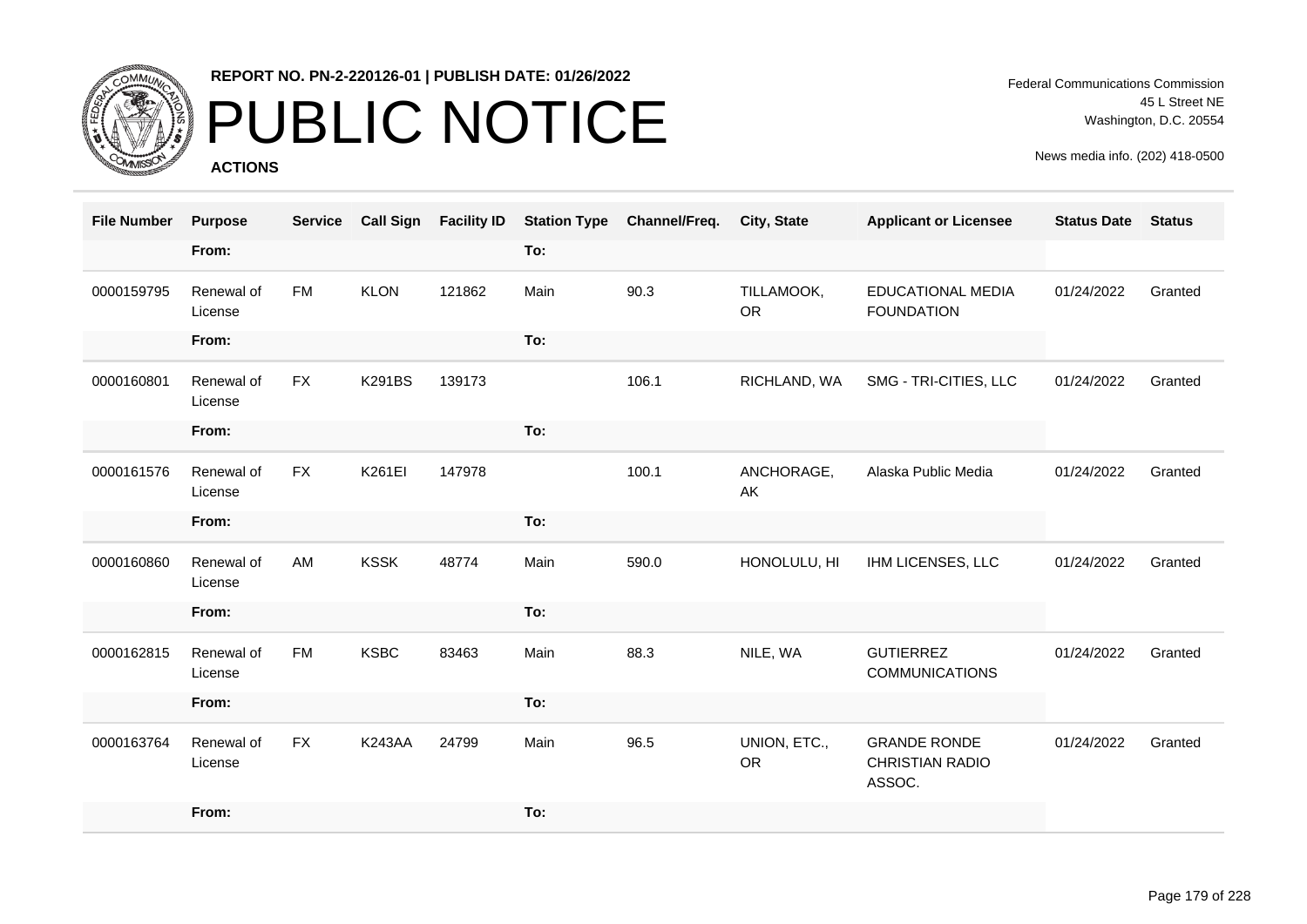**REPORT NO. PN-2-220126-01 | PUBLISH DATE: 01/26/2022**

# PUBLIC NOTICE

**ACTIONS**

Federal Communications Commission
45 L Street NE
Washington, D.C. 20554

News media info. (202) 418-0500

| File Number | Purpose | Service | Call Sign | Facility ID | Station Type | Channel/Freq. | City, State | Applicant or Licensee | Status Date | Status |
|---|---|---|---|---|---|---|---|---|---|---|
| | From: | | | | To: | | | | | |
| 0000159795 | Renewal of License | FM | KLON | 121862 | Main | 90.3 | TILLAMOOK, OR | EDUCATIONAL MEDIA FOUNDATION | 01/24/2022 | Granted |
| | From: | | | | To: | | | | | |
| 0000160801 | Renewal of License | FX | K291BS | 139173 | | 106.1 | RICHLAND, WA | SMG - TRI-CITIES, LLC | 01/24/2022 | Granted |
| | From: | | | | To: | | | | | |
| 0000161576 | Renewal of License | FX | K261EI | 147978 | | 100.1 | ANCHORAGE, AK | Alaska Public Media | 01/24/2022 | Granted |
| | From: | | | | To: | | | | | |
| 0000160860 | Renewal of License | AM | KSSK | 48774 | Main | 590.0 | HONOLULU, HI | IHM LICENSES, LLC | 01/24/2022 | Granted |
| | From: | | | | To: | | | | | |
| 0000162815 | Renewal of License | FM | KSBC | 83463 | Main | 88.3 | NILE, WA | GUTIERREZ COMMUNICATIONS | 01/24/2022 | Granted |
| | From: | | | | To: | | | | | |
| 0000163764 | Renewal of License | FX | K243AA | 24799 | Main | 96.5 | UNION, ETC., OR | GRANDE RONDE CHRISTIAN RADIO ASSOC. | 01/24/2022 | Granted |
| | From: | | | | To: | | | | | |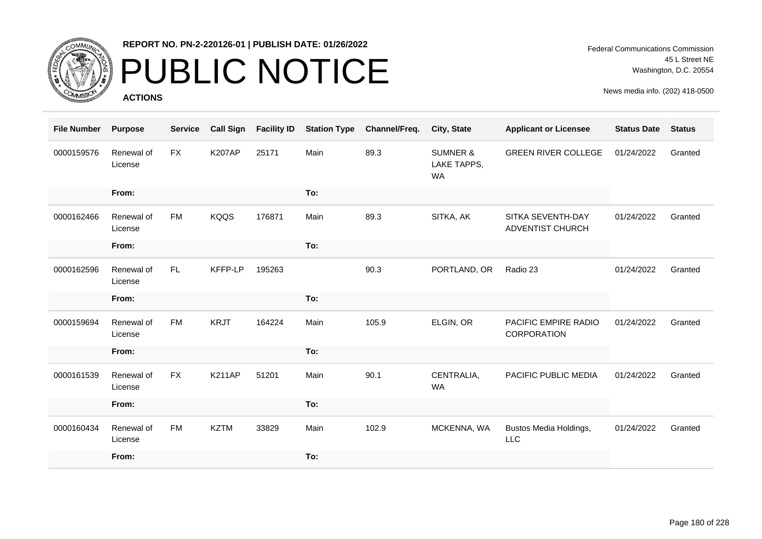REPORT NO. PN-2-220126-01 | PUBLISH DATE: 01/26/2022

# PUBLIC NOTICE

**ACTIONS**

Federal Communications Commission
45 L Street NE
Washington, D.C. 20554

News media info. (202) 418-0500

| File Number | Purpose | Service | Call Sign | Facility ID | Station Type | Channel/Freq. | City, State | Applicant or Licensee | Status Date | Status |
|---|---|---|---|---|---|---|---|---|---|---|
| 0000159576 | Renewal of License | FX | K207AP | 25171 | Main | 89.3 | SUMNER & LAKE TAPPS, WA | GREEN RIVER COLLEGE | 01/24/2022 | Granted |
| | From: | | | | To: | | | | | |
| 0000162466 | Renewal of License | FM | KQQS | 176871 | Main | 89.3 | SITKA, AK | SITKA SEVENTH-DAY ADVENTIST CHURCH | 01/24/2022 | Granted |
| | From: | | | | To: | | | | | |
| 0000162596 | Renewal of License | FL | KFFP-LP | 195263 | | 90.3 | PORTLAND, OR | Radio 23 | 01/24/2022 | Granted |
| | From: | | | | To: | | | | | |
| 0000159694 | Renewal of License | FM | KRJT | 164224 | Main | 105.9 | ELGIN, OR | PACIFIC EMPIRE RADIO CORPORATION | 01/24/2022 | Granted |
| | From: | | | | To: | | | | | |
| 0000161539 | Renewal of License | FX | K211AP | 51201 | Main | 90.1 | CENTRALIA, WA | PACIFIC PUBLIC MEDIA | 01/24/2022 | Granted |
| | From: | | | | To: | | | | | |
| 0000160434 | Renewal of License | FM | KZTM | 33829 | Main | 102.9 | MCKENNA, WA | Bustos Media Holdings, LLC | 01/24/2022 | Granted |
| | From: | | | | To: | | | | | |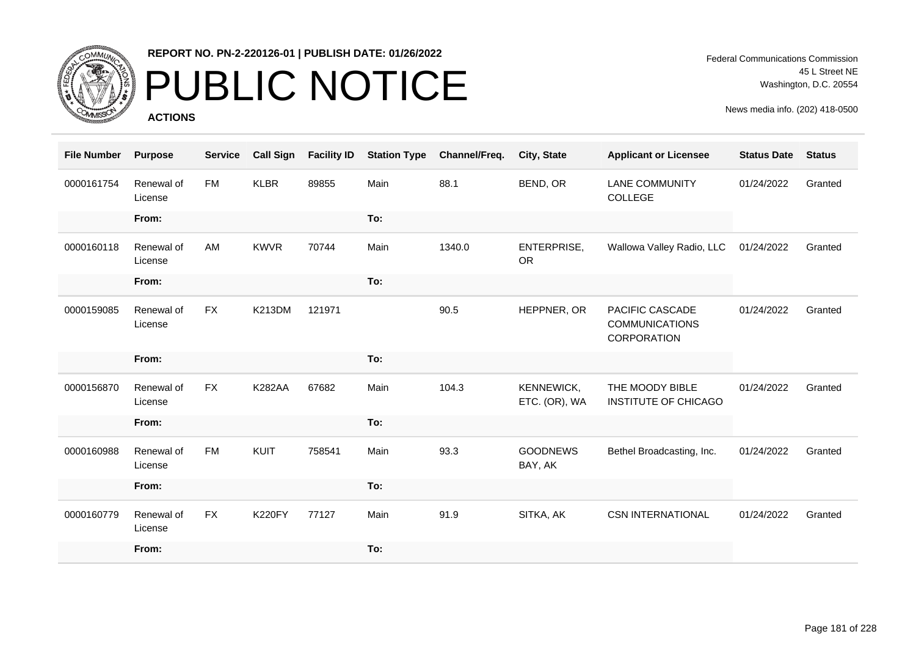**REPORT NO. PN-2-220126-01 | PUBLISH DATE: 01/26/2022**

# PUBLIC NOTICE

**ACTIONS**

Federal Communications Commission
45 L Street NE
Washington, D.C. 20554

News media info. (202) 418-0500

| File Number | Purpose | Service | Call Sign | Facility ID | Station Type | Channel/Freq. | City, State | Applicant or Licensee | Status Date | Status |
|---|---|---|---|---|---|---|---|---|---|---|
| 0000161754 | Renewal of License | FM | KLBR | 89855 | Main | 88.1 | BEND, OR | LANE COMMUNITY COLLEGE | 01/24/2022 | Granted |
| | **From:** | | | | **To:** | | | | | |
| 0000160118 | Renewal of License | AM | KWVR | 70744 | Main | 1340.0 | ENTERPRISE, OR | Wallowa Valley Radio, LLC | 01/24/2022 | Granted |
| | **From:** | | | | **To:** | | | | | |
| 0000159085 | Renewal of License | FX | K213DM | 121971 | | 90.5 | HEPPNER, OR | PACIFIC CASCADE COMMUNICATIONS CORPORATION | 01/24/2022 | Granted |
| | **From:** | | | | **To:** | | | | | |
| 0000156870 | Renewal of License | FX | K282AA | 67682 | Main | 104.3 | KENNEWICK, ETC. (OR), WA | THE MOODY BIBLE INSTITUTE OF CHICAGO | 01/24/2022 | Granted |
| | **From:** | | | | **To:** | | | | | |
| 0000160988 | Renewal of License | FM | KUIT | 758541 | Main | 93.3 | GOODNEWS BAY, AK | Bethel Broadcasting, Inc. | 01/24/2022 | Granted |
| | **From:** | | | | **To:** | | | | | |
| 0000160779 | Renewal of License | FX | K220FY | 77127 | Main | 91.9 | SITKA, AK | CSN INTERNATIONAL | 01/24/2022 | Granted |
| | **From:** | | | | **To:** | | | | | |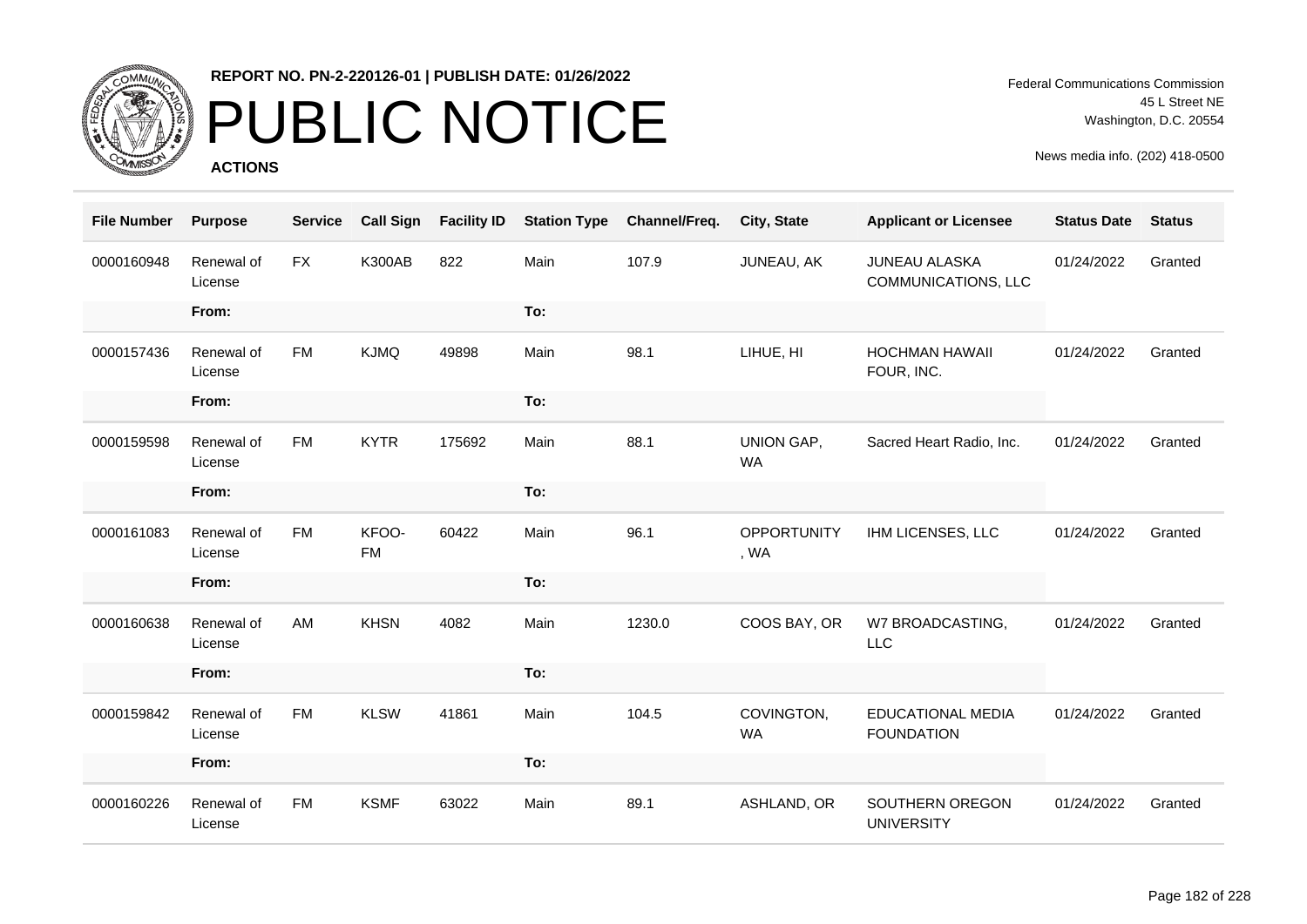REPORT NO. PN-2-220126-01 | PUBLISH DATE: 01/26/2022

# PUBLIC NOTICE

**ACTIONS**

Federal Communications Commission
45 L Street NE
Washington, D.C. 20554

News media info. (202) 418-0500

| File Number | Purpose | Service | Call Sign | Facility ID | Station Type | Channel/Freq. | City, State | Applicant or Licensee | Status Date | Status |
|---|---|---|---|---|---|---|---|---|---|---|
| 0000160948 | Renewal of License | FX | K300AB | 822 | Main | 107.9 | JUNEAU, AK | JUNEAU ALASKA COMMUNICATIONS, LLC | 01/24/2022 | Granted |
| | From: | | | | To: | | | | | |
| 0000157436 | Renewal of License | FM | KJMQ | 49898 | Main | 98.1 | LIHUE, HI | HOCHMAN HAWAII FOUR, INC. | 01/24/2022 | Granted |
| | From: | | | | To: | | | | | |
| 0000159598 | Renewal of License | FM | KYTR | 175692 | Main | 88.1 | UNION GAP, WA | Sacred Heart Radio, Inc. | 01/24/2022 | Granted |
| | From: | | | | To: | | | | | |
| 0000161083 | Renewal of License | FM | KFOO-FM | 60422 | Main | 96.1 | OPPORTUNITY, WA | IHM LICENSES, LLC | 01/24/2022 | Granted |
| | From: | | | | To: | | | | | |
| 0000160638 | Renewal of License | AM | KHSN | 4082 | Main | 1230.0 | COOS BAY, OR | W7 BROADCASTING, LLC | 01/24/2022 | Granted |
| | From: | | | | To: | | | | | |
| 0000159842 | Renewal of License | FM | KLSW | 41861 | Main | 104.5 | COVINGTON, WA | EDUCATIONAL MEDIA FOUNDATION | 01/24/2022 | Granted |
| | From: | | | | To: | | | | | |
| 0000160226 | Renewal of License | FM | KSMF | 63022 | Main | 89.1 | ASHLAND, OR | SOUTHERN OREGON UNIVERSITY | 01/24/2022 | Granted |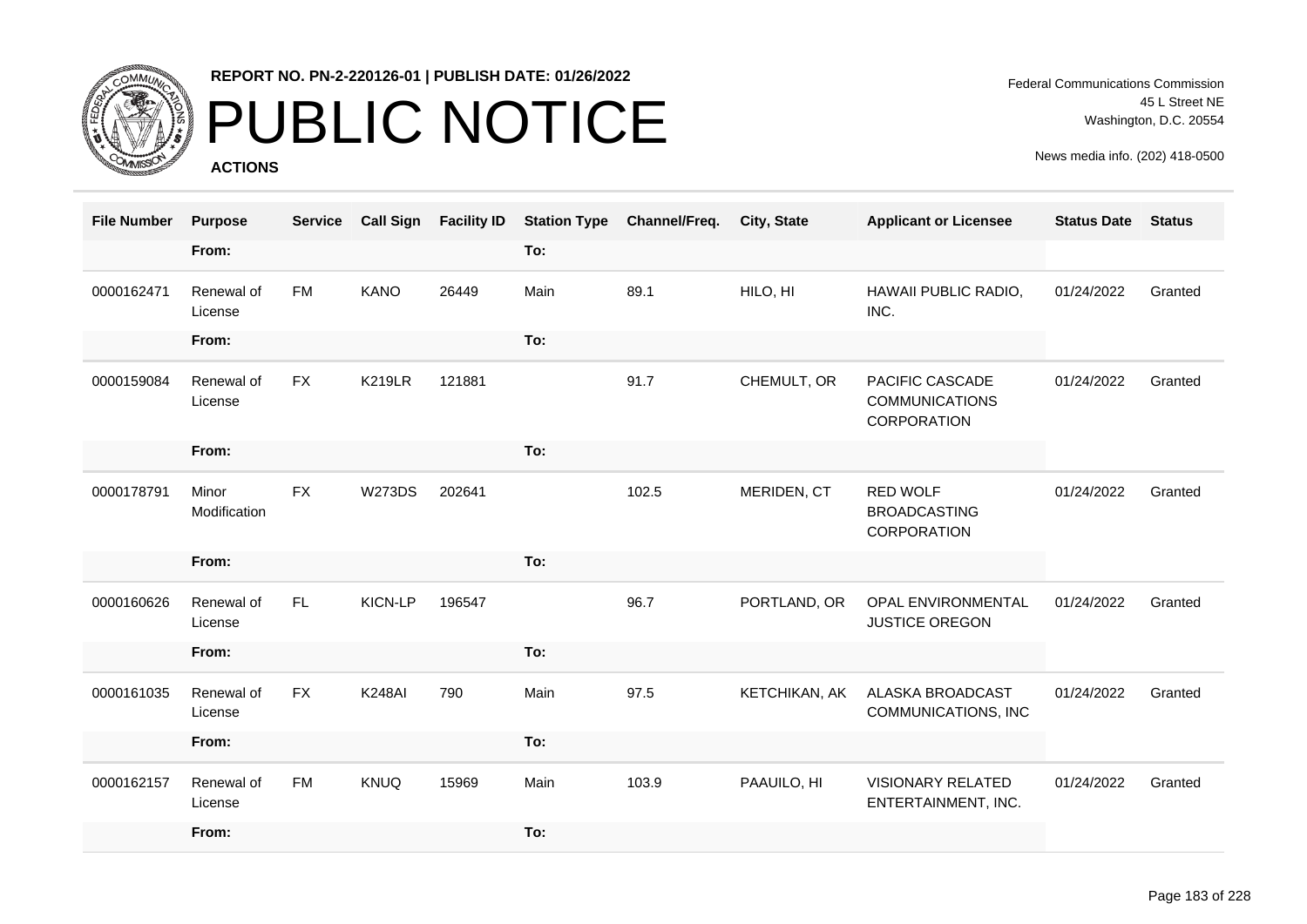**REPORT NO. PN-2-220126-01 | PUBLISH DATE: 01/26/2022**

# PUBLIC NOTICE

**ACTIONS**

Federal Communications Commission
45 L Street NE
Washington, D.C. 20554

News media info. (202) 418-0500

| File Number | Purpose | Service | Call Sign | Facility ID | Station Type | Channel/Freq. | City, State | Applicant or Licensee | Status Date | Status |
|---|---|---|---|---|---|---|---|---|---|---|
| | From: | | | | To: | | | | | |
| 0000162471 | Renewal of License | FM | KANO | 26449 | Main | 89.1 | HILO, HI | HAWAII PUBLIC RADIO, INC. | 01/24/2022 | Granted |
| | From: | | | | To: | | | | | |
| 0000159084 | Renewal of License | FX | K219LR | 121881 | | 91.7 | CHEMULT, OR | PACIFIC CASCADE COMMUNICATIONS CORPORATION | 01/24/2022 | Granted |
| | From: | | | | To: | | | | | |
| 0000178791 | Minor Modification | FX | W273DS | 202641 | | 102.5 | MERIDEN, CT | RED WOLF BROADCASTING CORPORATION | 01/24/2022 | Granted |
| | From: | | | | To: | | | | | |
| 0000160626 | Renewal of License | FL | KICN-LP | 196547 | | 96.7 | PORTLAND, OR | OPAL ENVIRONMENTAL JUSTICE OREGON | 01/24/2022 | Granted |
| | From: | | | | To: | | | | | |
| 0000161035 | Renewal of License | FX | K248AI | 790 | Main | 97.5 | KETCHIKAN, AK | ALASKA BROADCAST COMMUNICATIONS, INC | 01/24/2022 | Granted |
| | From: | | | | To: | | | | | |
| 0000162157 | Renewal of License | FM | KNUQ | 15969 | Main | 103.9 | PAAUILO, HI | VISIONARY RELATED ENTERTAINMENT, INC. | 01/24/2022 | Granted |
| | From: | | | | To: | | | | | |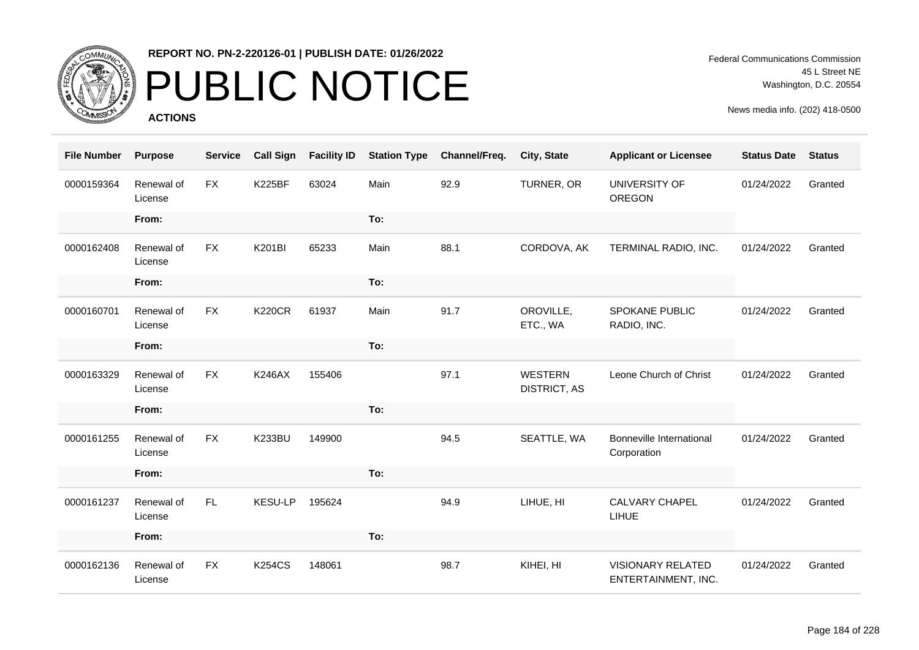REPORT NO. PN-2-220126-01 | PUBLISH DATE: 01/26/2022

# PUBLIC NOTICE

**ACTIONS**

Federal Communications Commission
45 L Street NE
Washington, D.C. 20554

News media info. (202) 418-0500

| File Number | Purpose | Service | Call Sign | Facility ID | Station Type | Channel/Freq. | City, State | Applicant or Licensee | Status Date | Status |
|---|---|---|---|---|---|---|---|---|---|---|
| 0000159364 | Renewal of License | FX | K225BF | 63024 | Main | 92.9 | TURNER, OR | UNIVERSITY OF OREGON | 01/24/2022 | Granted |
| | From: | | | | To: | | | | | |
| 0000162408 | Renewal of License | FX | K201BI | 65233 | Main | 88.1 | CORDOVA, AK | TERMINAL RADIO, INC. | 01/24/2022 | Granted |
| | From: | | | | To: | | | | | |
| 0000160701 | Renewal of License | FX | K220CR | 61937 | Main | 91.7 | OROVILLE, ETC., WA | SPOKANE PUBLIC RADIO, INC. | 01/24/2022 | Granted |
| | From: | | | | To: | | | | | |
| 0000163329 | Renewal of License | FX | K246AX | 155406 | | 97.1 | WESTERN DISTRICT, AS | Leone Church of Christ | 01/24/2022 | Granted |
| | From: | | | | To: | | | | | |
| 0000161255 | Renewal of License | FX | K233BU | 149900 | | 94.5 | SEATTLE, WA | Bonneville International Corporation | 01/24/2022 | Granted |
| | From: | | | | To: | | | | | |
| 0000161237 | Renewal of License | FL | KESU-LP | 195624 | | 94.9 | LIHUE, HI | CALVARY CHAPEL LIHUE | 01/24/2022 | Granted |
| | From: | | | | To: | | | | | |
| 0000162136 | Renewal of License | FX | K254CS | 148061 | | 98.7 | KIHEI, HI | VISIONARY RELATED ENTERTAINMENT, INC. | 01/24/2022 | Granted |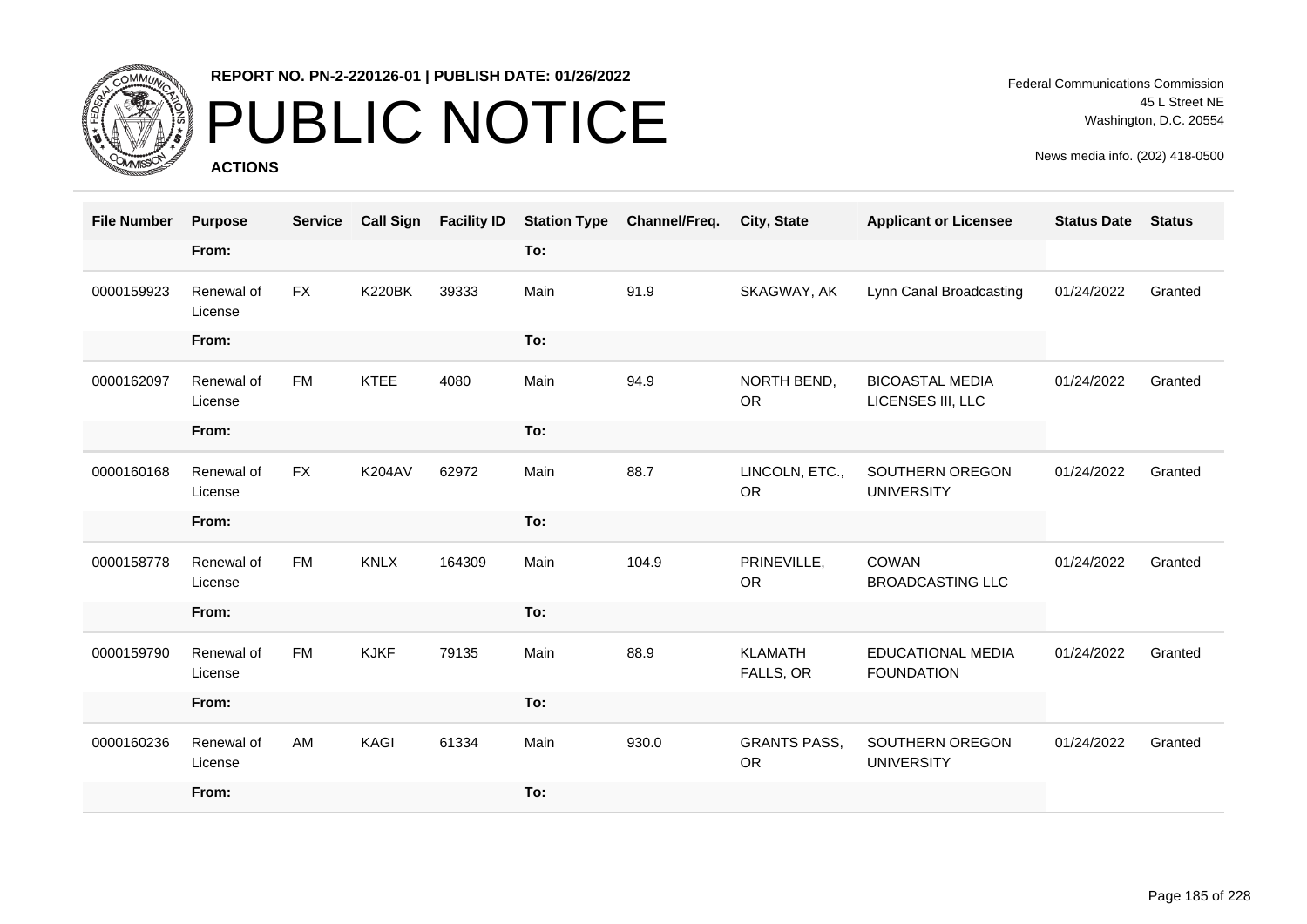# PUBLIC NOTICE

**REPORT NO. PN-2-220126-01 | PUBLISH DATE: 01/26/2022**

**ACTIONS**

Federal Communications Commission
45 L Street NE
Washington, D.C. 20554

News media info. (202) 418-0500

| File Number | Purpose | Service | Call Sign | Facility ID | Station Type | Channel/Freq. | City, State | Applicant or Licensee | Status Date | Status |
|---|---|---|---|---|---|---|---|---|---|---|
| | From: | | | | To: | | | | | |
| 0000159923 | Renewal of License | FX | K220BK | 39333 | Main | 91.9 | SKAGWAY, AK | Lynn Canal Broadcasting | 01/24/2022 | Granted |
| | From: | | | | To: | | | | | |
| 0000162097 | Renewal of License | FM | KTEE | 4080 | Main | 94.9 | NORTH BEND, OR | BICOASTAL MEDIA LICENSES III, LLC | 01/24/2022 | Granted |
| | From: | | | | To: | | | | | |
| 0000160168 | Renewal of License | FX | K204AV | 62972 | Main | 88.7 | LINCOLN, ETC., OR | SOUTHERN OREGON UNIVERSITY | 01/24/2022 | Granted |
| | From: | | | | To: | | | | | |
| 0000158778 | Renewal of License | FM | KNLX | 164309 | Main | 104.9 | PRINEVILLE, OR | COWAN BROADCASTING LLC | 01/24/2022 | Granted |
| | From: | | | | To: | | | | | |
| 0000159790 | Renewal of License | FM | KJKF | 79135 | Main | 88.9 | KLAMATH FALLS, OR | EDUCATIONAL MEDIA FOUNDATION | 01/24/2022 | Granted |
| | From: | | | | To: | | | | | |
| 0000160236 | Renewal of License | AM | KAGI | 61334 | Main | 930.0 | GRANTS PASS, OR | SOUTHERN OREGON UNIVERSITY | 01/24/2022 | Granted |
| | From: | | | | To: | | | | | |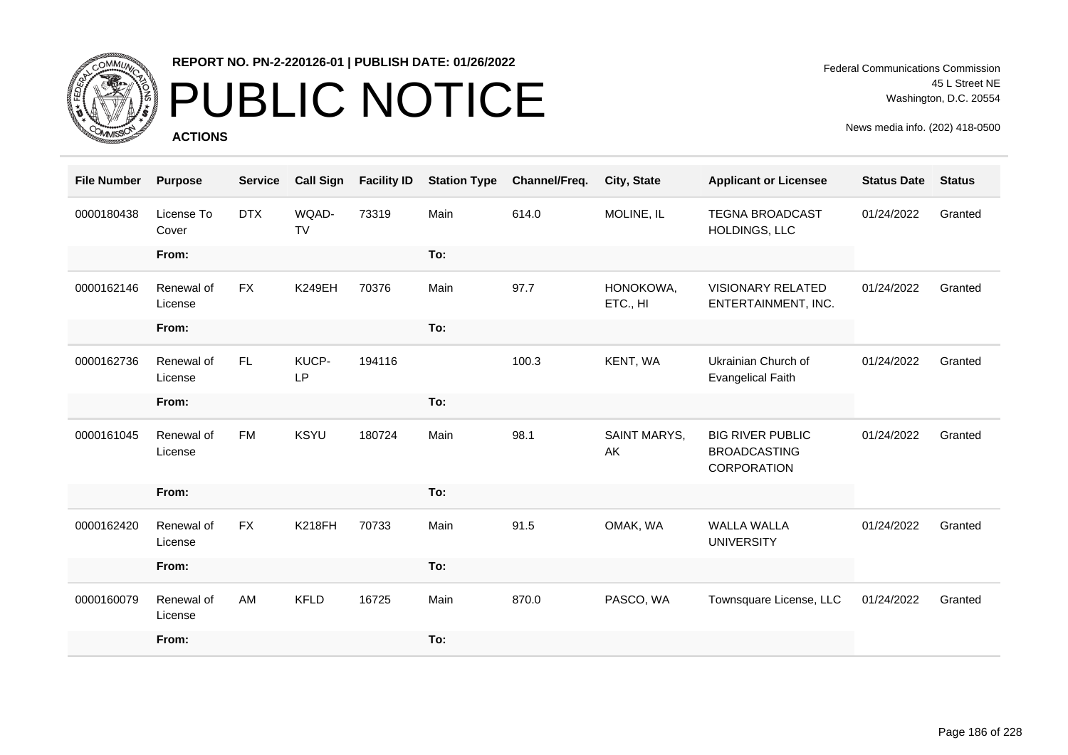**REPORT NO. PN-2-220126-01 | PUBLISH DATE: 01/26/2022**

# PUBLIC NOTICE

**ACTIONS**

Federal Communications Commission
45 L Street NE
Washington, D.C. 20554

News media info. (202) 418-0500

| File Number | Purpose | Service | Call Sign | Facility ID | Station Type | Channel/Freq. | City, State | Applicant or Licensee | Status Date | Status |
|---|---|---|---|---|---|---|---|---|---|---|
| 0000180438 | License To Cover | DTX | WQAD-TV | 73319 | Main | 614.0 | MOLINE, IL | TEGNA BROADCAST HOLDINGS, LLC | 01/24/2022 | Granted |
| | From: | | | | To: | | | | | |
| 0000162146 | Renewal of License | FX | K249EH | 70376 | Main | 97.7 | HONOKOWA, ETC., HI | VISIONARY RELATED ENTERTAINMENT, INC. | 01/24/2022 | Granted |
| | From: | | | | To: | | | | | |
| 0000162736 | Renewal of License | FL | KUCP-LP | 194116 | | 100.3 | KENT, WA | Ukrainian Church of Evangelical Faith | 01/24/2022 | Granted |
| | From: | | | | To: | | | | | |
| 0000161045 | Renewal of License | FM | KSYU | 180724 | Main | 98.1 | SAINT MARYS, AK | BIG RIVER PUBLIC BROADCASTING CORPORATION | 01/24/2022 | Granted |
| | From: | | | | To: | | | | | |
| 0000162420 | Renewal of License | FX | K218FH | 70733 | Main | 91.5 | OMAK, WA | WALLA WALLA UNIVERSITY | 01/24/2022 | Granted |
| | From: | | | | To: | | | | | |
| 0000160079 | Renewal of License | AM | KFLD | 16725 | Main | 870.0 | PASCO, WA | Townsquare License, LLC | 01/24/2022 | Granted |
| | From: | | | | To: | | | | | |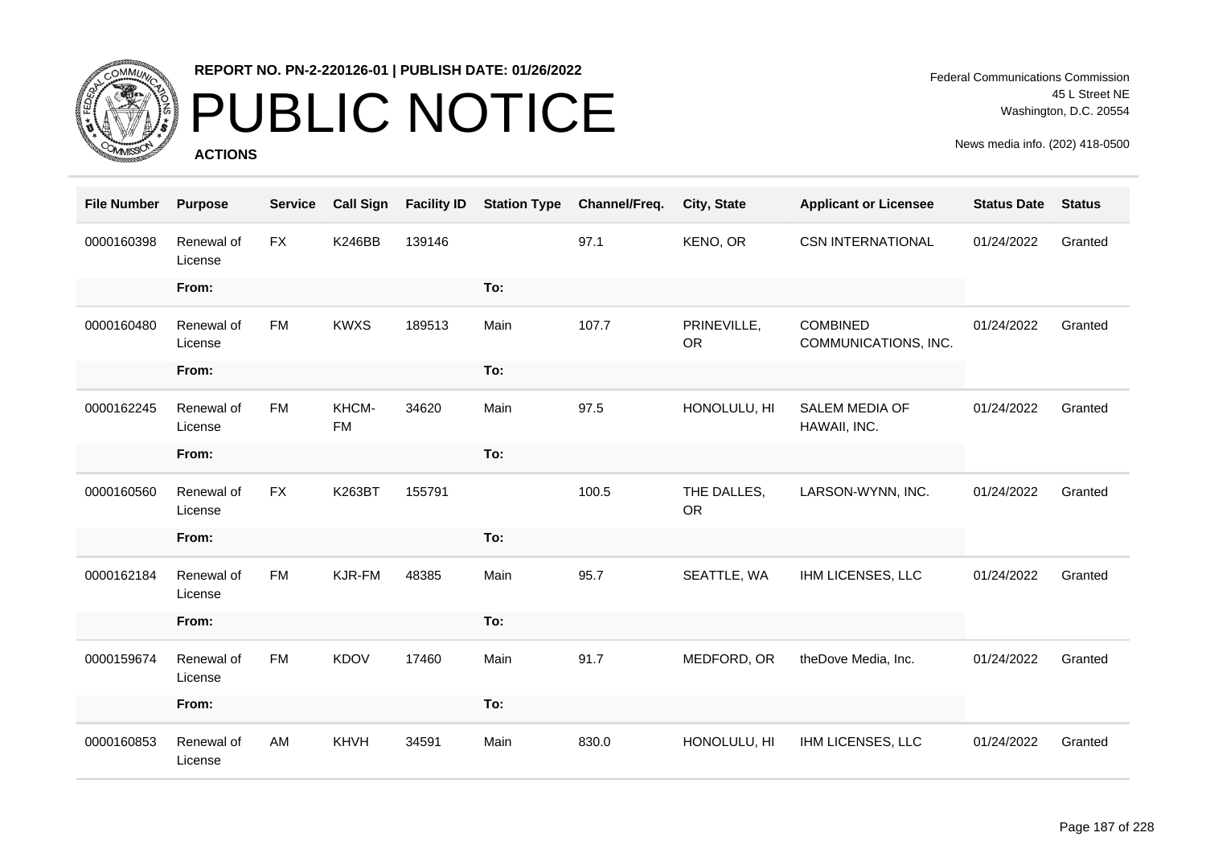**REPORT NO. PN-2-220126-01 | PUBLISH DATE: 01/26/2022**

# PUBLIC NOTICE

**ACTIONS**

Federal Communications Commission
45 L Street NE
Washington, D.C. 20554

News media info. (202) 418-0500

| File Number | Purpose | Service | Call Sign | Facility ID | Station Type | Channel/Freq. | City, State | Applicant or Licensee | Status Date | Status |
|---|---|---|---|---|---|---|---|---|---|---|
| 0000160398 | Renewal of License | FX | K246BB | 139146 | | 97.1 | KENO, OR | CSN INTERNATIONAL | 01/24/2022 | Granted |
| | From: | | | | To: | | | | | |
| 0000160480 | Renewal of License | FM | KWXS | 189513 | Main | 107.7 | PRINEVILLE, OR | COMBINED COMMUNICATIONS, INC. | 01/24/2022 | Granted |
| | From: | | | | To: | | | | | |
| 0000162245 | Renewal of License | FM | KHCM-FM | 34620 | Main | 97.5 | HONOLULU, HI | SALEM MEDIA OF HAWAII, INC. | 01/24/2022 | Granted |
| | From: | | | | To: | | | | | |
| 0000160560 | Renewal of License | FX | K263BT | 155791 | | 100.5 | THE DALLES, OR | LARSON-WYNN, INC. | 01/24/2022 | Granted |
| | From: | | | | To: | | | | | |
| 0000162184 | Renewal of License | FM | KJR-FM | 48385 | Main | 95.7 | SEATTLE, WA | IHM LICENSES, LLC | 01/24/2022 | Granted |
| | From: | | | | To: | | | | | |
| 0000159674 | Renewal of License | FM | KDOV | 17460 | Main | 91.7 | MEDFORD, OR | theDove Media, Inc. | 01/24/2022 | Granted |
| | From: | | | | To: | | | | | |
| 0000160853 | Renewal of License | AM | KHVH | 34591 | Main | 830.0 | HONOLULU, HI | IHM LICENSES, LLC | 01/24/2022 | Granted |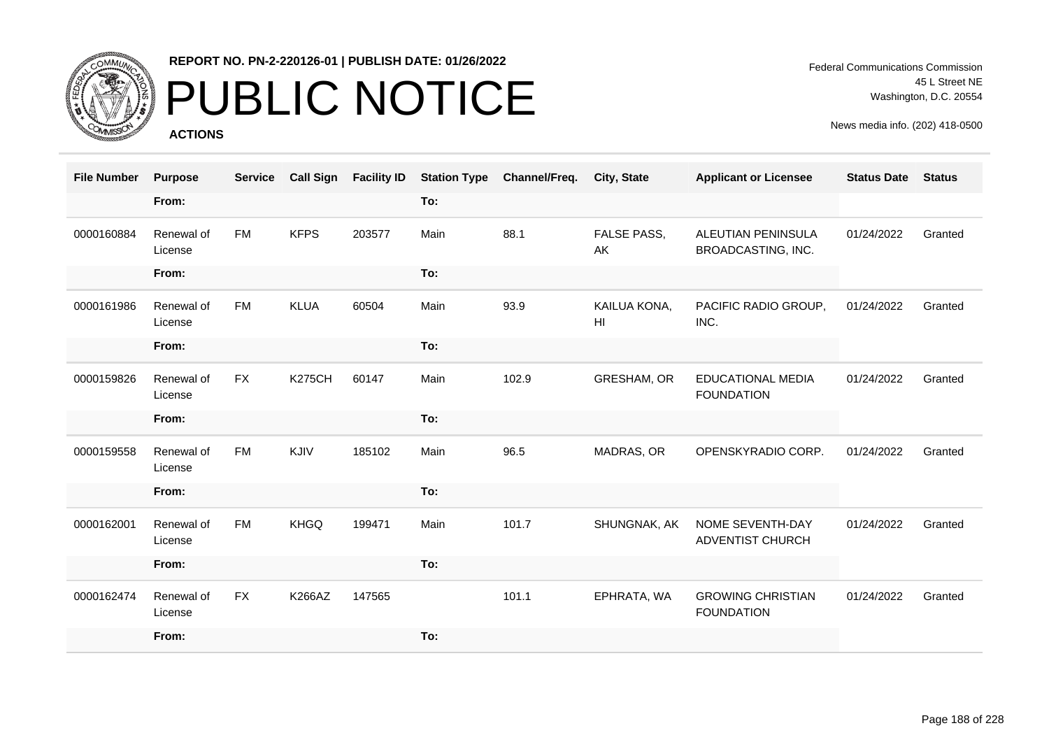# PUBLIC NOTICE

**REPORT NO. PN-2-220126-01 | PUBLISH DATE: 01/26/2022**

**ACTIONS**

Federal Communications Commission
45 L Street NE
Washington, D.C. 20554

News media info. (202) 418-0500

| File Number | Purpose | Service | Call Sign | Facility ID | Station Type | Channel/Freq. | City, State | Applicant or Licensee | Status Date | Status |
|---|---|---|---|---|---|---|---|---|---|---|
| | From: | | | | To: | | | | | |
| 0000160884 | Renewal of License | FM | KFPS | 203577 | Main | 88.1 | FALSE PASS, AK | ALEUTIAN PENINSULA BROADCASTING, INC. | 01/24/2022 | Granted |
| | From: | | | | To: | | | | | |
| 0000161986 | Renewal of License | FM | KLUA | 60504 | Main | 93.9 | KAILUA KONA, HI | PACIFIC RADIO GROUP, INC. | 01/24/2022 | Granted |
| | From: | | | | To: | | | | | |
| 0000159826 | Renewal of License | FX | K275CH | 60147 | Main | 102.9 | GRESHAM, OR | EDUCATIONAL MEDIA FOUNDATION | 01/24/2022 | Granted |
| | From: | | | | To: | | | | | |
| 0000159558 | Renewal of License | FM | KJIV | 185102 | Main | 96.5 | MADRAS, OR | OPENSKYRADIO CORP. | 01/24/2022 | Granted |
| | From: | | | | To: | | | | | |
| 0000162001 | Renewal of License | FM | KHGQ | 199471 | Main | 101.7 | SHUNGNAK, AK | NOME SEVENTH-DAY ADVENTIST CHURCH | 01/24/2022 | Granted |
| | From: | | | | To: | | | | | |
| 0000162474 | Renewal of License | FX | K266AZ | 147565 | | 101.1 | EPHRATA, WA | GROWING CHRISTIAN FOUNDATION | 01/24/2022 | Granted |
| | From: | | | | To: | | | | | |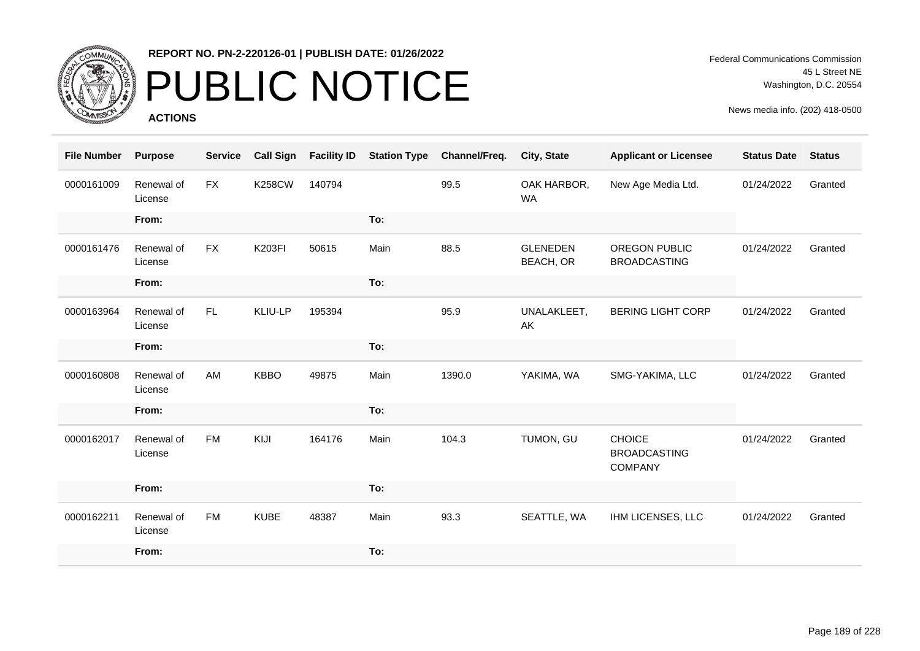REPORT NO. PN-2-220126-01 | PUBLISH DATE: 01/26/2022

# PUBLIC NOTICE

**ACTIONS**

Federal Communications Commission
45 L Street NE
Washington, D.C. 20554

News media info. (202) 418-0500

| File Number | Purpose | Service | Call Sign | Facility ID | Station Type | Channel/Freq. | City, State | Applicant or Licensee | Status Date | Status |
|---|---|---|---|---|---|---|---|---|---|---|
| 0000161009 | Renewal of License | FX | K258CW | 140794 | | 99.5 | OAK HARBOR, WA | New Age Media Ltd. | 01/24/2022 | Granted |
| | From: | | | | To: | | | | | |
| 0000161476 | Renewal of License | FX | K203FI | 50615 | Main | 88.5 | GLENEDEN BEACH, OR | OREGON PUBLIC BROADCASTING | 01/24/2022 | Granted |
| | From: | | | | To: | | | | | |
| 0000163964 | Renewal of License | FL | KLIU-LP | 195394 | | 95.9 | UNALAKLEET, AK | BERING LIGHT CORP | 01/24/2022 | Granted |
| | From: | | | | To: | | | | | |
| 0000160808 | Renewal of License | AM | KBBO | 49875 | Main | 1390.0 | YAKIMA, WA | SMG-YAKIMA, LLC | 01/24/2022 | Granted |
| | From: | | | | To: | | | | | |
| 0000162017 | Renewal of License | FM | KIJI | 164176 | Main | 104.3 | TUMON, GU | CHOICE BROADCASTING COMPANY | 01/24/2022 | Granted |
| | From: | | | | To: | | | | | |
| 0000162211 | Renewal of License | FM | KUBE | 48387 | Main | 93.3 | SEATTLE, WA | IHM LICENSES, LLC | 01/24/2022 | Granted |
| | From: | | | | To: | | | | | |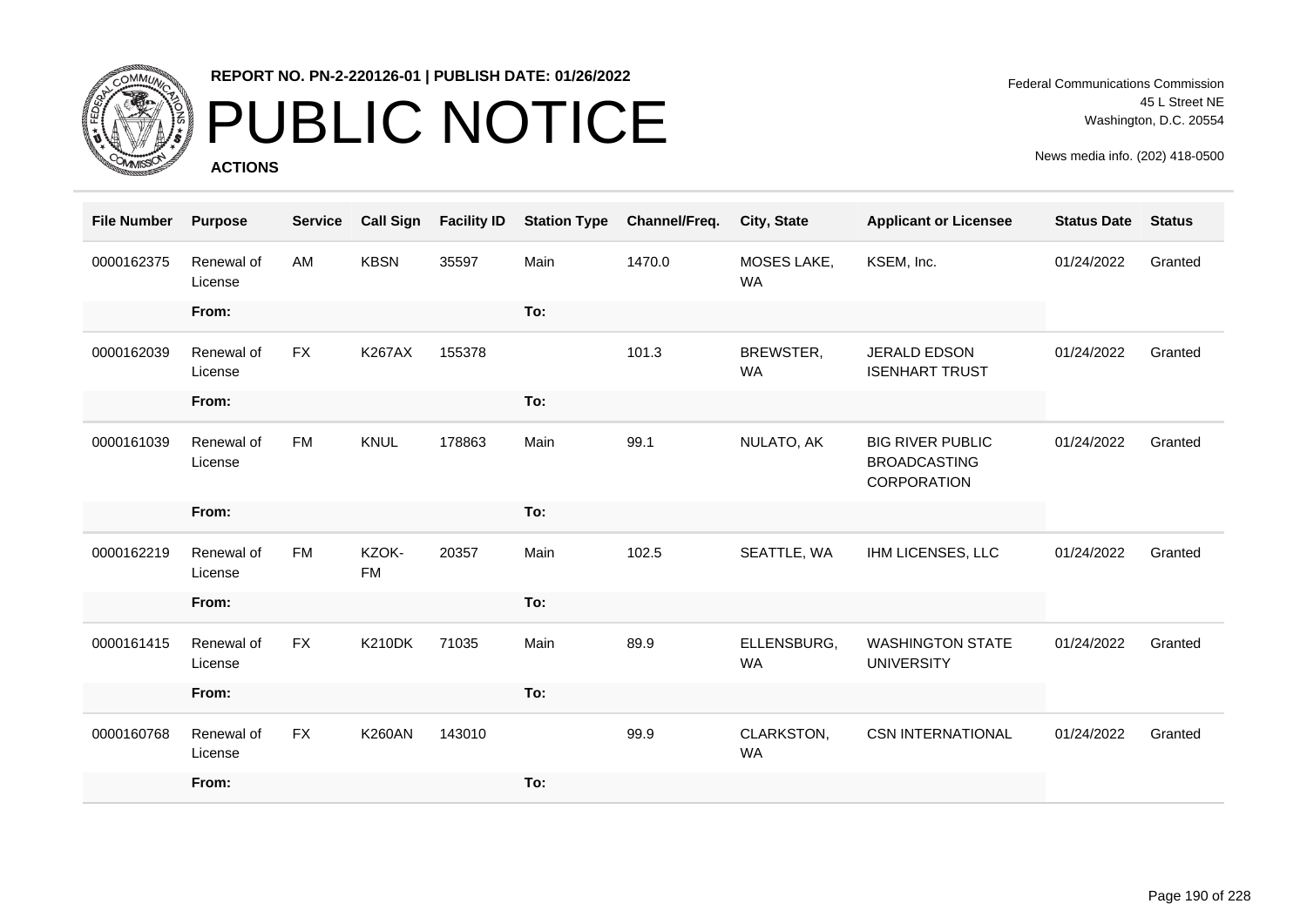**REPORT NO. PN-2-220126-01 | PUBLISH DATE: 01/26/2022**

# PUBLIC NOTICE

**ACTIONS**

Federal Communications Commission
45 L Street NE
Washington, D.C. 20554

News media info. (202) 418-0500

| File Number | Purpose | Service | Call Sign | Facility ID | Station Type | Channel/Freq. | City, State | Applicant or Licensee | Status Date | Status |
|---|---|---|---|---|---|---|---|---|---|---|
| 0000162375 | Renewal of License | AM | KBSN | 35597 | Main | 1470.0 | MOSES LAKE, WA | KSEM, Inc. | 01/24/2022 | Granted |
| | From: | | | | To: | | | | | |
| 0000162039 | Renewal of License | FX | K267AX | 155378 | | 101.3 | BREWSTER, WA | JERALD EDSON ISENHART TRUST | 01/24/2022 | Granted |
| | From: | | | | To: | | | | | |
| 0000161039 | Renewal of License | FM | KNUL | 178863 | Main | 99.1 | NULATO, AK | BIG RIVER PUBLIC BROADCASTING CORPORATION | 01/24/2022 | Granted |
| | From: | | | | To: | | | | | |
| 0000162219 | Renewal of License | FM | KZOK-FM | 20357 | Main | 102.5 | SEATTLE, WA | IHM LICENSES, LLC | 01/24/2022 | Granted |
| | From: | | | | To: | | | | | |
| 0000161415 | Renewal of License | FX | K210DK | 71035 | Main | 89.9 | ELLENSBURG, WA | WASHINGTON STATE UNIVERSITY | 01/24/2022 | Granted |
| | From: | | | | To: | | | | | |
| 0000160768 | Renewal of License | FX | K260AN | 143010 | | 99.9 | CLARKSTON, WA | CSN INTERNATIONAL | 01/24/2022 | Granted |
| | From: | | | | To: | | | | | |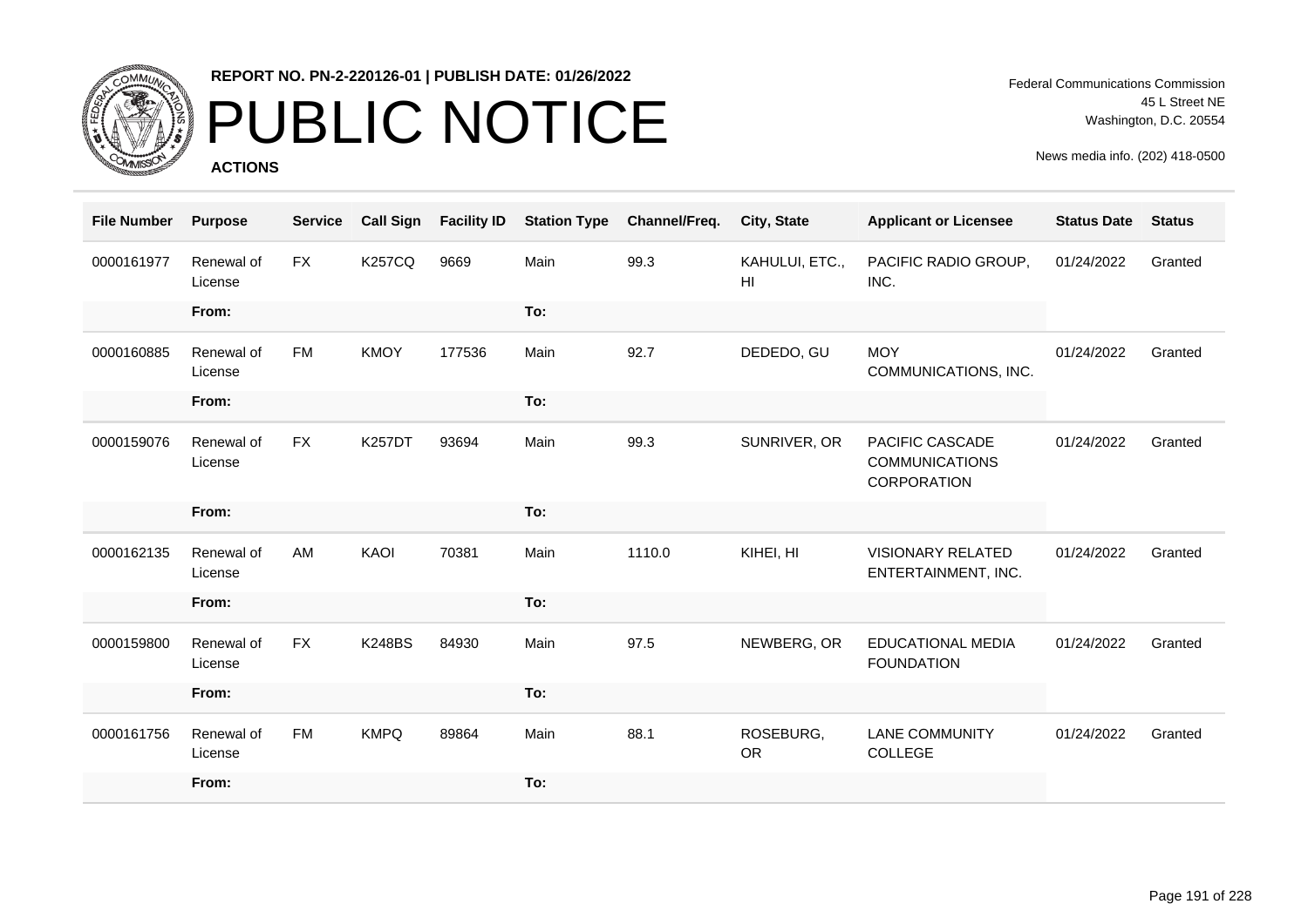**REPORT NO. PN-2-220126-01 | PUBLISH DATE: 01/26/2022**

# PUBLIC NOTICE

**ACTIONS**

Federal Communications Commission
45 L Street NE
Washington, D.C. 20554

News media info. (202) 418-0500

| File Number | Purpose | Service | Call Sign | Facility ID | Station Type | Channel/Freq. | City, State | Applicant or Licensee | Status Date | Status |
|---|---|---|---|---|---|---|---|---|---|---|
| 0000161977 | Renewal of License | FX | K257CQ | 9669 | Main | 99.3 | KAHULUI, ETC., HI | PACIFIC RADIO GROUP, INC. | 01/24/2022 | Granted |
| | **From:** | | | | **To:** | | | | | |
| 0000160885 | Renewal of License | FM | KMOY | 177536 | Main | 92.7 | DEDEDO, GU | MOY COMMUNICATIONS, INC. | 01/24/2022 | Granted |
| | **From:** | | | | **To:** | | | | | |
| 0000159076 | Renewal of License | FX | K257DT | 93694 | Main | 99.3 | SUNRIVER, OR | PACIFIC CASCADE COMMUNICATIONS CORPORATION | 01/24/2022 | Granted |
| | **From:** | | | | **To:** | | | | | |
| 0000162135 | Renewal of License | AM | KAOI | 70381 | Main | 1110.0 | KIHEI, HI | VISIONARY RELATED ENTERTAINMENT, INC. | 01/24/2022 | Granted |
| | **From:** | | | | **To:** | | | | | |
| 0000159800 | Renewal of License | FX | K248BS | 84930 | Main | 97.5 | NEWBERG, OR | EDUCATIONAL MEDIA FOUNDATION | 01/24/2022 | Granted |
| | **From:** | | | | **To:** | | | | | |
| 0000161756 | Renewal of License | FM | KMPQ | 89864 | Main | 88.1 | ROSEBURG, OR | LANE COMMUNITY COLLEGE | 01/24/2022 | Granted |
| | **From:** | | | | **To:** | | | | | |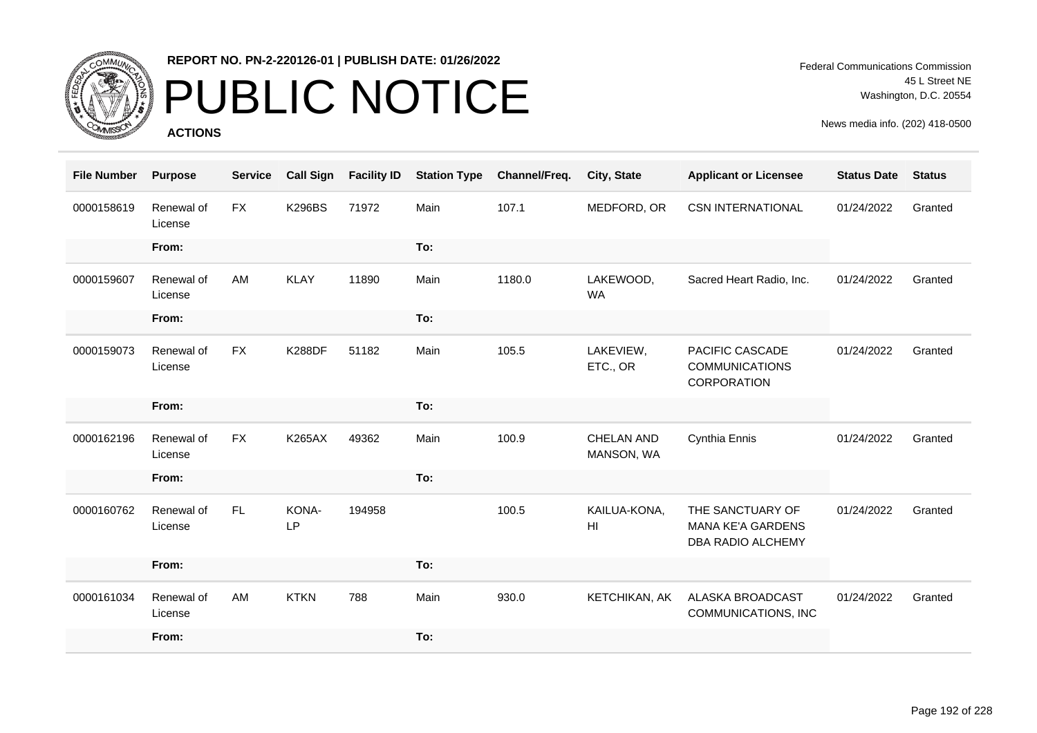**REPORT NO. PN-2-220126-01 | PUBLISH DATE: 01/26/2022**

# PUBLIC NOTICE

**ACTIONS**

Federal Communications Commission
45 L Street NE
Washington, D.C. 20554

News media info. (202) 418-0500

| File Number | Purpose | Service | Call Sign | Facility ID | Station Type | Channel/Freq. | City, State | Applicant or Licensee | Status Date | Status |
|---|---|---|---|---|---|---|---|---|---|---|
| 0000158619 | Renewal of License | FX | K296BS | 71972 | Main | 107.1 | MEDFORD, OR | CSN INTERNATIONAL | 01/24/2022 | Granted |
| | From: | | | | To: | | | | | |
| 0000159607 | Renewal of License | AM | KLAY | 11890 | Main | 1180.0 | LAKEWOOD, WA | Sacred Heart Radio, Inc. | 01/24/2022 | Granted |
| | From: | | | | To: | | | | | |
| 0000159073 | Renewal of License | FX | K288DF | 51182 | Main | 105.5 | LAKEVIEW, ETC., OR | PACIFIC CASCADE COMMUNICATIONS CORPORATION | 01/24/2022 | Granted |
| | From: | | | | To: | | | | | |
| 0000162196 | Renewal of License | FX | K265AX | 49362 | Main | 100.9 | CHELAN AND MANSON, WA | Cynthia Ennis | 01/24/2022 | Granted |
| | From: | | | | To: | | | | | |
| 0000160762 | Renewal of License | FL | KONA-LP | 194958 | | 100.5 | KAILUA-KONA, HI | THE SANCTUARY OF MANA KE'A GARDENS DBA RADIO ALCHEMY | 01/24/2022 | Granted |
| | From: | | | | To: | | | | | |
| 0000161034 | Renewal of License | AM | KTKN | 788 | Main | 930.0 | KETCHIKAN, AK | ALASKA BROADCAST COMMUNICATIONS, INC | 01/24/2022 | Granted |
| | From: | | | | To: | | | | | |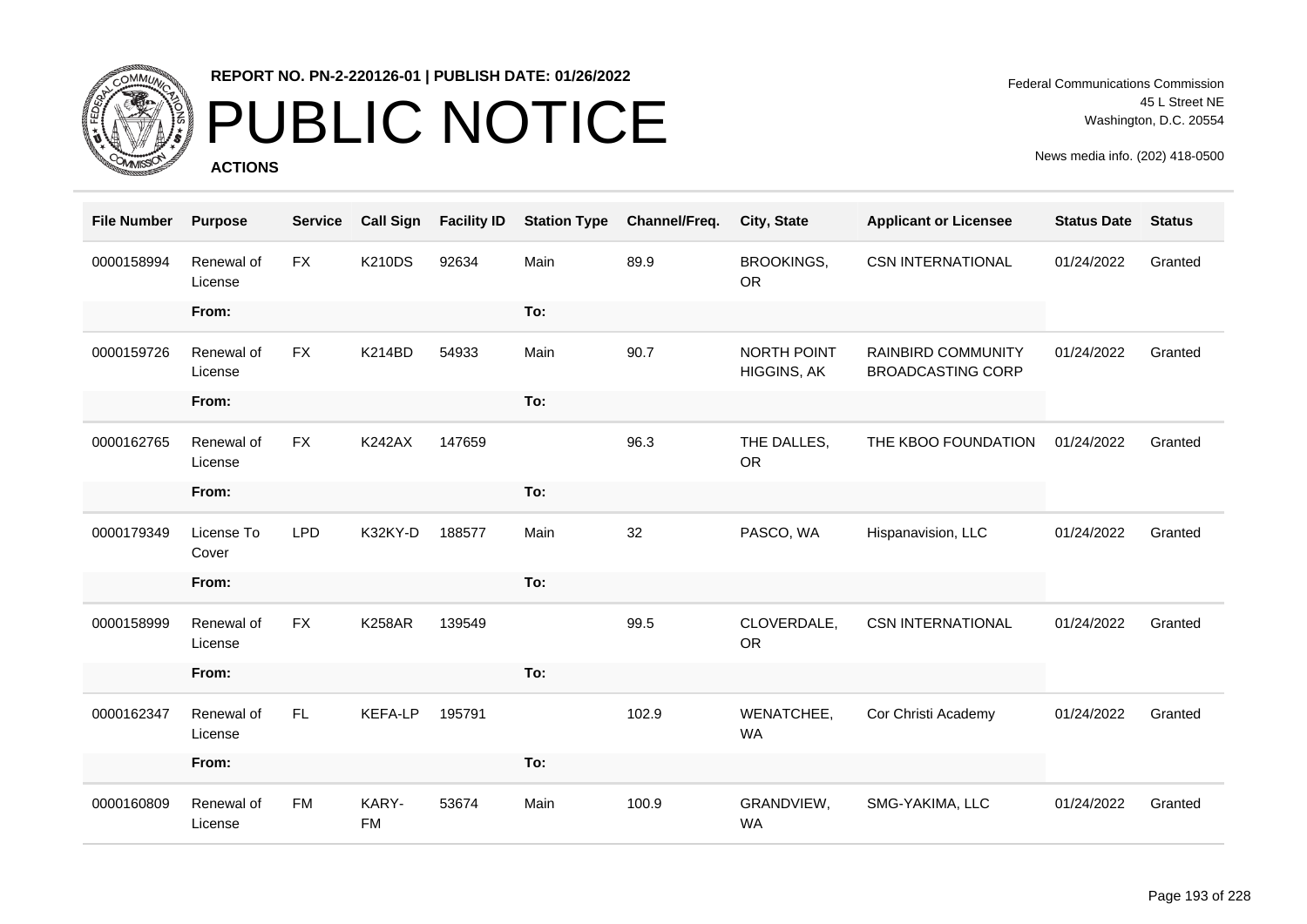**REPORT NO. PN-2-220126-01 | PUBLISH DATE: 01/26/2022**

# PUBLIC NOTICE

**ACTIONS**

Federal Communications Commission
45 L Street NE
Washington, D.C. 20554

News media info. (202) 418-0500

| File Number | Purpose | Service | Call Sign | Facility ID | Station Type | Channel/Freq. | City, State | Applicant or Licensee | Status Date | Status |
|---|---|---|---|---|---|---|---|---|---|---|
| 0000158994 | Renewal of License | FX | K210DS | 92634 | Main | 89.9 | BROOKINGS, OR | CSN INTERNATIONAL | 01/24/2022 | Granted |
| | From: | | | | To: | | | | | |
| 0000159726 | Renewal of License | FX | K214BD | 54933 | Main | 90.7 | NORTH POINT HIGGINS, AK | RAINBIRD COMMUNITY BROADCASTING CORP | 01/24/2022 | Granted |
| | From: | | | | To: | | | | | |
| 0000162765 | Renewal of License | FX | K242AX | 147659 | | 96.3 | THE DALLES, OR | THE KBOO FOUNDATION | 01/24/2022 | Granted |
| | From: | | | | To: | | | | | |
| 0000179349 | License To Cover | LPD | K32KY-D | 188577 | Main | 32 | PASCO, WA | Hispanavision, LLC | 01/24/2022 | Granted |
| | From: | | | | To: | | | | | |
| 0000158999 | Renewal of License | FX | K258AR | 139549 | | 99.5 | CLOVERDALE, OR | CSN INTERNATIONAL | 01/24/2022 | Granted |
| | From: | | | | To: | | | | | |
| 0000162347 | Renewal of License | FL | KEFA-LP | 195791 | | 102.9 | WENATCHEE, WA | Cor Christi Academy | 01/24/2022 | Granted |
| | From: | | | | To: | | | | | |
| 0000160809 | Renewal of License | FM | KARY-FM | 53674 | Main | 100.9 | GRANDVIEW, WA | SMG-YAKIMA, LLC | 01/24/2022 | Granted |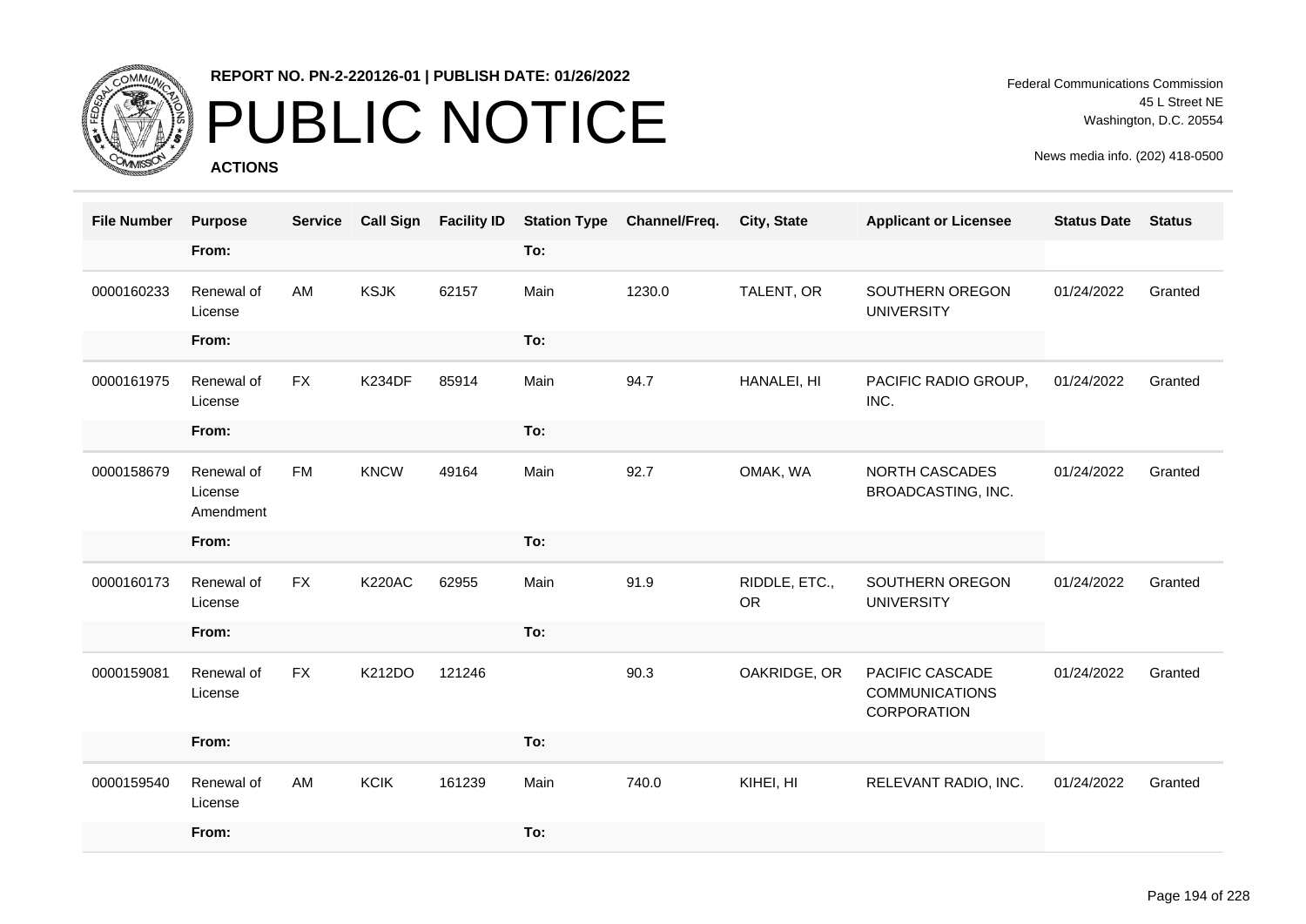**REPORT NO. PN-2-220126-01 | PUBLISH DATE: 01/26/2022**

# PUBLIC NOTICE

**ACTIONS**

Federal Communications Commission
45 L Street NE
Washington, D.C. 20554

News media info. (202) 418-0500

| File Number | Purpose | Service | Call Sign | Facility ID | Station Type | Channel/Freq. | City, State | Applicant or Licensee | Status Date | Status |
|---|---|---|---|---|---|---|---|---|---|---|
| | From: | | | | To: | | | | | |
| 0000160233 | Renewal of License | AM | KSJK | 62157 | Main | 1230.0 | TALENT, OR | SOUTHERN OREGON UNIVERSITY | 01/24/2022 | Granted |
| | From: | | | | To: | | | | | |
| 0000161975 | Renewal of License | FX | K234DF | 85914 | Main | 94.7 | HANALEI, HI | PACIFIC RADIO GROUP, INC. | 01/24/2022 | Granted |
| | From: | | | | To: | | | | | |
| 0000158679 | Renewal of License Amendment | FM | KNCW | 49164 | Main | 92.7 | OMAK, WA | NORTH CASCADES BROADCASTING, INC. | 01/24/2022 | Granted |
| | From: | | | | To: | | | | | |
| 0000160173 | Renewal of License | FX | K220AC | 62955 | Main | 91.9 | RIDDLE, ETC., OR | SOUTHERN OREGON UNIVERSITY | 01/24/2022 | Granted |
| | From: | | | | To: | | | | | |
| 0000159081 | Renewal of License | FX | K212DO | 121246 | | 90.3 | OAKRIDGE, OR | PACIFIC CASCADE COMMUNICATIONS CORPORATION | 01/24/2022 | Granted |
| | From: | | | | To: | | | | | |
| 0000159540 | Renewal of License | AM | KCIK | 161239 | Main | 740.0 | KIHEI, HI | RELEVANT RADIO, INC. | 01/24/2022 | Granted |
| | From: | | | | To: | | | | | |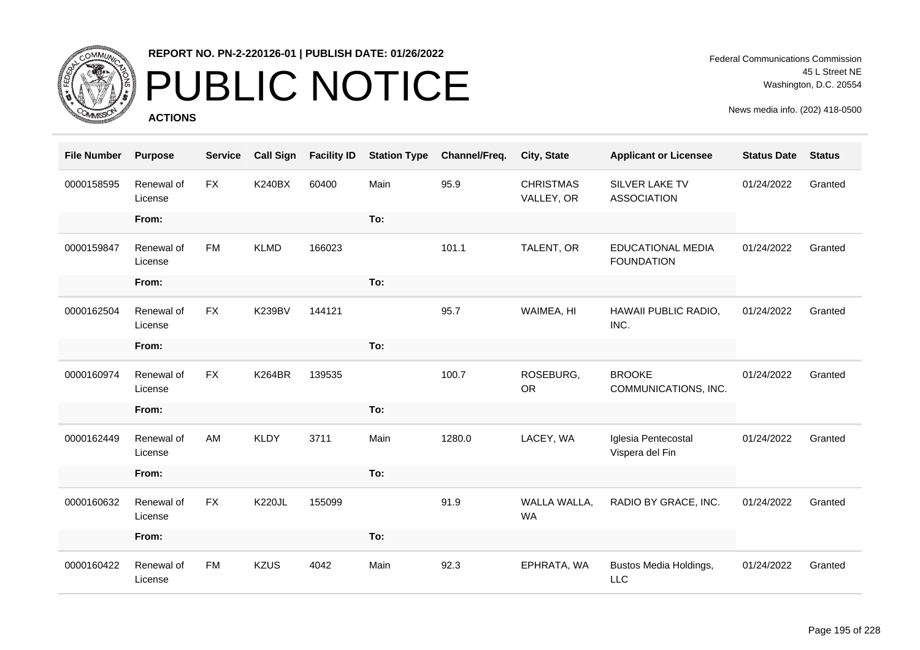**REPORT NO. PN-2-220126-01 | PUBLISH DATE: 01/26/2022**

# PUBLIC NOTICE

**ACTIONS**

Federal Communications Commission
45 L Street NE
Washington, D.C. 20554

News media info. (202) 418-0500

| File Number | Purpose | Service | Call Sign | Facility ID | Station Type | Channel/Freq. | City, State | Applicant or Licensee | Status Date | Status |
|---|---|---|---|---|---|---|---|---|---|---|
| 0000158595 | Renewal of License | FX | K240BX | 60400 | Main | 95.9 | CHRISTMAS VALLEY, OR | SILVER LAKE TV ASSOCIATION | 01/24/2022 | Granted |
| | **From:** | | | | **To:** | | | | | |
| 0000159847 | Renewal of License | FM | KLMD | 166023 | | 101.1 | TALENT, OR | EDUCATIONAL MEDIA FOUNDATION | 01/24/2022 | Granted |
| | **From:** | | | | **To:** | | | | | |
| 0000162504 | Renewal of License | FX | K239BV | 144121 | | 95.7 | WAIMEA, HI | HAWAII PUBLIC RADIO, INC. | 01/24/2022 | Granted |
| | **From:** | | | | **To:** | | | | | |
| 0000160974 | Renewal of License | FX | K264BR | 139535 | | 100.7 | ROSEBURG, OR | BROOKE COMMUNICATIONS, INC. | 01/24/2022 | Granted |
| | **From:** | | | | **To:** | | | | | |
| 0000162449 | Renewal of License | AM | KLDY | 3711 | Main | 1280.0 | LACEY, WA | Iglesia Pentecostal Vispera del Fin | 01/24/2022 | Granted |
| | **From:** | | | | **To:** | | | | | |
| 0000160632 | Renewal of License | FX | K220JL | 155099 | | 91.9 | WALLA WALLA, WA | RADIO BY GRACE, INC. | 01/24/2022 | Granted |
| | **From:** | | | | **To:** | | | | | |
| 0000160422 | Renewal of License | FM | KZUS | 4042 | Main | 92.3 | EPHRATA, WA | Bustos Media Holdings, LLC | 01/24/2022 | Granted |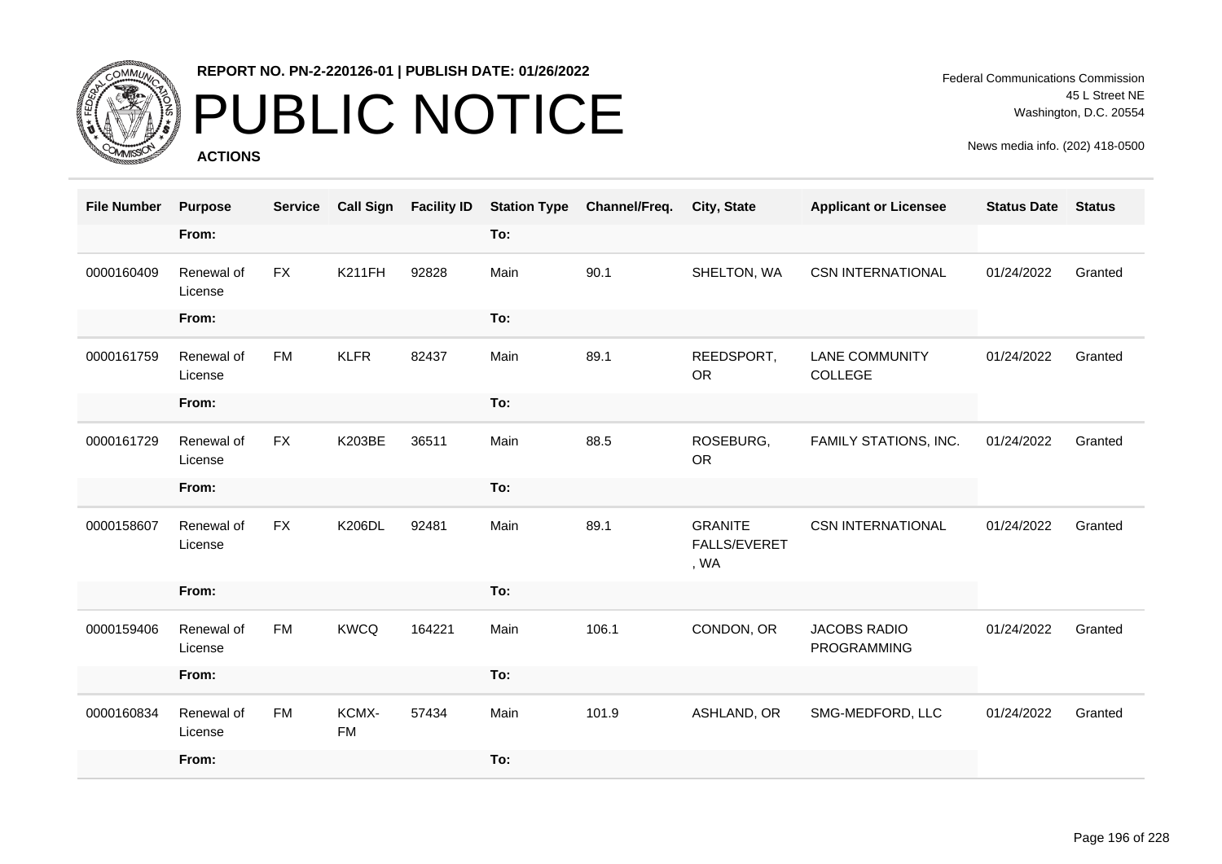REPORT NO. PN-2-220126-01 | PUBLISH DATE: 01/26/2022

# PUBLIC NOTICE

**ACTIONS**

Federal Communications Commission
45 L Street NE
Washington, D.C. 20554

News media info. (202) 418-0500

| File Number | Purpose | Service | Call Sign | Facility ID | Station Type | Channel/Freq. | City, State | Applicant or Licensee | Status Date | Status |
|---|---|---|---|---|---|---|---|---|---|---|
| | From: | | | | To: | | | | | |
| 0000160409 | Renewal of License | FX | K211FH | 92828 | Main | 90.1 | SHELTON, WA | CSN INTERNATIONAL | 01/24/2022 | Granted |
| | From: | | | | To: | | | | | |
| 0000161759 | Renewal of License | FM | KLFR | 82437 | Main | 89.1 | REEDSPORT, OR | LANE COMMUNITY COLLEGE | 01/24/2022 | Granted |
| | From: | | | | To: | | | | | |
| 0000161729 | Renewal of License | FX | K203BE | 36511 | Main | 88.5 | ROSEBURG, OR | FAMILY STATIONS, INC. | 01/24/2022 | Granted |
| | From: | | | | To: | | | | | |
| 0000158607 | Renewal of License | FX | K206DL | 92481 | Main | 89.1 | GRANITE FALLS/EVERET, WA | CSN INTERNATIONAL | 01/24/2022 | Granted |
| | From: | | | | To: | | | | | |
| 0000159406 | Renewal of License | FM | KWCQ | 164221 | Main | 106.1 | CONDON, OR | JACOBS RADIO PROGRAMMING | 01/24/2022 | Granted |
| | From: | | | | To: | | | | | |
| 0000160834 | Renewal of License | FM | KCMX-FM | 57434 | Main | 101.9 | ASHLAND, OR | SMG-MEDFORD, LLC | 01/24/2022 | Granted |
| | From: | | | | To: | | | | | |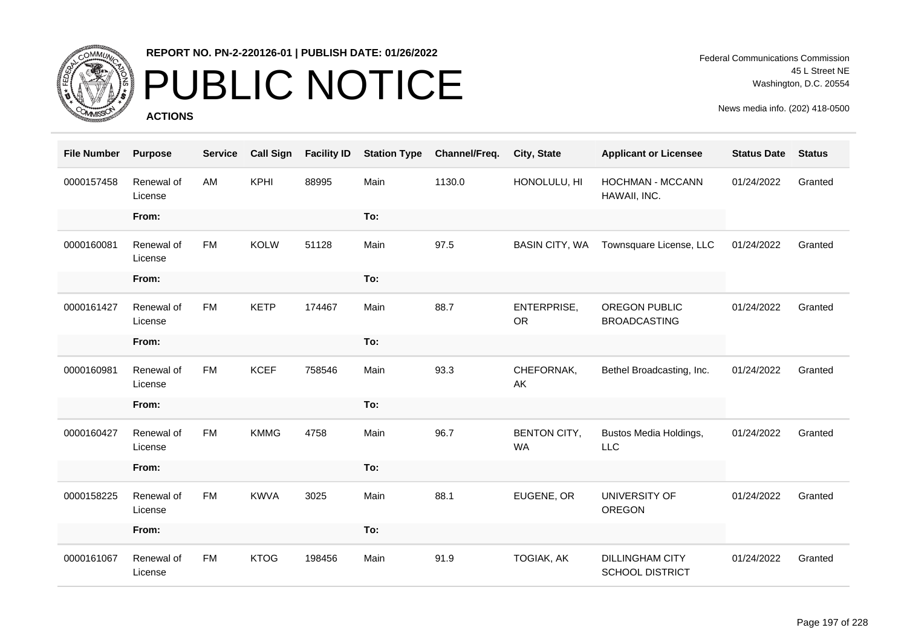**REPORT NO. PN-2-220126-01 | PUBLISH DATE: 01/26/2022**

# PUBLIC NOTICE

**ACTIONS**

Federal Communications Commission
45 L Street NE
Washington, D.C. 20554

News media info. (202) 418-0500

| File Number | Purpose | Service | Call Sign | Facility ID | Station Type | Channel/Freq. | City, State | Applicant or Licensee | Status Date | Status |
|---|---|---|---|---|---|---|---|---|---|---|
| 0000157458 | Renewal of License | AM | KPHI | 88995 | Main | 1130.0 | HONOLULU, HI | HOCHMAN - MCCANN HAWAII, INC. | 01/24/2022 | Granted |
| | **From:** | | | | **To:** | | | | | |
| 0000160081 | Renewal of License | FM | KOLW | 51128 | Main | 97.5 | BASIN CITY, WA | Townsquare License, LLC | 01/24/2022 | Granted |
| | **From:** | | | | **To:** | | | | | |
| 0000161427 | Renewal of License | FM | KETP | 174467 | Main | 88.7 | ENTERPRISE, OR | OREGON PUBLIC BROADCASTING | 01/24/2022 | Granted |
| | **From:** | | | | **To:** | | | | | |
| 0000160981 | Renewal of License | FM | KCEF | 758546 | Main | 93.3 | CHEFORNAK, AK | Bethel Broadcasting, Inc. | 01/24/2022 | Granted |
| | **From:** | | | | **To:** | | | | | |
| 0000160427 | Renewal of License | FM | KMMG | 4758 | Main | 96.7 | BENTON CITY, WA | Bustos Media Holdings, LLC | 01/24/2022 | Granted |
| | **From:** | | | | **To:** | | | | | |
| 0000158225 | Renewal of License | FM | KWVA | 3025 | Main | 88.1 | EUGENE, OR | UNIVERSITY OF OREGON | 01/24/2022 | Granted |
| | **From:** | | | | **To:** | | | | | |
| 0000161067 | Renewal of License | FM | KTOG | 198456 | Main | 91.9 | TOGIAK, AK | DILLINGHAM CITY SCHOOL DISTRICT | 01/24/2022 | Granted |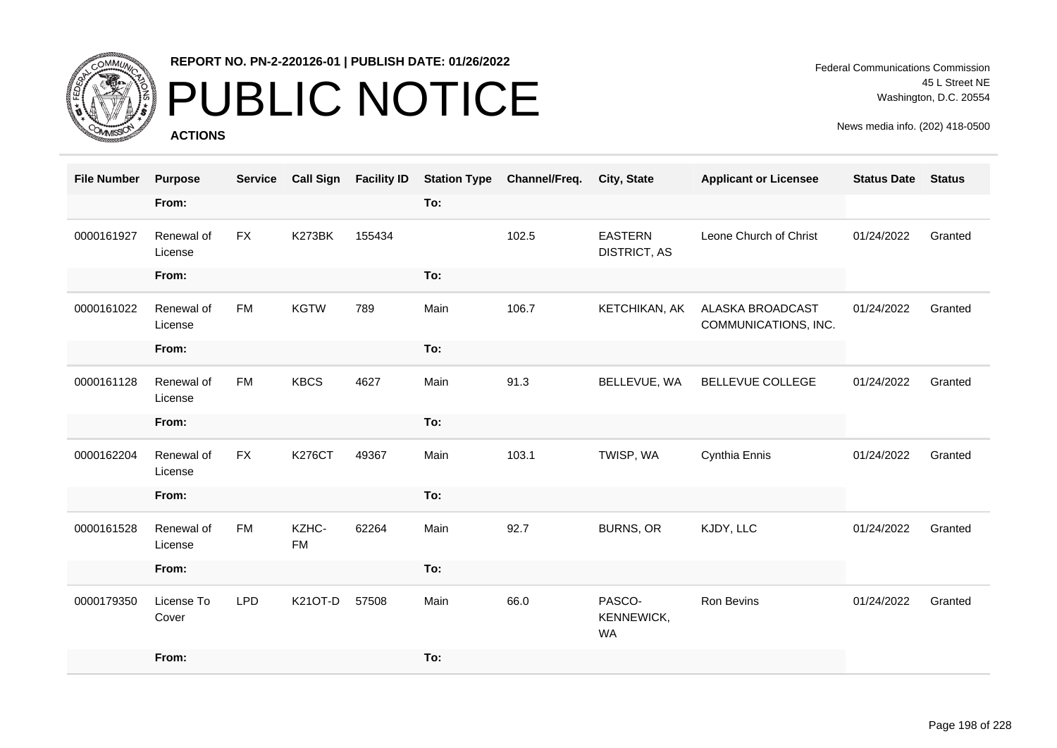REPORT NO. PN-2-220126-01 | PUBLISH DATE: 01/26/2022

# PUBLIC NOTICE

**ACTIONS**

Federal Communications Commission
45 L Street NE
Washington, D.C. 20554

News media info. (202) 418-0500

| File Number | Purpose | Service | Call Sign | Facility ID | Station Type | Channel/Freq. | City, State | Applicant or Licensee | Status Date | Status |
|---|---|---|---|---|---|---|---|---|---|---|
| | From: | | | | To: | | | | | |
| 0000161927 | Renewal of License | FX | K273BK | 155434 | | 102.5 | EASTERN DISTRICT, AS | Leone Church of Christ | 01/24/2022 | Granted |
| | From: | | | | To: | | | | | |
| 0000161022 | Renewal of License | FM | KGTW | 789 | Main | 106.7 | KETCHIKAN, AK | ALASKA BROADCAST COMMUNICATIONS, INC. | 01/24/2022 | Granted |
| | From: | | | | To: | | | | | |
| 0000161128 | Renewal of License | FM | KBCS | 4627 | Main | 91.3 | BELLEVUE, WA | BELLEVUE COLLEGE | 01/24/2022 | Granted |
| | From: | | | | To: | | | | | |
| 0000162204 | Renewal of License | FX | K276CT | 49367 | Main | 103.1 | TWISP, WA | Cynthia Ennis | 01/24/2022 | Granted |
| | From: | | | | To: | | | | | |
| 0000161528 | Renewal of License | FM | KZHC-FM | 62264 | Main | 92.7 | BURNS, OR | KJDY, LLC | 01/24/2022 | Granted |
| | From: | | | | To: | | | | | |
| 0000179350 | License To Cover | LPD | K21OT-D | 57508 | Main | 66.0 | PASCO-KENNEWICK, WA | Ron Bevins | 01/24/2022 | Granted |
| | From: | | | | To: | | | | | |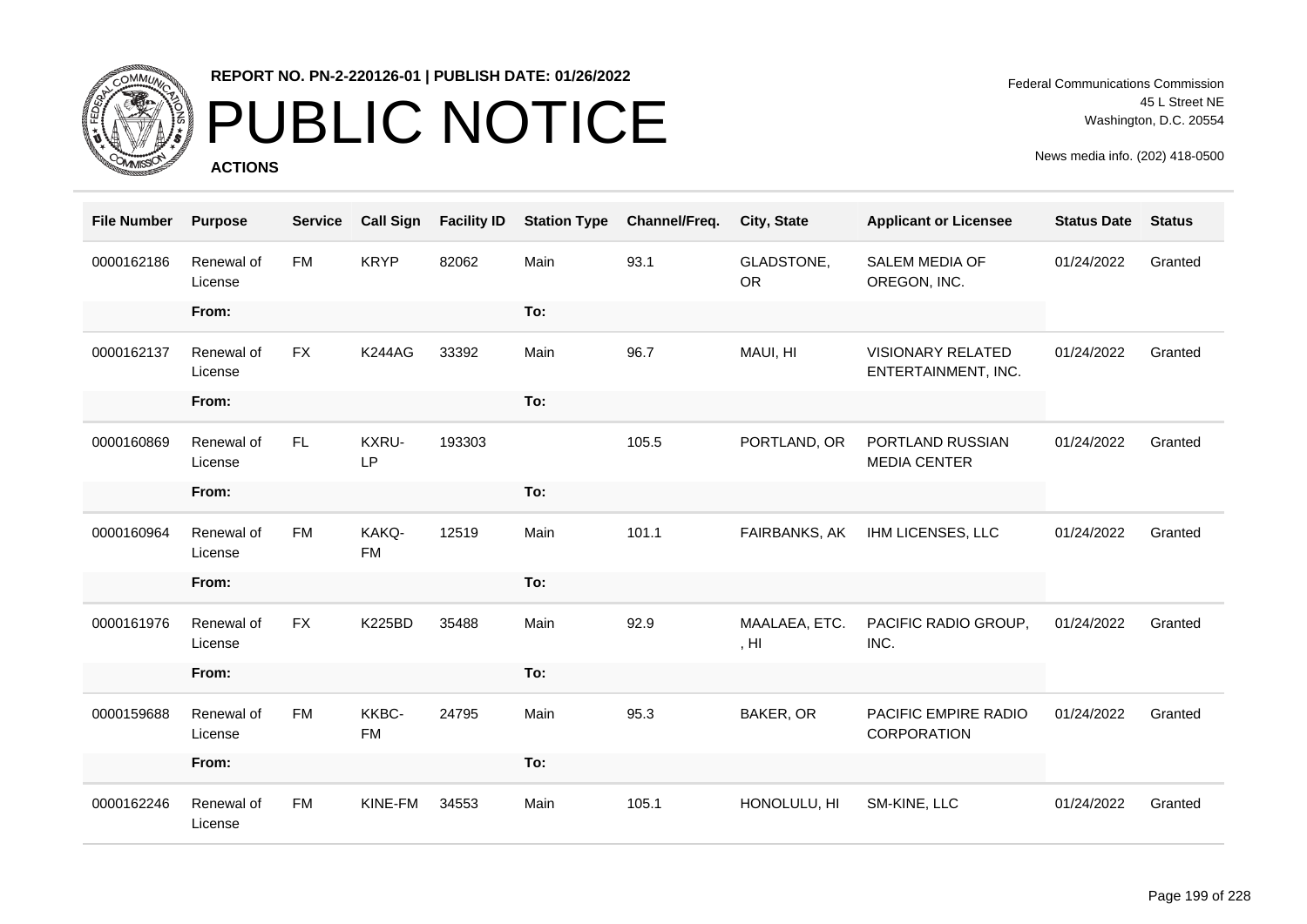# PUBLIC NOTICE

**REPORT NO. PN-2-220126-01 | PUBLISH DATE: 01/26/2022**

**ACTIONS**

Federal Communications Commission
45 L Street NE
Washington, D.C. 20554

News media info. (202) 418-0500

| File Number | Purpose | Service | Call Sign | Facility ID | Station Type | Channel/Freq. | City, State | Applicant or Licensee | Status Date | Status |
|---|---|---|---|---|---|---|---|---|---|---|
| 0000162186 | Renewal of License | FM | KRYP | 82062 | Main | 93.1 | GLADSTONE, OR | SALEM MEDIA OF OREGON, INC. | 01/24/2022 | Granted |
| | From: | | | | To: | | | | | |
| 0000162137 | Renewal of License | FX | K244AG | 33392 | Main | 96.7 | MAUI, HI | VISIONARY RELATED ENTERTAINMENT, INC. | 01/24/2022 | Granted |
| | From: | | | | To: | | | | | |
| 0000160869 | Renewal of License | FL | KXRU-LP | 193303 | | 105.5 | PORTLAND, OR | PORTLAND RUSSIAN MEDIA CENTER | 01/24/2022 | Granted |
| | From: | | | | To: | | | | | |
| 0000160964 | Renewal of License | FM | KAKQ-FM | 12519 | Main | 101.1 | FAIRBANKS, AK | IHM LICENSES, LLC | 01/24/2022 | Granted |
| | From: | | | | To: | | | | | |
| 0000161976 | Renewal of License | FX | K225BD | 35488 | Main | 92.9 | MAALAEA, ETC. , HI | PACIFIC RADIO GROUP, INC. | 01/24/2022 | Granted |
| | From: | | | | To: | | | | | |
| 0000159688 | Renewal of License | FM | KKBC-FM | 24795 | Main | 95.3 | BAKER, OR | PACIFIC EMPIRE RADIO CORPORATION | 01/24/2022 | Granted |
| | From: | | | | To: | | | | | |
| 0000162246 | Renewal of License | FM | KINE-FM | 34553 | Main | 105.1 | HONOLULU, HI | SM-KINE, LLC | 01/24/2022 | Granted |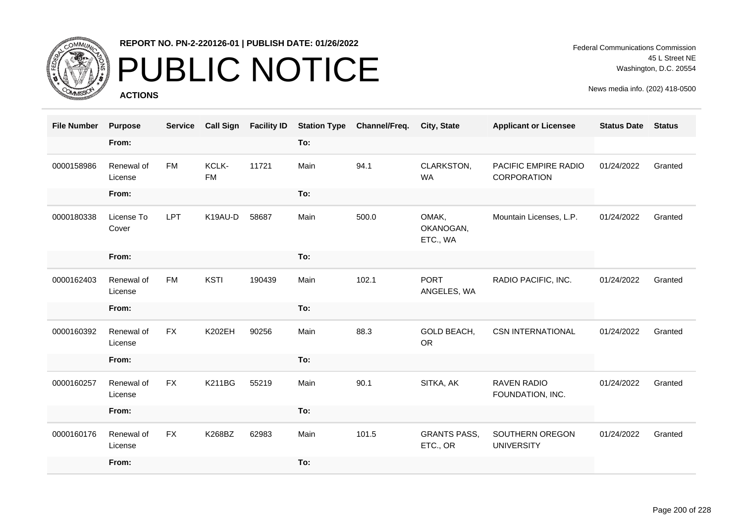# PUBLIC NOTICE

**REPORT NO. PN-2-220126-01 | PUBLISH DATE: 01/26/2022**

Federal Communications Commission
45 L Street NE
Washington, D.C. 20554

News media info. (202) 418-0500

**ACTIONS**

| File Number | Purpose | Service | Call Sign | Facility ID | Station Type | Channel/Freq. | City, State | Applicant or Licensee | Status Date | Status |
|---|---|---|---|---|---|---|---|---|---|---|
| | From: | | | | To: | | | | | |
| 0000158986 | Renewal of License | FM | KCLK-FM | 11721 | Main | 94.1 | CLARKSTON, WA | PACIFIC EMPIRE RADIO CORPORATION | 01/24/2022 | Granted |
| | From: | | | | To: | | | | | |
| 0000180338 | License To Cover | LPT | K19AU-D | 58687 | Main | 500.0 | OMAK, OKANOGAN, ETC., WA | Mountain Licenses, L.P. | 01/24/2022 | Granted |
| | From: | | | | To: | | | | | |
| 0000162403 | Renewal of License | FM | KSTI | 190439 | Main | 102.1 | PORT ANGELES, WA | RADIO PACIFIC, INC. | 01/24/2022 | Granted |
| | From: | | | | To: | | | | | |
| 0000160392 | Renewal of License | FX | K202EH | 90256 | Main | 88.3 | GOLD BEACH, OR | CSN INTERNATIONAL | 01/24/2022 | Granted |
| | From: | | | | To: | | | | | |
| 0000160257 | Renewal of License | FX | K211BG | 55219 | Main | 90.1 | SITKA, AK | RAVEN RADIO FOUNDATION, INC. | 01/24/2022 | Granted |
| | From: | | | | To: | | | | | |
| 0000160176 | Renewal of License | FX | K268BZ | 62983 | Main | 101.5 | GRANTS PASS, ETC., OR | SOUTHERN OREGON UNIVERSITY | 01/24/2022 | Granted |
| | From: | | | | To: | | | | | |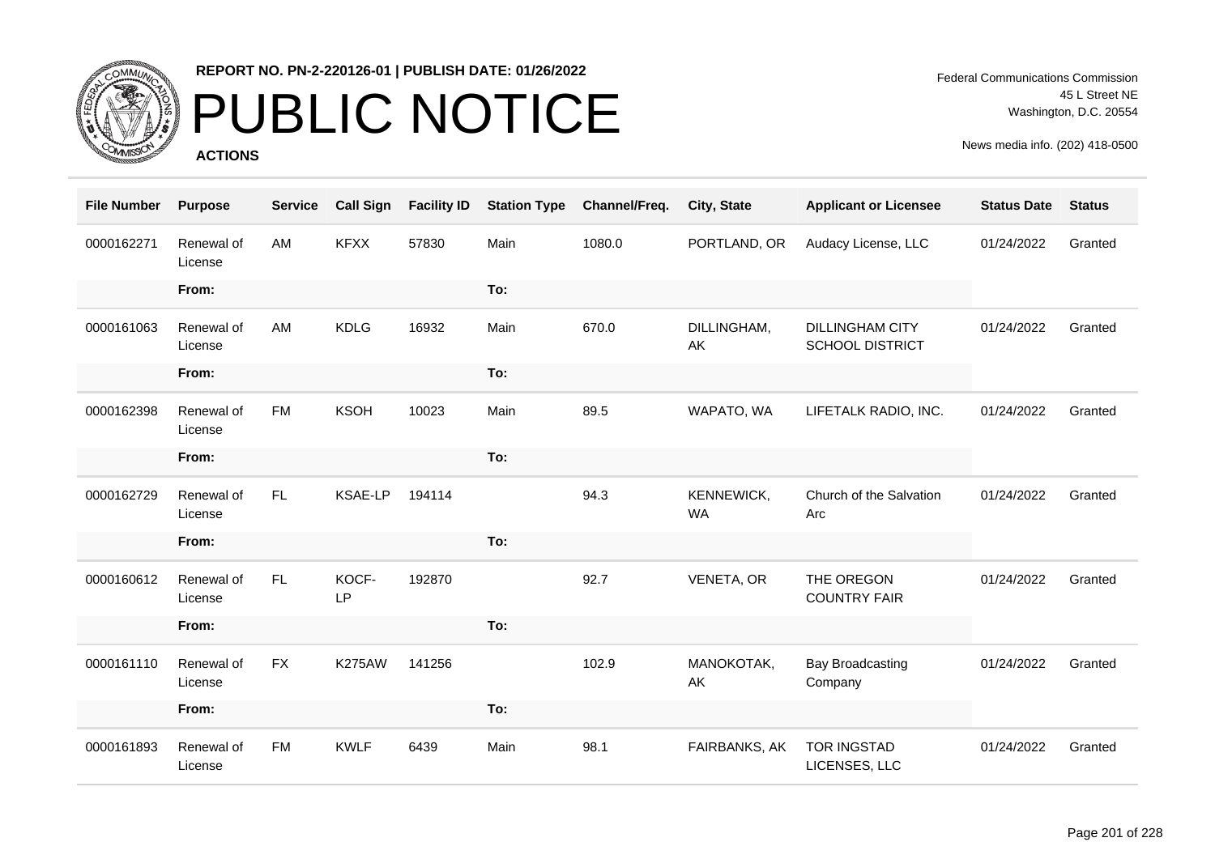**REPORT NO. PN-2-220126-01 | PUBLISH DATE: 01/26/2022**

# PUBLIC NOTICE

**ACTIONS**

Federal Communications Commission
45 L Street NE
Washington, D.C. 20554

News media info. (202) 418-0500

| File Number | Purpose | Service | Call Sign | Facility ID | Station Type | Channel/Freq. | City, State | Applicant or Licensee | Status Date | Status |
|---|---|---|---|---|---|---|---|---|---|---|
| 0000162271 | Renewal of License | AM | KFXX | 57830 | Main | 1080.0 | PORTLAND, OR | Audacy License, LLC | 01/24/2022 | Granted |
| | From: | | | | To: | | | | | |
| 0000161063 | Renewal of License | AM | KDLG | 16932 | Main | 670.0 | DILLINGHAM, AK | DILLINGHAM CITY SCHOOL DISTRICT | 01/24/2022 | Granted |
| | From: | | | | To: | | | | | |
| 0000162398 | Renewal of License | FM | KSOH | 10023 | Main | 89.5 | WAPATO, WA | LIFETALK RADIO, INC. | 01/24/2022 | Granted |
| | From: | | | | To: | | | | | |
| 0000162729 | Renewal of License | FL | KSAE-LP | 194114 | | 94.3 | KENNEWICK, WA | Church of the Salvation Arc | 01/24/2022 | Granted |
| | From: | | | | To: | | | | | |
| 0000160612 | Renewal of License | FL | KOCF-LP | 192870 | | 92.7 | VENETA, OR | THE OREGON COUNTRY FAIR | 01/24/2022 | Granted |
| | From: | | | | To: | | | | | |
| 0000161110 | Renewal of License | FX | K275AW | 141256 | | 102.9 | MANOKOTAK, AK | Bay Broadcasting Company | 01/24/2022 | Granted |
| | From: | | | | To: | | | | | |
| 0000161893 | Renewal of License | FM | KWLF | 6439 | Main | 98.1 | FAIRBANKS, AK | TOR INGSTAD LICENSES, LLC | 01/24/2022 | Granted |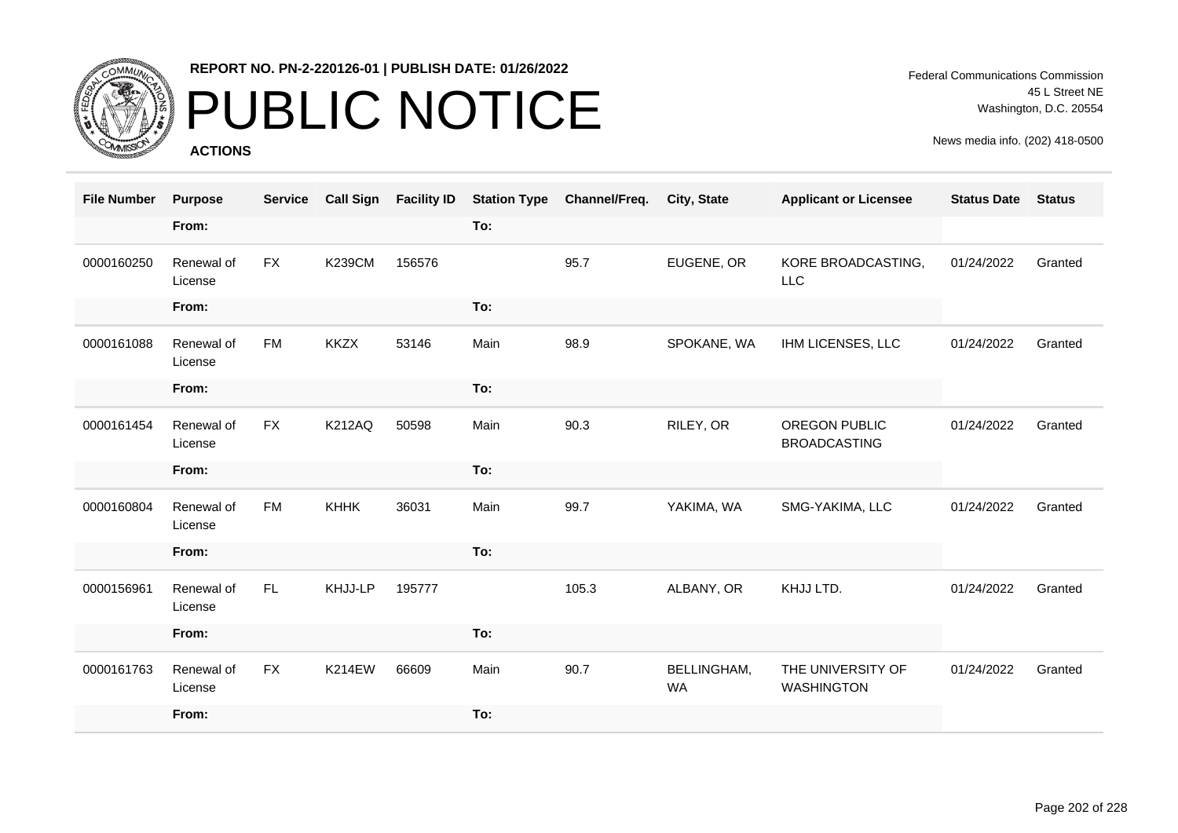REPORT NO. PN-2-220126-01 | PUBLISH DATE: 01/26/2022

# PUBLIC NOTICE

**ACTIONS**

Federal Communications Commission
45 L Street NE
Washington, D.C. 20554

News media info. (202) 418-0500

| File Number | Purpose | Service | Call Sign | Facility ID | Station Type | Channel/Freq. | City, State | Applicant or Licensee | Status Date | Status |
|---|---|---|---|---|---|---|---|---|---|---|
| | **From:** | | | | **To:** | | | | | |
| 0000160250 | Renewal of License | FX | K239CM | 156576 | | 95.7 | EUGENE, OR | KORE BROADCASTING, LLC | 01/24/2022 | Granted |
| | **From:** | | | | **To:** | | | | | |
| 0000161088 | Renewal of License | FM | KKZX | 53146 | Main | 98.9 | SPOKANE, WA | IHM LICENSES, LLC | 01/24/2022 | Granted |
| | **From:** | | | | **To:** | | | | | |
| 0000161454 | Renewal of License | FX | K212AQ | 50598 | Main | 90.3 | RILEY, OR | OREGON PUBLIC BROADCASTING | 01/24/2022 | Granted |
| | **From:** | | | | **To:** | | | | | |
| 0000160804 | Renewal of License | FM | KHHK | 36031 | Main | 99.7 | YAKIMA, WA | SMG-YAKIMA, LLC | 01/24/2022 | Granted |
| | **From:** | | | | **To:** | | | | | |
| 0000156961 | Renewal of License | FL | KHJJ-LP | 195777 | | 105.3 | ALBANY, OR | KHJJ LTD. | 01/24/2022 | Granted |
| | **From:** | | | | **To:** | | | | | |
| 0000161763 | Renewal of License | FX | K214EW | 66609 | Main | 90.7 | BELLINGHAM, WA | THE UNIVERSITY OF WASHINGTON | 01/24/2022 | Granted |
| | **From:** | | | | **To:** | | | | | |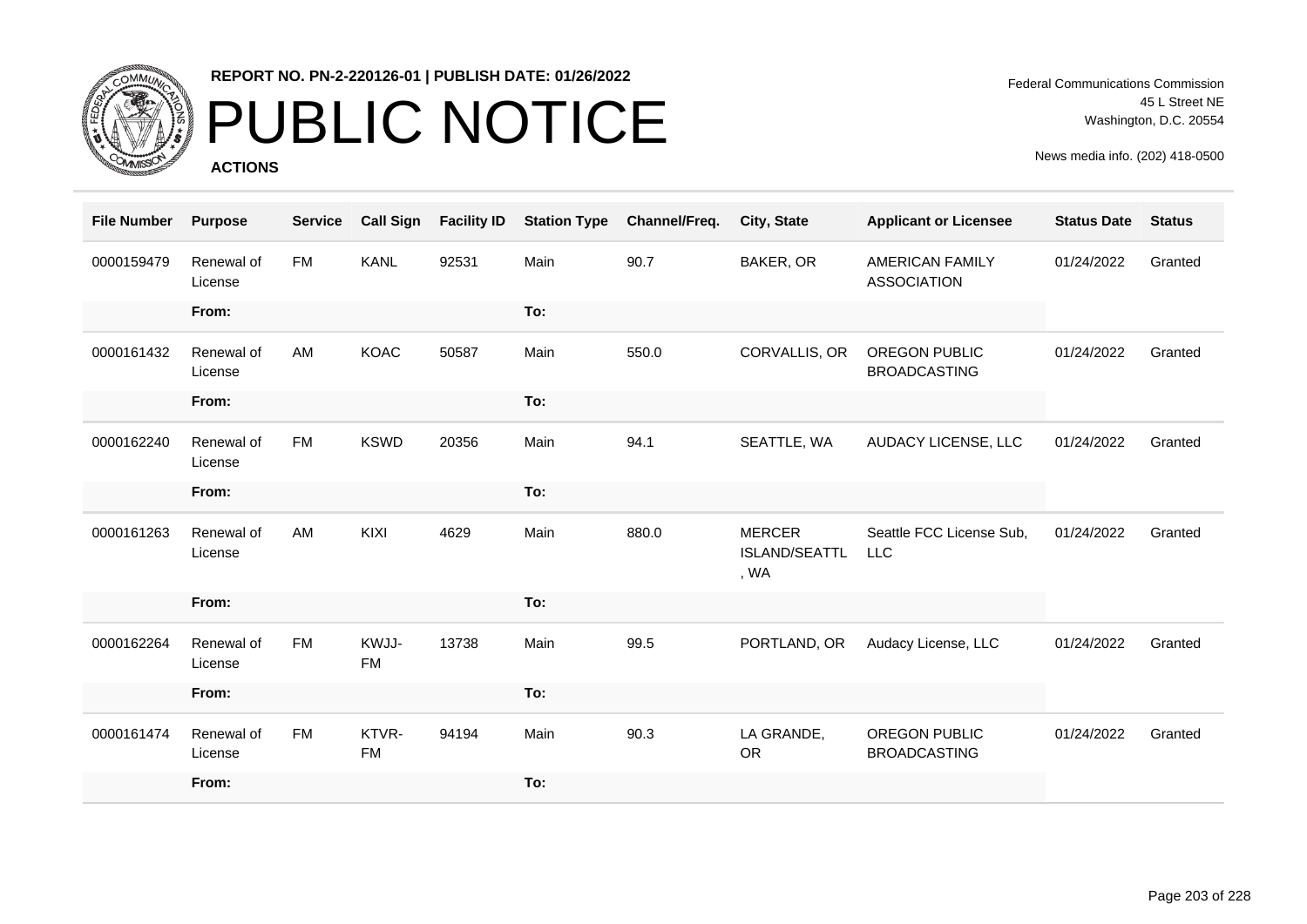**REPORT NO. PN-2-220126-01 | PUBLISH DATE: 01/26/2022**

# PUBLIC NOTICE

**ACTIONS**

Federal Communications Commission
45 L Street NE
Washington, D.C. 20554

News media info. (202) 418-0500

| File Number | Purpose | Service | Call Sign | Facility ID | Station Type | Channel/Freq. | City, State | Applicant or Licensee | Status Date | Status |
|---|---|---|---|---|---|---|---|---|---|---|
| 0000159479 | Renewal of License | FM | KANL | 92531 | Main | 90.7 | BAKER, OR | AMERICAN FAMILY ASSOCIATION | 01/24/2022 | Granted |
| | From: | | | | To: | | | | | |
| 0000161432 | Renewal of License | AM | KOAC | 50587 | Main | 550.0 | CORVALLIS, OR | OREGON PUBLIC BROADCASTING | 01/24/2022 | Granted |
| | From: | | | | To: | | | | | |
| 0000162240 | Renewal of License | FM | KSWD | 20356 | Main | 94.1 | SEATTLE, WA | AUDACY LICENSE, LLC | 01/24/2022 | Granted |
| | From: | | | | To: | | | | | |
| 0000161263 | Renewal of License | AM | KIXI | 4629 | Main | 880.0 | MERCER ISLAND/SEATTLE, WA | Seattle FCC License Sub, LLC | 01/24/2022 | Granted |
| | From: | | | | To: | | | | | |
| 0000162264 | Renewal of License | FM | KWJJ-FM | 13738 | Main | 99.5 | PORTLAND, OR | Audacy License, LLC | 01/24/2022 | Granted |
| | From: | | | | To: | | | | | |
| 0000161474 | Renewal of License | FM | KTVR-FM | 94194 | Main | 90.3 | LA GRANDE, OR | OREGON PUBLIC BROADCASTING | 01/24/2022 | Granted |
| | From: | | | | To: | | | | | |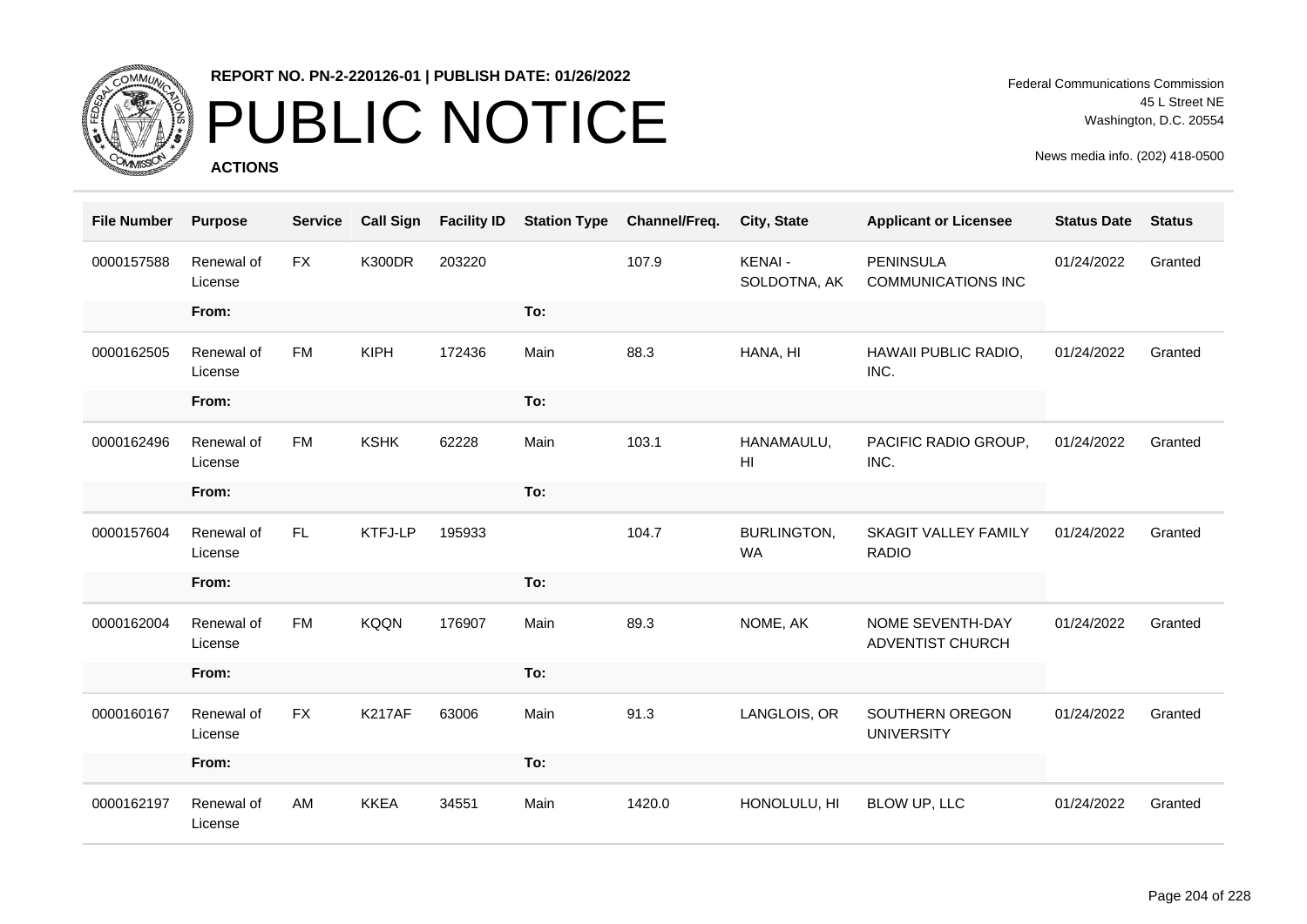**REPORT NO. PN-2-220126-01 | PUBLISH DATE: 01/26/2022**

# PUBLIC NOTICE

**ACTIONS**

Federal Communications Commission
45 L Street NE
Washington, D.C. 20554

News media info. (202) 418-0500

| File Number | Purpose | Service | Call Sign | Facility ID | Station Type | Channel/Freq. | City, State | Applicant or Licensee | Status Date | Status |
|---|---|---|---|---|---|---|---|---|---|---|
| 0000157588 | Renewal of License | FX | K300DR | 203220 | | 107.9 | KENAI - SOLDOTNA, AK | PENINSULA COMMUNICATIONS INC | 01/24/2022 | Granted |
| | From: | | | | To: | | | | | |
| 0000162505 | Renewal of License | FM | KIPH | 172436 | Main | 88.3 | HANA, HI | HAWAII PUBLIC RADIO, INC. | 01/24/2022 | Granted |
| | From: | | | | To: | | | | | |
| 0000162496 | Renewal of License | FM | KSHK | 62228 | Main | 103.1 | HANAMAULU, HI | PACIFIC RADIO GROUP, INC. | 01/24/2022 | Granted |
| | From: | | | | To: | | | | | |
| 0000157604 | Renewal of License | FL | KTFJ-LP | 195933 | | 104.7 | BURLINGTON, WA | SKAGIT VALLEY FAMILY RADIO | 01/24/2022 | Granted |
| | From: | | | | To: | | | | | |
| 0000162004 | Renewal of License | FM | KQQN | 176907 | Main | 89.3 | NOME, AK | NOME SEVENTH-DAY ADVENTIST CHURCH | 01/24/2022 | Granted |
| | From: | | | | To: | | | | | |
| 0000160167 | Renewal of License | FX | K217AF | 63006 | Main | 91.3 | LANGLOIS, OR | SOUTHERN OREGON UNIVERSITY | 01/24/2022 | Granted |
| | From: | | | | To: | | | | | |
| 0000162197 | Renewal of License | AM | KKEA | 34551 | Main | 1420.0 | HONOLULU, HI | BLOW UP, LLC | 01/24/2022 | Granted |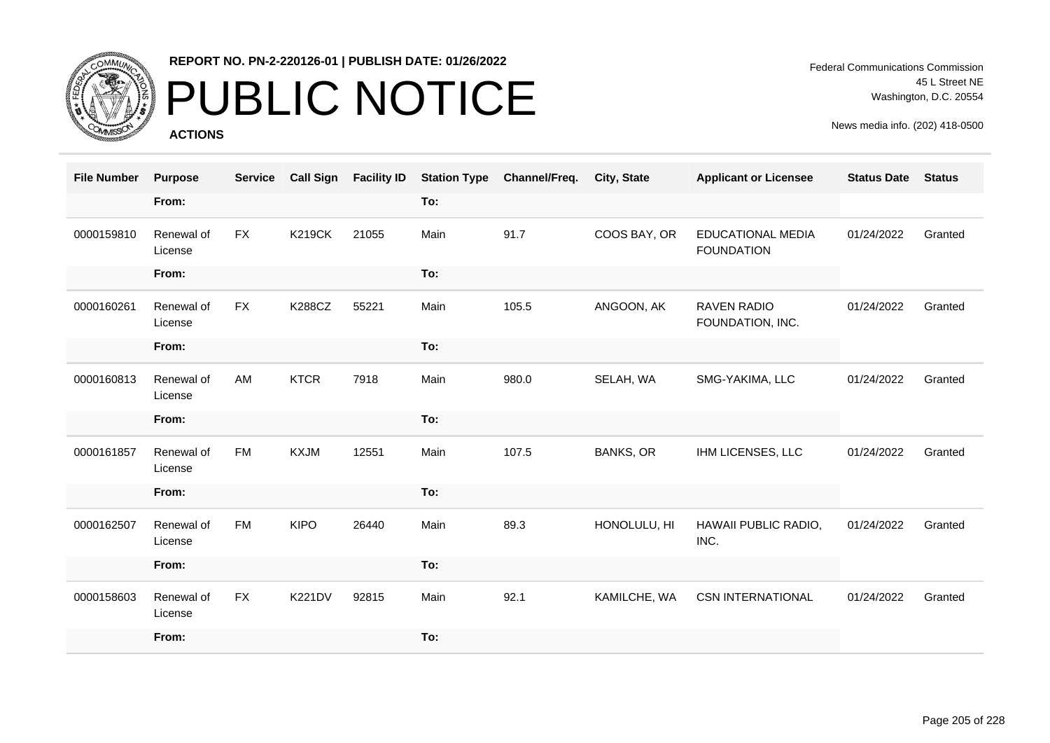# PUBLIC NOTICE

**REPORT NO. PN-2-220126-01 | PUBLISH DATE: 01/26/2022**

**ACTIONS**

Federal Communications Commission
45 L Street NE
Washington, D.C. 20554

News media info. (202) 418-0500

| File Number | Purpose | Service | Call Sign | Facility ID | Station Type | Channel/Freq. | City, State | Applicant or Licensee | Status Date | Status |
|---|---|---|---|---|---|---|---|---|---|---|
| | From: | | | | To: | | | | | |
| 0000159810 | Renewal of License | FX | K219CK | 21055 | Main | 91.7 | COOS BAY, OR | EDUCATIONAL MEDIA FOUNDATION | 01/24/2022 | Granted |
| | From: | | | | To: | | | | | |
| 0000160261 | Renewal of License | FX | K288CZ | 55221 | Main | 105.5 | ANGOON, AK | RAVEN RADIO FOUNDATION, INC. | 01/24/2022 | Granted |
| | From: | | | | To: | | | | | |
| 0000160813 | Renewal of License | AM | KTCR | 7918 | Main | 980.0 | SELAH, WA | SMG-YAKIMA, LLC | 01/24/2022 | Granted |
| | From: | | | | To: | | | | | |
| 0000161857 | Renewal of License | FM | KXJM | 12551 | Main | 107.5 | BANKS, OR | IHM LICENSES, LLC | 01/24/2022 | Granted |
| | From: | | | | To: | | | | | |
| 0000162507 | Renewal of License | FM | KIPO | 26440 | Main | 89.3 | HONOLULU, HI | HAWAII PUBLIC RADIO, INC. | 01/24/2022 | Granted |
| | From: | | | | To: | | | | | |
| 0000158603 | Renewal of License | FX | K221DV | 92815 | Main | 92.1 | KAMILCHE, WA | CSN INTERNATIONAL | 01/24/2022 | Granted |
| | From: | | | | To: | | | | | |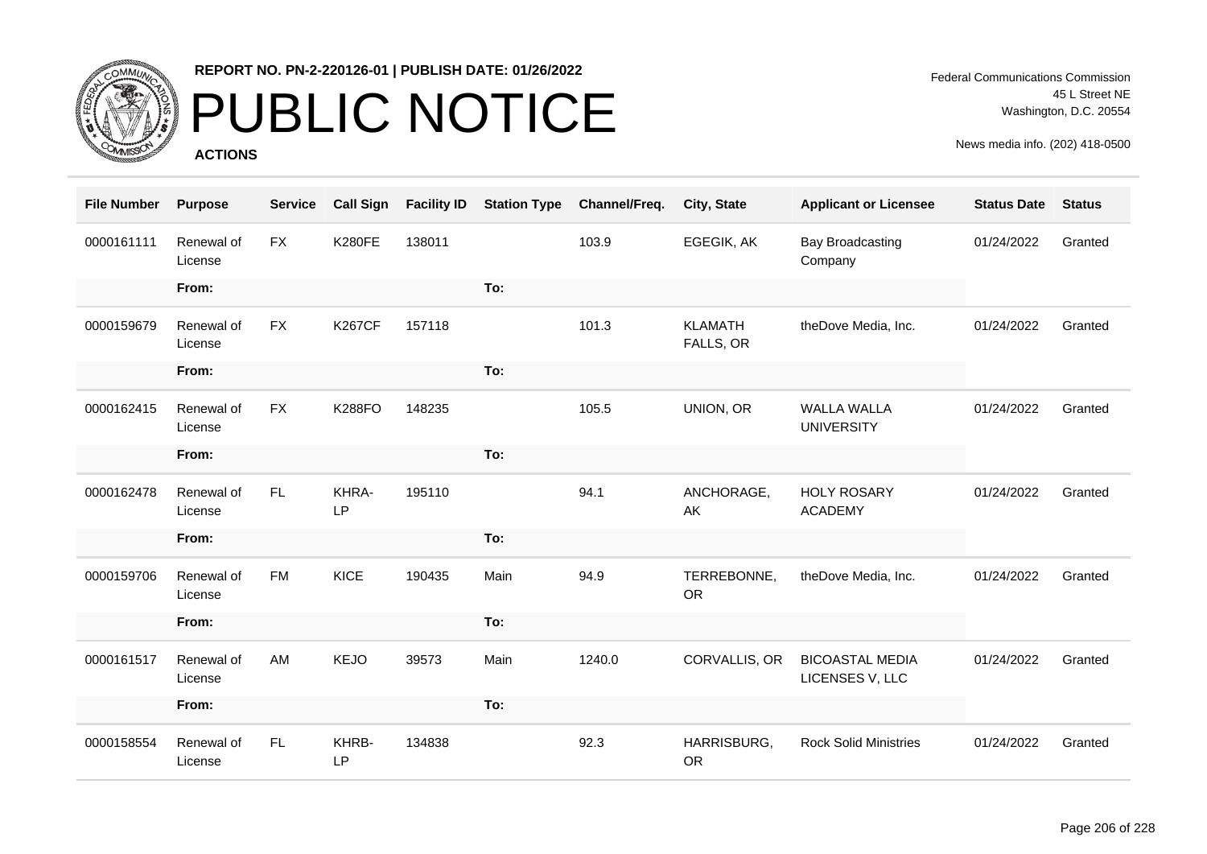REPORT NO. PN-2-220126-01 | PUBLISH DATE: 01/26/2022

# PUBLIC NOTICE

**ACTIONS**

Federal Communications Commission
45 L Street NE
Washington, D.C. 20554

News media info. (202) 418-0500

| File Number | Purpose | Service | Call Sign | Facility ID | Station Type | Channel/Freq. | City, State | Applicant or Licensee | Status Date | Status |
|---|---|---|---|---|---|---|---|---|---|---|
| 0000161111 | Renewal of License | FX | K280FE | 138011 | | 103.9 | EGEGIK, AK | Bay Broadcasting Company | 01/24/2022 | Granted |
| | From: | | | | To: | | | | | |
| 0000159679 | Renewal of License | FX | K267CF | 157118 | | 101.3 | KLAMATH FALLS, OR | theDove Media, Inc. | 01/24/2022 | Granted |
| | From: | | | | To: | | | | | |
| 0000162415 | Renewal of License | FX | K288FO | 148235 | | 105.5 | UNION, OR | WALLA WALLA UNIVERSITY | 01/24/2022 | Granted |
| | From: | | | | To: | | | | | |
| 0000162478 | Renewal of License | FL | KHRA-LP | 195110 | | 94.1 | ANCHORAGE, AK | HOLY ROSARY ACADEMY | 01/24/2022 | Granted |
| | From: | | | | To: | | | | | |
| 0000159706 | Renewal of License | FM | KICE | 190435 | Main | 94.9 | TERREBONNE, OR | theDove Media, Inc. | 01/24/2022 | Granted |
| | From: | | | | To: | | | | | |
| 0000161517 | Renewal of License | AM | KEJO | 39573 | Main | 1240.0 | CORVALLIS, OR | BICOASTAL MEDIA LICENSES V, LLC | 01/24/2022 | Granted |
| | From: | | | | To: | | | | | |
| 0000158554 | Renewal of License | FL | KHRB-LP | 134838 | | 92.3 | HARRISBURG, OR | Rock Solid Ministries | 01/24/2022 | Granted |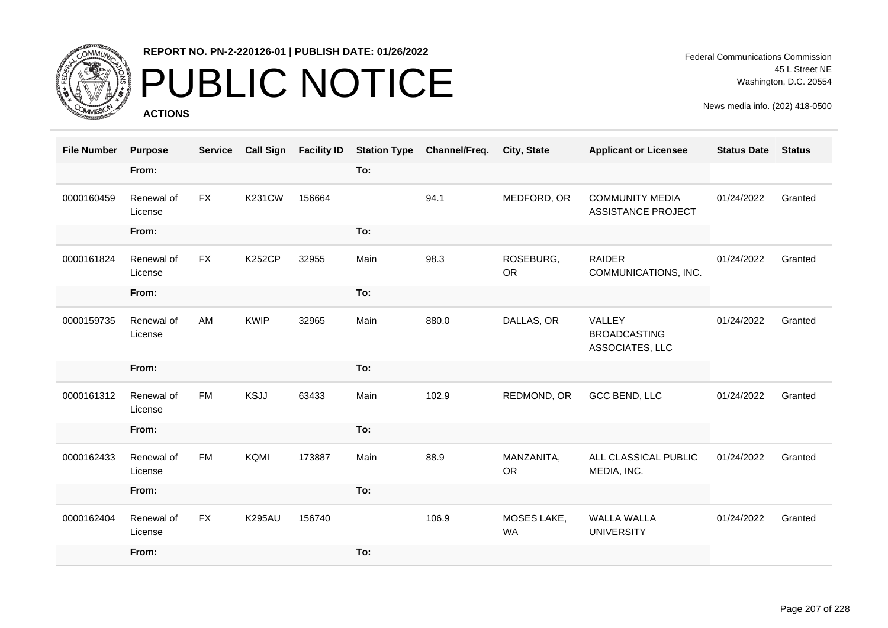# REPORT NO. PN-2-220126-01 | PUBLISH DATE: 01/26/2022

# PUBLIC NOTICE

**ACTIONS**

Federal Communications Commission
45 L Street NE
Washington, D.C. 20554

News media info. (202) 418-0500

| File Number | Purpose | Service | Call Sign | Facility ID | Station Type | Channel/Freq. | City, State | Applicant or Licensee | Status Date | Status |
|---|---|---|---|---|---|---|---|---|---|---|
| | From: | | | | To: | | | | | |
| 0000160459 | Renewal of License | FX | K231CW | 156664 | | 94.1 | MEDFORD, OR | COMMUNITY MEDIA ASSISTANCE PROJECT | 01/24/2022 | Granted |
| | From: | | | | To: | | | | | |
| 0000161824 | Renewal of License | FX | K252CP | 32955 | Main | 98.3 | ROSEBURG, OR | RAIDER COMMUNICATIONS, INC. | 01/24/2022 | Granted |
| | From: | | | | To: | | | | | |
| 0000159735 | Renewal of License | AM | KWIP | 32965 | Main | 880.0 | DALLAS, OR | VALLEY BROADCASTING ASSOCIATES, LLC | 01/24/2022 | Granted |
| | From: | | | | To: | | | | | |
| 0000161312 | Renewal of License | FM | KSJJ | 63433 | Main | 102.9 | REDMOND, OR | GCC BEND, LLC | 01/24/2022 | Granted |
| | From: | | | | To: | | | | | |
| 0000162433 | Renewal of License | FM | KQMI | 173887 | Main | 88.9 | MANZANITA, OR | ALL CLASSICAL PUBLIC MEDIA, INC. | 01/24/2022 | Granted |
| | From: | | | | To: | | | | | |
| 0000162404 | Renewal of License | FX | K295AU | 156740 | | 106.9 | MOSES LAKE, WA | WALLA WALLA UNIVERSITY | 01/24/2022 | Granted |
| | From: | | | | To: | | | | | |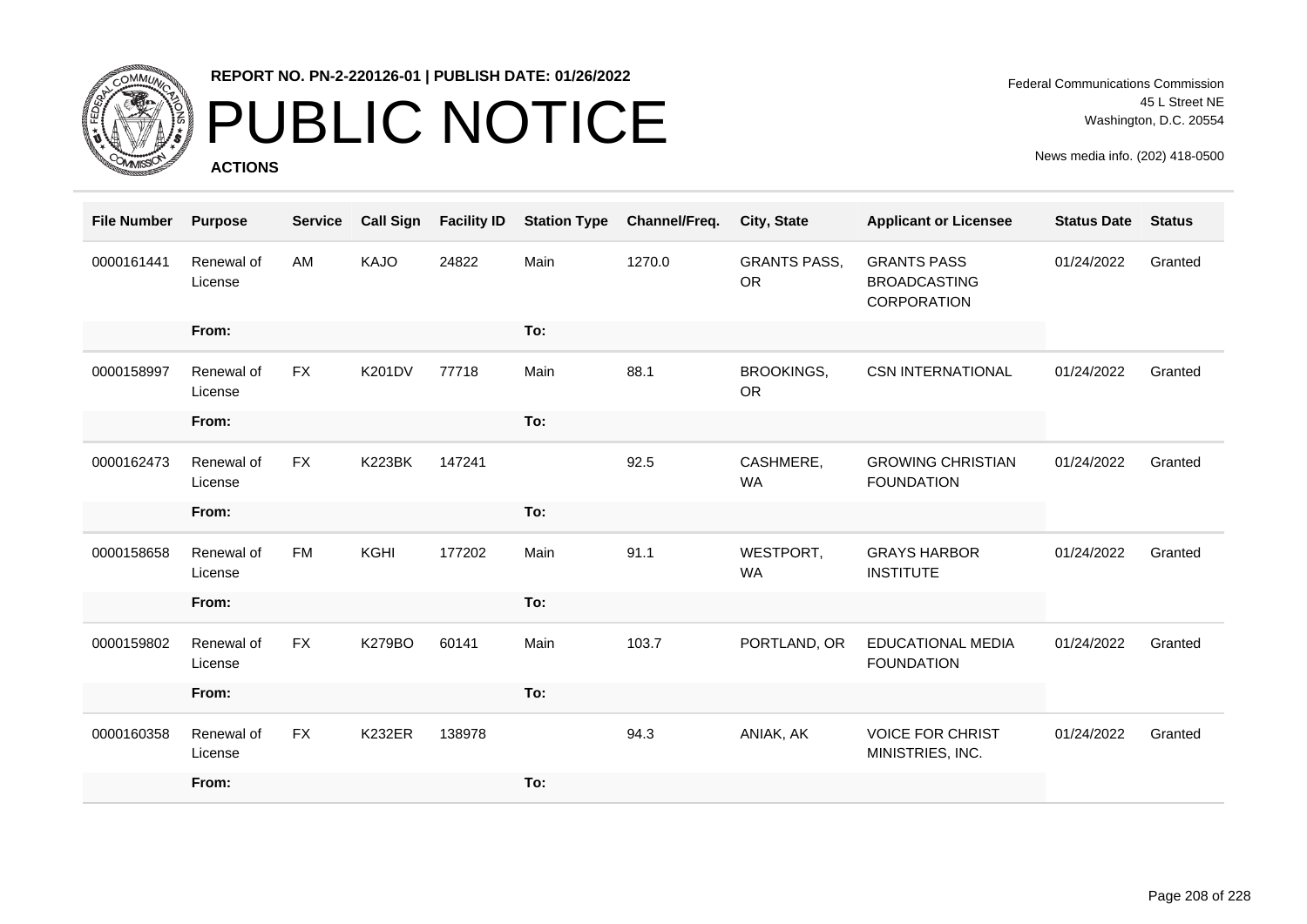**REPORT NO. PN-2-220126-01 | PUBLISH DATE: 01/26/2022**

# PUBLIC NOTICE

**ACTIONS**

Federal Communications Commission
45 L Street NE
Washington, D.C. 20554

News media info. (202) 418-0500

| File Number | Purpose | Service | Call Sign | Facility ID | Station Type | Channel/Freq. | City, State | Applicant or Licensee | Status Date | Status |
|---|---|---|---|---|---|---|---|---|---|---|
| 0000161441 | Renewal of License | AM | KAJO | 24822 | Main | 1270.0 | GRANTS PASS, OR | GRANTS PASS BROADCASTING CORPORATION | 01/24/2022 | Granted |
| | From: | | | | To: | | | | | |
| 0000158997 | Renewal of License | FX | K201DV | 77718 | Main | 88.1 | BROOKINGS, OR | CSN INTERNATIONAL | 01/24/2022 | Granted |
| | From: | | | | To: | | | | | |
| 0000162473 | Renewal of License | FX | K223BK | 147241 | | 92.5 | CASHMERE, WA | GROWING CHRISTIAN FOUNDATION | 01/24/2022 | Granted |
| | From: | | | | To: | | | | | |
| 0000158658 | Renewal of License | FM | KGHI | 177202 | Main | 91.1 | WESTPORT, WA | GRAYS HARBOR INSTITUTE | 01/24/2022 | Granted |
| | From: | | | | To: | | | | | |
| 0000159802 | Renewal of License | FX | K279BO | 60141 | Main | 103.7 | PORTLAND, OR | EDUCATIONAL MEDIA FOUNDATION | 01/24/2022 | Granted |
| | From: | | | | To: | | | | | |
| 0000160358 | Renewal of License | FX | K232ER | 138978 | | 94.3 | ANIAK, AK | VOICE FOR CHRIST MINISTRIES, INC. | 01/24/2022 | Granted |
| | From: | | | | To: | | | | | |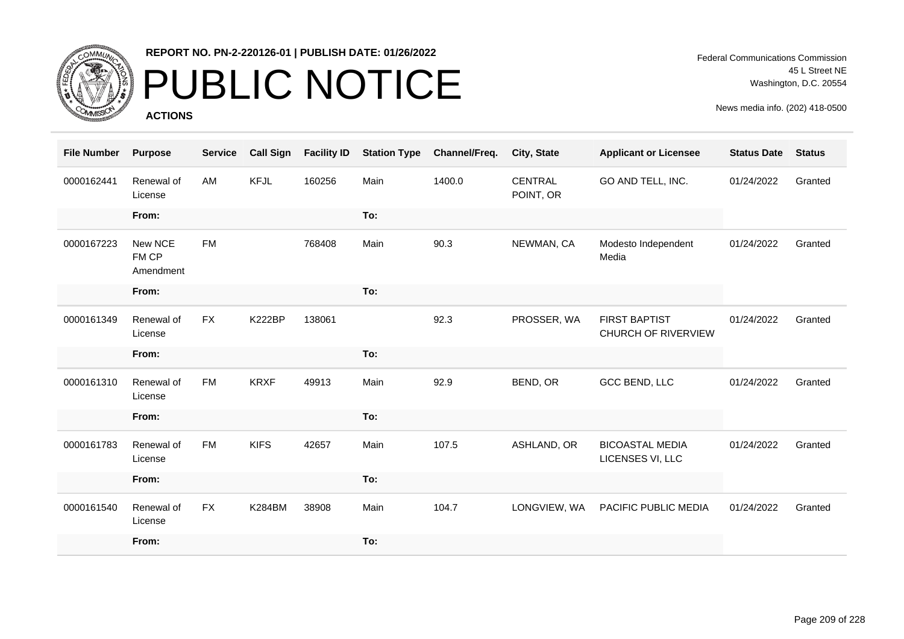**REPORT NO. PN-2-220126-01 | PUBLISH DATE: 01/26/2022**

# PUBLIC NOTICE

**ACTIONS**

Federal Communications Commission
45 L Street NE
Washington, D.C. 20554

News media info. (202) 418-0500

| File Number | Purpose | Service | Call Sign | Facility ID | Station Type | Channel/Freq. | City, State | Applicant or Licensee | Status Date | Status |
|---|---|---|---|---|---|---|---|---|---|---|
| 0000162441 | Renewal of License | AM | KFJL | 160256 | Main | 1400.0 | CENTRAL POINT, OR | GO AND TELL, INC. | 01/24/2022 | Granted |
| | From: | | | | To: | | | | | |
| 0000167223 | New NCE FM CP Amendment | FM | | 768408 | Main | 90.3 | NEWMAN, CA | Modesto Independent Media | 01/24/2022 | Granted |
| | From: | | | | To: | | | | | |
| 0000161349 | Renewal of License | FX | K222BP | 138061 | | 92.3 | PROSSER, WA | FIRST BAPTIST CHURCH OF RIVERVIEW | 01/24/2022 | Granted |
| | From: | | | | To: | | | | | |
| 0000161310 | Renewal of License | FM | KRXF | 49913 | Main | 92.9 | BEND, OR | GCC BEND, LLC | 01/24/2022 | Granted |
| | From: | | | | To: | | | | | |
| 0000161783 | Renewal of License | FM | KIFS | 42657 | Main | 107.5 | ASHLAND, OR | BICOASTAL MEDIA LICENSES VI, LLC | 01/24/2022 | Granted |
| | From: | | | | To: | | | | | |
| 0000161540 | Renewal of License | FX | K284BM | 38908 | Main | 104.7 | LONGVIEW, WA | PACIFIC PUBLIC MEDIA | 01/24/2022 | Granted |
| | From: | | | | To: | | | | | |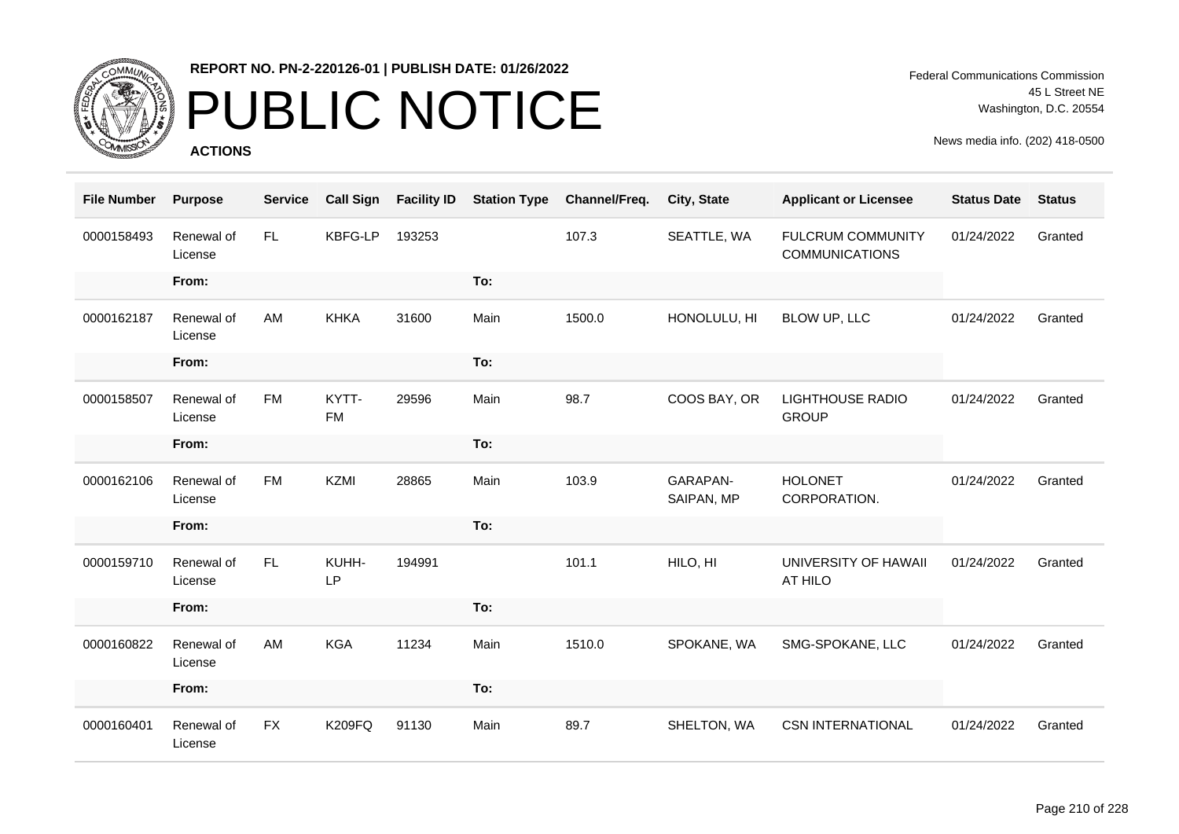**REPORT NO. PN-2-220126-01 | PUBLISH DATE: 01/26/2022**

# PUBLIC NOTICE

**ACTIONS**

Federal Communications Commission
45 L Street NE
Washington, D.C. 20554

News media info. (202) 418-0500

| File Number | Purpose | Service | Call Sign | Facility ID | Station Type | Channel/Freq. | City, State | Applicant or Licensee | Status Date | Status |
|---|---|---|---|---|---|---|---|---|---|---|
| 0000158493 | Renewal of License | FL | KBFG-LP | 193253 | | 107.3 | SEATTLE, WA | FULCRUM COMMUNITY COMMUNICATIONS | 01/24/2022 | Granted |
| | From: | | | | To: | | | | | |
| 0000162187 | Renewal of License | AM | KHKA | 31600 | Main | 1500.0 | HONOLULU, HI | BLOW UP, LLC | 01/24/2022 | Granted |
| | From: | | | | To: | | | | | |
| 0000158507 | Renewal of License | FM | KYTT-FM | 29596 | Main | 98.7 | COOS BAY, OR | LIGHTHOUSE RADIO GROUP | 01/24/2022 | Granted |
| | From: | | | | To: | | | | | |
| 0000162106 | Renewal of License | FM | KZMI | 28865 | Main | 103.9 | GARAPAN-SAIPAN, MP | HOLONET CORPORATION. | 01/24/2022 | Granted |
| | From: | | | | To: | | | | | |
| 0000159710 | Renewal of License | FL | KUHH-LP | 194991 | | 101.1 | HILO, HI | UNIVERSITY OF HAWAII AT HILO | 01/24/2022 | Granted |
| | From: | | | | To: | | | | | |
| 0000160822 | Renewal of License | AM | KGA | 11234 | Main | 1510.0 | SPOKANE, WA | SMG-SPOKANE, LLC | 01/24/2022 | Granted |
| | From: | | | | To: | | | | | |
| 0000160401 | Renewal of License | FX | K209FQ | 91130 | Main | 89.7 | SHELTON, WA | CSN INTERNATIONAL | 01/24/2022 | Granted |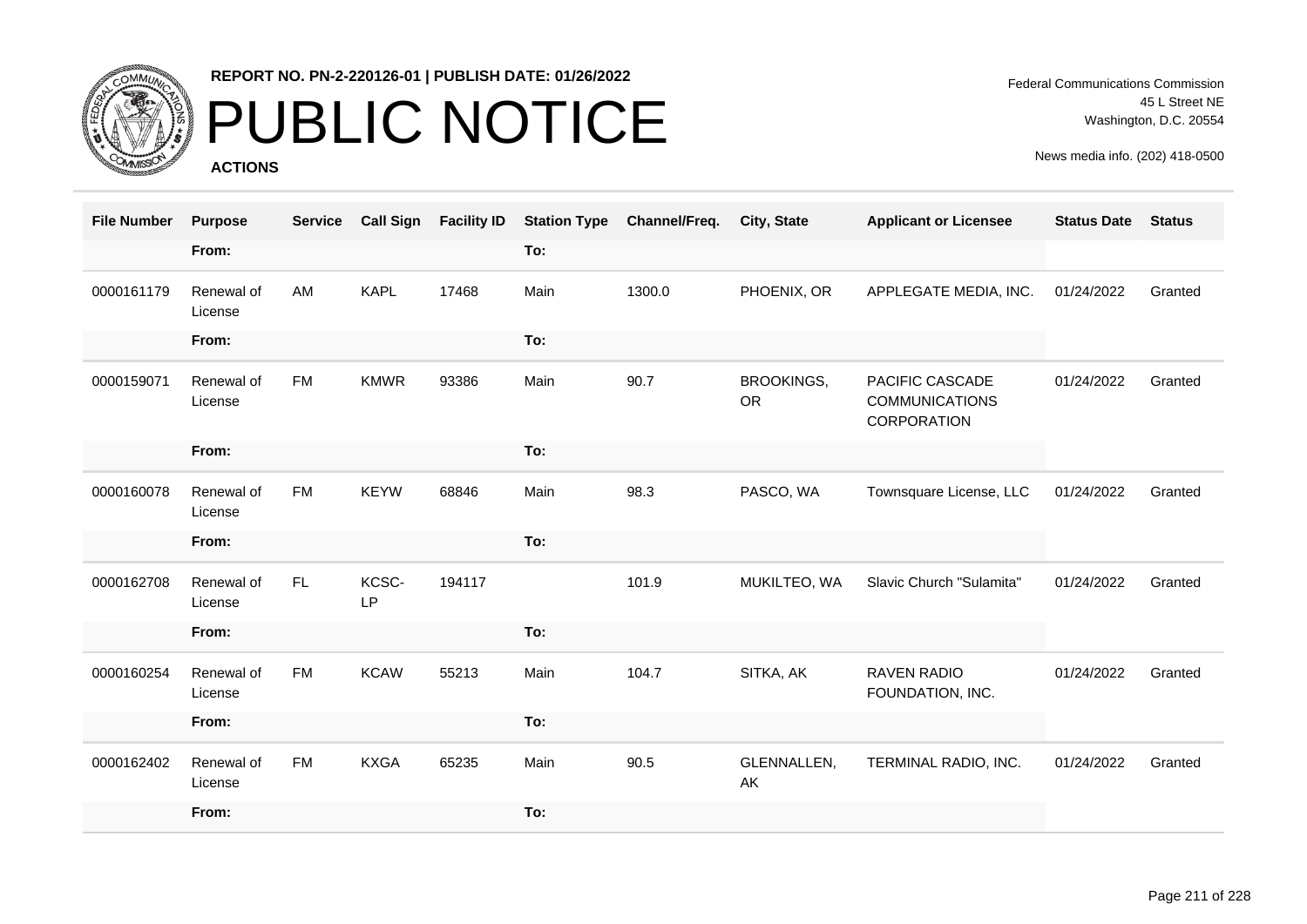# PUBLIC NOTICE

**REPORT NO. PN-2-220126-01 | PUBLISH DATE: 01/26/2022**

**ACTIONS**

Federal Communications Commission
45 L Street NE
Washington, D.C. 20554

News media info. (202) 418-0500

| File Number | Purpose | Service | Call Sign | Facility ID | Station Type | Channel/Freq. | City, State | Applicant or Licensee | Status Date | Status |
|---|---|---|---|---|---|---|---|---|---|---|
| | From: | | | | To: | | | | | |
| 0000161179 | Renewal of License | AM | KAPL | 17468 | Main | 1300.0 | PHOENIX, OR | APPLEGATE MEDIA, INC. | 01/24/2022 | Granted |
| | From: | | | | To: | | | | | |
| 0000159071 | Renewal of License | FM | KMWR | 93386 | Main | 90.7 | BROOKINGS, OR | PACIFIC CASCADE COMMUNICATIONS CORPORATION | 01/24/2022 | Granted |
| | From: | | | | To: | | | | | |
| 0000160078 | Renewal of License | FM | KEYW | 68846 | Main | 98.3 | PASCO, WA | Townsquare License, LLC | 01/24/2022 | Granted |
| | From: | | | | To: | | | | | |
| 0000162708 | Renewal of License | FL | KCSC-LP | 194117 | | 101.9 | MUKILTEO, WA | Slavic Church "Sulamita" | 01/24/2022 | Granted |
| | From: | | | | To: | | | | | |
| 0000160254 | Renewal of License | FM | KCAW | 55213 | Main | 104.7 | SITKA, AK | RAVEN RADIO FOUNDATION, INC. | 01/24/2022 | Granted |
| | From: | | | | To: | | | | | |
| 0000162402 | Renewal of License | FM | KXGA | 65235 | Main | 90.5 | GLENNALLEN, AK | TERMINAL RADIO, INC. | 01/24/2022 | Granted |
| | From: | | | | To: | | | | | |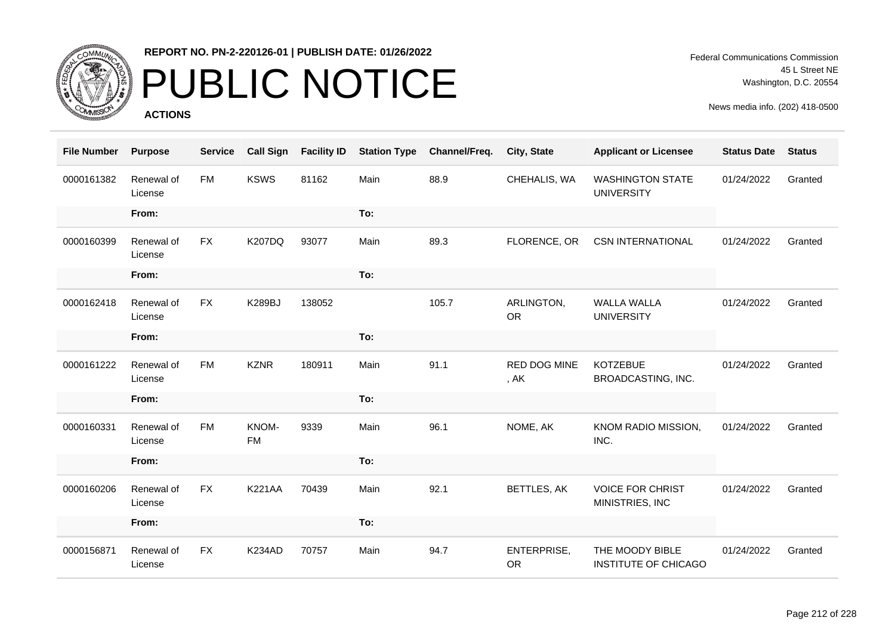REPORT NO. PN-2-220126-01 | PUBLISH DATE: 01/26/2022

# PUBLIC NOTICE

**ACTIONS**

Federal Communications Commission
45 L Street NE
Washington, D.C. 20554

News media info. (202) 418-0500

| File Number | Purpose | Service | Call Sign | Facility ID | Station Type | Channel/Freq. | City, State | Applicant or Licensee | Status Date | Status |
|---|---|---|---|---|---|---|---|---|---|---|
| 0000161382 | Renewal of License | FM | KSWS | 81162 | Main | 88.9 | CHEHALIS, WA | WASHINGTON STATE UNIVERSITY | 01/24/2022 | Granted |
| | From: | | | | To: | | | | | |
| 0000160399 | Renewal of License | FX | K207DQ | 93077 | Main | 89.3 | FLORENCE, OR | CSN INTERNATIONAL | 01/24/2022 | Granted |
| | From: | | | | To: | | | | | |
| 0000162418 | Renewal of License | FX | K289BJ | 138052 | | 105.7 | ARLINGTON, OR | WALLA WALLA UNIVERSITY | 01/24/2022 | Granted |
| | From: | | | | To: | | | | | |
| 0000161222 | Renewal of License | FM | KZNR | 180911 | Main | 91.1 | RED DOG MINE , AK | KOTZEBUE BROADCASTING, INC. | 01/24/2022 | Granted |
| | From: | | | | To: | | | | | |
| 0000160331 | Renewal of License | FM | KNOM-FM | 9339 | Main | 96.1 | NOME, AK | KNOM RADIO MISSION, INC. | 01/24/2022 | Granted |
| | From: | | | | To: | | | | | |
| 0000160206 | Renewal of License | FX | K221AA | 70439 | Main | 92.1 | BETTLES, AK | VOICE FOR CHRIST MINISTRIES, INC | 01/24/2022 | Granted |
| | From: | | | | To: | | | | | |
| 0000156871 | Renewal of License | FX | K234AD | 70757 | Main | 94.7 | ENTERPRISE, OR | THE MOODY BIBLE INSTITUTE OF CHICAGO | 01/24/2022 | Granted |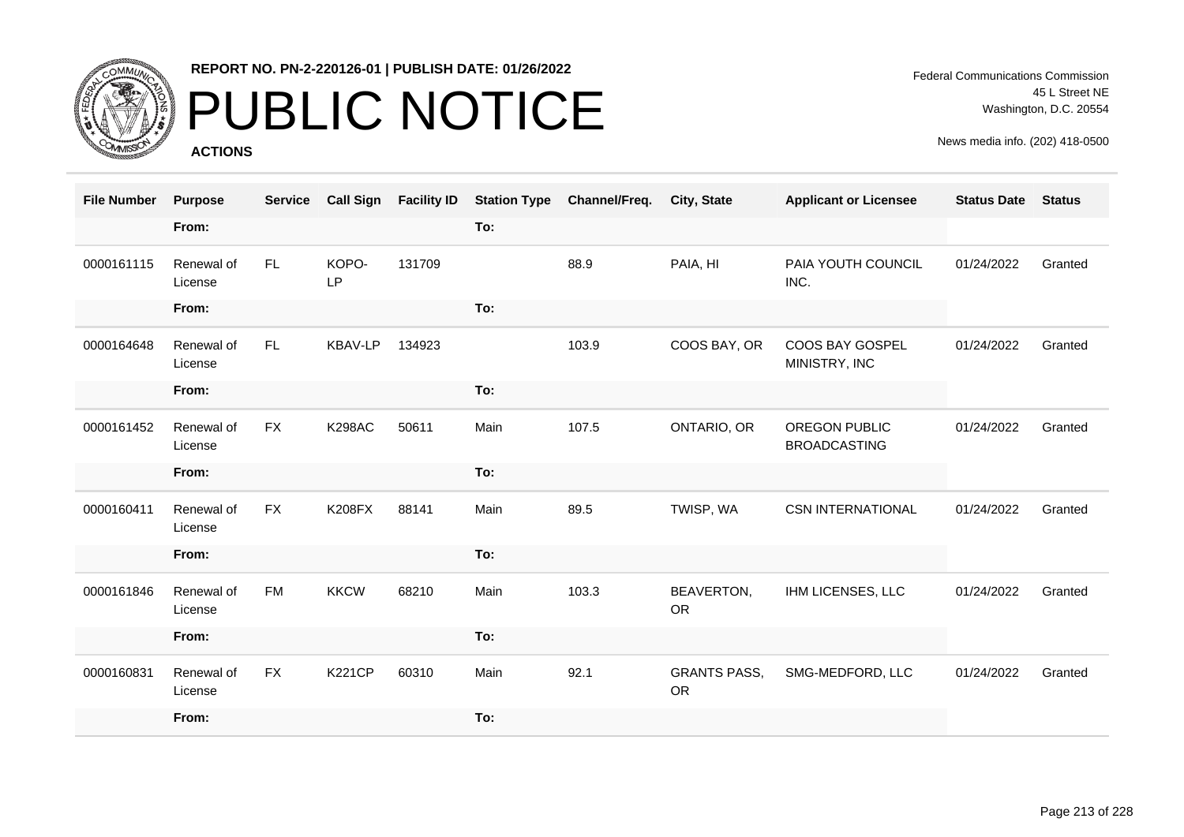**REPORT NO. PN-2-220126-01 | PUBLISH DATE: 01/26/2022**

# PUBLIC NOTICE

**ACTIONS**

Federal Communications Commission
45 L Street NE
Washington, D.C. 20554

News media info. (202) 418-0500

| File Number | Purpose | Service | Call Sign | Facility ID | Station Type | Channel/Freq. | City, State | Applicant or Licensee | Status Date | Status |
|---|---|---|---|---|---|---|---|---|---|---|
| | From: | | | | To: | | | | | |
| 0000161115 | Renewal of License | FL | KOPO-LP | 131709 | | 88.9 | PAIA, HI | PAIA YOUTH COUNCIL INC. | 01/24/2022 | Granted |
| | From: | | | | To: | | | | | |
| 0000164648 | Renewal of License | FL | KBAV-LP | 134923 | | 103.9 | COOS BAY, OR | COOS BAY GOSPEL MINISTRY, INC | 01/24/2022 | Granted |
| | From: | | | | To: | | | | | |
| 0000161452 | Renewal of License | FX | K298AC | 50611 | Main | 107.5 | ONTARIO, OR | OREGON PUBLIC BROADCASTING | 01/24/2022 | Granted |
| | From: | | | | To: | | | | | |
| 0000160411 | Renewal of License | FX | K208FX | 88141 | Main | 89.5 | TWISP, WA | CSN INTERNATIONAL | 01/24/2022 | Granted |
| | From: | | | | To: | | | | | |
| 0000161846 | Renewal of License | FM | KKCW | 68210 | Main | 103.3 | BEAVERTON, OR | IHM LICENSES, LLC | 01/24/2022 | Granted |
| | From: | | | | To: | | | | | |
| 0000160831 | Renewal of License | FX | K221CP | 60310 | Main | 92.1 | GRANTS PASS, OR | SMG-MEDFORD, LLC | 01/24/2022 | Granted |
| | From: | | | | To: | | | | | |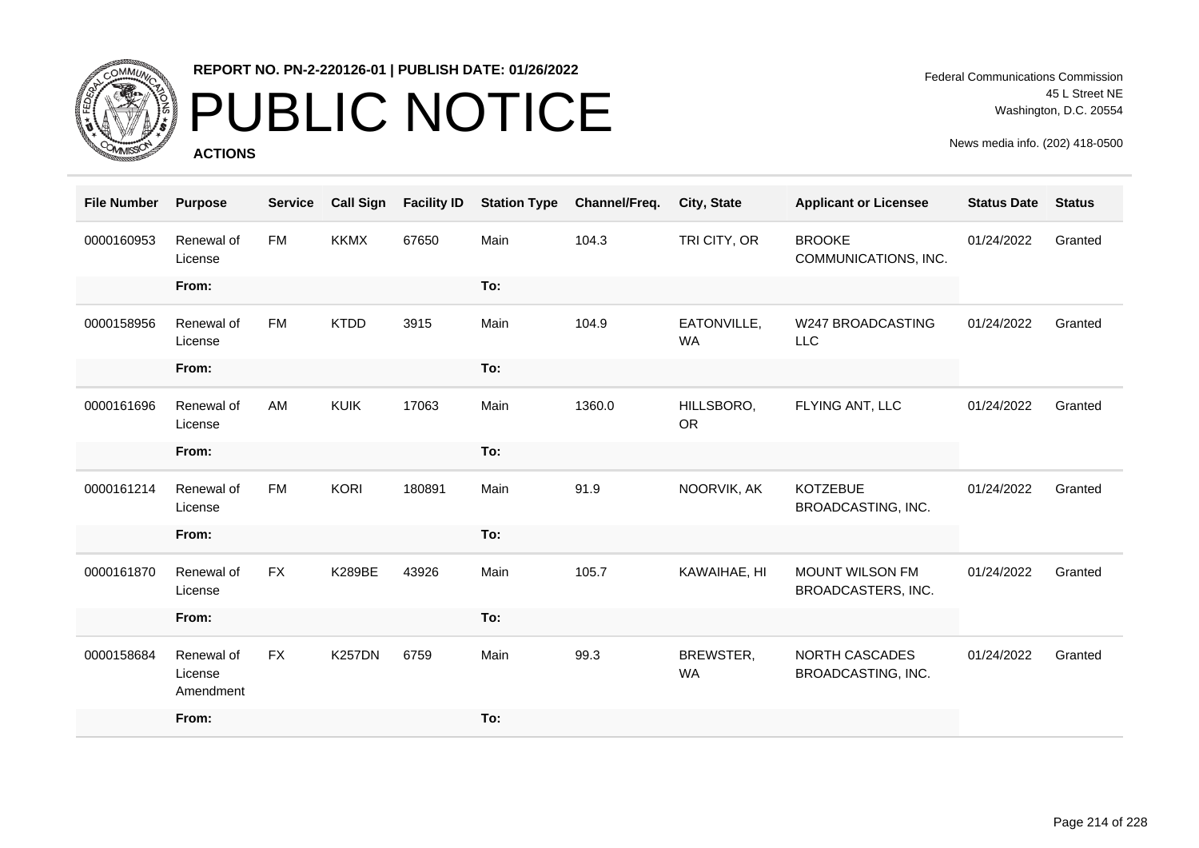**REPORT NO. PN-2-220126-01 | PUBLISH DATE: 01/26/2022**

# PUBLIC NOTICE

**ACTIONS**

Federal Communications Commission
45 L Street NE
Washington, D.C. 20554

News media info. (202) 418-0500

| File Number | Purpose | Service | Call Sign | Facility ID | Station Type | Channel/Freq. | City, State | Applicant or Licensee | Status Date | Status |
|---|---|---|---|---|---|---|---|---|---|---|
| 0000160953 | Renewal of License | FM | KKMX | 67650 | Main | 104.3 | TRI CITY, OR | BROOKE COMMUNICATIONS, INC. | 01/24/2022 | Granted |
| | **From:** | | | | **To:** | | | | | |
| 0000158956 | Renewal of License | FM | KTDD | 3915 | Main | 104.9 | EATONVILLE, WA | W247 BROADCASTING LLC | 01/24/2022 | Granted |
| | **From:** | | | | **To:** | | | | | |
| 0000161696 | Renewal of License | AM | KUIK | 17063 | Main | 1360.0 | HILLSBORO, OR | FLYING ANT, LLC | 01/24/2022 | Granted |
| | **From:** | | | | **To:** | | | | | |
| 0000161214 | Renewal of License | FM | KORI | 180891 | Main | 91.9 | NOORVIK, AK | KOTZEBUE BROADCASTING, INC. | 01/24/2022 | Granted |
| | **From:** | | | | **To:** | | | | | |
| 0000161870 | Renewal of License | FX | K289BE | 43926 | Main | 105.7 | KAWAIHAE, HI | MOUNT WILSON FM BROADCASTERS, INC. | 01/24/2022 | Granted |
| | **From:** | | | | **To:** | | | | | |
| 0000158684 | Renewal of License Amendment | FX | K257DN | 6759 | Main | 99.3 | BREWSTER, WA | NORTH CASCADES BROADCASTING, INC. | 01/24/2022 | Granted |
| | **From:** | | | | **To:** | | | | | |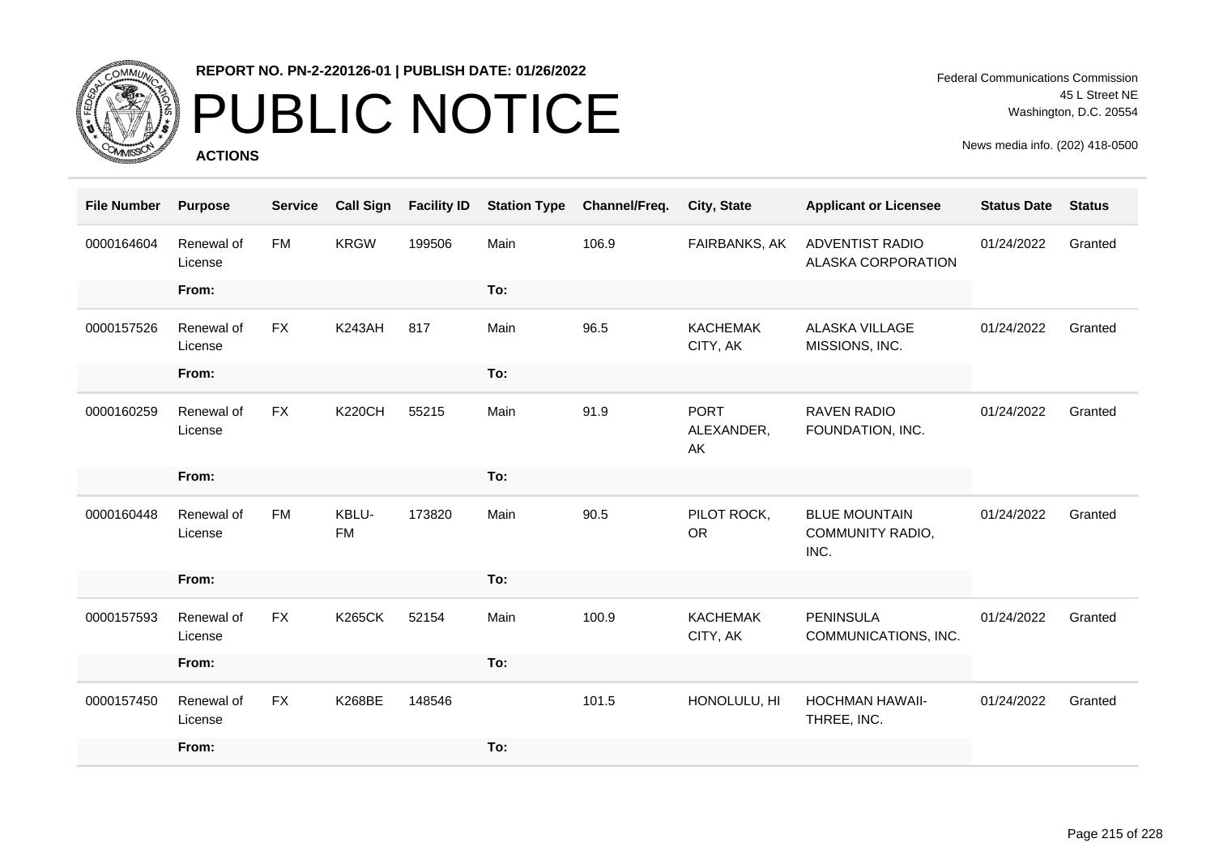**REPORT NO. PN-2-220126-01 | PUBLISH DATE: 01/26/2022**

# PUBLIC NOTICE

**ACTIONS**

Federal Communications Commission
45 L Street NE
Washington, D.C. 20554

News media info. (202) 418-0500

| File Number | Purpose | Service | Call Sign | Facility ID | Station Type | Channel/Freq. | City, State | Applicant or Licensee | Status Date | Status |
|---|---|---|---|---|---|---|---|---|---|---|
| 0000164604 | Renewal of License | FM | KRGW | 199506 | Main | 106.9 | FAIRBANKS, AK | ADVENTIST RADIO ALASKA CORPORATION | 01/24/2022 | Granted |
| | From: | | | | To: | | | | | |
| 0000157526 | Renewal of License | FX | K243AH | 817 | Main | 96.5 | KACHEMAK CITY, AK | ALASKA VILLAGE MISSIONS, INC. | 01/24/2022 | Granted |
| | From: | | | | To: | | | | | |
| 0000160259 | Renewal of License | FX | K220CH | 55215 | Main | 91.9 | PORT ALEXANDER, AK | RAVEN RADIO FOUNDATION, INC. | 01/24/2022 | Granted |
| | From: | | | | To: | | | | | |
| 0000160448 | Renewal of License | FM | KBLU-FM | 173820 | Main | 90.5 | PILOT ROCK, OR | BLUE MOUNTAIN COMMUNITY RADIO, INC. | 01/24/2022 | Granted |
| | From: | | | | To: | | | | | |
| 0000157593 | Renewal of License | FX | K265CK | 52154 | Main | 100.9 | KACHEMAK CITY, AK | PENINSULA COMMUNICATIONS, INC. | 01/24/2022 | Granted |
| | From: | | | | To: | | | | | |
| 0000157450 | Renewal of License | FX | K268BE | 148546 | | 101.5 | HONOLULU, HI | HOCHMAN HAWAII-THREE, INC. | 01/24/2022 | Granted |
| | From: | | | | To: | | | | | |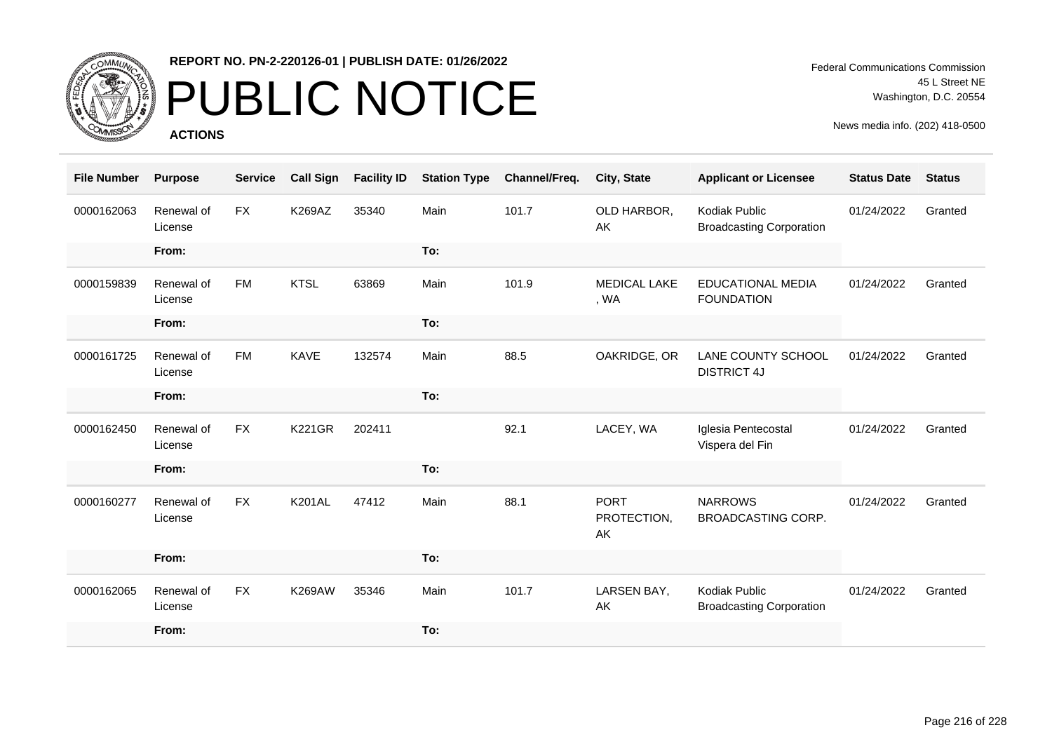# PUBLIC NOTICE

**REPORT NO. PN-2-220126-01 | PUBLISH DATE: 01/26/2022**

**ACTIONS**

Federal Communications Commission
45 L Street NE
Washington, D.C. 20554

News media info. (202) 418-0500

| File Number | Purpose | Service | Call Sign | Facility ID | Station Type | Channel/Freq. | City, State | Applicant or Licensee | Status Date | Status |
|---|---|---|---|---|---|---|---|---|---|---|
| 0000162063 | Renewal of License | FX | K269AZ | 35340 | Main | 101.7 | OLD HARBOR, AK | Kodiak Public Broadcasting Corporation | 01/24/2022 | Granted |
| | From: | | | | To: | | | | | |
| 0000159839 | Renewal of License | FM | KTSL | 63869 | Main | 101.9 | MEDICAL LAKE , WA | EDUCATIONAL MEDIA FOUNDATION | 01/24/2022 | Granted |
| | From: | | | | To: | | | | | |
| 0000161725 | Renewal of License | FM | KAVE | 132574 | Main | 88.5 | OAKRIDGE, OR | LANE COUNTY SCHOOL DISTRICT 4J | 01/24/2022 | Granted |
| | From: | | | | To: | | | | | |
| 0000162450 | Renewal of License | FX | K221GR | 202411 | | 92.1 | LACEY, WA | Iglesia Pentecostal Vispera del Fin | 01/24/2022 | Granted |
| | From: | | | | To: | | | | | |
| 0000160277 | Renewal of License | FX | K201AL | 47412 | Main | 88.1 | PORT PROTECTION, AK | NARROWS BROADCASTING CORP. | 01/24/2022 | Granted |
| | From: | | | | To: | | | | | |
| 0000162065 | Renewal of License | FX | K269AW | 35346 | Main | 101.7 | LARSEN BAY, AK | Kodiak Public Broadcasting Corporation | 01/24/2022 | Granted |
| | From: | | | | To: | | | | | |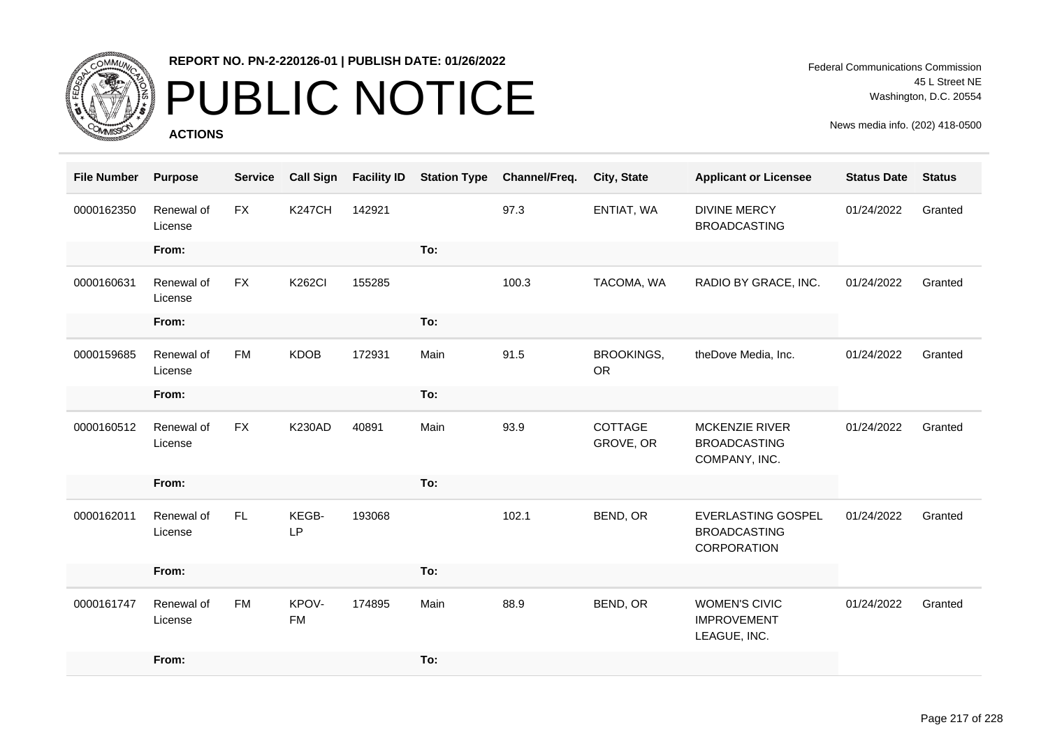**REPORT NO. PN-2-220126-01 | PUBLISH DATE: 01/26/2022**

# PUBLIC NOTICE

**ACTIONS**

Federal Communications Commission
45 L Street NE
Washington, D.C. 20554

News media info. (202) 418-0500

| File Number | Purpose | Service | Call Sign | Facility ID | Station Type | Channel/Freq. | City, State | Applicant or Licensee | Status Date | Status |
|---|---|---|---|---|---|---|---|---|---|---|
| 0000162350 | Renewal of License | FX | K247CH | 142921 | | 97.3 | ENTIAT, WA | DIVINE MERCY BROADCASTING | 01/24/2022 | Granted |
| | From: | | | | To: | | | | | |
| 0000160631 | Renewal of License | FX | K262CI | 155285 | | 100.3 | TACOMA, WA | RADIO BY GRACE, INC. | 01/24/2022 | Granted |
| | From: | | | | To: | | | | | |
| 0000159685 | Renewal of License | FM | KDOB | 172931 | Main | 91.5 | BROOKINGS, OR | theDove Media, Inc. | 01/24/2022 | Granted |
| | From: | | | | To: | | | | | |
| 0000160512 | Renewal of License | FX | K230AD | 40891 | Main | 93.9 | COTTAGE GROVE, OR | MCKENZIE RIVER BROADCASTING COMPANY, INC. | 01/24/2022 | Granted |
| | From: | | | | To: | | | | | |
| 0000162011 | Renewal of License | FL | KEGB-LP | 193068 | | 102.1 | BEND, OR | EVERLASTING GOSPEL BROADCASTING CORPORATION | 01/24/2022 | Granted |
| | From: | | | | To: | | | | | |
| 0000161747 | Renewal of License | FM | KPOV-FM | 174895 | Main | 88.9 | BEND, OR | WOMEN'S CIVIC IMPROVEMENT LEAGUE, INC. | 01/24/2022 | Granted |
| | From: | | | | To: | | | | | |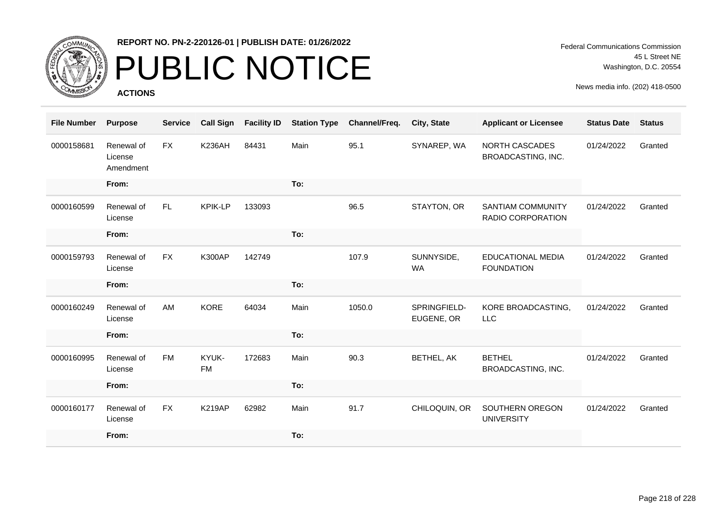**REPORT NO. PN-2-220126-01 | PUBLISH DATE: 01/26/2022**

# PUBLIC NOTICE

**ACTIONS**

Federal Communications Commission
45 L Street NE
Washington, D.C. 20554

News media info. (202) 418-0500

| File Number | Purpose | Service | Call Sign | Facility ID | Station Type | Channel/Freq. | City, State | Applicant or Licensee | Status Date | Status |
|---|---|---|---|---|---|---|---|---|---|---|
| 0000158681 | Renewal of License Amendment | FX | K236AH | 84431 | Main | 95.1 | SYNAREP, WA | NORTH CASCADES BROADCASTING, INC. | 01/24/2022 | Granted |
| | From: | | | | To: | | | | | |
| 0000160599 | Renewal of License | FL | KPIK-LP | 133093 | | 96.5 | STAYTON, OR | SANTIAM COMMUNITY RADIO CORPORATION | 01/24/2022 | Granted |
| | From: | | | | To: | | | | | |
| 0000159793 | Renewal of License | FX | K300AP | 142749 | | 107.9 | SUNNYSIDE, WA | EDUCATIONAL MEDIA FOUNDATION | 01/24/2022 | Granted |
| | From: | | | | To: | | | | | |
| 0000160249 | Renewal of License | AM | KORE | 64034 | Main | 1050.0 | SPRINGFIELD-EUGENE, OR | KORE BROADCASTING, LLC | 01/24/2022 | Granted |
| | From: | | | | To: | | | | | |
| 0000160995 | Renewal of License | FM | KYUK-FM | 172683 | Main | 90.3 | BETHEL, AK | BETHEL BROADCASTING, INC. | 01/24/2022 | Granted |
| | From: | | | | To: | | | | | |
| 0000160177 | Renewal of License | FX | K219AP | 62982 | Main | 91.7 | CHILOQUIN, OR | SOUTHERN OREGON UNIVERSITY | 01/24/2022 | Granted |
| | From: | | | | To: | | | | | |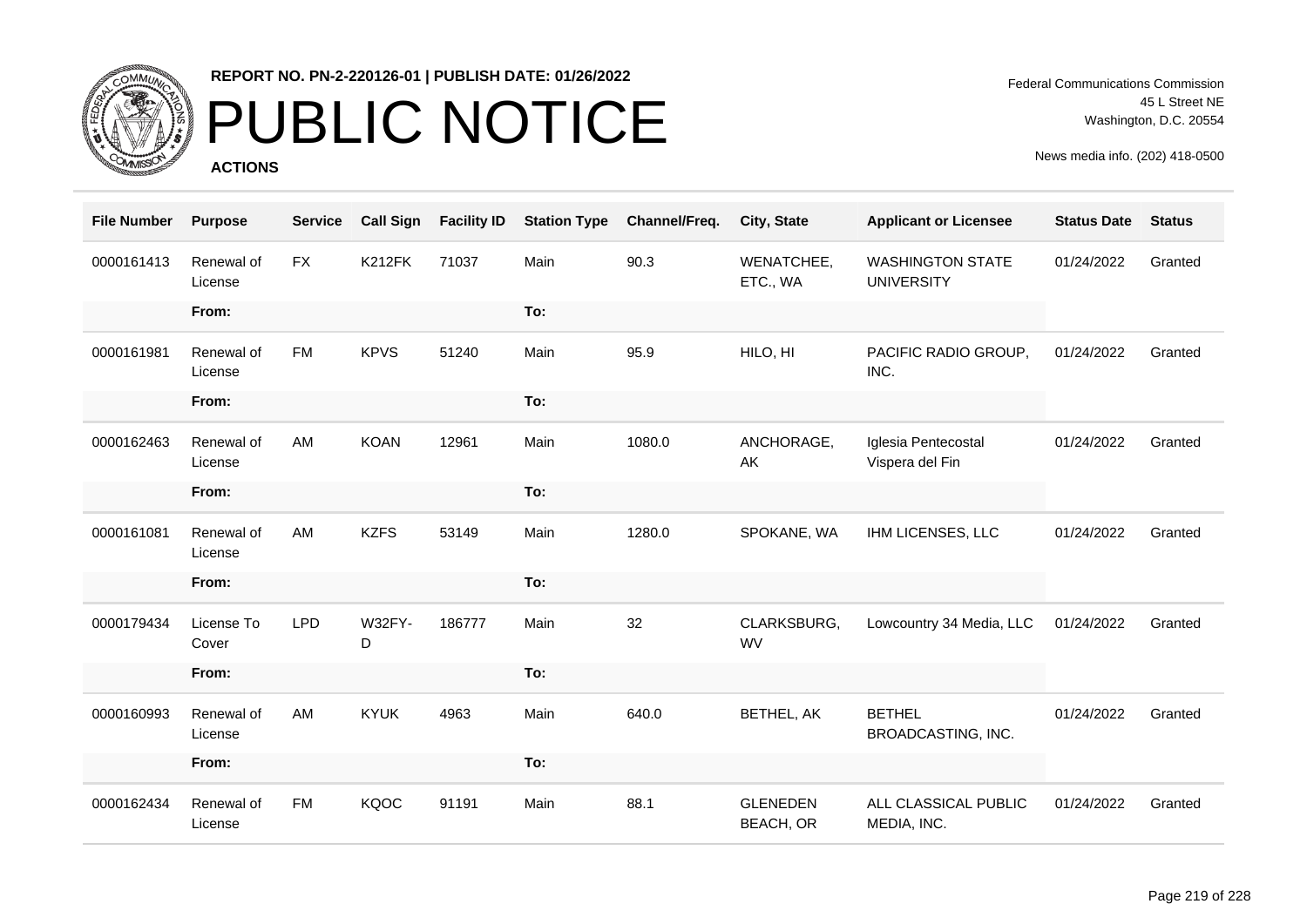**REPORT NO. PN-2-220126-01 | PUBLISH DATE: 01/26/2022**

# PUBLIC NOTICE

**ACTIONS**

Federal Communications Commission
45 L Street NE
Washington, D.C. 20554

News media info. (202) 418-0500

| File Number | Purpose | Service | Call Sign | Facility ID | Station Type | Channel/Freq. | City, State | Applicant or Licensee | Status Date | Status |
|---|---|---|---|---|---|---|---|---|---|---|
| 0000161413 | Renewal of License | FX | K212FK | 71037 | Main | 90.3 | WENATCHEE, ETC., WA | WASHINGTON STATE UNIVERSITY | 01/24/2022 | Granted |
| | From: | | | | To: | | | | | |
| 0000161981 | Renewal of License | FM | KPVS | 51240 | Main | 95.9 | HILO, HI | PACIFIC RADIO GROUP, INC. | 01/24/2022 | Granted |
| | From: | | | | To: | | | | | |
| 0000162463 | Renewal of License | AM | KOAN | 12961 | Main | 1080.0 | ANCHORAGE, AK | Iglesia Pentecostal Vispera del Fin | 01/24/2022 | Granted |
| | From: | | | | To: | | | | | |
| 0000161081 | Renewal of License | AM | KZFS | 53149 | Main | 1280.0 | SPOKANE, WA | IHM LICENSES, LLC | 01/24/2022 | Granted |
| | From: | | | | To: | | | | | |
| 0000179434 | License To Cover | LPD | W32FY-D | 186777 | Main | 32 | CLARKSBURG, WV | Lowcountry 34 Media, LLC | 01/24/2022 | Granted |
| | From: | | | | To: | | | | | |
| 0000160993 | Renewal of License | AM | KYUK | 4963 | Main | 640.0 | BETHEL, AK | BETHEL BROADCASTING, INC. | 01/24/2022 | Granted |
| | From: | | | | To: | | | | | |
| 0000162434 | Renewal of License | FM | KQOC | 91191 | Main | 88.1 | GLENEDEN BEACH, OR | ALL CLASSICAL PUBLIC MEDIA, INC. | 01/24/2022 | Granted |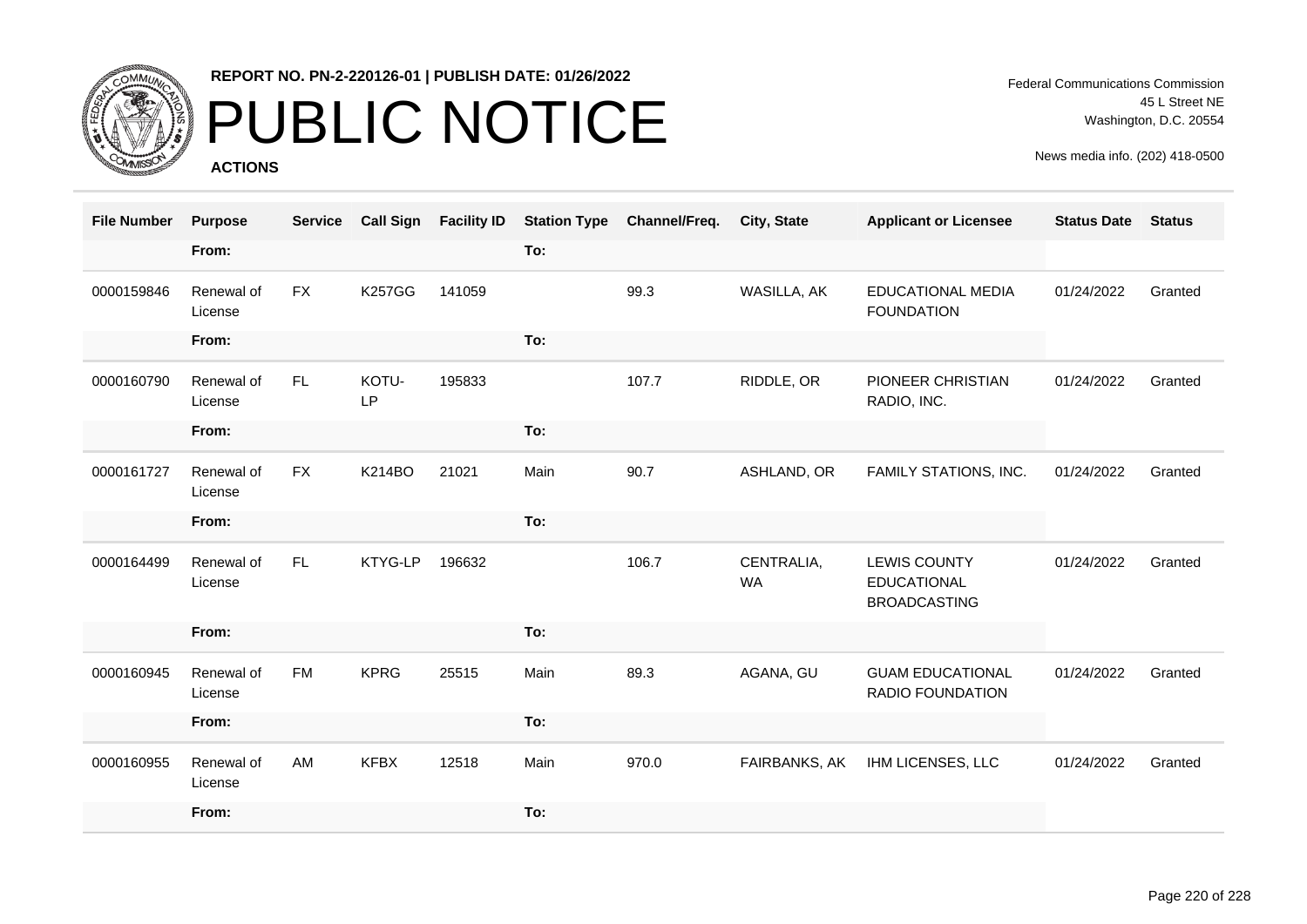# PUBLIC NOTICE

**REPORT NO. PN-2-220126-01 | PUBLISH DATE: 01/26/2022**

**ACTIONS**

Federal Communications Commission
45 L Street NE
Washington, D.C. 20554

News media info. (202) 418-0500

| File Number | Purpose | Service | Call Sign | Facility ID | Station Type | Channel/Freq. | City, State | Applicant or Licensee | Status Date | Status |
|---|---|---|---|---|---|---|---|---|---|---|
| | From: | | | | To: | | | | | |
| 0000159846 | Renewal of License | FX | K257GG | 141059 | | 99.3 | WASILLA, AK | EDUCATIONAL MEDIA FOUNDATION | 01/24/2022 | Granted |
| | From: | | | | To: | | | | | |
| 0000160790 | Renewal of License | FL | KOTU-LP | 195833 | | 107.7 | RIDDLE, OR | PIONEER CHRISTIAN RADIO, INC. | 01/24/2022 | Granted |
| | From: | | | | To: | | | | | |
| 0000161727 | Renewal of License | FX | K214BO | 21021 | Main | 90.7 | ASHLAND, OR | FAMILY STATIONS, INC. | 01/24/2022 | Granted |
| | From: | | | | To: | | | | | |
| 0000164499 | Renewal of License | FL | KTYG-LP | 196632 | | 106.7 | CENTRALIA, WA | LEWIS COUNTY EDUCATIONAL BROADCASTING | 01/24/2022 | Granted |
| | From: | | | | To: | | | | | |
| 0000160945 | Renewal of License | FM | KPRG | 25515 | Main | 89.3 | AGANA, GU | GUAM EDUCATIONAL RADIO FOUNDATION | 01/24/2022 | Granted |
| | From: | | | | To: | | | | | |
| 0000160955 | Renewal of License | AM | KFBX | 12518 | Main | 970.0 | FAIRBANKS, AK | IHM LICENSES, LLC | 01/24/2022 | Granted |
| | From: | | | | To: | | | | | |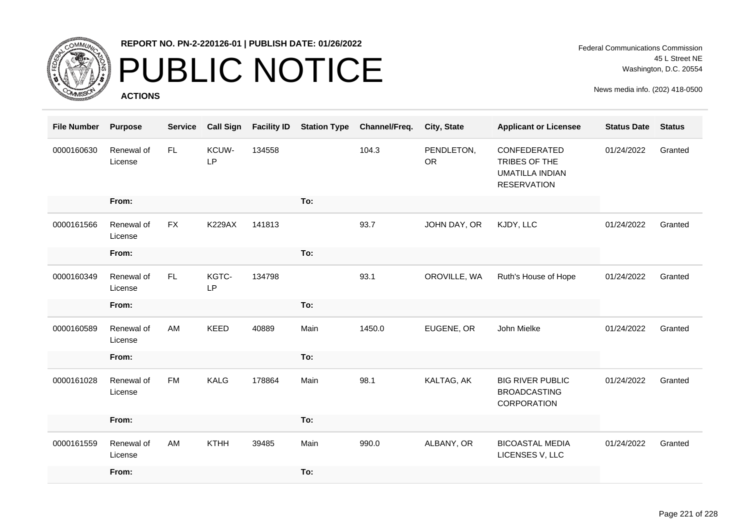**REPORT NO. PN-2-220126-01 | PUBLISH DATE: 01/26/2022**

# PUBLIC NOTICE

**ACTIONS**

Federal Communications Commission
45 L Street NE
Washington, D.C. 20554

News media info. (202) 418-0500

| File Number | Purpose | Service | Call Sign | Facility ID | Station Type | Channel/Freq. | City, State | Applicant or Licensee | Status Date | Status |
|---|---|---|---|---|---|---|---|---|---|---|
| 0000160630 | Renewal of License | FL | KCUW-LP | 134558 | | 104.3 | PENDLETON, OR | CONFEDERATED TRIBES OF THE UMATILLA INDIAN RESERVATION | 01/24/2022 | Granted |
| | From: | | | | To: | | | | | |
| 0000161566 | Renewal of License | FX | K229AX | 141813 | | 93.7 | JOHN DAY, OR | KJDY, LLC | 01/24/2022 | Granted |
| | From: | | | | To: | | | | | |
| 0000160349 | Renewal of License | FL | KGTC-LP | 134798 | | 93.1 | OROVILLE, WA | Ruth's House of Hope | 01/24/2022 | Granted |
| | From: | | | | To: | | | | | |
| 0000160589 | Renewal of License | AM | KEED | 40889 | Main | 1450.0 | EUGENE, OR | John Mielke | 01/24/2022 | Granted |
| | From: | | | | To: | | | | | |
| 0000161028 | Renewal of License | FM | KALG | 178864 | Main | 98.1 | KALTAG, AK | BIG RIVER PUBLIC BROADCASTING CORPORATION | 01/24/2022 | Granted |
| | From: | | | | To: | | | | | |
| 0000161559 | Renewal of License | AM | KTHH | 39485 | Main | 990.0 | ALBANY, OR | BICOASTAL MEDIA LICENSES V, LLC | 01/24/2022 | Granted |
| | From: | | | | To: | | | | | |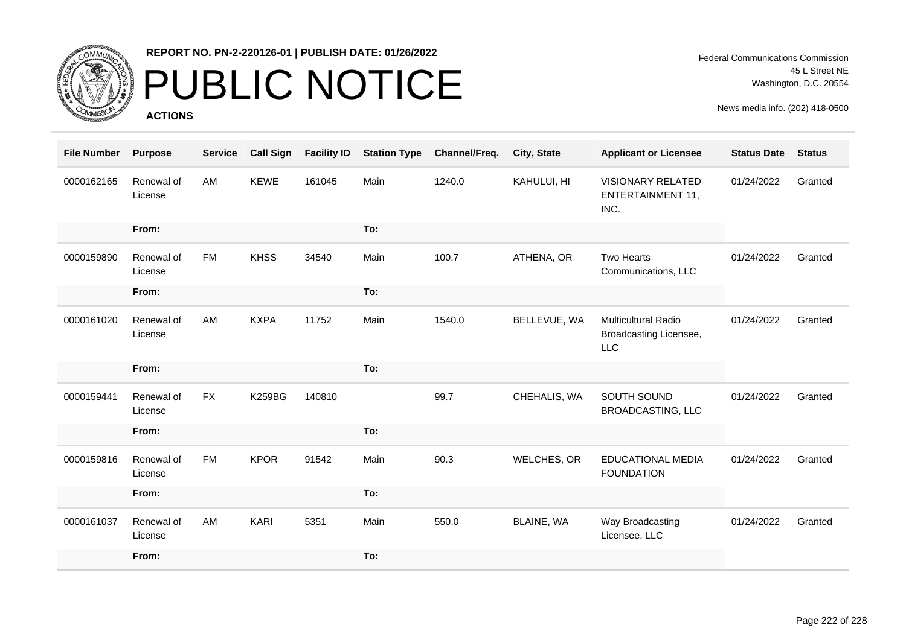**REPORT NO. PN-2-220126-01 | PUBLISH DATE: 01/26/2022**

# PUBLIC NOTICE

**ACTIONS**

Federal Communications Commission
45 L Street NE
Washington, D.C. 20554

News media info. (202) 418-0500

| File Number | Purpose | Service | Call Sign | Facility ID | Station Type | Channel/Freq. | City, State | Applicant or Licensee | Status Date | Status |
|---|---|---|---|---|---|---|---|---|---|---|
| 0000162165 | Renewal of License | AM | KEWE | 161045 | Main | 1240.0 | KAHULUI, HI | VISIONARY RELATED ENTERTAINMENT 11, INC. | 01/24/2022 | Granted |
| | From: | | | | To: | | | | | |
| 0000159890 | Renewal of License | FM | KHSS | 34540 | Main | 100.7 | ATHENA, OR | Two Hearts Communications, LLC | 01/24/2022 | Granted |
| | From: | | | | To: | | | | | |
| 0000161020 | Renewal of License | AM | KXPA | 11752 | Main | 1540.0 | BELLEVUE, WA | Multicultural Radio Broadcasting Licensee, LLC | 01/24/2022 | Granted |
| | From: | | | | To: | | | | | |
| 0000159441 | Renewal of License | FX | K259BG | 140810 | | 99.7 | CHEHALIS, WA | SOUTH SOUND BROADCASTING, LLC | 01/24/2022 | Granted |
| | From: | | | | To: | | | | | |
| 0000159816 | Renewal of License | FM | KPOR | 91542 | Main | 90.3 | WELCHES, OR | EDUCATIONAL MEDIA FOUNDATION | 01/24/2022 | Granted |
| | From: | | | | To: | | | | | |
| 0000161037 | Renewal of License | AM | KARI | 5351 | Main | 550.0 | BLAINE, WA | Way Broadcasting Licensee, LLC | 01/24/2022 | Granted |
| | From: | | | | To: | | | | | |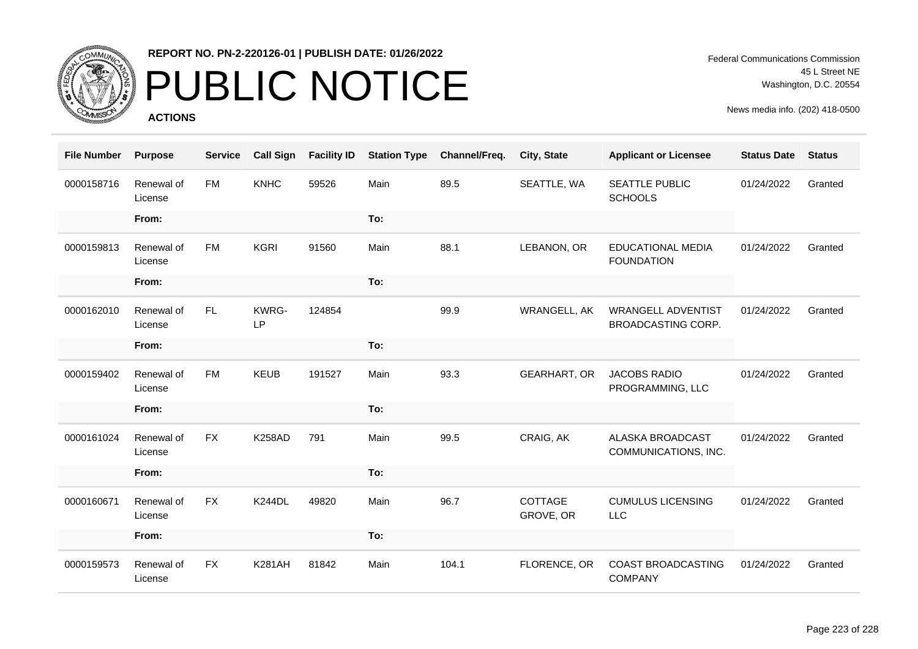REPORT NO. PN-2-220126-01 | PUBLISH DATE: 01/26/2022

# PUBLIC NOTICE

**ACTIONS**

Federal Communications Commission
45 L Street NE
Washington, D.C. 20554

News media info. (202) 418-0500

| File Number | Purpose | Service | Call Sign | Facility ID | Station Type | Channel/Freq. | City, State | Applicant or Licensee | Status Date | Status |
|---|---|---|---|---|---|---|---|---|---|---|
| 0000158716 | Renewal of License | FM | KNHC | 59526 | Main | 89.5 | SEATTLE, WA | SEATTLE PUBLIC SCHOOLS | 01/24/2022 | Granted |
| | From: | | | | To: | | | | | |
| 0000159813 | Renewal of License | FM | KGRI | 91560 | Main | 88.1 | LEBANON, OR | EDUCATIONAL MEDIA FOUNDATION | 01/24/2022 | Granted |
| | From: | | | | To: | | | | | |
| 0000162010 | Renewal of License | FL | KWRG-LP | 124854 | | 99.9 | WRANGELL, AK | WRANGELL ADVENTIST BROADCASTING CORP. | 01/24/2022 | Granted |
| | From: | | | | To: | | | | | |
| 0000159402 | Renewal of License | FM | KEUB | 191527 | Main | 93.3 | GEARHART, OR | JACOBS RADIO PROGRAMMING, LLC | 01/24/2022 | Granted |
| | From: | | | | To: | | | | | |
| 0000161024 | Renewal of License | FX | K258AD | 791 | Main | 99.5 | CRAIG, AK | ALASKA BROADCAST COMMUNICATIONS, INC. | 01/24/2022 | Granted |
| | From: | | | | To: | | | | | |
| 0000160671 | Renewal of License | FX | K244DL | 49820 | Main | 96.7 | COTTAGE GROVE, OR | CUMULUS LICENSING LLC | 01/24/2022 | Granted |
| | From: | | | | To: | | | | | |
| 0000159573 | Renewal of License | FX | K281AH | 81842 | Main | 104.1 | FLORENCE, OR | COAST BROADCASTING COMPANY | 01/24/2022 | Granted |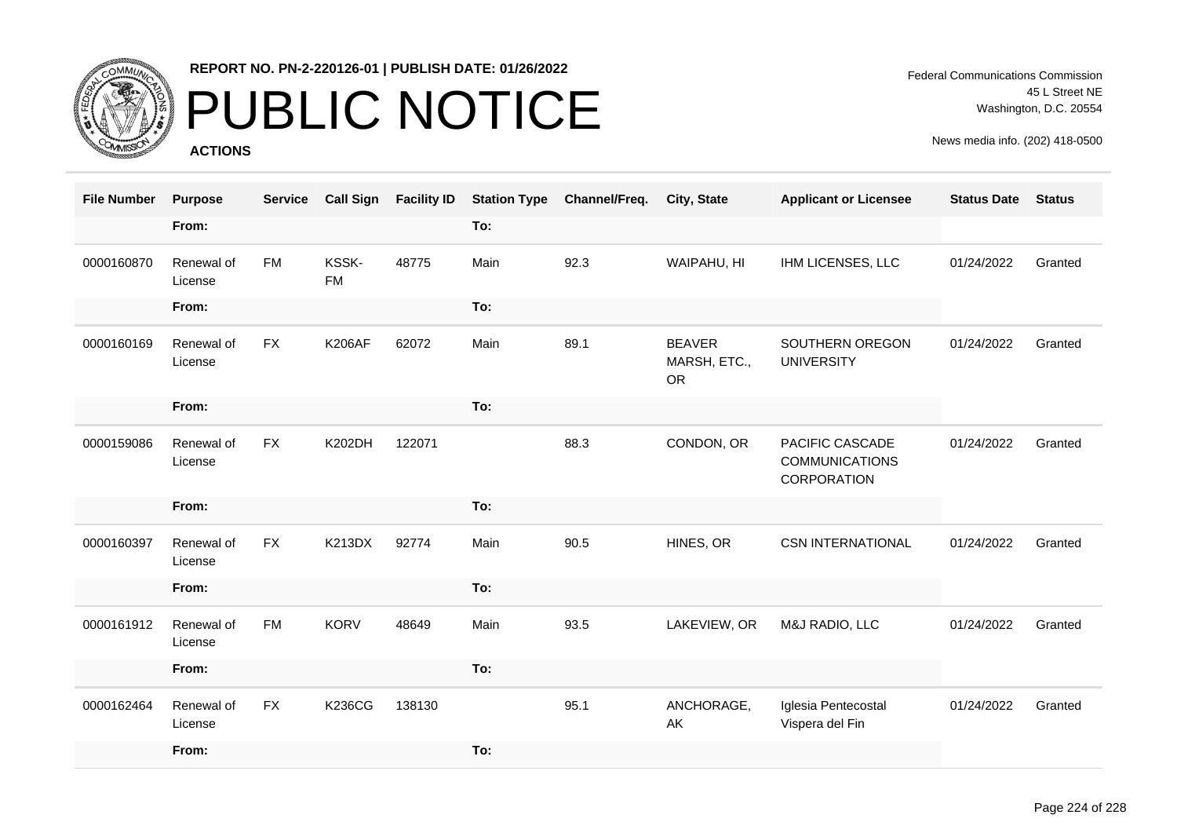**REPORT NO. PN-2-220126-01 | PUBLISH DATE: 01/26/2022**

# PUBLIC NOTICE

**ACTIONS**

Federal Communications Commission
45 L Street NE
Washington, D.C. 20554

News media info. (202) 418-0500

| File Number | Purpose | Service | Call Sign | Facility ID | Station Type | Channel/Freq. | City, State | Applicant or Licensee | Status Date | Status |
|---|---|---|---|---|---|---|---|---|---|---|
| | From: | | | | To: | | | | | |
| 0000160870 | Renewal of License | FM | KSSK-FM | 48775 | Main | 92.3 | WAIPAHU, HI | IHM LICENSES, LLC | 01/24/2022 | Granted |
| | From: | | | | To: | | | | | |
| 0000160169 | Renewal of License | FX | K206AF | 62072 | Main | 89.1 | BEAVER MARSH, ETC., OR | SOUTHERN OREGON UNIVERSITY | 01/24/2022 | Granted |
| | From: | | | | To: | | | | | |
| 0000159086 | Renewal of License | FX | K202DH | 122071 | | 88.3 | CONDON, OR | PACIFIC CASCADE COMMUNICATIONS CORPORATION | 01/24/2022 | Granted |
| | From: | | | | To: | | | | | |
| 0000160397 | Renewal of License | FX | K213DX | 92774 | Main | 90.5 | HINES, OR | CSN INTERNATIONAL | 01/24/2022 | Granted |
| | From: | | | | To: | | | | | |
| 0000161912 | Renewal of License | FM | KORV | 48649 | Main | 93.5 | LAKEVIEW, OR | M&J RADIO, LLC | 01/24/2022 | Granted |
| | From: | | | | To: | | | | | |
| 0000162464 | Renewal of License | FX | K236CG | 138130 | | 95.1 | ANCHORAGE, AK | Iglesia Pentecostal Vispera del Fin | 01/24/2022 | Granted |
| | From: | | | | To: | | | | | |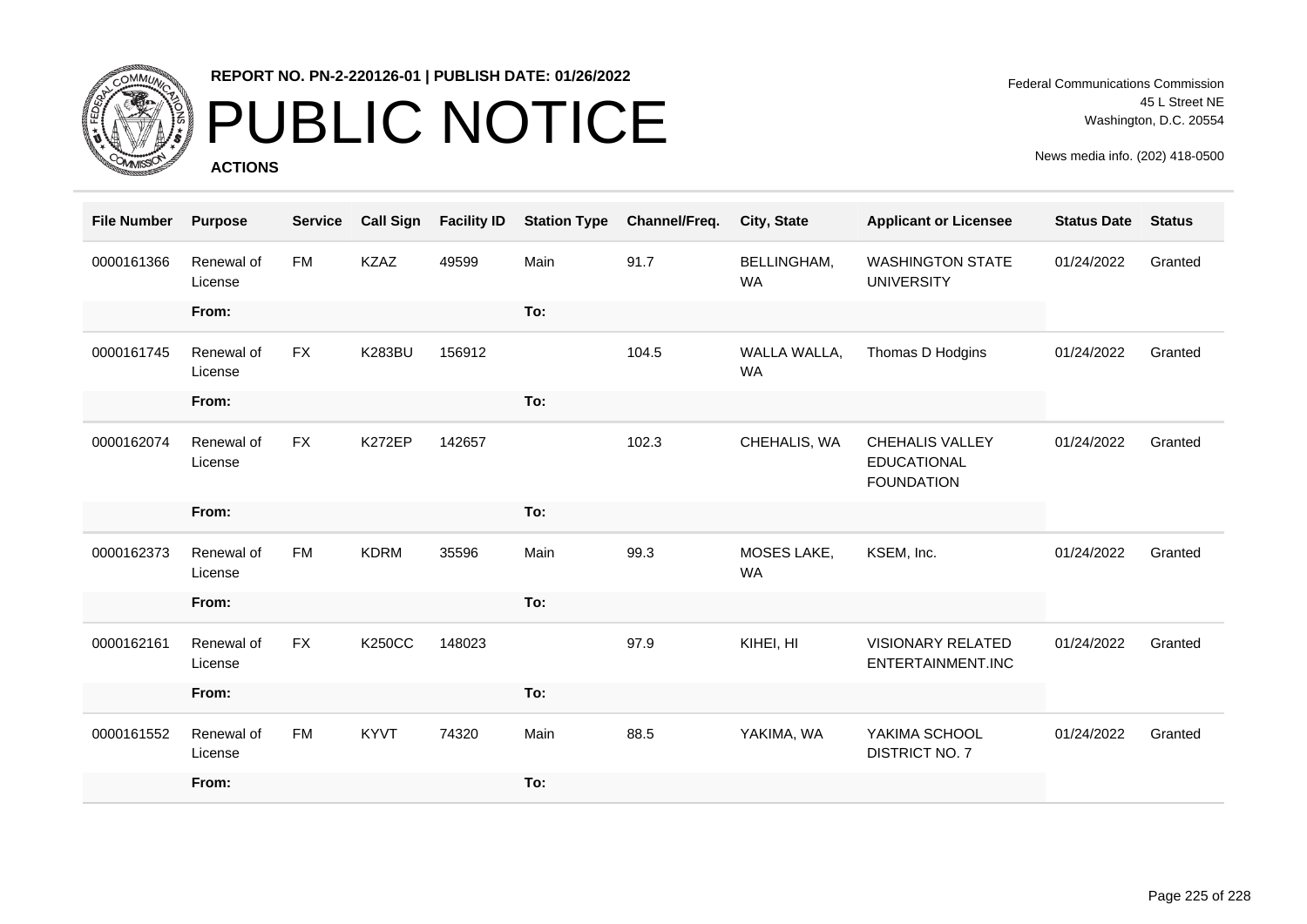**REPORT NO. PN-2-220126-01 | PUBLISH DATE: 01/26/2022**

# PUBLIC NOTICE

**ACTIONS**

Federal Communications Commission
45 L Street NE
Washington, D.C. 20554

News media info. (202) 418-0500

| File Number | Purpose | Service | Call Sign | Facility ID | Station Type | Channel/Freq. | City, State | Applicant or Licensee | Status Date | Status |
|---|---|---|---|---|---|---|---|---|---|---|
| 0000161366 | Renewal of License | FM | KZAZ | 49599 | Main | 91.7 | BELLINGHAM, WA | WASHINGTON STATE UNIVERSITY | 01/24/2022 | Granted |
| | **From:** | | | | **To:** | | | | | |
| 0000161745 | Renewal of License | FX | K283BU | 156912 | | 104.5 | WALLA WALLA, WA | Thomas D Hodgins | 01/24/2022 | Granted |
| | **From:** | | | | **To:** | | | | | |
| 0000162074 | Renewal of License | FX | K272EP | 142657 | | 102.3 | CHEHALIS, WA | CHEHALIS VALLEY EDUCATIONAL FOUNDATION | 01/24/2022 | Granted |
| | **From:** | | | | **To:** | | | | | |
| 0000162373 | Renewal of License | FM | KDRM | 35596 | Main | 99.3 | MOSES LAKE, WA | KSEM, Inc. | 01/24/2022 | Granted |
| | **From:** | | | | **To:** | | | | | |
| 0000162161 | Renewal of License | FX | K250CC | 148023 | | 97.9 | KIHEI, HI | VISIONARY RELATED ENTERTAINMENT.INC | 01/24/2022 | Granted |
| | **From:** | | | | **To:** | | | | | |
| 0000161552 | Renewal of License | FM | KYVT | 74320 | Main | 88.5 | YAKIMA, WA | YAKIMA SCHOOL DISTRICT NO. 7 | 01/24/2022 | Granted |
| | **From:** | | | | **To:** | | | | | |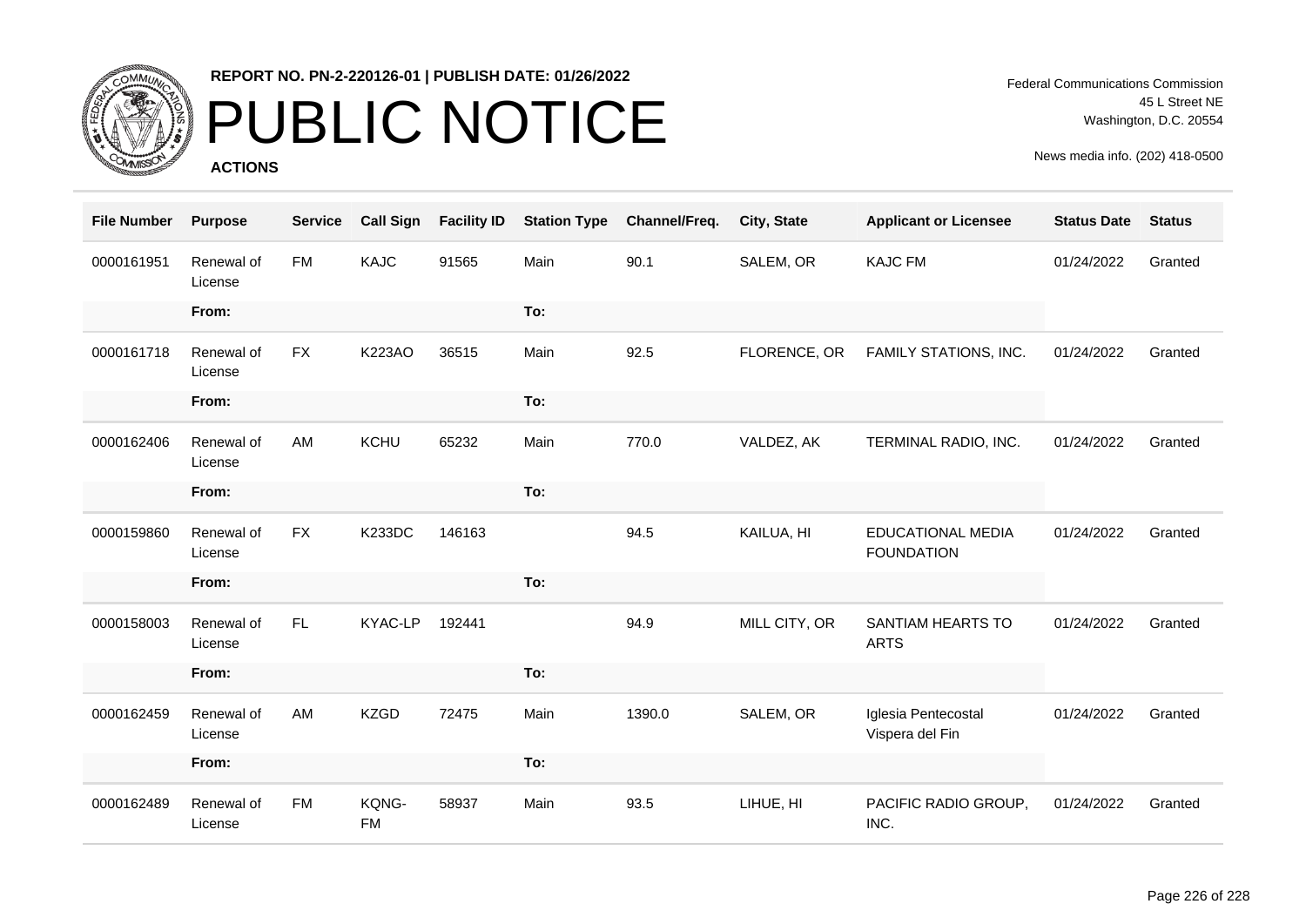**REPORT NO. PN-2-220126-01 | PUBLISH DATE: 01/26/2022**

# PUBLIC NOTICE

**ACTIONS**

Federal Communications Commission
45 L Street NE
Washington, D.C. 20554

News media info. (202) 418-0500

| File Number | Purpose | Service | Call Sign | Facility ID | Station Type | Channel/Freq. | City, State | Applicant or Licensee | Status Date | Status |
|---|---|---|---|---|---|---|---|---|---|---|
| 0000161951 | Renewal of License | FM | KAJC | 91565 | Main | 90.1 | SALEM, OR | KAJC FM | 01/24/2022 | Granted |
| | From: | | | | To: | | | | | |
| 0000161718 | Renewal of License | FX | K223AO | 36515 | Main | 92.5 | FLORENCE, OR | FAMILY STATIONS, INC. | 01/24/2022 | Granted |
| | From: | | | | To: | | | | | |
| 0000162406 | Renewal of License | AM | KCHU | 65232 | Main | 770.0 | VALDEZ, AK | TERMINAL RADIO, INC. | 01/24/2022 | Granted |
| | From: | | | | To: | | | | | |
| 0000159860 | Renewal of License | FX | K233DC | 146163 | | 94.5 | KAILUA, HI | EDUCATIONAL MEDIA FOUNDATION | 01/24/2022 | Granted |
| | From: | | | | To: | | | | | |
| 0000158003 | Renewal of License | FL | KYAC-LP | 192441 | | 94.9 | MILL CITY, OR | SANTIAM HEARTS TO ARTS | 01/24/2022 | Granted |
| | From: | | | | To: | | | | | |
| 0000162459 | Renewal of License | AM | KZGD | 72475 | Main | 1390.0 | SALEM, OR | Iglesia Pentecostal Vispera del Fin | 01/24/2022 | Granted |
| | From: | | | | To: | | | | | |
| 0000162489 | Renewal of License | FM | KQNG-FM | 58937 | Main | 93.5 | LIHUE, HI | PACIFIC RADIO GROUP, INC. | 01/24/2022 | Granted |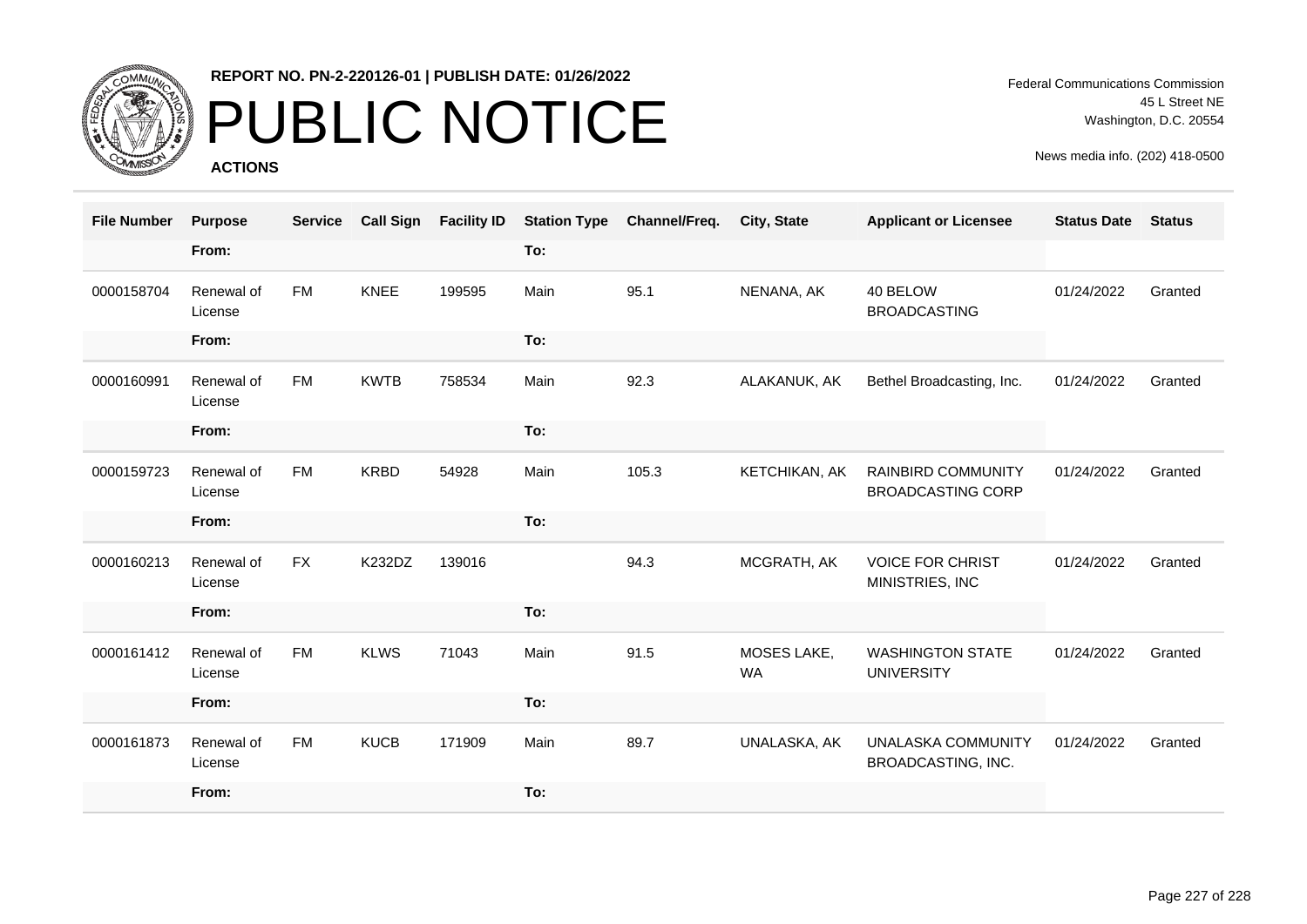REPORT NO. PN-2-220126-01 | PUBLISH DATE: 01/26/2022

# PUBLIC NOTICE

**ACTIONS**

Federal Communications Commission
45 L Street NE
Washington, D.C. 20554

News media info. (202) 418-0500

| File Number | Purpose | Service | Call Sign | Facility ID | Station Type | Channel/Freq. | City, State | Applicant or Licensee | Status Date | Status |
|---|---|---|---|---|---|---|---|---|---|---|
| | From: | | | | To: | | | | | |
| 0000158704 | Renewal of License | FM | KNEE | 199595 | Main | 95.1 | NENANA, AK | 40 BELOW BROADCASTING | 01/24/2022 | Granted |
| | From: | | | | To: | | | | | |
| 0000160991 | Renewal of License | FM | KWTB | 758534 | Main | 92.3 | ALAKANUK, AK | Bethel Broadcasting, Inc. | 01/24/2022 | Granted |
| | From: | | | | To: | | | | | |
| 0000159723 | Renewal of License | FM | KRBD | 54928 | Main | 105.3 | KETCHIKAN, AK | RAINBIRD COMMUNITY BROADCASTING CORP | 01/24/2022 | Granted |
| | From: | | | | To: | | | | | |
| 0000160213 | Renewal of License | FX | K232DZ | 139016 | | 94.3 | MCGRATH, AK | VOICE FOR CHRIST MINISTRIES, INC | 01/24/2022 | Granted |
| | From: | | | | To: | | | | | |
| 0000161412 | Renewal of License | FM | KLWS | 71043 | Main | 91.5 | MOSES LAKE, WA | WASHINGTON STATE UNIVERSITY | 01/24/2022 | Granted |
| | From: | | | | To: | | | | | |
| 0000161873 | Renewal of License | FM | KUCB | 171909 | Main | 89.7 | UNALASKA, AK | UNALASKA COMMUNITY BROADCASTING, INC. | 01/24/2022 | Granted |
| | From: | | | | To: | | | | | |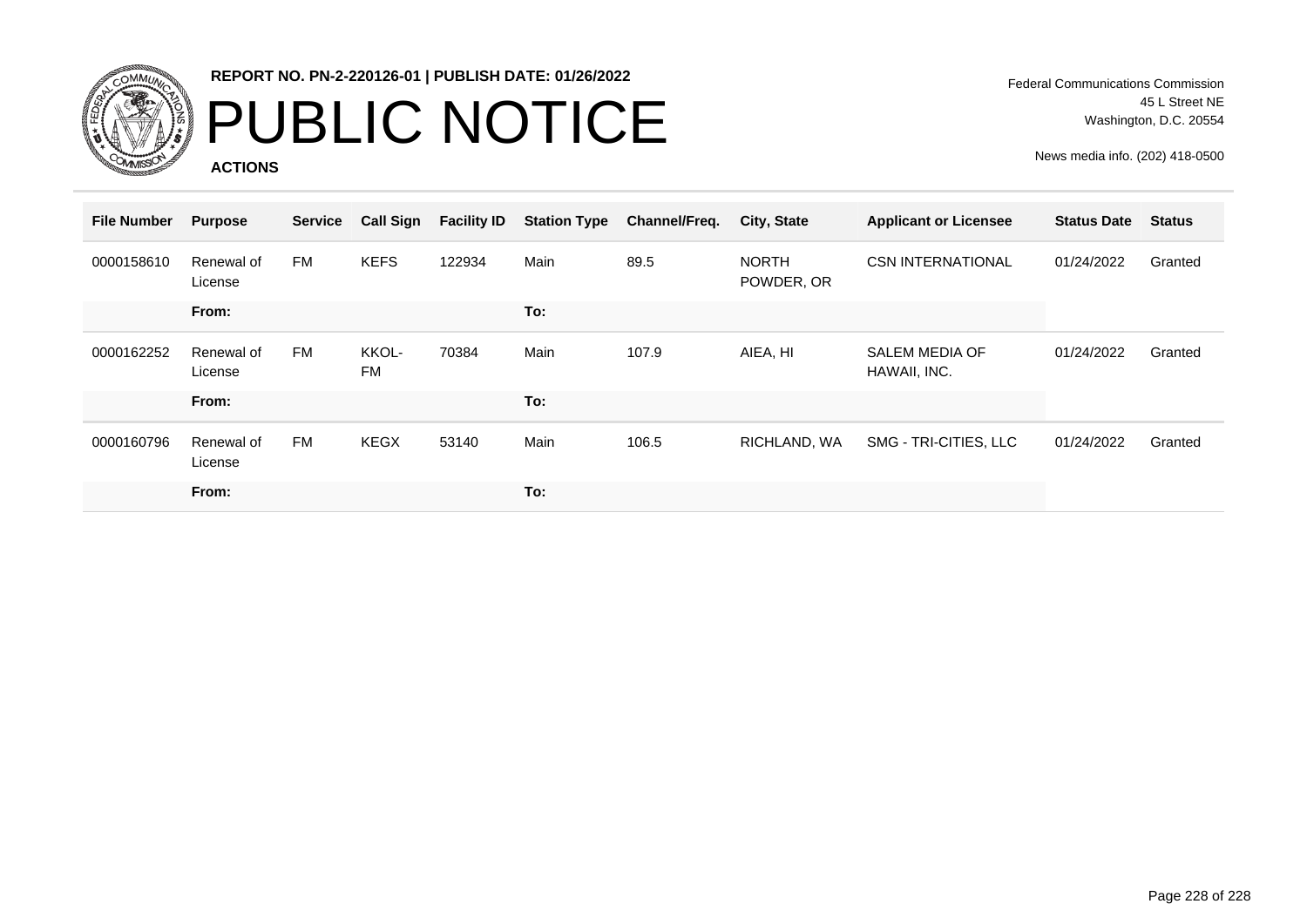REPORT NO. PN-2-220126-01 | PUBLISH DATE: 01/26/2022

# PUBLIC NOTICE

**ACTIONS**

Federal Communications Commission
45 L Street NE
Washington, D.C. 20554

News media info. (202) 418-0500

| File Number | Purpose | Service | Call Sign | Facility ID | Station Type | Channel/Freq. | City, State | Applicant or Licensee | Status Date | Status |
|---|---|---|---|---|---|---|---|---|---|---|
| 0000158610 | Renewal of License | FM | KEFS | 122934 | Main | 89.5 | NORTH POWDER, OR | CSN INTERNATIONAL | 01/24/2022 | Granted |
| | From: | | | | To: | | | | | |
| 0000162252 | Renewal of License | FM | KKOL-FM | 70384 | Main | 107.9 | AIEA, HI | SALEM MEDIA OF HAWAII, INC. | 01/24/2022 | Granted |
| | From: | | | | To: | | | | | |
| 0000160796 | Renewal of License | FM | KEGX | 53140 | Main | 106.5 | RICHLAND, WA | SMG - TRI-CITIES, LLC | 01/24/2022 | Granted |
| | From: | | | | To: | | | | | |